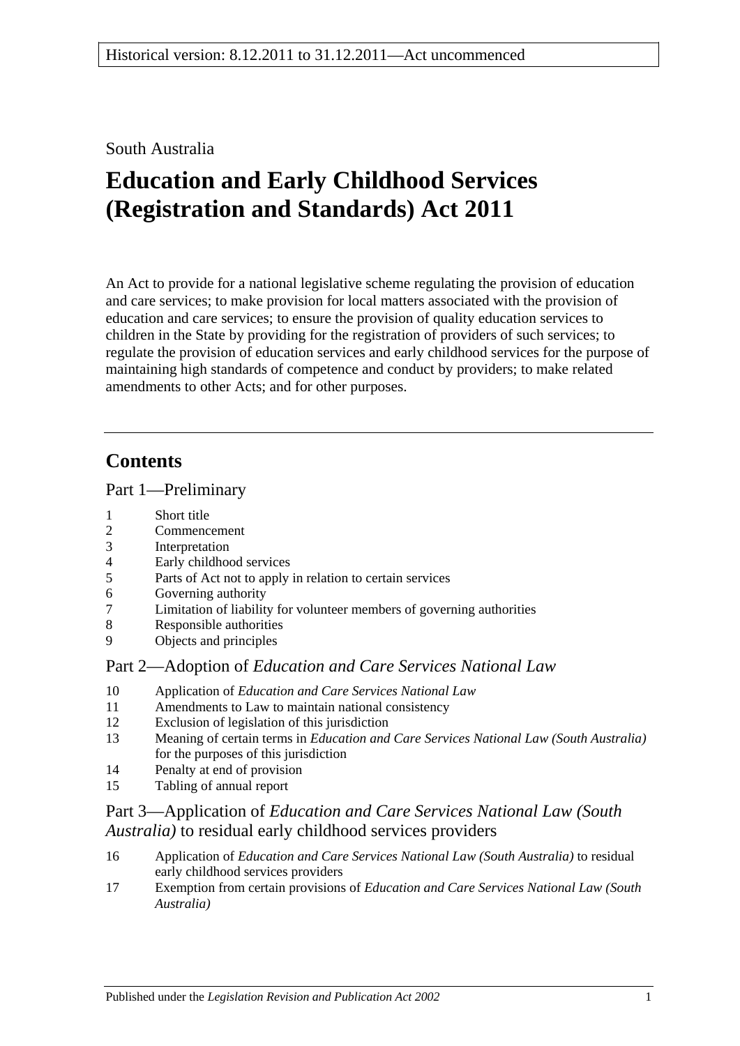Historical version: 8.12.2011 to 31.12.2011—Act uncommenced

South Australia

# Education and Early Childhood Services (Registration and Standards) Act 2011

An Act to provide for a national legislative scheme regulating the provision of education and care services; to make provision for local matters associated with the provision of education and care services; to ensure the provision of quality education services to children in the State by providing for the registration of providers of such services; to regulate the provision of education services and early childhood services for the purpose of maintaining high standards of competence and conduct by providers; to make related amendments to other Acts; and for other purposes.

## Contents

### Part 1—Preliminary

1 Short title
2 Commencement
3 Interpretation
4 Early childhood services
5 Parts of Act not to apply in relation to certain services
6 Governing authority
7 Limitation of liability for volunteer members of governing authorities
8 Responsible authorities
9 Objects and principles

### Part 2—Adoption of *Education and Care Services National Law*

10 Application of *Education and Care Services National Law*
11 Amendments to Law to maintain national consistency
12 Exclusion of legislation of this jurisdiction
13 Meaning of certain terms in *Education and Care Services National Law (South Australia)* for the purposes of this jurisdiction
14 Penalty at end of provision
15 Tabling of annual report

### Part 3—Application of *Education and Care Services National Law (South Australia)* to residual early childhood services providers

16 Application of *Education and Care Services National Law (South Australia)* to residual early childhood services providers
17 Exemption from certain provisions of *Education and Care Services National Law (South Australia)*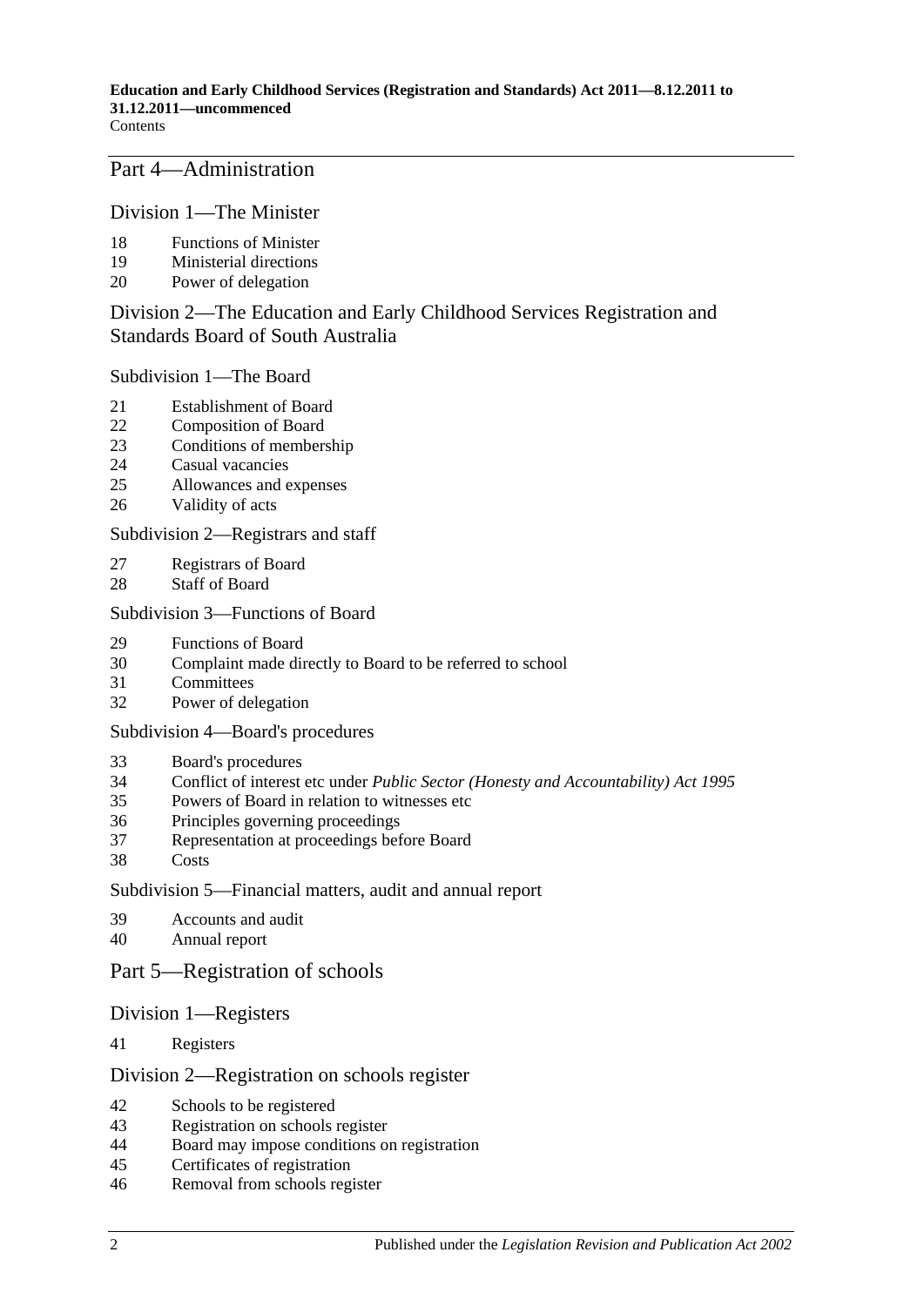## Part 4—Administration

### Division 1—The Minister

18 Functions of Minister
19 Ministerial directions
20 Power of delegation

### Division 2—The Education and Early Childhood Services Registration and Standards Board of South Australia

#### Subdivision 1—The Board

21 Establishment of Board
22 Composition of Board
23 Conditions of membership
24 Casual vacancies
25 Allowances and expenses
26 Validity of acts

#### Subdivision 2—Registrars and staff

27 Registrars of Board
28 Staff of Board

#### Subdivision 3—Functions of Board

29 Functions of Board
30 Complaint made directly to Board to be referred to school
31 Committees
32 Power of delegation

#### Subdivision 4—Board's procedures

33 Board's procedures
34 Conflict of interest etc under *Public Sector (Honesty and Accountability) Act 1995*
35 Powers of Board in relation to witnesses etc
36 Principles governing proceedings
37 Representation at proceedings before Board
38 Costs

#### Subdivision 5—Financial matters, audit and annual report

39 Accounts and audit
40 Annual report

## Part 5—Registration of schools

### Division 1—Registers

41 Registers

### Division 2—Registration on schools register

42 Schools to be registered
43 Registration on schools register
44 Board may impose conditions on registration
45 Certificates of registration
46 Removal from schools register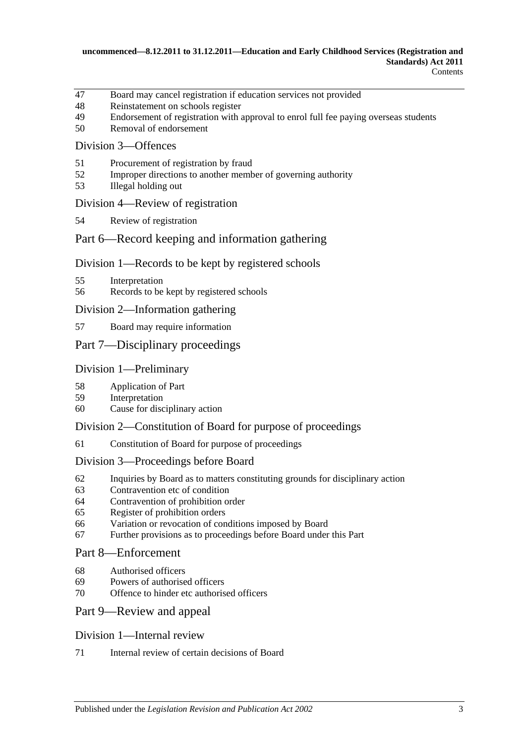47 Board may cancel registration if education services not provided
48 Reinstatement on schools register
49 Endorsement of registration with approval to enrol full fee paying overseas students
50 Removal of endorsement

### Division 3—Offences

51 Procurement of registration by fraud
52 Improper directions to another member of governing authority
53 Illegal holding out

### Division 4—Review of registration

54 Review of registration

## Part 6—Record keeping and information gathering

### Division 1—Records to be kept by registered schools

55 Interpretation
56 Records to be kept by registered schools

### Division 2—Information gathering

57 Board may require information

## Part 7—Disciplinary proceedings

### Division 1—Preliminary

58 Application of Part
59 Interpretation
60 Cause for disciplinary action

### Division 2—Constitution of Board for purpose of proceedings

61 Constitution of Board for purpose of proceedings

### Division 3—Proceedings before Board

62 Inquiries by Board as to matters constituting grounds for disciplinary action
63 Contravention etc of condition
64 Contravention of prohibition order
65 Register of prohibition orders
66 Variation or revocation of conditions imposed by Board
67 Further provisions as to proceedings before Board under this Part

## Part 8—Enforcement

68 Authorised officers
69 Powers of authorised officers
70 Offence to hinder etc authorised officers

## Part 9—Review and appeal

### Division 1—Internal review

71 Internal review of certain decisions of Board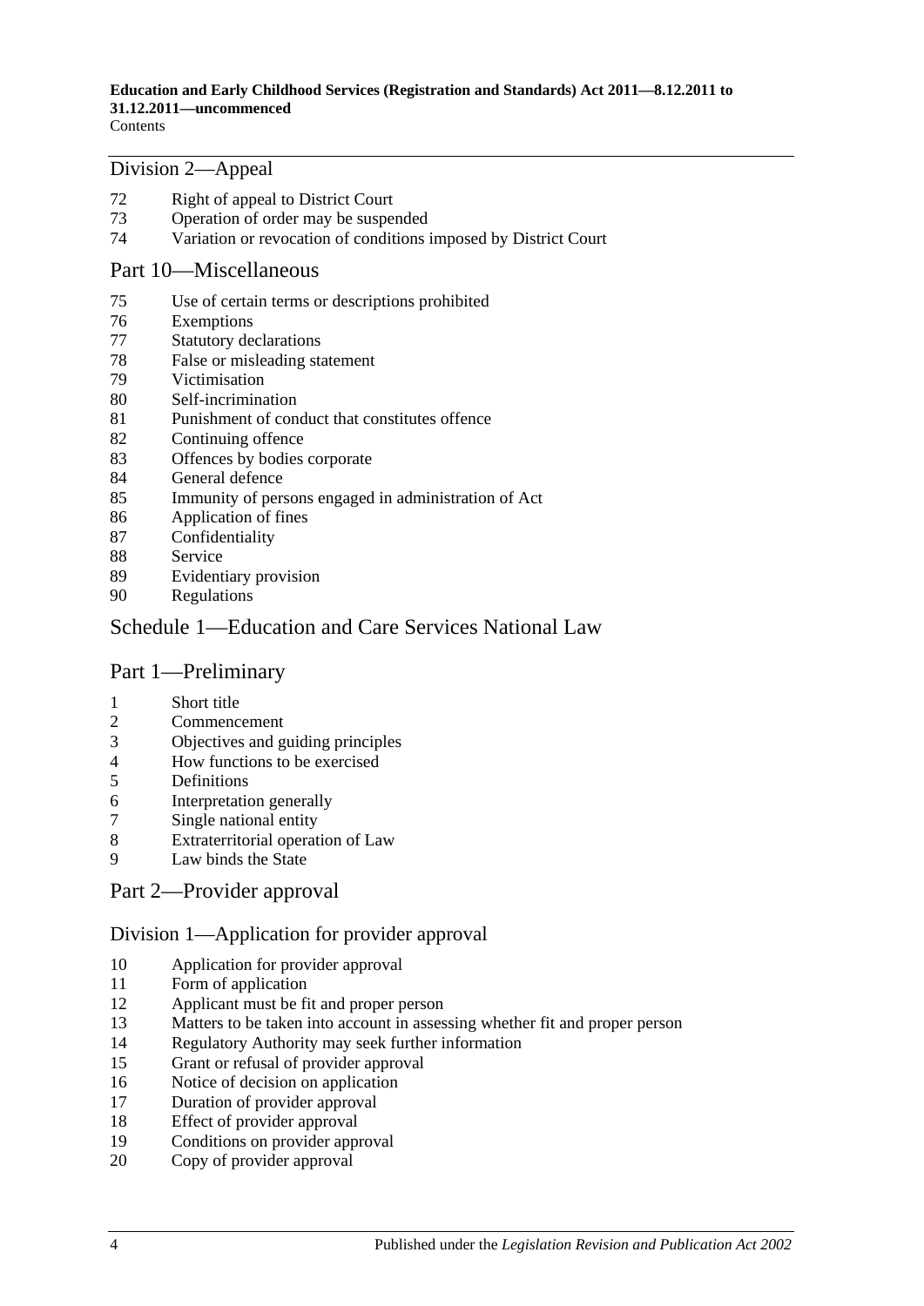## Division 2—Appeal

72 Right of appeal to District Court
73 Operation of order may be suspended
74 Variation or revocation of conditions imposed by District Court

## Part 10—Miscellaneous

75 Use of certain terms or descriptions prohibited
76 Exemptions
77 Statutory declarations
78 False or misleading statement
79 Victimisation
80 Self-incrimination
81 Punishment of conduct that constitutes offence
82 Continuing offence
83 Offences by bodies corporate
84 General defence
85 Immunity of persons engaged in administration of Act
86 Application of fines
87 Confidentiality
88 Service
89 Evidentiary provision
90 Regulations

## Schedule 1—Education and Care Services National Law

## Part 1—Preliminary

1 Short title
2 Commencement
3 Objectives and guiding principles
4 How functions to be exercised
5 Definitions
6 Interpretation generally
7 Single national entity
8 Extraterritorial operation of Law
9 Law binds the State

## Part 2—Provider approval

## Division 1—Application for provider approval

10 Application for provider approval
11 Form of application
12 Applicant must be fit and proper person
13 Matters to be taken into account in assessing whether fit and proper person
14 Regulatory Authority may seek further information
15 Grant or refusal of provider approval
16 Notice of decision on application
17 Duration of provider approval
18 Effect of provider approval
19 Conditions on provider approval
20 Copy of provider approval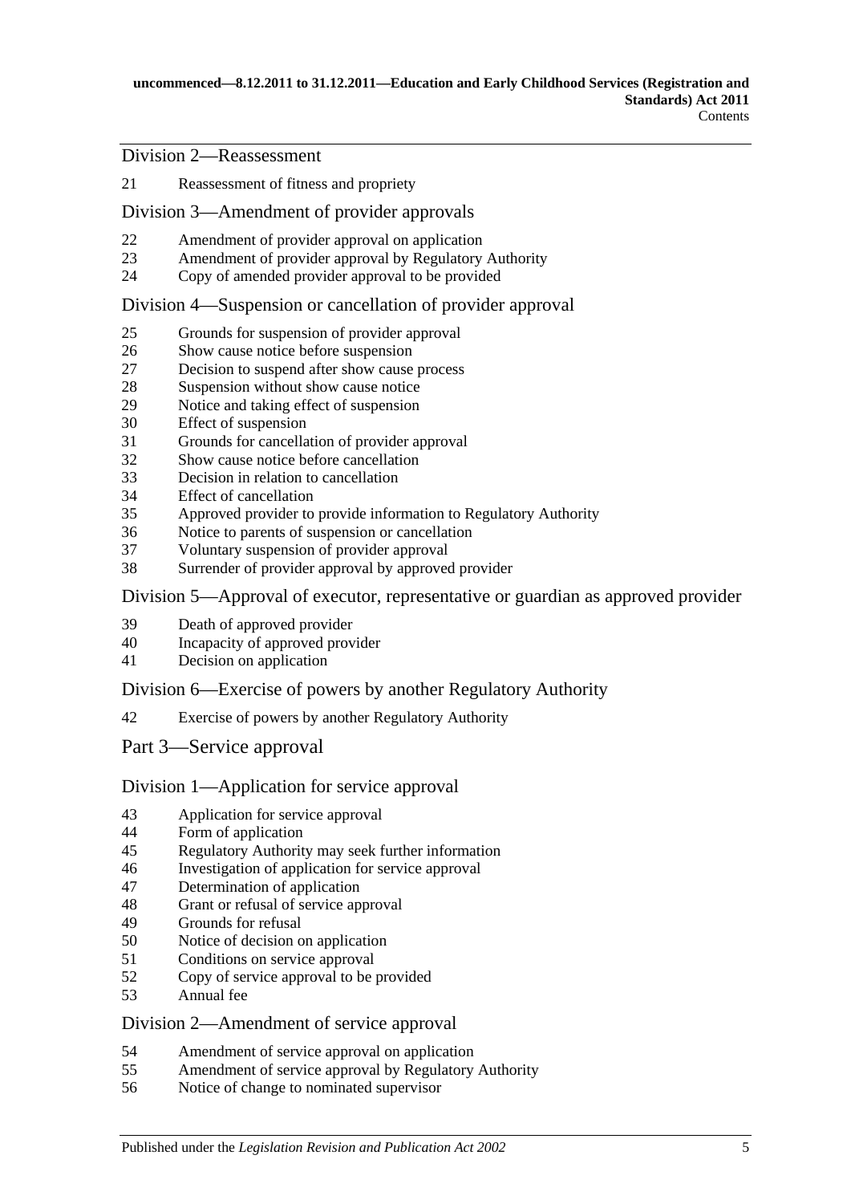## Division 2—Reassessment

21 Reassessment of fitness and propriety

## Division 3—Amendment of provider approvals

22 Amendment of provider approval on application
23 Amendment of provider approval by Regulatory Authority
24 Copy of amended provider approval to be provided

## Division 4—Suspension or cancellation of provider approval

25 Grounds for suspension of provider approval
26 Show cause notice before suspension
27 Decision to suspend after show cause process
28 Suspension without show cause notice
29 Notice and taking effect of suspension
30 Effect of suspension
31 Grounds for cancellation of provider approval
32 Show cause notice before cancellation
33 Decision in relation to cancellation
34 Effect of cancellation
35 Approved provider to provide information to Regulatory Authority
36 Notice to parents of suspension or cancellation
37 Voluntary suspension of provider approval
38 Surrender of provider approval by approved provider

## Division 5—Approval of executor, representative or guardian as approved provider

39 Death of approved provider
40 Incapacity of approved provider
41 Decision on application

## Division 6—Exercise of powers by another Regulatory Authority

42 Exercise of powers by another Regulatory Authority

# Part 3—Service approval

## Division 1—Application for service approval

43 Application for service approval
44 Form of application
45 Regulatory Authority may seek further information
46 Investigation of application for service approval
47 Determination of application
48 Grant or refusal of service approval
49 Grounds for refusal
50 Notice of decision on application
51 Conditions on service approval
52 Copy of service approval to be provided
53 Annual fee

## Division 2—Amendment of service approval

54 Amendment of service approval on application
55 Amendment of service approval by Regulatory Authority
56 Notice of change to nominated supervisor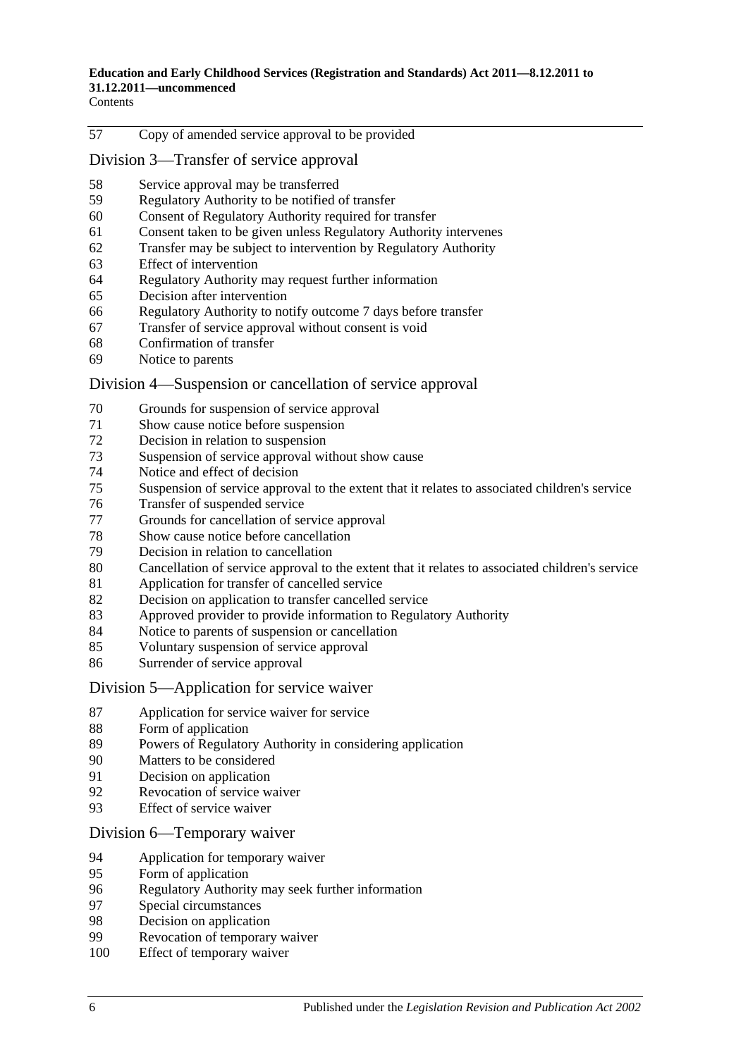57 Copy of amended service approval to be provided

## Division 3—Transfer of service approval

58 Service approval may be transferred
59 Regulatory Authority to be notified of transfer
60 Consent of Regulatory Authority required for transfer
61 Consent taken to be given unless Regulatory Authority intervenes
62 Transfer may be subject to intervention by Regulatory Authority
63 Effect of intervention
64 Regulatory Authority may request further information
65 Decision after intervention
66 Regulatory Authority to notify outcome 7 days before transfer
67 Transfer of service approval without consent is void
68 Confirmation of transfer
69 Notice to parents

## Division 4—Suspension or cancellation of service approval

70 Grounds for suspension of service approval
71 Show cause notice before suspension
72 Decision in relation to suspension
73 Suspension of service approval without show cause
74 Notice and effect of decision
75 Suspension of service approval to the extent that it relates to associated children's service
76 Transfer of suspended service
77 Grounds for cancellation of service approval
78 Show cause notice before cancellation
79 Decision in relation to cancellation
80 Cancellation of service approval to the extent that it relates to associated children's service
81 Application for transfer of cancelled service
82 Decision on application to transfer cancelled service
83 Approved provider to provide information to Regulatory Authority
84 Notice to parents of suspension or cancellation
85 Voluntary suspension of service approval
86 Surrender of service approval

## Division 5—Application for service waiver

87 Application for service waiver for service
88 Form of application
89 Powers of Regulatory Authority in considering application
90 Matters to be considered
91 Decision on application
92 Revocation of service waiver
93 Effect of service waiver

## Division 6—Temporary waiver

94 Application for temporary waiver
95 Form of application
96 Regulatory Authority may seek further information
97 Special circumstances
98 Decision on application
99 Revocation of temporary waiver
100 Effect of temporary waiver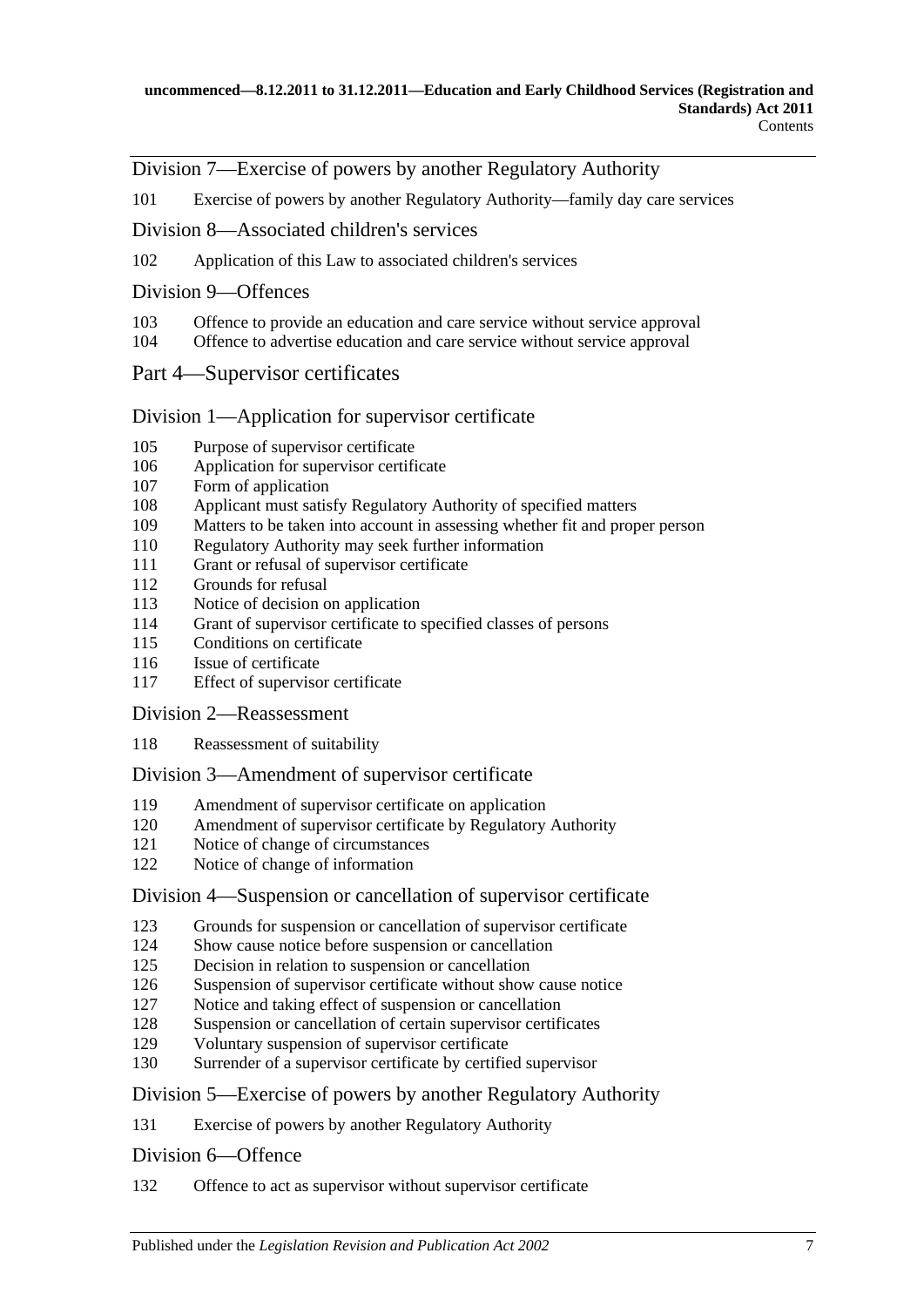Division 7—Exercise of powers by another Regulatory Authority

101 Exercise of powers by another Regulatory Authority—family day care services

Division 8—Associated children's services

102 Application of this Law to associated children's services

Division 9—Offences

103 Offence to provide an education and care service without service approval
104 Offence to advertise education and care service without service approval

Part 4—Supervisor certificates

Division 1—Application for supervisor certificate

105 Purpose of supervisor certificate
106 Application for supervisor certificate
107 Form of application
108 Applicant must satisfy Regulatory Authority of specified matters
109 Matters to be taken into account in assessing whether fit and proper person
110 Regulatory Authority may seek further information
111 Grant or refusal of supervisor certificate
112 Grounds for refusal
113 Notice of decision on application
114 Grant of supervisor certificate to specified classes of persons
115 Conditions on certificate
116 Issue of certificate
117 Effect of supervisor certificate

Division 2—Reassessment

118 Reassessment of suitability

Division 3—Amendment of supervisor certificate

119 Amendment of supervisor certificate on application
120 Amendment of supervisor certificate by Regulatory Authority
121 Notice of change of circumstances
122 Notice of change of information

Division 4—Suspension or cancellation of supervisor certificate

123 Grounds for suspension or cancellation of supervisor certificate
124 Show cause notice before suspension or cancellation
125 Decision in relation to suspension or cancellation
126 Suspension of supervisor certificate without show cause notice
127 Notice and taking effect of suspension or cancellation
128 Suspension or cancellation of certain supervisor certificates
129 Voluntary suspension of supervisor certificate
130 Surrender of a supervisor certificate by certified supervisor

Division 5—Exercise of powers by another Regulatory Authority

131 Exercise of powers by another Regulatory Authority

Division 6—Offence

132 Offence to act as supervisor without supervisor certificate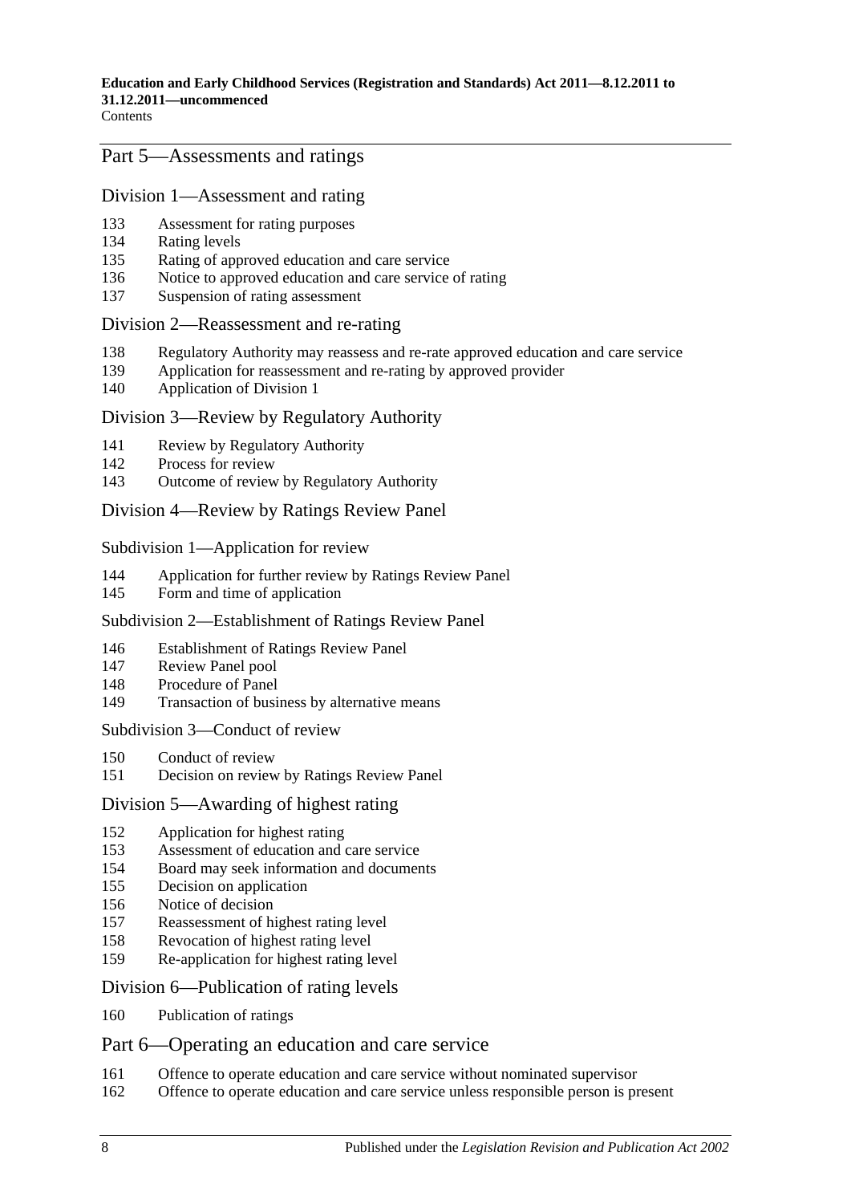## Part 5—Assessments and ratings

### Division 1—Assessment and rating

133 Assessment for rating purposes
134 Rating levels
135 Rating of approved education and care service
136 Notice to approved education and care service of rating
137 Suspension of rating assessment

### Division 2—Reassessment and re-rating

138 Regulatory Authority may reassess and re-rate approved education and care service
139 Application for reassessment and re-rating by approved provider
140 Application of Division 1

### Division 3—Review by Regulatory Authority

141 Review by Regulatory Authority
142 Process for review
143 Outcome of review by Regulatory Authority

### Division 4—Review by Ratings Review Panel

#### Subdivision 1—Application for review

144 Application for further review by Ratings Review Panel
145 Form and time of application

#### Subdivision 2—Establishment of Ratings Review Panel

146 Establishment of Ratings Review Panel
147 Review Panel pool
148 Procedure of Panel
149 Transaction of business by alternative means

#### Subdivision 3—Conduct of review

150 Conduct of review
151 Decision on review by Ratings Review Panel

### Division 5—Awarding of highest rating

152 Application for highest rating
153 Assessment of education and care service
154 Board may seek information and documents
155 Decision on application
156 Notice of decision
157 Reassessment of highest rating level
158 Revocation of highest rating level
159 Re-application for highest rating level

### Division 6—Publication of rating levels

160 Publication of ratings

## Part 6—Operating an education and care service

161 Offence to operate education and care service without nominated supervisor
162 Offence to operate education and care service unless responsible person is present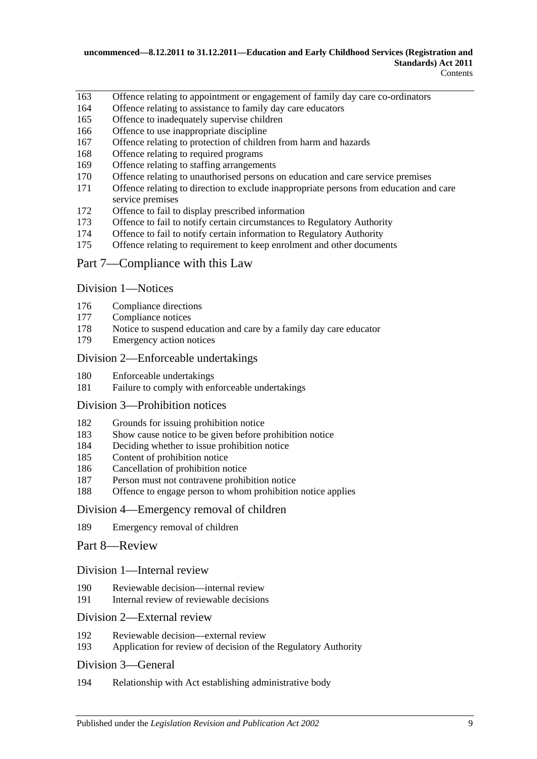163 Offence relating to appointment or engagement of family day care co-ordinators
164 Offence relating to assistance to family day care educators
165 Offence to inadequately supervise children
166 Offence to use inappropriate discipline
167 Offence relating to protection of children from harm and hazards
168 Offence relating to required programs
169 Offence relating to staffing arrangements
170 Offence relating to unauthorised persons on education and care service premises
171 Offence relating to direction to exclude inappropriate persons from education and care service premises
172 Offence to fail to display prescribed information
173 Offence to fail to notify certain circumstances to Regulatory Authority
174 Offence to fail to notify certain information to Regulatory Authority
175 Offence relating to requirement to keep enrolment and other documents

## Part 7—Compliance with this Law

### Division 1—Notices

176 Compliance directions
177 Compliance notices
178 Notice to suspend education and care by a family day care educator
179 Emergency action notices

### Division 2—Enforceable undertakings

180 Enforceable undertakings
181 Failure to comply with enforceable undertakings

### Division 3—Prohibition notices

182 Grounds for issuing prohibition notice
183 Show cause notice to be given before prohibition notice
184 Deciding whether to issue prohibition notice
185 Content of prohibition notice
186 Cancellation of prohibition notice
187 Person must not contravene prohibition notice
188 Offence to engage person to whom prohibition notice applies

### Division 4—Emergency removal of children

189 Emergency removal of children

## Part 8—Review

### Division 1—Internal review

190 Reviewable decision—internal review
191 Internal review of reviewable decisions

### Division 2—External review

192 Reviewable decision—external review
193 Application for review of decision of the Regulatory Authority

### Division 3—General

194 Relationship with Act establishing administrative body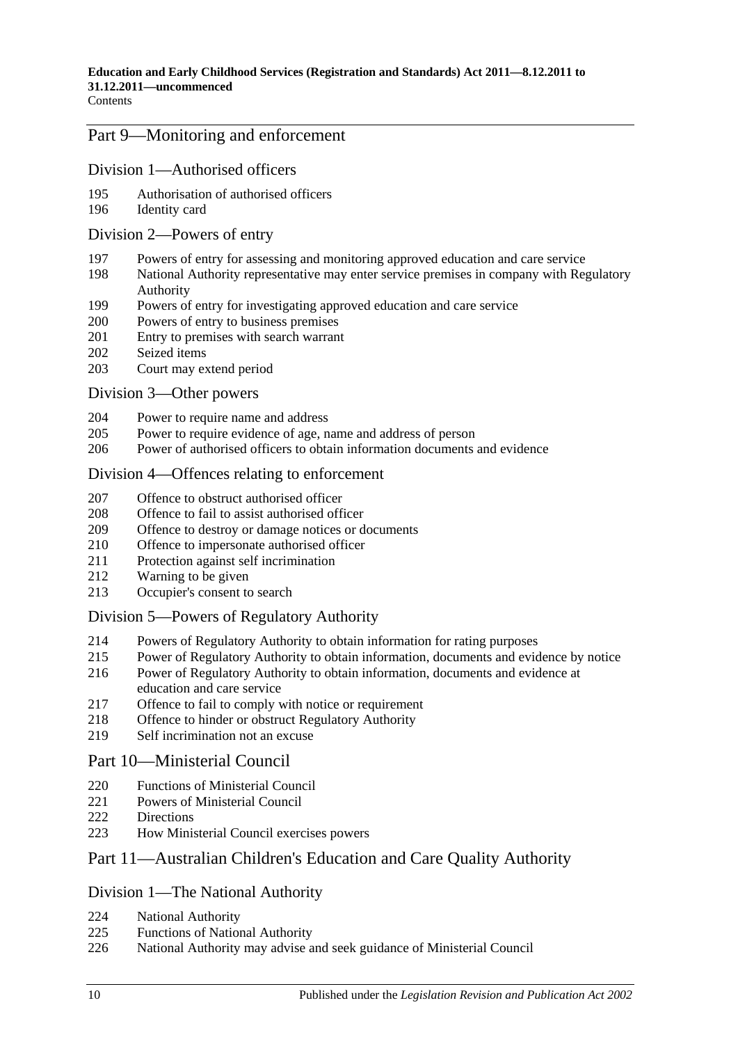## Part 9—Monitoring and enforcement

### Division 1—Authorised officers

195 Authorisation of authorised officers
196 Identity card

### Division 2—Powers of entry

197 Powers of entry for assessing and monitoring approved education and care service
198 National Authority representative may enter service premises in company with Regulatory Authority
199 Powers of entry for investigating approved education and care service
200 Powers of entry to business premises
201 Entry to premises with search warrant
202 Seized items
203 Court may extend period

### Division 3—Other powers

204 Power to require name and address
205 Power to require evidence of age, name and address of person
206 Power of authorised officers to obtain information documents and evidence

### Division 4—Offences relating to enforcement

207 Offence to obstruct authorised officer
208 Offence to fail to assist authorised officer
209 Offence to destroy or damage notices or documents
210 Offence to impersonate authorised officer
211 Protection against self incrimination
212 Warning to be given
213 Occupier's consent to search

### Division 5—Powers of Regulatory Authority

214 Powers of Regulatory Authority to obtain information for rating purposes
215 Power of Regulatory Authority to obtain information, documents and evidence by notice
216 Power of Regulatory Authority to obtain information, documents and evidence at education and care service
217 Offence to fail to comply with notice or requirement
218 Offence to hinder or obstruct Regulatory Authority
219 Self incrimination not an excuse

## Part 10—Ministerial Council

220 Functions of Ministerial Council
221 Powers of Ministerial Council
222 Directions
223 How Ministerial Council exercises powers

## Part 11—Australian Children's Education and Care Quality Authority

### Division 1—The National Authority

224 National Authority
225 Functions of National Authority
226 National Authority may advise and seek guidance of Ministerial Council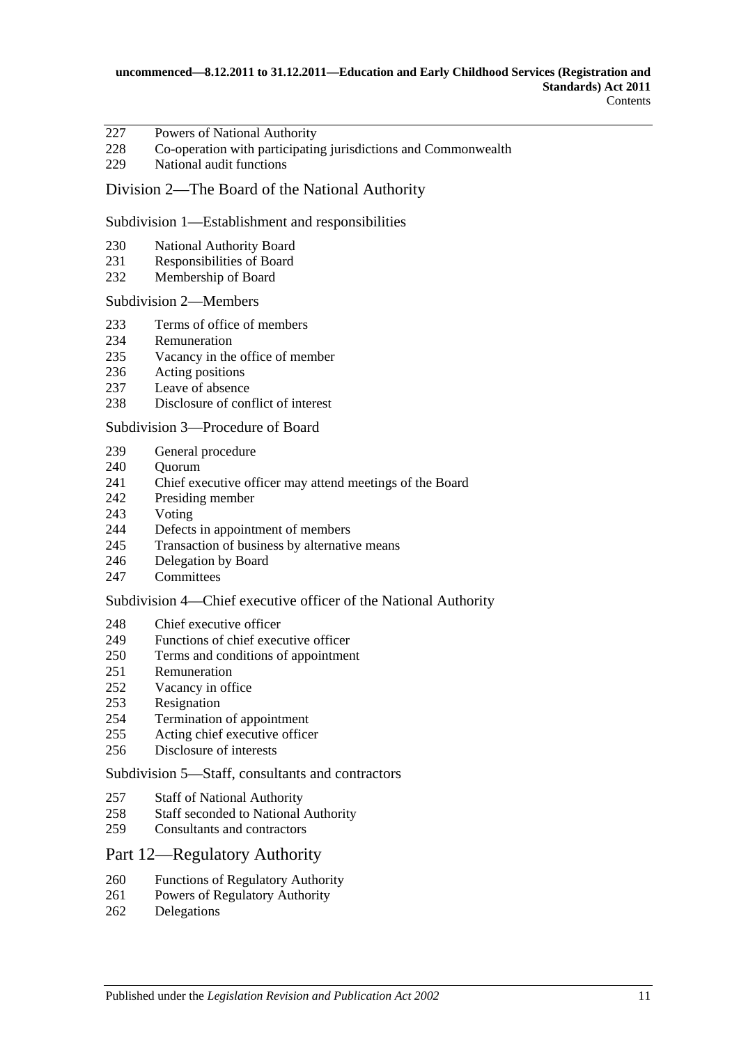227 Powers of National Authority
228 Co-operation with participating jurisdictions and Commonwealth
229 National audit functions

## Division 2—The Board of the National Authority

### Subdivision 1—Establishment and responsibilities

230 National Authority Board
231 Responsibilities of Board
232 Membership of Board

### Subdivision 2—Members

233 Terms of office of members
234 Remuneration
235 Vacancy in the office of member
236 Acting positions
237 Leave of absence
238 Disclosure of conflict of interest

### Subdivision 3—Procedure of Board

239 General procedure
240 Quorum
241 Chief executive officer may attend meetings of the Board
242 Presiding member
243 Voting
244 Defects in appointment of members
245 Transaction of business by alternative means
246 Delegation by Board
247 Committees

### Subdivision 4—Chief executive officer of the National Authority

248 Chief executive officer
249 Functions of chief executive officer
250 Terms and conditions of appointment
251 Remuneration
252 Vacancy in office
253 Resignation
254 Termination of appointment
255 Acting chief executive officer
256 Disclosure of interests

### Subdivision 5—Staff, consultants and contractors

257 Staff of National Authority
258 Staff seconded to National Authority
259 Consultants and contractors

## Part 12—Regulatory Authority

260 Functions of Regulatory Authority
261 Powers of Regulatory Authority
262 Delegations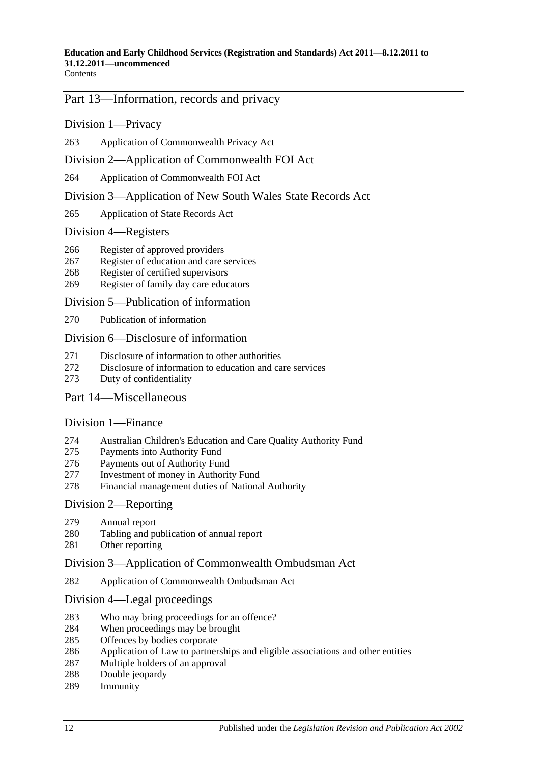## Part 13—Information, records and privacy

### Division 1—Privacy

263 Application of Commonwealth Privacy Act

### Division 2—Application of Commonwealth FOI Act

264 Application of Commonwealth FOI Act

### Division 3—Application of New South Wales State Records Act

265 Application of State Records Act

### Division 4—Registers

266 Register of approved providers
267 Register of education and care services
268 Register of certified supervisors
269 Register of family day care educators

### Division 5—Publication of information

270 Publication of information

### Division 6—Disclosure of information

271 Disclosure of information to other authorities
272 Disclosure of information to education and care services
273 Duty of confidentiality

## Part 14—Miscellaneous

### Division 1—Finance

274 Australian Children's Education and Care Quality Authority Fund
275 Payments into Authority Fund
276 Payments out of Authority Fund
277 Investment of money in Authority Fund
278 Financial management duties of National Authority

### Division 2—Reporting

279 Annual report
280 Tabling and publication of annual report
281 Other reporting

### Division 3—Application of Commonwealth Ombudsman Act

282 Application of Commonwealth Ombudsman Act

### Division 4—Legal proceedings

283 Who may bring proceedings for an offence?
284 When proceedings may be brought
285 Offences by bodies corporate
286 Application of Law to partnerships and eligible associations and other entities
287 Multiple holders of an approval
288 Double jeopardy
289 Immunity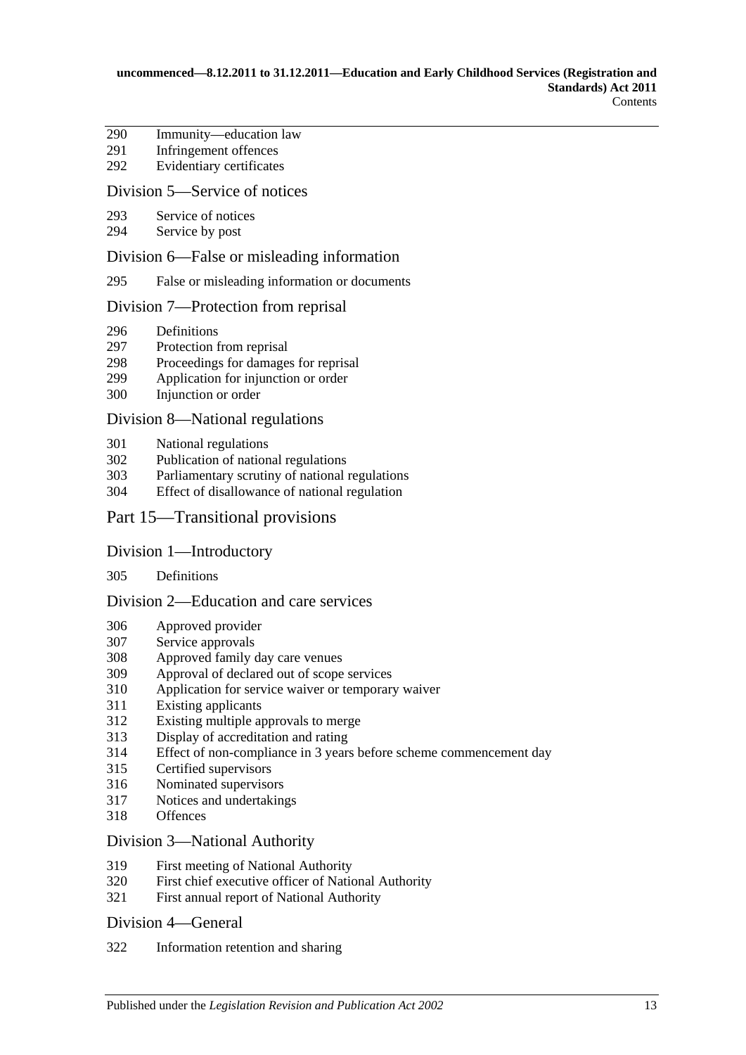290 Immunity—education law
291 Infringement offences
292 Evidentiary certificates

## Division 5—Service of notices

293 Service of notices
294 Service by post

## Division 6—False or misleading information

295 False or misleading information or documents

## Division 7—Protection from reprisal

296 Definitions
297 Protection from reprisal
298 Proceedings for damages for reprisal
299 Application for injunction or order
300 Injunction or order

## Division 8—National regulations

301 National regulations
302 Publication of national regulations
303 Parliamentary scrutiny of national regulations
304 Effect of disallowance of national regulation

# Part 15—Transitional provisions

## Division 1—Introductory

305 Definitions

## Division 2—Education and care services

306 Approved provider
307 Service approvals
308 Approved family day care venues
309 Approval of declared out of scope services
310 Application for service waiver or temporary waiver
311 Existing applicants
312 Existing multiple approvals to merge
313 Display of accreditation and rating
314 Effect of non-compliance in 3 years before scheme commencement day
315 Certified supervisors
316 Nominated supervisors
317 Notices and undertakings
318 Offences

## Division 3—National Authority

319 First meeting of National Authority
320 First chief executive officer of National Authority
321 First annual report of National Authority

## Division 4—General

322 Information retention and sharing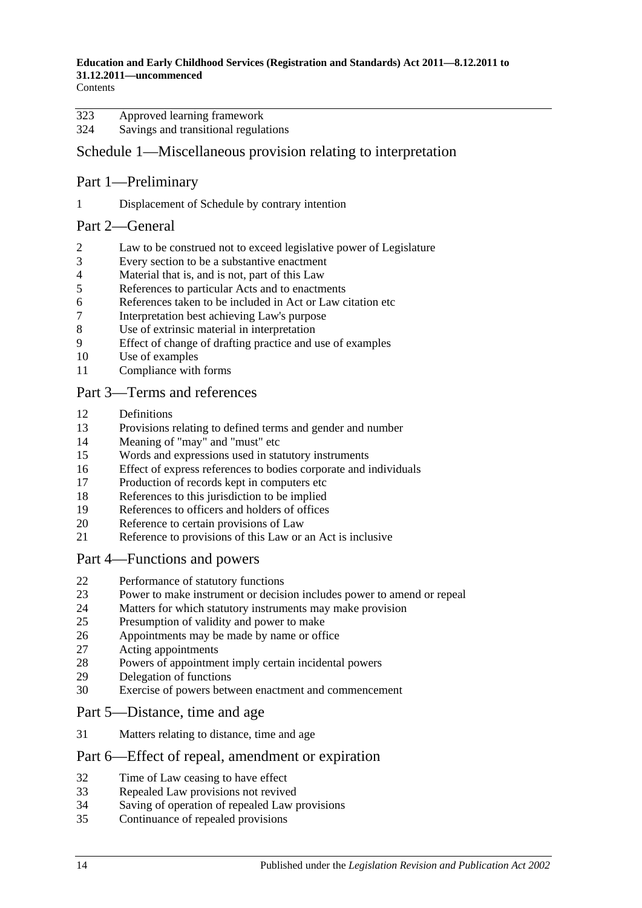323 Approved learning framework
324 Savings and transitional regulations

## Schedule 1—Miscellaneous provision relating to interpretation

### Part 1—Preliminary

1 Displacement of Schedule by contrary intention

### Part 2—General

2 Law to be construed not to exceed legislative power of Legislature
3 Every section to be a substantive enactment
4 Material that is, and is not, part of this Law
5 References to particular Acts and to enactments
6 References taken to be included in Act or Law citation etc
7 Interpretation best achieving Law's purpose
8 Use of extrinsic material in interpretation
9 Effect of change of drafting practice and use of examples
10 Use of examples
11 Compliance with forms

### Part 3—Terms and references

12 Definitions
13 Provisions relating to defined terms and gender and number
14 Meaning of "may" and "must" etc
15 Words and expressions used in statutory instruments
16 Effect of express references to bodies corporate and individuals
17 Production of records kept in computers etc
18 References to this jurisdiction to be implied
19 References to officers and holders of offices
20 Reference to certain provisions of Law
21 Reference to provisions of this Law or an Act is inclusive

### Part 4—Functions and powers

22 Performance of statutory functions
23 Power to make instrument or decision includes power to amend or repeal
24 Matters for which statutory instruments may make provision
25 Presumption of validity and power to make
26 Appointments may be made by name or office
27 Acting appointments
28 Powers of appointment imply certain incidental powers
29 Delegation of functions
30 Exercise of powers between enactment and commencement

### Part 5—Distance, time and age

31 Matters relating to distance, time and age

### Part 6—Effect of repeal, amendment or expiration

32 Time of Law ceasing to have effect
33 Repealed Law provisions not revived
34 Saving of operation of repealed Law provisions
35 Continuance of repealed provisions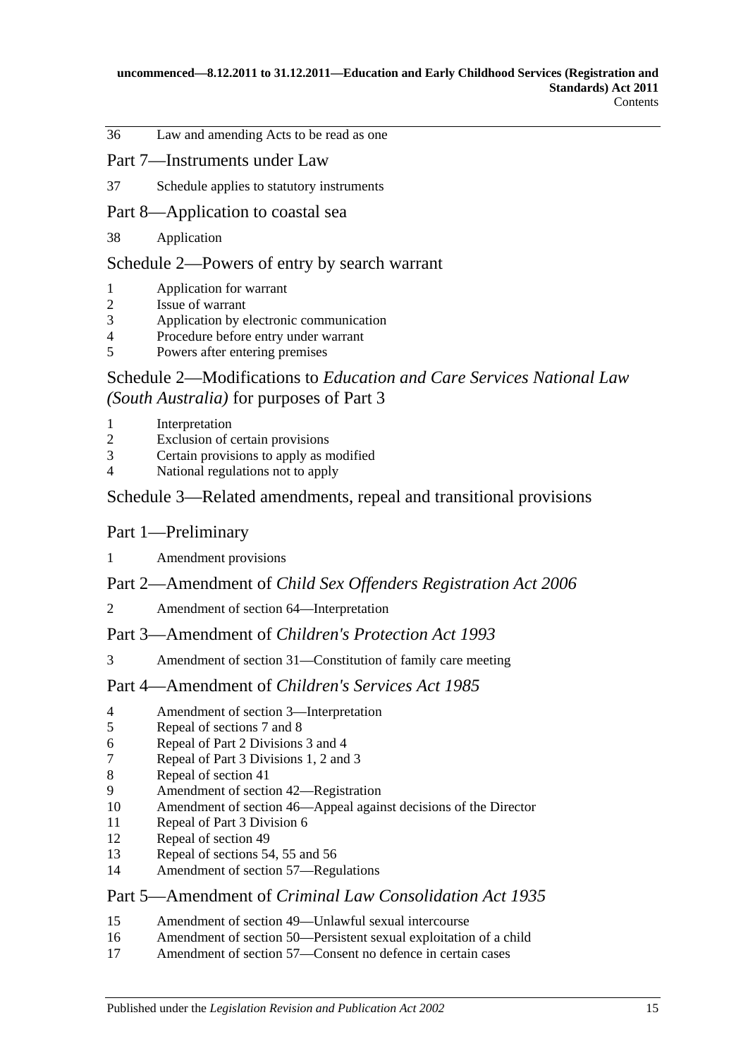36 Law and amending Acts to be read as one

## Part 7—Instruments under Law

37 Schedule applies to statutory instruments

## Part 8—Application to coastal sea

38 Application

## Schedule 2—Powers of entry by search warrant

1 Application for warrant
2 Issue of warrant
3 Application by electronic communication
4 Procedure before entry under warrant
5 Powers after entering premises

## Schedule 2—Modifications to *Education and Care Services National Law (South Australia)* for purposes of Part 3

1 Interpretation
2 Exclusion of certain provisions
3 Certain provisions to apply as modified
4 National regulations not to apply

## Schedule 3—Related amendments, repeal and transitional provisions

## Part 1—Preliminary

1 Amendment provisions

## Part 2—Amendment of *Child Sex Offenders Registration Act 2006*

2 Amendment of section 64—Interpretation

## Part 3—Amendment of *Children's Protection Act 1993*

3 Amendment of section 31—Constitution of family care meeting

## Part 4—Amendment of *Children's Services Act 1985*

4 Amendment of section 3—Interpretation
5 Repeal of sections 7 and 8
6 Repeal of Part 2 Divisions 3 and 4
7 Repeal of Part 3 Divisions 1, 2 and 3
8 Repeal of section 41
9 Amendment of section 42—Registration
10 Amendment of section 46—Appeal against decisions of the Director
11 Repeal of Part 3 Division 6
12 Repeal of section 49
13 Repeal of sections 54, 55 and 56
14 Amendment of section 57—Regulations

## Part 5—Amendment of *Criminal Law Consolidation Act 1935*

15 Amendment of section 49—Unlawful sexual intercourse
16 Amendment of section 50—Persistent sexual exploitation of a child
17 Amendment of section 57—Consent no defence in certain cases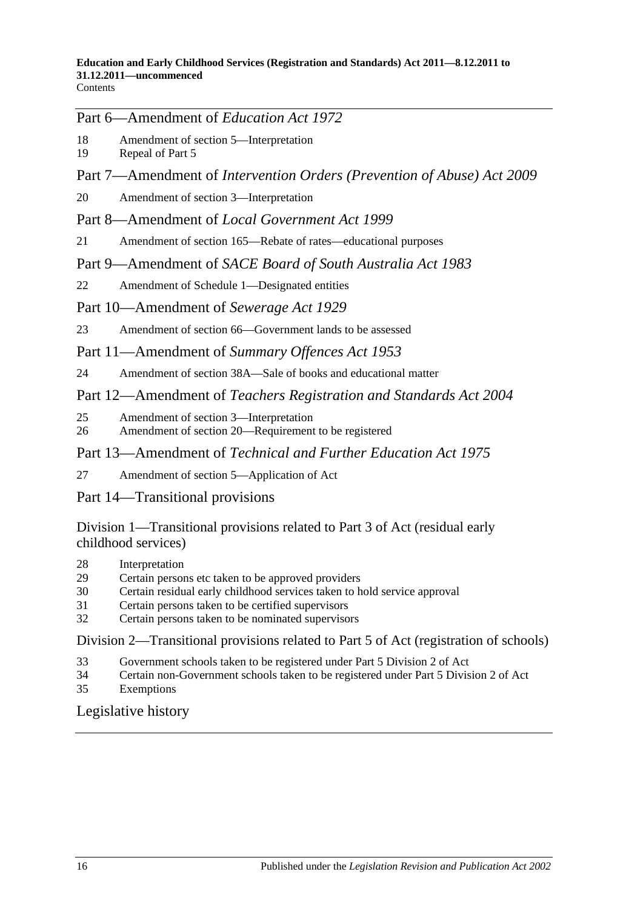## Part 6—Amendment of *Education Act 1972*

18 Amendment of section 5—Interpretation
19 Repeal of Part 5

## Part 7—Amendment of *Intervention Orders (Prevention of Abuse) Act 2009*

20 Amendment of section 3—Interpretation

## Part 8—Amendment of *Local Government Act 1999*

21 Amendment of section 165—Rebate of rates—educational purposes

## Part 9—Amendment of *SACE Board of South Australia Act 1983*

22 Amendment of Schedule 1—Designated entities

## Part 10—Amendment of *Sewerage Act 1929*

23 Amendment of section 66—Government lands to be assessed

## Part 11—Amendment of *Summary Offences Act 1953*

24 Amendment of section 38A—Sale of books and educational matter

## Part 12—Amendment of *Teachers Registration and Standards Act 2004*

25 Amendment of section 3—Interpretation
26 Amendment of section 20—Requirement to be registered

## Part 13—Amendment of *Technical and Further Education Act 1975*

27 Amendment of section 5—Application of Act

## Part 14—Transitional provisions

### Division 1—Transitional provisions related to Part 3 of Act (residual early childhood services)

28 Interpretation
29 Certain persons etc taken to be approved providers
30 Certain residual early childhood services taken to hold service approval
31 Certain persons taken to be certified supervisors
32 Certain persons taken to be nominated supervisors

### Division 2—Transitional provisions related to Part 5 of Act (registration of schools)

33 Government schools taken to be registered under Part 5 Division 2 of Act
34 Certain non-Government schools taken to be registered under Part 5 Division 2 of Act
35 Exemptions

## Legislative history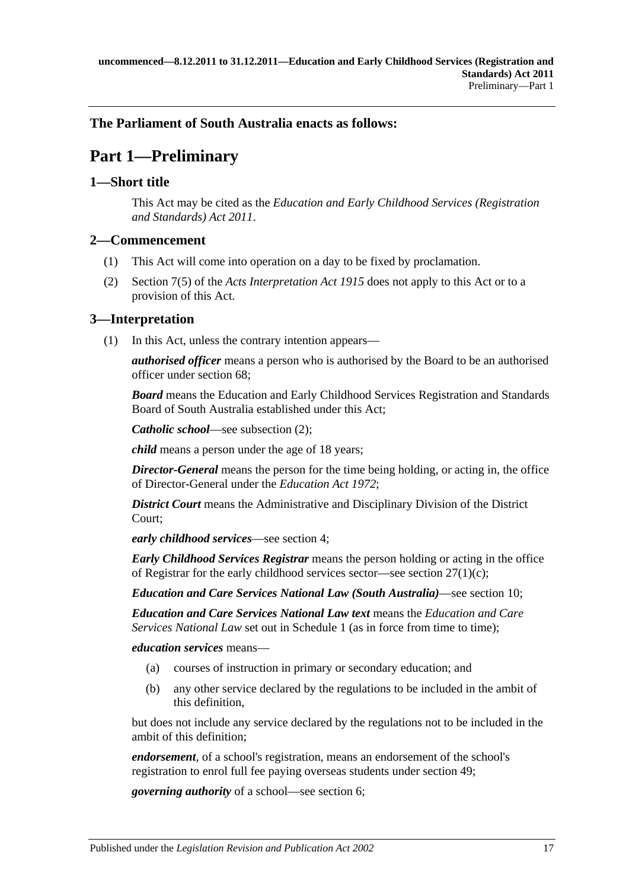**The Parliament of South Australia enacts as follows:**

# Part 1—Preliminary

## 1—Short title

This Act may be cited as the *Education and Early Childhood Services (Registration and Standards) Act 2011*.

## 2—Commencement

(1) This Act will come into operation on a day to be fixed by proclamation.

(2) Section 7(5) of the *Acts Interpretation Act 1915* does not apply to this Act or to a provision of this Act.

## 3—Interpretation

(1) In this Act, unless the contrary intention appears—

***authorised officer*** means a person who is authorised by the Board to be an authorised officer under section 68;

***Board*** means the Education and Early Childhood Services Registration and Standards Board of South Australia established under this Act;

***Catholic school***—see subsection (2);

***child*** means a person under the age of 18 years;

***Director-General*** means the person for the time being holding, or acting in, the office of Director-General under the *Education Act 1972*;

***District Court*** means the Administrative and Disciplinary Division of the District Court;

***early childhood services***—see section 4;

***Early Childhood Services Registrar*** means the person holding or acting in the office of Registrar for the early childhood services sector—see section 27(1)(c);

***Education and Care Services National Law (South Australia)***—see section 10;

***Education and Care Services National Law text*** means the *Education and Care Services National Law* set out in Schedule 1 (as in force from time to time);

***education services*** means—

(a) courses of instruction in primary or secondary education; and

(b) any other service declared by the regulations to be included in the ambit of this definition,

but does not include any service declared by the regulations not to be included in the ambit of this definition;

***endorsement***, of a school's registration, means an endorsement of the school's registration to enrol full fee paying overseas students under section 49;

***governing authority*** of a school—see section 6;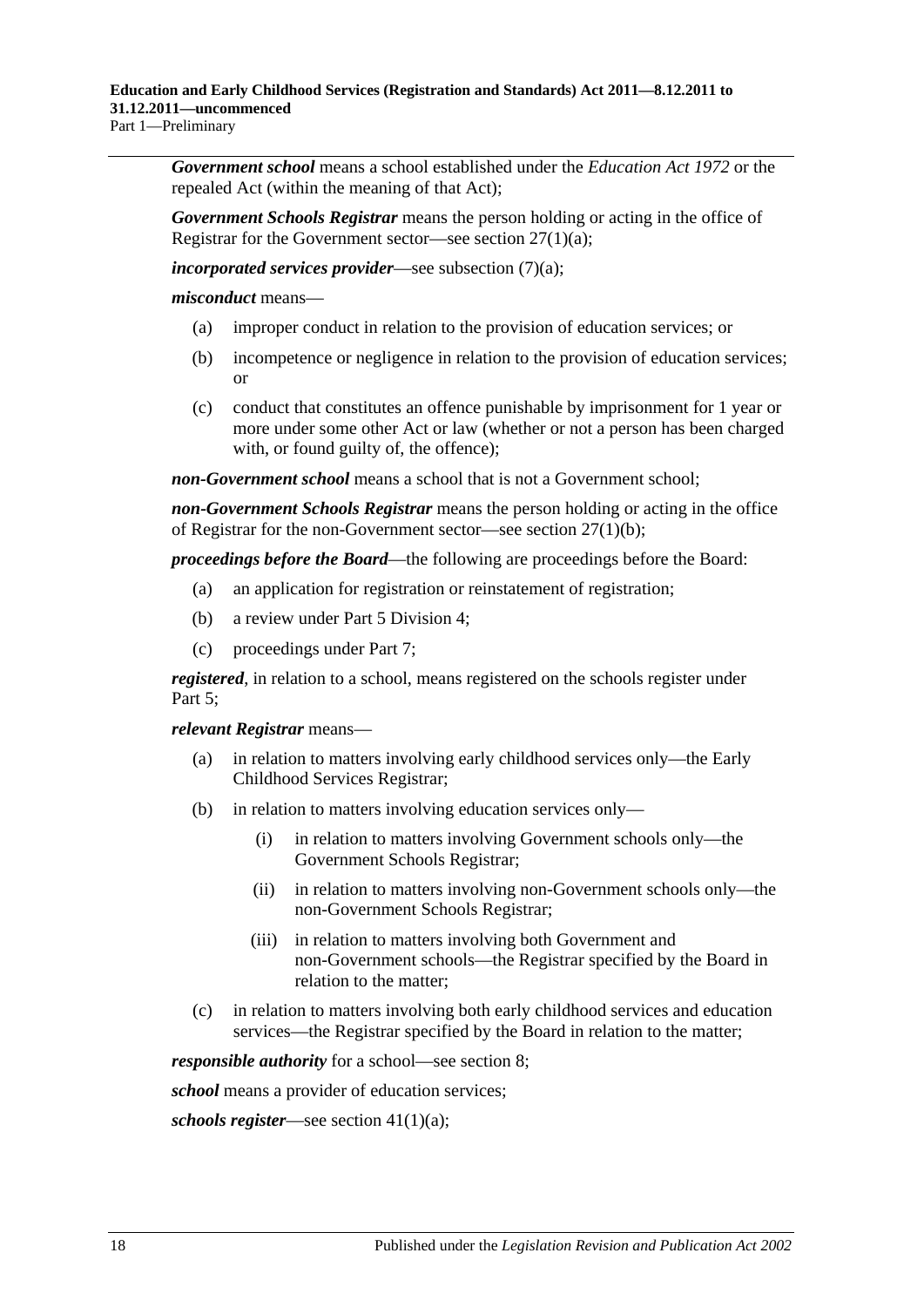***Government school*** means a school established under the *Education Act 1972* or the repealed Act (within the meaning of that Act);

***Government Schools Registrar*** means the person holding or acting in the office of Registrar for the Government sector—see section 27(1)(a);

***incorporated services provider***—see subsection (7)(a);

***misconduct*** means—

- (a) improper conduct in relation to the provision of education services; or
- (b) incompetence or negligence in relation to the provision of education services; or
- (c) conduct that constitutes an offence punishable by imprisonment for 1 year or more under some other Act or law (whether or not a person has been charged with, or found guilty of, the offence);

***non-Government school*** means a school that is not a Government school;

***non-Government Schools Registrar*** means the person holding or acting in the office of Registrar for the non-Government sector—see section 27(1)(b);

***proceedings before the Board***—the following are proceedings before the Board:

- (a) an application for registration or reinstatement of registration;
- (b) a review under Part 5 Division 4;
- (c) proceedings under Part 7;

***registered***, in relation to a school, means registered on the schools register under Part 5;

***relevant Registrar*** means—

- (a) in relation to matters involving early childhood services only—the Early Childhood Services Registrar;
- (b) in relation to matters involving education services only—
  - (i) in relation to matters involving Government schools only—the Government Schools Registrar;
  - (ii) in relation to matters involving non-Government schools only—the non-Government Schools Registrar;
  - (iii) in relation to matters involving both Government and non-Government schools—the Registrar specified by the Board in relation to the matter;
- (c) in relation to matters involving both early childhood services and education services—the Registrar specified by the Board in relation to the matter;

***responsible authority*** for a school—see section 8;

***school*** means a provider of education services;

***schools register***—see section 41(1)(a);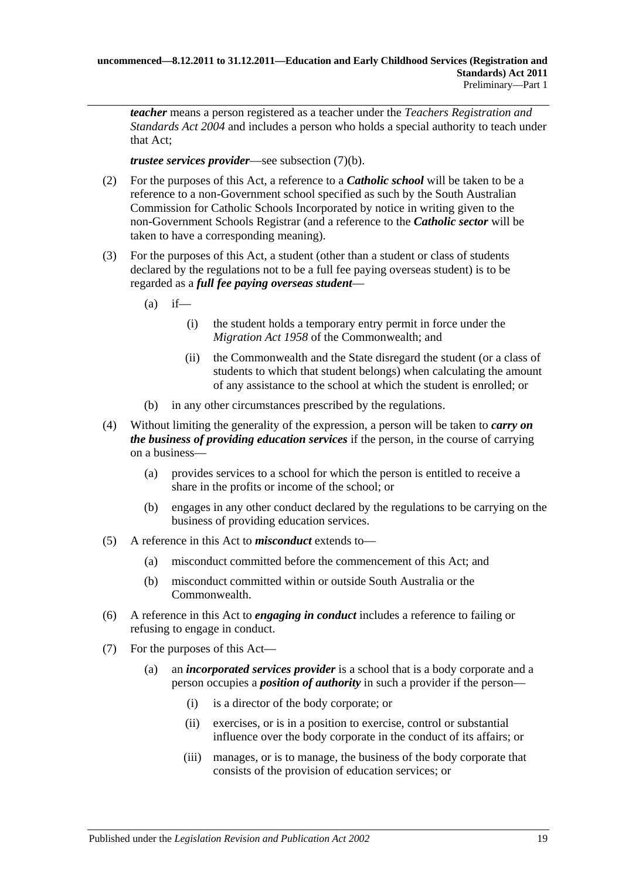***teacher*** means a person registered as a teacher under the *Teachers Registration and Standards Act 2004* and includes a person who holds a special authority to teach under that Act;

***trustee services provider***—see subsection (7)(b).

(2) For the purposes of this Act, a reference to a ***Catholic school*** will be taken to be a reference to a non-Government school specified as such by the South Australian Commission for Catholic Schools Incorporated by notice in writing given to the non-Government Schools Registrar (and a reference to the ***Catholic sector*** will be taken to have a corresponding meaning).

(3) For the purposes of this Act, a student (other than a student or class of students declared by the regulations not to be a full fee paying overseas student) is to be regarded as a ***full fee paying overseas student***—

(a) if—

(i) the student holds a temporary entry permit in force under the *Migration Act 1958* of the Commonwealth; and

(ii) the Commonwealth and the State disregard the student (or a class of students to which that student belongs) when calculating the amount of any assistance to the school at which the student is enrolled; or

(b) in any other circumstances prescribed by the regulations.

(4) Without limiting the generality of the expression, a person will be taken to ***carry on the business of providing education services*** if the person, in the course of carrying on a business—

(a) provides services to a school for which the person is entitled to receive a share in the profits or income of the school; or

(b) engages in any other conduct declared by the regulations to be carrying on the business of providing education services.

(5) A reference in this Act to ***misconduct*** extends to—

(a) misconduct committed before the commencement of this Act; and

(b) misconduct committed within or outside South Australia or the Commonwealth.

(6) A reference in this Act to ***engaging in conduct*** includes a reference to failing or refusing to engage in conduct.

(7) For the purposes of this Act—

(a) an ***incorporated services provider*** is a school that is a body corporate and a person occupies a ***position of authority*** in such a provider if the person—

(i) is a director of the body corporate; or

(ii) exercises, or is in a position to exercise, control or substantial influence over the body corporate in the conduct of its affairs; or

(iii) manages, or is to manage, the business of the body corporate that consists of the provision of education services; or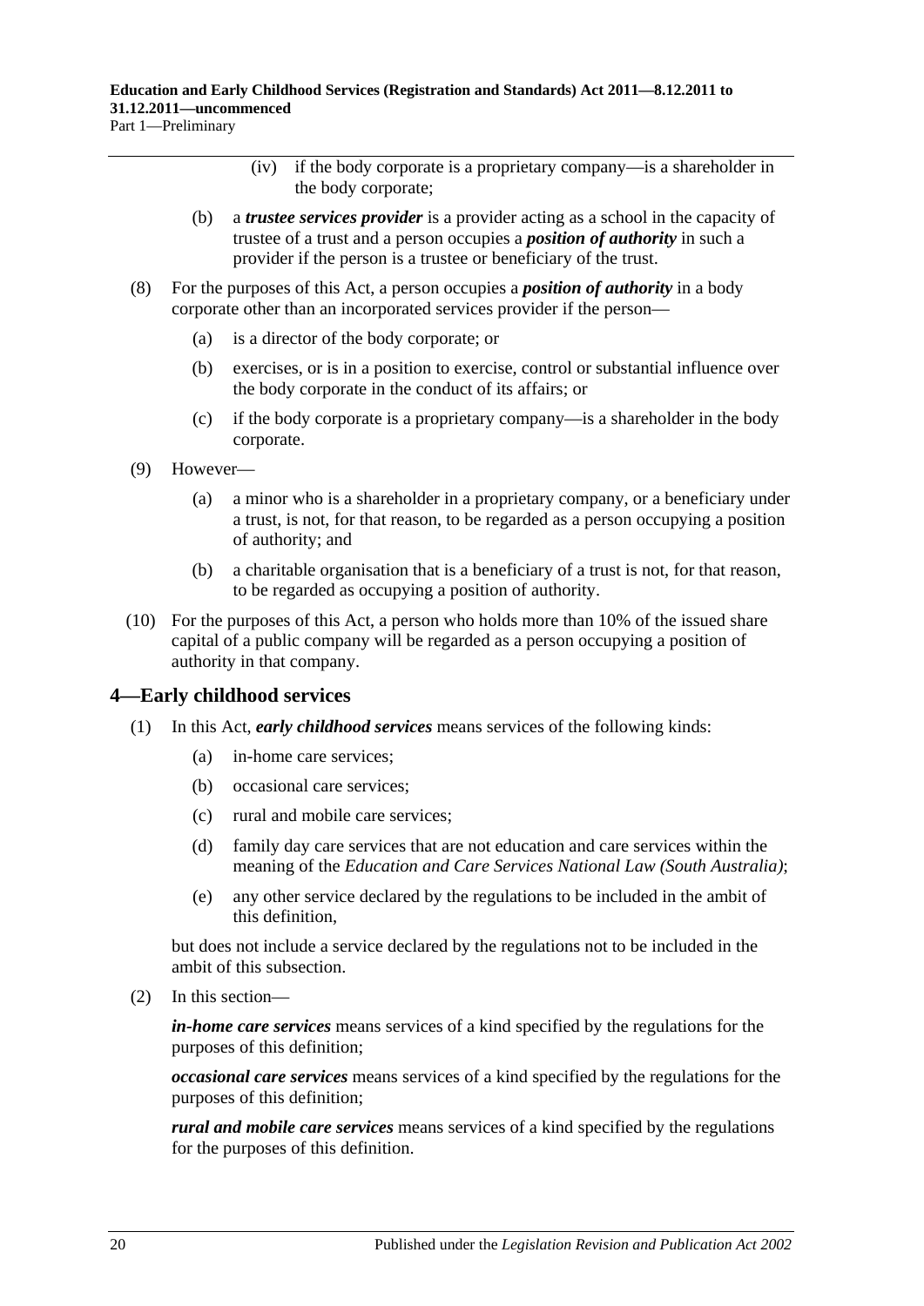(iv) if the body corporate is a proprietary company—is a shareholder in the body corporate;

(b) a ***trustee services provider*** is a provider acting as a school in the capacity of trustee of a trust and a person occupies a ***position of authority*** in such a provider if the person is a trustee or beneficiary of the trust.

(8) For the purposes of this Act, a person occupies a ***position of authority*** in a body corporate other than an incorporated services provider if the person—

(a) is a director of the body corporate; or

(b) exercises, or is in a position to exercise, control or substantial influence over the body corporate in the conduct of its affairs; or

(c) if the body corporate is a proprietary company—is a shareholder in the body corporate.

(9) However—

(a) a minor who is a shareholder in a proprietary company, or a beneficiary under a trust, is not, for that reason, to be regarded as a person occupying a position of authority; and

(b) a charitable organisation that is a beneficiary of a trust is not, for that reason, to be regarded as occupying a position of authority.

(10) For the purposes of this Act, a person who holds more than 10% of the issued share capital of a public company will be regarded as a person occupying a position of authority in that company.

## 4—Early childhood services

(1) In this Act, ***early childhood services*** means services of the following kinds:

(a) in-home care services;

(b) occasional care services;

(c) rural and mobile care services;

(d) family day care services that are not education and care services within the meaning of the *Education and Care Services National Law (South Australia)*;

(e) any other service declared by the regulations to be included in the ambit of this definition,

but does not include a service declared by the regulations not to be included in the ambit of this subsection.

(2) In this section—

***in-home care services*** means services of a kind specified by the regulations for the purposes of this definition;

***occasional care services*** means services of a kind specified by the regulations for the purposes of this definition;

***rural and mobile care services*** means services of a kind specified by the regulations for the purposes of this definition.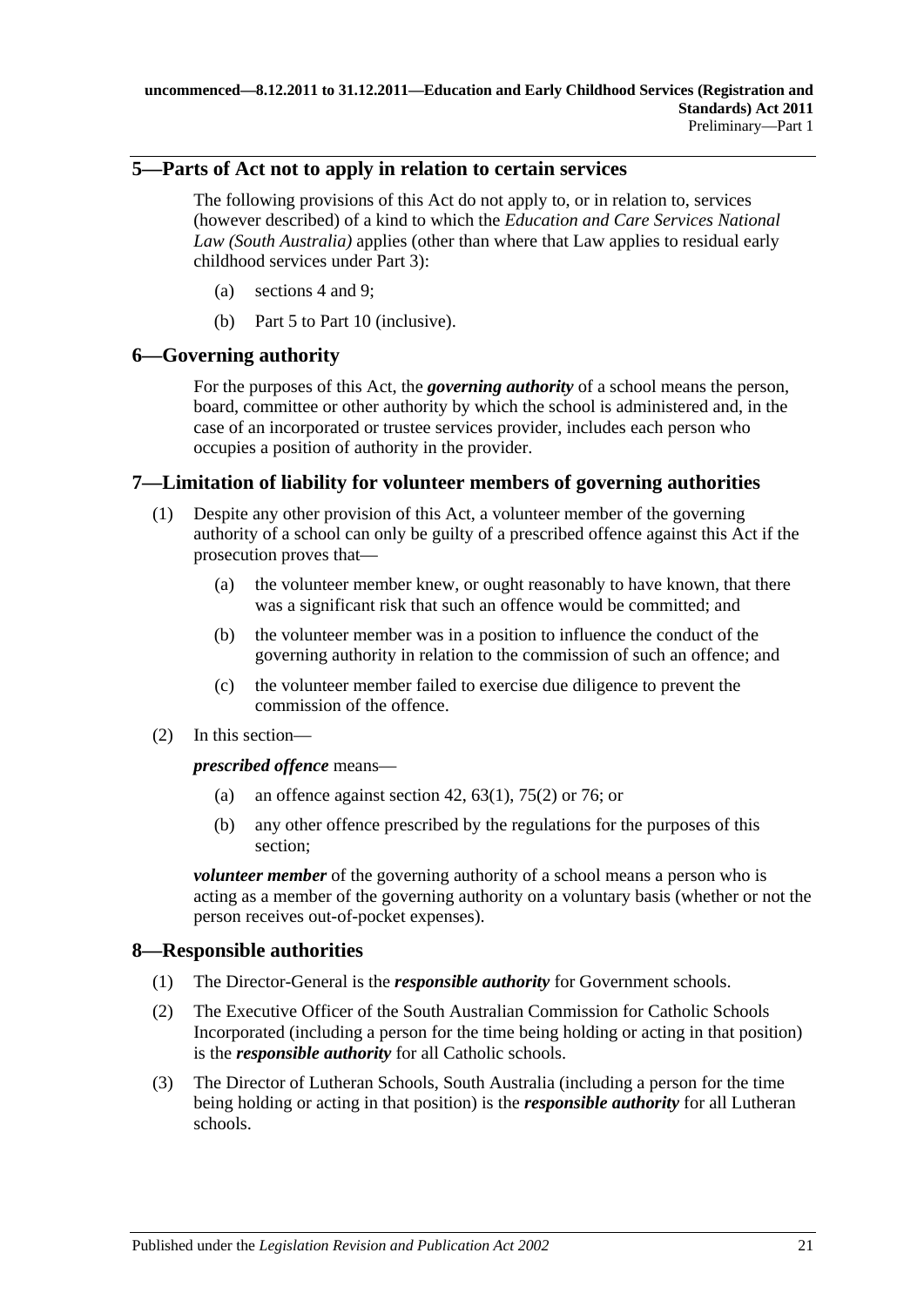## 5—Parts of Act not to apply in relation to certain services

The following provisions of this Act do not apply to, or in relation to, services (however described) of a kind to which the *Education and Care Services National Law (South Australia)* applies (other than where that Law applies to residual early childhood services under Part 3):

(a) sections 4 and 9;

(b) Part 5 to Part 10 (inclusive).

## 6—Governing authority

For the purposes of this Act, the ***governing authority*** of a school means the person, board, committee or other authority by which the school is administered and, in the case of an incorporated or trustee services provider, includes each person who occupies a position of authority in the provider.

## 7—Limitation of liability for volunteer members of governing authorities

(1) Despite any other provision of this Act, a volunteer member of the governing authority of a school can only be guilty of a prescribed offence against this Act if the prosecution proves that—

(a) the volunteer member knew, or ought reasonably to have known, that there was a significant risk that such an offence would be committed; and

(b) the volunteer member was in a position to influence the conduct of the governing authority in relation to the commission of such an offence; and

(c) the volunteer member failed to exercise due diligence to prevent the commission of the offence.

(2) In this section—

***prescribed offence*** means—

(a) an offence against section 42, 63(1), 75(2) or 76; or

(b) any other offence prescribed by the regulations for the purposes of this section;

***volunteer member*** of the governing authority of a school means a person who is acting as a member of the governing authority on a voluntary basis (whether or not the person receives out-of-pocket expenses).

## 8—Responsible authorities

(1) The Director-General is the ***responsible authority*** for Government schools.

(2) The Executive Officer of the South Australian Commission for Catholic Schools Incorporated (including a person for the time being holding or acting in that position) is the ***responsible authority*** for all Catholic schools.

(3) The Director of Lutheran Schools, South Australia (including a person for the time being holding or acting in that position) is the ***responsible authority*** for all Lutheran schools.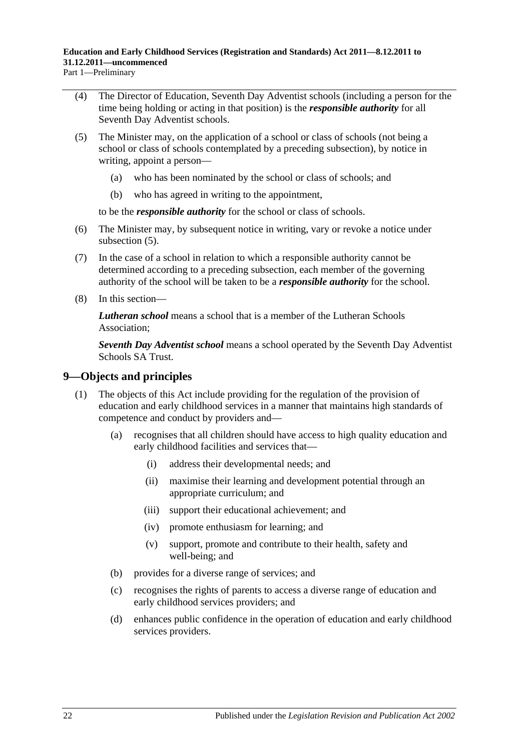(4) The Director of Education, Seventh Day Adventist schools (including a person for the time being holding or acting in that position) is the ***responsible authority*** for all Seventh Day Adventist schools.

(5) The Minister may, on the application of a school or class of schools (not being a school or class of schools contemplated by a preceding subsection), by notice in writing, appoint a person—

(a) who has been nominated by the school or class of schools; and

(b) who has agreed in writing to the appointment,

to be the ***responsible authority*** for the school or class of schools.

(6) The Minister may, by subsequent notice in writing, vary or revoke a notice under subsection (5).

(7) In the case of a school in relation to which a responsible authority cannot be determined according to a preceding subsection, each member of the governing authority of the school will be taken to be a ***responsible authority*** for the school.

(8) In this section—

***Lutheran school*** means a school that is a member of the Lutheran Schools Association;

***Seventh Day Adventist school*** means a school operated by the Seventh Day Adventist Schools SA Trust.

## 9—Objects and principles

(1) The objects of this Act include providing for the regulation of the provision of education and early childhood services in a manner that maintains high standards of competence and conduct by providers and—

(a) recognises that all children should have access to high quality education and early childhood facilities and services that—

(i) address their developmental needs; and

(ii) maximise their learning and development potential through an appropriate curriculum; and

(iii) support their educational achievement; and

(iv) promote enthusiasm for learning; and

(v) support, promote and contribute to their health, safety and well-being; and

(b) provides for a diverse range of services; and

(c) recognises the rights of parents to access a diverse range of education and early childhood services providers; and

(d) enhances public confidence in the operation of education and early childhood services providers.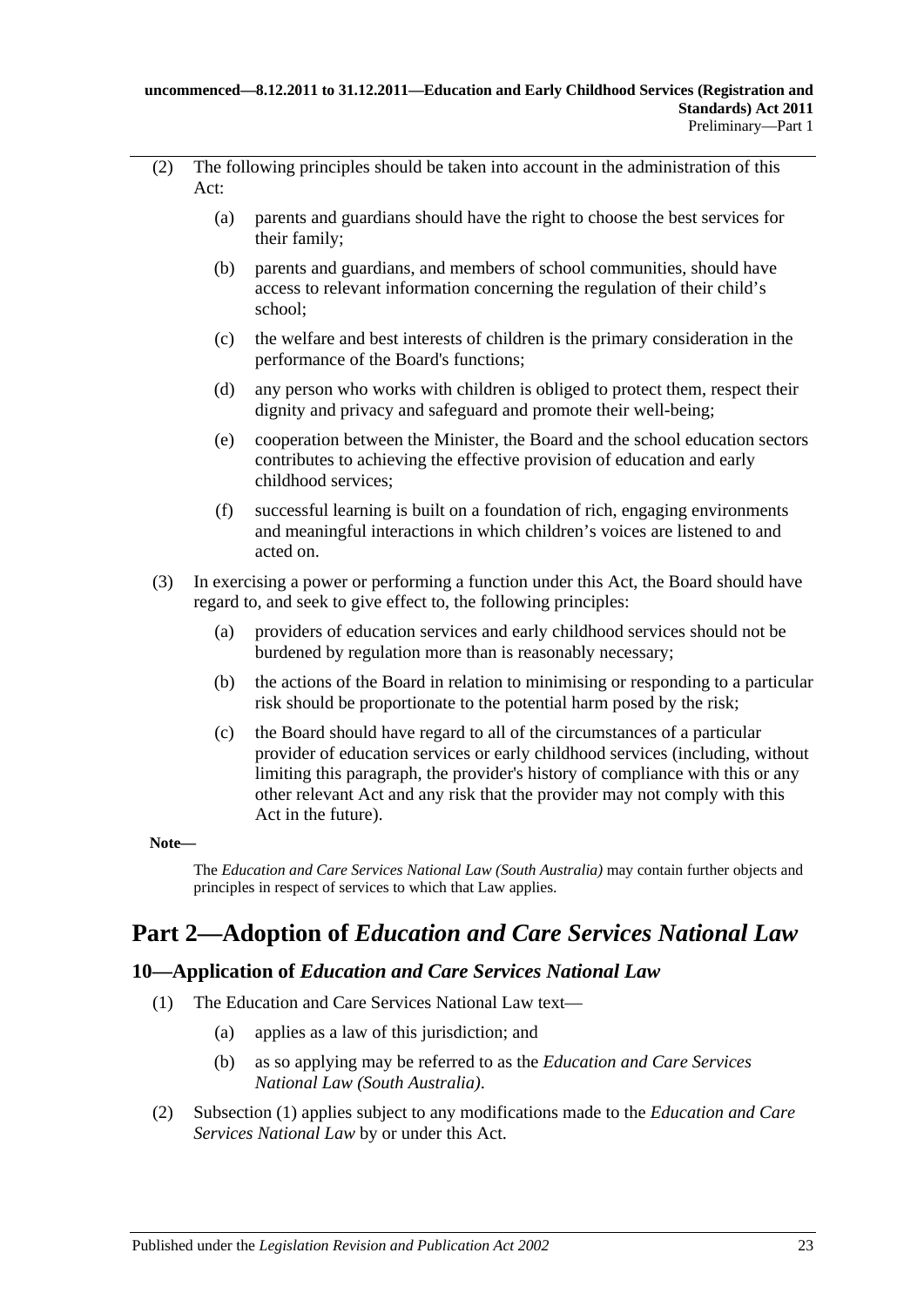(2) The following principles should be taken into account in the administration of this Act:

(a) parents and guardians should have the right to choose the best services for their family;

(b) parents and guardians, and members of school communities, should have access to relevant information concerning the regulation of their child's school;

(c) the welfare and best interests of children is the primary consideration in the performance of the Board's functions;

(d) any person who works with children is obliged to protect them, respect their dignity and privacy and safeguard and promote their well-being;

(e) cooperation between the Minister, the Board and the school education sectors contributes to achieving the effective provision of education and early childhood services;

(f) successful learning is built on a foundation of rich, engaging environments and meaningful interactions in which children's voices are listened to and acted on.

(3) In exercising a power or performing a function under this Act, the Board should have regard to, and seek to give effect to, the following principles:

(a) providers of education services and early childhood services should not be burdened by regulation more than is reasonably necessary;

(b) the actions of the Board in relation to minimising or responding to a particular risk should be proportionate to the potential harm posed by the risk;

(c) the Board should have regard to all of the circumstances of a particular provider of education services or early childhood services (including, without limiting this paragraph, the provider's history of compliance with this or any other relevant Act and any risk that the provider may not comply with this Act in the future).

**Note—**

The *Education and Care Services National Law (South Australia)* may contain further objects and principles in respect of services to which that Law applies.

# Part 2—Adoption of *Education and Care Services National Law*

## 10—Application of *Education and Care Services National Law*

(1) The Education and Care Services National Law text—

(a) applies as a law of this jurisdiction; and

(b) as so applying may be referred to as the *Education and Care Services National Law (South Australia)*.

(2) Subsection (1) applies subject to any modifications made to the *Education and Care Services National Law* by or under this Act.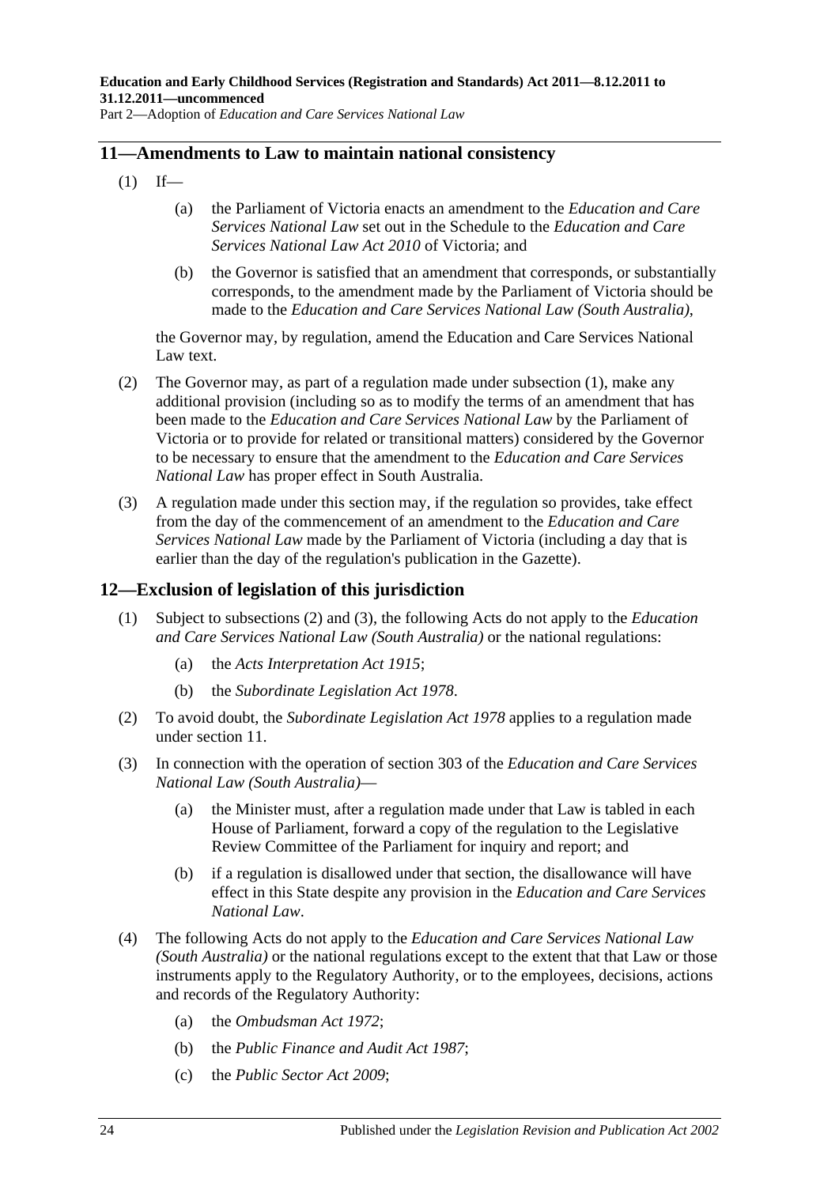## 11—Amendments to Law to maintain national consistency

(1) If—

(a) the Parliament of Victoria enacts an amendment to the *Education and Care Services National Law* set out in the Schedule to the *Education and Care Services National Law Act 2010* of Victoria; and

(b) the Governor is satisfied that an amendment that corresponds, or substantially corresponds, to the amendment made by the Parliament of Victoria should be made to the *Education and Care Services National Law (South Australia)*,

the Governor may, by regulation, amend the Education and Care Services National Law text.

(2) The Governor may, as part of a regulation made under subsection (1), make any additional provision (including so as to modify the terms of an amendment that has been made to the *Education and Care Services National Law* by the Parliament of Victoria or to provide for related or transitional matters) considered by the Governor to be necessary to ensure that the amendment to the *Education and Care Services National Law* has proper effect in South Australia.

(3) A regulation made under this section may, if the regulation so provides, take effect from the day of the commencement of an amendment to the *Education and Care Services National Law* made by the Parliament of Victoria (including a day that is earlier than the day of the regulation's publication in the Gazette).

## 12—Exclusion of legislation of this jurisdiction

(1) Subject to subsections (2) and (3), the following Acts do not apply to the *Education and Care Services National Law (South Australia)* or the national regulations:

(a) the *Acts Interpretation Act 1915*;

(b) the *Subordinate Legislation Act 1978*.

(2) To avoid doubt, the *Subordinate Legislation Act 1978* applies to a regulation made under section 11.

(3) In connection with the operation of section 303 of the *Education and Care Services National Law (South Australia)*—

(a) the Minister must, after a regulation made under that Law is tabled in each House of Parliament, forward a copy of the regulation to the Legislative Review Committee of the Parliament for inquiry and report; and

(b) if a regulation is disallowed under that section, the disallowance will have effect in this State despite any provision in the *Education and Care Services National Law*.

(4) The following Acts do not apply to the *Education and Care Services National Law (South Australia)* or the national regulations except to the extent that that Law or those instruments apply to the Regulatory Authority, or to the employees, decisions, actions and records of the Regulatory Authority:

(a) the *Ombudsman Act 1972*;

(b) the *Public Finance and Audit Act 1987*;

(c) the *Public Sector Act 2009*;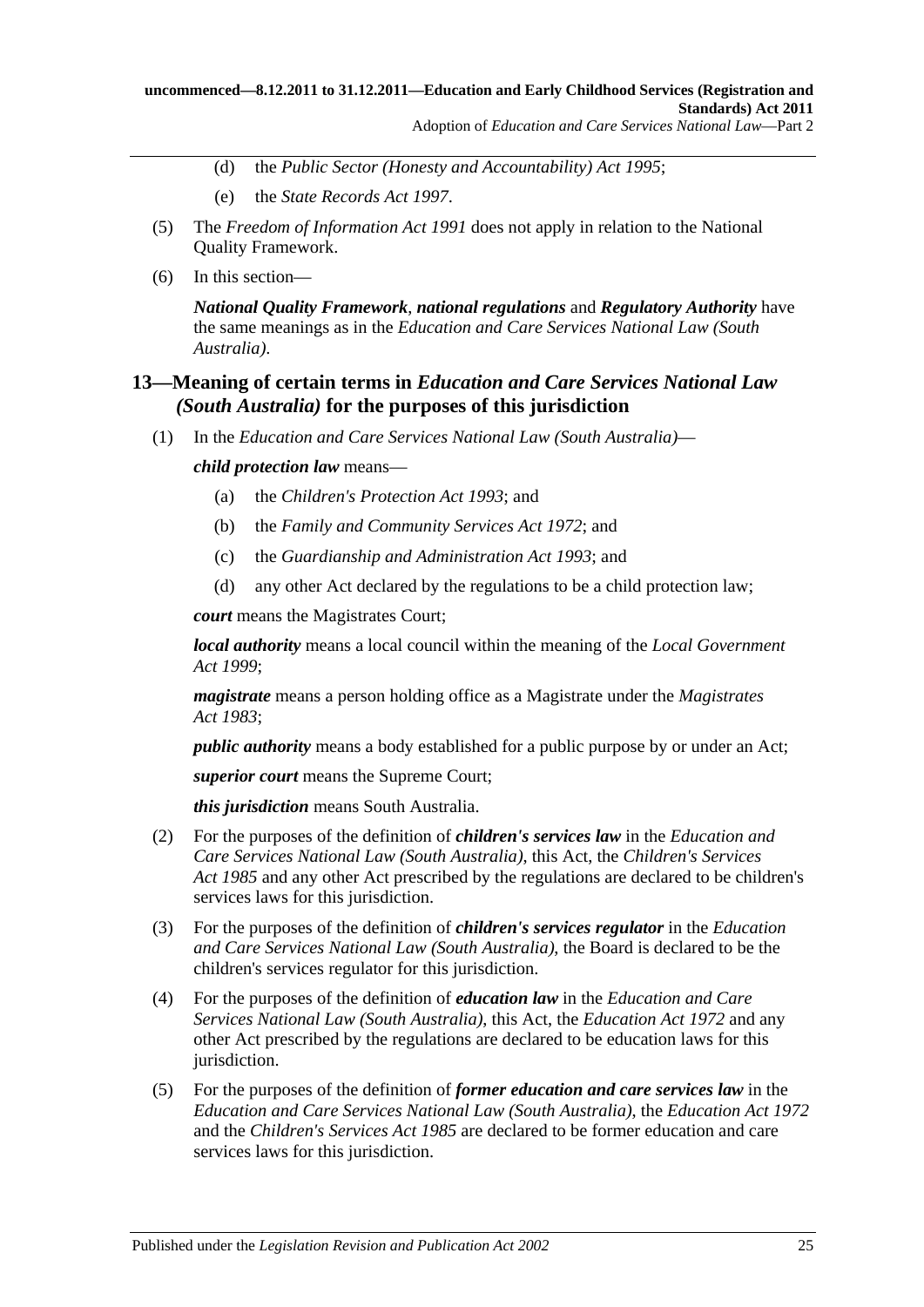(d) the *Public Sector (Honesty and Accountability) Act 1995*;

(e) the *State Records Act 1997*.

(5) The *Freedom of Information Act 1991* does not apply in relation to the National Quality Framework.

(6) In this section—

***National Quality Framework***, ***national regulations*** and ***Regulatory Authority*** have the same meanings as in the *Education and Care Services National Law (South Australia)*.

## 13—Meaning of certain terms in *Education and Care Services National Law (South Australia)* for the purposes of this jurisdiction

(1) In the *Education and Care Services National Law (South Australia)*—

***child protection law*** means—

(a) the *Children's Protection Act 1993*; and

(b) the *Family and Community Services Act 1972*; and

(c) the *Guardianship and Administration Act 1993*; and

(d) any other Act declared by the regulations to be a child protection law;

***court*** means the Magistrates Court;

***local authority*** means a local council within the meaning of the *Local Government Act 1999*;

***magistrate*** means a person holding office as a Magistrate under the *Magistrates Act 1983*;

***public authority*** means a body established for a public purpose by or under an Act;

***superior court*** means the Supreme Court;

***this jurisdiction*** means South Australia.

(2) For the purposes of the definition of ***children's services law*** in the *Education and Care Services National Law (South Australia)*, this Act, the *Children's Services Act 1985* and any other Act prescribed by the regulations are declared to be children's services laws for this jurisdiction.

(3) For the purposes of the definition of ***children's services regulator*** in the *Education and Care Services National Law (South Australia)*, the Board is declared to be the children's services regulator for this jurisdiction.

(4) For the purposes of the definition of ***education law*** in the *Education and Care Services National Law (South Australia)*, this Act, the *Education Act 1972* and any other Act prescribed by the regulations are declared to be education laws for this jurisdiction.

(5) For the purposes of the definition of ***former education and care services law*** in the *Education and Care Services National Law (South Australia)*, the *Education Act 1972* and the *Children's Services Act 1985* are declared to be former education and care services laws for this jurisdiction.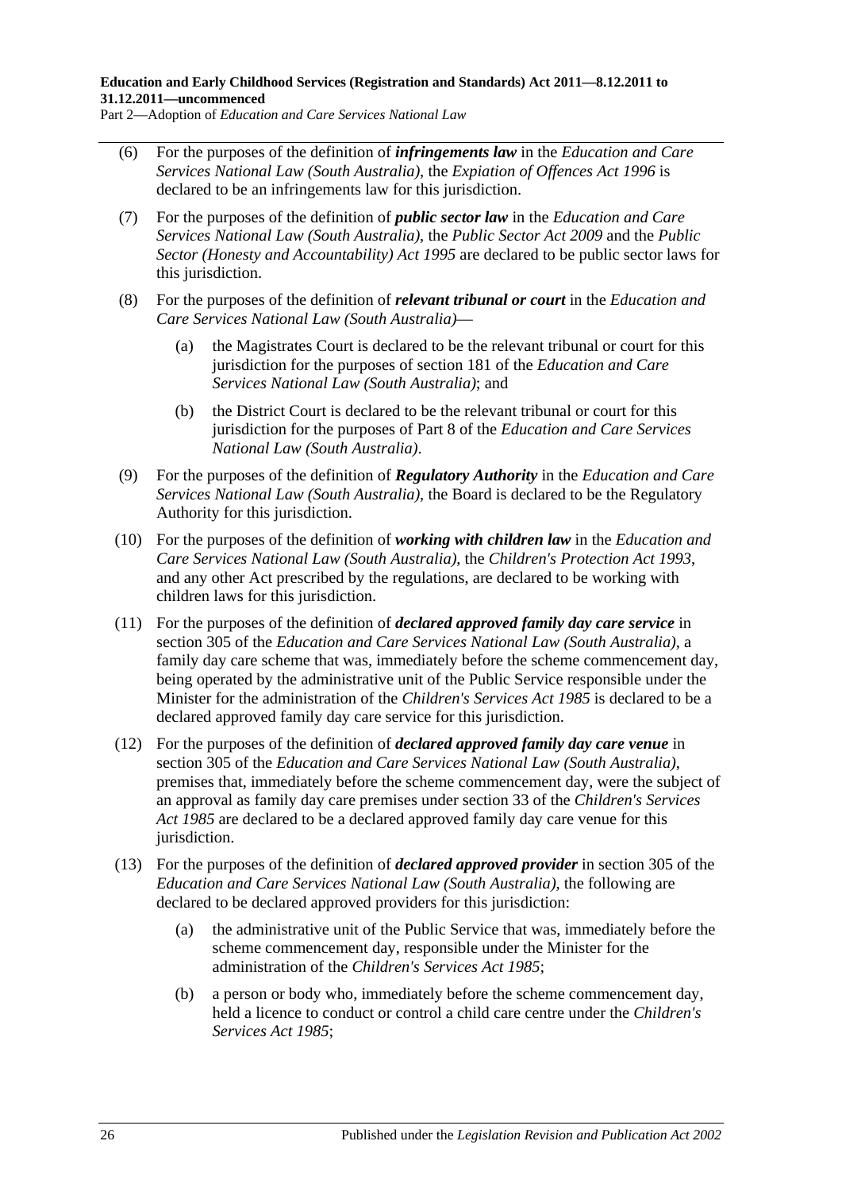(6) For the purposes of the definition of ***infringements law*** in the *Education and Care Services National Law (South Australia)*, the *Expiation of Offences Act 1996* is declared to be an infringements law for this jurisdiction.

(7) For the purposes of the definition of ***public sector law*** in the *Education and Care Services National Law (South Australia)*, the *Public Sector Act 2009* and the *Public Sector (Honesty and Accountability) Act 1995* are declared to be public sector laws for this jurisdiction.

(8) For the purposes of the definition of ***relevant tribunal or court*** in the *Education and Care Services National Law (South Australia)*—

- (a) the Magistrates Court is declared to be the relevant tribunal or court for this jurisdiction for the purposes of section 181 of the *Education and Care Services National Law (South Australia)*; and
- (b) the District Court is declared to be the relevant tribunal or court for this jurisdiction for the purposes of Part 8 of the *Education and Care Services National Law (South Australia)*.

(9) For the purposes of the definition of ***Regulatory Authority*** in the *Education and Care Services National Law (South Australia)*, the Board is declared to be the Regulatory Authority for this jurisdiction.

(10) For the purposes of the definition of ***working with children law*** in the *Education and Care Services National Law (South Australia)*, the *Children's Protection Act 1993*, and any other Act prescribed by the regulations, are declared to be working with children laws for this jurisdiction.

(11) For the purposes of the definition of ***declared approved family day care service*** in section 305 of the *Education and Care Services National Law (South Australia)*, a family day care scheme that was, immediately before the scheme commencement day, being operated by the administrative unit of the Public Service responsible under the Minister for the administration of the *Children's Services Act 1985* is declared to be a declared approved family day care service for this jurisdiction.

(12) For the purposes of the definition of ***declared approved family day care venue*** in section 305 of the *Education and Care Services National Law (South Australia)*, premises that, immediately before the scheme commencement day, were the subject of an approval as family day care premises under section 33 of the *Children's Services Act 1985* are declared to be a declared approved family day care venue for this jurisdiction.

(13) For the purposes of the definition of ***declared approved provider*** in section 305 of the *Education and Care Services National Law (South Australia)*, the following are declared to be declared approved providers for this jurisdiction:

- (a) the administrative unit of the Public Service that was, immediately before the scheme commencement day, responsible under the Minister for the administration of the *Children's Services Act 1985*;
- (b) a person or body who, immediately before the scheme commencement day, held a licence to conduct or control a child care centre under the *Children's Services Act 1985*;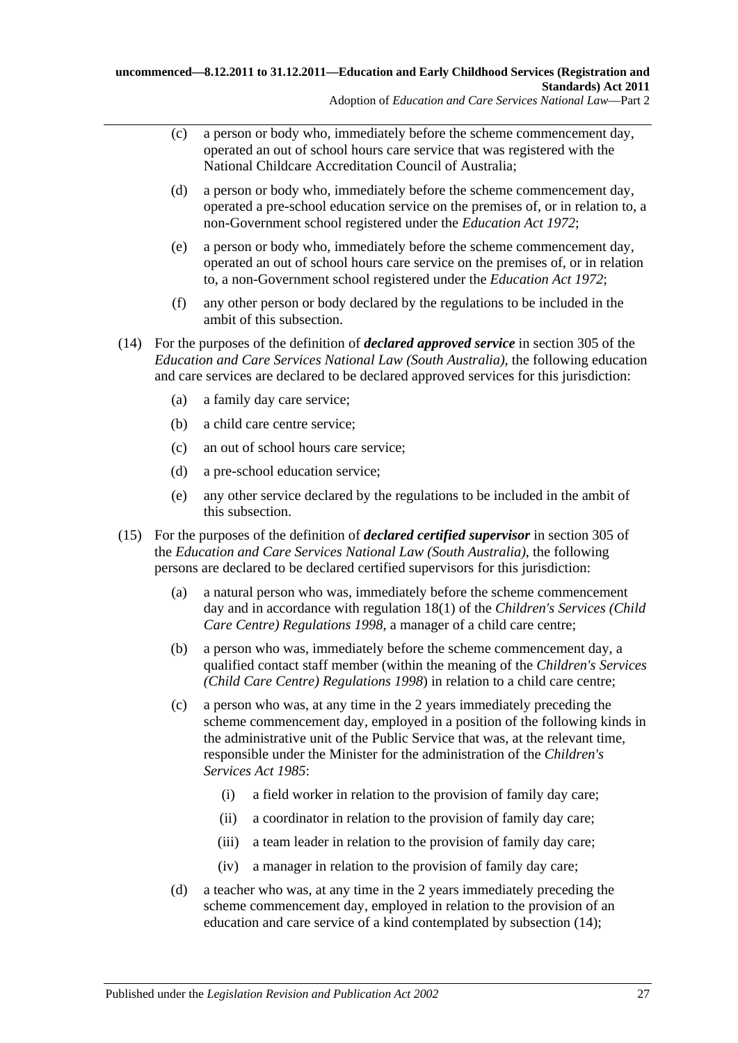(c) a person or body who, immediately before the scheme commencement day, operated an out of school hours care service that was registered with the National Childcare Accreditation Council of Australia;

(d) a person or body who, immediately before the scheme commencement day, operated a pre-school education service on the premises of, or in relation to, a non-Government school registered under the *Education Act 1972*;

(e) a person or body who, immediately before the scheme commencement day, operated an out of school hours care service on the premises of, or in relation to, a non-Government school registered under the *Education Act 1972*;

(f) any other person or body declared by the regulations to be included in the ambit of this subsection.

(14) For the purposes of the definition of ***declared approved service*** in section 305 of the *Education and Care Services National Law (South Australia)*, the following education and care services are declared to be declared approved services for this jurisdiction:

(a) a family day care service;

(b) a child care centre service;

(c) an out of school hours care service;

(d) a pre-school education service;

(e) any other service declared by the regulations to be included in the ambit of this subsection.

(15) For the purposes of the definition of ***declared certified supervisor*** in section 305 of the *Education and Care Services National Law (South Australia)*, the following persons are declared to be declared certified supervisors for this jurisdiction:

(a) a natural person who was, immediately before the scheme commencement day and in accordance with regulation 18(1) of the *Children's Services (Child Care Centre) Regulations 1998*, a manager of a child care centre;

(b) a person who was, immediately before the scheme commencement day, a qualified contact staff member (within the meaning of the *Children's Services (Child Care Centre) Regulations 1998*) in relation to a child care centre;

(c) a person who was, at any time in the 2 years immediately preceding the scheme commencement day, employed in a position of the following kinds in the administrative unit of the Public Service that was, at the relevant time, responsible under the Minister for the administration of the *Children's Services Act 1985*:

(i) a field worker in relation to the provision of family day care;

(ii) a coordinator in relation to the provision of family day care;

(iii) a team leader in relation to the provision of family day care;

(iv) a manager in relation to the provision of family day care;

(d) a teacher who was, at any time in the 2 years immediately preceding the scheme commencement day, employed in relation to the provision of an education and care service of a kind contemplated by subsection (14);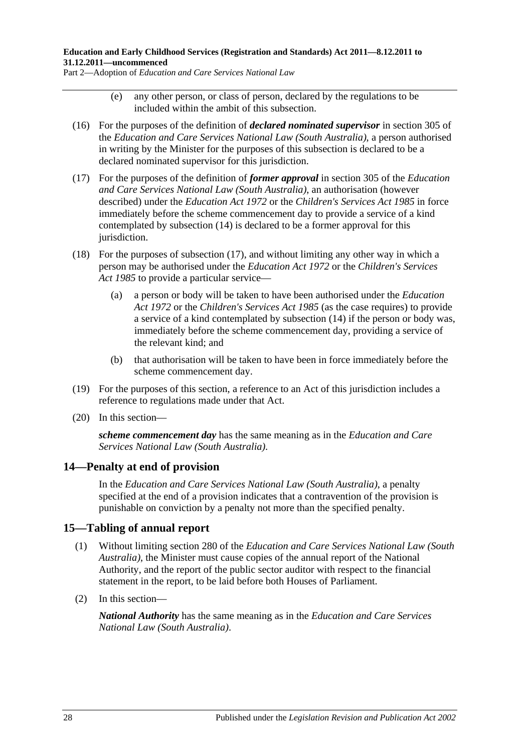(e) any other person, or class of person, declared by the regulations to be included within the ambit of this subsection.

(16) For the purposes of the definition of ***declared nominated supervisor*** in section 305 of the *Education and Care Services National Law (South Australia)*, a person authorised in writing by the Minister for the purposes of this subsection is declared to be a declared nominated supervisor for this jurisdiction.

(17) For the purposes of the definition of ***former approval*** in section 305 of the *Education and Care Services National Law (South Australia)*, an authorisation (however described) under the *Education Act 1972* or the *Children's Services Act 1985* in force immediately before the scheme commencement day to provide a service of a kind contemplated by subsection (14) is declared to be a former approval for this jurisdiction.

(18) For the purposes of subsection (17), and without limiting any other way in which a person may be authorised under the *Education Act 1972* or the *Children's Services Act 1985* to provide a particular service—

(a) a person or body will be taken to have been authorised under the *Education Act 1972* or the *Children's Services Act 1985* (as the case requires) to provide a service of a kind contemplated by subsection (14) if the person or body was, immediately before the scheme commencement day, providing a service of the relevant kind; and

(b) that authorisation will be taken to have been in force immediately before the scheme commencement day.

(19) For the purposes of this section, a reference to an Act of this jurisdiction includes a reference to regulations made under that Act.

(20) In this section—

***scheme commencement day*** has the same meaning as in the *Education and Care Services National Law (South Australia)*.

## 14—Penalty at end of provision

In the *Education and Care Services National Law (South Australia)*, a penalty specified at the end of a provision indicates that a contravention of the provision is punishable on conviction by a penalty not more than the specified penalty.

## 15—Tabling of annual report

(1) Without limiting section 280 of the *Education and Care Services National Law (South Australia)*, the Minister must cause copies of the annual report of the National Authority, and the report of the public sector auditor with respect to the financial statement in the report, to be laid before both Houses of Parliament.

(2) In this section—

***National Authority*** has the same meaning as in the *Education and Care Services National Law (South Australia)*.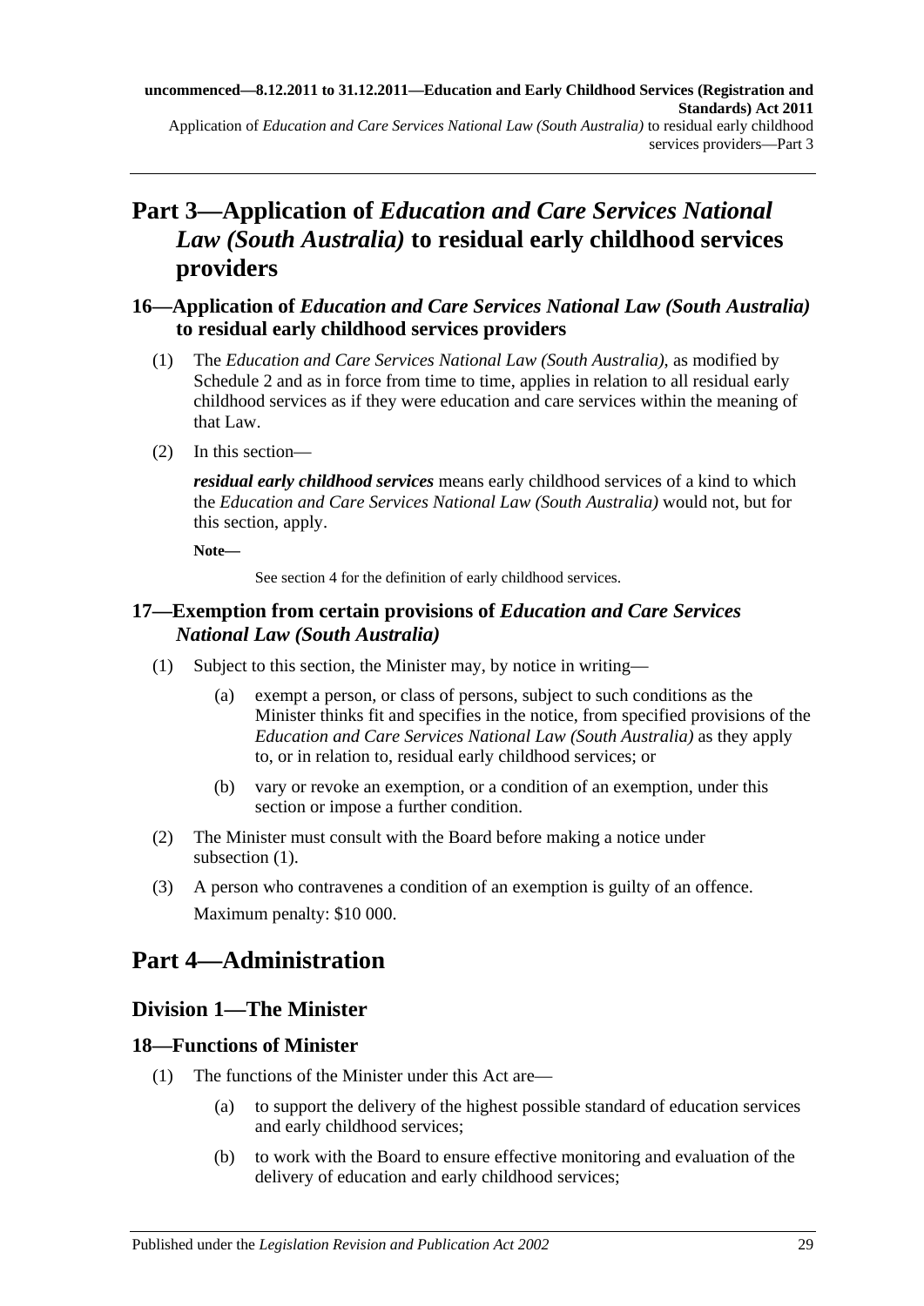# Part 3—Application of *Education and Care Services National Law (South Australia)* to residual early childhood services providers

## 16—Application of *Education and Care Services National Law (South Australia)* to residual early childhood services providers

(1) The *Education and Care Services National Law (South Australia)*, as modified by Schedule 2 and as in force from time to time, applies in relation to all residual early childhood services as if they were education and care services within the meaning of that Law.

(2) In this section—

***residual early childhood services*** means early childhood services of a kind to which the *Education and Care Services National Law (South Australia)* would not, but for this section, apply.

**Note—**

See section 4 for the definition of early childhood services.

## 17—Exemption from certain provisions of *Education and Care Services National Law (South Australia)*

(1) Subject to this section, the Minister may, by notice in writing—

(a) exempt a person, or class of persons, subject to such conditions as the Minister thinks fit and specifies in the notice, from specified provisions of the *Education and Care Services National Law (South Australia)* as they apply to, or in relation to, residual early childhood services; or

(b) vary or revoke an exemption, or a condition of an exemption, under this section or impose a further condition.

(2) The Minister must consult with the Board before making a notice under subsection (1).

(3) A person who contravenes a condition of an exemption is guilty of an offence.

Maximum penalty: $10 000.

# Part 4—Administration

## Division 1—The Minister

## 18—Functions of Minister

(1) The functions of the Minister under this Act are—

(a) to support the delivery of the highest possible standard of education services and early childhood services;

(b) to work with the Board to ensure effective monitoring and evaluation of the delivery of education and early childhood services;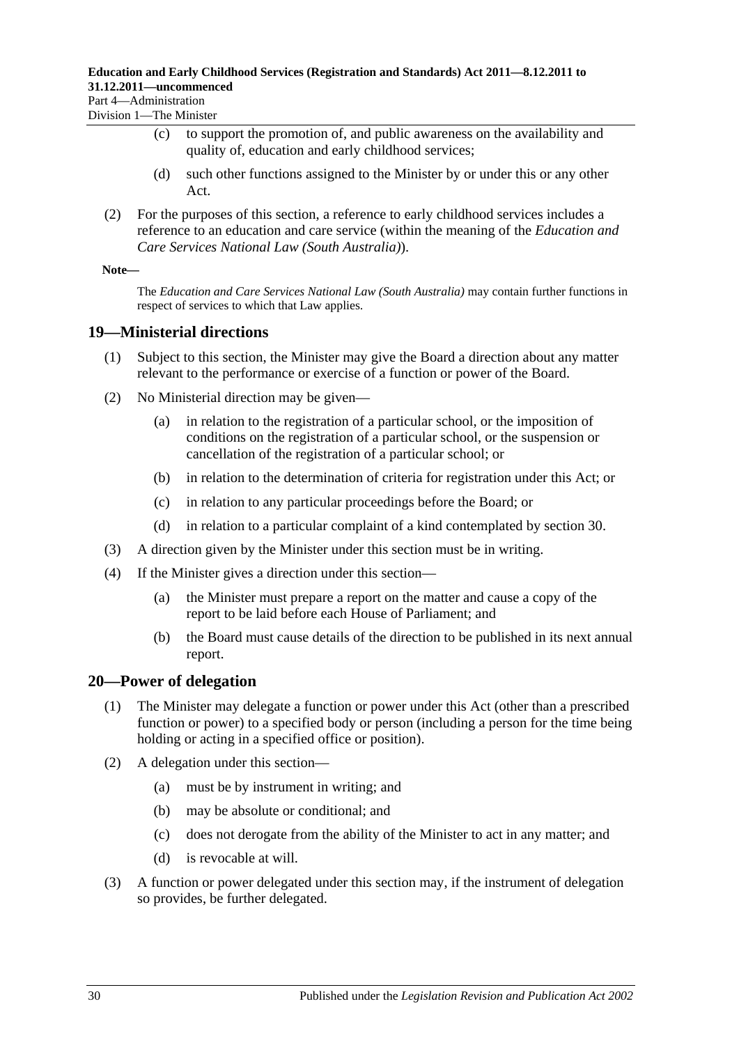(c) to support the promotion of, and public awareness on the availability and quality of, education and early childhood services;

(d) such other functions assigned to the Minister by or under this or any other Act.

(2) For the purposes of this section, a reference to early childhood services includes a reference to an education and care service (within the meaning of the *Education and Care Services National Law (South Australia)*).

**Note—**

The *Education and Care Services National Law (South Australia)* may contain further functions in respect of services to which that Law applies.

## 19—Ministerial directions

(1) Subject to this section, the Minister may give the Board a direction about any matter relevant to the performance or exercise of a function or power of the Board.

(2) No Ministerial direction may be given—

(a) in relation to the registration of a particular school, or the imposition of conditions on the registration of a particular school, or the suspension or cancellation of the registration of a particular school; or

(b) in relation to the determination of criteria for registration under this Act; or

(c) in relation to any particular proceedings before the Board; or

(d) in relation to a particular complaint of a kind contemplated by section 30.

(3) A direction given by the Minister under this section must be in writing.

(4) If the Minister gives a direction under this section—

(a) the Minister must prepare a report on the matter and cause a copy of the report to be laid before each House of Parliament; and

(b) the Board must cause details of the direction to be published in its next annual report.

## 20—Power of delegation

(1) The Minister may delegate a function or power under this Act (other than a prescribed function or power) to a specified body or person (including a person for the time being holding or acting in a specified office or position).

(2) A delegation under this section—

(a) must be by instrument in writing; and

(b) may be absolute or conditional; and

(c) does not derogate from the ability of the Minister to act in any matter; and

(d) is revocable at will.

(3) A function or power delegated under this section may, if the instrument of delegation so provides, be further delegated.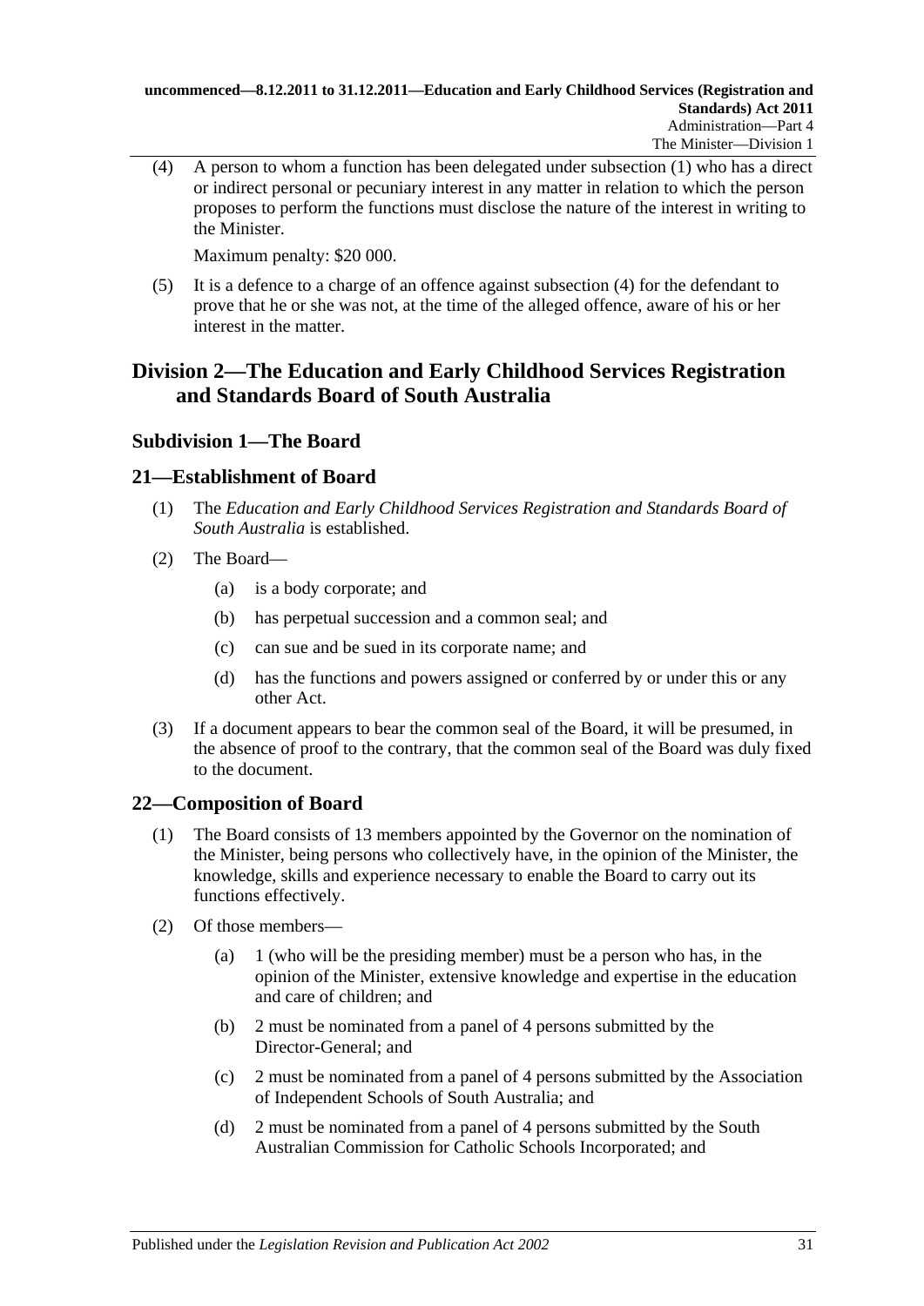(4) A person to whom a function has been delegated under subsection (1) who has a direct or indirect personal or pecuniary interest in any matter in relation to which the person proposes to perform the functions must disclose the nature of the interest in writing to the Minister.

Maximum penalty: $20 000.

(5) It is a defence to a charge of an offence against subsection (4) for the defendant to prove that he or she was not, at the time of the alleged offence, aware of his or her interest in the matter.

## Division 2—The Education and Early Childhood Services Registration and Standards Board of South Australia

### Subdivision 1—The Board

### 21—Establishment of Board

(1) The *Education and Early Childhood Services Registration and Standards Board of South Australia* is established.

(2) The Board—

(a) is a body corporate; and

(b) has perpetual succession and a common seal; and

(c) can sue and be sued in its corporate name; and

(d) has the functions and powers assigned or conferred by or under this or any other Act.

(3) If a document appears to bear the common seal of the Board, it will be presumed, in the absence of proof to the contrary, that the common seal of the Board was duly fixed to the document.

### 22—Composition of Board

(1) The Board consists of 13 members appointed by the Governor on the nomination of the Minister, being persons who collectively have, in the opinion of the Minister, the knowledge, skills and experience necessary to enable the Board to carry out its functions effectively.

(2) Of those members—

(a) 1 (who will be the presiding member) must be a person who has, in the opinion of the Minister, extensive knowledge and expertise in the education and care of children; and

(b) 2 must be nominated from a panel of 4 persons submitted by the Director-General; and

(c) 2 must be nominated from a panel of 4 persons submitted by the Association of Independent Schools of South Australia; and

(d) 2 must be nominated from a panel of 4 persons submitted by the South Australian Commission for Catholic Schools Incorporated; and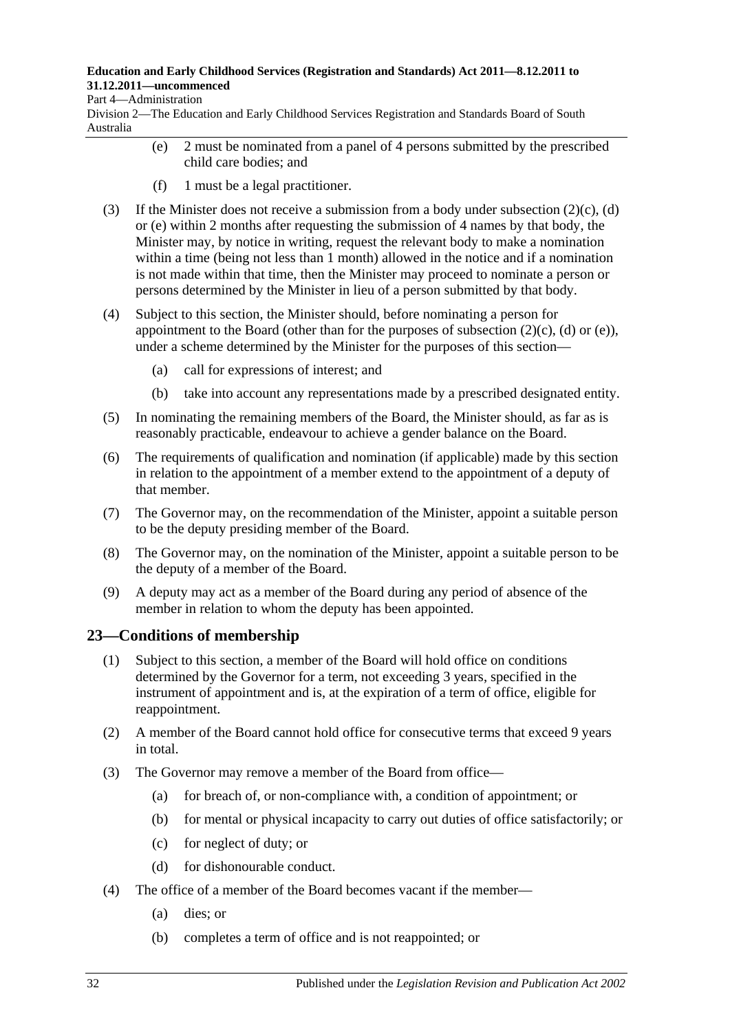(e) 2 must be nominated from a panel of 4 persons submitted by the prescribed child care bodies; and

(f) 1 must be a legal practitioner.

(3) If the Minister does not receive a submission from a body under subsection (2)(c), (d) or (e) within 2 months after requesting the submission of 4 names by that body, the Minister may, by notice in writing, request the relevant body to make a nomination within a time (being not less than 1 month) allowed in the notice and if a nomination is not made within that time, then the Minister may proceed to nominate a person or persons determined by the Minister in lieu of a person submitted by that body.

(4) Subject to this section, the Minister should, before nominating a person for appointment to the Board (other than for the purposes of subsection (2)(c), (d) or (e)), under a scheme determined by the Minister for the purposes of this section—

(a) call for expressions of interest; and

(b) take into account any representations made by a prescribed designated entity.

(5) In nominating the remaining members of the Board, the Minister should, as far as is reasonably practicable, endeavour to achieve a gender balance on the Board.

(6) The requirements of qualification and nomination (if applicable) made by this section in relation to the appointment of a member extend to the appointment of a deputy of that member.

(7) The Governor may, on the recommendation of the Minister, appoint a suitable person to be the deputy presiding member of the Board.

(8) The Governor may, on the nomination of the Minister, appoint a suitable person to be the deputy of a member of the Board.

(9) A deputy may act as a member of the Board during any period of absence of the member in relation to whom the deputy has been appointed.

## 23—Conditions of membership

(1) Subject to this section, a member of the Board will hold office on conditions determined by the Governor for a term, not exceeding 3 years, specified in the instrument of appointment and is, at the expiration of a term of office, eligible for reappointment.

(2) A member of the Board cannot hold office for consecutive terms that exceed 9 years in total.

(3) The Governor may remove a member of the Board from office—

(a) for breach of, or non-compliance with, a condition of appointment; or

(b) for mental or physical incapacity to carry out duties of office satisfactorily; or

(c) for neglect of duty; or

(d) for dishonourable conduct.

(4) The office of a member of the Board becomes vacant if the member—

(a) dies; or

(b) completes a term of office and is not reappointed; or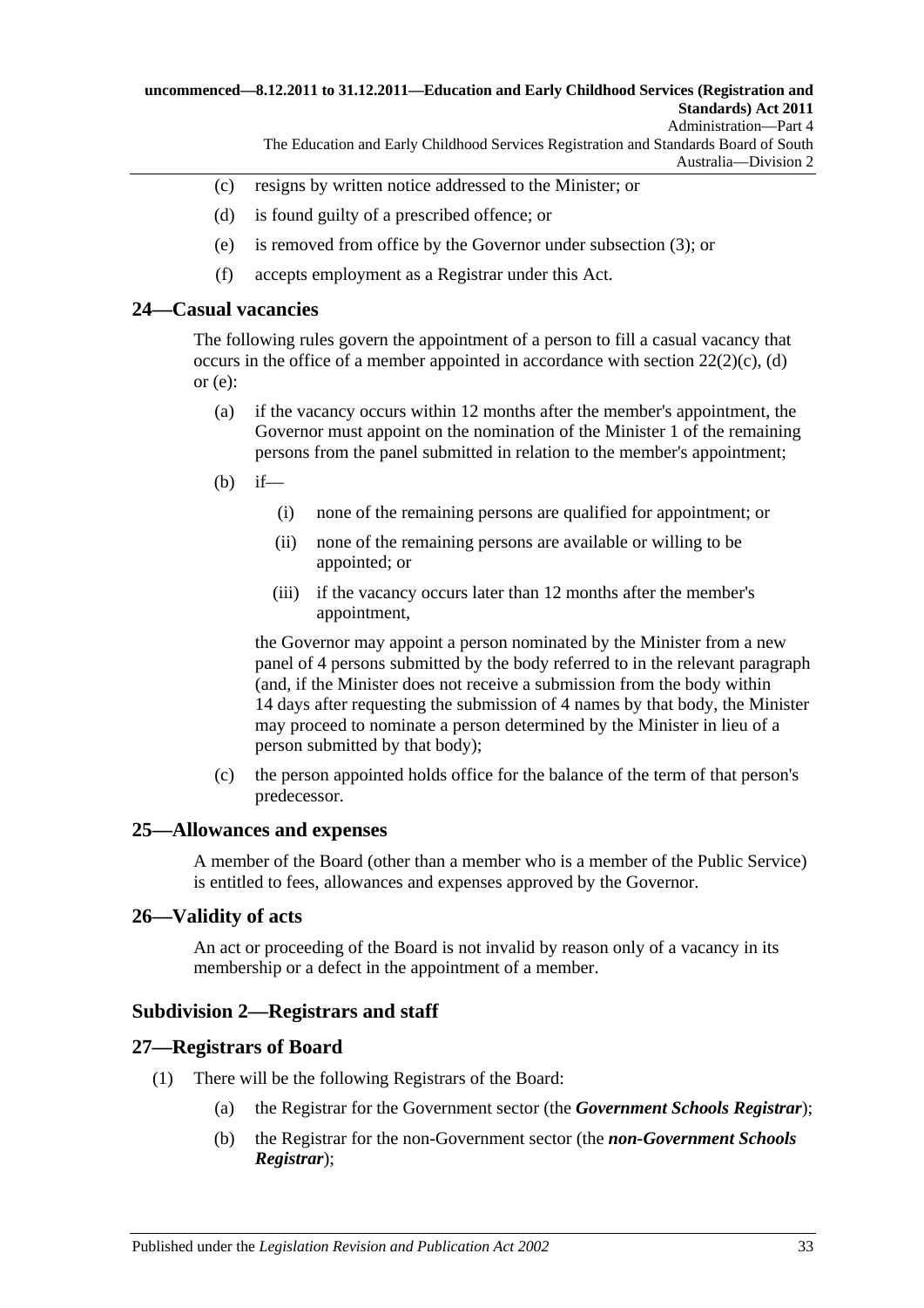(c) resigns by written notice addressed to the Minister; or

(d) is found guilty of a prescribed offence; or

(e) is removed from office by the Governor under subsection (3); or

(f) accepts employment as a Registrar under this Act.

## 24—Casual vacancies

The following rules govern the appointment of a person to fill a casual vacancy that occurs in the office of a member appointed in accordance with section 22(2)(c), (d) or (e):

(a) if the vacancy occurs within 12 months after the member's appointment, the Governor must appoint on the nomination of the Minister 1 of the remaining persons from the panel submitted in relation to the member's appointment;

(b) if—

  (i) none of the remaining persons are qualified for appointment; or

  (ii) none of the remaining persons are available or willing to be appointed; or

  (iii) if the vacancy occurs later than 12 months after the member's appointment,

the Governor may appoint a person nominated by the Minister from a new panel of 4 persons submitted by the body referred to in the relevant paragraph (and, if the Minister does not receive a submission from the body within 14 days after requesting the submission of 4 names by that body, the Minister may proceed to nominate a person determined by the Minister in lieu of a person submitted by that body);

(c) the person appointed holds office for the balance of the term of that person's predecessor.

## 25—Allowances and expenses

A member of the Board (other than a member who is a member of the Public Service) is entitled to fees, allowances and expenses approved by the Governor.

## 26—Validity of acts

An act or proceeding of the Board is not invalid by reason only of a vacancy in its membership or a defect in the appointment of a member.

## Subdivision 2—Registrars and staff

## 27—Registrars of Board

(1) There will be the following Registrars of the Board:

  (a) the Registrar for the Government sector (the ***Government Schools Registrar***);

  (b) the Registrar for the non-Government sector (the ***non-Government Schools Registrar***);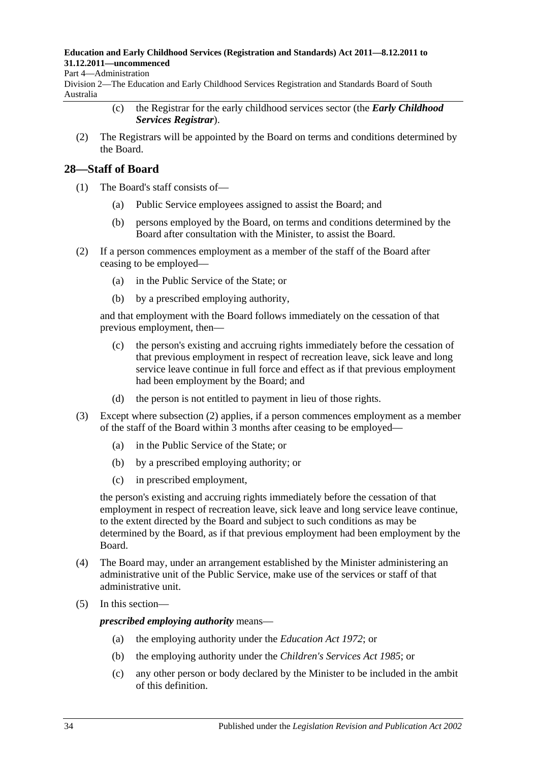(c) the Registrar for the early childhood services sector (the ***Early Childhood Services Registrar***).

(2) The Registrars will be appointed by the Board on terms and conditions determined by the Board.

## 28—Staff of Board

(1) The Board's staff consists of—

(a) Public Service employees assigned to assist the Board; and

(b) persons employed by the Board, on terms and conditions determined by the Board after consultation with the Minister, to assist the Board.

(2) If a person commences employment as a member of the staff of the Board after ceasing to be employed—

(a) in the Public Service of the State; or

(b) by a prescribed employing authority,

and that employment with the Board follows immediately on the cessation of that previous employment, then—

(c) the person's existing and accruing rights immediately before the cessation of that previous employment in respect of recreation leave, sick leave and long service leave continue in full force and effect as if that previous employment had been employment by the Board; and

(d) the person is not entitled to payment in lieu of those rights.

(3) Except where subsection (2) applies, if a person commences employment as a member of the staff of the Board within 3 months after ceasing to be employed—

(a) in the Public Service of the State; or

(b) by a prescribed employing authority; or

(c) in prescribed employment,

the person's existing and accruing rights immediately before the cessation of that employment in respect of recreation leave, sick leave and long service leave continue, to the extent directed by the Board and subject to such conditions as may be determined by the Board, as if that previous employment had been employment by the Board.

(4) The Board may, under an arrangement established by the Minister administering an administrative unit of the Public Service, make use of the services or staff of that administrative unit.

(5) In this section—

***prescribed employing authority*** means—

(a) the employing authority under the *Education Act 1972*; or

(b) the employing authority under the *Children's Services Act 1985*; or

(c) any other person or body declared by the Minister to be included in the ambit of this definition.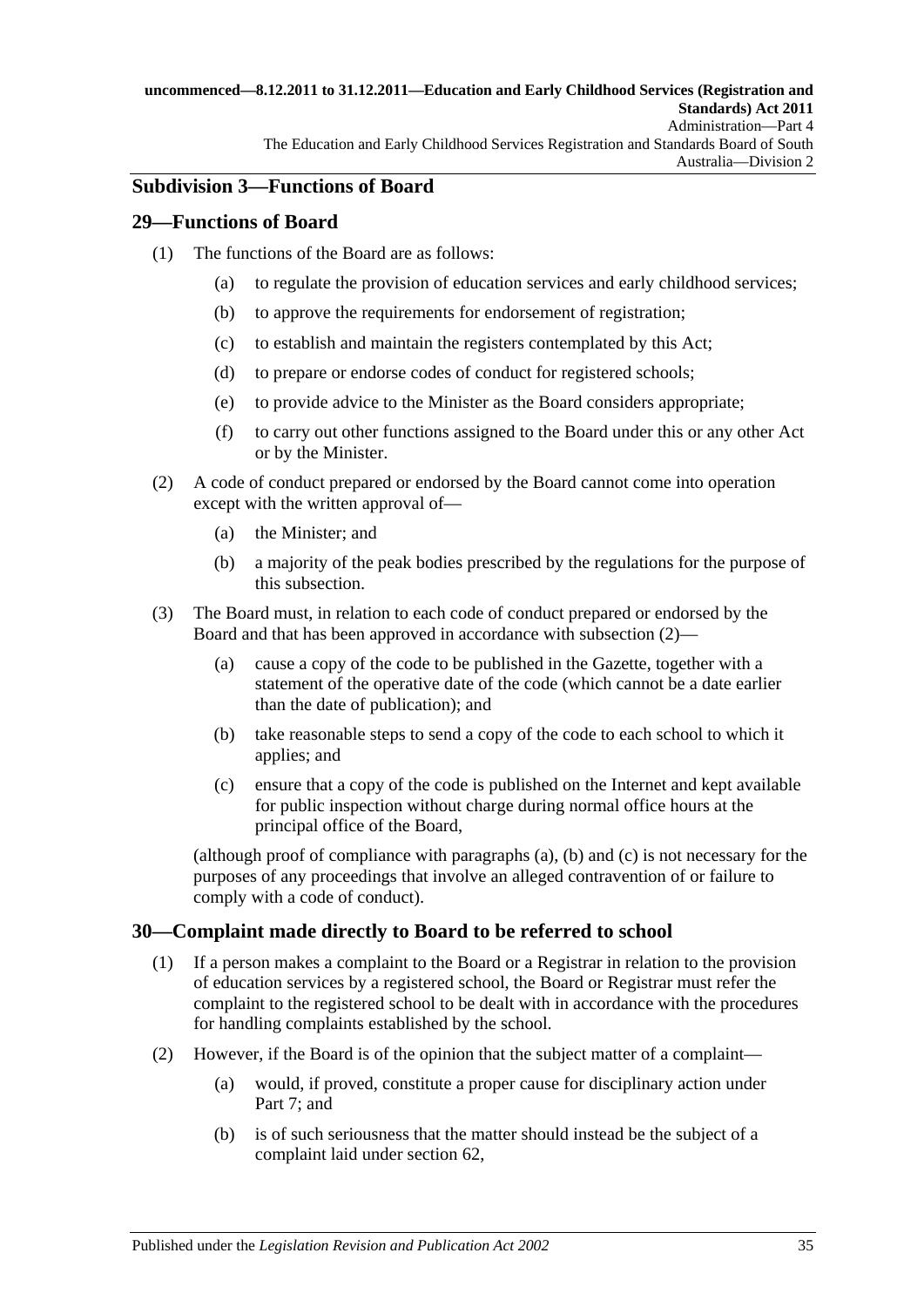## Subdivision 3—Functions of Board

### 29—Functions of Board

(1) The functions of the Board are as follows:

  (a) to regulate the provision of education services and early childhood services;

  (b) to approve the requirements for endorsement of registration;

  (c) to establish and maintain the registers contemplated by this Act;

  (d) to prepare or endorse codes of conduct for registered schools;

  (e) to provide advice to the Minister as the Board considers appropriate;

  (f) to carry out other functions assigned to the Board under this or any other Act or by the Minister.

(2) A code of conduct prepared or endorsed by the Board cannot come into operation except with the written approval of—

  (a) the Minister; and

  (b) a majority of the peak bodies prescribed by the regulations for the purpose of this subsection.

(3) The Board must, in relation to each code of conduct prepared or endorsed by the Board and that has been approved in accordance with subsection (2)—

  (a) cause a copy of the code to be published in the Gazette, together with a statement of the operative date of the code (which cannot be a date earlier than the date of publication); and

  (b) take reasonable steps to send a copy of the code to each school to which it applies; and

  (c) ensure that a copy of the code is published on the Internet and kept available for public inspection without charge during normal office hours at the principal office of the Board,

(although proof of compliance with paragraphs (a), (b) and (c) is not necessary for the purposes of any proceedings that involve an alleged contravention of or failure to comply with a code of conduct).

### 30—Complaint made directly to Board to be referred to school

(1) If a person makes a complaint to the Board or a Registrar in relation to the provision of education services by a registered school, the Board or Registrar must refer the complaint to the registered school to be dealt with in accordance with the procedures for handling complaints established by the school.

(2) However, if the Board is of the opinion that the subject matter of a complaint—

  (a) would, if proved, constitute a proper cause for disciplinary action under Part 7; and

  (b) is of such seriousness that the matter should instead be the subject of a complaint laid under section 62,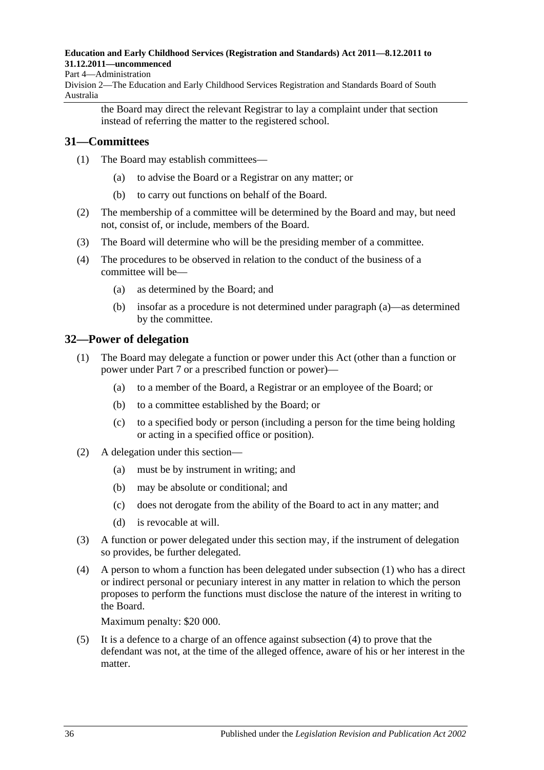the Board may direct the relevant Registrar to lay a complaint under that section instead of referring the matter to the registered school.

## 31—Committees

(1) The Board may establish committees—

(a) to advise the Board or a Registrar on any matter; or

(b) to carry out functions on behalf of the Board.

(2) The membership of a committee will be determined by the Board and may, but need not, consist of, or include, members of the Board.

(3) The Board will determine who will be the presiding member of a committee.

(4) The procedures to be observed in relation to the conduct of the business of a committee will be—

(a) as determined by the Board; and

(b) insofar as a procedure is not determined under paragraph (a)—as determined by the committee.

## 32—Power of delegation

(1) The Board may delegate a function or power under this Act (other than a function or power under Part 7 or a prescribed function or power)—

(a) to a member of the Board, a Registrar or an employee of the Board; or

(b) to a committee established by the Board; or

(c) to a specified body or person (including a person for the time being holding or acting in a specified office or position).

(2) A delegation under this section—

(a) must be by instrument in writing; and

(b) may be absolute or conditional; and

(c) does not derogate from the ability of the Board to act in any matter; and

(d) is revocable at will.

(3) A function or power delegated under this section may, if the instrument of delegation so provides, be further delegated.

(4) A person to whom a function has been delegated under subsection (1) who has a direct or indirect personal or pecuniary interest in any matter in relation to which the person proposes to perform the functions must disclose the nature of the interest in writing to the Board.

Maximum penalty: $20 000.

(5) It is a defence to a charge of an offence against subsection (4) to prove that the defendant was not, at the time of the alleged offence, aware of his or her interest in the matter.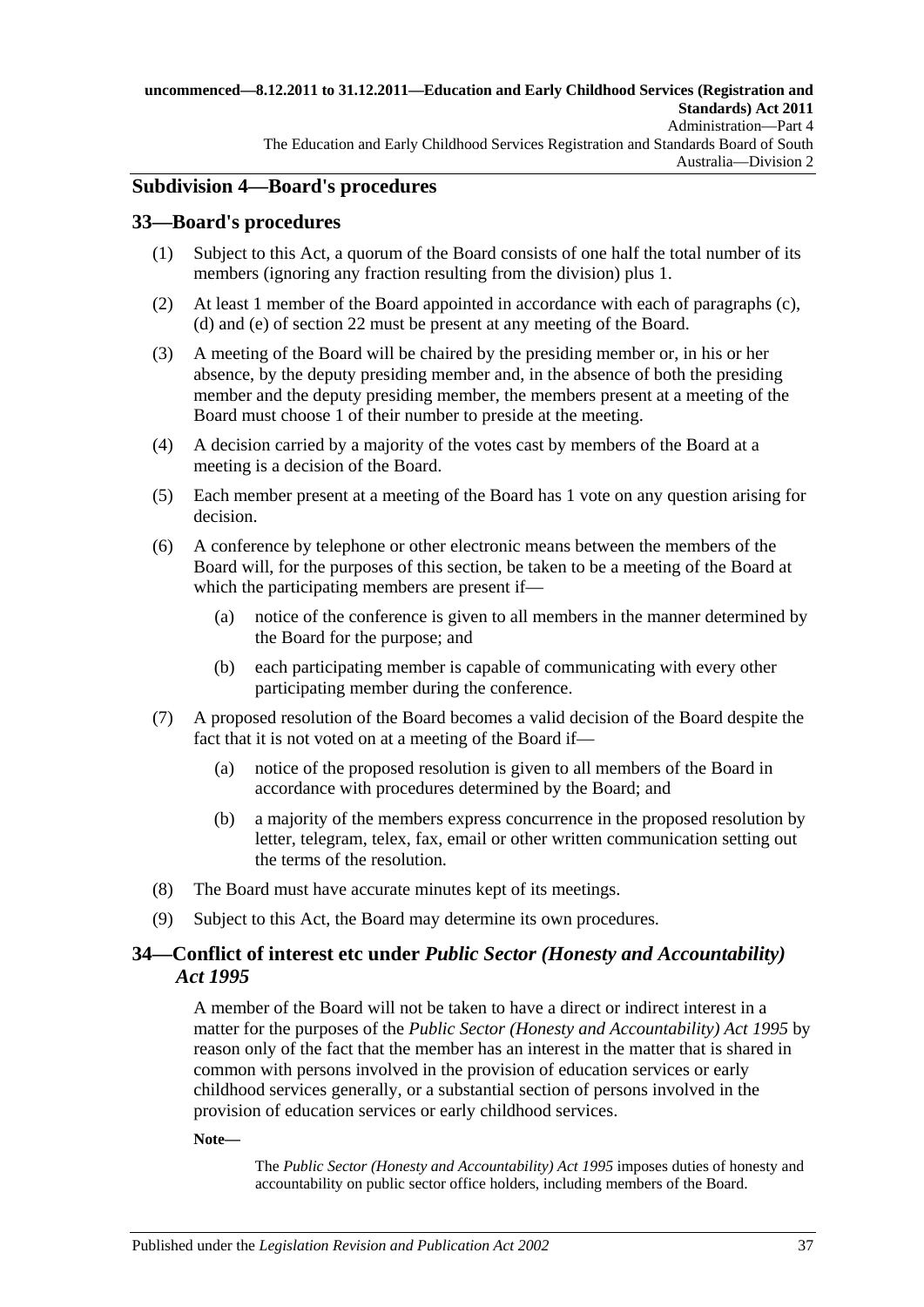## Subdivision 4—Board's procedures

### 33—Board's procedures

(1) Subject to this Act, a quorum of the Board consists of one half the total number of its members (ignoring any fraction resulting from the division) plus 1.

(2) At least 1 member of the Board appointed in accordance with each of paragraphs (c), (d) and (e) of section 22 must be present at any meeting of the Board.

(3) A meeting of the Board will be chaired by the presiding member or, in his or her absence, by the deputy presiding member and, in the absence of both the presiding member and the deputy presiding member, the members present at a meeting of the Board must choose 1 of their number to preside at the meeting.

(4) A decision carried by a majority of the votes cast by members of the Board at a meeting is a decision of the Board.

(5) Each member present at a meeting of the Board has 1 vote on any question arising for decision.

(6) A conference by telephone or other electronic means between the members of the Board will, for the purposes of this section, be taken to be a meeting of the Board at which the participating members are present if—

- (a) notice of the conference is given to all members in the manner determined by the Board for the purpose; and
- (b) each participating member is capable of communicating with every other participating member during the conference.

(7) A proposed resolution of the Board becomes a valid decision of the Board despite the fact that it is not voted on at a meeting of the Board if—

- (a) notice of the proposed resolution is given to all members of the Board in accordance with procedures determined by the Board; and
- (b) a majority of the members express concurrence in the proposed resolution by letter, telegram, telex, fax, email or other written communication setting out the terms of the resolution.

(8) The Board must have accurate minutes kept of its meetings.

(9) Subject to this Act, the Board may determine its own procedures.

### 34—Conflict of interest etc under *Public Sector (Honesty and Accountability) Act 1995*

A member of the Board will not be taken to have a direct or indirect interest in a matter for the purposes of the *Public Sector (Honesty and Accountability) Act 1995* by reason only of the fact that the member has an interest in the matter that is shared in common with persons involved in the provision of education services or early childhood services generally, or a substantial section of persons involved in the provision of education services or early childhood services.

**Note—**

The *Public Sector (Honesty and Accountability) Act 1995* imposes duties of honesty and accountability on public sector office holders, including members of the Board.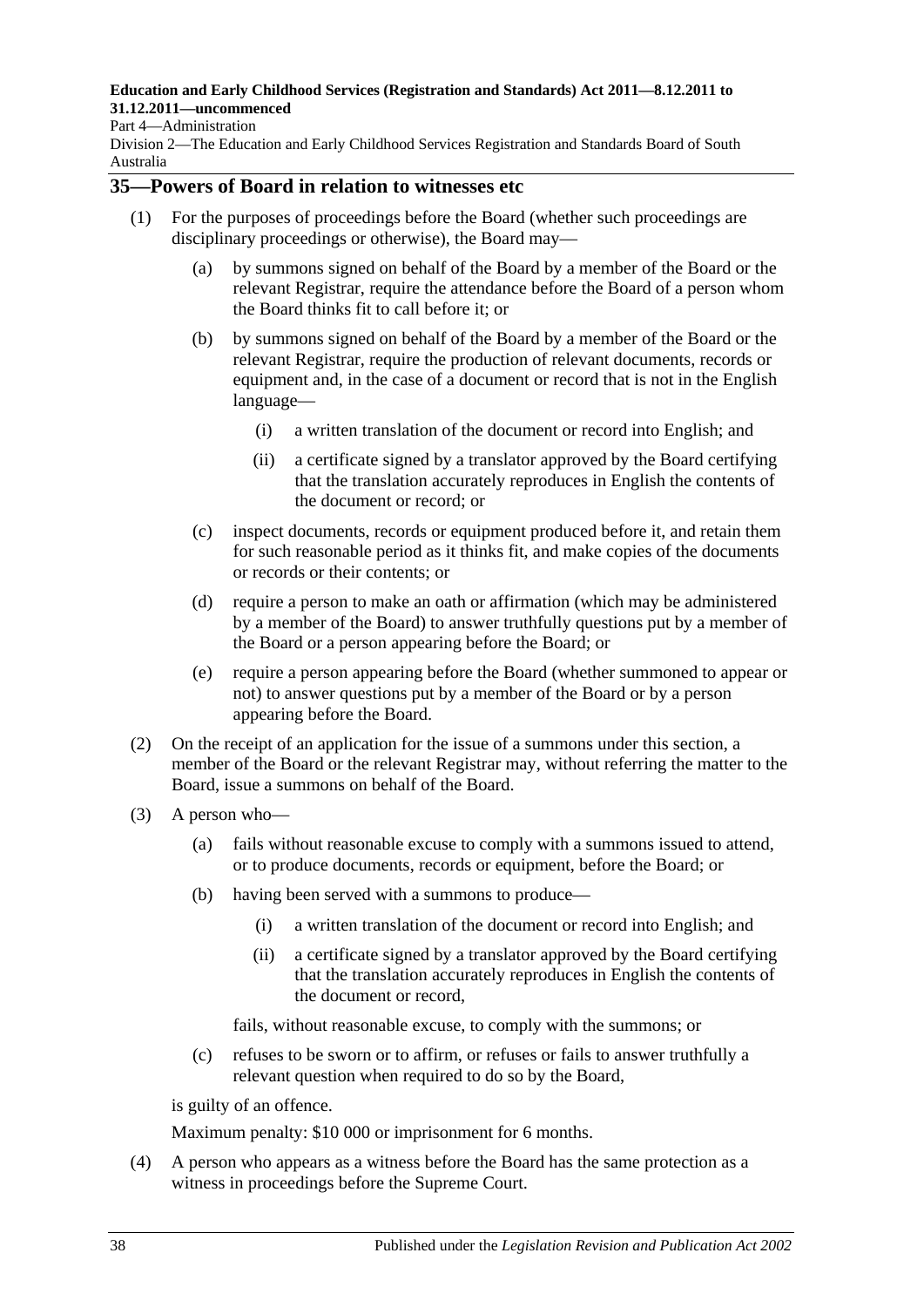## 35—Powers of Board in relation to witnesses etc

(1) For the purposes of proceedings before the Board (whether such proceedings are disciplinary proceedings or otherwise), the Board may—

- (a) by summons signed on behalf of the Board by a member of the Board or the relevant Registrar, require the attendance before the Board of a person whom the Board thinks fit to call before it; or
- (b) by summons signed on behalf of the Board by a member of the Board or the relevant Registrar, require the production of relevant documents, records or equipment and, in the case of a document or record that is not in the English language—
  - (i) a written translation of the document or record into English; and
  - (ii) a certificate signed by a translator approved by the Board certifying that the translation accurately reproduces in English the contents of the document or record; or
- (c) inspect documents, records or equipment produced before it, and retain them for such reasonable period as it thinks fit, and make copies of the documents or records or their contents; or
- (d) require a person to make an oath or affirmation (which may be administered by a member of the Board) to answer truthfully questions put by a member of the Board or a person appearing before the Board; or
- (e) require a person appearing before the Board (whether summoned to appear or not) to answer questions put by a member of the Board or by a person appearing before the Board.

(2) On the receipt of an application for the issue of a summons under this section, a member of the Board or the relevant Registrar may, without referring the matter to the Board, issue a summons on behalf of the Board.

(3) A person who—

- (a) fails without reasonable excuse to comply with a summons issued to attend, or to produce documents, records or equipment, before the Board; or
- (b) having been served with a summons to produce—
  - (i) a written translation of the document or record into English; and
  - (ii) a certificate signed by a translator approved by the Board certifying that the translation accurately reproduces in English the contents of the document or record,

  fails, without reasonable excuse, to comply with the summons; or
- (c) refuses to be sworn or to affirm, or refuses or fails to answer truthfully a relevant question when required to do so by the Board,

is guilty of an offence.

Maximum penalty: $10 000 or imprisonment for 6 months.

(4) A person who appears as a witness before the Board has the same protection as a witness in proceedings before the Supreme Court.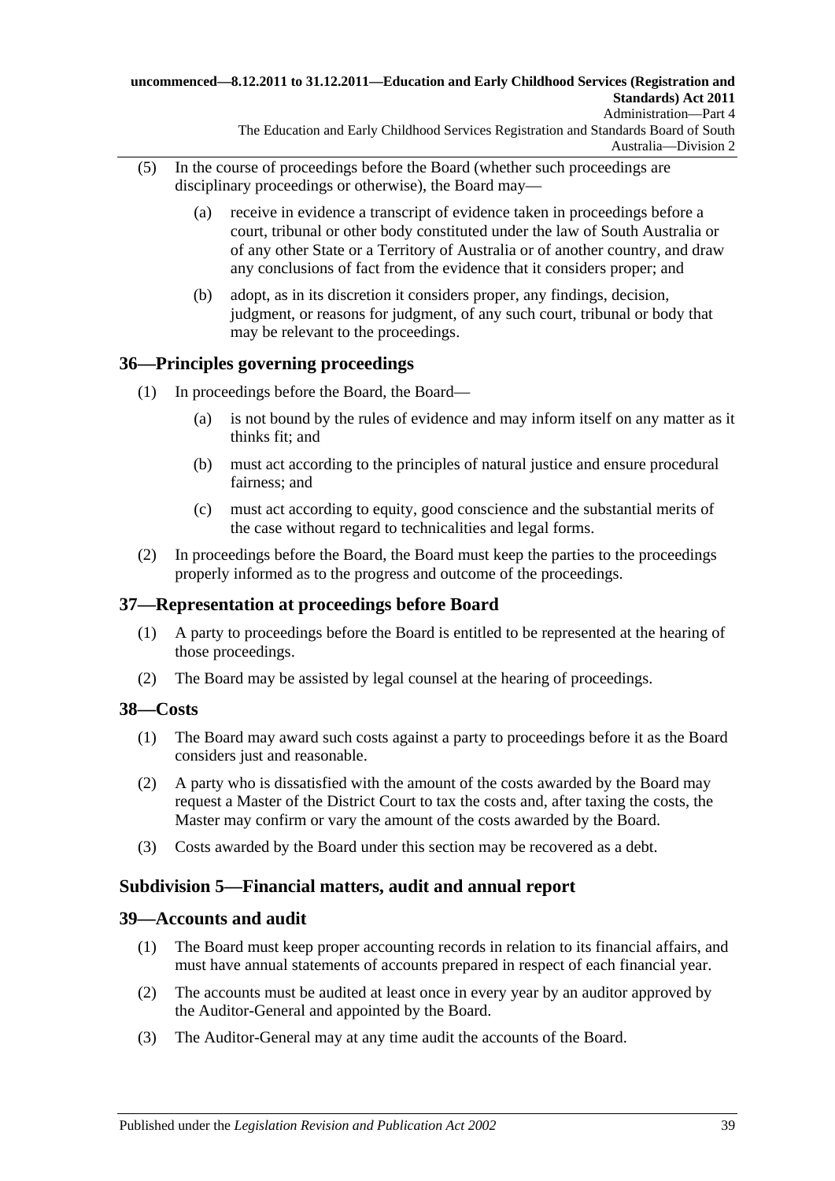(5) In the course of proceedings before the Board (whether such proceedings are disciplinary proceedings or otherwise), the Board may—

(a) receive in evidence a transcript of evidence taken in proceedings before a court, tribunal or other body constituted under the law of South Australia or of any other State or a Territory of Australia or of another country, and draw any conclusions of fact from the evidence that it considers proper; and

(b) adopt, as in its discretion it considers proper, any findings, decision, judgment, or reasons for judgment, of any such court, tribunal or body that may be relevant to the proceedings.

## 36—Principles governing proceedings

(1) In proceedings before the Board, the Board—

(a) is not bound by the rules of evidence and may inform itself on any matter as it thinks fit; and

(b) must act according to the principles of natural justice and ensure procedural fairness; and

(c) must act according to equity, good conscience and the substantial merits of the case without regard to technicalities and legal forms.

(2) In proceedings before the Board, the Board must keep the parties to the proceedings properly informed as to the progress and outcome of the proceedings.

## 37—Representation at proceedings before Board

(1) A party to proceedings before the Board is entitled to be represented at the hearing of those proceedings.

(2) The Board may be assisted by legal counsel at the hearing of proceedings.

## 38—Costs

(1) The Board may award such costs against a party to proceedings before it as the Board considers just and reasonable.

(2) A party who is dissatisfied with the amount of the costs awarded by the Board may request a Master of the District Court to tax the costs and, after taxing the costs, the Master may confirm or vary the amount of the costs awarded by the Board.

(3) Costs awarded by the Board under this section may be recovered as a debt.

### Subdivision 5—Financial matters, audit and annual report

## 39—Accounts and audit

(1) The Board must keep proper accounting records in relation to its financial affairs, and must have annual statements of accounts prepared in respect of each financial year.

(2) The accounts must be audited at least once in every year by an auditor approved by the Auditor-General and appointed by the Board.

(3) The Auditor-General may at any time audit the accounts of the Board.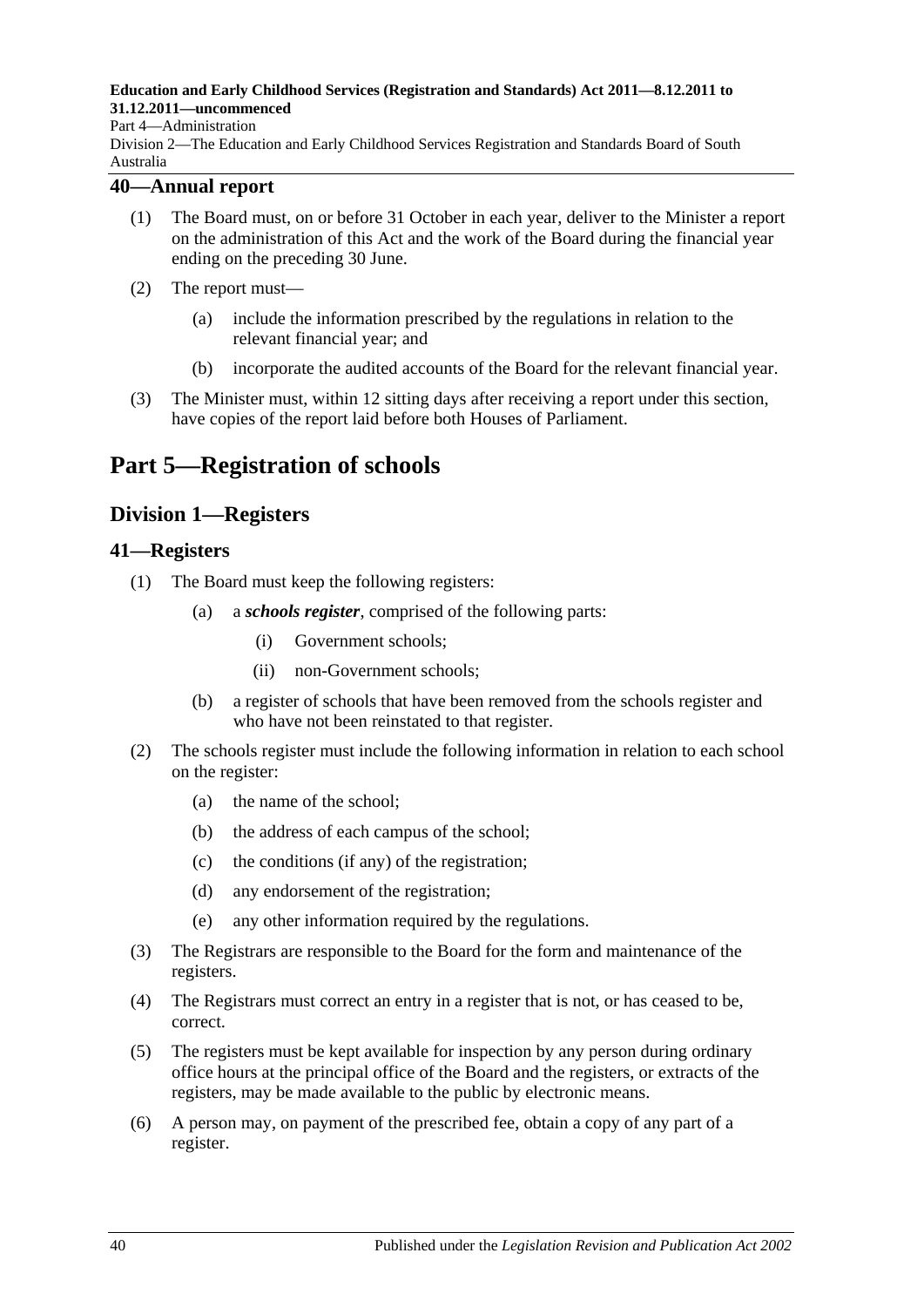## 40—Annual report

(1) The Board must, on or before 31 October in each year, deliver to the Minister a report on the administration of this Act and the work of the Board during the financial year ending on the preceding 30 June.

(2) The report must—

(a) include the information prescribed by the regulations in relation to the relevant financial year; and

(b) incorporate the audited accounts of the Board for the relevant financial year.

(3) The Minister must, within 12 sitting days after receiving a report under this section, have copies of the report laid before both Houses of Parliament.

# Part 5—Registration of schools

## Division 1—Registers

## 41—Registers

(1) The Board must keep the following registers:

(a) a ***schools register***, comprised of the following parts:

(i) Government schools;

(ii) non-Government schools;

(b) a register of schools that have been removed from the schools register and who have not been reinstated to that register.

(2) The schools register must include the following information in relation to each school on the register:

(a) the name of the school;

(b) the address of each campus of the school;

(c) the conditions (if any) of the registration;

(d) any endorsement of the registration;

(e) any other information required by the regulations.

(3) The Registrars are responsible to the Board for the form and maintenance of the registers.

(4) The Registrars must correct an entry in a register that is not, or has ceased to be, correct.

(5) The registers must be kept available for inspection by any person during ordinary office hours at the principal office of the Board and the registers, or extracts of the registers, may be made available to the public by electronic means.

(6) A person may, on payment of the prescribed fee, obtain a copy of any part of a register.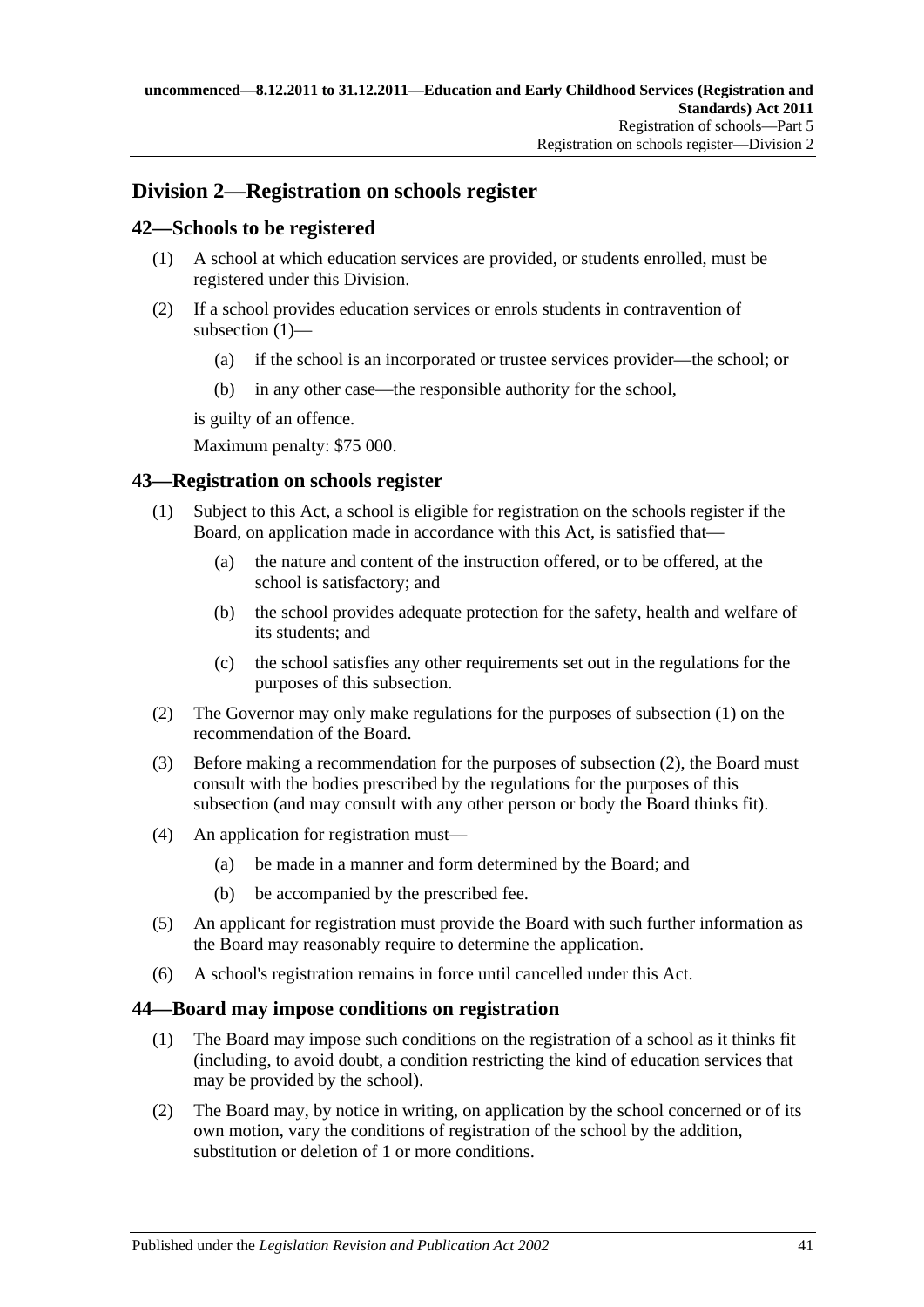## Division 2—Registration on schools register

### 42—Schools to be registered

(1) A school at which education services are provided, or students enrolled, must be registered under this Division.

(2) If a school provides education services or enrols students in contravention of subsection (1)—

(a) if the school is an incorporated or trustee services provider—the school; or

(b) in any other case—the responsible authority for the school,

is guilty of an offence.

Maximum penalty: $75 000.

### 43—Registration on schools register

(1) Subject to this Act, a school is eligible for registration on the schools register if the Board, on application made in accordance with this Act, is satisfied that—

(a) the nature and content of the instruction offered, or to be offered, at the school is satisfactory; and

(b) the school provides adequate protection for the safety, health and welfare of its students; and

(c) the school satisfies any other requirements set out in the regulations for the purposes of this subsection.

(2) The Governor may only make regulations for the purposes of subsection (1) on the recommendation of the Board.

(3) Before making a recommendation for the purposes of subsection (2), the Board must consult with the bodies prescribed by the regulations for the purposes of this subsection (and may consult with any other person or body the Board thinks fit).

(4) An application for registration must—

(a) be made in a manner and form determined by the Board; and

(b) be accompanied by the prescribed fee.

(5) An applicant for registration must provide the Board with such further information as the Board may reasonably require to determine the application.

(6) A school's registration remains in force until cancelled under this Act.

### 44—Board may impose conditions on registration

(1) The Board may impose such conditions on the registration of a school as it thinks fit (including, to avoid doubt, a condition restricting the kind of education services that may be provided by the school).

(2) The Board may, by notice in writing, on application by the school concerned or of its own motion, vary the conditions of registration of the school by the addition, substitution or deletion of 1 or more conditions.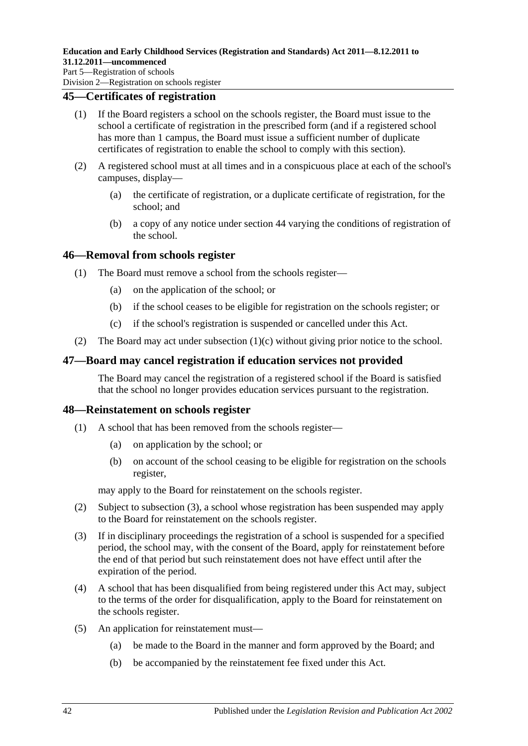## 45—Certificates of registration

(1) If the Board registers a school on the schools register, the Board must issue to the school a certificate of registration in the prescribed form (and if a registered school has more than 1 campus, the Board must issue a sufficient number of duplicate certificates of registration to enable the school to comply with this section).

(2) A registered school must at all times and in a conspicuous place at each of the school's campuses, display—

- (a) the certificate of registration, or a duplicate certificate of registration, for the school; and
- (b) a copy of any notice under section 44 varying the conditions of registration of the school.

## 46—Removal from schools register

(1) The Board must remove a school from the schools register—

- (a) on the application of the school; or
- (b) if the school ceases to be eligible for registration on the schools register; or
- (c) if the school's registration is suspended or cancelled under this Act.

(2) The Board may act under subsection (1)(c) without giving prior notice to the school.

## 47—Board may cancel registration if education services not provided

The Board may cancel the registration of a registered school if the Board is satisfied that the school no longer provides education services pursuant to the registration.

## 48—Reinstatement on schools register

(1) A school that has been removed from the schools register—

- (a) on application by the school; or
- (b) on account of the school ceasing to be eligible for registration on the schools register,

may apply to the Board for reinstatement on the schools register.

(2) Subject to subsection (3), a school whose registration has been suspended may apply to the Board for reinstatement on the schools register.

(3) If in disciplinary proceedings the registration of a school is suspended for a specified period, the school may, with the consent of the Board, apply for reinstatement before the end of that period but such reinstatement does not have effect until after the expiration of the period.

(4) A school that has been disqualified from being registered under this Act may, subject to the terms of the order for disqualification, apply to the Board for reinstatement on the schools register.

(5) An application for reinstatement must—

- (a) be made to the Board in the manner and form approved by the Board; and
- (b) be accompanied by the reinstatement fee fixed under this Act.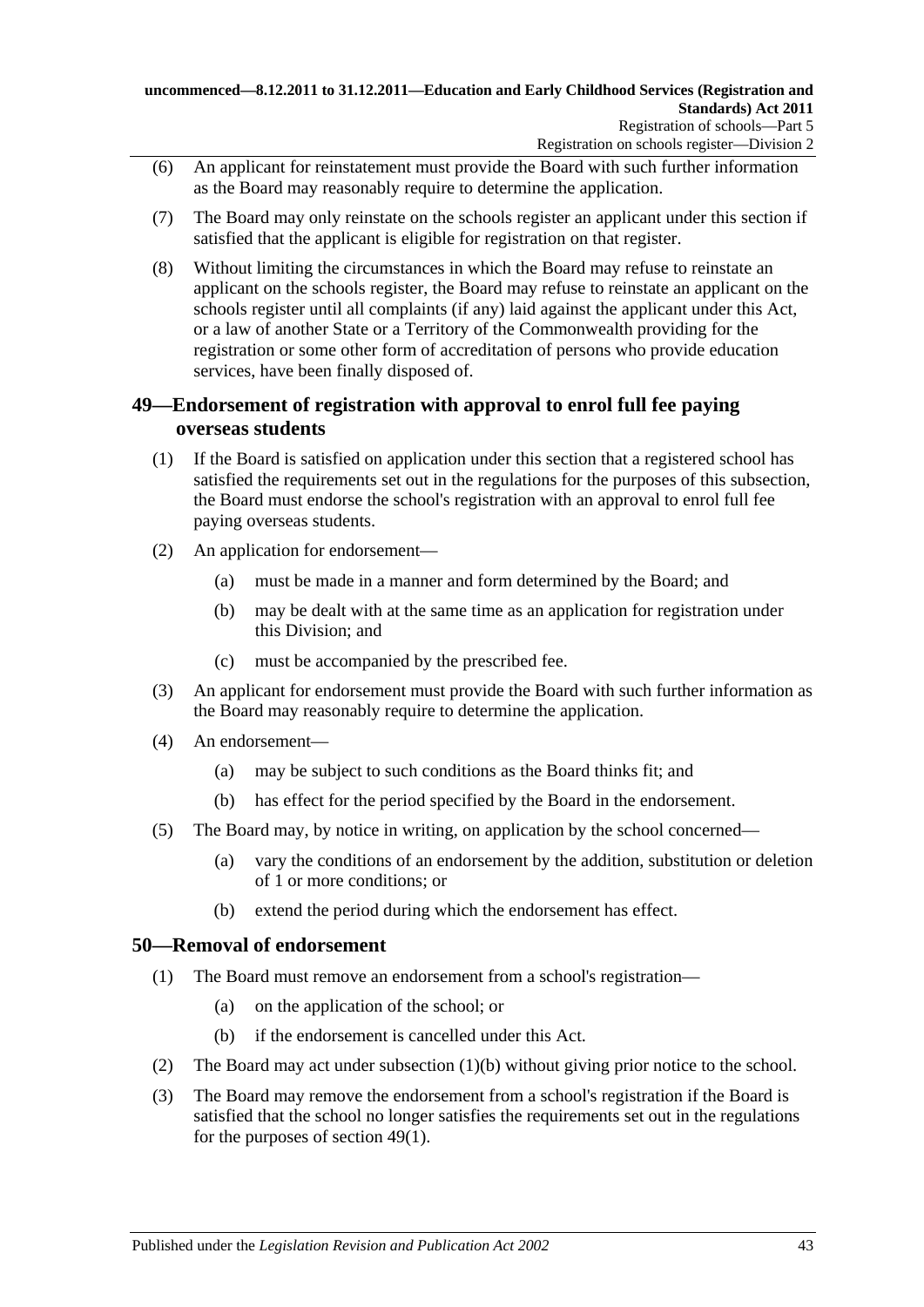(6) An applicant for reinstatement must provide the Board with such further information as the Board may reasonably require to determine the application.

(7) The Board may only reinstate on the schools register an applicant under this section if satisfied that the applicant is eligible for registration on that register.

(8) Without limiting the circumstances in which the Board may refuse to reinstate an applicant on the schools register, the Board may refuse to reinstate an applicant on the schools register until all complaints (if any) laid against the applicant under this Act, or a law of another State or a Territory of the Commonwealth providing for the registration or some other form of accreditation of persons who provide education services, have been finally disposed of.

## 49—Endorsement of registration with approval to enrol full fee paying overseas students

(1) If the Board is satisfied on application under this section that a registered school has satisfied the requirements set out in the regulations for the purposes of this subsection, the Board must endorse the school's registration with an approval to enrol full fee paying overseas students.

(2) An application for endorsement—

(a) must be made in a manner and form determined by the Board; and

(b) may be dealt with at the same time as an application for registration under this Division; and

(c) must be accompanied by the prescribed fee.

(3) An applicant for endorsement must provide the Board with such further information as the Board may reasonably require to determine the application.

(4) An endorsement—

(a) may be subject to such conditions as the Board thinks fit; and

(b) has effect for the period specified by the Board in the endorsement.

(5) The Board may, by notice in writing, on application by the school concerned—

(a) vary the conditions of an endorsement by the addition, substitution or deletion of 1 or more conditions; or

(b) extend the period during which the endorsement has effect.

## 50—Removal of endorsement

(1) The Board must remove an endorsement from a school's registration—

(a) on the application of the school; or

(b) if the endorsement is cancelled under this Act.

(2) The Board may act under subsection (1)(b) without giving prior notice to the school.

(3) The Board may remove the endorsement from a school's registration if the Board is satisfied that the school no longer satisfies the requirements set out in the regulations for the purposes of section 49(1).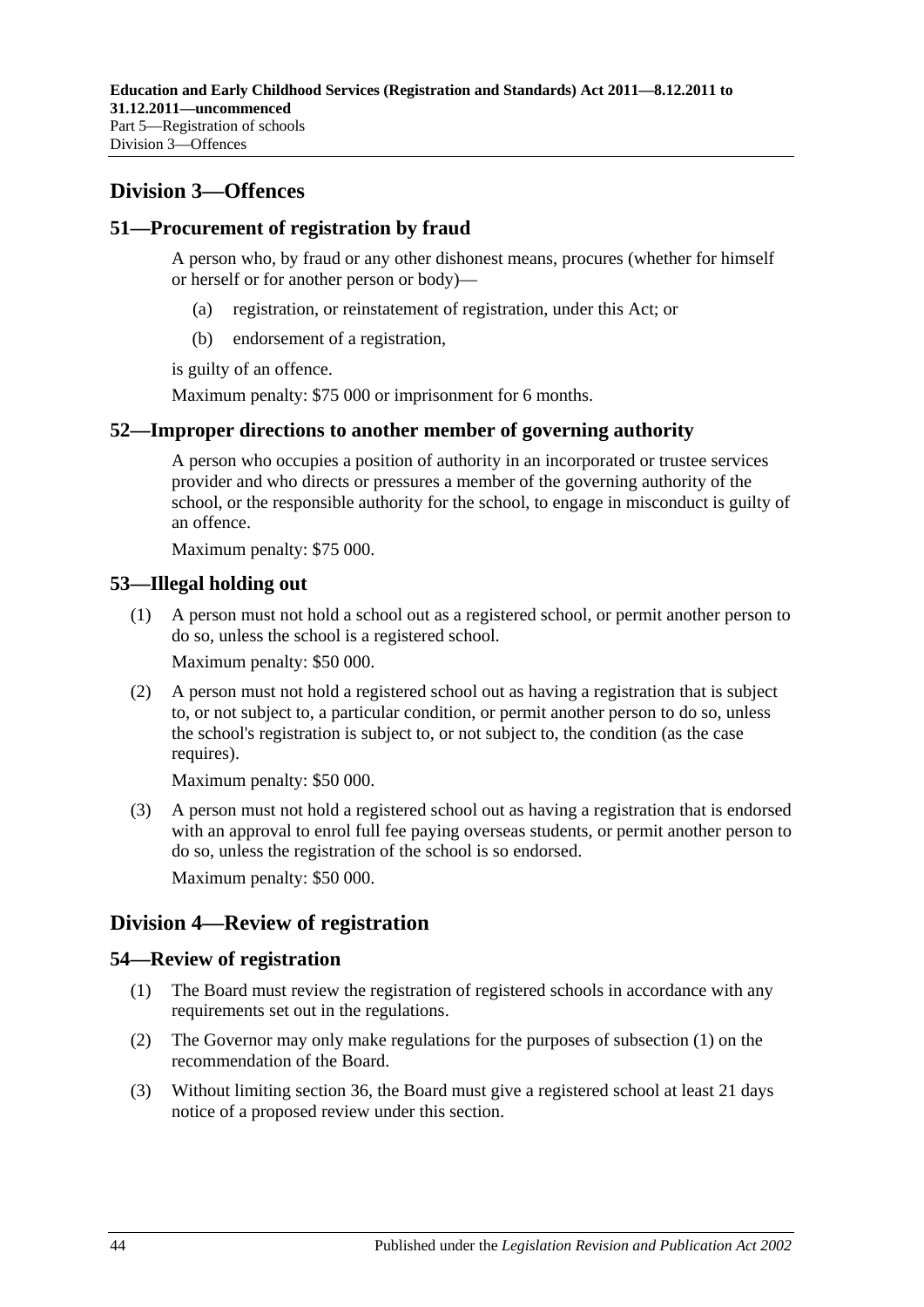## Division 3—Offences

### 51—Procurement of registration by fraud

A person who, by fraud or any other dishonest means, procures (whether for himself or herself or for another person or body)—

- (a) registration, or reinstatement of registration, under this Act; or
- (b) endorsement of a registration,

is guilty of an offence.

Maximum penalty: $75 000 or imprisonment for 6 months.

### 52—Improper directions to another member of governing authority

A person who occupies a position of authority in an incorporated or trustee services provider and who directs or pressures a member of the governing authority of the school, or the responsible authority for the school, to engage in misconduct is guilty of an offence.

Maximum penalty: $75 000.

### 53—Illegal holding out

(1) A person must not hold a school out as a registered school, or permit another person to do so, unless the school is a registered school.

Maximum penalty: $50 000.

(2) A person must not hold a registered school out as having a registration that is subject to, or not subject to, a particular condition, or permit another person to do so, unless the school's registration is subject to, or not subject to, the condition (as the case requires).

Maximum penalty: $50 000.

(3) A person must not hold a registered school out as having a registration that is endorsed with an approval to enrol full fee paying overseas students, or permit another person to do so, unless the registration of the school is so endorsed.

Maximum penalty: $50 000.

## Division 4—Review of registration

### 54—Review of registration

(1) The Board must review the registration of registered schools in accordance with any requirements set out in the regulations.

(2) The Governor may only make regulations for the purposes of subsection (1) on the recommendation of the Board.

(3) Without limiting section 36, the Board must give a registered school at least 21 days notice of a proposed review under this section.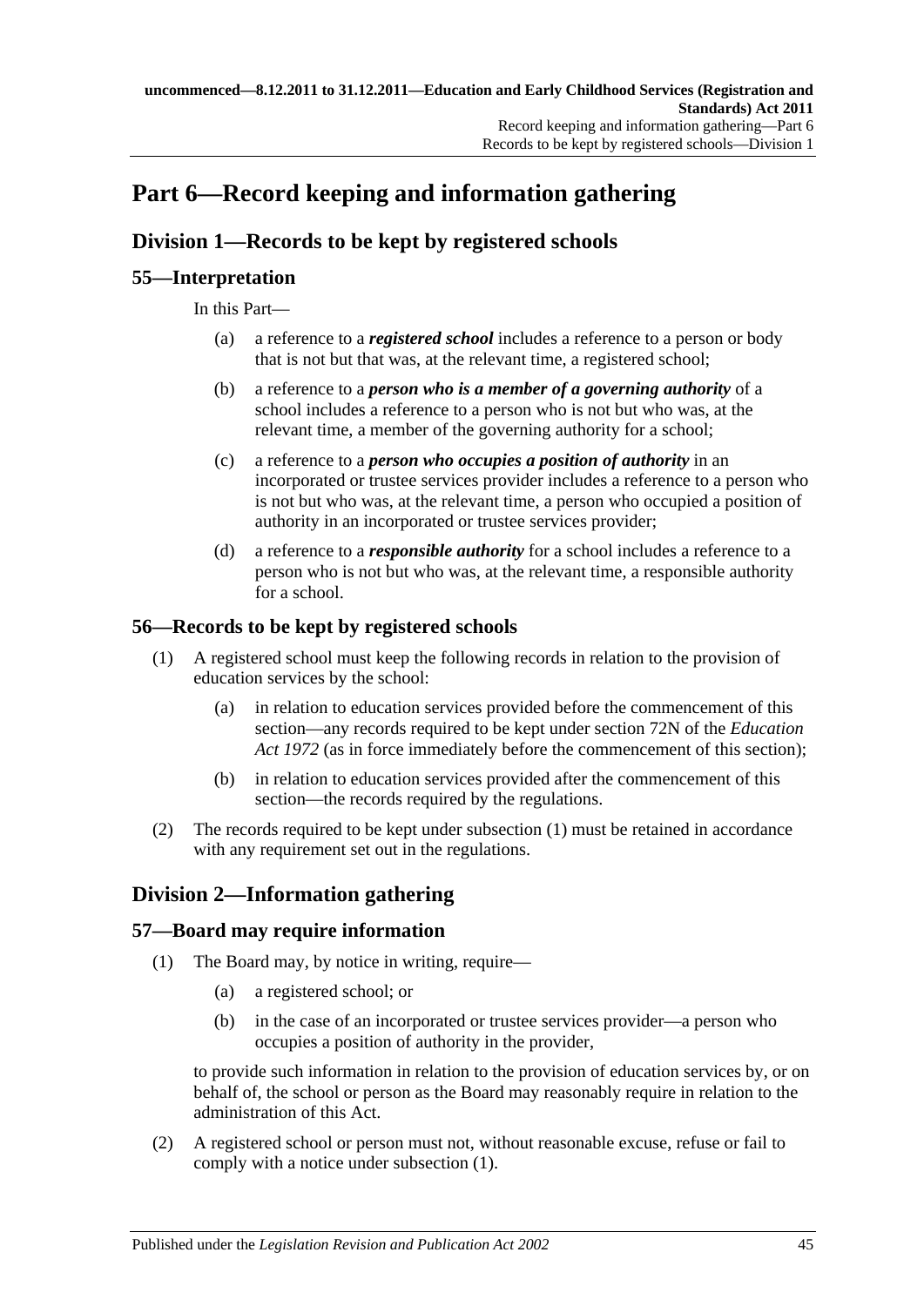# Part 6—Record keeping and information gathering

## Division 1—Records to be kept by registered schools

### 55—Interpretation

In this Part—

(a) a reference to a ***registered school*** includes a reference to a person or body that is not but that was, at the relevant time, a registered school;

(b) a reference to a ***person who is a member of a governing authority*** of a school includes a reference to a person who is not but who was, at the relevant time, a member of the governing authority for a school;

(c) a reference to a ***person who occupies a position of authority*** in an incorporated or trustee services provider includes a reference to a person who is not but who was, at the relevant time, a person who occupied a position of authority in an incorporated or trustee services provider;

(d) a reference to a ***responsible authority*** for a school includes a reference to a person who is not but who was, at the relevant time, a responsible authority for a school.

### 56—Records to be kept by registered schools

(1) A registered school must keep the following records in relation to the provision of education services by the school:

(a) in relation to education services provided before the commencement of this section—any records required to be kept under section 72N of the *Education Act 1972* (as in force immediately before the commencement of this section);

(b) in relation to education services provided after the commencement of this section—the records required by the regulations.

(2) The records required to be kept under subsection (1) must be retained in accordance with any requirement set out in the regulations.

## Division 2—Information gathering

### 57—Board may require information

(1) The Board may, by notice in writing, require—

(a) a registered school; or

(b) in the case of an incorporated or trustee services provider—a person who occupies a position of authority in the provider,

to provide such information in relation to the provision of education services by, or on behalf of, the school or person as the Board may reasonably require in relation to the administration of this Act.

(2) A registered school or person must not, without reasonable excuse, refuse or fail to comply with a notice under subsection (1).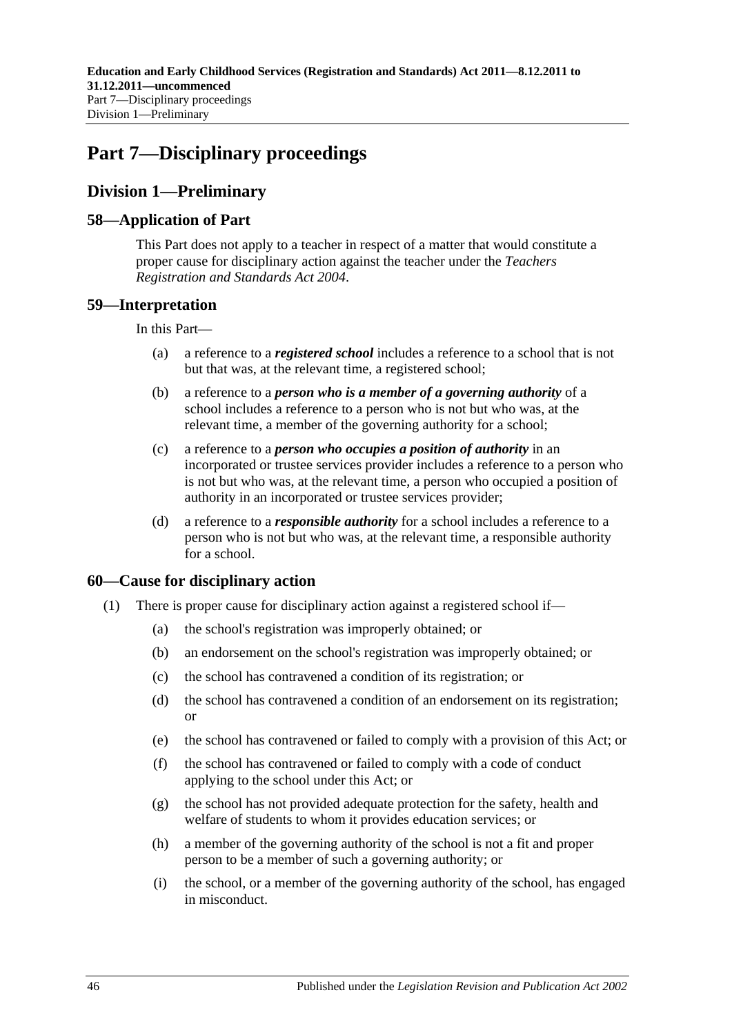# Part 7—Disciplinary proceedings

## Division 1—Preliminary

### 58—Application of Part

This Part does not apply to a teacher in respect of a matter that would constitute a proper cause for disciplinary action against the teacher under the *Teachers Registration and Standards Act 2004*.

### 59—Interpretation

In this Part—

(a) a reference to a ***registered school*** includes a reference to a school that is not but that was, at the relevant time, a registered school;

(b) a reference to a ***person who is a member of a governing authority*** of a school includes a reference to a person who is not but who was, at the relevant time, a member of the governing authority for a school;

(c) a reference to a ***person who occupies a position of authority*** in an incorporated or trustee services provider includes a reference to a person who is not but who was, at the relevant time, a person who occupied a position of authority in an incorporated or trustee services provider;

(d) a reference to a ***responsible authority*** for a school includes a reference to a person who is not but who was, at the relevant time, a responsible authority for a school.

### 60—Cause for disciplinary action

(1) There is proper cause for disciplinary action against a registered school if—

(a) the school's registration was improperly obtained; or

(b) an endorsement on the school's registration was improperly obtained; or

(c) the school has contravened a condition of its registration; or

(d) the school has contravened a condition of an endorsement on its registration; or

(e) the school has contravened or failed to comply with a provision of this Act; or

(f) the school has contravened or failed to comply with a code of conduct applying to the school under this Act; or

(g) the school has not provided adequate protection for the safety, health and welfare of students to whom it provides education services; or

(h) a member of the governing authority of the school is not a fit and proper person to be a member of such a governing authority; or

(i) the school, or a member of the governing authority of the school, has engaged in misconduct.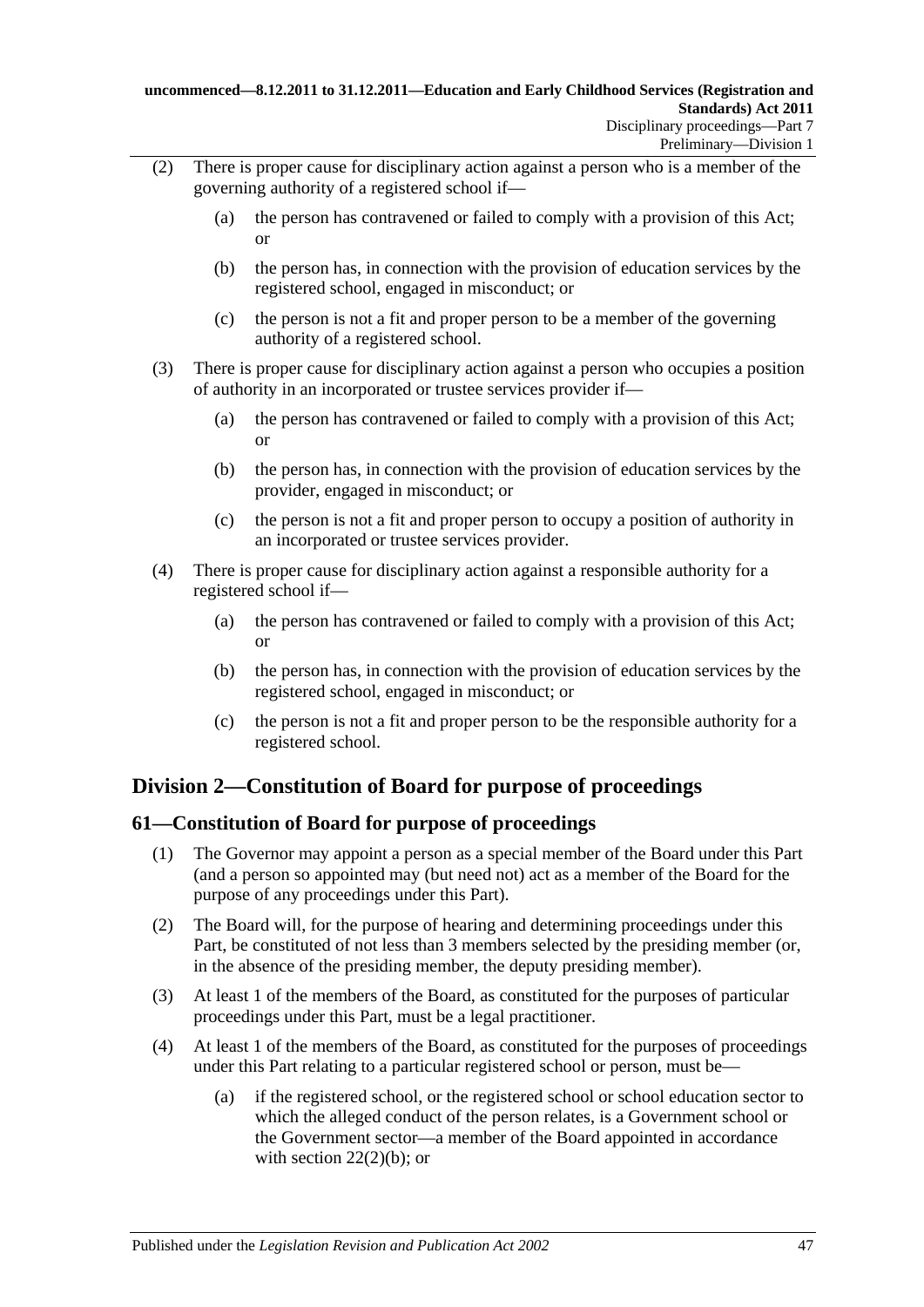(2) There is proper cause for disciplinary action against a person who is a member of the governing authority of a registered school if—

(a) the person has contravened or failed to comply with a provision of this Act; or

(b) the person has, in connection with the provision of education services by the registered school, engaged in misconduct; or

(c) the person is not a fit and proper person to be a member of the governing authority of a registered school.

(3) There is proper cause for disciplinary action against a person who occupies a position of authority in an incorporated or trustee services provider if—

(a) the person has contravened or failed to comply with a provision of this Act; or

(b) the person has, in connection with the provision of education services by the provider, engaged in misconduct; or

(c) the person is not a fit and proper person to occupy a position of authority in an incorporated or trustee services provider.

(4) There is proper cause for disciplinary action against a responsible authority for a registered school if—

(a) the person has contravened or failed to comply with a provision of this Act; or

(b) the person has, in connection with the provision of education services by the registered school, engaged in misconduct; or

(c) the person is not a fit and proper person to be the responsible authority for a registered school.

## Division 2—Constitution of Board for purpose of proceedings

### 61—Constitution of Board for purpose of proceedings

(1) The Governor may appoint a person as a special member of the Board under this Part (and a person so appointed may (but need not) act as a member of the Board for the purpose of any proceedings under this Part).

(2) The Board will, for the purpose of hearing and determining proceedings under this Part, be constituted of not less than 3 members selected by the presiding member (or, in the absence of the presiding member, the deputy presiding member).

(3) At least 1 of the members of the Board, as constituted for the purposes of particular proceedings under this Part, must be a legal practitioner.

(4) At least 1 of the members of the Board, as constituted for the purposes of proceedings under this Part relating to a particular registered school or person, must be—

(a) if the registered school, or the registered school or school education sector to which the alleged conduct of the person relates, is a Government school or the Government sector—a member of the Board appointed in accordance with section 22(2)(b); or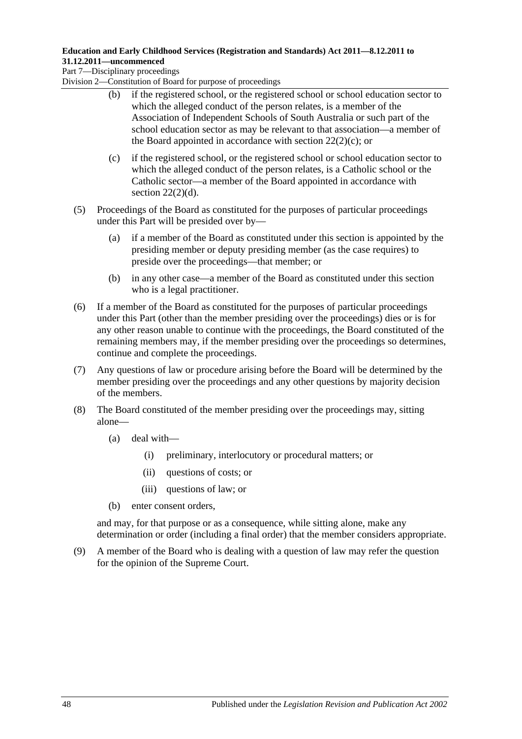(b) if the registered school, or the registered school or school education sector to which the alleged conduct of the person relates, is a member of the Association of Independent Schools of South Australia or such part of the school education sector as may be relevant to that association—a member of the Board appointed in accordance with section 22(2)(c); or

(c) if the registered school, or the registered school or school education sector to which the alleged conduct of the person relates, is a Catholic school or the Catholic sector—a member of the Board appointed in accordance with section 22(2)(d).

(5) Proceedings of the Board as constituted for the purposes of particular proceedings under this Part will be presided over by—

(a) if a member of the Board as constituted under this section is appointed by the presiding member or deputy presiding member (as the case requires) to preside over the proceedings—that member; or

(b) in any other case—a member of the Board as constituted under this section who is a legal practitioner.

(6) If a member of the Board as constituted for the purposes of particular proceedings under this Part (other than the member presiding over the proceedings) dies or is for any other reason unable to continue with the proceedings, the Board constituted of the remaining members may, if the member presiding over the proceedings so determines, continue and complete the proceedings.

(7) Any questions of law or procedure arising before the Board will be determined by the member presiding over the proceedings and any other questions by majority decision of the members.

(8) The Board constituted of the member presiding over the proceedings may, sitting alone—

(a) deal with—

(i) preliminary, interlocutory or procedural matters; or

(ii) questions of costs; or

(iii) questions of law; or

(b) enter consent orders,

and may, for that purpose or as a consequence, while sitting alone, make any determination or order (including a final order) that the member considers appropriate.

(9) A member of the Board who is dealing with a question of law may refer the question for the opinion of the Supreme Court.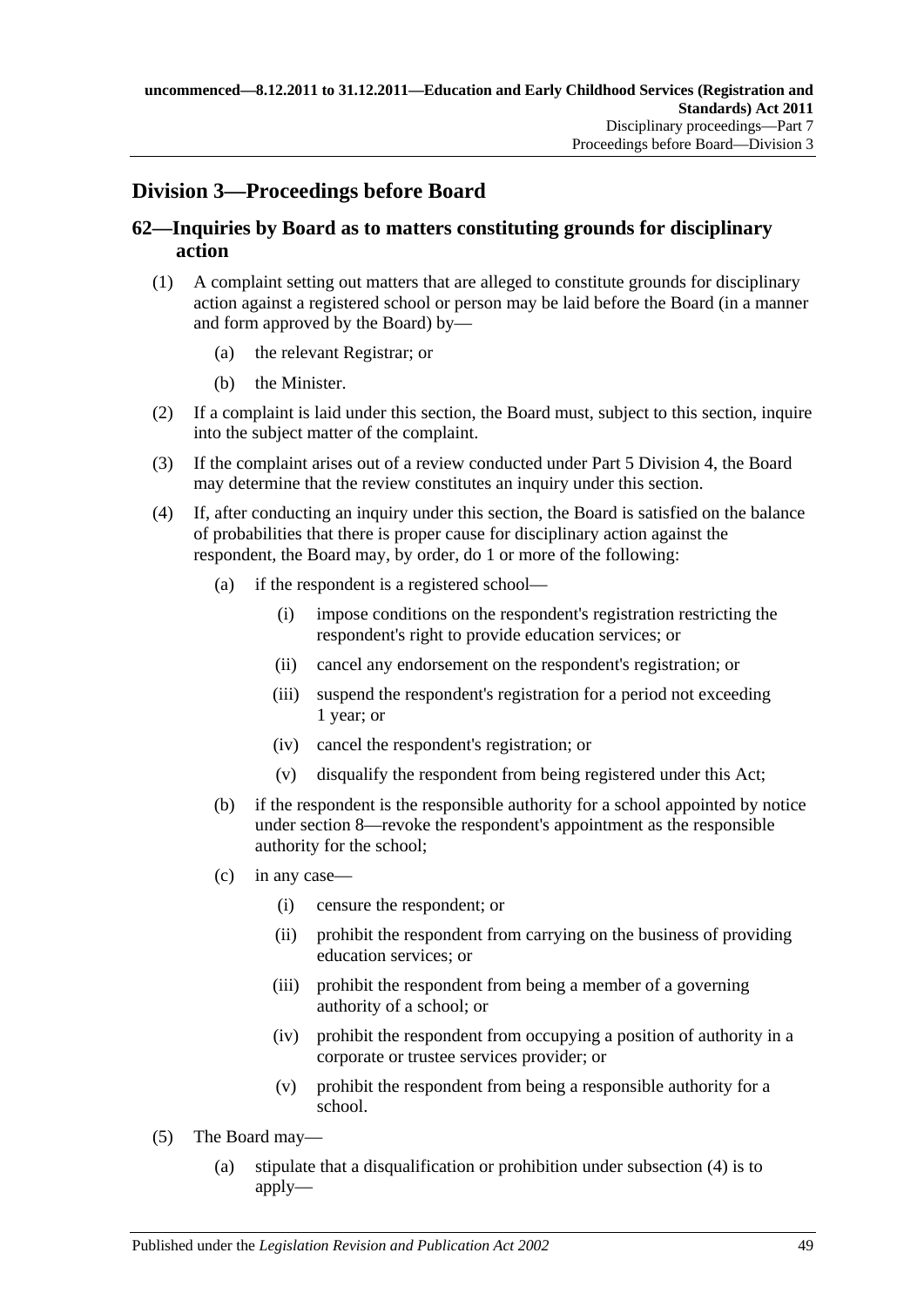## Division 3—Proceedings before Board

### 62—Inquiries by Board as to matters constituting grounds for disciplinary action

(1) A complaint setting out matters that are alleged to constitute grounds for disciplinary action against a registered school or person may be laid before the Board (in a manner and form approved by the Board) by—

(a) the relevant Registrar; or

(b) the Minister.

(2) If a complaint is laid under this section, the Board must, subject to this section, inquire into the subject matter of the complaint.

(3) If the complaint arises out of a review conducted under Part 5 Division 4, the Board may determine that the review constitutes an inquiry under this section.

(4) If, after conducting an inquiry under this section, the Board is satisfied on the balance of probabilities that there is proper cause for disciplinary action against the respondent, the Board may, by order, do 1 or more of the following:

(a) if the respondent is a registered school—

(i) impose conditions on the respondent's registration restricting the respondent's right to provide education services; or

(ii) cancel any endorsement on the respondent's registration; or

(iii) suspend the respondent's registration for a period not exceeding 1 year; or

(iv) cancel the respondent's registration; or

(v) disqualify the respondent from being registered under this Act;

(b) if the respondent is the responsible authority for a school appointed by notice under section 8—revoke the respondent's appointment as the responsible authority for the school;

(c) in any case—

(i) censure the respondent; or

(ii) prohibit the respondent from carrying on the business of providing education services; or

(iii) prohibit the respondent from being a member of a governing authority of a school; or

(iv) prohibit the respondent from occupying a position of authority in a corporate or trustee services provider; or

(v) prohibit the respondent from being a responsible authority for a school.

(5) The Board may—

(a) stipulate that a disqualification or prohibition under subsection (4) is to apply—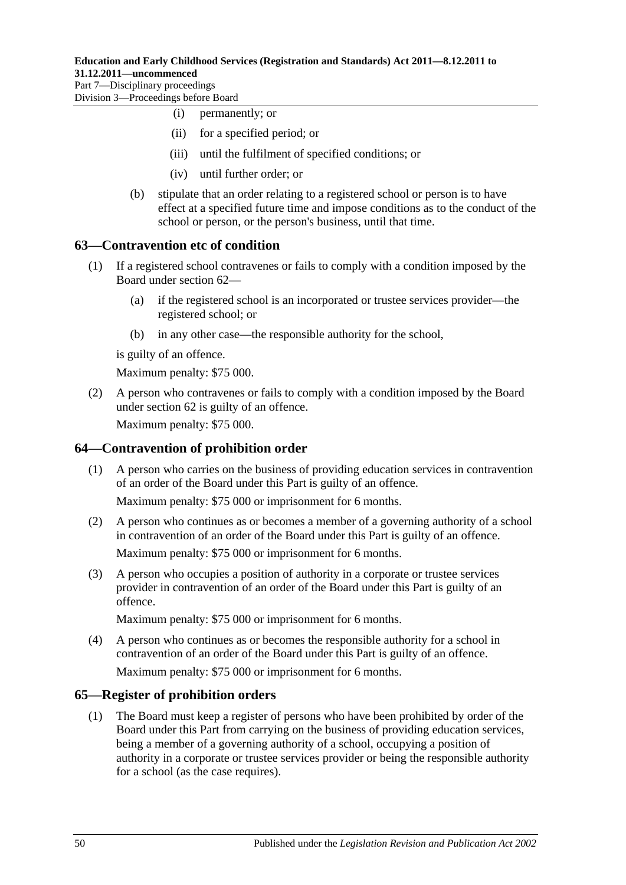- (i) permanently; or
- (ii) for a specified period; or
- (iii) until the fulfilment of specified conditions; or
- (iv) until further order; or

(b) stipulate that an order relating to a registered school or person is to have effect at a specified future time and impose conditions as to the conduct of the school or person, or the person's business, until that time.

## 63—Contravention etc of condition

(1) If a registered school contravenes or fails to comply with a condition imposed by the Board under section 62—

- (a) if the registered school is an incorporated or trustee services provider—the registered school; or
- (b) in any other case—the responsible authority for the school,

is guilty of an offence.

Maximum penalty: $75 000.

(2) A person who contravenes or fails to comply with a condition imposed by the Board under section 62 is guilty of an offence.

Maximum penalty: $75 000.

## 64—Contravention of prohibition order

(1) A person who carries on the business of providing education services in contravention of an order of the Board under this Part is guilty of an offence.

Maximum penalty: $75 000 or imprisonment for 6 months.

(2) A person who continues as or becomes a member of a governing authority of a school in contravention of an order of the Board under this Part is guilty of an offence.

Maximum penalty: $75 000 or imprisonment for 6 months.

(3) A person who occupies a position of authority in a corporate or trustee services provider in contravention of an order of the Board under this Part is guilty of an offence.

Maximum penalty: $75 000 or imprisonment for 6 months.

(4) A person who continues as or becomes the responsible authority for a school in contravention of an order of the Board under this Part is guilty of an offence.

Maximum penalty: $75 000 or imprisonment for 6 months.

## 65—Register of prohibition orders

(1) The Board must keep a register of persons who have been prohibited by order of the Board under this Part from carrying on the business of providing education services, being a member of a governing authority of a school, occupying a position of authority in a corporate or trustee services provider or being the responsible authority for a school (as the case requires).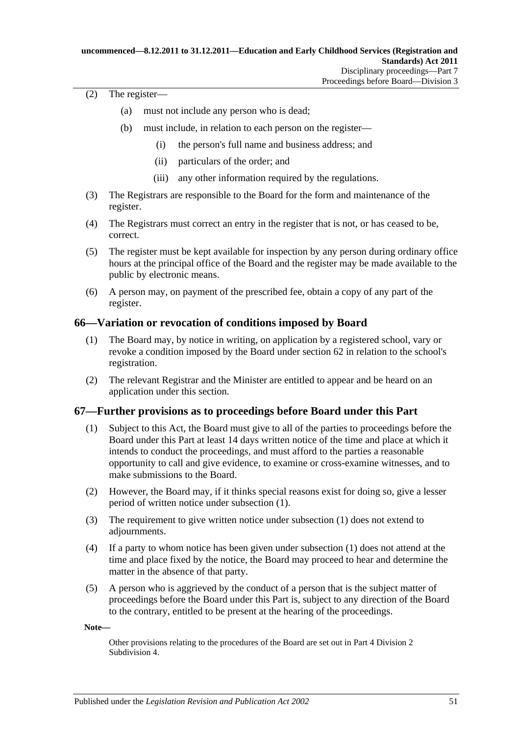(2) The register—

- (a) must not include any person who is dead;
- (b) must include, in relation to each person on the register—
  - (i) the person's full name and business address; and
  - (ii) particulars of the order; and
  - (iii) any other information required by the regulations.

(3) The Registrars are responsible to the Board for the form and maintenance of the register.

(4) The Registrars must correct an entry in the register that is not, or has ceased to be, correct.

(5) The register must be kept available for inspection by any person during ordinary office hours at the principal office of the Board and the register may be made available to the public by electronic means.

(6) A person may, on payment of the prescribed fee, obtain a copy of any part of the register.

## 66—Variation or revocation of conditions imposed by Board

(1) The Board may, by notice in writing, on application by a registered school, vary or revoke a condition imposed by the Board under section 62 in relation to the school's registration.

(2) The relevant Registrar and the Minister are entitled to appear and be heard on an application under this section.

## 67—Further provisions as to proceedings before Board under this Part

(1) Subject to this Act, the Board must give to all of the parties to proceedings before the Board under this Part at least 14 days written notice of the time and place at which it intends to conduct the proceedings, and must afford to the parties a reasonable opportunity to call and give evidence, to examine or cross-examine witnesses, and to make submissions to the Board.

(2) However, the Board may, if it thinks special reasons exist for doing so, give a lesser period of written notice under subsection (1).

(3) The requirement to give written notice under subsection (1) does not extend to adjournments.

(4) If a party to whom notice has been given under subsection (1) does not attend at the time and place fixed by the notice, the Board may proceed to hear and determine the matter in the absence of that party.

(5) A person who is aggrieved by the conduct of a person that is the subject matter of proceedings before the Board under this Part is, subject to any direction of the Board to the contrary, entitled to be present at the hearing of the proceedings.

**Note—**

Other provisions relating to the procedures of the Board are set out in Part 4 Division 2 Subdivision 4.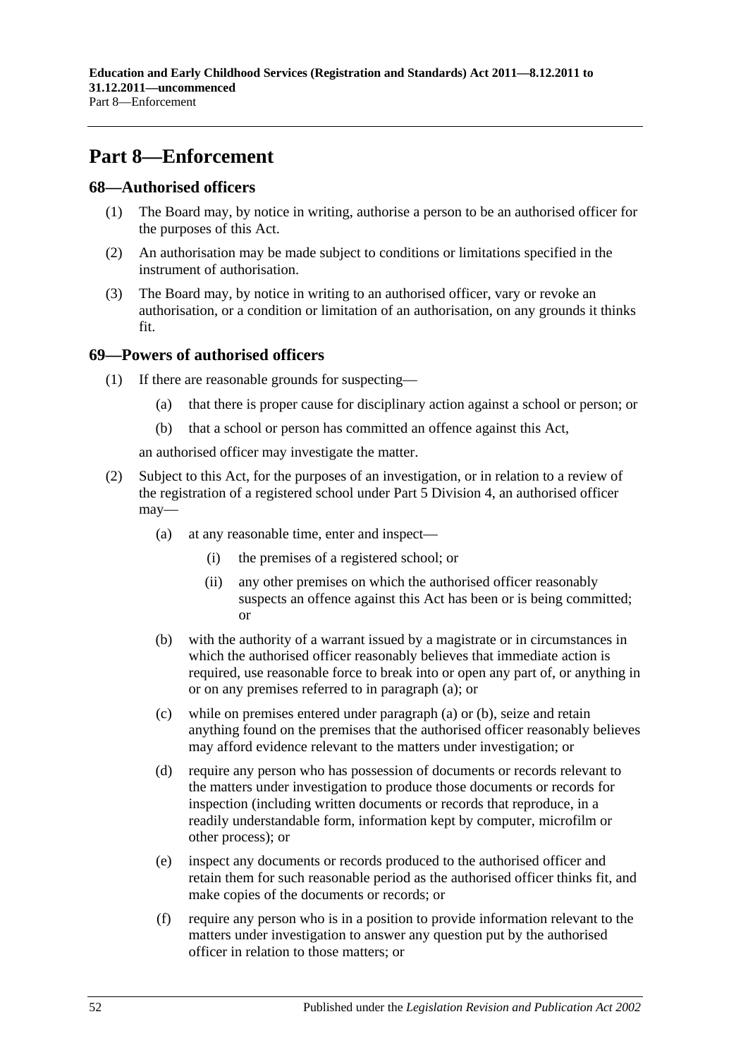# Part 8—Enforcement

## 68—Authorised officers

(1) The Board may, by notice in writing, authorise a person to be an authorised officer for the purposes of this Act.

(2) An authorisation may be made subject to conditions or limitations specified in the instrument of authorisation.

(3) The Board may, by notice in writing to an authorised officer, vary or revoke an authorisation, or a condition or limitation of an authorisation, on any grounds it thinks fit.

## 69—Powers of authorised officers

(1) If there are reasonable grounds for suspecting—

- (a) that there is proper cause for disciplinary action against a school or person; or
- (b) that a school or person has committed an offence against this Act,

an authorised officer may investigate the matter.

(2) Subject to this Act, for the purposes of an investigation, or in relation to a review of the registration of a registered school under Part 5 Division 4, an authorised officer may—

- (a) at any reasonable time, enter and inspect—
  - (i) the premises of a registered school; or
  - (ii) any other premises on which the authorised officer reasonably suspects an offence against this Act has been or is being committed; or
- (b) with the authority of a warrant issued by a magistrate or in circumstances in which the authorised officer reasonably believes that immediate action is required, use reasonable force to break into or open any part of, or anything in or on any premises referred to in paragraph (a); or
- (c) while on premises entered under paragraph (a) or (b), seize and retain anything found on the premises that the authorised officer reasonably believes may afford evidence relevant to the matters under investigation; or
- (d) require any person who has possession of documents or records relevant to the matters under investigation to produce those documents or records for inspection (including written documents or records that reproduce, in a readily understandable form, information kept by computer, microfilm or other process); or
- (e) inspect any documents or records produced to the authorised officer and retain them for such reasonable period as the authorised officer thinks fit, and make copies of the documents or records; or
- (f) require any person who is in a position to provide information relevant to the matters under investigation to answer any question put by the authorised officer in relation to those matters; or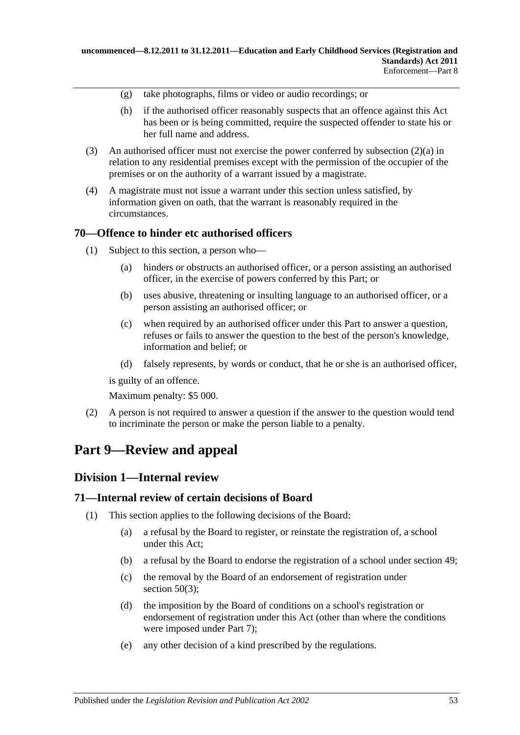(g) take photographs, films or video or audio recordings; or

(h) if the authorised officer reasonably suspects that an offence against this Act has been or is being committed, require the suspected offender to state his or her full name and address.

(3) An authorised officer must not exercise the power conferred by subsection (2)(a) in relation to any residential premises except with the permission of the occupier of the premises or on the authority of a warrant issued by a magistrate.

(4) A magistrate must not issue a warrant under this section unless satisfied, by information given on oath, that the warrant is reasonably required in the circumstances.

### 70—Offence to hinder etc authorised officers

(1) Subject to this section, a person who—

(a) hinders or obstructs an authorised officer, or a person assisting an authorised officer, in the exercise of powers conferred by this Part; or

(b) uses abusive, threatening or insulting language to an authorised officer, or a person assisting an authorised officer; or

(c) when required by an authorised officer under this Part to answer a question, refuses or fails to answer the question to the best of the person's knowledge, information and belief; or

(d) falsely represents, by words or conduct, that he or she is an authorised officer,

is guilty of an offence.

Maximum penalty: $5 000.

(2) A person is not required to answer a question if the answer to the question would tend to incriminate the person or make the person liable to a penalty.

# Part 9—Review and appeal

## Division 1—Internal review

### 71—Internal review of certain decisions of Board

(1) This section applies to the following decisions of the Board:

(a) a refusal by the Board to register, or reinstate the registration of, a school under this Act;

(b) a refusal by the Board to endorse the registration of a school under section 49;

(c) the removal by the Board of an endorsement of registration under section 50(3);

(d) the imposition by the Board of conditions on a school's registration or endorsement of registration under this Act (other than where the conditions were imposed under Part 7);

(e) any other decision of a kind prescribed by the regulations.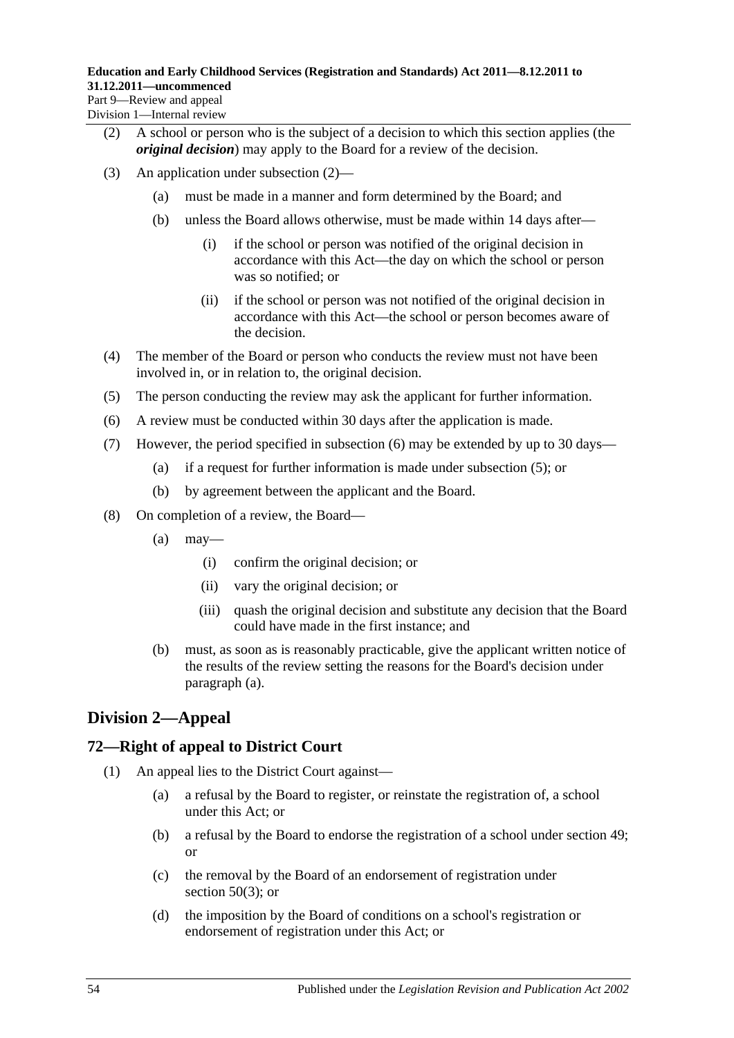(2) A school or person who is the subject of a decision to which this section applies (the ***original decision***) may apply to the Board for a review of the decision.

(3) An application under subsection (2)—

(a) must be made in a manner and form determined by the Board; and

(b) unless the Board allows otherwise, must be made within 14 days after—

(i) if the school or person was notified of the original decision in accordance with this Act—the day on which the school or person was so notified; or

(ii) if the school or person was not notified of the original decision in accordance with this Act—the school or person becomes aware of the decision.

(4) The member of the Board or person who conducts the review must not have been involved in, or in relation to, the original decision.

(5) The person conducting the review may ask the applicant for further information.

(6) A review must be conducted within 30 days after the application is made.

(7) However, the period specified in subsection (6) may be extended by up to 30 days—

(a) if a request for further information is made under subsection (5); or

(b) by agreement between the applicant and the Board.

(8) On completion of a review, the Board—

(a) may—

(i) confirm the original decision; or

(ii) vary the original decision; or

(iii) quash the original decision and substitute any decision that the Board could have made in the first instance; and

(b) must, as soon as is reasonably practicable, give the applicant written notice of the results of the review setting the reasons for the Board's decision under paragraph (a).

## Division 2—Appeal

### 72—Right of appeal to District Court

(1) An appeal lies to the District Court against—

(a) a refusal by the Board to register, or reinstate the registration of, a school under this Act; or

(b) a refusal by the Board to endorse the registration of a school under section 49; or

(c) the removal by the Board of an endorsement of registration under section 50(3); or

(d) the imposition by the Board of conditions on a school's registration or endorsement of registration under this Act; or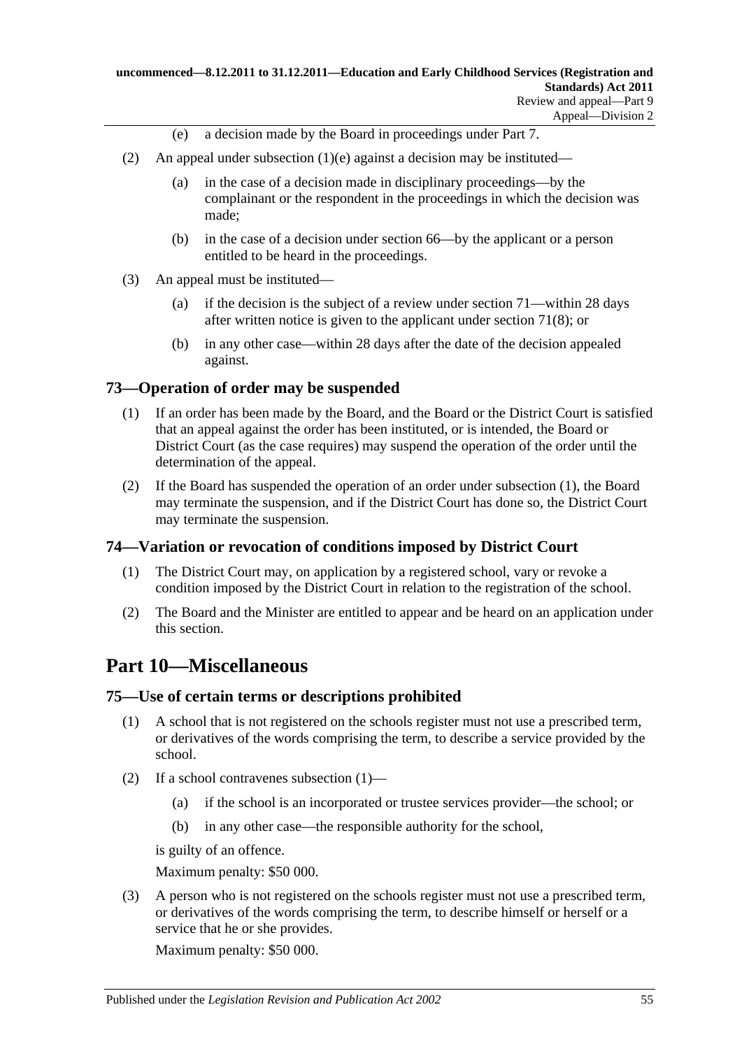(e) a decision made by the Board in proceedings under Part 7.

(2) An appeal under subsection (1)(e) against a decision may be instituted—

(a) in the case of a decision made in disciplinary proceedings—by the complainant or the respondent in the proceedings in which the decision was made;

(b) in the case of a decision under section 66—by the applicant or a person entitled to be heard in the proceedings.

(3) An appeal must be instituted—

(a) if the decision is the subject of a review under section 71—within 28 days after written notice is given to the applicant under section 71(8); or

(b) in any other case—within 28 days after the date of the decision appealed against.

### 73—Operation of order may be suspended

(1) If an order has been made by the Board, and the Board or the District Court is satisfied that an appeal against the order has been instituted, or is intended, the Board or District Court (as the case requires) may suspend the operation of the order until the determination of the appeal.

(2) If the Board has suspended the operation of an order under subsection (1), the Board may terminate the suspension, and if the District Court has done so, the District Court may terminate the suspension.

### 74—Variation or revocation of conditions imposed by District Court

(1) The District Court may, on application by a registered school, vary or revoke a condition imposed by the District Court in relation to the registration of the school.

(2) The Board and the Minister are entitled to appear and be heard on an application under this section.

## Part 10—Miscellaneous

### 75—Use of certain terms or descriptions prohibited

(1) A school that is not registered on the schools register must not use a prescribed term, or derivatives of the words comprising the term, to describe a service provided by the school.

(2) If a school contravenes subsection (1)—

(a) if the school is an incorporated or trustee services provider—the school; or

(b) in any other case—the responsible authority for the school,

is guilty of an offence.

Maximum penalty: $50 000.

(3) A person who is not registered on the schools register must not use a prescribed term, or derivatives of the words comprising the term, to describe himself or herself or a service that he or she provides.

Maximum penalty: $50 000.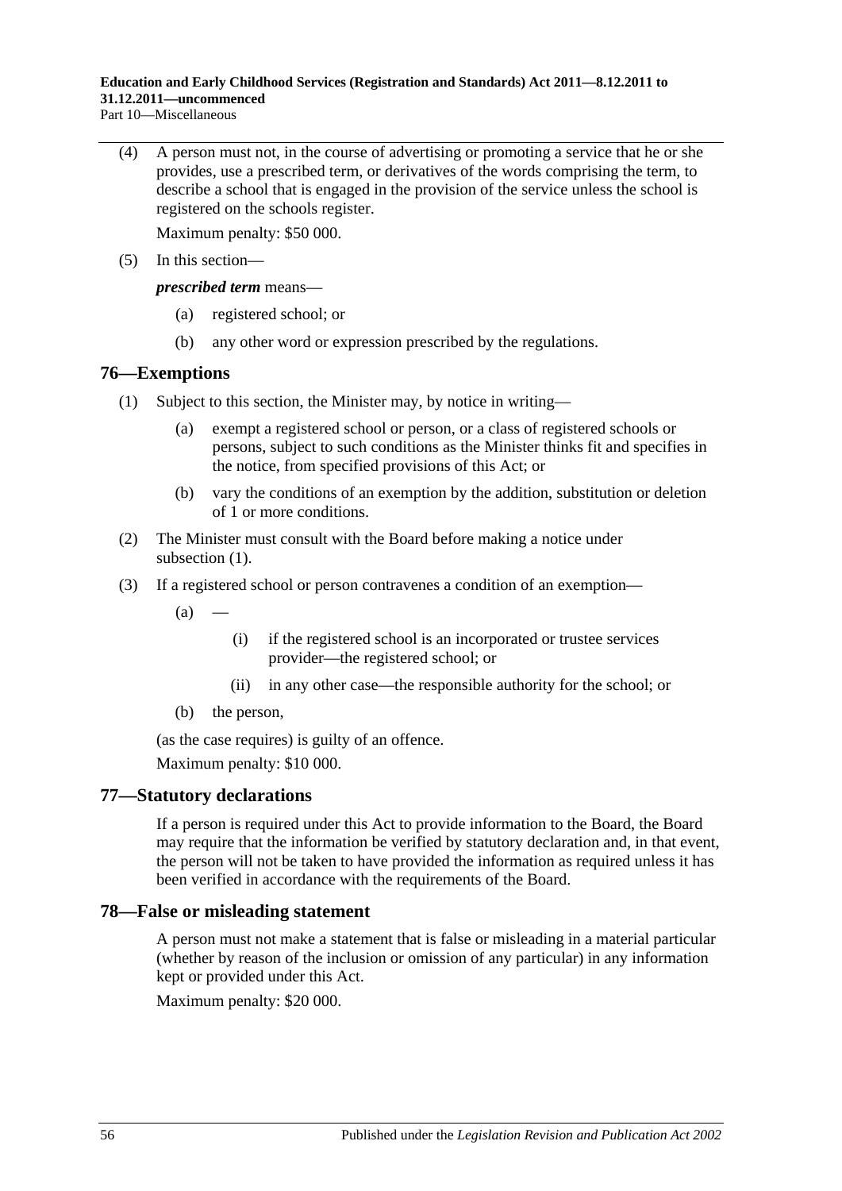(4) A person must not, in the course of advertising or promoting a service that he or she provides, use a prescribed term, or derivatives of the words comprising the term, to describe a school that is engaged in the provision of the service unless the school is registered on the schools register.

Maximum penalty: $50 000.

(5) In this section—

***prescribed term*** means—

(a) registered school; or

(b) any other word or expression prescribed by the regulations.

## 76—Exemptions

(1) Subject to this section, the Minister may, by notice in writing—

(a) exempt a registered school or person, or a class of registered schools or persons, subject to such conditions as the Minister thinks fit and specifies in the notice, from specified provisions of this Act; or

(b) vary the conditions of an exemption by the addition, substitution or deletion of 1 or more conditions.

(2) The Minister must consult with the Board before making a notice under subsection (1).

(3) If a registered school or person contravenes a condition of an exemption—

(a) —

(i) if the registered school is an incorporated or trustee services provider—the registered school; or

(ii) in any other case—the responsible authority for the school; or

(b) the person,

(as the case requires) is guilty of an offence.

Maximum penalty: $10 000.

## 77—Statutory declarations

If a person is required under this Act to provide information to the Board, the Board may require that the information be verified by statutory declaration and, in that event, the person will not be taken to have provided the information as required unless it has been verified in accordance with the requirements of the Board.

## 78—False or misleading statement

A person must not make a statement that is false or misleading in a material particular (whether by reason of the inclusion or omission of any particular) in any information kept or provided under this Act.

Maximum penalty: $20 000.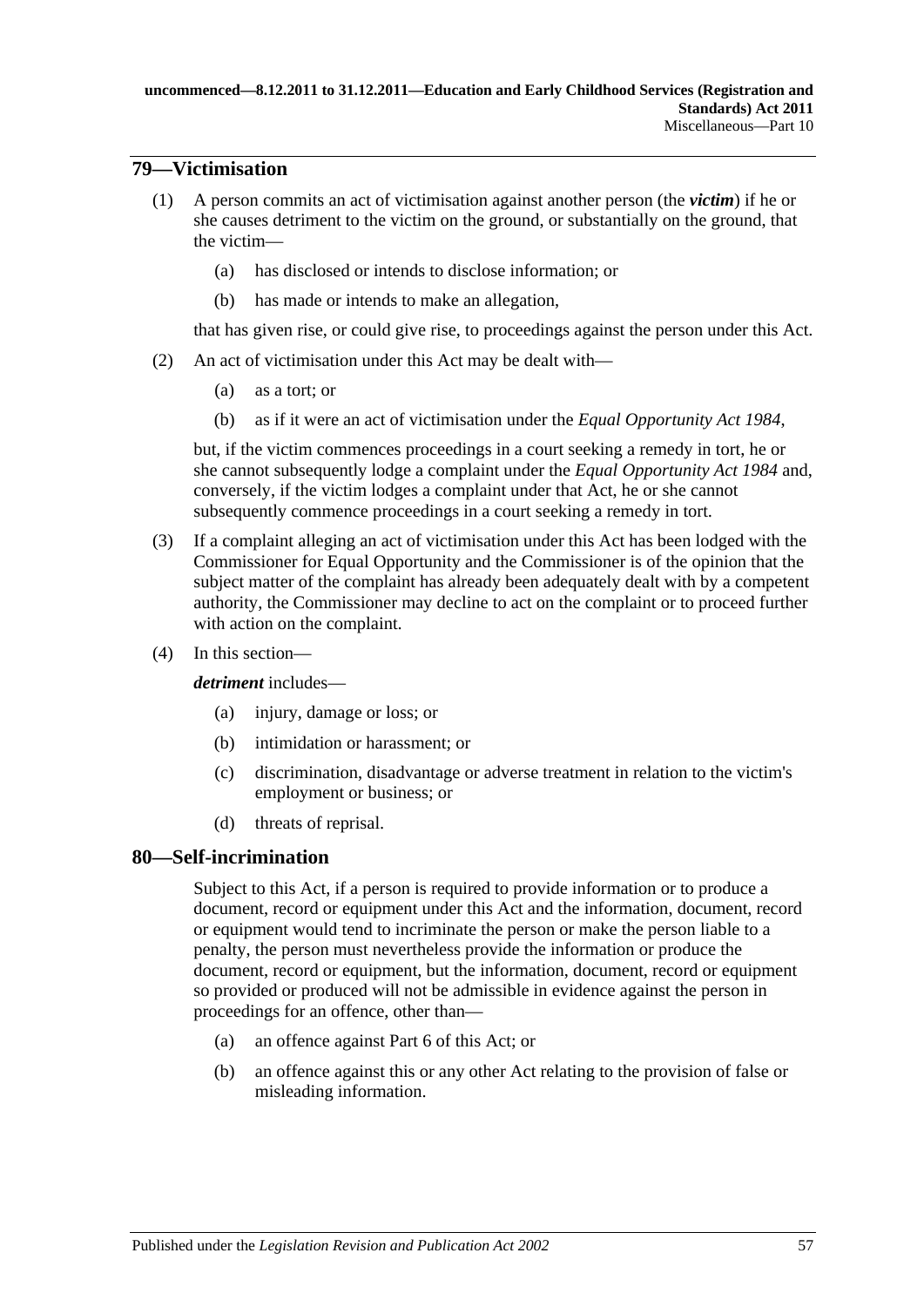## 79—Victimisation

(1) A person commits an act of victimisation against another person (the ***victim***) if he or she causes detriment to the victim on the ground, or substantially on the ground, that the victim—

(a) has disclosed or intends to disclose information; or

(b) has made or intends to make an allegation,

that has given rise, or could give rise, to proceedings against the person under this Act.

(2) An act of victimisation under this Act may be dealt with—

(a) as a tort; or

(b) as if it were an act of victimisation under the *Equal Opportunity Act 1984*,

but, if the victim commences proceedings in a court seeking a remedy in tort, he or she cannot subsequently lodge a complaint under the *Equal Opportunity Act 1984* and, conversely, if the victim lodges a complaint under that Act, he or she cannot subsequently commence proceedings in a court seeking a remedy in tort.

(3) If a complaint alleging an act of victimisation under this Act has been lodged with the Commissioner for Equal Opportunity and the Commissioner is of the opinion that the subject matter of the complaint has already been adequately dealt with by a competent authority, the Commissioner may decline to act on the complaint or to proceed further with action on the complaint.

(4) In this section—

***detriment*** includes—

(a) injury, damage or loss; or

(b) intimidation or harassment; or

(c) discrimination, disadvantage or adverse treatment in relation to the victim's employment or business; or

(d) threats of reprisal.

## 80—Self-incrimination

Subject to this Act, if a person is required to provide information or to produce a document, record or equipment under this Act and the information, document, record or equipment would tend to incriminate the person or make the person liable to a penalty, the person must nevertheless provide the information or produce the document, record or equipment, but the information, document, record or equipment so provided or produced will not be admissible in evidence against the person in proceedings for an offence, other than—

(a) an offence against Part 6 of this Act; or

(b) an offence against this or any other Act relating to the provision of false or misleading information.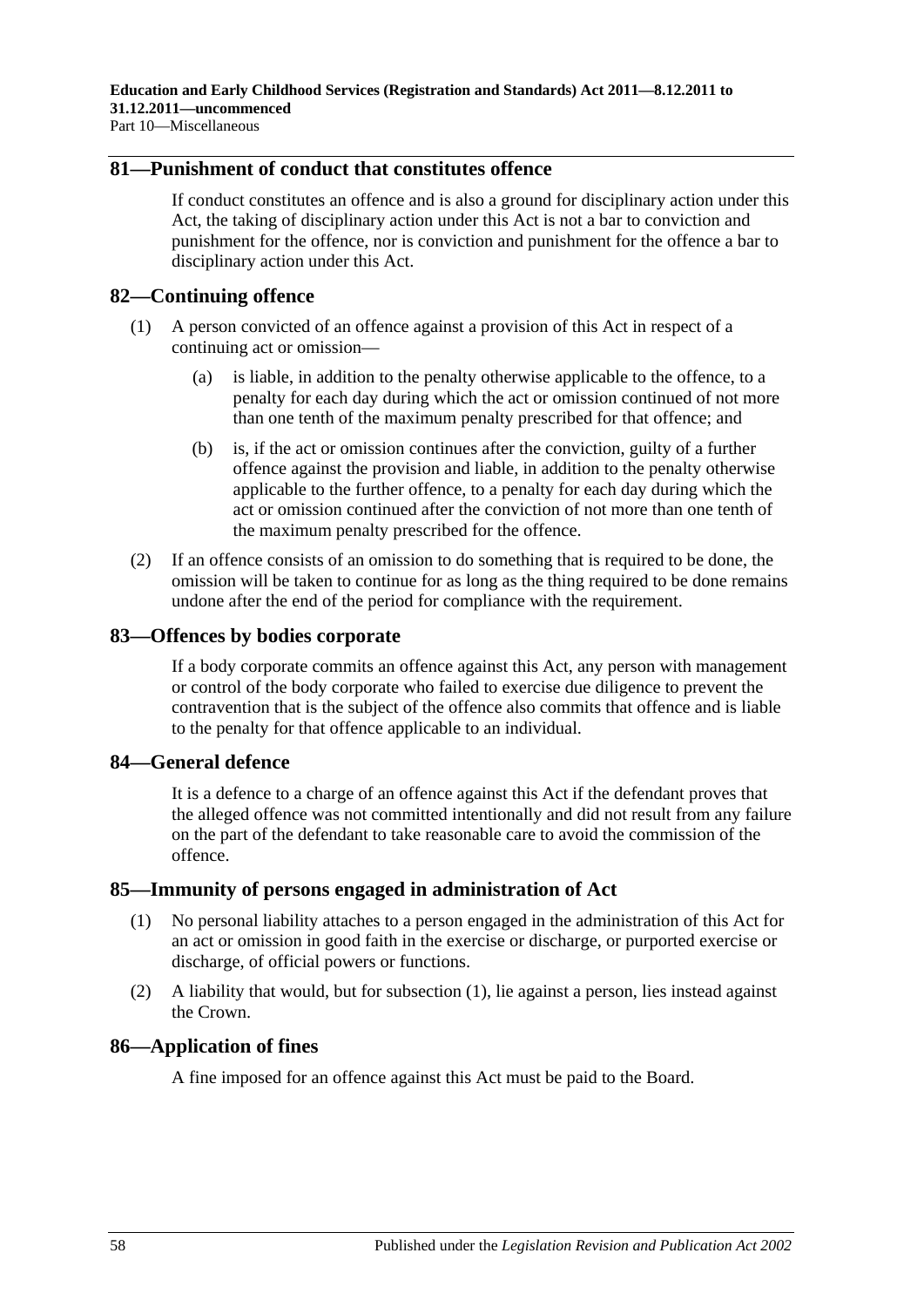## 81—Punishment of conduct that constitutes offence

If conduct constitutes an offence and is also a ground for disciplinary action under this Act, the taking of disciplinary action under this Act is not a bar to conviction and punishment for the offence, nor is conviction and punishment for the offence a bar to disciplinary action under this Act.

## 82—Continuing offence

(1) A person convicted of an offence against a provision of this Act in respect of a continuing act or omission—

(a) is liable, in addition to the penalty otherwise applicable to the offence, to a penalty for each day during which the act or omission continued of not more than one tenth of the maximum penalty prescribed for that offence; and

(b) is, if the act or omission continues after the conviction, guilty of a further offence against the provision and liable, in addition to the penalty otherwise applicable to the further offence, to a penalty for each day during which the act or omission continued after the conviction of not more than one tenth of the maximum penalty prescribed for the offence.

(2) If an offence consists of an omission to do something that is required to be done, the omission will be taken to continue for as long as the thing required to be done remains undone after the end of the period for compliance with the requirement.

## 83—Offences by bodies corporate

If a body corporate commits an offence against this Act, any person with management or control of the body corporate who failed to exercise due diligence to prevent the contravention that is the subject of the offence also commits that offence and is liable to the penalty for that offence applicable to an individual.

## 84—General defence

It is a defence to a charge of an offence against this Act if the defendant proves that the alleged offence was not committed intentionally and did not result from any failure on the part of the defendant to take reasonable care to avoid the commission of the offence.

## 85—Immunity of persons engaged in administration of Act

(1) No personal liability attaches to a person engaged in the administration of this Act for an act or omission in good faith in the exercise or discharge, or purported exercise or discharge, of official powers or functions.

(2) A liability that would, but for subsection (1), lie against a person, lies instead against the Crown.

## 86—Application of fines

A fine imposed for an offence against this Act must be paid to the Board.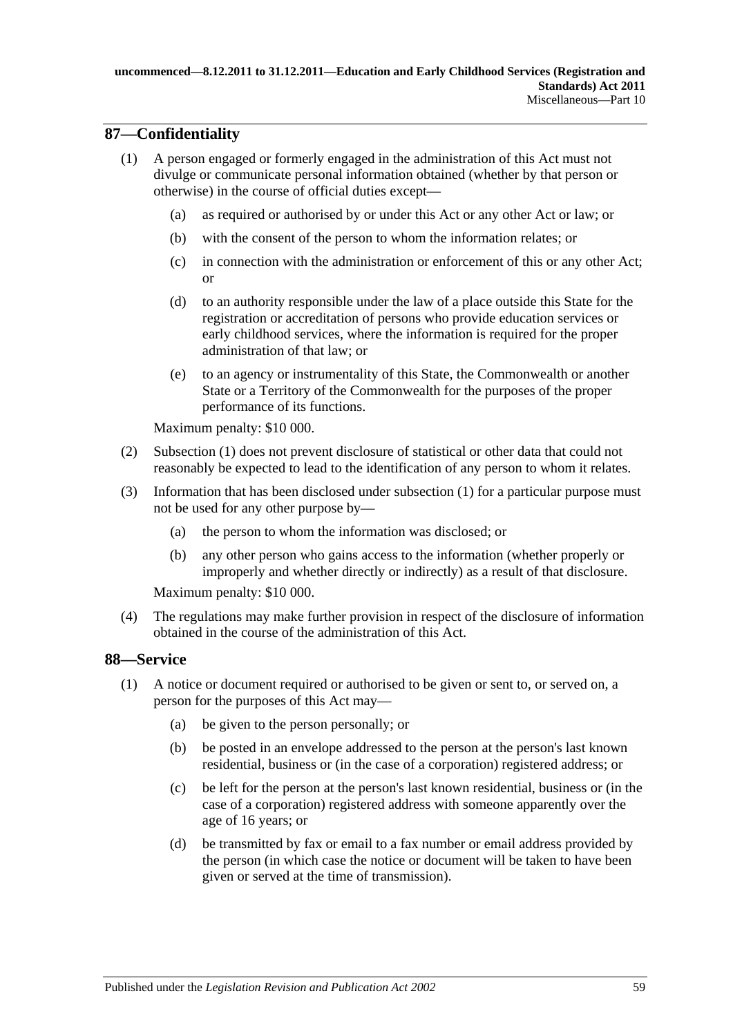## 87—Confidentiality

(1) A person engaged or formerly engaged in the administration of this Act must not divulge or communicate personal information obtained (whether by that person or otherwise) in the course of official duties except—

  (a) as required or authorised by or under this Act or any other Act or law; or

  (b) with the consent of the person to whom the information relates; or

  (c) in connection with the administration or enforcement of this or any other Act; or

  (d) to an authority responsible under the law of a place outside this State for the registration or accreditation of persons who provide education services or early childhood services, where the information is required for the proper administration of that law; or

  (e) to an agency or instrumentality of this State, the Commonwealth or another State or a Territory of the Commonwealth for the purposes of the proper performance of its functions.

Maximum penalty: $10 000.

(2) Subsection (1) does not prevent disclosure of statistical or other data that could not reasonably be expected to lead to the identification of any person to whom it relates.

(3) Information that has been disclosed under subsection (1) for a particular purpose must not be used for any other purpose by—

  (a) the person to whom the information was disclosed; or

  (b) any other person who gains access to the information (whether properly or improperly and whether directly or indirectly) as a result of that disclosure.

Maximum penalty: $10 000.

(4) The regulations may make further provision in respect of the disclosure of information obtained in the course of the administration of this Act.

## 88—Service

(1) A notice or document required or authorised to be given or sent to, or served on, a person for the purposes of this Act may—

  (a) be given to the person personally; or

  (b) be posted in an envelope addressed to the person at the person's last known residential, business or (in the case of a corporation) registered address; or

  (c) be left for the person at the person's last known residential, business or (in the case of a corporation) registered address with someone apparently over the age of 16 years; or

  (d) be transmitted by fax or email to a fax number or email address provided by the person (in which case the notice or document will be taken to have been given or served at the time of transmission).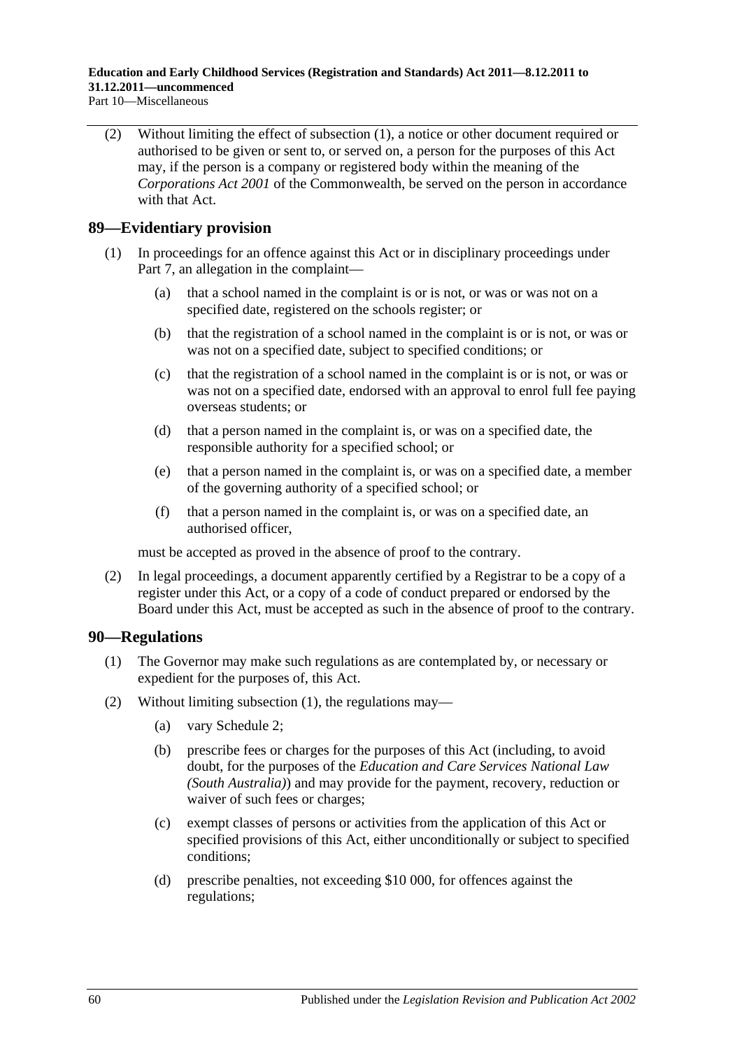(2) Without limiting the effect of subsection (1), a notice or other document required or authorised to be given or sent to, or served on, a person for the purposes of this Act may, if the person is a company or registered body within the meaning of the *Corporations Act 2001* of the Commonwealth, be served on the person in accordance with that Act.

## 89—Evidentiary provision

(1) In proceedings for an offence against this Act or in disciplinary proceedings under Part 7, an allegation in the complaint—

(a) that a school named in the complaint is or is not, or was or was not on a specified date, registered on the schools register; or

(b) that the registration of a school named in the complaint is or is not, or was or was not on a specified date, subject to specified conditions; or

(c) that the registration of a school named in the complaint is or is not, or was or was not on a specified date, endorsed with an approval to enrol full fee paying overseas students; or

(d) that a person named in the complaint is, or was on a specified date, the responsible authority for a specified school; or

(e) that a person named in the complaint is, or was on a specified date, a member of the governing authority of a specified school; or

(f) that a person named in the complaint is, or was on a specified date, an authorised officer,

must be accepted as proved in the absence of proof to the contrary.

(2) In legal proceedings, a document apparently certified by a Registrar to be a copy of a register under this Act, or a copy of a code of conduct prepared or endorsed by the Board under this Act, must be accepted as such in the absence of proof to the contrary.

## 90—Regulations

(1) The Governor may make such regulations as are contemplated by, or necessary or expedient for the purposes of, this Act.

(2) Without limiting subsection (1), the regulations may—

(a) vary Schedule 2;

(b) prescribe fees or charges for the purposes of this Act (including, to avoid doubt, for the purposes of the *Education and Care Services National Law (South Australia)*) and may provide for the payment, recovery, reduction or waiver of such fees or charges;

(c) exempt classes of persons or activities from the application of this Act or specified provisions of this Act, either unconditionally or subject to specified conditions;

(d) prescribe penalties, not exceeding $10 000, for offences against the regulations;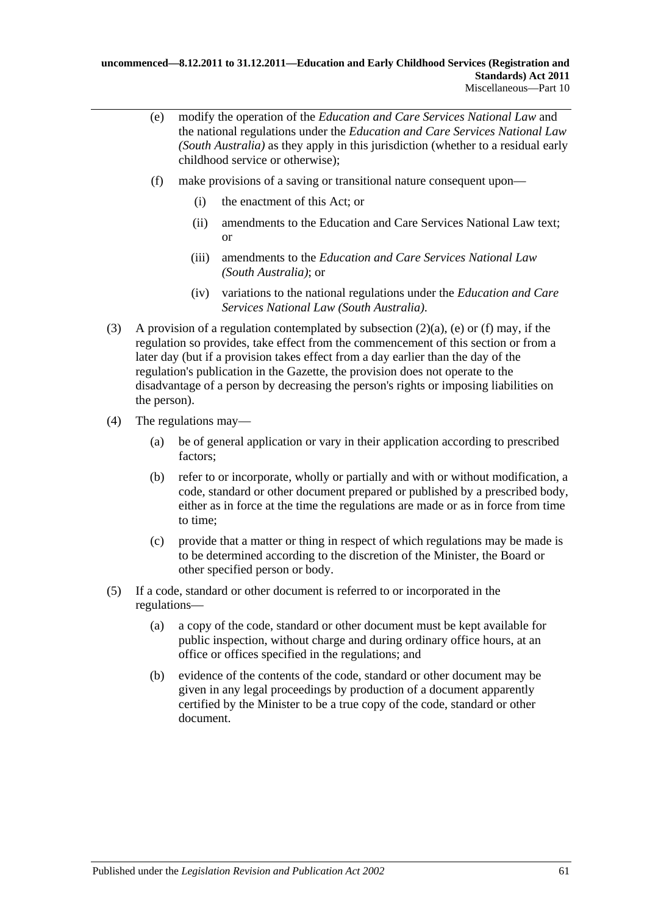(e) modify the operation of the *Education and Care Services National Law* and the national regulations under the *Education and Care Services National Law (South Australia)* as they apply in this jurisdiction (whether to a residual early childhood service or otherwise);

(f) make provisions of a saving or transitional nature consequent upon—

(i) the enactment of this Act; or

(ii) amendments to the Education and Care Services National Law text; or

(iii) amendments to the *Education and Care Services National Law (South Australia)*; or

(iv) variations to the national regulations under the *Education and Care Services National Law (South Australia)*.

(3) A provision of a regulation contemplated by subsection (2)(a), (e) or (f) may, if the regulation so provides, take effect from the commencement of this section or from a later day (but if a provision takes effect from a day earlier than the day of the regulation's publication in the Gazette, the provision does not operate to the disadvantage of a person by decreasing the person's rights or imposing liabilities on the person).

(4) The regulations may—

(a) be of general application or vary in their application according to prescribed factors;

(b) refer to or incorporate, wholly or partially and with or without modification, a code, standard or other document prepared or published by a prescribed body, either as in force at the time the regulations are made or as in force from time to time;

(c) provide that a matter or thing in respect of which regulations may be made is to be determined according to the discretion of the Minister, the Board or other specified person or body.

(5) If a code, standard or other document is referred to or incorporated in the regulations—

(a) a copy of the code, standard or other document must be kept available for public inspection, without charge and during ordinary office hours, at an office or offices specified in the regulations; and

(b) evidence of the contents of the code, standard or other document may be given in any legal proceedings by production of a document apparently certified by the Minister to be a true copy of the code, standard or other document.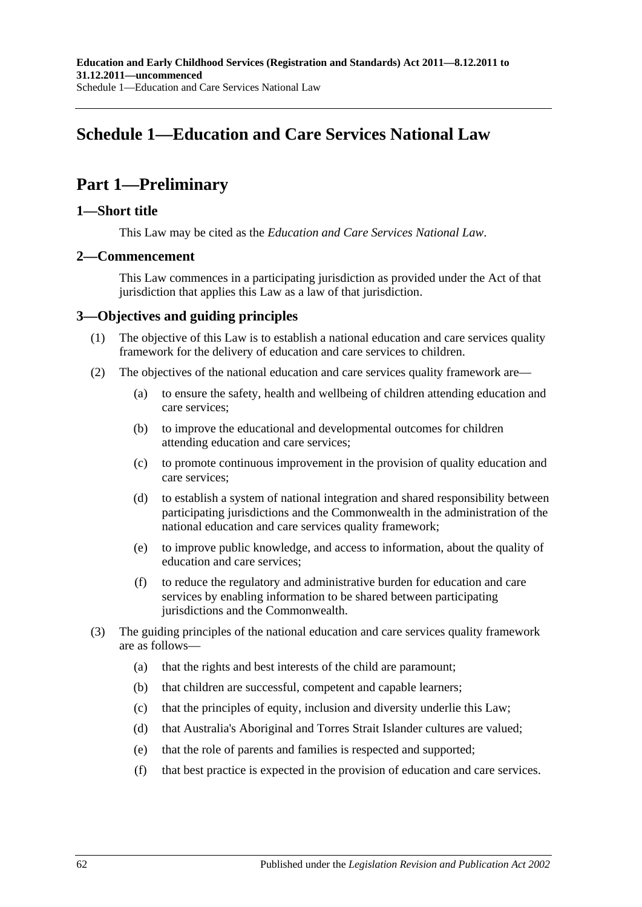# Schedule 1—Education and Care Services National Law

## Part 1—Preliminary

### 1—Short title

This Law may be cited as the *Education and Care Services National Law*.

### 2—Commencement

This Law commences in a participating jurisdiction as provided under the Act of that jurisdiction that applies this Law as a law of that jurisdiction.

### 3—Objectives and guiding principles

(1) The objective of this Law is to establish a national education and care services quality framework for the delivery of education and care services to children.

(2) The objectives of the national education and care services quality framework are—

- (a) to ensure the safety, health and wellbeing of children attending education and care services;
- (b) to improve the educational and developmental outcomes for children attending education and care services;
- (c) to promote continuous improvement in the provision of quality education and care services;
- (d) to establish a system of national integration and shared responsibility between participating jurisdictions and the Commonwealth in the administration of the national education and care services quality framework;
- (e) to improve public knowledge, and access to information, about the quality of education and care services;
- (f) to reduce the regulatory and administrative burden for education and care services by enabling information to be shared between participating jurisdictions and the Commonwealth.

(3) The guiding principles of the national education and care services quality framework are as follows—

- (a) that the rights and best interests of the child are paramount;
- (b) that children are successful, competent and capable learners;
- (c) that the principles of equity, inclusion and diversity underlie this Law;
- (d) that Australia's Aboriginal and Torres Strait Islander cultures are valued;
- (e) that the role of parents and families is respected and supported;
- (f) that best practice is expected in the provision of education and care services.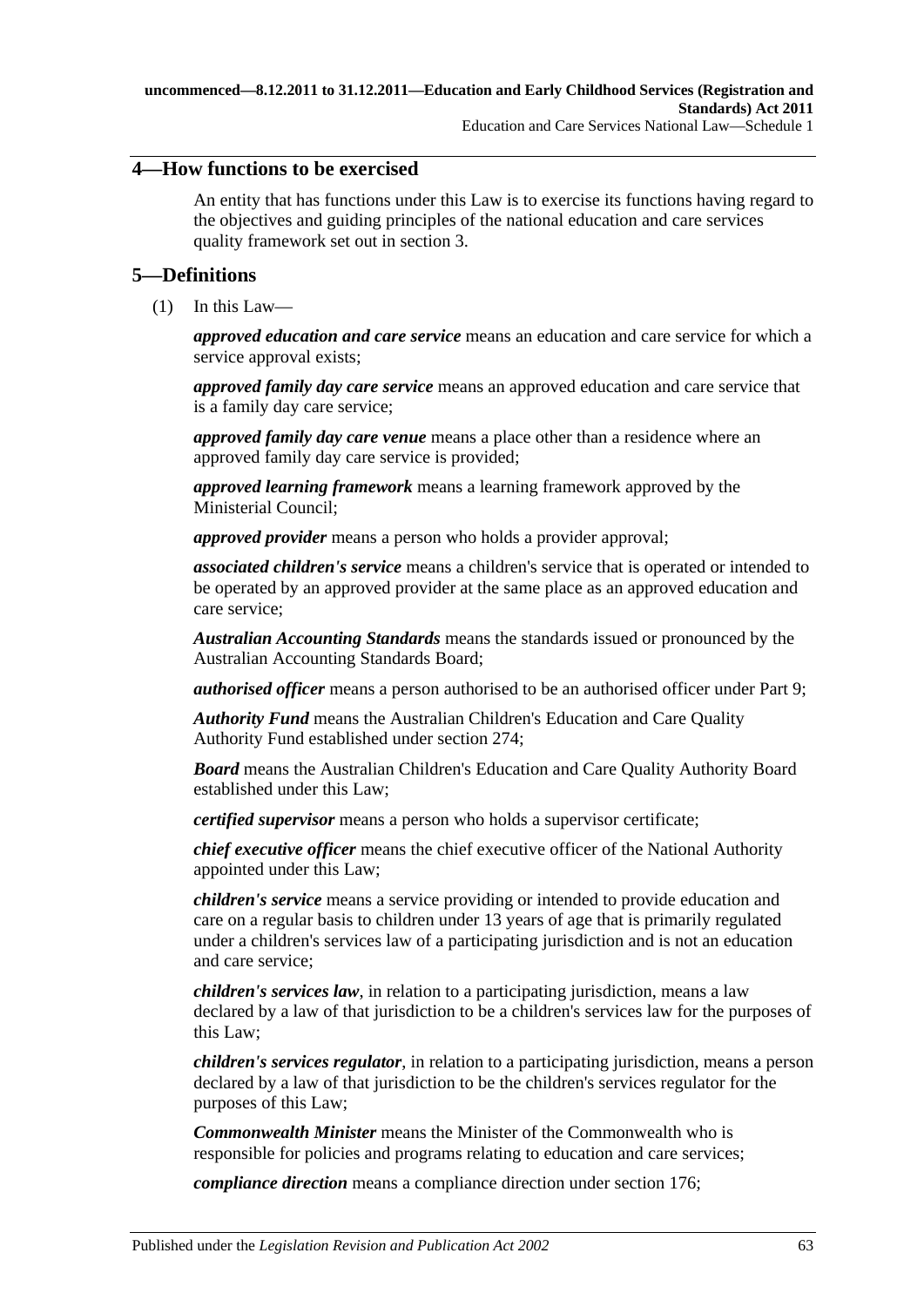## 4—How functions to be exercised

An entity that has functions under this Law is to exercise its functions having regard to the objectives and guiding principles of the national education and care services quality framework set out in section 3.

## 5—Definitions

(1) In this Law—

***approved education and care service*** means an education and care service for which a service approval exists;

***approved family day care service*** means an approved education and care service that is a family day care service;

***approved family day care venue*** means a place other than a residence where an approved family day care service is provided;

***approved learning framework*** means a learning framework approved by the Ministerial Council;

***approved provider*** means a person who holds a provider approval;

***associated children's service*** means a children's service that is operated or intended to be operated by an approved provider at the same place as an approved education and care service;

***Australian Accounting Standards*** means the standards issued or pronounced by the Australian Accounting Standards Board;

***authorised officer*** means a person authorised to be an authorised officer under Part 9;

***Authority Fund*** means the Australian Children's Education and Care Quality Authority Fund established under section 274;

***Board*** means the Australian Children's Education and Care Quality Authority Board established under this Law;

***certified supervisor*** means a person who holds a supervisor certificate;

***chief executive officer*** means the chief executive officer of the National Authority appointed under this Law;

***children's service*** means a service providing or intended to provide education and care on a regular basis to children under 13 years of age that is primarily regulated under a children's services law of a participating jurisdiction and is not an education and care service;

***children's services law***, in relation to a participating jurisdiction, means a law declared by a law of that jurisdiction to be a children's services law for the purposes of this Law;

***children's services regulator***, in relation to a participating jurisdiction, means a person declared by a law of that jurisdiction to be the children's services regulator for the purposes of this Law;

***Commonwealth Minister*** means the Minister of the Commonwealth who is responsible for policies and programs relating to education and care services;

***compliance direction*** means a compliance direction under section 176;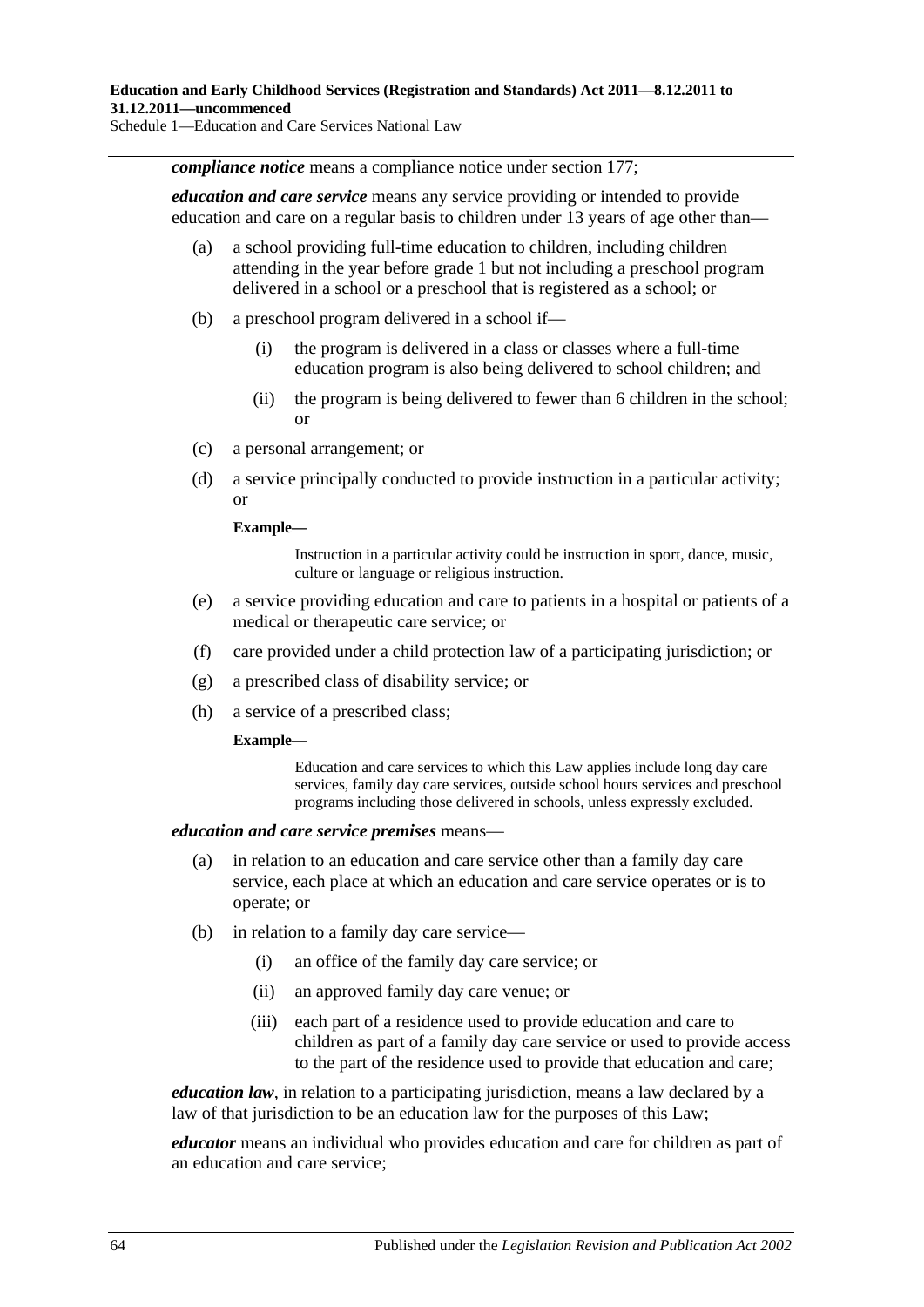***compliance notice*** means a compliance notice under section 177;

***education and care service*** means any service providing or intended to provide education and care on a regular basis to children under 13 years of age other than—

(a) a school providing full-time education to children, including children attending in the year before grade 1 but not including a preschool program delivered in a school or a preschool that is registered as a school; or

(b) a preschool program delivered in a school if—

  (i) the program is delivered in a class or classes where a full-time education program is also being delivered to school children; and

  (ii) the program is being delivered to fewer than 6 children in the school; or

(c) a personal arrangement; or

(d) a service principally conducted to provide instruction in a particular activity; or

**Example—**

Instruction in a particular activity could be instruction in sport, dance, music, culture or language or religious instruction.

(e) a service providing education and care to patients in a hospital or patients of a medical or therapeutic care service; or

(f) care provided under a child protection law of a participating jurisdiction; or

(g) a prescribed class of disability service; or

(h) a service of a prescribed class;

**Example—**

Education and care services to which this Law applies include long day care services, family day care services, outside school hours services and preschool programs including those delivered in schools, unless expressly excluded.

***education and care service premises*** means—

(a) in relation to an education and care service other than a family day care service, each place at which an education and care service operates or is to operate; or

(b) in relation to a family day care service—

  (i) an office of the family day care service; or

  (ii) an approved family day care venue; or

  (iii) each part of a residence used to provide education and care to children as part of a family day care service or used to provide access to the part of the residence used to provide that education and care;

***education law***, in relation to a participating jurisdiction, means a law declared by a law of that jurisdiction to be an education law for the purposes of this Law;

***educator*** means an individual who provides education and care for children as part of an education and care service;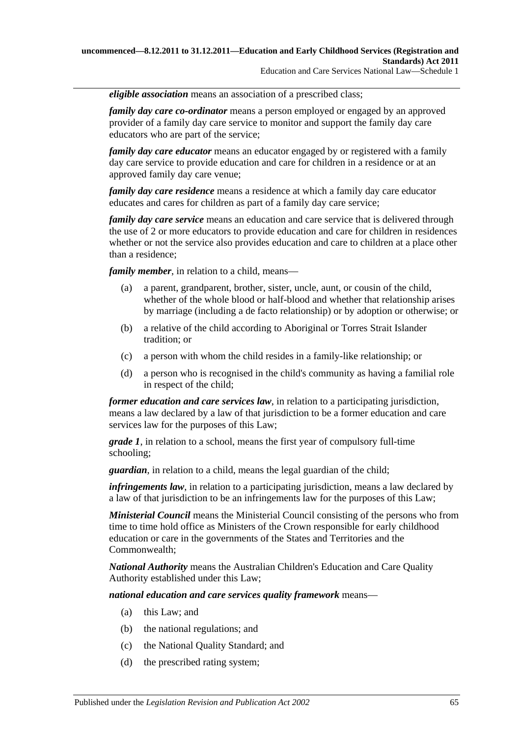***eligible association*** means an association of a prescribed class;

***family day care co-ordinator*** means a person employed or engaged by an approved provider of a family day care service to monitor and support the family day care educators who are part of the service;

***family day care educator*** means an educator engaged by or registered with a family day care service to provide education and care for children in a residence or at an approved family day care venue;

***family day care residence*** means a residence at which a family day care educator educates and cares for children as part of a family day care service;

***family day care service*** means an education and care service that is delivered through the use of 2 or more educators to provide education and care for children in residences whether or not the service also provides education and care to children at a place other than a residence;

***family member***, in relation to a child, means—

(a) a parent, grandparent, brother, sister, uncle, aunt, or cousin of the child, whether of the whole blood or half-blood and whether that relationship arises by marriage (including a de facto relationship) or by adoption or otherwise; or

(b) a relative of the child according to Aboriginal or Torres Strait Islander tradition; or

(c) a person with whom the child resides in a family-like relationship; or

(d) a person who is recognised in the child's community as having a familial role in respect of the child;

***former education and care services law***, in relation to a participating jurisdiction, means a law declared by a law of that jurisdiction to be a former education and care services law for the purposes of this Law;

***grade 1***, in relation to a school, means the first year of compulsory full-time schooling;

***guardian***, in relation to a child, means the legal guardian of the child;

***infringements law***, in relation to a participating jurisdiction, means a law declared by a law of that jurisdiction to be an infringements law for the purposes of this Law;

***Ministerial Council*** means the Ministerial Council consisting of the persons who from time to time hold office as Ministers of the Crown responsible for early childhood education or care in the governments of the States and Territories and the Commonwealth;

***National Authority*** means the Australian Children's Education and Care Quality Authority established under this Law;

***national education and care services quality framework*** means—

(a) this Law; and

(b) the national regulations; and

(c) the National Quality Standard; and

(d) the prescribed rating system;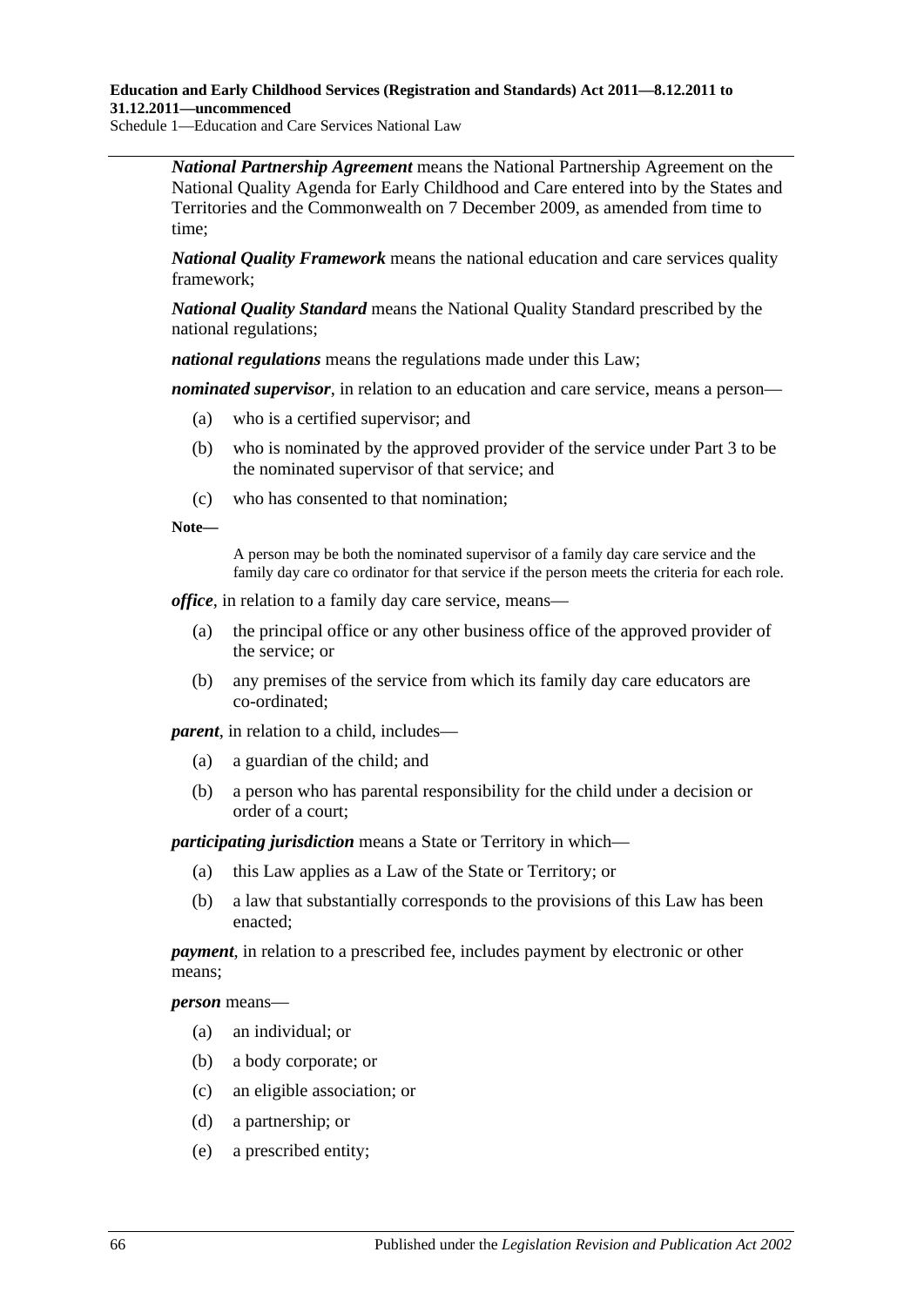***National Partnership Agreement*** means the National Partnership Agreement on the National Quality Agenda for Early Childhood and Care entered into by the States and Territories and the Commonwealth on 7 December 2009, as amended from time to time;

***National Quality Framework*** means the national education and care services quality framework;

***National Quality Standard*** means the National Quality Standard prescribed by the national regulations;

***national regulations*** means the regulations made under this Law;

***nominated supervisor***, in relation to an education and care service, means a person—

- (a) who is a certified supervisor; and
- (b) who is nominated by the approved provider of the service under Part 3 to be the nominated supervisor of that service; and
- (c) who has consented to that nomination;

**Note—**

A person may be both the nominated supervisor of a family day care service and the family day care co ordinator for that service if the person meets the criteria for each role.

***office***, in relation to a family day care service, means—

- (a) the principal office or any other business office of the approved provider of the service; or
- (b) any premises of the service from which its family day care educators are co-ordinated;

***parent***, in relation to a child, includes—

- (a) a guardian of the child; and
- (b) a person who has parental responsibility for the child under a decision or order of a court;

***participating jurisdiction*** means a State or Territory in which—

- (a) this Law applies as a Law of the State or Territory; or
- (b) a law that substantially corresponds to the provisions of this Law has been enacted;

***payment***, in relation to a prescribed fee, includes payment by electronic or other means;

***person*** means—

- (a) an individual; or
- (b) a body corporate; or
- (c) an eligible association; or
- (d) a partnership; or
- (e) a prescribed entity;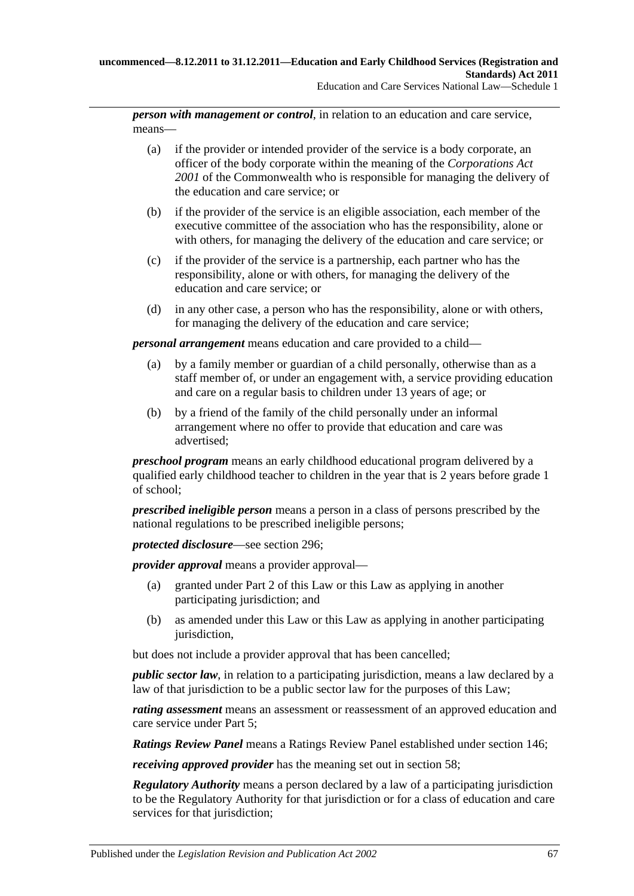***person with management or control***, in relation to an education and care service, means—

(a) if the provider or intended provider of the service is a body corporate, an officer of the body corporate within the meaning of the *Corporations Act 2001* of the Commonwealth who is responsible for managing the delivery of the education and care service; or

(b) if the provider of the service is an eligible association, each member of the executive committee of the association who has the responsibility, alone or with others, for managing the delivery of the education and care service; or

(c) if the provider of the service is a partnership, each partner who has the responsibility, alone or with others, for managing the delivery of the education and care service; or

(d) in any other case, a person who has the responsibility, alone or with others, for managing the delivery of the education and care service;

***personal arrangement*** means education and care provided to a child—

(a) by a family member or guardian of a child personally, otherwise than as a staff member of, or under an engagement with, a service providing education and care on a regular basis to children under 13 years of age; or

(b) by a friend of the family of the child personally under an informal arrangement where no offer to provide that education and care was advertised;

***preschool program*** means an early childhood educational program delivered by a qualified early childhood teacher to children in the year that is 2 years before grade 1 of school;

***prescribed ineligible person*** means a person in a class of persons prescribed by the national regulations to be prescribed ineligible persons;

***protected disclosure***—see section 296;

***provider approval*** means a provider approval—

(a) granted under Part 2 of this Law or this Law as applying in another participating jurisdiction; and

(b) as amended under this Law or this Law as applying in another participating jurisdiction,

but does not include a provider approval that has been cancelled;

***public sector law***, in relation to a participating jurisdiction, means a law declared by a law of that jurisdiction to be a public sector law for the purposes of this Law;

***rating assessment*** means an assessment or reassessment of an approved education and care service under Part 5;

***Ratings Review Panel*** means a Ratings Review Panel established under section 146;

***receiving approved provider*** has the meaning set out in section 58;

***Regulatory Authority*** means a person declared by a law of a participating jurisdiction to be the Regulatory Authority for that jurisdiction or for a class of education and care services for that jurisdiction;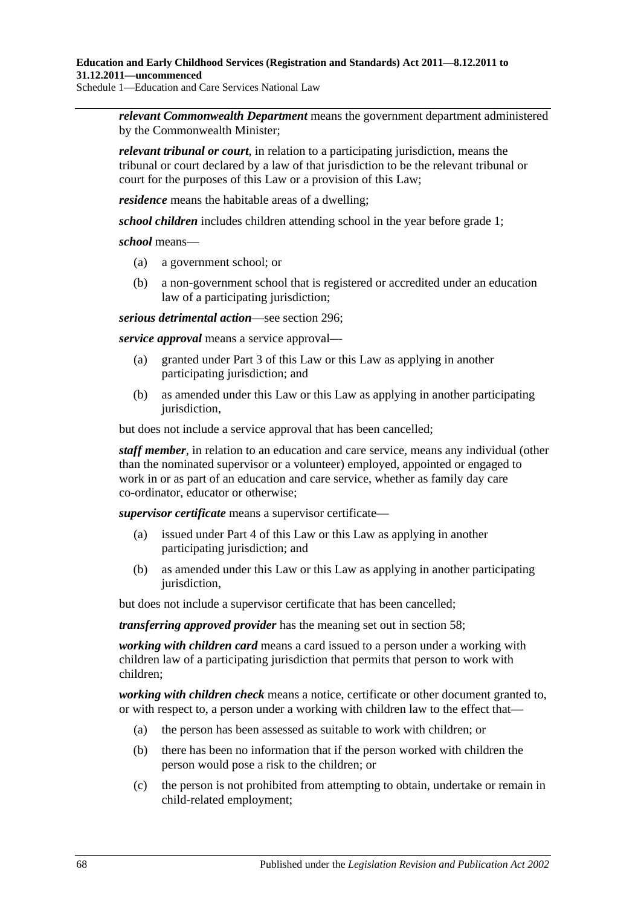***relevant Commonwealth Department*** means the government department administered by the Commonwealth Minister;

***relevant tribunal or court***, in relation to a participating jurisdiction, means the tribunal or court declared by a law of that jurisdiction to be the relevant tribunal or court for the purposes of this Law or a provision of this Law;

***residence*** means the habitable areas of a dwelling;

***school children*** includes children attending school in the year before grade 1;

***school*** means—

- (a) a government school; or
- (b) a non-government school that is registered or accredited under an education law of a participating jurisdiction;

***serious detrimental action***—see section 296;

***service approval*** means a service approval—

- (a) granted under Part 3 of this Law or this Law as applying in another participating jurisdiction; and
- (b) as amended under this Law or this Law as applying in another participating jurisdiction,

but does not include a service approval that has been cancelled;

***staff member***, in relation to an education and care service, means any individual (other than the nominated supervisor or a volunteer) employed, appointed or engaged to work in or as part of an education and care service, whether as family day care co-ordinator, educator or otherwise;

***supervisor certificate*** means a supervisor certificate—

- (a) issued under Part 4 of this Law or this Law as applying in another participating jurisdiction; and
- (b) as amended under this Law or this Law as applying in another participating jurisdiction,

but does not include a supervisor certificate that has been cancelled;

***transferring approved provider*** has the meaning set out in section 58;

***working with children card*** means a card issued to a person under a working with children law of a participating jurisdiction that permits that person to work with children;

***working with children check*** means a notice, certificate or other document granted to, or with respect to, a person under a working with children law to the effect that—

- (a) the person has been assessed as suitable to work with children; or
- (b) there has been no information that if the person worked with children the person would pose a risk to the children; or
- (c) the person is not prohibited from attempting to obtain, undertake or remain in child-related employment;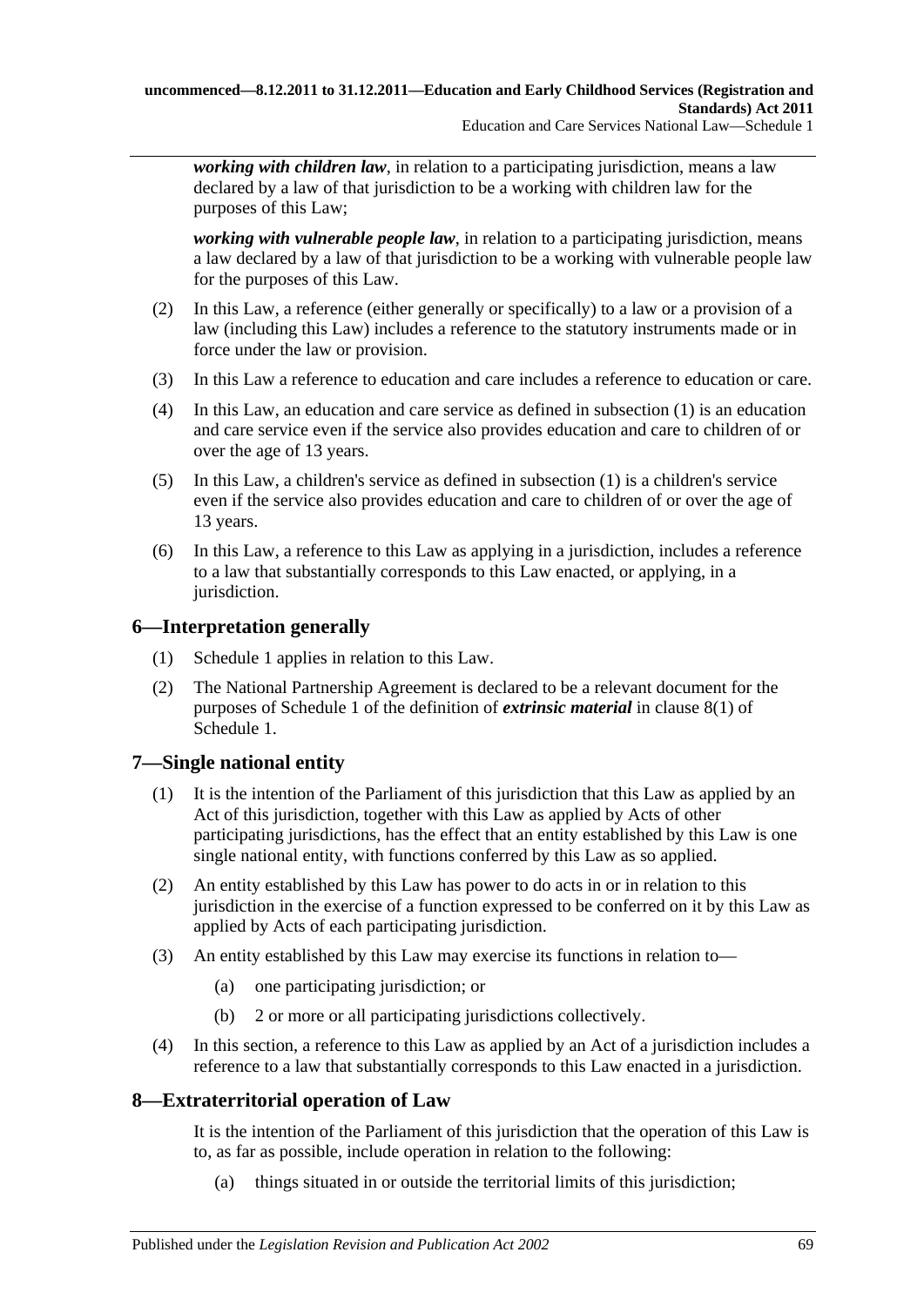***working with children law***, in relation to a participating jurisdiction, means a law declared by a law of that jurisdiction to be a working with children law for the purposes of this Law;

***working with vulnerable people law***, in relation to a participating jurisdiction, means a law declared by a law of that jurisdiction to be a working with vulnerable people law for the purposes of this Law.

(2) In this Law, a reference (either generally or specifically) to a law or a provision of a law (including this Law) includes a reference to the statutory instruments made or in force under the law or provision.

(3) In this Law a reference to education and care includes a reference to education or care.

(4) In this Law, an education and care service as defined in subsection (1) is an education and care service even if the service also provides education and care to children of or over the age of 13 years.

(5) In this Law, a children's service as defined in subsection (1) is a children's service even if the service also provides education and care to children of or over the age of 13 years.

(6) In this Law, a reference to this Law as applying in a jurisdiction, includes a reference to a law that substantially corresponds to this Law enacted, or applying, in a jurisdiction.

## 6—Interpretation generally

(1) Schedule 1 applies in relation to this Law.

(2) The National Partnership Agreement is declared to be a relevant document for the purposes of Schedule 1 of the definition of ***extrinsic material*** in clause 8(1) of Schedule 1.

## 7—Single national entity

(1) It is the intention of the Parliament of this jurisdiction that this Law as applied by an Act of this jurisdiction, together with this Law as applied by Acts of other participating jurisdictions, has the effect that an entity established by this Law is one single national entity, with functions conferred by this Law as so applied.

(2) An entity established by this Law has power to do acts in or in relation to this jurisdiction in the exercise of a function expressed to be conferred on it by this Law as applied by Acts of each participating jurisdiction.

(3) An entity established by this Law may exercise its functions in relation to—

(a) one participating jurisdiction; or

(b) 2 or more or all participating jurisdictions collectively.

(4) In this section, a reference to this Law as applied by an Act of a jurisdiction includes a reference to a law that substantially corresponds to this Law enacted in a jurisdiction.

## 8—Extraterritorial operation of Law

It is the intention of the Parliament of this jurisdiction that the operation of this Law is to, as far as possible, include operation in relation to the following:

(a) things situated in or outside the territorial limits of this jurisdiction;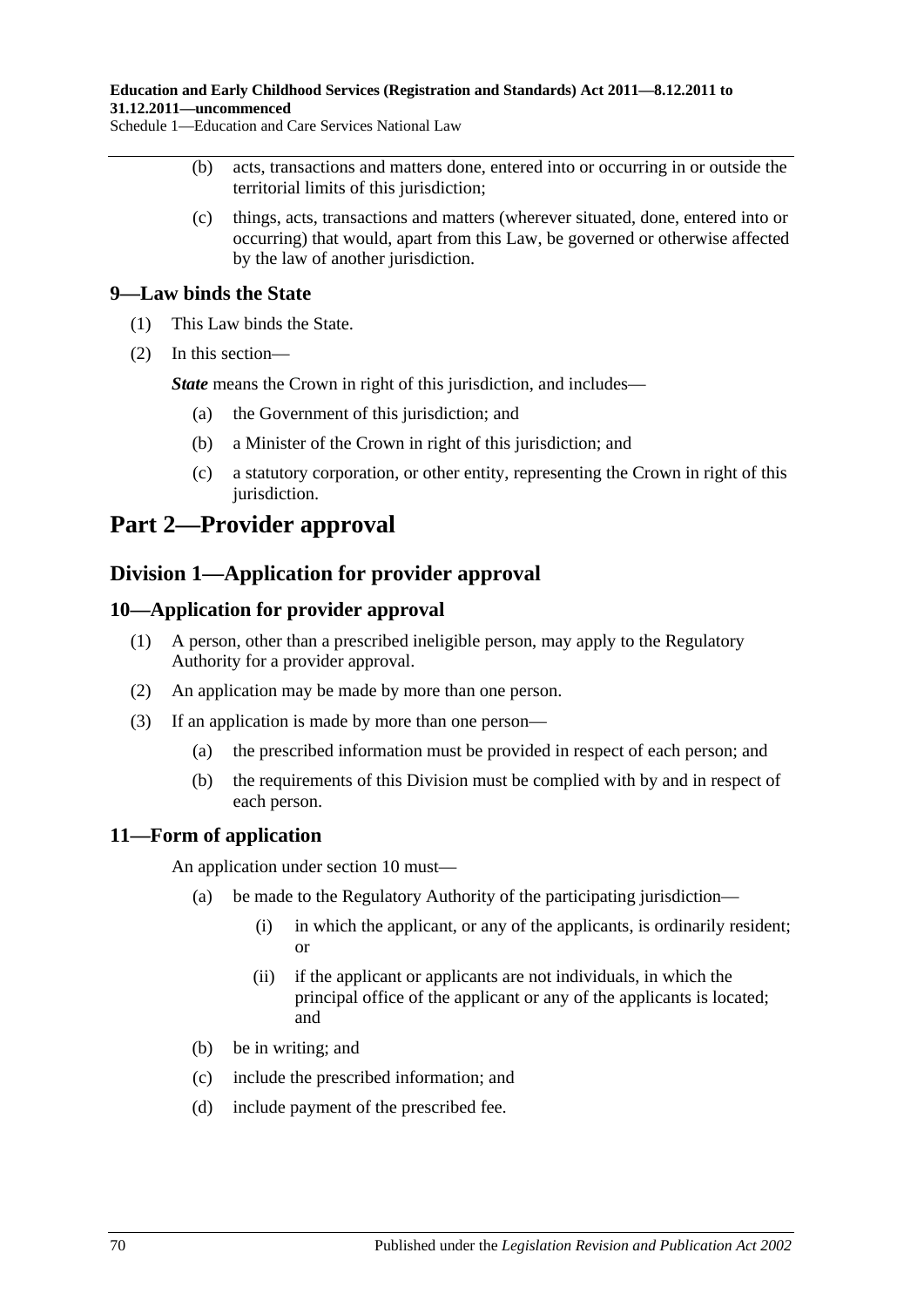(b) acts, transactions and matters done, entered into or occurring in or outside the territorial limits of this jurisdiction;

(c) things, acts, transactions and matters (wherever situated, done, entered into or occurring) that would, apart from this Law, be governed or otherwise affected by the law of another jurisdiction.

### 9—Law binds the State

(1) This Law binds the State.

(2) In this section—

***State*** means the Crown in right of this jurisdiction, and includes—

(a) the Government of this jurisdiction; and

(b) a Minister of the Crown in right of this jurisdiction; and

(c) a statutory corporation, or other entity, representing the Crown in right of this jurisdiction.

# Part 2—Provider approval

## Division 1—Application for provider approval

### 10—Application for provider approval

(1) A person, other than a prescribed ineligible person, may apply to the Regulatory Authority for a provider approval.

(2) An application may be made by more than one person.

(3) If an application is made by more than one person—

(a) the prescribed information must be provided in respect of each person; and

(b) the requirements of this Division must be complied with by and in respect of each person.

### 11—Form of application

An application under section 10 must—

(a) be made to the Regulatory Authority of the participating jurisdiction—

(i) in which the applicant, or any of the applicants, is ordinarily resident; or

(ii) if the applicant or applicants are not individuals, in which the principal office of the applicant or any of the applicants is located; and

(b) be in writing; and

(c) include the prescribed information; and

(d) include payment of the prescribed fee.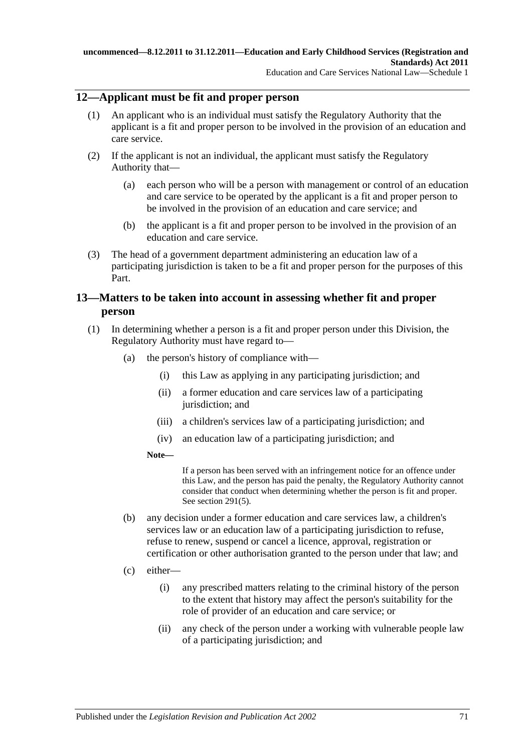## 12—Applicant must be fit and proper person

(1) An applicant who is an individual must satisfy the Regulatory Authority that the applicant is a fit and proper person to be involved in the provision of an education and care service.

(2) If the applicant is not an individual, the applicant must satisfy the Regulatory Authority that—

(a) each person who will be a person with management or control of an education and care service to be operated by the applicant is a fit and proper person to be involved in the provision of an education and care service; and

(b) the applicant is a fit and proper person to be involved in the provision of an education and care service.

(3) The head of a government department administering an education law of a participating jurisdiction is taken to be a fit and proper person for the purposes of this Part.

## 13—Matters to be taken into account in assessing whether fit and proper person

(1) In determining whether a person is a fit and proper person under this Division, the Regulatory Authority must have regard to—

(a) the person's history of compliance with—

(i) this Law as applying in any participating jurisdiction; and

(ii) a former education and care services law of a participating jurisdiction; and

(iii) a children's services law of a participating jurisdiction; and

(iv) an education law of a participating jurisdiction; and

**Note—**

If a person has been served with an infringement notice for an offence under this Law, and the person has paid the penalty, the Regulatory Authority cannot consider that conduct when determining whether the person is fit and proper. See section 291(5).

(b) any decision under a former education and care services law, a children's services law or an education law of a participating jurisdiction to refuse, refuse to renew, suspend or cancel a licence, approval, registration or certification or other authorisation granted to the person under that law; and

(c) either—

(i) any prescribed matters relating to the criminal history of the person to the extent that history may affect the person's suitability for the role of provider of an education and care service; or

(ii) any check of the person under a working with vulnerable people law of a participating jurisdiction; and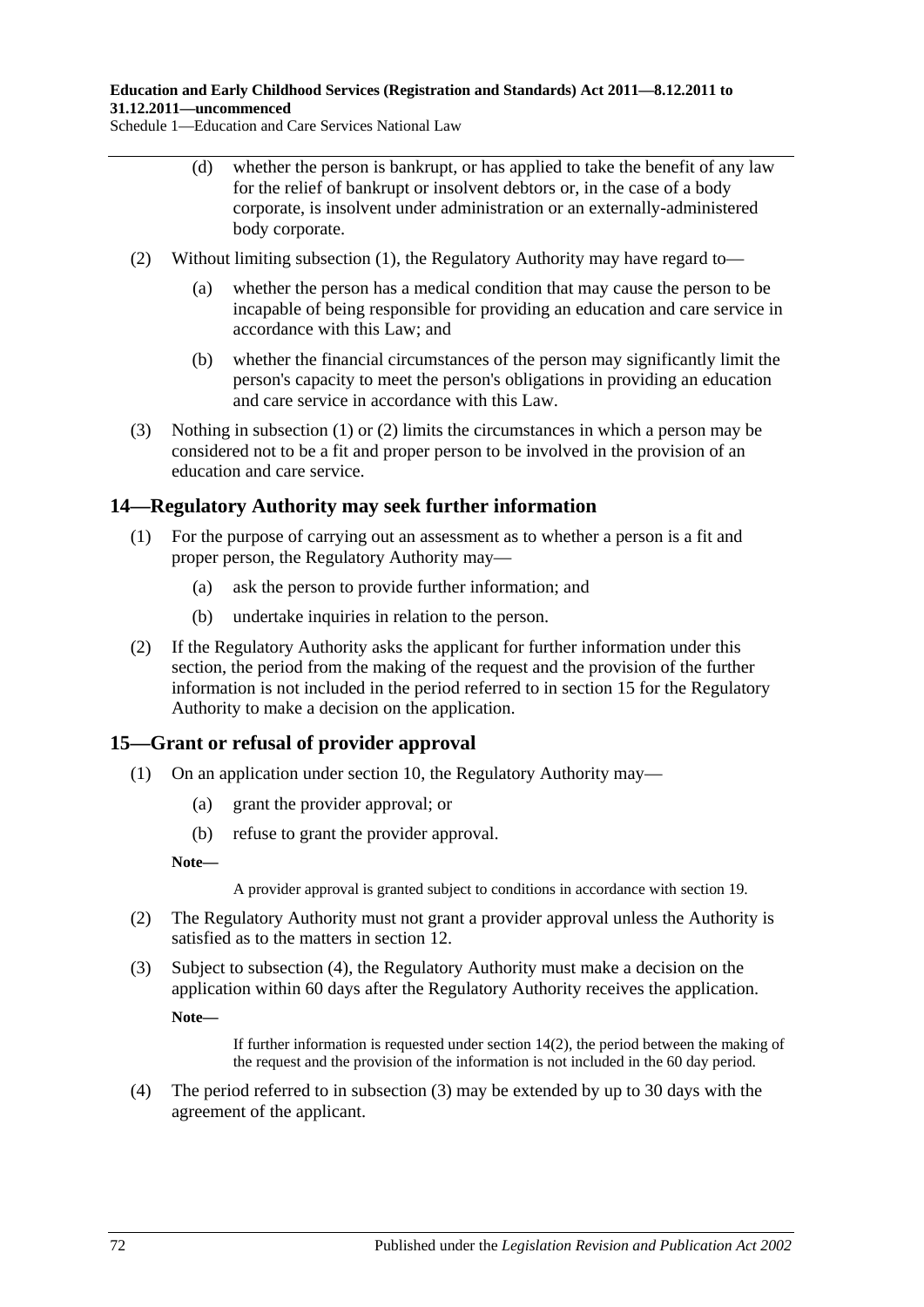(d) whether the person is bankrupt, or has applied to take the benefit of any law for the relief of bankrupt or insolvent debtors or, in the case of a body corporate, is insolvent under administration or an externally-administered body corporate.

(2) Without limiting subsection (1), the Regulatory Authority may have regard to—

(a) whether the person has a medical condition that may cause the person to be incapable of being responsible for providing an education and care service in accordance with this Law; and

(b) whether the financial circumstances of the person may significantly limit the person's capacity to meet the person's obligations in providing an education and care service in accordance with this Law.

(3) Nothing in subsection (1) or (2) limits the circumstances in which a person may be considered not to be a fit and proper person to be involved in the provision of an education and care service.

## 14—Regulatory Authority may seek further information

(1) For the purpose of carrying out an assessment as to whether a person is a fit and proper person, the Regulatory Authority may—

(a) ask the person to provide further information; and

(b) undertake inquiries in relation to the person.

(2) If the Regulatory Authority asks the applicant for further information under this section, the period from the making of the request and the provision of the further information is not included in the period referred to in section 15 for the Regulatory Authority to make a decision on the application.

## 15—Grant or refusal of provider approval

(1) On an application under section 10, the Regulatory Authority may—

(a) grant the provider approval; or

(b) refuse to grant the provider approval.

**Note—**

A provider approval is granted subject to conditions in accordance with section 19.

(2) The Regulatory Authority must not grant a provider approval unless the Authority is satisfied as to the matters in section 12.

(3) Subject to subsection (4), the Regulatory Authority must make a decision on the application within 60 days after the Regulatory Authority receives the application.

**Note—**

If further information is requested under section 14(2), the period between the making of the request and the provision of the information is not included in the 60 day period.

(4) The period referred to in subsection (3) may be extended by up to 30 days with the agreement of the applicant.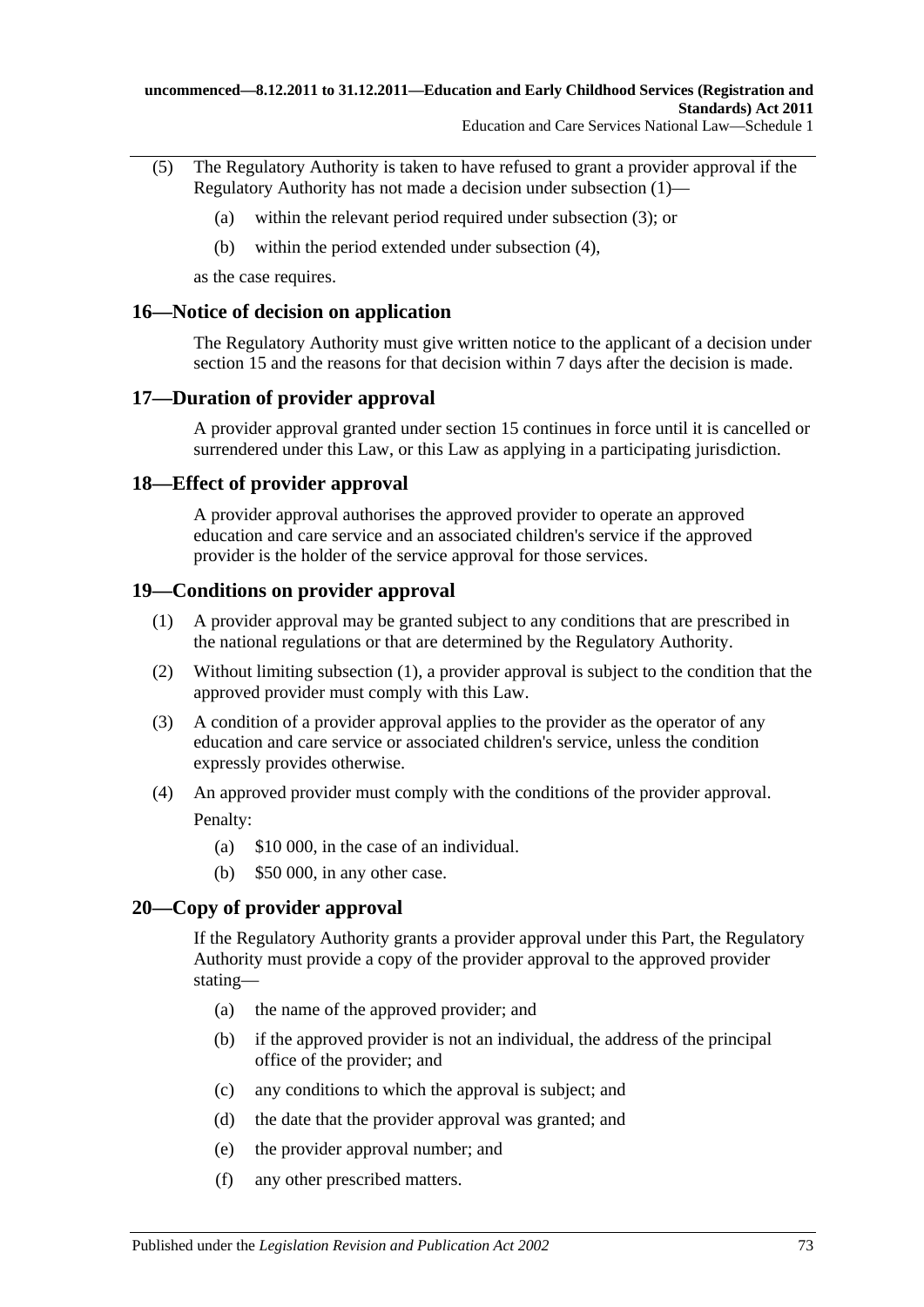(5) The Regulatory Authority is taken to have refused to grant a provider approval if the Regulatory Authority has not made a decision under subsection (1)—

(a) within the relevant period required under subsection (3); or

(b) within the period extended under subsection (4),

as the case requires.

## 16—Notice of decision on application

The Regulatory Authority must give written notice to the applicant of a decision under section 15 and the reasons for that decision within 7 days after the decision is made.

## 17—Duration of provider approval

A provider approval granted under section 15 continues in force until it is cancelled or surrendered under this Law, or this Law as applying in a participating jurisdiction.

## 18—Effect of provider approval

A provider approval authorises the approved provider to operate an approved education and care service and an associated children's service if the approved provider is the holder of the service approval for those services.

## 19—Conditions on provider approval

(1) A provider approval may be granted subject to any conditions that are prescribed in the national regulations or that are determined by the Regulatory Authority.

(2) Without limiting subsection (1), a provider approval is subject to the condition that the approved provider must comply with this Law.

(3) A condition of a provider approval applies to the provider as the operator of any education and care service or associated children's service, unless the condition expressly provides otherwise.

(4) An approved provider must comply with the conditions of the provider approval.

Penalty:

(a) $10 000, in the case of an individual.

(b) $50 000, in any other case.

## 20—Copy of provider approval

If the Regulatory Authority grants a provider approval under this Part, the Regulatory Authority must provide a copy of the provider approval to the approved provider stating—

(a) the name of the approved provider; and

(b) if the approved provider is not an individual, the address of the principal office of the provider; and

(c) any conditions to which the approval is subject; and

(d) the date that the provider approval was granted; and

(e) the provider approval number; and

(f) any other prescribed matters.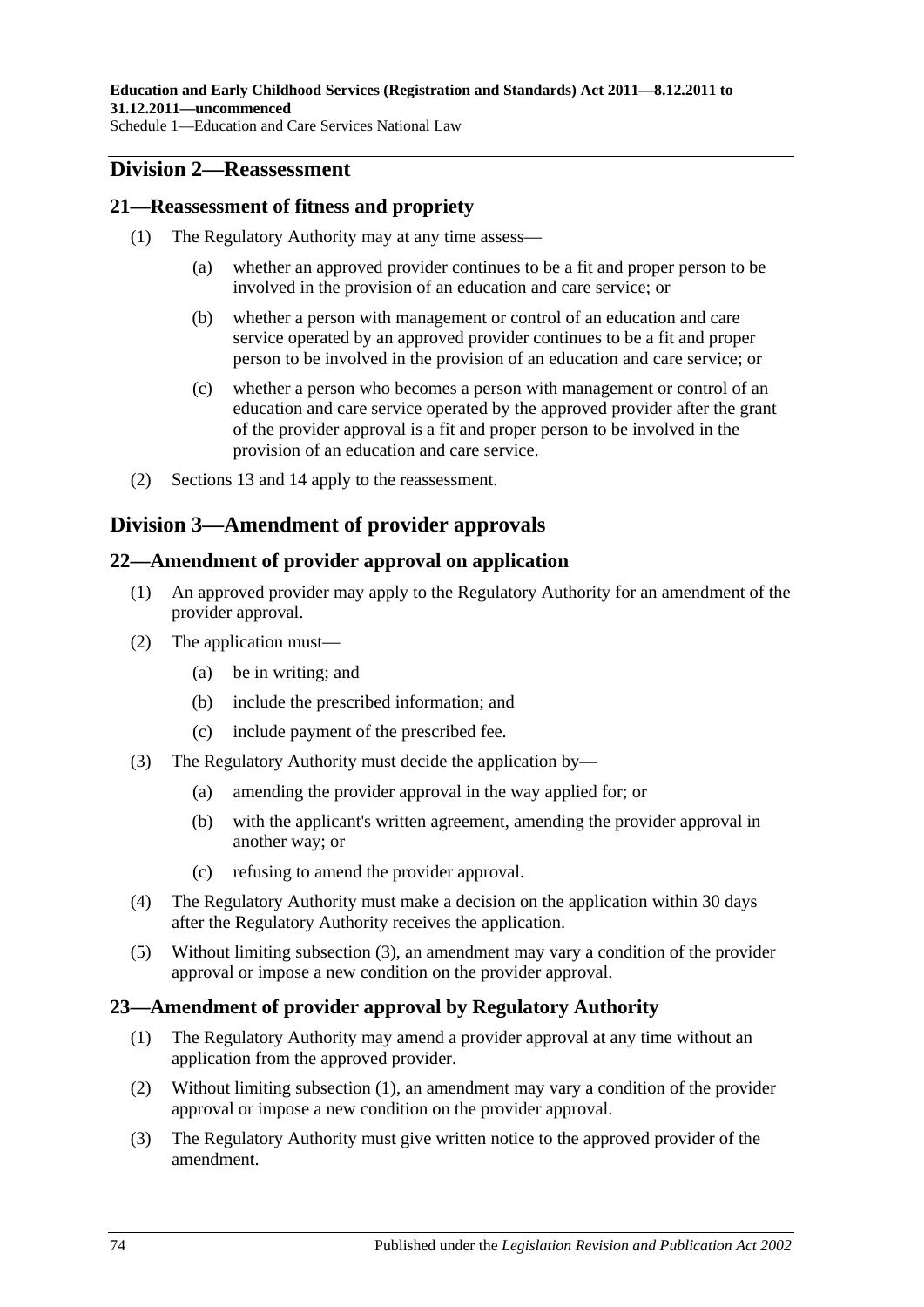## Division 2—Reassessment

### 21—Reassessment of fitness and propriety

(1) The Regulatory Authority may at any time assess—

(a) whether an approved provider continues to be a fit and proper person to be involved in the provision of an education and care service; or

(b) whether a person with management or control of an education and care service operated by an approved provider continues to be a fit and proper person to be involved in the provision of an education and care service; or

(c) whether a person who becomes a person with management or control of an education and care service operated by the approved provider after the grant of the provider approval is a fit and proper person to be involved in the provision of an education and care service.

(2) Sections 13 and 14 apply to the reassessment.

## Division 3—Amendment of provider approvals

### 22—Amendment of provider approval on application

(1) An approved provider may apply to the Regulatory Authority for an amendment of the provider approval.

(2) The application must—

(a) be in writing; and

(b) include the prescribed information; and

(c) include payment of the prescribed fee.

(3) The Regulatory Authority must decide the application by—

(a) amending the provider approval in the way applied for; or

(b) with the applicant's written agreement, amending the provider approval in another way; or

(c) refusing to amend the provider approval.

(4) The Regulatory Authority must make a decision on the application within 30 days after the Regulatory Authority receives the application.

(5) Without limiting subsection (3), an amendment may vary a condition of the provider approval or impose a new condition on the provider approval.

### 23—Amendment of provider approval by Regulatory Authority

(1) The Regulatory Authority may amend a provider approval at any time without an application from the approved provider.

(2) Without limiting subsection (1), an amendment may vary a condition of the provider approval or impose a new condition on the provider approval.

(3) The Regulatory Authority must give written notice to the approved provider of the amendment.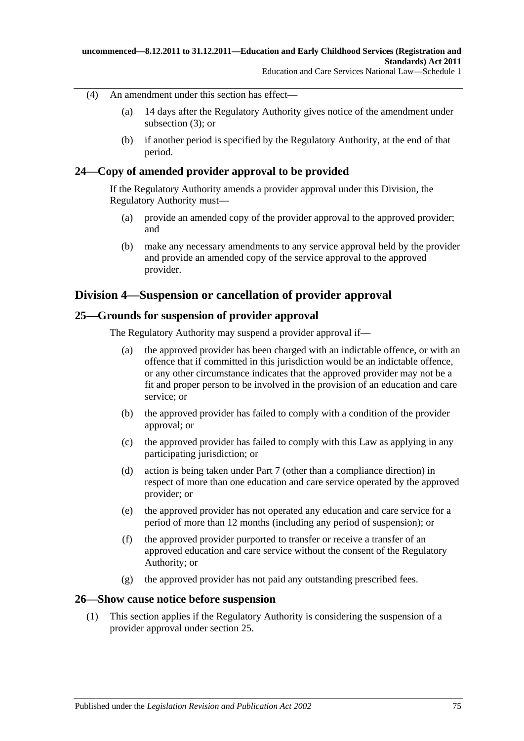(4) An amendment under this section has effect—

(a) 14 days after the Regulatory Authority gives notice of the amendment under subsection (3); or

(b) if another period is specified by the Regulatory Authority, at the end of that period.

### 24—Copy of amended provider approval to be provided

If the Regulatory Authority amends a provider approval under this Division, the Regulatory Authority must—

(a) provide an amended copy of the provider approval to the approved provider; and

(b) make any necessary amendments to any service approval held by the provider and provide an amended copy of the service approval to the approved provider.

## Division 4—Suspension or cancellation of provider approval

### 25—Grounds for suspension of provider approval

The Regulatory Authority may suspend a provider approval if—

(a) the approved provider has been charged with an indictable offence, or with an offence that if committed in this jurisdiction would be an indictable offence, or any other circumstance indicates that the approved provider may not be a fit and proper person to be involved in the provision of an education and care service; or

(b) the approved provider has failed to comply with a condition of the provider approval; or

(c) the approved provider has failed to comply with this Law as applying in any participating jurisdiction; or

(d) action is being taken under Part 7 (other than a compliance direction) in respect of more than one education and care service operated by the approved provider; or

(e) the approved provider has not operated any education and care service for a period of more than 12 months (including any period of suspension); or

(f) the approved provider purported to transfer or receive a transfer of an approved education and care service without the consent of the Regulatory Authority; or

(g) the approved provider has not paid any outstanding prescribed fees.

### 26—Show cause notice before suspension

(1) This section applies if the Regulatory Authority is considering the suspension of a provider approval under section 25.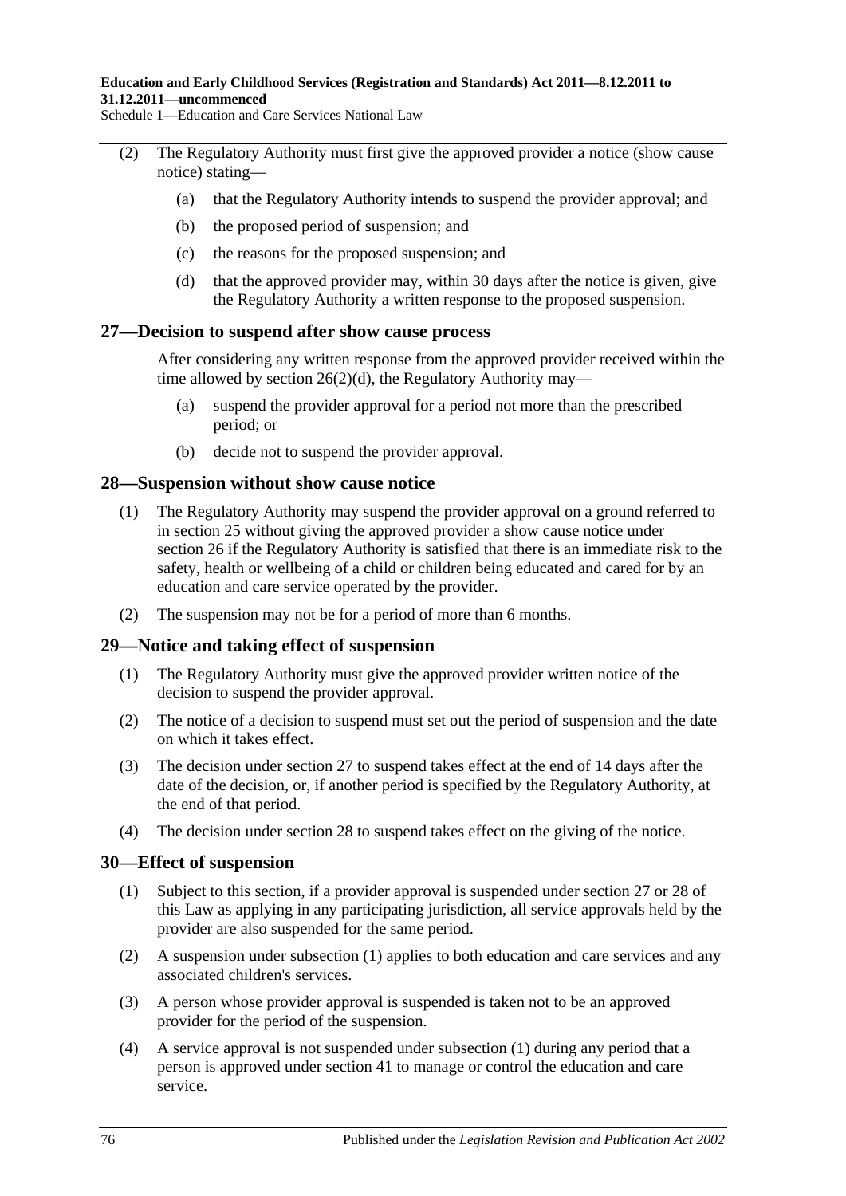(2) The Regulatory Authority must first give the approved provider a notice (show cause notice) stating—

- (a) that the Regulatory Authority intends to suspend the provider approval; and
- (b) the proposed period of suspension; and
- (c) the reasons for the proposed suspension; and
- (d) that the approved provider may, within 30 days after the notice is given, give the Regulatory Authority a written response to the proposed suspension.

## 27—Decision to suspend after show cause process

After considering any written response from the approved provider received within the time allowed by section 26(2)(d), the Regulatory Authority may—

- (a) suspend the provider approval for a period not more than the prescribed period; or
- (b) decide not to suspend the provider approval.

## 28—Suspension without show cause notice

(1) The Regulatory Authority may suspend the provider approval on a ground referred to in section 25 without giving the approved provider a show cause notice under section 26 if the Regulatory Authority is satisfied that there is an immediate risk to the safety, health or wellbeing of a child or children being educated and cared for by an education and care service operated by the provider.

(2) The suspension may not be for a period of more than 6 months.

## 29—Notice and taking effect of suspension

(1) The Regulatory Authority must give the approved provider written notice of the decision to suspend the provider approval.

(2) The notice of a decision to suspend must set out the period of suspension and the date on which it takes effect.

(3) The decision under section 27 to suspend takes effect at the end of 14 days after the date of the decision, or, if another period is specified by the Regulatory Authority, at the end of that period.

(4) The decision under section 28 to suspend takes effect on the giving of the notice.

## 30—Effect of suspension

(1) Subject to this section, if a provider approval is suspended under section 27 or 28 of this Law as applying in any participating jurisdiction, all service approvals held by the provider are also suspended for the same period.

(2) A suspension under subsection (1) applies to both education and care services and any associated children's services.

(3) A person whose provider approval is suspended is taken not to be an approved provider for the period of the suspension.

(4) A service approval is not suspended under subsection (1) during any period that a person is approved under section 41 to manage or control the education and care service.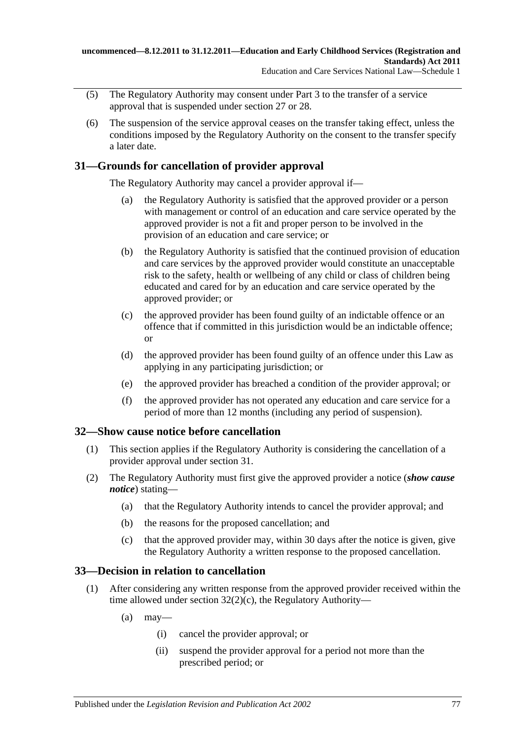(5) The Regulatory Authority may consent under Part 3 to the transfer of a service approval that is suspended under section 27 or 28.

(6) The suspension of the service approval ceases on the transfer taking effect, unless the conditions imposed by the Regulatory Authority on the consent to the transfer specify a later date.

## 31—Grounds for cancellation of provider approval

The Regulatory Authority may cancel a provider approval if—

(a) the Regulatory Authority is satisfied that the approved provider or a person with management or control of an education and care service operated by the approved provider is not a fit and proper person to be involved in the provision of an education and care service; or

(b) the Regulatory Authority is satisfied that the continued provision of education and care services by the approved provider would constitute an unacceptable risk to the safety, health or wellbeing of any child or class of children being educated and cared for by an education and care service operated by the approved provider; or

(c) the approved provider has been found guilty of an indictable offence or an offence that if committed in this jurisdiction would be an indictable offence; or

(d) the approved provider has been found guilty of an offence under this Law as applying in any participating jurisdiction; or

(e) the approved provider has breached a condition of the provider approval; or

(f) the approved provider has not operated any education and care service for a period of more than 12 months (including any period of suspension).

## 32—Show cause notice before cancellation

(1) This section applies if the Regulatory Authority is considering the cancellation of a provider approval under section 31.

(2) The Regulatory Authority must first give the approved provider a notice (***show cause notice***) stating—

(a) that the Regulatory Authority intends to cancel the provider approval; and

(b) the reasons for the proposed cancellation; and

(c) that the approved provider may, within 30 days after the notice is given, give the Regulatory Authority a written response to the proposed cancellation.

## 33—Decision in relation to cancellation

(1) After considering any written response from the approved provider received within the time allowed under section 32(2)(c), the Regulatory Authority—

(a) may—

(i) cancel the provider approval; or

(ii) suspend the provider approval for a period not more than the prescribed period; or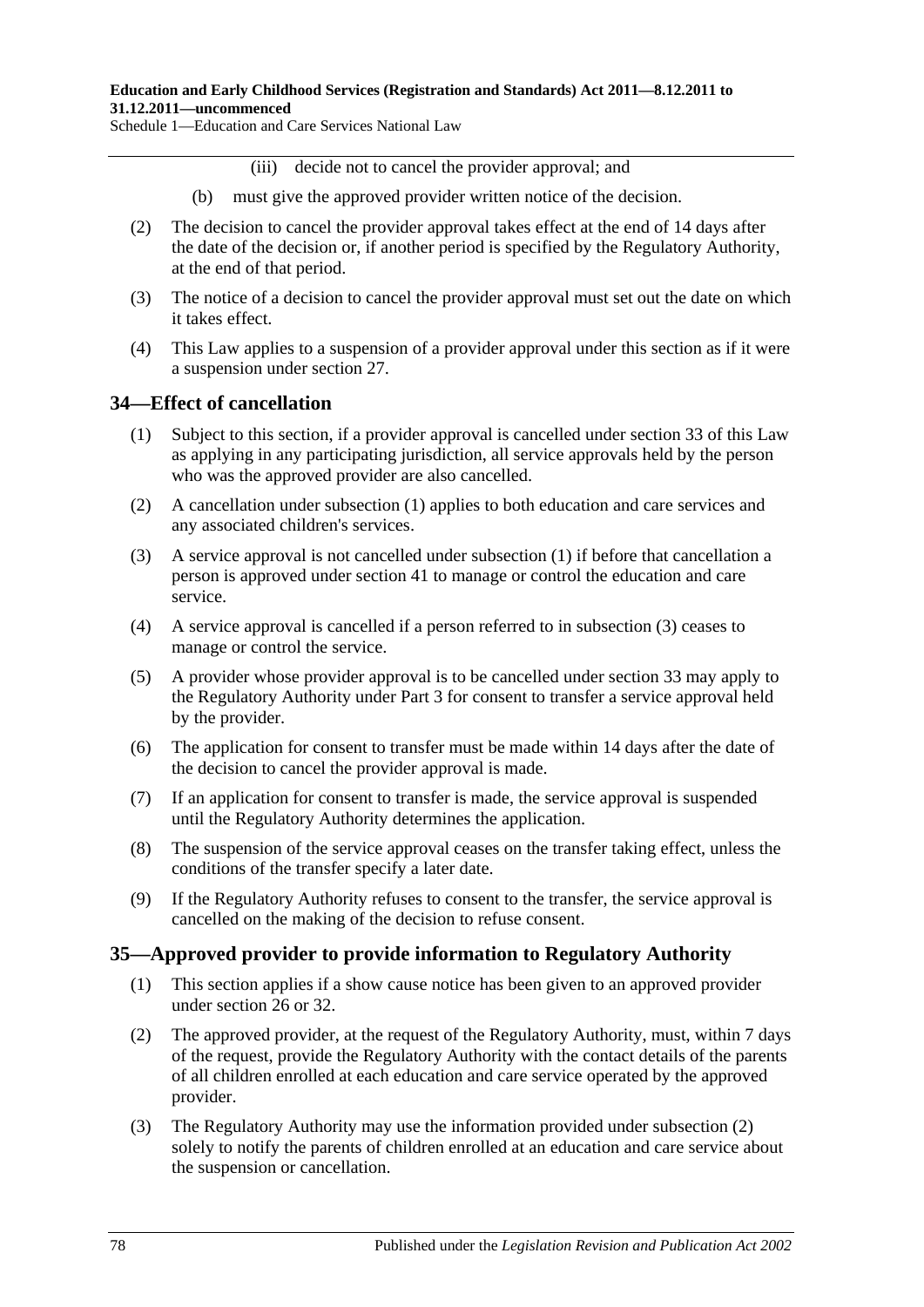(iii) decide not to cancel the provider approval; and

(b) must give the approved provider written notice of the decision.

(2) The decision to cancel the provider approval takes effect at the end of 14 days after the date of the decision or, if another period is specified by the Regulatory Authority, at the end of that period.

(3) The notice of a decision to cancel the provider approval must set out the date on which it takes effect.

(4) This Law applies to a suspension of a provider approval under this section as if it were a suspension under section 27.

## 34—Effect of cancellation

(1) Subject to this section, if a provider approval is cancelled under section 33 of this Law as applying in any participating jurisdiction, all service approvals held by the person who was the approved provider are also cancelled.

(2) A cancellation under subsection (1) applies to both education and care services and any associated children's services.

(3) A service approval is not cancelled under subsection (1) if before that cancellation a person is approved under section 41 to manage or control the education and care service.

(4) A service approval is cancelled if a person referred to in subsection (3) ceases to manage or control the service.

(5) A provider whose provider approval is to be cancelled under section 33 may apply to the Regulatory Authority under Part 3 for consent to transfer a service approval held by the provider.

(6) The application for consent to transfer must be made within 14 days after the date of the decision to cancel the provider approval is made.

(7) If an application for consent to transfer is made, the service approval is suspended until the Regulatory Authority determines the application.

(8) The suspension of the service approval ceases on the transfer taking effect, unless the conditions of the transfer specify a later date.

(9) If the Regulatory Authority refuses to consent to the transfer, the service approval is cancelled on the making of the decision to refuse consent.

## 35—Approved provider to provide information to Regulatory Authority

(1) This section applies if a show cause notice has been given to an approved provider under section 26 or 32.

(2) The approved provider, at the request of the Regulatory Authority, must, within 7 days of the request, provide the Regulatory Authority with the contact details of the parents of all children enrolled at each education and care service operated by the approved provider.

(3) The Regulatory Authority may use the information provided under subsection (2) solely to notify the parents of children enrolled at an education and care service about the suspension or cancellation.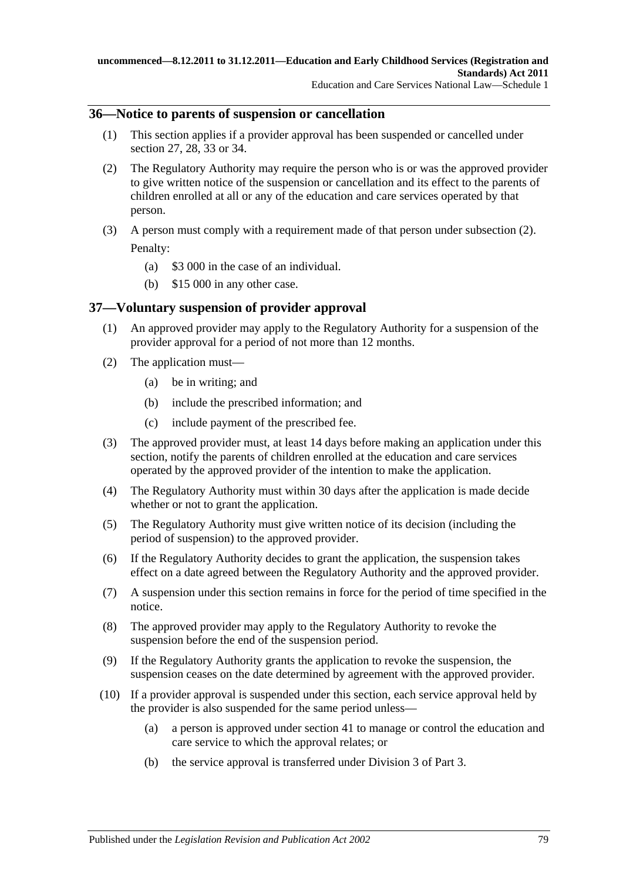## 36—Notice to parents of suspension or cancellation

(1) This section applies if a provider approval has been suspended or cancelled under section 27, 28, 33 or 34.

(2) The Regulatory Authority may require the person who is or was the approved provider to give written notice of the suspension or cancellation and its effect to the parents of children enrolled at all or any of the education and care services operated by that person.

(3) A person must comply with a requirement made of that person under subsection (2).

Penalty:

- (a) $3 000 in the case of an individual.
- (b) $15 000 in any other case.

## 37—Voluntary suspension of provider approval

(1) An approved provider may apply to the Regulatory Authority for a suspension of the provider approval for a period of not more than 12 months.

(2) The application must—

- (a) be in writing; and
- (b) include the prescribed information; and
- (c) include payment of the prescribed fee.

(3) The approved provider must, at least 14 days before making an application under this section, notify the parents of children enrolled at the education and care services operated by the approved provider of the intention to make the application.

(4) The Regulatory Authority must within 30 days after the application is made decide whether or not to grant the application.

(5) The Regulatory Authority must give written notice of its decision (including the period of suspension) to the approved provider.

(6) If the Regulatory Authority decides to grant the application, the suspension takes effect on a date agreed between the Regulatory Authority and the approved provider.

(7) A suspension under this section remains in force for the period of time specified in the notice.

(8) The approved provider may apply to the Regulatory Authority to revoke the suspension before the end of the suspension period.

(9) If the Regulatory Authority grants the application to revoke the suspension, the suspension ceases on the date determined by agreement with the approved provider.

(10) If a provider approval is suspended under this section, each service approval held by the provider is also suspended for the same period unless—

- (a) a person is approved under section 41 to manage or control the education and care service to which the approval relates; or
- (b) the service approval is transferred under Division 3 of Part 3.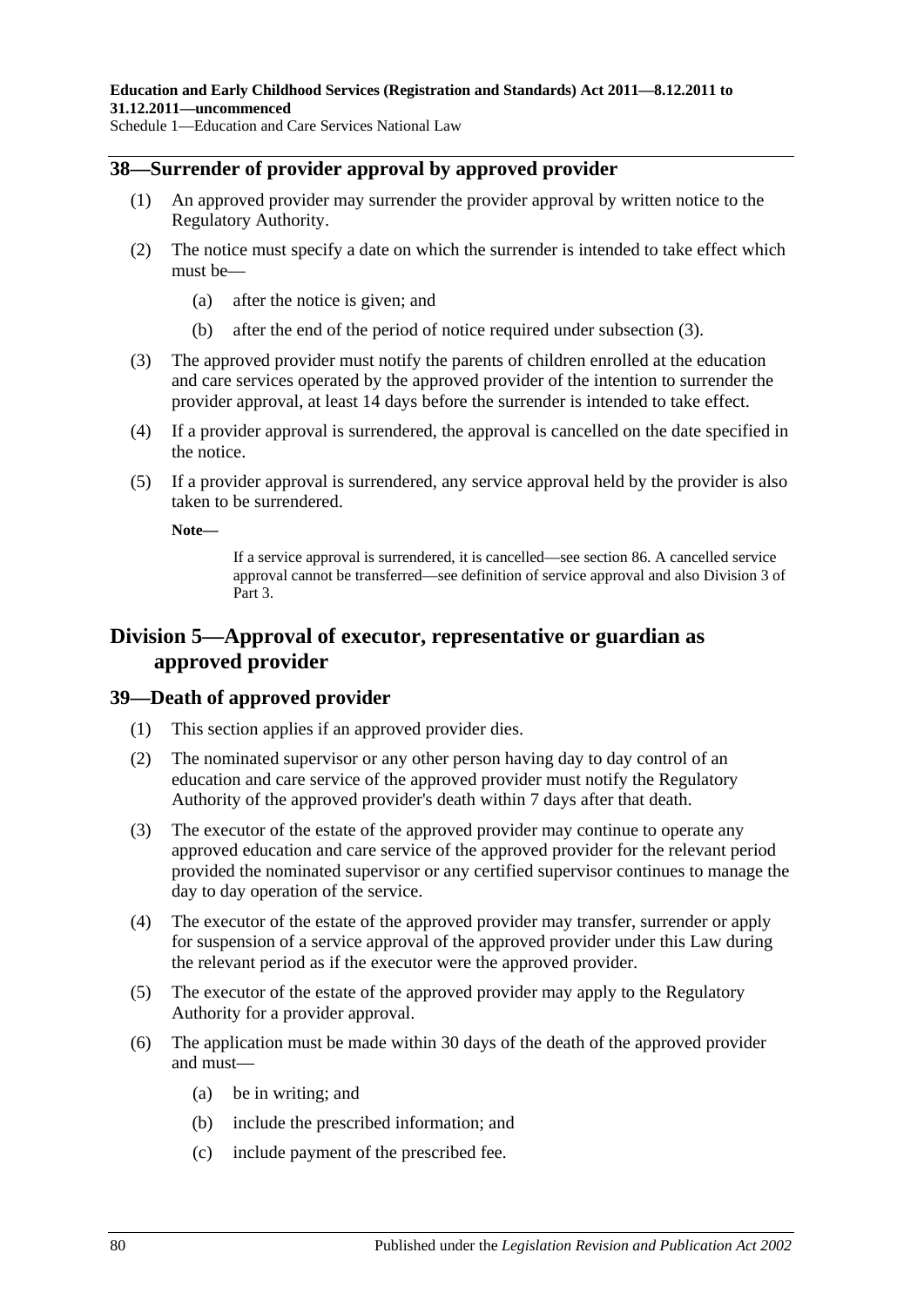## 38—Surrender of provider approval by approved provider

(1) An approved provider may surrender the provider approval by written notice to the Regulatory Authority.

(2) The notice must specify a date on which the surrender is intended to take effect which must be—

(a) after the notice is given; and

(b) after the end of the period of notice required under subsection (3).

(3) The approved provider must notify the parents of children enrolled at the education and care services operated by the approved provider of the intention to surrender the provider approval, at least 14 days before the surrender is intended to take effect.

(4) If a provider approval is surrendered, the approval is cancelled on the date specified in the notice.

(5) If a provider approval is surrendered, any service approval held by the provider is also taken to be surrendered.

**Note—**

If a service approval is surrendered, it is cancelled—see section 86. A cancelled service approval cannot be transferred—see definition of service approval and also Division 3 of Part 3.

# Division 5—Approval of executor, representative or guardian as approved provider

## 39—Death of approved provider

(1) This section applies if an approved provider dies.

(2) The nominated supervisor or any other person having day to day control of an education and care service of the approved provider must notify the Regulatory Authority of the approved provider's death within 7 days after that death.

(3) The executor of the estate of the approved provider may continue to operate any approved education and care service of the approved provider for the relevant period provided the nominated supervisor or any certified supervisor continues to manage the day to day operation of the service.

(4) The executor of the estate of the approved provider may transfer, surrender or apply for suspension of a service approval of the approved provider under this Law during the relevant period as if the executor were the approved provider.

(5) The executor of the estate of the approved provider may apply to the Regulatory Authority for a provider approval.

(6) The application must be made within 30 days of the death of the approved provider and must—

(a) be in writing; and

(b) include the prescribed information; and

(c) include payment of the prescribed fee.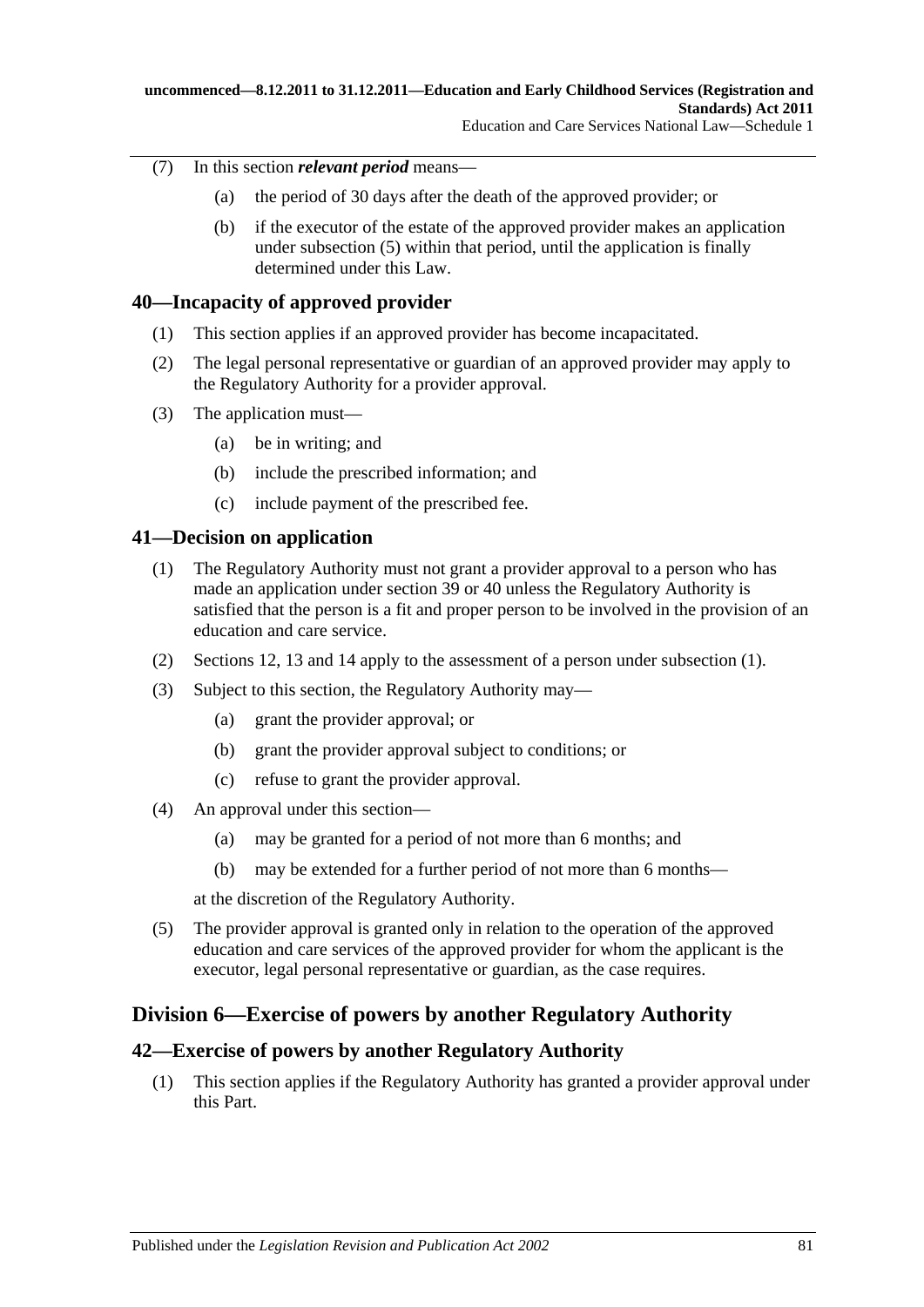(7) In this section ***relevant period*** means—

  (a) the period of 30 days after the death of the approved provider; or

  (b) if the executor of the estate of the approved provider makes an application under subsection (5) within that period, until the application is finally determined under this Law.

## 40—Incapacity of approved provider

(1) This section applies if an approved provider has become incapacitated.

(2) The legal personal representative or guardian of an approved provider may apply to the Regulatory Authority for a provider approval.

(3) The application must—

  (a) be in writing; and

  (b) include the prescribed information; and

  (c) include payment of the prescribed fee.

## 41—Decision on application

(1) The Regulatory Authority must not grant a provider approval to a person who has made an application under section 39 or 40 unless the Regulatory Authority is satisfied that the person is a fit and proper person to be involved in the provision of an education and care service.

(2) Sections 12, 13 and 14 apply to the assessment of a person under subsection (1).

(3) Subject to this section, the Regulatory Authority may—

  (a) grant the provider approval; or

  (b) grant the provider approval subject to conditions; or

  (c) refuse to grant the provider approval.

(4) An approval under this section—

  (a) may be granted for a period of not more than 6 months; and

  (b) may be extended for a further period of not more than 6 months—

  at the discretion of the Regulatory Authority.

(5) The provider approval is granted only in relation to the operation of the approved education and care services of the approved provider for whom the applicant is the executor, legal personal representative or guardian, as the case requires.

# Division 6—Exercise of powers by another Regulatory Authority

## 42—Exercise of powers by another Regulatory Authority

(1) This section applies if the Regulatory Authority has granted a provider approval under this Part.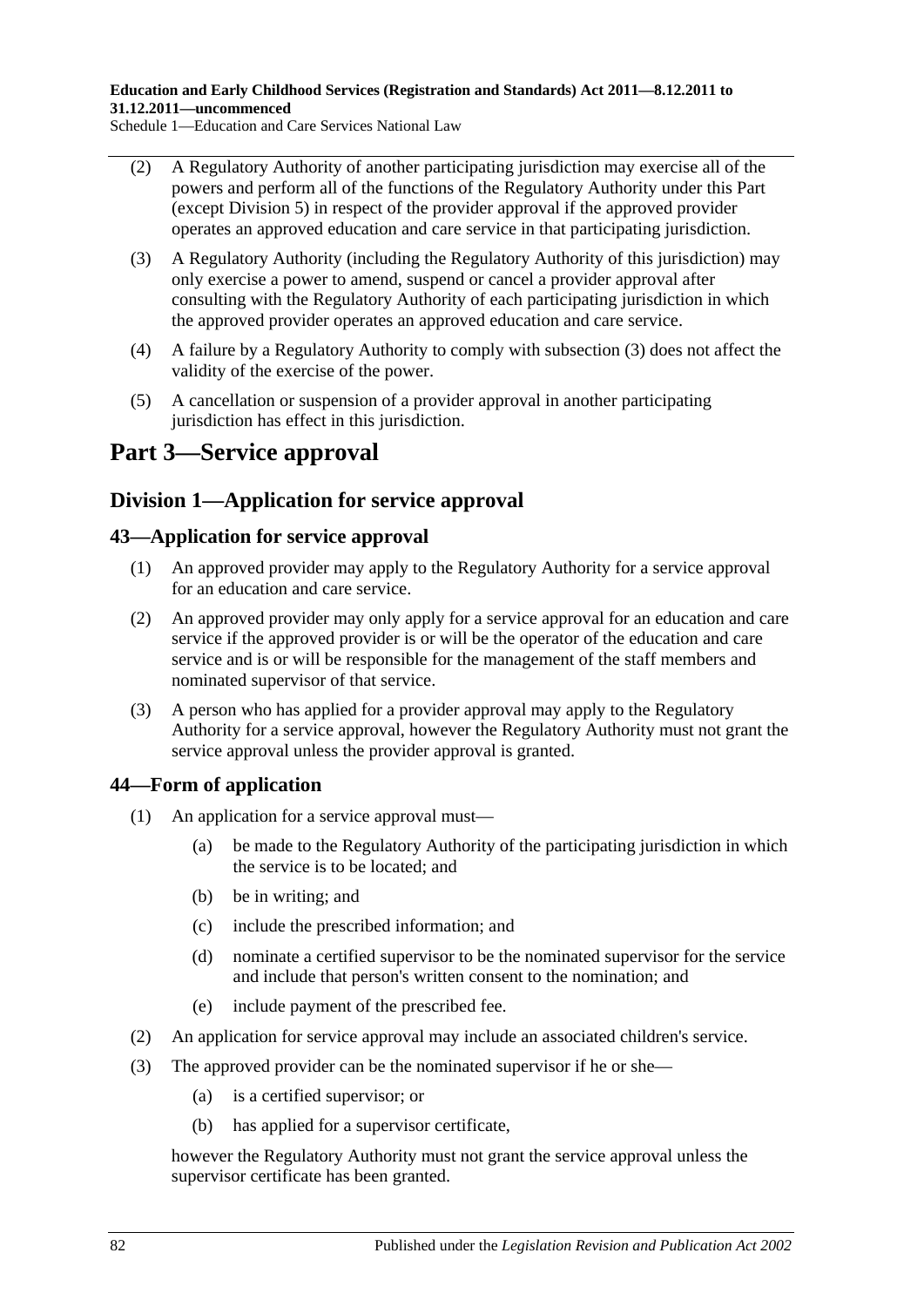(2) A Regulatory Authority of another participating jurisdiction may exercise all of the powers and perform all of the functions of the Regulatory Authority under this Part (except Division 5) in respect of the provider approval if the approved provider operates an approved education and care service in that participating jurisdiction.

(3) A Regulatory Authority (including the Regulatory Authority of this jurisdiction) may only exercise a power to amend, suspend or cancel a provider approval after consulting with the Regulatory Authority of each participating jurisdiction in which the approved provider operates an approved education and care service.

(4) A failure by a Regulatory Authority to comply with subsection (3) does not affect the validity of the exercise of the power.

(5) A cancellation or suspension of a provider approval in another participating jurisdiction has effect in this jurisdiction.

# Part 3—Service approval

## Division 1—Application for service approval

### 43—Application for service approval

(1) An approved provider may apply to the Regulatory Authority for a service approval for an education and care service.

(2) An approved provider may only apply for a service approval for an education and care service if the approved provider is or will be the operator of the education and care service and is or will be responsible for the management of the staff members and nominated supervisor of that service.

(3) A person who has applied for a provider approval may apply to the Regulatory Authority for a service approval, however the Regulatory Authority must not grant the service approval unless the provider approval is granted.

### 44—Form of application

(1) An application for a service approval must—

(a) be made to the Regulatory Authority of the participating jurisdiction in which the service is to be located; and

(b) be in writing; and

(c) include the prescribed information; and

(d) nominate a certified supervisor to be the nominated supervisor for the service and include that person's written consent to the nomination; and

(e) include payment of the prescribed fee.

(2) An application for service approval may include an associated children's service.

(3) The approved provider can be the nominated supervisor if he or she—

(a) is a certified supervisor; or

(b) has applied for a supervisor certificate,

however the Regulatory Authority must not grant the service approval unless the supervisor certificate has been granted.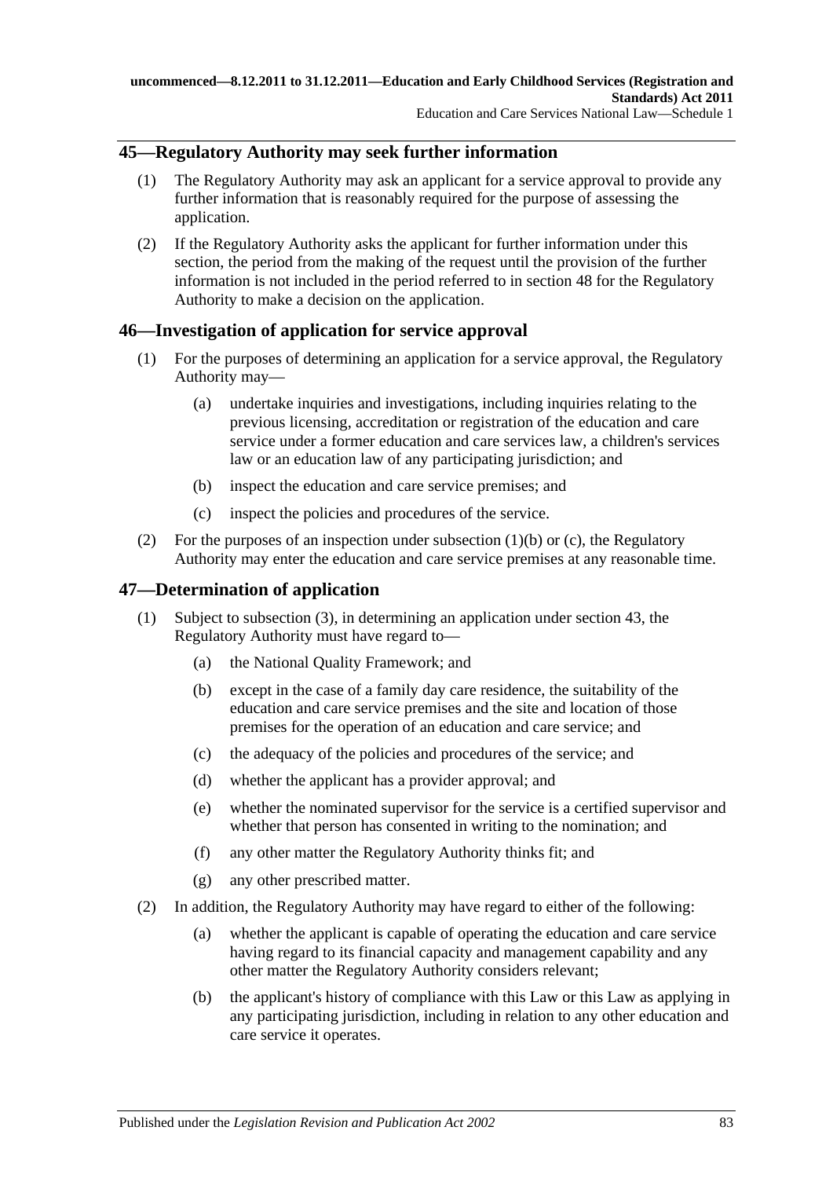## 45—Regulatory Authority may seek further information

(1) The Regulatory Authority may ask an applicant for a service approval to provide any further information that is reasonably required for the purpose of assessing the application.

(2) If the Regulatory Authority asks the applicant for further information under this section, the period from the making of the request until the provision of the further information is not included in the period referred to in section 48 for the Regulatory Authority to make a decision on the application.

## 46—Investigation of application for service approval

(1) For the purposes of determining an application for a service approval, the Regulatory Authority may—

- (a) undertake inquiries and investigations, including inquiries relating to the previous licensing, accreditation or registration of the education and care service under a former education and care services law, a children's services law or an education law of any participating jurisdiction; and
- (b) inspect the education and care service premises; and
- (c) inspect the policies and procedures of the service.

(2) For the purposes of an inspection under subsection (1)(b) or (c), the Regulatory Authority may enter the education and care service premises at any reasonable time.

## 47—Determination of application

(1) Subject to subsection (3), in determining an application under section 43, the Regulatory Authority must have regard to—

- (a) the National Quality Framework; and
- (b) except in the case of a family day care residence, the suitability of the education and care service premises and the site and location of those premises for the operation of an education and care service; and
- (c) the adequacy of the policies and procedures of the service; and
- (d) whether the applicant has a provider approval; and
- (e) whether the nominated supervisor for the service is a certified supervisor and whether that person has consented in writing to the nomination; and
- (f) any other matter the Regulatory Authority thinks fit; and
- (g) any other prescribed matter.

(2) In addition, the Regulatory Authority may have regard to either of the following:

- (a) whether the applicant is capable of operating the education and care service having regard to its financial capacity and management capability and any other matter the Regulatory Authority considers relevant;
- (b) the applicant's history of compliance with this Law or this Law as applying in any participating jurisdiction, including in relation to any other education and care service it operates.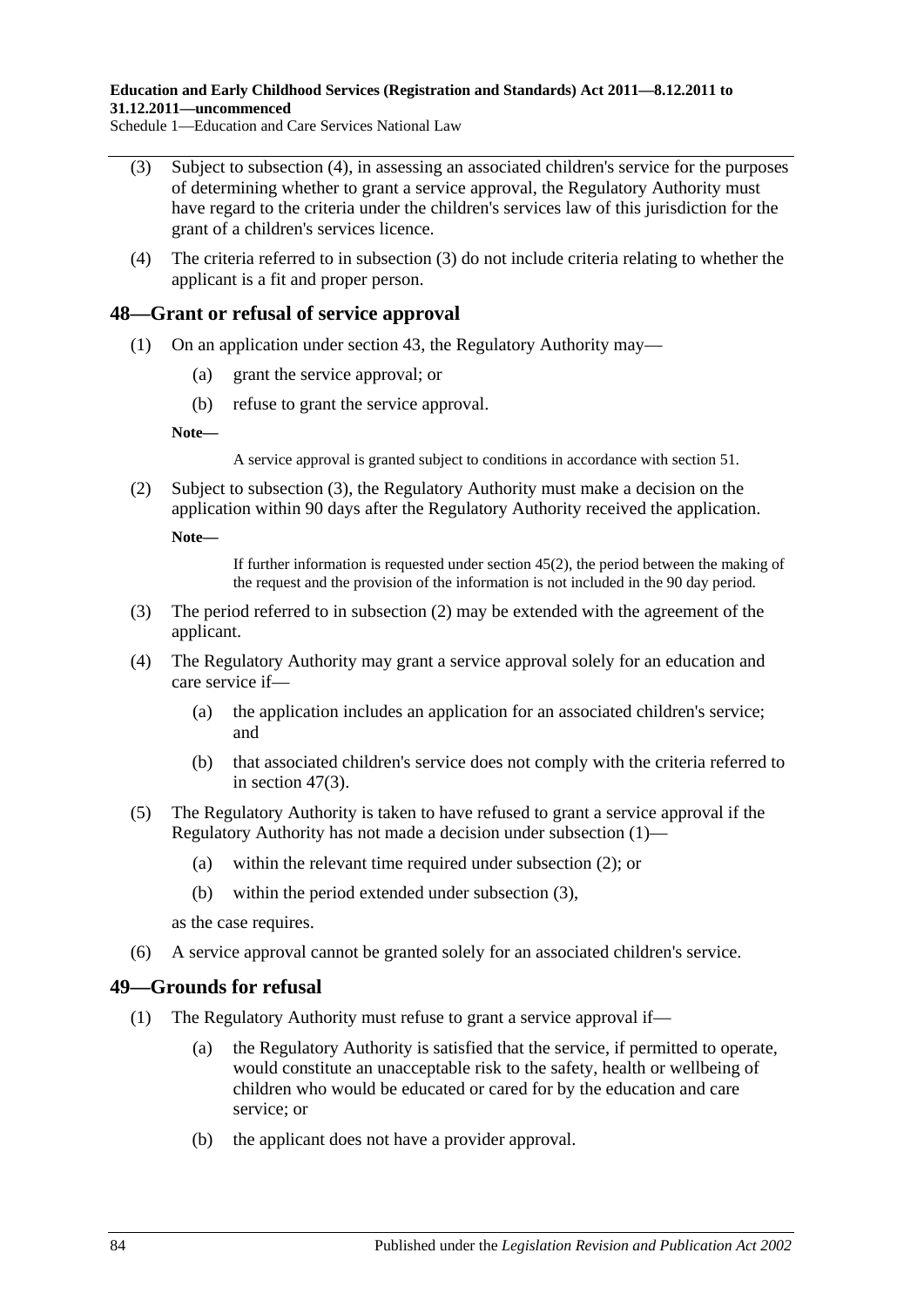(3) Subject to subsection (4), in assessing an associated children's service for the purposes of determining whether to grant a service approval, the Regulatory Authority must have regard to the criteria under the children's services law of this jurisdiction for the grant of a children's services licence.

(4) The criteria referred to in subsection (3) do not include criteria relating to whether the applicant is a fit and proper person.

## 48—Grant or refusal of service approval

(1) On an application under section 43, the Regulatory Authority may—

(a) grant the service approval; or

(b) refuse to grant the service approval.

**Note—**

A service approval is granted subject to conditions in accordance with section 51.

(2) Subject to subsection (3), the Regulatory Authority must make a decision on the application within 90 days after the Regulatory Authority received the application.

**Note—**

If further information is requested under section 45(2), the period between the making of the request and the provision of the information is not included in the 90 day period.

(3) The period referred to in subsection (2) may be extended with the agreement of the applicant.

(4) The Regulatory Authority may grant a service approval solely for an education and care service if—

(a) the application includes an application for an associated children's service; and

(b) that associated children's service does not comply with the criteria referred to in section 47(3).

(5) The Regulatory Authority is taken to have refused to grant a service approval if the Regulatory Authority has not made a decision under subsection (1)—

(a) within the relevant time required under subsection (2); or

(b) within the period extended under subsection (3),

as the case requires.

(6) A service approval cannot be granted solely for an associated children's service.

## 49—Grounds for refusal

(1) The Regulatory Authority must refuse to grant a service approval if—

(a) the Regulatory Authority is satisfied that the service, if permitted to operate, would constitute an unacceptable risk to the safety, health or wellbeing of children who would be educated or cared for by the education and care service; or

(b) the applicant does not have a provider approval.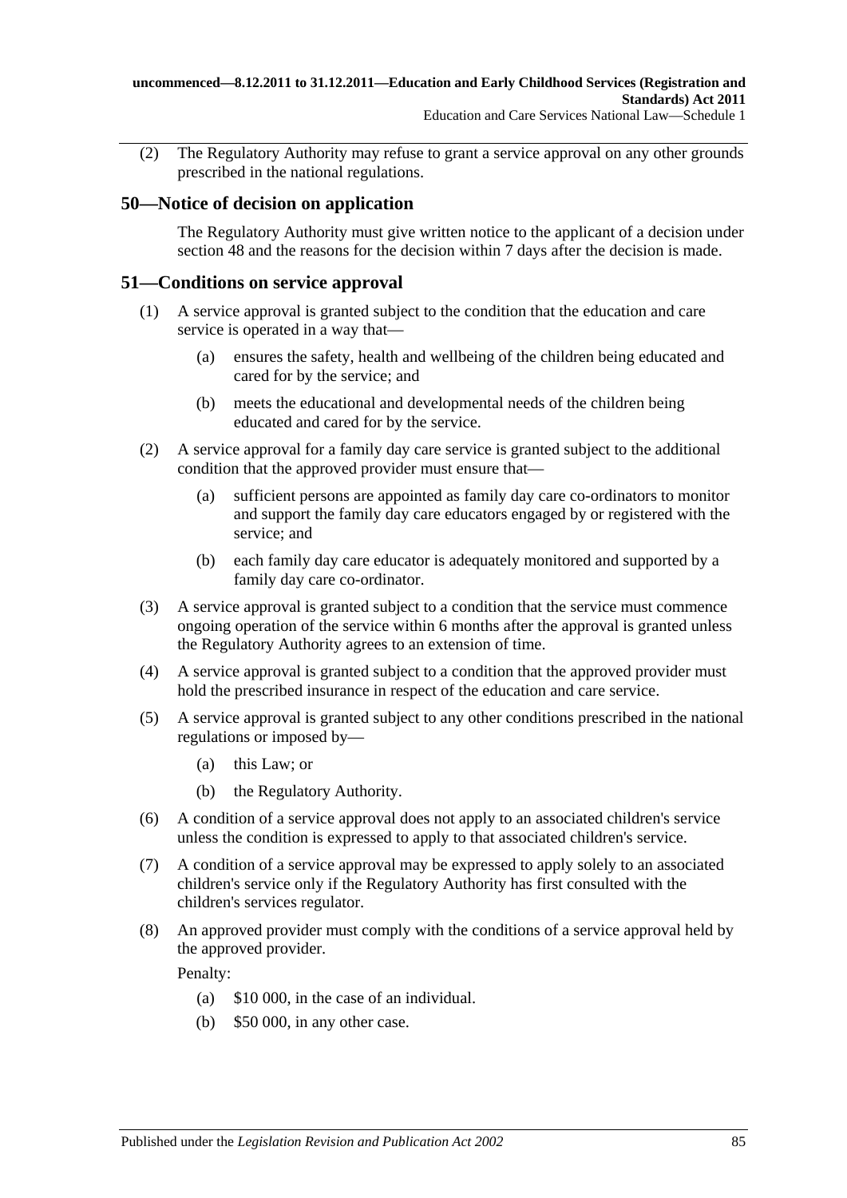(2) The Regulatory Authority may refuse to grant a service approval on any other grounds prescribed in the national regulations.

## 50—Notice of decision on application

The Regulatory Authority must give written notice to the applicant of a decision under section 48 and the reasons for the decision within 7 days after the decision is made.

## 51—Conditions on service approval

(1) A service approval is granted subject to the condition that the education and care service is operated in a way that—

(a) ensures the safety, health and wellbeing of the children being educated and cared for by the service; and

(b) meets the educational and developmental needs of the children being educated and cared for by the service.

(2) A service approval for a family day care service is granted subject to the additional condition that the approved provider must ensure that—

(a) sufficient persons are appointed as family day care co-ordinators to monitor and support the family day care educators engaged by or registered with the service; and

(b) each family day care educator is adequately monitored and supported by a family day care co-ordinator.

(3) A service approval is granted subject to a condition that the service must commence ongoing operation of the service within 6 months after the approval is granted unless the Regulatory Authority agrees to an extension of time.

(4) A service approval is granted subject to a condition that the approved provider must hold the prescribed insurance in respect of the education and care service.

(5) A service approval is granted subject to any other conditions prescribed in the national regulations or imposed by—

(a) this Law; or

(b) the Regulatory Authority.

(6) A condition of a service approval does not apply to an associated children's service unless the condition is expressed to apply to that associated children's service.

(7) A condition of a service approval may be expressed to apply solely to an associated children's service only if the Regulatory Authority has first consulted with the children's services regulator.

(8) An approved provider must comply with the conditions of a service approval held by the approved provider.

Penalty:

(a) $10 000, in the case of an individual.

(b) $50 000, in any other case.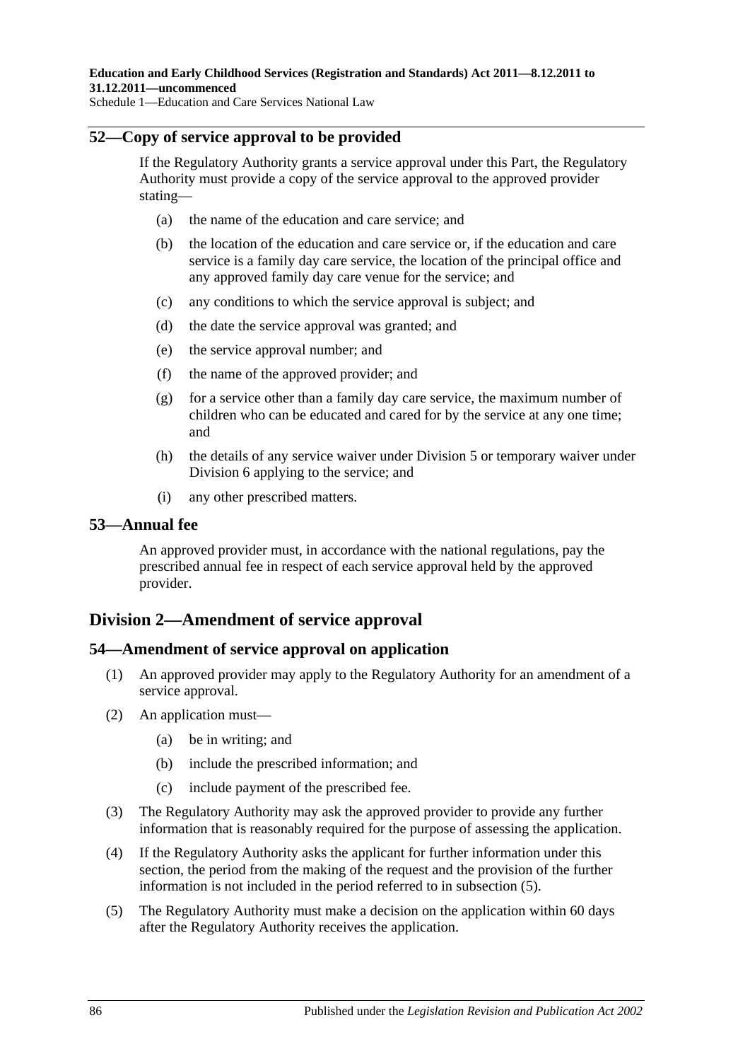## 52—Copy of service approval to be provided

If the Regulatory Authority grants a service approval under this Part, the Regulatory Authority must provide a copy of the service approval to the approved provider stating—

- (a) the name of the education and care service; and
- (b) the location of the education and care service or, if the education and care service is a family day care service, the location of the principal office and any approved family day care venue for the service; and
- (c) any conditions to which the service approval is subject; and
- (d) the date the service approval was granted; and
- (e) the service approval number; and
- (f) the name of the approved provider; and
- (g) for a service other than a family day care service, the maximum number of children who can be educated and cared for by the service at any one time; and
- (h) the details of any service waiver under Division 5 or temporary waiver under Division 6 applying to the service; and
- (i) any other prescribed matters.

## 53—Annual fee

An approved provider must, in accordance with the national regulations, pay the prescribed annual fee in respect of each service approval held by the approved provider.

# Division 2—Amendment of service approval

## 54—Amendment of service approval on application

(1) An approved provider may apply to the Regulatory Authority for an amendment of a service approval.

(2) An application must—

- (a) be in writing; and
- (b) include the prescribed information; and
- (c) include payment of the prescribed fee.

(3) The Regulatory Authority may ask the approved provider to provide any further information that is reasonably required for the purpose of assessing the application.

(4) If the Regulatory Authority asks the applicant for further information under this section, the period from the making of the request and the provision of the further information is not included in the period referred to in subsection (5).

(5) The Regulatory Authority must make a decision on the application within 60 days after the Regulatory Authority receives the application.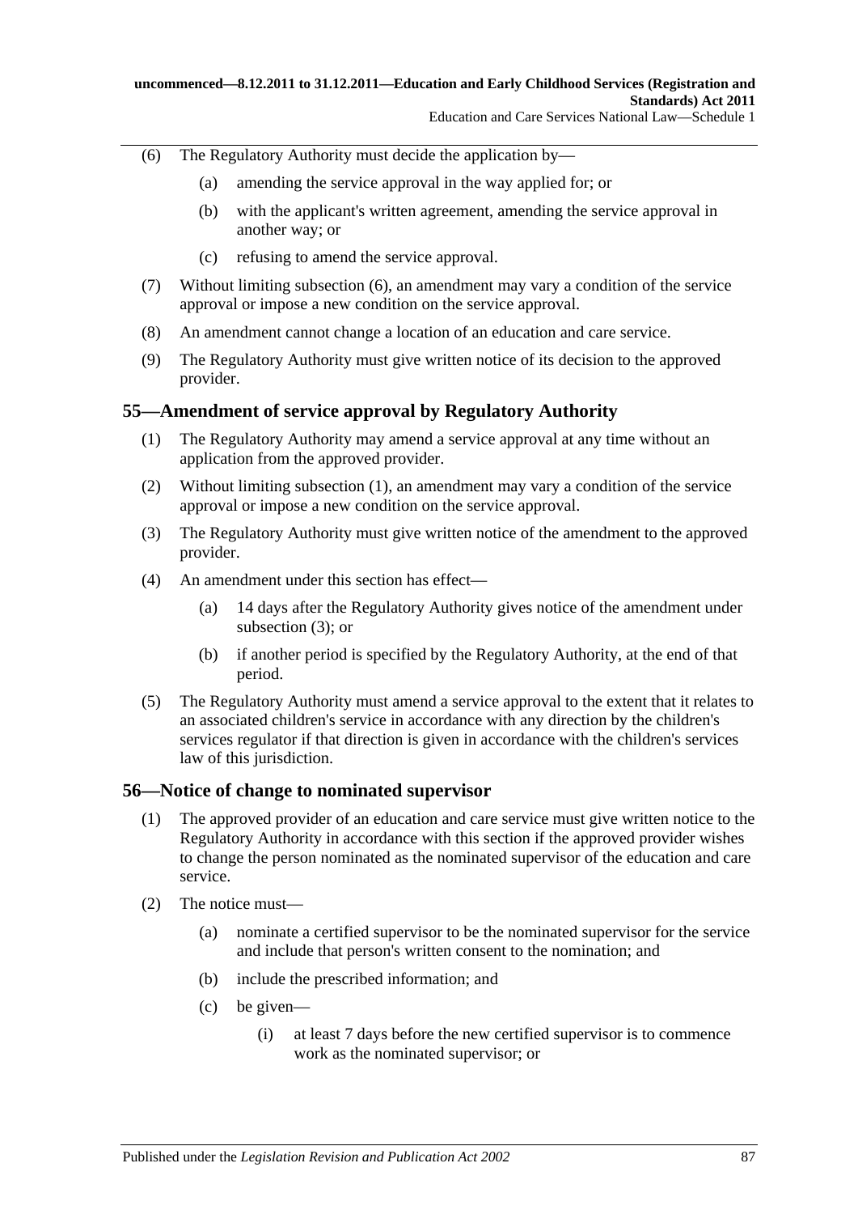(6) The Regulatory Authority must decide the application by—

(a) amending the service approval in the way applied for; or

(b) with the applicant's written agreement, amending the service approval in another way; or

(c) refusing to amend the service approval.

(7) Without limiting subsection (6), an amendment may vary a condition of the service approval or impose a new condition on the service approval.

(8) An amendment cannot change a location of an education and care service.

(9) The Regulatory Authority must give written notice of its decision to the approved provider.

## 55—Amendment of service approval by Regulatory Authority

(1) The Regulatory Authority may amend a service approval at any time without an application from the approved provider.

(2) Without limiting subsection (1), an amendment may vary a condition of the service approval or impose a new condition on the service approval.

(3) The Regulatory Authority must give written notice of the amendment to the approved provider.

(4) An amendment under this section has effect—

(a) 14 days after the Regulatory Authority gives notice of the amendment under subsection (3); or

(b) if another period is specified by the Regulatory Authority, at the end of that period.

(5) The Regulatory Authority must amend a service approval to the extent that it relates to an associated children's service in accordance with any direction by the children's services regulator if that direction is given in accordance with the children's services law of this jurisdiction.

## 56—Notice of change to nominated supervisor

(1) The approved provider of an education and care service must give written notice to the Regulatory Authority in accordance with this section if the approved provider wishes to change the person nominated as the nominated supervisor of the education and care service.

(2) The notice must—

(a) nominate a certified supervisor to be the nominated supervisor for the service and include that person's written consent to the nomination; and

(b) include the prescribed information; and

(c) be given—

(i) at least 7 days before the new certified supervisor is to commence work as the nominated supervisor; or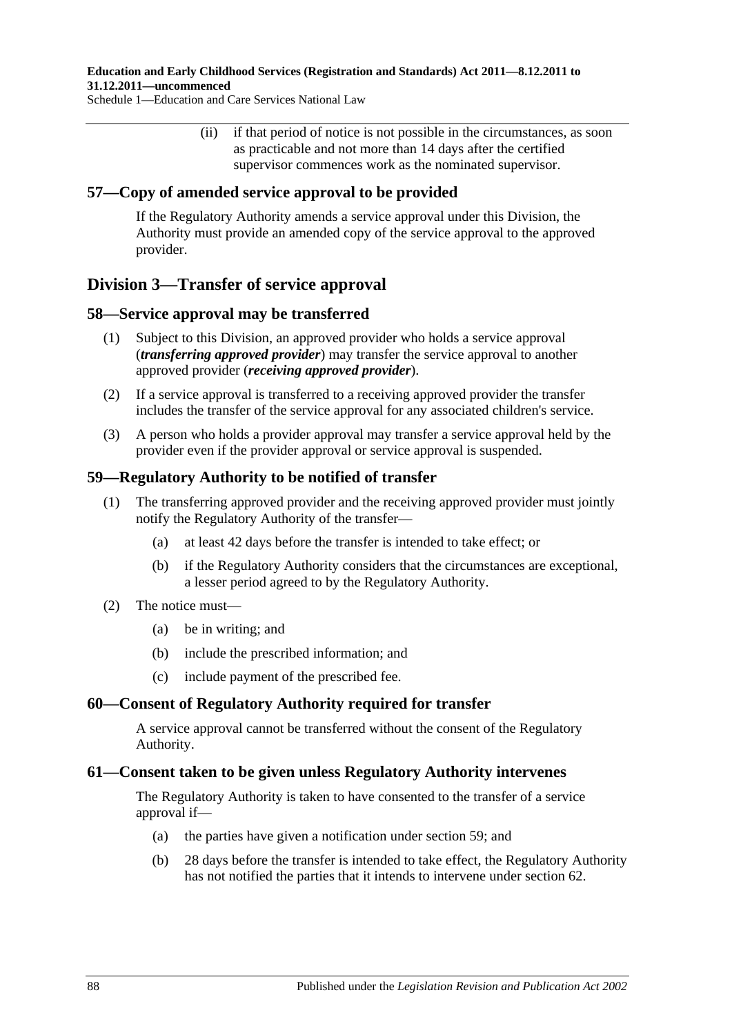(ii) if that period of notice is not possible in the circumstances, as soon as practicable and not more than 14 days after the certified supervisor commences work as the nominated supervisor.

### 57—Copy of amended service approval to be provided

If the Regulatory Authority amends a service approval under this Division, the Authority must provide an amended copy of the service approval to the approved provider.

## Division 3—Transfer of service approval

### 58—Service approval may be transferred

(1) Subject to this Division, an approved provider who holds a service approval (***transferring approved provider***) may transfer the service approval to another approved provider (***receiving approved provider***).

(2) If a service approval is transferred to a receiving approved provider the transfer includes the transfer of the service approval for any associated children's service.

(3) A person who holds a provider approval may transfer a service approval held by the provider even if the provider approval or service approval is suspended.

### 59—Regulatory Authority to be notified of transfer

(1) The transferring approved provider and the receiving approved provider must jointly notify the Regulatory Authority of the transfer—

(a) at least 42 days before the transfer is intended to take effect; or

(b) if the Regulatory Authority considers that the circumstances are exceptional, a lesser period agreed to by the Regulatory Authority.

(2) The notice must—

(a) be in writing; and

(b) include the prescribed information; and

(c) include payment of the prescribed fee.

### 60—Consent of Regulatory Authority required for transfer

A service approval cannot be transferred without the consent of the Regulatory Authority.

### 61—Consent taken to be given unless Regulatory Authority intervenes

The Regulatory Authority is taken to have consented to the transfer of a service approval if—

(a) the parties have given a notification under section 59; and

(b) 28 days before the transfer is intended to take effect, the Regulatory Authority has not notified the parties that it intends to intervene under section 62.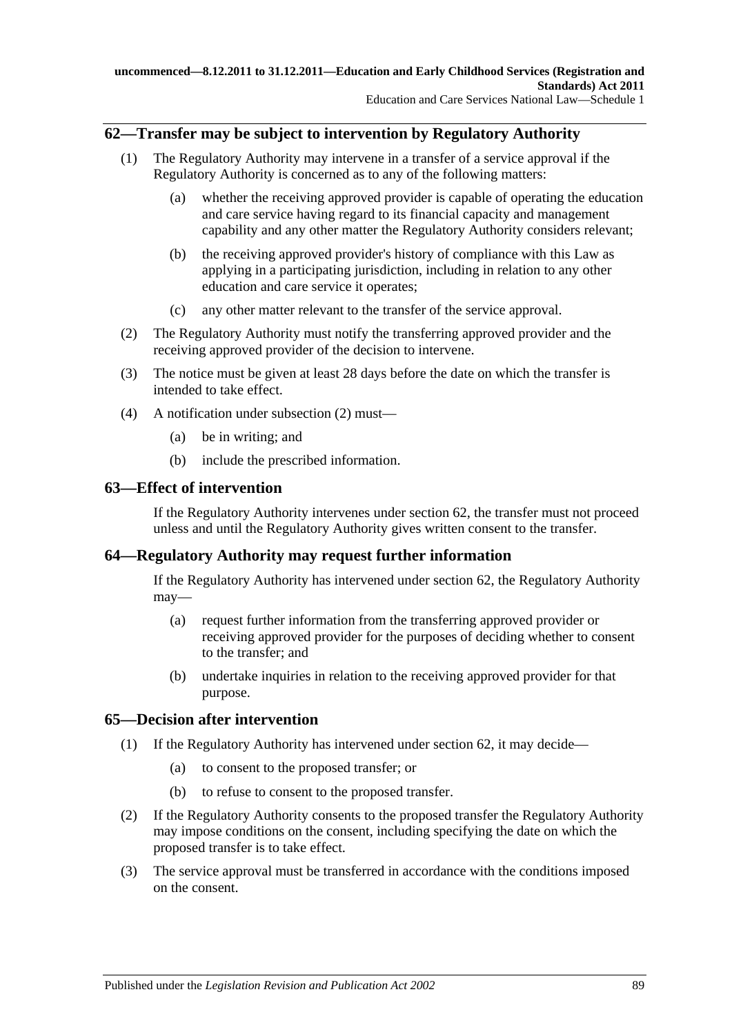## 62—Transfer may be subject to intervention by Regulatory Authority

(1) The Regulatory Authority may intervene in a transfer of a service approval if the Regulatory Authority is concerned as to any of the following matters:

(a) whether the receiving approved provider is capable of operating the education and care service having regard to its financial capacity and management capability and any other matter the Regulatory Authority considers relevant;

(b) the receiving approved provider's history of compliance with this Law as applying in a participating jurisdiction, including in relation to any other education and care service it operates;

(c) any other matter relevant to the transfer of the service approval.

(2) The Regulatory Authority must notify the transferring approved provider and the receiving approved provider of the decision to intervene.

(3) The notice must be given at least 28 days before the date on which the transfer is intended to take effect.

(4) A notification under subsection (2) must—

(a) be in writing; and

(b) include the prescribed information.

## 63—Effect of intervention

If the Regulatory Authority intervenes under section 62, the transfer must not proceed unless and until the Regulatory Authority gives written consent to the transfer.

## 64—Regulatory Authority may request further information

If the Regulatory Authority has intervened under section 62, the Regulatory Authority may—

(a) request further information from the transferring approved provider or receiving approved provider for the purposes of deciding whether to consent to the transfer; and

(b) undertake inquiries in relation to the receiving approved provider for that purpose.

## 65—Decision after intervention

(1) If the Regulatory Authority has intervened under section 62, it may decide—

(a) to consent to the proposed transfer; or

(b) to refuse to consent to the proposed transfer.

(2) If the Regulatory Authority consents to the proposed transfer the Regulatory Authority may impose conditions on the consent, including specifying the date on which the proposed transfer is to take effect.

(3) The service approval must be transferred in accordance with the conditions imposed on the consent.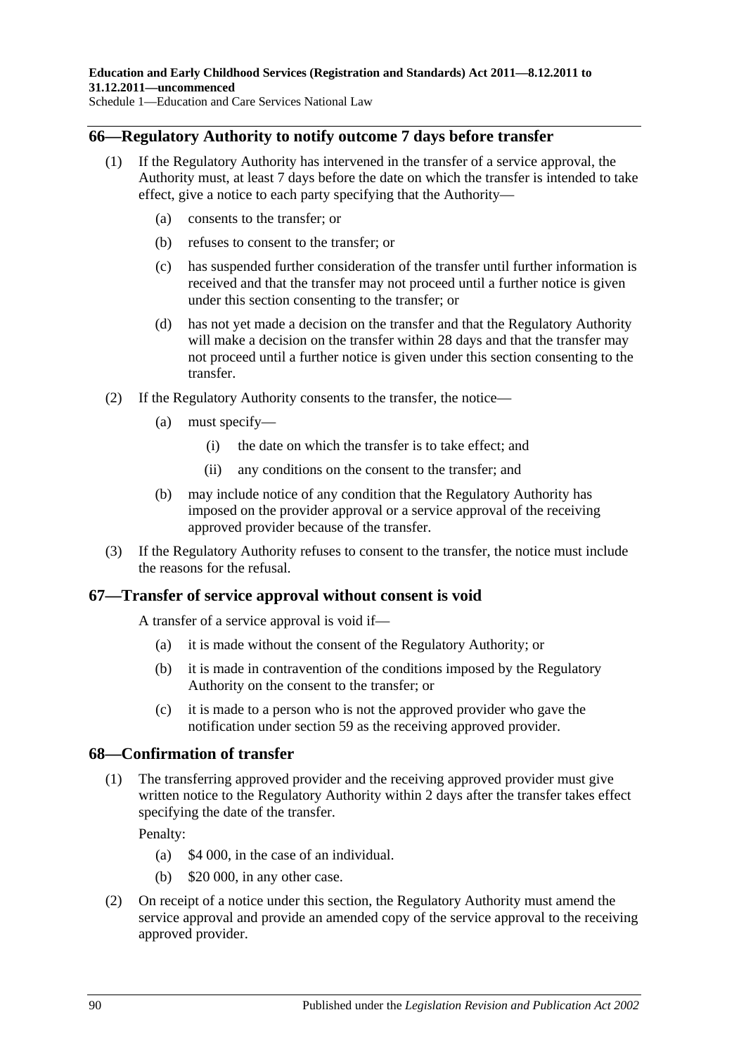## 66—Regulatory Authority to notify outcome 7 days before transfer

(1) If the Regulatory Authority has intervened in the transfer of a service approval, the Authority must, at least 7 days before the date on which the transfer is intended to take effect, give a notice to each party specifying that the Authority—

(a) consents to the transfer; or

(b) refuses to consent to the transfer; or

(c) has suspended further consideration of the transfer until further information is received and that the transfer may not proceed until a further notice is given under this section consenting to the transfer; or

(d) has not yet made a decision on the transfer and that the Regulatory Authority will make a decision on the transfer within 28 days and that the transfer may not proceed until a further notice is given under this section consenting to the transfer.

(2) If the Regulatory Authority consents to the transfer, the notice—

(a) must specify—

(i) the date on which the transfer is to take effect; and

(ii) any conditions on the consent to the transfer; and

(b) may include notice of any condition that the Regulatory Authority has imposed on the provider approval or a service approval of the receiving approved provider because of the transfer.

(3) If the Regulatory Authority refuses to consent to the transfer, the notice must include the reasons for the refusal.

## 67—Transfer of service approval without consent is void

A transfer of a service approval is void if—

(a) it is made without the consent of the Regulatory Authority; or

(b) it is made in contravention of the conditions imposed by the Regulatory Authority on the consent to the transfer; or

(c) it is made to a person who is not the approved provider who gave the notification under section 59 as the receiving approved provider.

## 68—Confirmation of transfer

(1) The transferring approved provider and the receiving approved provider must give written notice to the Regulatory Authority within 2 days after the transfer takes effect specifying the date of the transfer.

Penalty:

(a) $4 000, in the case of an individual.

(b) $20 000, in any other case.

(2) On receipt of a notice under this section, the Regulatory Authority must amend the service approval and provide an amended copy of the service approval to the receiving approved provider.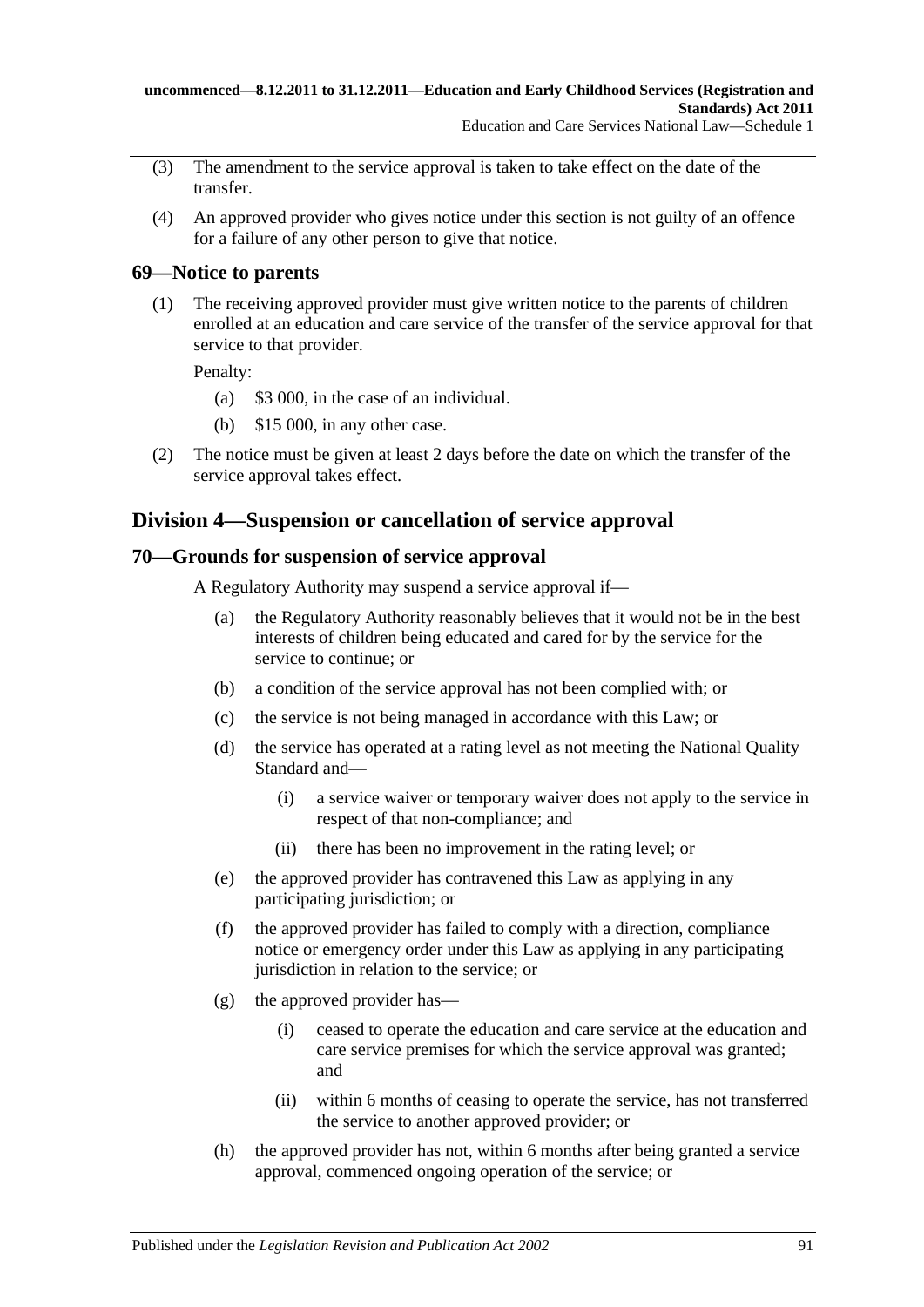(3) The amendment to the service approval is taken to take effect on the date of the transfer.

(4) An approved provider who gives notice under this section is not guilty of an offence for a failure of any other person to give that notice.

### 69—Notice to parents

(1) The receiving approved provider must give written notice to the parents of children enrolled at an education and care service of the transfer of the service approval for that service to that provider.

Penalty:

(a) $3 000, in the case of an individual.

(b) $15 000, in any other case.

(2) The notice must be given at least 2 days before the date on which the transfer of the service approval takes effect.

## Division 4—Suspension or cancellation of service approval

### 70—Grounds for suspension of service approval

A Regulatory Authority may suspend a service approval if—

(a) the Regulatory Authority reasonably believes that it would not be in the best interests of children being educated and cared for by the service for the service to continue; or

(b) a condition of the service approval has not been complied with; or

(c) the service is not being managed in accordance with this Law; or

(d) the service has operated at a rating level as not meeting the National Quality Standard and—

(i) a service waiver or temporary waiver does not apply to the service in respect of that non-compliance; and

(ii) there has been no improvement in the rating level; or

(e) the approved provider has contravened this Law as applying in any participating jurisdiction; or

(f) the approved provider has failed to comply with a direction, compliance notice or emergency order under this Law as applying in any participating jurisdiction in relation to the service; or

(g) the approved provider has—

(i) ceased to operate the education and care service at the education and care service premises for which the service approval was granted; and

(ii) within 6 months of ceasing to operate the service, has not transferred the service to another approved provider; or

(h) the approved provider has not, within 6 months after being granted a service approval, commenced ongoing operation of the service; or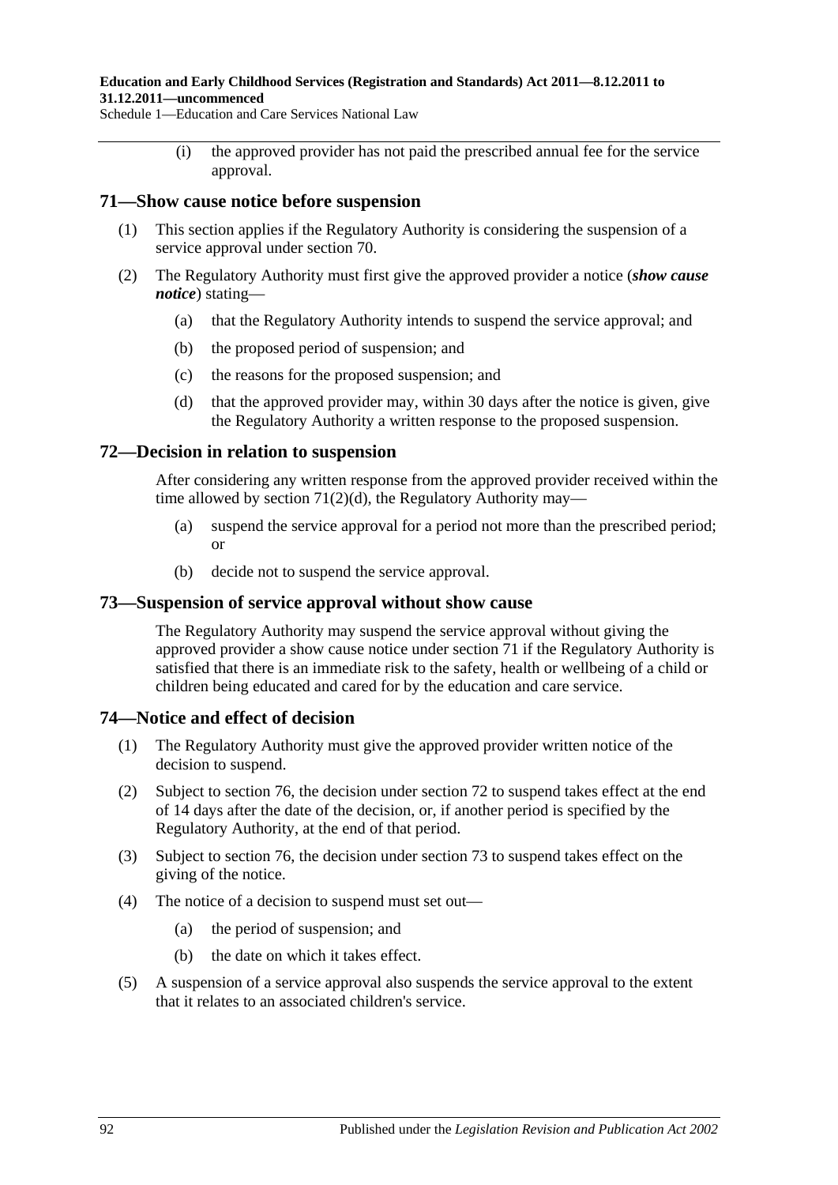(i) the approved provider has not paid the prescribed annual fee for the service approval.

## 71—Show cause notice before suspension

(1) This section applies if the Regulatory Authority is considering the suspension of a service approval under section 70.

(2) The Regulatory Authority must first give the approved provider a notice (***show cause notice***) stating—

(a) that the Regulatory Authority intends to suspend the service approval; and

(b) the proposed period of suspension; and

(c) the reasons for the proposed suspension; and

(d) that the approved provider may, within 30 days after the notice is given, give the Regulatory Authority a written response to the proposed suspension.

## 72—Decision in relation to suspension

After considering any written response from the approved provider received within the time allowed by section 71(2)(d), the Regulatory Authority may—

(a) suspend the service approval for a period not more than the prescribed period; or

(b) decide not to suspend the service approval.

## 73—Suspension of service approval without show cause

The Regulatory Authority may suspend the service approval without giving the approved provider a show cause notice under section 71 if the Regulatory Authority is satisfied that there is an immediate risk to the safety, health or wellbeing of a child or children being educated and cared for by the education and care service.

## 74—Notice and effect of decision

(1) The Regulatory Authority must give the approved provider written notice of the decision to suspend.

(2) Subject to section 76, the decision under section 72 to suspend takes effect at the end of 14 days after the date of the decision, or, if another period is specified by the Regulatory Authority, at the end of that period.

(3) Subject to section 76, the decision under section 73 to suspend takes effect on the giving of the notice.

(4) The notice of a decision to suspend must set out—

(a) the period of suspension; and

(b) the date on which it takes effect.

(5) A suspension of a service approval also suspends the service approval to the extent that it relates to an associated children's service.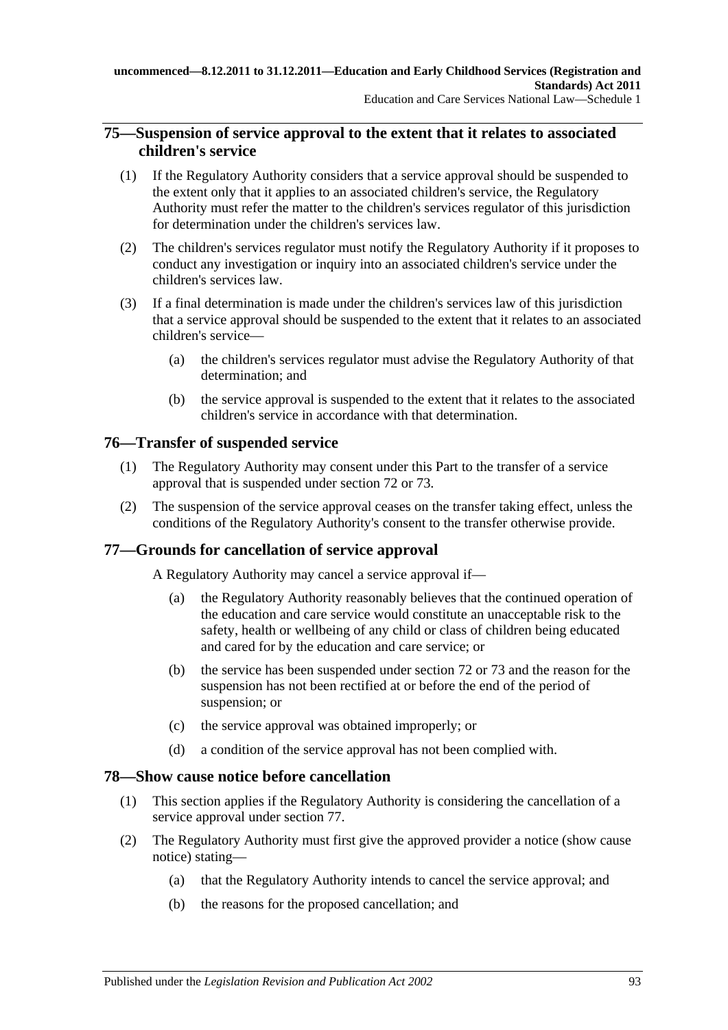## 75—Suspension of service approval to the extent that it relates to associated children's service

(1) If the Regulatory Authority considers that a service approval should be suspended to the extent only that it applies to an associated children's service, the Regulatory Authority must refer the matter to the children's services regulator of this jurisdiction for determination under the children's services law.

(2) The children's services regulator must notify the Regulatory Authority if it proposes to conduct any investigation or inquiry into an associated children's service under the children's services law.

(3) If a final determination is made under the children's services law of this jurisdiction that a service approval should be suspended to the extent that it relates to an associated children's service—

(a) the children's services regulator must advise the Regulatory Authority of that determination; and

(b) the service approval is suspended to the extent that it relates to the associated children's service in accordance with that determination.

## 76—Transfer of suspended service

(1) The Regulatory Authority may consent under this Part to the transfer of a service approval that is suspended under section 72 or 73.

(2) The suspension of the service approval ceases on the transfer taking effect, unless the conditions of the Regulatory Authority's consent to the transfer otherwise provide.

## 77—Grounds for cancellation of service approval

A Regulatory Authority may cancel a service approval if—

(a) the Regulatory Authority reasonably believes that the continued operation of the education and care service would constitute an unacceptable risk to the safety, health or wellbeing of any child or class of children being educated and cared for by the education and care service; or

(b) the service has been suspended under section 72 or 73 and the reason for the suspension has not been rectified at or before the end of the period of suspension; or

(c) the service approval was obtained improperly; or

(d) a condition of the service approval has not been complied with.

## 78—Show cause notice before cancellation

(1) This section applies if the Regulatory Authority is considering the cancellation of a service approval under section 77.

(2) The Regulatory Authority must first give the approved provider a notice (show cause notice) stating—

(a) that the Regulatory Authority intends to cancel the service approval; and

(b) the reasons for the proposed cancellation; and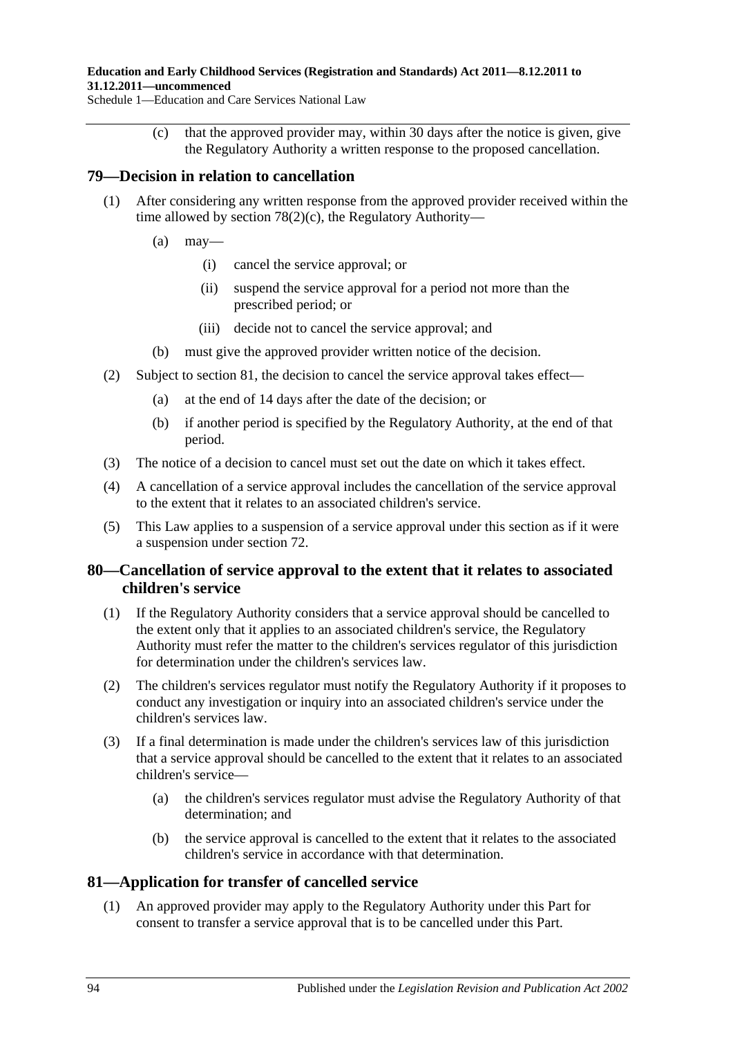(c) that the approved provider may, within 30 days after the notice is given, give the Regulatory Authority a written response to the proposed cancellation.

## 79—Decision in relation to cancellation

(1) After considering any written response from the approved provider received within the time allowed by section 78(2)(c), the Regulatory Authority—

(a) may—

(i) cancel the service approval; or

(ii) suspend the service approval for a period not more than the prescribed period; or

(iii) decide not to cancel the service approval; and

(b) must give the approved provider written notice of the decision.

(2) Subject to section 81, the decision to cancel the service approval takes effect—

(a) at the end of 14 days after the date of the decision; or

(b) if another period is specified by the Regulatory Authority, at the end of that period.

(3) The notice of a decision to cancel must set out the date on which it takes effect.

(4) A cancellation of a service approval includes the cancellation of the service approval to the extent that it relates to an associated children's service.

(5) This Law applies to a suspension of a service approval under this section as if it were a suspension under section 72.

## 80—Cancellation of service approval to the extent that it relates to associated children's service

(1) If the Regulatory Authority considers that a service approval should be cancelled to the extent only that it applies to an associated children's service, the Regulatory Authority must refer the matter to the children's services regulator of this jurisdiction for determination under the children's services law.

(2) The children's services regulator must notify the Regulatory Authority if it proposes to conduct any investigation or inquiry into an associated children's service under the children's services law.

(3) If a final determination is made under the children's services law of this jurisdiction that a service approval should be cancelled to the extent that it relates to an associated children's service—

(a) the children's services regulator must advise the Regulatory Authority of that determination; and

(b) the service approval is cancelled to the extent that it relates to the associated children's service in accordance with that determination.

## 81—Application for transfer of cancelled service

(1) An approved provider may apply to the Regulatory Authority under this Part for consent to transfer a service approval that is to be cancelled under this Part.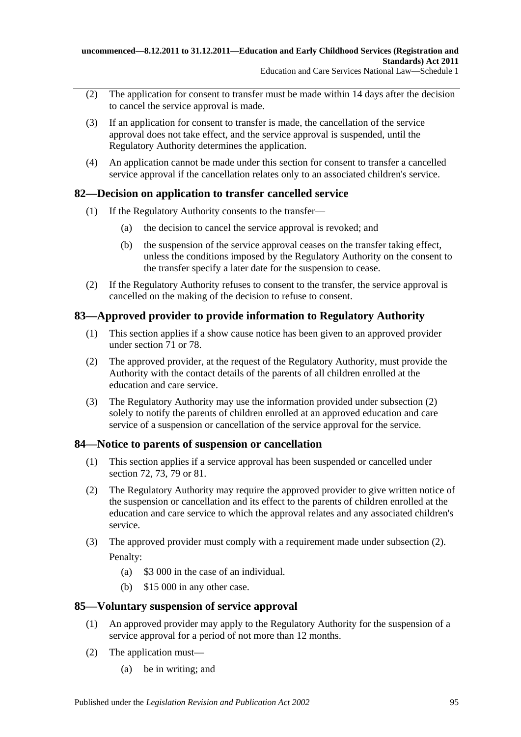(2) The application for consent to transfer must be made within 14 days after the decision to cancel the service approval is made.

(3) If an application for consent to transfer is made, the cancellation of the service approval does not take effect, and the service approval is suspended, until the Regulatory Authority determines the application.

(4) An application cannot be made under this section for consent to transfer a cancelled service approval if the cancellation relates only to an associated children's service.

## 82—Decision on application to transfer cancelled service

(1) If the Regulatory Authority consents to the transfer—

- (a) the decision to cancel the service approval is revoked; and
- (b) the suspension of the service approval ceases on the transfer taking effect, unless the conditions imposed by the Regulatory Authority on the consent to the transfer specify a later date for the suspension to cease.

(2) If the Regulatory Authority refuses to consent to the transfer, the service approval is cancelled on the making of the decision to refuse to consent.

## 83—Approved provider to provide information to Regulatory Authority

(1) This section applies if a show cause notice has been given to an approved provider under section 71 or 78.

(2) The approved provider, at the request of the Regulatory Authority, must provide the Authority with the contact details of the parents of all children enrolled at the education and care service.

(3) The Regulatory Authority may use the information provided under subsection (2) solely to notify the parents of children enrolled at an approved education and care service of a suspension or cancellation of the service approval for the service.

## 84—Notice to parents of suspension or cancellation

(1) This section applies if a service approval has been suspended or cancelled under section 72, 73, 79 or 81.

(2) The Regulatory Authority may require the approved provider to give written notice of the suspension or cancellation and its effect to the parents of children enrolled at the education and care service to which the approval relates and any associated children's service.

(3) The approved provider must comply with a requirement made under subsection (2).

Penalty:

- (a) $3 000 in the case of an individual.
- (b) $15 000 in any other case.

## 85—Voluntary suspension of service approval

(1) An approved provider may apply to the Regulatory Authority for the suspension of a service approval for a period of not more than 12 months.

(2) The application must—

- (a) be in writing; and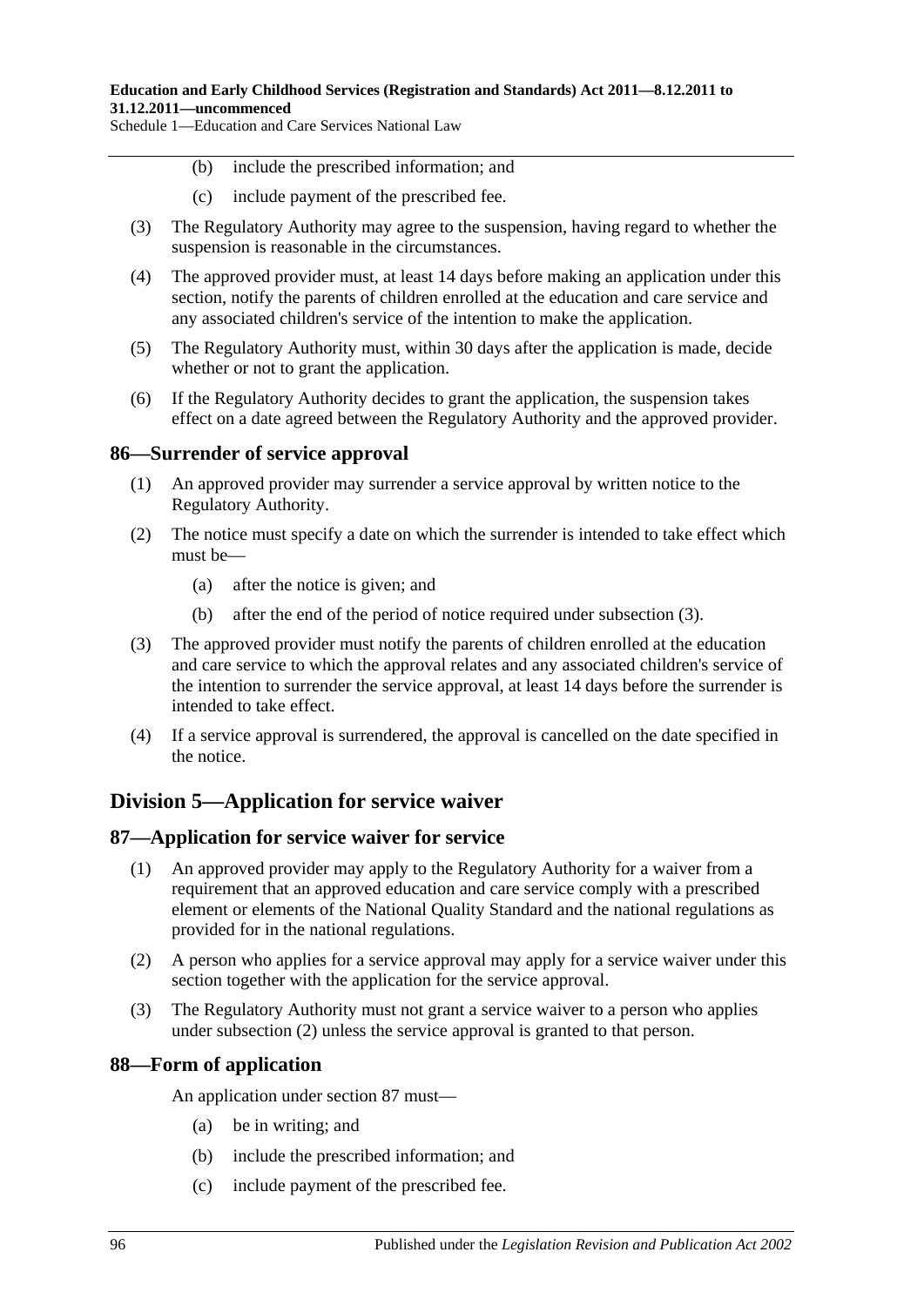(b) include the prescribed information; and

(c) include payment of the prescribed fee.

(3) The Regulatory Authority may agree to the suspension, having regard to whether the suspension is reasonable in the circumstances.

(4) The approved provider must, at least 14 days before making an application under this section, notify the parents of children enrolled at the education and care service and any associated children's service of the intention to make the application.

(5) The Regulatory Authority must, within 30 days after the application is made, decide whether or not to grant the application.

(6) If the Regulatory Authority decides to grant the application, the suspension takes effect on a date agreed between the Regulatory Authority and the approved provider.

### 86—Surrender of service approval

(1) An approved provider may surrender a service approval by written notice to the Regulatory Authority.

(2) The notice must specify a date on which the surrender is intended to take effect which must be—

(a) after the notice is given; and

(b) after the end of the period of notice required under subsection (3).

(3) The approved provider must notify the parents of children enrolled at the education and care service to which the approval relates and any associated children's service of the intention to surrender the service approval, at least 14 days before the surrender is intended to take effect.

(4) If a service approval is surrendered, the approval is cancelled on the date specified in the notice.

## Division 5—Application for service waiver

### 87—Application for service waiver for service

(1) An approved provider may apply to the Regulatory Authority for a waiver from a requirement that an approved education and care service comply with a prescribed element or elements of the National Quality Standard and the national regulations as provided for in the national regulations.

(2) A person who applies for a service approval may apply for a service waiver under this section together with the application for the service approval.

(3) The Regulatory Authority must not grant a service waiver to a person who applies under subsection (2) unless the service approval is granted to that person.

### 88—Form of application

An application under section 87 must—

(a) be in writing; and

(b) include the prescribed information; and

(c) include payment of the prescribed fee.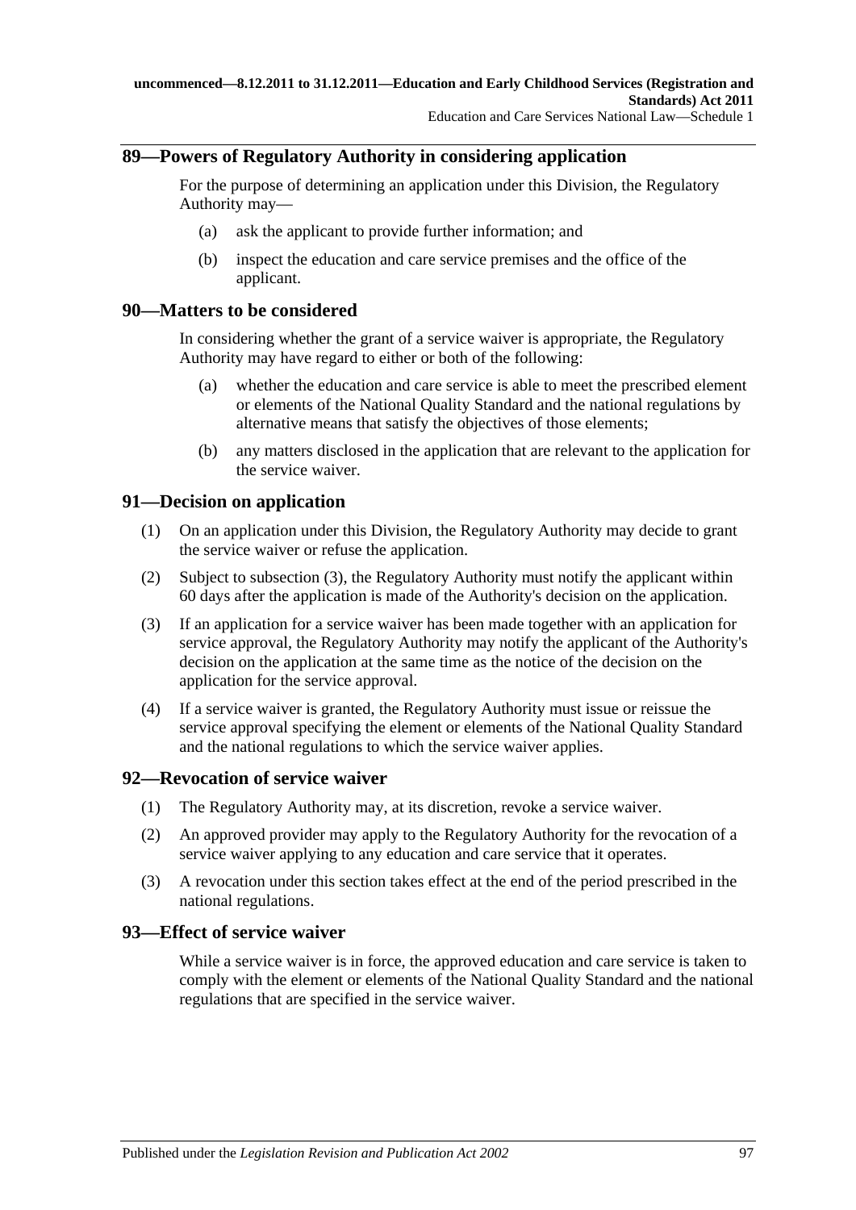## 89—Powers of Regulatory Authority in considering application

For the purpose of determining an application under this Division, the Regulatory Authority may—

- (a) ask the applicant to provide further information; and
- (b) inspect the education and care service premises and the office of the applicant.

## 90—Matters to be considered

In considering whether the grant of a service waiver is appropriate, the Regulatory Authority may have regard to either or both of the following:

- (a) whether the education and care service is able to meet the prescribed element or elements of the National Quality Standard and the national regulations by alternative means that satisfy the objectives of those elements;
- (b) any matters disclosed in the application that are relevant to the application for the service waiver.

## 91—Decision on application

(1) On an application under this Division, the Regulatory Authority may decide to grant the service waiver or refuse the application.

(2) Subject to subsection (3), the Regulatory Authority must notify the applicant within 60 days after the application is made of the Authority's decision on the application.

(3) If an application for a service waiver has been made together with an application for service approval, the Regulatory Authority may notify the applicant of the Authority's decision on the application at the same time as the notice of the decision on the application for the service approval.

(4) If a service waiver is granted, the Regulatory Authority must issue or reissue the service approval specifying the element or elements of the National Quality Standard and the national regulations to which the service waiver applies.

## 92—Revocation of service waiver

(1) The Regulatory Authority may, at its discretion, revoke a service waiver.

(2) An approved provider may apply to the Regulatory Authority for the revocation of a service waiver applying to any education and care service that it operates.

(3) A revocation under this section takes effect at the end of the period prescribed in the national regulations.

## 93—Effect of service waiver

While a service waiver is in force, the approved education and care service is taken to comply with the element or elements of the National Quality Standard and the national regulations that are specified in the service waiver.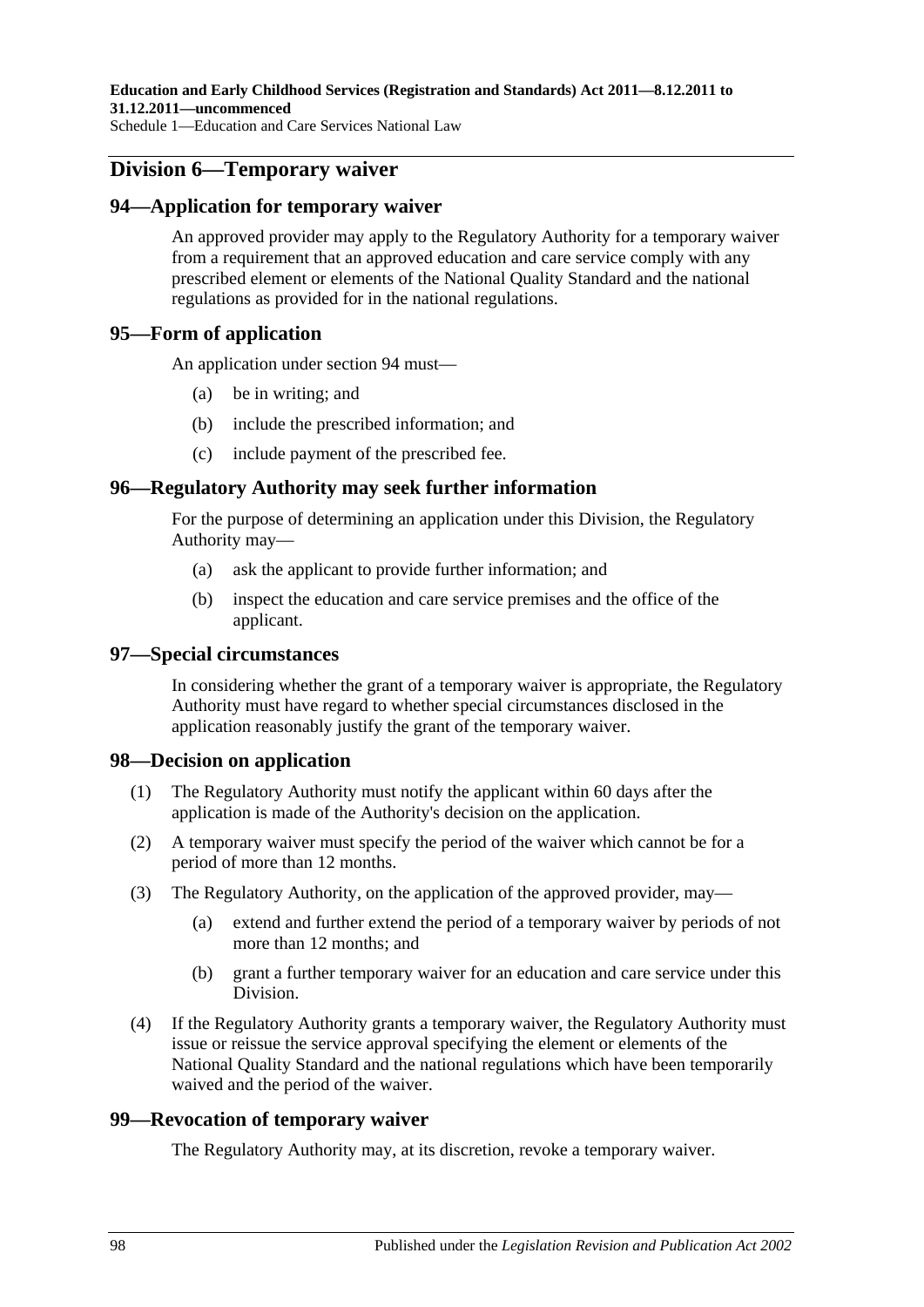## Division 6—Temporary waiver

### 94—Application for temporary waiver

An approved provider may apply to the Regulatory Authority for a temporary waiver from a requirement that an approved education and care service comply with any prescribed element or elements of the National Quality Standard and the national regulations as provided for in the national regulations.

### 95—Form of application

An application under section 94 must—

- (a) be in writing; and
- (b) include the prescribed information; and
- (c) include payment of the prescribed fee.

### 96—Regulatory Authority may seek further information

For the purpose of determining an application under this Division, the Regulatory Authority may—

- (a) ask the applicant to provide further information; and
- (b) inspect the education and care service premises and the office of the applicant.

### 97—Special circumstances

In considering whether the grant of a temporary waiver is appropriate, the Regulatory Authority must have regard to whether special circumstances disclosed in the application reasonably justify the grant of the temporary waiver.

### 98—Decision on application

(1) The Regulatory Authority must notify the applicant within 60 days after the application is made of the Authority's decision on the application.

(2) A temporary waiver must specify the period of the waiver which cannot be for a period of more than 12 months.

(3) The Regulatory Authority, on the application of the approved provider, may—

- (a) extend and further extend the period of a temporary waiver by periods of not more than 12 months; and
- (b) grant a further temporary waiver for an education and care service under this Division.

(4) If the Regulatory Authority grants a temporary waiver, the Regulatory Authority must issue or reissue the service approval specifying the element or elements of the National Quality Standard and the national regulations which have been temporarily waived and the period of the waiver.

### 99—Revocation of temporary waiver

The Regulatory Authority may, at its discretion, revoke a temporary waiver.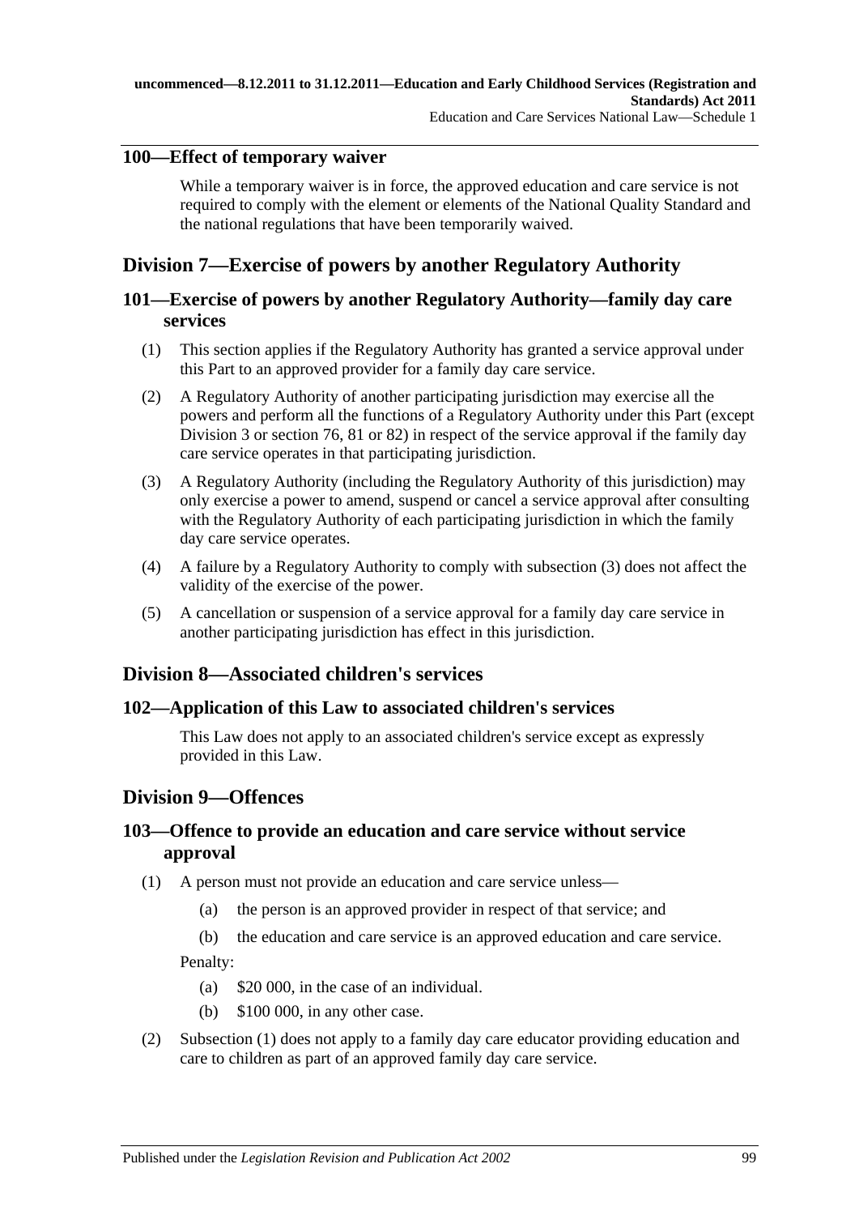## 100—Effect of temporary waiver

While a temporary waiver is in force, the approved education and care service is not required to comply with the element or elements of the National Quality Standard and the national regulations that have been temporarily waived.

# Division 7—Exercise of powers by another Regulatory Authority

## 101—Exercise of powers by another Regulatory Authority—family day care services

(1) This section applies if the Regulatory Authority has granted a service approval under this Part to an approved provider for a family day care service.

(2) A Regulatory Authority of another participating jurisdiction may exercise all the powers and perform all the functions of a Regulatory Authority under this Part (except Division 3 or section 76, 81 or 82) in respect of the service approval if the family day care service operates in that participating jurisdiction.

(3) A Regulatory Authority (including the Regulatory Authority of this jurisdiction) may only exercise a power to amend, suspend or cancel a service approval after consulting with the Regulatory Authority of each participating jurisdiction in which the family day care service operates.

(4) A failure by a Regulatory Authority to comply with subsection (3) does not affect the validity of the exercise of the power.

(5) A cancellation or suspension of a service approval for a family day care service in another participating jurisdiction has effect in this jurisdiction.

# Division 8—Associated children's services

## 102—Application of this Law to associated children's services

This Law does not apply to an associated children's service except as expressly provided in this Law.

# Division 9—Offences

## 103—Offence to provide an education and care service without service approval

(1) A person must not provide an education and care service unless—

(a) the person is an approved provider in respect of that service; and

(b) the education and care service is an approved education and care service.

Penalty:

(a) $20 000, in the case of an individual.

(b) $100 000, in any other case.

(2) Subsection (1) does not apply to a family day care educator providing education and care to children as part of an approved family day care service.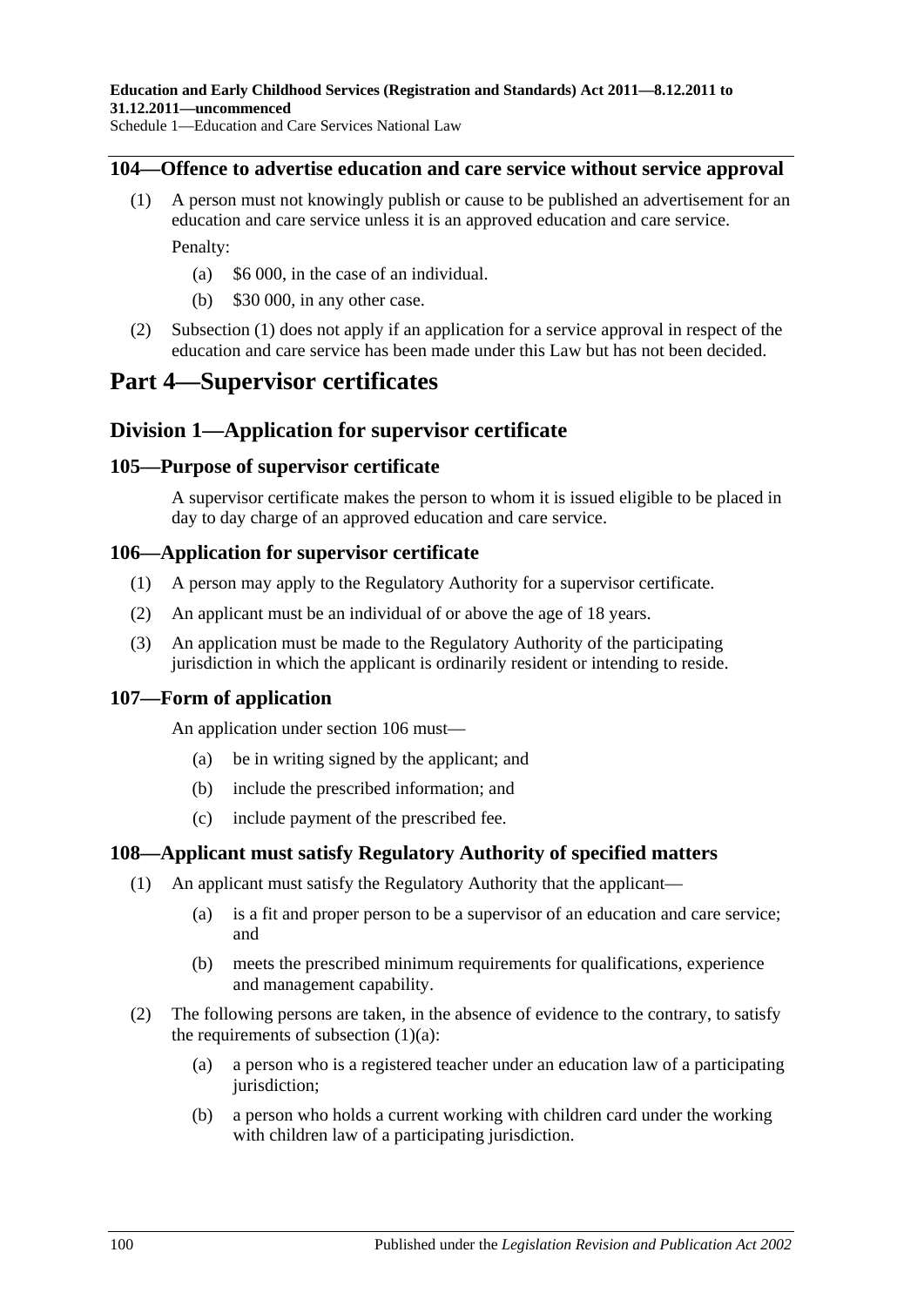### 104—Offence to advertise education and care service without service approval

(1) A person must not knowingly publish or cause to be published an advertisement for an education and care service unless it is an approved education and care service.

Penalty:

- (a) $6 000, in the case of an individual.
- (b) $30 000, in any other case.

(2) Subsection (1) does not apply if an application for a service approval in respect of the education and care service has been made under this Law but has not been decided.

# Part 4—Supervisor certificates

## Division 1—Application for supervisor certificate

### 105—Purpose of supervisor certificate

A supervisor certificate makes the person to whom it is issued eligible to be placed in day to day charge of an approved education and care service.

### 106—Application for supervisor certificate

(1) A person may apply to the Regulatory Authority for a supervisor certificate.

(2) An applicant must be an individual of or above the age of 18 years.

(3) An application must be made to the Regulatory Authority of the participating jurisdiction in which the applicant is ordinarily resident or intending to reside.

### 107—Form of application

An application under section 106 must—

- (a) be in writing signed by the applicant; and
- (b) include the prescribed information; and
- (c) include payment of the prescribed fee.

### 108—Applicant must satisfy Regulatory Authority of specified matters

(1) An applicant must satisfy the Regulatory Authority that the applicant—

- (a) is a fit and proper person to be a supervisor of an education and care service; and
- (b) meets the prescribed minimum requirements for qualifications, experience and management capability.

(2) The following persons are taken, in the absence of evidence to the contrary, to satisfy the requirements of subsection (1)(a):

- (a) a person who is a registered teacher under an education law of a participating jurisdiction;
- (b) a person who holds a current working with children card under the working with children law of a participating jurisdiction.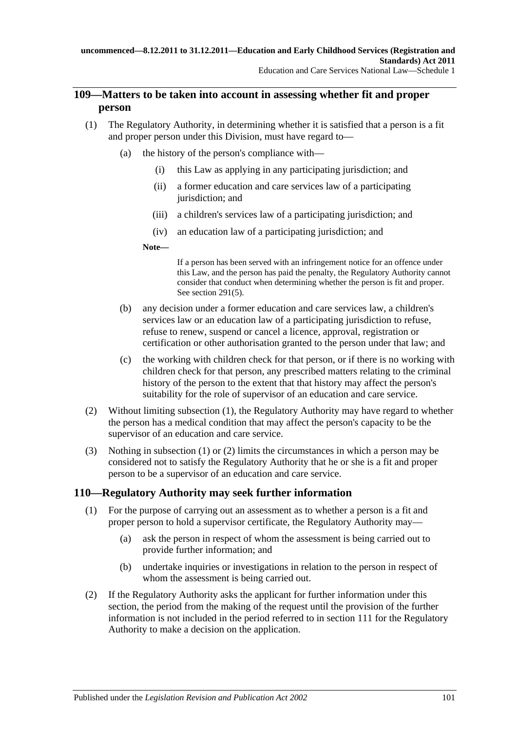## 109—Matters to be taken into account in assessing whether fit and proper person

(1) The Regulatory Authority, in determining whether it is satisfied that a person is a fit and proper person under this Division, must have regard to—

  (a) the history of the person's compliance with—

    (i) this Law as applying in any participating jurisdiction; and

    (ii) a former education and care services law of a participating jurisdiction; and

    (iii) a children's services law of a participating jurisdiction; and

    (iv) an education law of a participating jurisdiction; and

  **Note—**

  If a person has been served with an infringement notice for an offence under this Law, and the person has paid the penalty, the Regulatory Authority cannot consider that conduct when determining whether the person is fit and proper. See section 291(5).

  (b) any decision under a former education and care services law, a children's services law or an education law of a participating jurisdiction to refuse, refuse to renew, suspend or cancel a licence, approval, registration or certification or other authorisation granted to the person under that law; and

  (c) the working with children check for that person, or if there is no working with children check for that person, any prescribed matters relating to the criminal history of the person to the extent that that history may affect the person's suitability for the role of supervisor of an education and care service.

(2) Without limiting subsection (1), the Regulatory Authority may have regard to whether the person has a medical condition that may affect the person's capacity to be the supervisor of an education and care service.

(3) Nothing in subsection (1) or (2) limits the circumstances in which a person may be considered not to satisfy the Regulatory Authority that he or she is a fit and proper person to be a supervisor of an education and care service.

## 110—Regulatory Authority may seek further information

(1) For the purpose of carrying out an assessment as to whether a person is a fit and proper person to hold a supervisor certificate, the Regulatory Authority may—

  (a) ask the person in respect of whom the assessment is being carried out to provide further information; and

  (b) undertake inquiries or investigations in relation to the person in respect of whom the assessment is being carried out.

(2) If the Regulatory Authority asks the applicant for further information under this section, the period from the making of the request until the provision of the further information is not included in the period referred to in section 111 for the Regulatory Authority to make a decision on the application.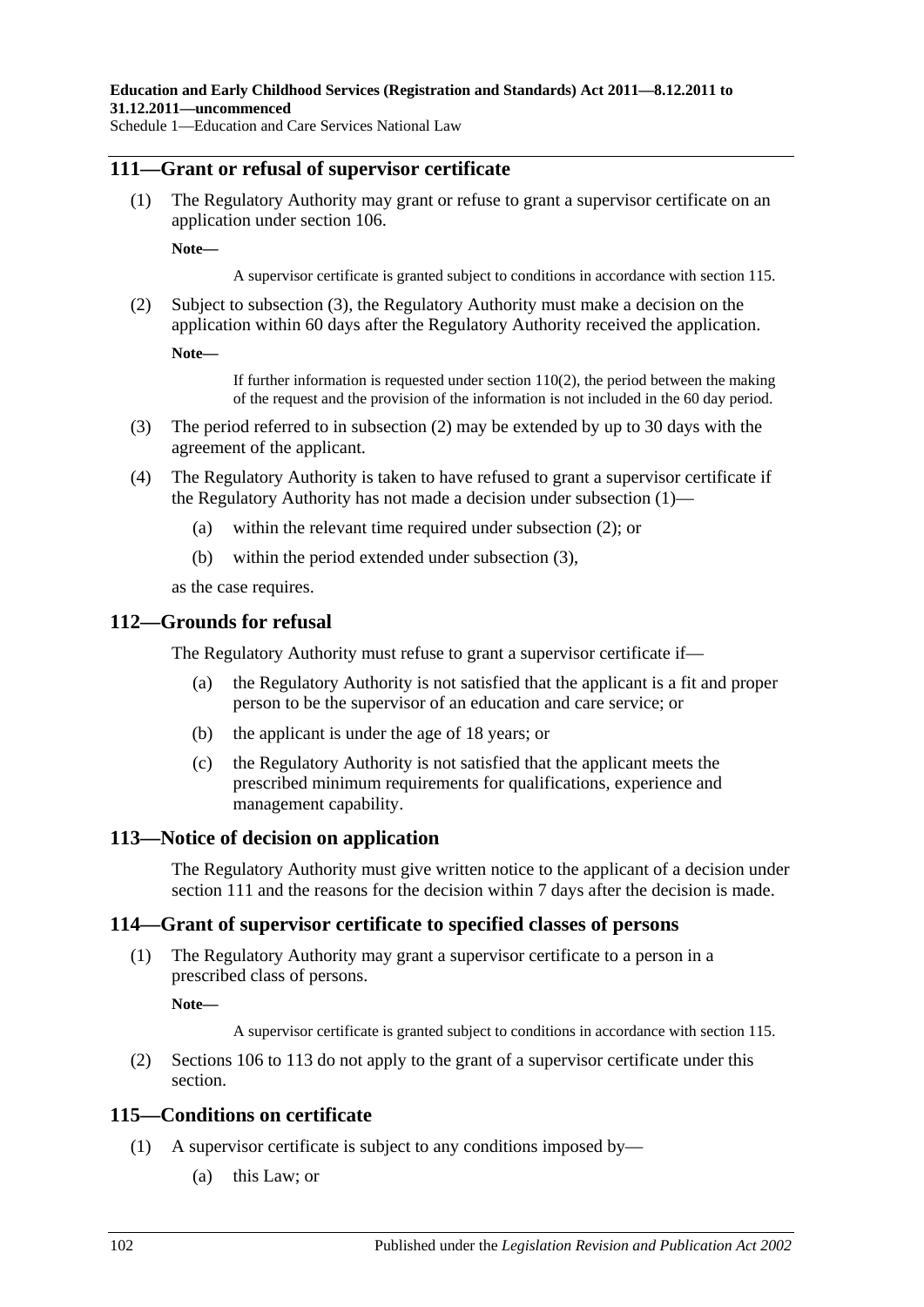## 111—Grant or refusal of supervisor certificate

(1) The Regulatory Authority may grant or refuse to grant a supervisor certificate on an application under section 106.

**Note—**

A supervisor certificate is granted subject to conditions in accordance with section 115.

(2) Subject to subsection (3), the Regulatory Authority must make a decision on the application within 60 days after the Regulatory Authority received the application.

**Note—**

If further information is requested under section 110(2), the period between the making of the request and the provision of the information is not included in the 60 day period.

(3) The period referred to in subsection (2) may be extended by up to 30 days with the agreement of the applicant.

(4) The Regulatory Authority is taken to have refused to grant a supervisor certificate if the Regulatory Authority has not made a decision under subsection (1)—

(a) within the relevant time required under subsection (2); or

(b) within the period extended under subsection (3),

as the case requires.

## 112—Grounds for refusal

The Regulatory Authority must refuse to grant a supervisor certificate if—

(a) the Regulatory Authority is not satisfied that the applicant is a fit and proper person to be the supervisor of an education and care service; or

(b) the applicant is under the age of 18 years; or

(c) the Regulatory Authority is not satisfied that the applicant meets the prescribed minimum requirements for qualifications, experience and management capability.

## 113—Notice of decision on application

The Regulatory Authority must give written notice to the applicant of a decision under section 111 and the reasons for the decision within 7 days after the decision is made.

## 114—Grant of supervisor certificate to specified classes of persons

(1) The Regulatory Authority may grant a supervisor certificate to a person in a prescribed class of persons.

**Note—**

A supervisor certificate is granted subject to conditions in accordance with section 115.

(2) Sections 106 to 113 do not apply to the grant of a supervisor certificate under this section.

## 115—Conditions on certificate

(1) A supervisor certificate is subject to any conditions imposed by—

(a) this Law; or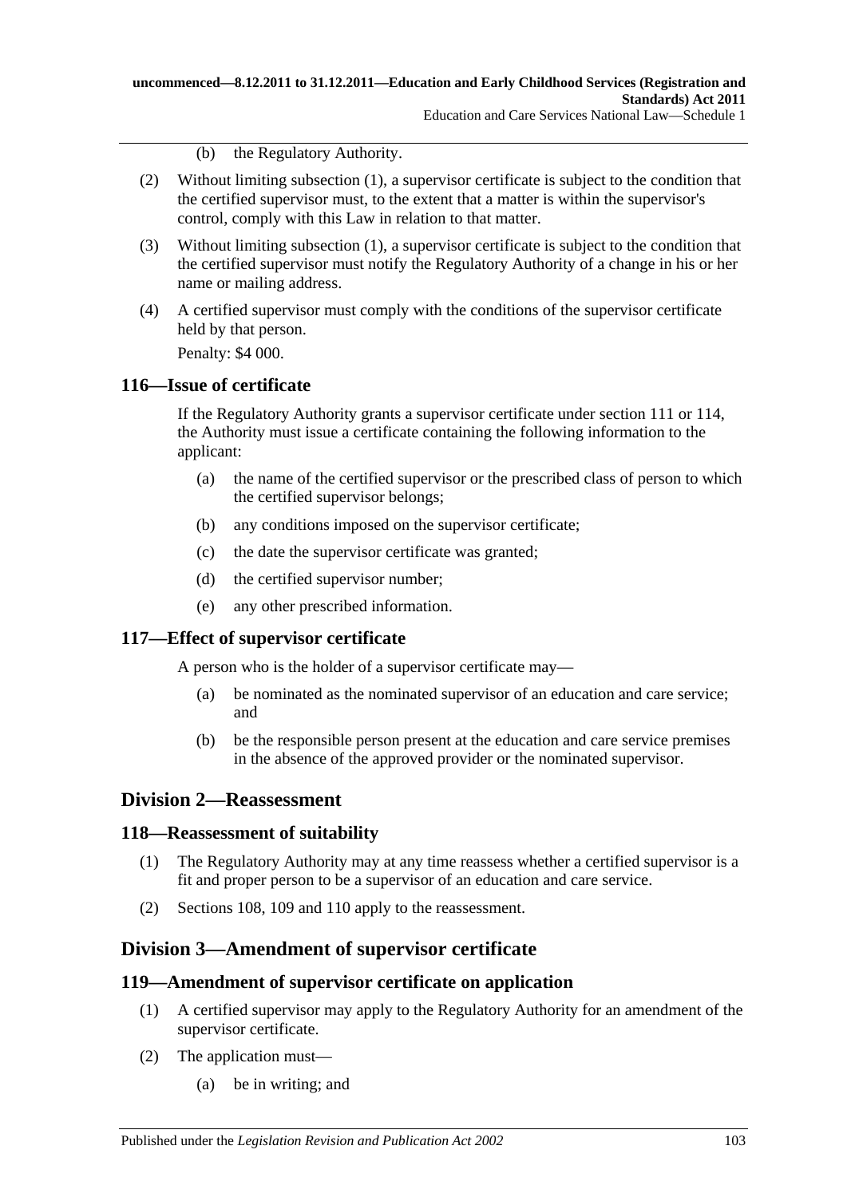(b) the Regulatory Authority.

(2) Without limiting subsection (1), a supervisor certificate is subject to the condition that the certified supervisor must, to the extent that a matter is within the supervisor's control, comply with this Law in relation to that matter.

(3) Without limiting subsection (1), a supervisor certificate is subject to the condition that the certified supervisor must notify the Regulatory Authority of a change in his or her name or mailing address.

(4) A certified supervisor must comply with the conditions of the supervisor certificate held by that person.

Penalty: $4 000.

### 116—Issue of certificate

If the Regulatory Authority grants a supervisor certificate under section 111 or 114, the Authority must issue a certificate containing the following information to the applicant:

(a) the name of the certified supervisor or the prescribed class of person to which the certified supervisor belongs;

(b) any conditions imposed on the supervisor certificate;

(c) the date the supervisor certificate was granted;

(d) the certified supervisor number;

(e) any other prescribed information.

### 117—Effect of supervisor certificate

A person who is the holder of a supervisor certificate may—

(a) be nominated as the nominated supervisor of an education and care service; and

(b) be the responsible person present at the education and care service premises in the absence of the approved provider or the nominated supervisor.

## Division 2—Reassessment

### 118—Reassessment of suitability

(1) The Regulatory Authority may at any time reassess whether a certified supervisor is a fit and proper person to be a supervisor of an education and care service.

(2) Sections 108, 109 and 110 apply to the reassessment.

## Division 3—Amendment of supervisor certificate

### 119—Amendment of supervisor certificate on application

(1) A certified supervisor may apply to the Regulatory Authority for an amendment of the supervisor certificate.

(2) The application must—

(a) be in writing; and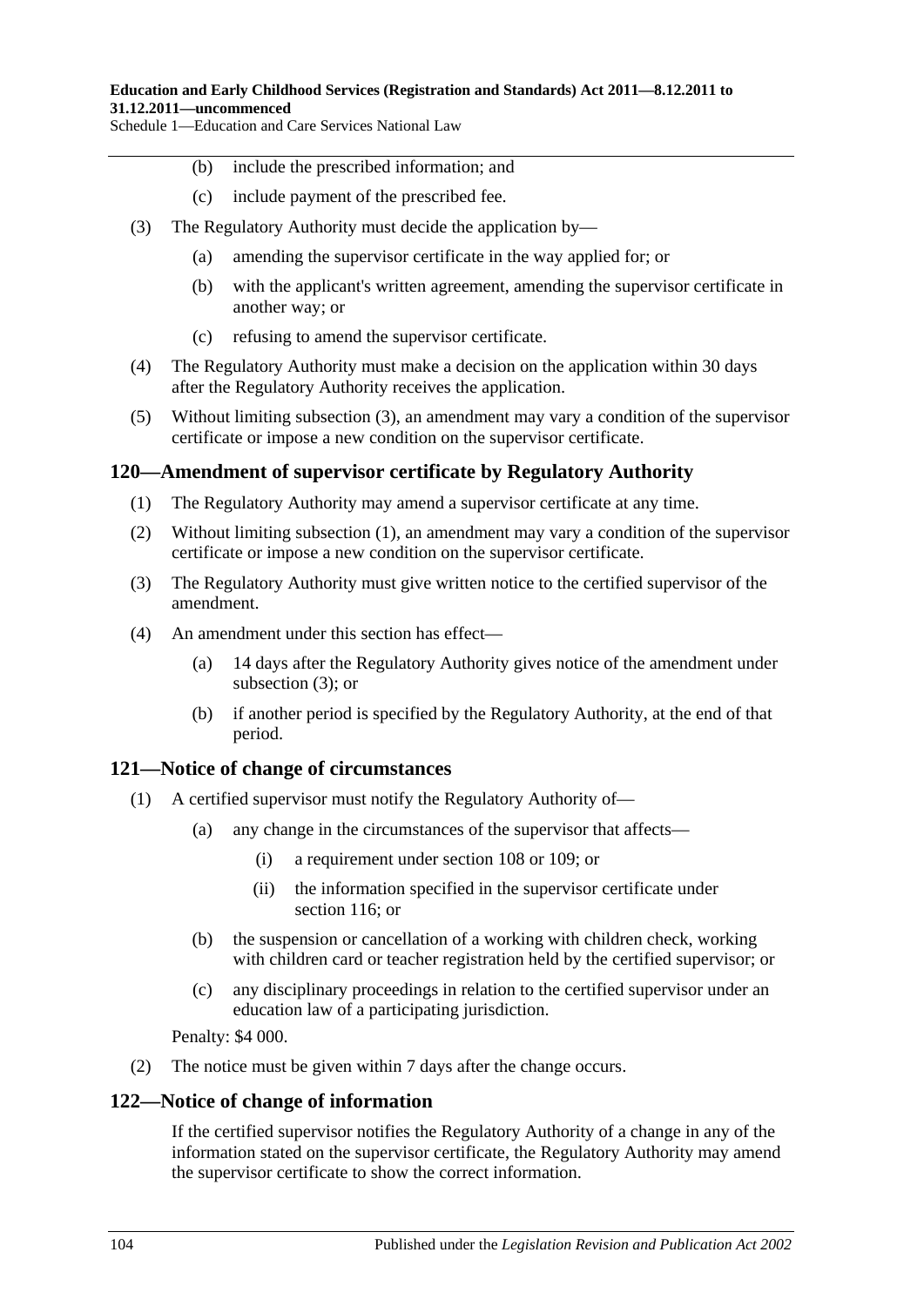(b) include the prescribed information; and

(c) include payment of the prescribed fee.

(3) The Regulatory Authority must decide the application by—

(a) amending the supervisor certificate in the way applied for; or

(b) with the applicant's written agreement, amending the supervisor certificate in another way; or

(c) refusing to amend the supervisor certificate.

(4) The Regulatory Authority must make a decision on the application within 30 days after the Regulatory Authority receives the application.

(5) Without limiting subsection (3), an amendment may vary a condition of the supervisor certificate or impose a new condition on the supervisor certificate.

## 120—Amendment of supervisor certificate by Regulatory Authority

(1) The Regulatory Authority may amend a supervisor certificate at any time.

(2) Without limiting subsection (1), an amendment may vary a condition of the supervisor certificate or impose a new condition on the supervisor certificate.

(3) The Regulatory Authority must give written notice to the certified supervisor of the amendment.

(4) An amendment under this section has effect—

(a) 14 days after the Regulatory Authority gives notice of the amendment under subsection (3); or

(b) if another period is specified by the Regulatory Authority, at the end of that period.

## 121—Notice of change of circumstances

(1) A certified supervisor must notify the Regulatory Authority of—

(a) any change in the circumstances of the supervisor that affects—

(i) a requirement under section 108 or 109; or

(ii) the information specified in the supervisor certificate under section 116; or

(b) the suspension or cancellation of a working with children check, working with children card or teacher registration held by the certified supervisor; or

(c) any disciplinary proceedings in relation to the certified supervisor under an education law of a participating jurisdiction.

Penalty: $4 000.

(2) The notice must be given within 7 days after the change occurs.

## 122—Notice of change of information

If the certified supervisor notifies the Regulatory Authority of a change in any of the information stated on the supervisor certificate, the Regulatory Authority may amend the supervisor certificate to show the correct information.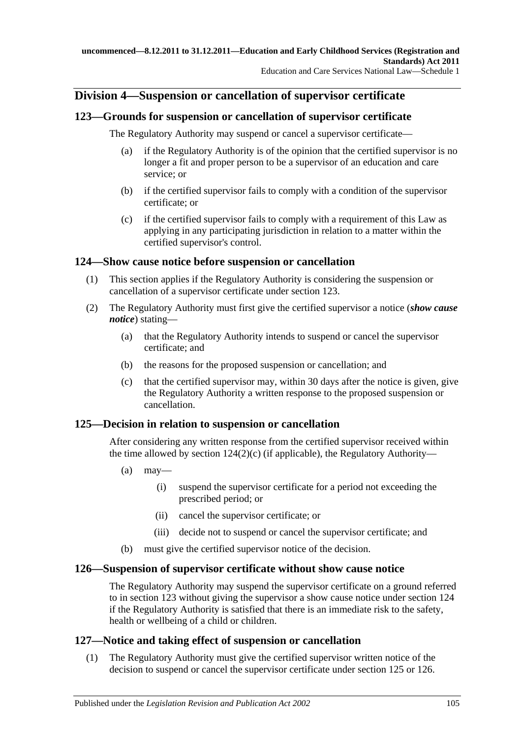## Division 4—Suspension or cancellation of supervisor certificate

### 123—Grounds for suspension or cancellation of supervisor certificate

The Regulatory Authority may suspend or cancel a supervisor certificate—

- (a) if the Regulatory Authority is of the opinion that the certified supervisor is no longer a fit and proper person to be a supervisor of an education and care service; or
- (b) if the certified supervisor fails to comply with a condition of the supervisor certificate; or
- (c) if the certified supervisor fails to comply with a requirement of this Law as applying in any participating jurisdiction in relation to a matter within the certified supervisor's control.

### 124—Show cause notice before suspension or cancellation

(1) This section applies if the Regulatory Authority is considering the suspension or cancellation of a supervisor certificate under section 123.

(2) The Regulatory Authority must first give the certified supervisor a notice (***show cause notice***) stating—

- (a) that the Regulatory Authority intends to suspend or cancel the supervisor certificate; and
- (b) the reasons for the proposed suspension or cancellation; and
- (c) that the certified supervisor may, within 30 days after the notice is given, give the Regulatory Authority a written response to the proposed suspension or cancellation.

### 125—Decision in relation to suspension or cancellation

After considering any written response from the certified supervisor received within the time allowed by section 124(2)(c) (if applicable), the Regulatory Authority—

- (a) may—
  - (i) suspend the supervisor certificate for a period not exceeding the prescribed period; or
  - (ii) cancel the supervisor certificate; or
  - (iii) decide not to suspend or cancel the supervisor certificate; and
- (b) must give the certified supervisor notice of the decision.

### 126—Suspension of supervisor certificate without show cause notice

The Regulatory Authority may suspend the supervisor certificate on a ground referred to in section 123 without giving the supervisor a show cause notice under section 124 if the Regulatory Authority is satisfied that there is an immediate risk to the safety, health or wellbeing of a child or children.

### 127—Notice and taking effect of suspension or cancellation

(1) The Regulatory Authority must give the certified supervisor written notice of the decision to suspend or cancel the supervisor certificate under section 125 or 126.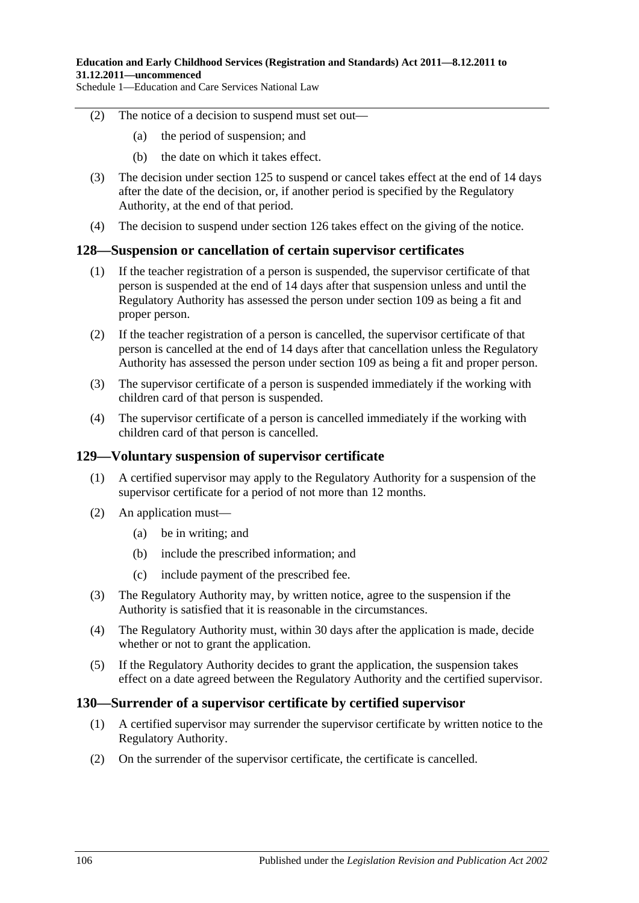(2) The notice of a decision to suspend must set out—

(a) the period of suspension; and

(b) the date on which it takes effect.

(3) The decision under section 125 to suspend or cancel takes effect at the end of 14 days after the date of the decision, or, if another period is specified by the Regulatory Authority, at the end of that period.

(4) The decision to suspend under section 126 takes effect on the giving of the notice.

## 128—Suspension or cancellation of certain supervisor certificates

(1) If the teacher registration of a person is suspended, the supervisor certificate of that person is suspended at the end of 14 days after that suspension unless and until the Regulatory Authority has assessed the person under section 109 as being a fit and proper person.

(2) If the teacher registration of a person is cancelled, the supervisor certificate of that person is cancelled at the end of 14 days after that cancellation unless the Regulatory Authority has assessed the person under section 109 as being a fit and proper person.

(3) The supervisor certificate of a person is suspended immediately if the working with children card of that person is suspended.

(4) The supervisor certificate of a person is cancelled immediately if the working with children card of that person is cancelled.

## 129—Voluntary suspension of supervisor certificate

(1) A certified supervisor may apply to the Regulatory Authority for a suspension of the supervisor certificate for a period of not more than 12 months.

(2) An application must—

(a) be in writing; and

(b) include the prescribed information; and

(c) include payment of the prescribed fee.

(3) The Regulatory Authority may, by written notice, agree to the suspension if the Authority is satisfied that it is reasonable in the circumstances.

(4) The Regulatory Authority must, within 30 days after the application is made, decide whether or not to grant the application.

(5) If the Regulatory Authority decides to grant the application, the suspension takes effect on a date agreed between the Regulatory Authority and the certified supervisor.

## 130—Surrender of a supervisor certificate by certified supervisor

(1) A certified supervisor may surrender the supervisor certificate by written notice to the Regulatory Authority.

(2) On the surrender of the supervisor certificate, the certificate is cancelled.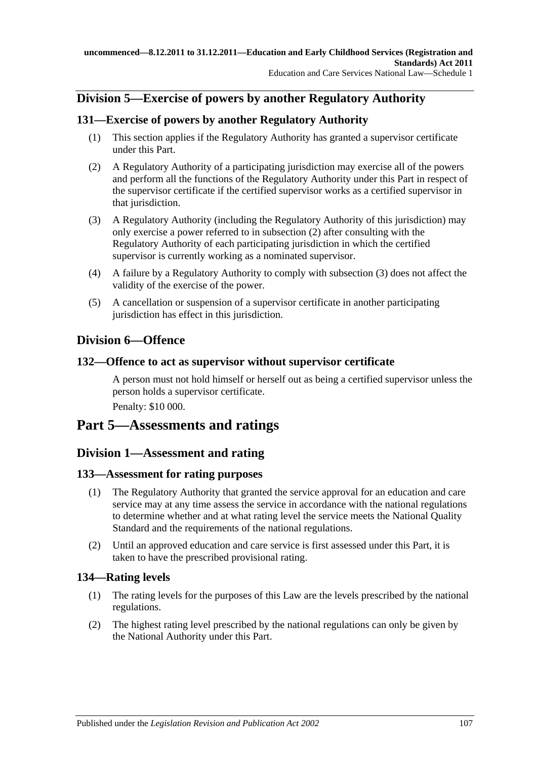## Division 5—Exercise of powers by another Regulatory Authority

### 131—Exercise of powers by another Regulatory Authority

(1) This section applies if the Regulatory Authority has granted a supervisor certificate under this Part.

(2) A Regulatory Authority of a participating jurisdiction may exercise all of the powers and perform all the functions of the Regulatory Authority under this Part in respect of the supervisor certificate if the certified supervisor works as a certified supervisor in that jurisdiction.

(3) A Regulatory Authority (including the Regulatory Authority of this jurisdiction) may only exercise a power referred to in subsection (2) after consulting with the Regulatory Authority of each participating jurisdiction in which the certified supervisor is currently working as a nominated supervisor.

(4) A failure by a Regulatory Authority to comply with subsection (3) does not affect the validity of the exercise of the power.

(5) A cancellation or suspension of a supervisor certificate in another participating jurisdiction has effect in this jurisdiction.

## Division 6—Offence

### 132—Offence to act as supervisor without supervisor certificate

A person must not hold himself or herself out as being a certified supervisor unless the person holds a supervisor certificate.

Penalty: $10 000.

# Part 5—Assessments and ratings

## Division 1—Assessment and rating

### 133—Assessment for rating purposes

(1) The Regulatory Authority that granted the service approval for an education and care service may at any time assess the service in accordance with the national regulations to determine whether and at what rating level the service meets the National Quality Standard and the requirements of the national regulations.

(2) Until an approved education and care service is first assessed under this Part, it is taken to have the prescribed provisional rating.

### 134—Rating levels

(1) The rating levels for the purposes of this Law are the levels prescribed by the national regulations.

(2) The highest rating level prescribed by the national regulations can only be given by the National Authority under this Part.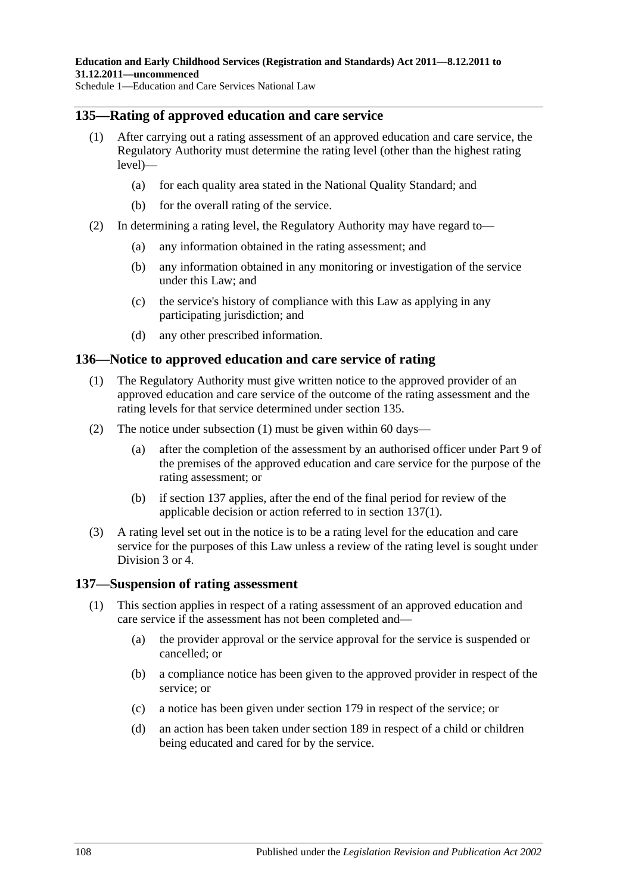## 135—Rating of approved education and care service

(1) After carrying out a rating assessment of an approved education and care service, the Regulatory Authority must determine the rating level (other than the highest rating level)—

- (a) for each quality area stated in the National Quality Standard; and
- (b) for the overall rating of the service.

(2) In determining a rating level, the Regulatory Authority may have regard to—

- (a) any information obtained in the rating assessment; and
- (b) any information obtained in any monitoring or investigation of the service under this Law; and
- (c) the service's history of compliance with this Law as applying in any participating jurisdiction; and
- (d) any other prescribed information.

## 136—Notice to approved education and care service of rating

(1) The Regulatory Authority must give written notice to the approved provider of an approved education and care service of the outcome of the rating assessment and the rating levels for that service determined under section 135.

(2) The notice under subsection (1) must be given within 60 days—

- (a) after the completion of the assessment by an authorised officer under Part 9 of the premises of the approved education and care service for the purpose of the rating assessment; or
- (b) if section 137 applies, after the end of the final period for review of the applicable decision or action referred to in section 137(1).

(3) A rating level set out in the notice is to be a rating level for the education and care service for the purposes of this Law unless a review of the rating level is sought under Division 3 or 4.

## 137—Suspension of rating assessment

(1) This section applies in respect of a rating assessment of an approved education and care service if the assessment has not been completed and—

- (a) the provider approval or the service approval for the service is suspended or cancelled; or
- (b) a compliance notice has been given to the approved provider in respect of the service; or
- (c) a notice has been given under section 179 in respect of the service; or
- (d) an action has been taken under section 189 in respect of a child or children being educated and cared for by the service.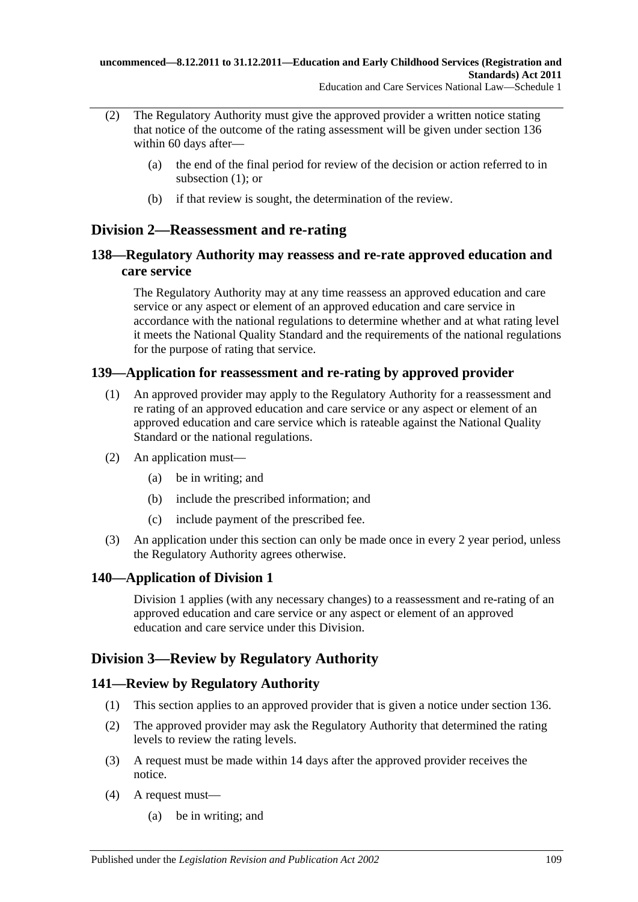(2) The Regulatory Authority must give the approved provider a written notice stating that notice of the outcome of the rating assessment will be given under section 136 within 60 days after—

(a) the end of the final period for review of the decision or action referred to in subsection (1); or

(b) if that review is sought, the determination of the review.

## Division 2—Reassessment and re-rating

### 138—Regulatory Authority may reassess and re-rate approved education and care service

The Regulatory Authority may at any time reassess an approved education and care service or any aspect or element of an approved education and care service in accordance with the national regulations to determine whether and at what rating level it meets the National Quality Standard and the requirements of the national regulations for the purpose of rating that service.

### 139—Application for reassessment and re-rating by approved provider

(1) An approved provider may apply to the Regulatory Authority for a reassessment and re rating of an approved education and care service or any aspect or element of an approved education and care service which is rateable against the National Quality Standard or the national regulations.

(2) An application must—

(a) be in writing; and

(b) include the prescribed information; and

(c) include payment of the prescribed fee.

(3) An application under this section can only be made once in every 2 year period, unless the Regulatory Authority agrees otherwise.

### 140—Application of Division 1

Division 1 applies (with any necessary changes) to a reassessment and re-rating of an approved education and care service or any aspect or element of an approved education and care service under this Division.

## Division 3—Review by Regulatory Authority

### 141—Review by Regulatory Authority

(1) This section applies to an approved provider that is given a notice under section 136.

(2) The approved provider may ask the Regulatory Authority that determined the rating levels to review the rating levels.

(3) A request must be made within 14 days after the approved provider receives the notice.

(4) A request must—

(a) be in writing; and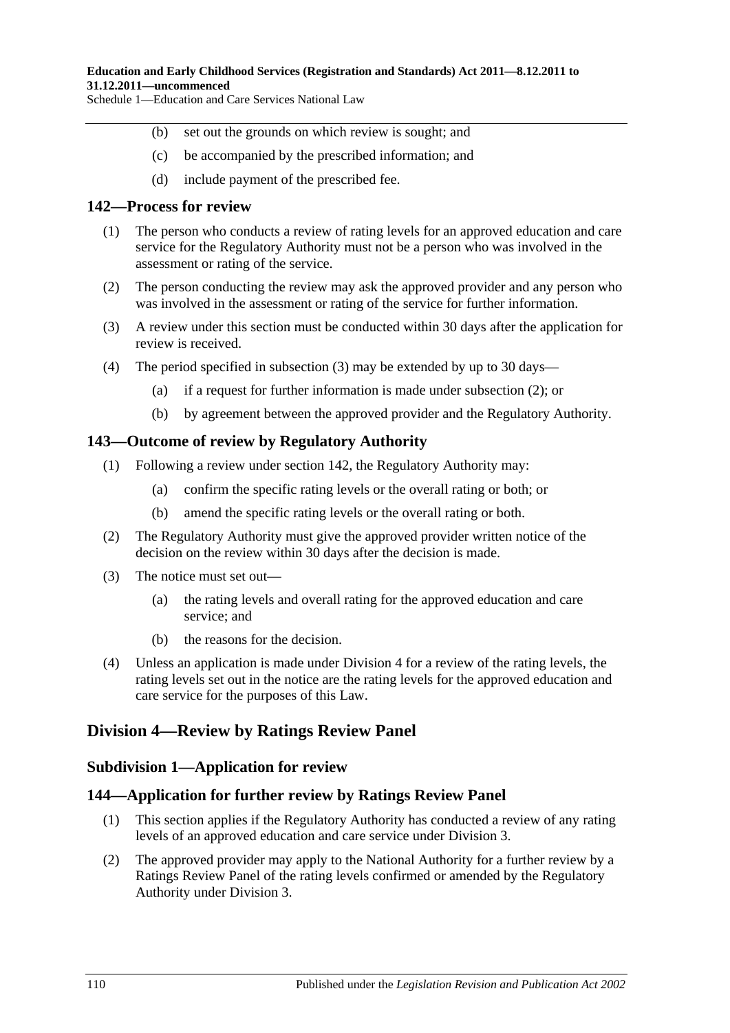(b) set out the grounds on which review is sought; and

(c) be accompanied by the prescribed information; and

(d) include payment of the prescribed fee.

### 142—Process for review

(1) The person who conducts a review of rating levels for an approved education and care service for the Regulatory Authority must not be a person who was involved in the assessment or rating of the service.

(2) The person conducting the review may ask the approved provider and any person who was involved in the assessment or rating of the service for further information.

(3) A review under this section must be conducted within 30 days after the application for review is received.

(4) The period specified in subsection (3) may be extended by up to 30 days—

(a) if a request for further information is made under subsection (2); or

(b) by agreement between the approved provider and the Regulatory Authority.

### 143—Outcome of review by Regulatory Authority

(1) Following a review under section 142, the Regulatory Authority may:

(a) confirm the specific rating levels or the overall rating or both; or

(b) amend the specific rating levels or the overall rating or both.

(2) The Regulatory Authority must give the approved provider written notice of the decision on the review within 30 days after the decision is made.

(3) The notice must set out—

(a) the rating levels and overall rating for the approved education and care service; and

(b) the reasons for the decision.

(4) Unless an application is made under Division 4 for a review of the rating levels, the rating levels set out in the notice are the rating levels for the approved education and care service for the purposes of this Law.

## Division 4—Review by Ratings Review Panel

### Subdivision 1—Application for review

### 144—Application for further review by Ratings Review Panel

(1) This section applies if the Regulatory Authority has conducted a review of any rating levels of an approved education and care service under Division 3.

(2) The approved provider may apply to the National Authority for a further review by a Ratings Review Panel of the rating levels confirmed or amended by the Regulatory Authority under Division 3.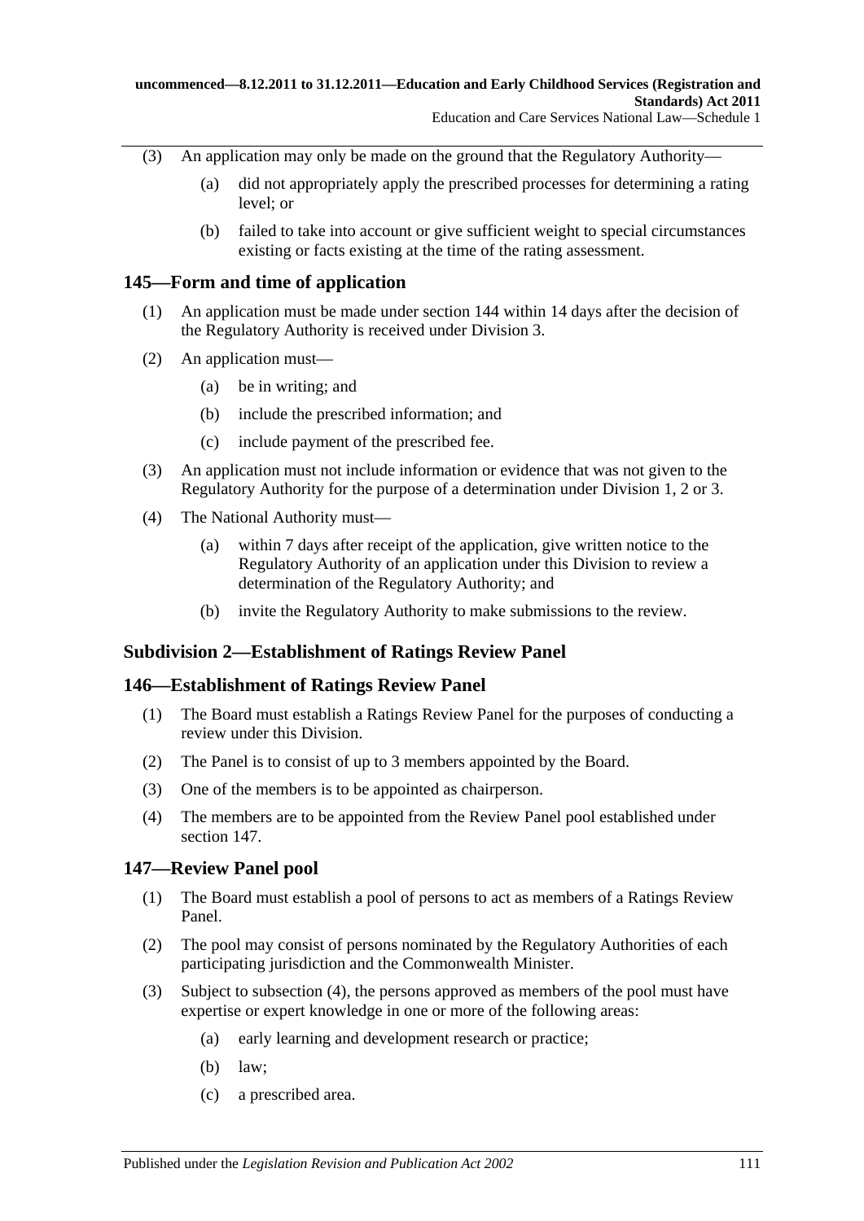(3) An application may only be made on the ground that the Regulatory Authority—

(a) did not appropriately apply the prescribed processes for determining a rating level; or

(b) failed to take into account or give sufficient weight to special circumstances existing or facts existing at the time of the rating assessment.

### 145—Form and time of application

(1) An application must be made under section 144 within 14 days after the decision of the Regulatory Authority is received under Division 3.

(2) An application must—

(a) be in writing; and

(b) include the prescribed information; and

(c) include payment of the prescribed fee.

(3) An application must not include information or evidence that was not given to the Regulatory Authority for the purpose of a determination under Division 1, 2 or 3.

(4) The National Authority must—

(a) within 7 days after receipt of the application, give written notice to the Regulatory Authority of an application under this Division to review a determination of the Regulatory Authority; and

(b) invite the Regulatory Authority to make submissions to the review.

## Subdivision 2—Establishment of Ratings Review Panel

### 146—Establishment of Ratings Review Panel

(1) The Board must establish a Ratings Review Panel for the purposes of conducting a review under this Division.

(2) The Panel is to consist of up to 3 members appointed by the Board.

(3) One of the members is to be appointed as chairperson.

(4) The members are to be appointed from the Review Panel pool established under section 147.

### 147—Review Panel pool

(1) The Board must establish a pool of persons to act as members of a Ratings Review Panel.

(2) The pool may consist of persons nominated by the Regulatory Authorities of each participating jurisdiction and the Commonwealth Minister.

(3) Subject to subsection (4), the persons approved as members of the pool must have expertise or expert knowledge in one or more of the following areas:

(a) early learning and development research or practice;

(b) law;

(c) a prescribed area.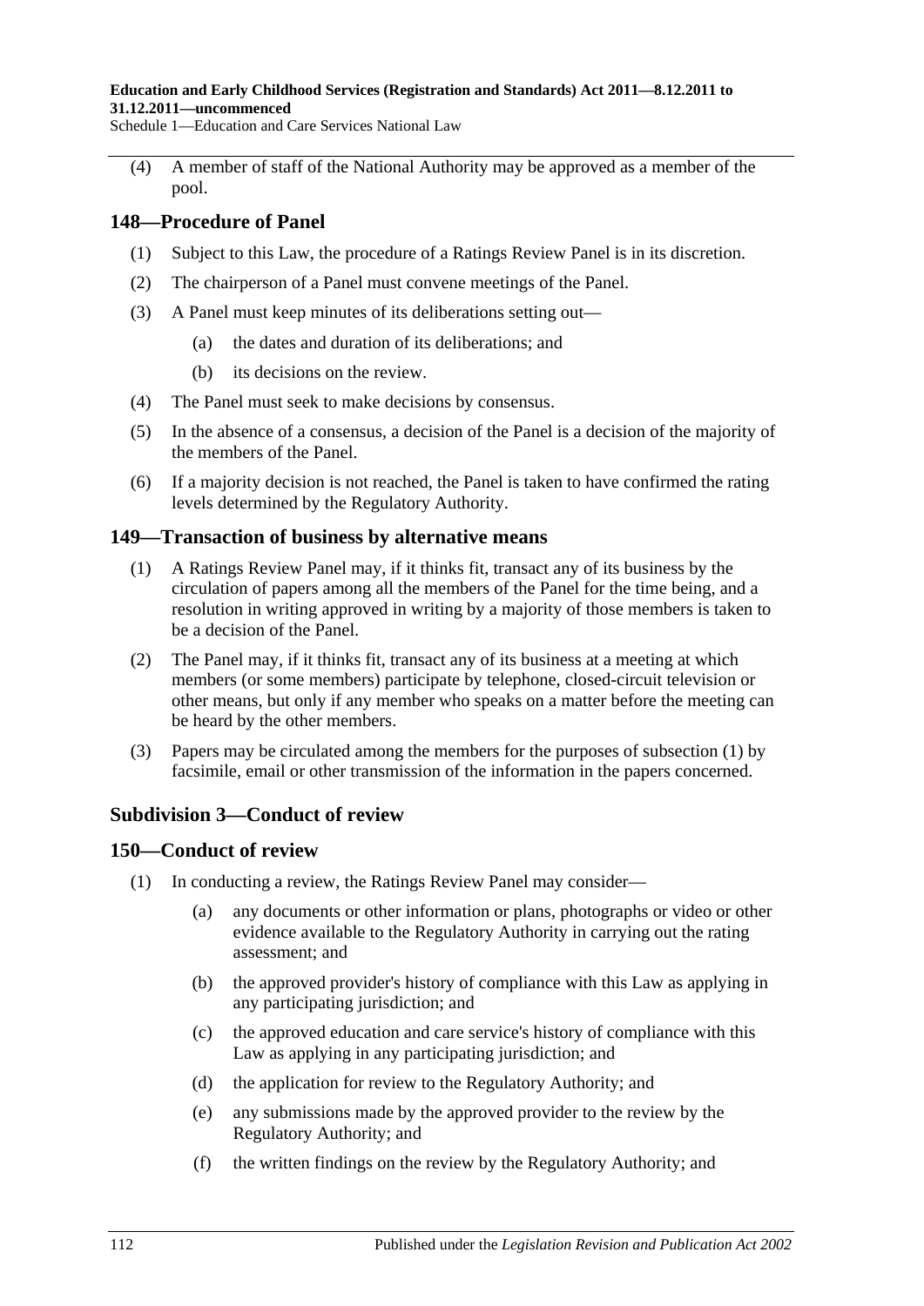(4) A member of staff of the National Authority may be approved as a member of the pool.

## 148—Procedure of Panel

(1) Subject to this Law, the procedure of a Ratings Review Panel is in its discretion.

(2) The chairperson of a Panel must convene meetings of the Panel.

(3) A Panel must keep minutes of its deliberations setting out—

(a) the dates and duration of its deliberations; and

(b) its decisions on the review.

(4) The Panel must seek to make decisions by consensus.

(5) In the absence of a consensus, a decision of the Panel is a decision of the majority of the members of the Panel.

(6) If a majority decision is not reached, the Panel is taken to have confirmed the rating levels determined by the Regulatory Authority.

## 149—Transaction of business by alternative means

(1) A Ratings Review Panel may, if it thinks fit, transact any of its business by the circulation of papers among all the members of the Panel for the time being, and a resolution in writing approved in writing by a majority of those members is taken to be a decision of the Panel.

(2) The Panel may, if it thinks fit, transact any of its business at a meeting at which members (or some members) participate by telephone, closed-circuit television or other means, but only if any member who speaks on a matter before the meeting can be heard by the other members.

(3) Papers may be circulated among the members for the purposes of subsection (1) by facsimile, email or other transmission of the information in the papers concerned.

### Subdivision 3—Conduct of review

## 150—Conduct of review

(1) In conducting a review, the Ratings Review Panel may consider—

(a) any documents or other information or plans, photographs or video or other evidence available to the Regulatory Authority in carrying out the rating assessment; and

(b) the approved provider's history of compliance with this Law as applying in any participating jurisdiction; and

(c) the approved education and care service's history of compliance with this Law as applying in any participating jurisdiction; and

(d) the application for review to the Regulatory Authority; and

(e) any submissions made by the approved provider to the review by the Regulatory Authority; and

(f) the written findings on the review by the Regulatory Authority; and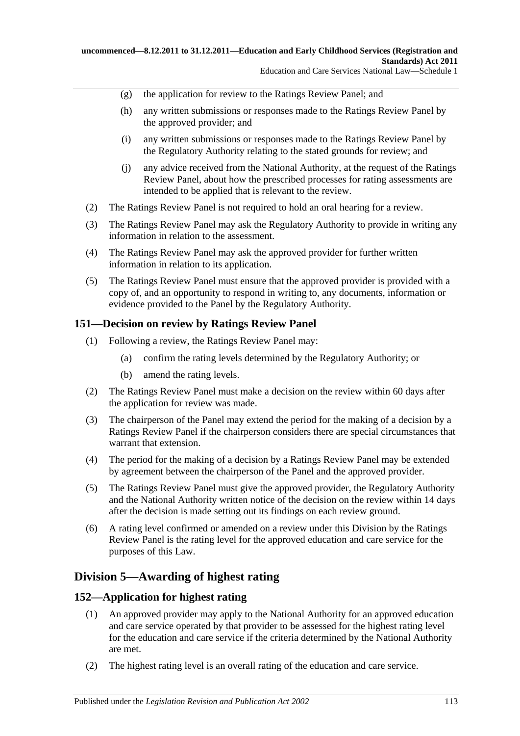(g) the application for review to the Ratings Review Panel; and

(h) any written submissions or responses made to the Ratings Review Panel by the approved provider; and

(i) any written submissions or responses made to the Ratings Review Panel by the Regulatory Authority relating to the stated grounds for review; and

(j) any advice received from the National Authority, at the request of the Ratings Review Panel, about how the prescribed processes for rating assessments are intended to be applied that is relevant to the review.

(2) The Ratings Review Panel is not required to hold an oral hearing for a review.

(3) The Ratings Review Panel may ask the Regulatory Authority to provide in writing any information in relation to the assessment.

(4) The Ratings Review Panel may ask the approved provider for further written information in relation to its application.

(5) The Ratings Review Panel must ensure that the approved provider is provided with a copy of, and an opportunity to respond in writing to, any documents, information or evidence provided to the Panel by the Regulatory Authority.

### 151—Decision on review by Ratings Review Panel

(1) Following a review, the Ratings Review Panel may:

(a) confirm the rating levels determined by the Regulatory Authority; or

(b) amend the rating levels.

(2) The Ratings Review Panel must make a decision on the review within 60 days after the application for review was made.

(3) The chairperson of the Panel may extend the period for the making of a decision by a Ratings Review Panel if the chairperson considers there are special circumstances that warrant that extension.

(4) The period for the making of a decision by a Ratings Review Panel may be extended by agreement between the chairperson of the Panel and the approved provider.

(5) The Ratings Review Panel must give the approved provider, the Regulatory Authority and the National Authority written notice of the decision on the review within 14 days after the decision is made setting out its findings on each review ground.

(6) A rating level confirmed or amended on a review under this Division by the Ratings Review Panel is the rating level for the approved education and care service for the purposes of this Law.

## Division 5—Awarding of highest rating

### 152—Application for highest rating

(1) An approved provider may apply to the National Authority for an approved education and care service operated by that provider to be assessed for the highest rating level for the education and care service if the criteria determined by the National Authority are met.

(2) The highest rating level is an overall rating of the education and care service.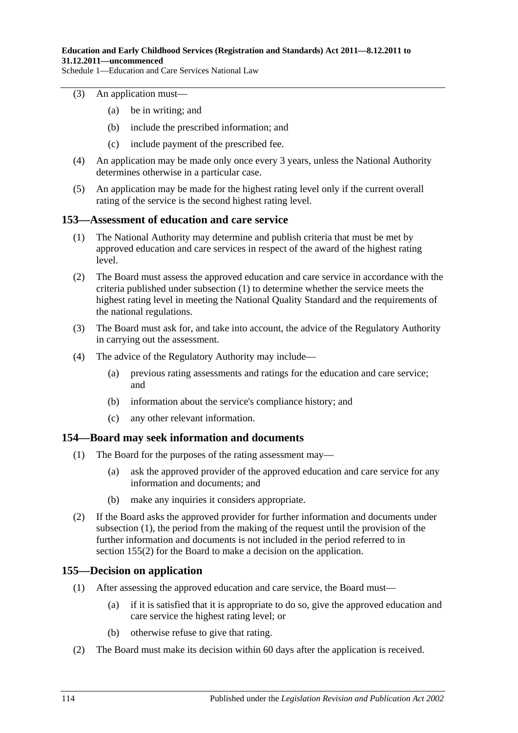(3) An application must—

(a) be in writing; and

(b) include the prescribed information; and

(c) include payment of the prescribed fee.

(4) An application may be made only once every 3 years, unless the National Authority determines otherwise in a particular case.

(5) An application may be made for the highest rating level only if the current overall rating of the service is the second highest rating level.

## 153—Assessment of education and care service

(1) The National Authority may determine and publish criteria that must be met by approved education and care services in respect of the award of the highest rating level.

(2) The Board must assess the approved education and care service in accordance with the criteria published under subsection (1) to determine whether the service meets the highest rating level in meeting the National Quality Standard and the requirements of the national regulations.

(3) The Board must ask for, and take into account, the advice of the Regulatory Authority in carrying out the assessment.

(4) The advice of the Regulatory Authority may include—

(a) previous rating assessments and ratings for the education and care service; and

(b) information about the service's compliance history; and

(c) any other relevant information.

## 154—Board may seek information and documents

(1) The Board for the purposes of the rating assessment may—

(a) ask the approved provider of the approved education and care service for any information and documents; and

(b) make any inquiries it considers appropriate.

(2) If the Board asks the approved provider for further information and documents under subsection (1), the period from the making of the request until the provision of the further information and documents is not included in the period referred to in section 155(2) for the Board to make a decision on the application.

## 155—Decision on application

(1) After assessing the approved education and care service, the Board must—

(a) if it is satisfied that it is appropriate to do so, give the approved education and care service the highest rating level; or

(b) otherwise refuse to give that rating.

(2) The Board must make its decision within 60 days after the application is received.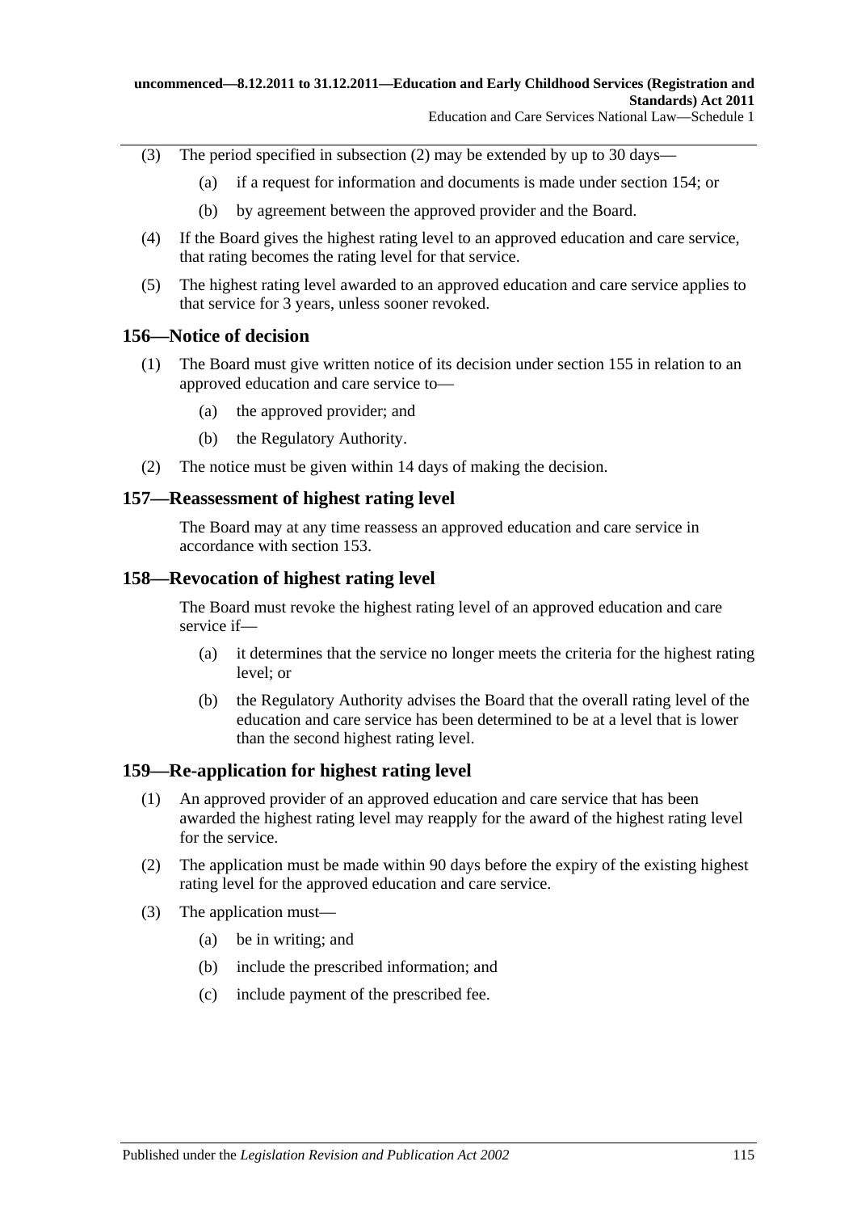(3) The period specified in subsection (2) may be extended by up to 30 days—

(a) if a request for information and documents is made under section 154; or

(b) by agreement between the approved provider and the Board.

(4) If the Board gives the highest rating level to an approved education and care service, that rating becomes the rating level for that service.

(5) The highest rating level awarded to an approved education and care service applies to that service for 3 years, unless sooner revoked.

## 156—Notice of decision

(1) The Board must give written notice of its decision under section 155 in relation to an approved education and care service to—

(a) the approved provider; and

(b) the Regulatory Authority.

(2) The notice must be given within 14 days of making the decision.

## 157—Reassessment of highest rating level

The Board may at any time reassess an approved education and care service in accordance with section 153.

## 158—Revocation of highest rating level

The Board must revoke the highest rating level of an approved education and care service if—

(a) it determines that the service no longer meets the criteria for the highest rating level; or

(b) the Regulatory Authority advises the Board that the overall rating level of the education and care service has been determined to be at a level that is lower than the second highest rating level.

## 159—Re-application for highest rating level

(1) An approved provider of an approved education and care service that has been awarded the highest rating level may reapply for the award of the highest rating level for the service.

(2) The application must be made within 90 days before the expiry of the existing highest rating level for the approved education and care service.

(3) The application must—

(a) be in writing; and

(b) include the prescribed information; and

(c) include payment of the prescribed fee.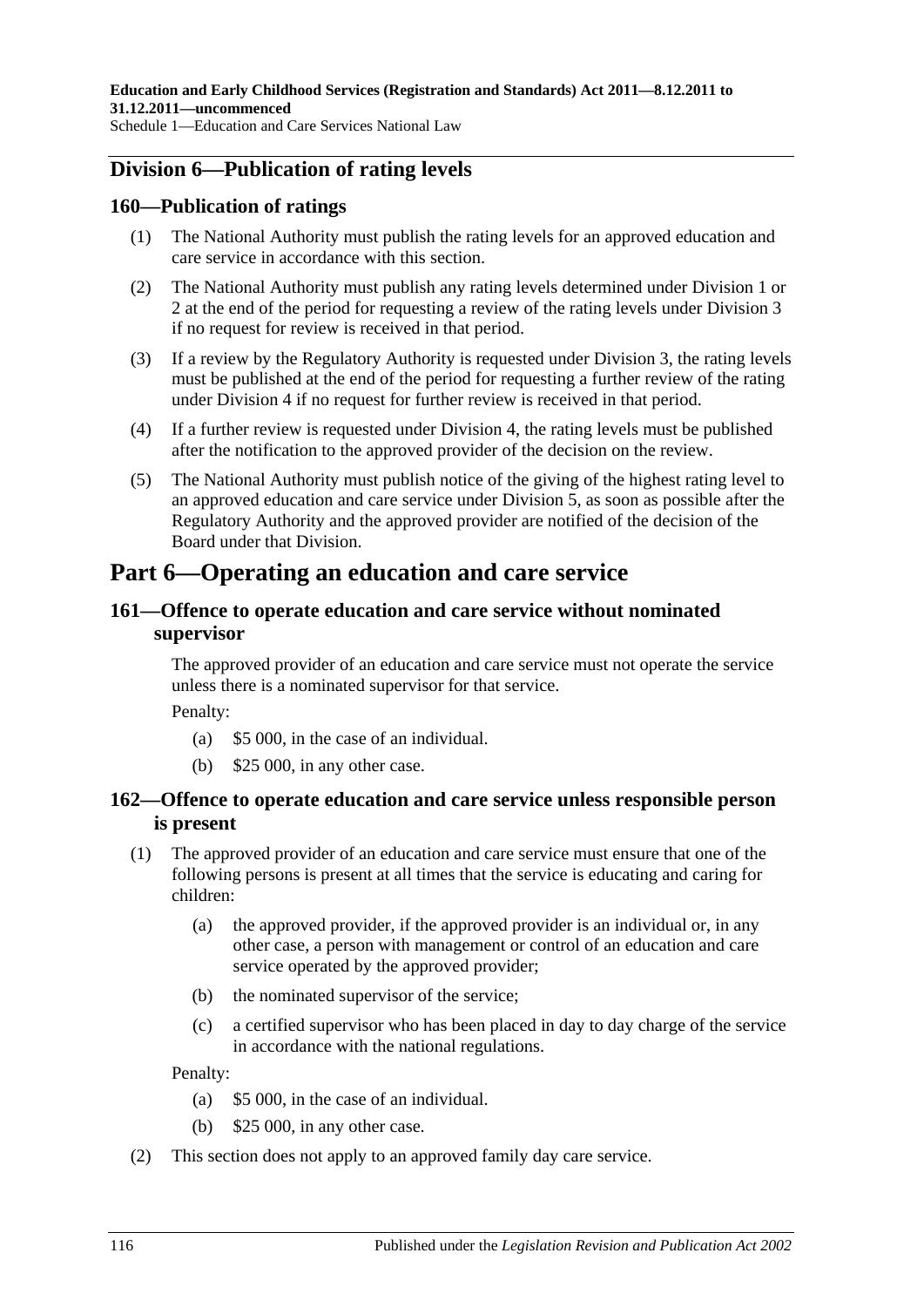## Division 6—Publication of rating levels

### 160—Publication of ratings

(1) The National Authority must publish the rating levels for an approved education and care service in accordance with this section.

(2) The National Authority must publish any rating levels determined under Division 1 or 2 at the end of the period for requesting a review of the rating levels under Division 3 if no request for review is received in that period.

(3) If a review by the Regulatory Authority is requested under Division 3, the rating levels must be published at the end of the period for requesting a further review of the rating under Division 4 if no request for further review is received in that period.

(4) If a further review is requested under Division 4, the rating levels must be published after the notification to the approved provider of the decision on the review.

(5) The National Authority must publish notice of the giving of the highest rating level to an approved education and care service under Division 5, as soon as possible after the Regulatory Authority and the approved provider are notified of the decision of the Board under that Division.

# Part 6—Operating an education and care service

### 161—Offence to operate education and care service without nominated supervisor

The approved provider of an education and care service must not operate the service unless there is a nominated supervisor for that service.

Penalty:

(a) $5 000, in the case of an individual.

(b) $25 000, in any other case.

### 162—Offence to operate education and care service unless responsible person is present

(1) The approved provider of an education and care service must ensure that one of the following persons is present at all times that the service is educating and caring for children:

(a) the approved provider, if the approved provider is an individual or, in any other case, a person with management or control of an education and care service operated by the approved provider;

(b) the nominated supervisor of the service;

(c) a certified supervisor who has been placed in day to day charge of the service in accordance with the national regulations.

Penalty:

(a) $5 000, in the case of an individual.

(b) $25 000, in any other case.

(2) This section does not apply to an approved family day care service.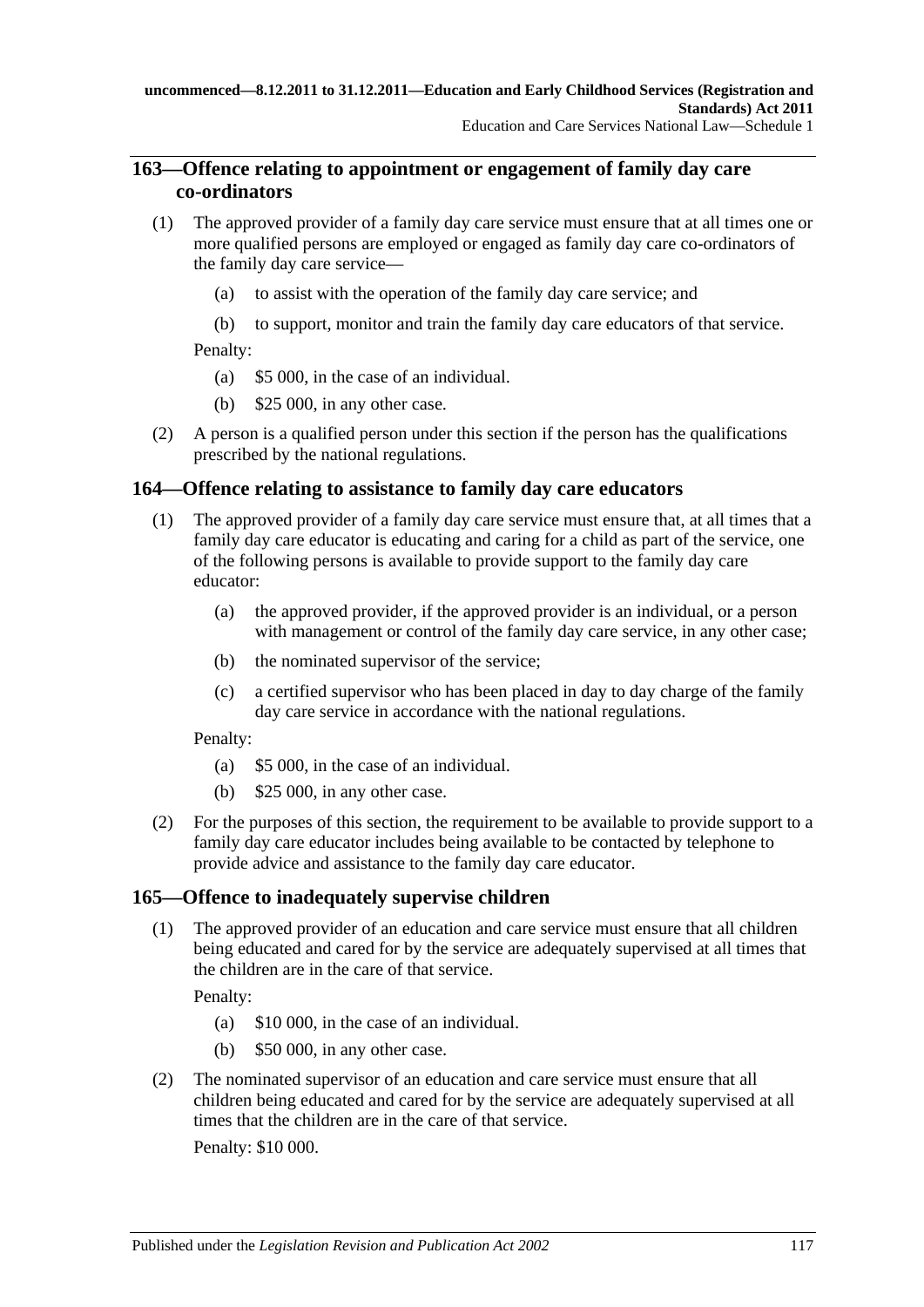## 163—Offence relating to appointment or engagement of family day care co-ordinators

(1) The approved provider of a family day care service must ensure that at all times one or more qualified persons are employed or engaged as family day care co-ordinators of the family day care service—

(a) to assist with the operation of the family day care service; and

(b) to support, monitor and train the family day care educators of that service.

Penalty:

(a) $5 000, in the case of an individual.

(b) $25 000, in any other case.

(2) A person is a qualified person under this section if the person has the qualifications prescribed by the national regulations.

## 164—Offence relating to assistance to family day care educators

(1) The approved provider of a family day care service must ensure that, at all times that a family day care educator is educating and caring for a child as part of the service, one of the following persons is available to provide support to the family day care educator:

(a) the approved provider, if the approved provider is an individual, or a person with management or control of the family day care service, in any other case;

(b) the nominated supervisor of the service;

(c) a certified supervisor who has been placed in day to day charge of the family day care service in accordance with the national regulations.

Penalty:

(a) $5 000, in the case of an individual.

(b) $25 000, in any other case.

(2) For the purposes of this section, the requirement to be available to provide support to a family day care educator includes being available to be contacted by telephone to provide advice and assistance to the family day care educator.

## 165—Offence to inadequately supervise children

(1) The approved provider of an education and care service must ensure that all children being educated and cared for by the service are adequately supervised at all times that the children are in the care of that service.

Penalty:

(a) $10 000, in the case of an individual.

(b) $50 000, in any other case.

(2) The nominated supervisor of an education and care service must ensure that all children being educated and cared for by the service are adequately supervised at all times that the children are in the care of that service.

Penalty: $10 000.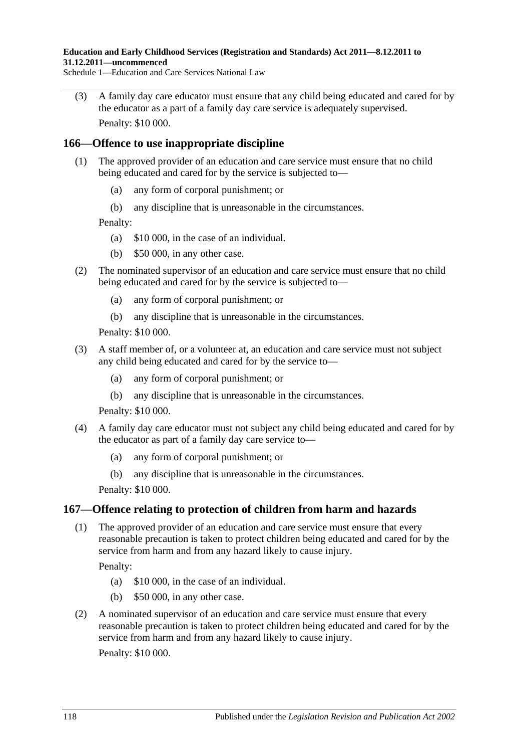(3) A family day care educator must ensure that any child being educated and cared for by the educator as a part of a family day care service is adequately supervised.

Penalty: $10 000.

## 166—Offence to use inappropriate discipline

(1) The approved provider of an education and care service must ensure that no child being educated and cared for by the service is subjected to—

- (a) any form of corporal punishment; or
- (b) any discipline that is unreasonable in the circumstances.

Penalty:

- (a) $10 000, in the case of an individual.
- (b) $50 000, in any other case.

(2) The nominated supervisor of an education and care service must ensure that no child being educated and cared for by the service is subjected to—

- (a) any form of corporal punishment; or
- (b) any discipline that is unreasonable in the circumstances.

Penalty: $10 000.

(3) A staff member of, or a volunteer at, an education and care service must not subject any child being educated and cared for by the service to—

- (a) any form of corporal punishment; or
- (b) any discipline that is unreasonable in the circumstances.

Penalty: $10 000.

(4) A family day care educator must not subject any child being educated and cared for by the educator as part of a family day care service to—

- (a) any form of corporal punishment; or
- (b) any discipline that is unreasonable in the circumstances.

Penalty: $10 000.

## 167—Offence relating to protection of children from harm and hazards

(1) The approved provider of an education and care service must ensure that every reasonable precaution is taken to protect children being educated and cared for by the service from harm and from any hazard likely to cause injury.

Penalty:

- (a) $10 000, in the case of an individual.
- (b) $50 000, in any other case.

(2) A nominated supervisor of an education and care service must ensure that every reasonable precaution is taken to protect children being educated and cared for by the service from harm and from any hazard likely to cause injury.

Penalty: $10 000.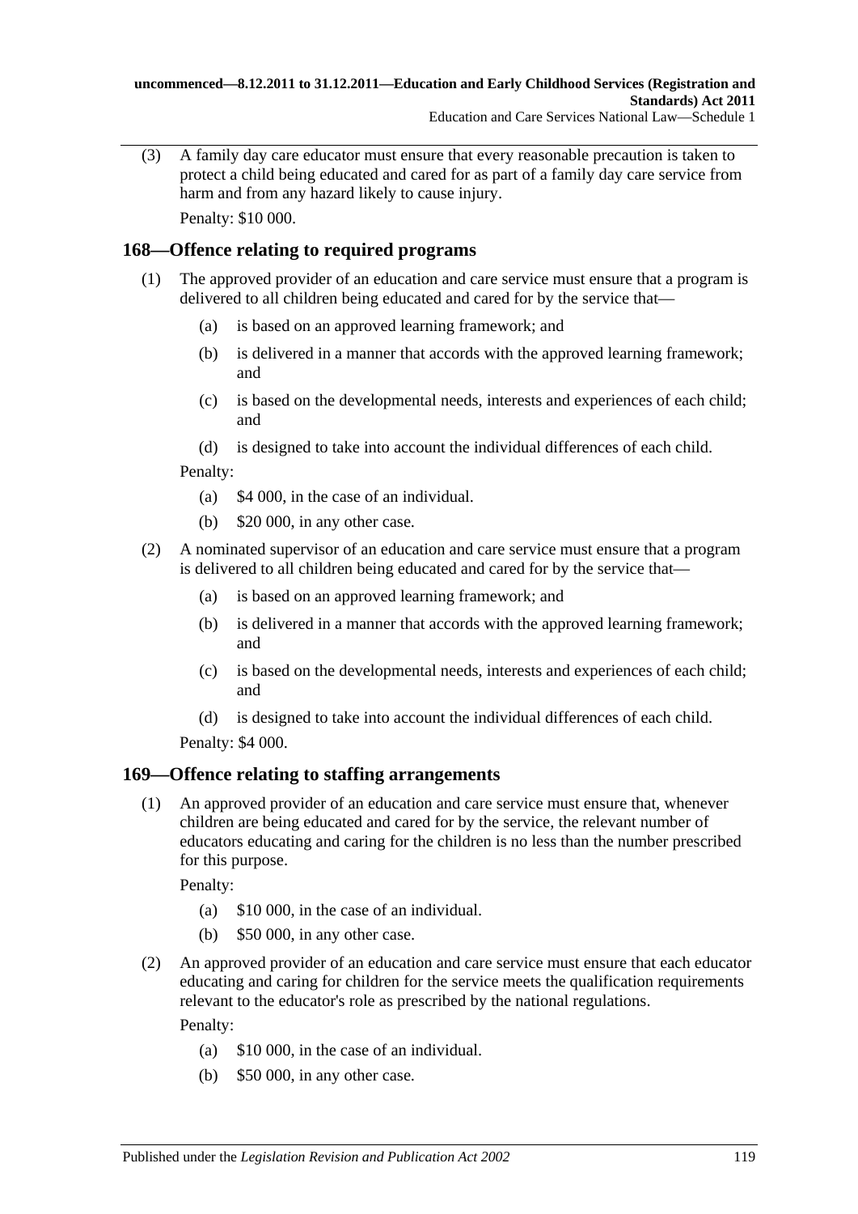(3) A family day care educator must ensure that every reasonable precaution is taken to protect a child being educated and cared for as part of a family day care service from harm and from any hazard likely to cause injury.

Penalty: $10 000.

## 168—Offence relating to required programs

(1) The approved provider of an education and care service must ensure that a program is delivered to all children being educated and cared for by the service that—

(a) is based on an approved learning framework; and

(b) is delivered in a manner that accords with the approved learning framework; and

(c) is based on the developmental needs, interests and experiences of each child; and

(d) is designed to take into account the individual differences of each child.

Penalty:

(a) $4 000, in the case of an individual.

(b) $20 000, in any other case.

(2) A nominated supervisor of an education and care service must ensure that a program is delivered to all children being educated and cared for by the service that—

(a) is based on an approved learning framework; and

(b) is delivered in a manner that accords with the approved learning framework; and

(c) is based on the developmental needs, interests and experiences of each child; and

(d) is designed to take into account the individual differences of each child.

Penalty: $4 000.

## 169—Offence relating to staffing arrangements

(1) An approved provider of an education and care service must ensure that, whenever children are being educated and cared for by the service, the relevant number of educators educating and caring for the children is no less than the number prescribed for this purpose.

Penalty:

(a) $10 000, in the case of an individual.

(b) $50 000, in any other case.

(2) An approved provider of an education and care service must ensure that each educator educating and caring for children for the service meets the qualification requirements relevant to the educator's role as prescribed by the national regulations.

Penalty:

(a) $10 000, in the case of an individual.

(b) $50 000, in any other case.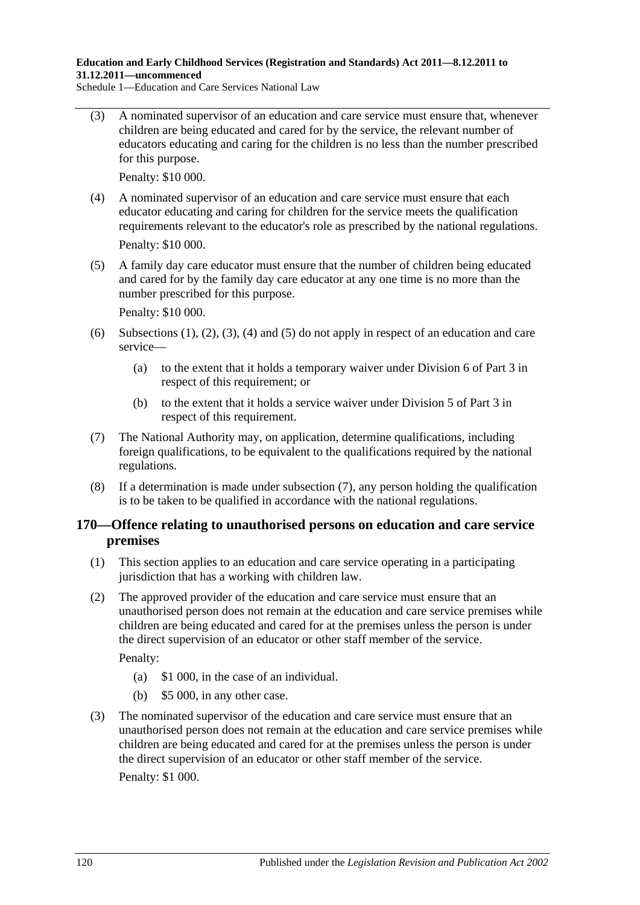(3) A nominated supervisor of an education and care service must ensure that, whenever children are being educated and cared for by the service, the relevant number of educators educating and caring for the children is no less than the number prescribed for this purpose.

Penalty: $10 000.

(4) A nominated supervisor of an education and care service must ensure that each educator educating and caring for children for the service meets the qualification requirements relevant to the educator's role as prescribed by the national regulations.

Penalty: $10 000.

(5) A family day care educator must ensure that the number of children being educated and cared for by the family day care educator at any one time is no more than the number prescribed for this purpose.

Penalty: $10 000.

(6) Subsections (1), (2), (3), (4) and (5) do not apply in respect of an education and care service—

(a) to the extent that it holds a temporary waiver under Division 6 of Part 3 in respect of this requirement; or

(b) to the extent that it holds a service waiver under Division 5 of Part 3 in respect of this requirement.

(7) The National Authority may, on application, determine qualifications, including foreign qualifications, to be equivalent to the qualifications required by the national regulations.

(8) If a determination is made under subsection (7), any person holding the qualification is to be taken to be qualified in accordance with the national regulations.

## 170—Offence relating to unauthorised persons on education and care service premises

(1) This section applies to an education and care service operating in a participating jurisdiction that has a working with children law.

(2) The approved provider of the education and care service must ensure that an unauthorised person does not remain at the education and care service premises while children are being educated and cared for at the premises unless the person is under the direct supervision of an educator or other staff member of the service.

Penalty:

(a) $1 000, in the case of an individual.

(b) $5 000, in any other case.

(3) The nominated supervisor of the education and care service must ensure that an unauthorised person does not remain at the education and care service premises while children are being educated and cared for at the premises unless the person is under the direct supervision of an educator or other staff member of the service.

Penalty: $1 000.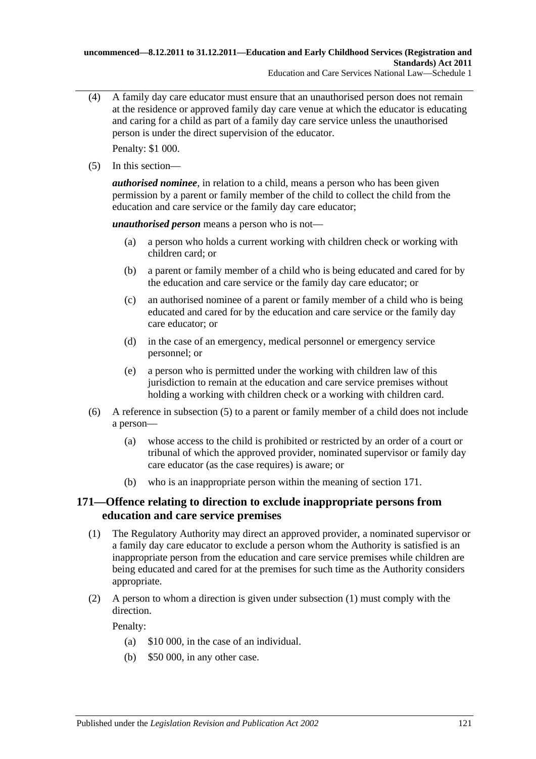(4) A family day care educator must ensure that an unauthorised person does not remain at the residence or approved family day care venue at which the educator is educating and caring for a child as part of a family day care service unless the unauthorised person is under the direct supervision of the educator.

Penalty: $1 000.

(5) In this section—

***authorised nominee***, in relation to a child, means a person who has been given permission by a parent or family member of the child to collect the child from the education and care service or the family day care educator;

***unauthorised person*** means a person who is not—

(a) a person who holds a current working with children check or working with children card; or

(b) a parent or family member of a child who is being educated and cared for by the education and care service or the family day care educator; or

(c) an authorised nominee of a parent or family member of a child who is being educated and cared for by the education and care service or the family day care educator; or

(d) in the case of an emergency, medical personnel or emergency service personnel; or

(e) a person who is permitted under the working with children law of this jurisdiction to remain at the education and care service premises without holding a working with children check or a working with children card.

(6) A reference in subsection (5) to a parent or family member of a child does not include a person—

(a) whose access to the child is prohibited or restricted by an order of a court or tribunal of which the approved provider, nominated supervisor or family day care educator (as the case requires) is aware; or

(b) who is an inappropriate person within the meaning of section 171.

## 171—Offence relating to direction to exclude inappropriate persons from education and care service premises

(1) The Regulatory Authority may direct an approved provider, a nominated supervisor or a family day care educator to exclude a person whom the Authority is satisfied is an inappropriate person from the education and care service premises while children are being educated and cared for at the premises for such time as the Authority considers appropriate.

(2) A person to whom a direction is given under subsection (1) must comply with the direction.

Penalty:

(a) $10 000, in the case of an individual.

(b) $50 000, in any other case.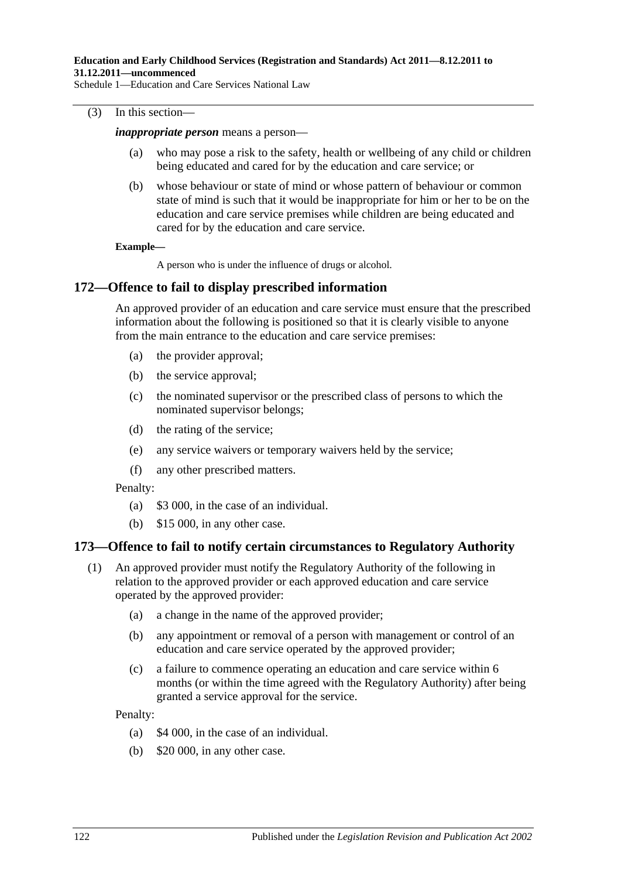(3) In this section—

***inappropriate person*** means a person—

- (a) who may pose a risk to the safety, health or wellbeing of any child or children being educated and cared for by the education and care service; or
- (b) whose behaviour or state of mind or whose pattern of behaviour or common state of mind is such that it would be inappropriate for him or her to be on the education and care service premises while children are being educated and cared for by the education and care service.

**Example—**

A person who is under the influence of drugs or alcohol.

## 172—Offence to fail to display prescribed information

An approved provider of an education and care service must ensure that the prescribed information about the following is positioned so that it is clearly visible to anyone from the main entrance to the education and care service premises:

- (a) the provider approval;
- (b) the service approval;
- (c) the nominated supervisor or the prescribed class of persons to which the nominated supervisor belongs;
- (d) the rating of the service;
- (e) any service waivers or temporary waivers held by the service;
- (f) any other prescribed matters.

Penalty:

- (a) $3 000, in the case of an individual.
- (b) $15 000, in any other case.

## 173—Offence to fail to notify certain circumstances to Regulatory Authority

(1) An approved provider must notify the Regulatory Authority of the following in relation to the approved provider or each approved education and care service operated by the approved provider:

- (a) a change in the name of the approved provider;
- (b) any appointment or removal of a person with management or control of an education and care service operated by the approved provider;
- (c) a failure to commence operating an education and care service within 6 months (or within the time agreed with the Regulatory Authority) after being granted a service approval for the service.

Penalty:

- (a) $4 000, in the case of an individual.
- (b) $20 000, in any other case.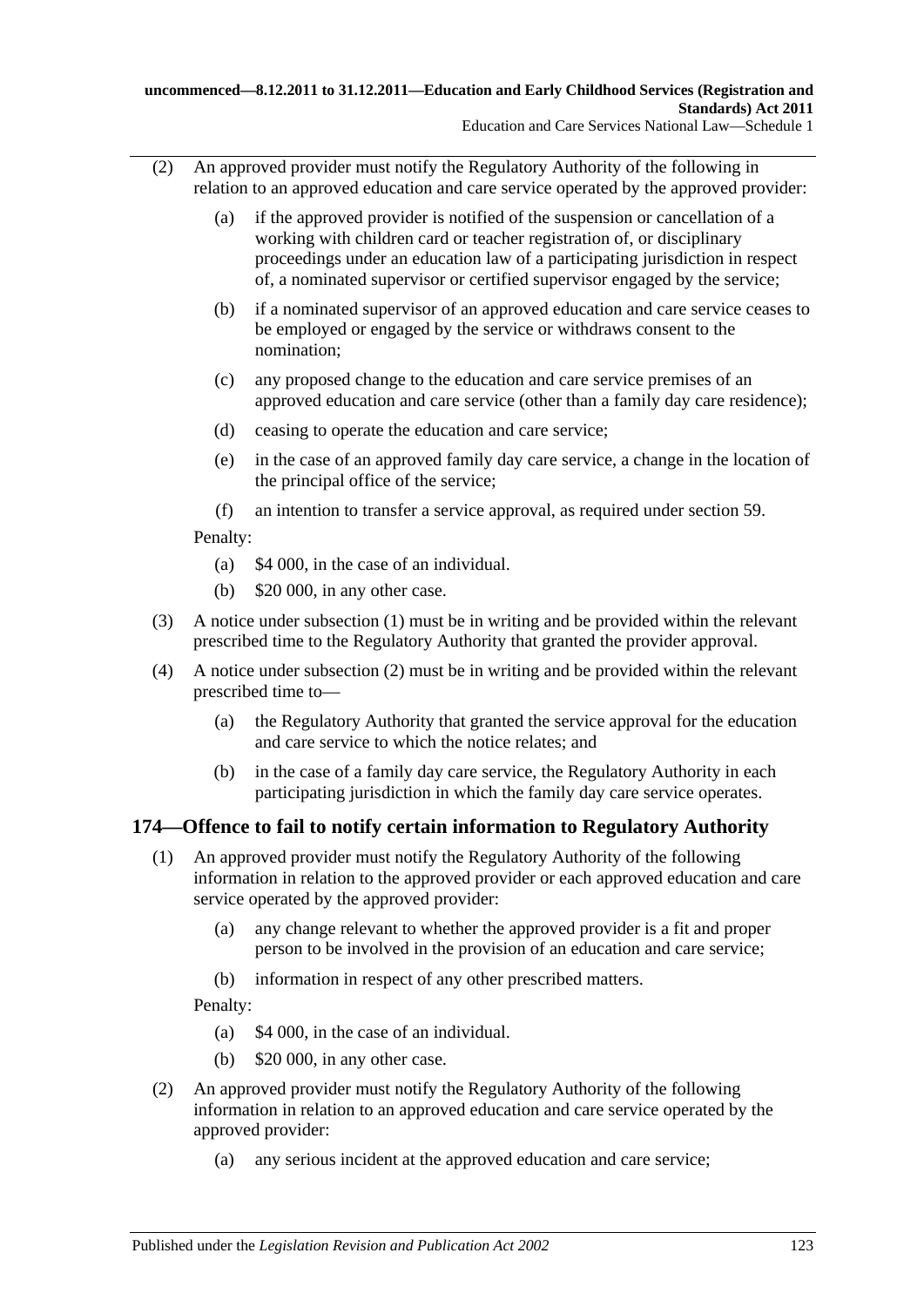(2) An approved provider must notify the Regulatory Authority of the following in relation to an approved education and care service operated by the approved provider:

(a) if the approved provider is notified of the suspension or cancellation of a working with children card or teacher registration of, or disciplinary proceedings under an education law of a participating jurisdiction in respect of, a nominated supervisor or certified supervisor engaged by the service;

(b) if a nominated supervisor of an approved education and care service ceases to be employed or engaged by the service or withdraws consent to the nomination;

(c) any proposed change to the education and care service premises of an approved education and care service (other than a family day care residence);

(d) ceasing to operate the education and care service;

(e) in the case of an approved family day care service, a change in the location of the principal office of the service;

(f) an intention to transfer a service approval, as required under section 59.

Penalty:

(a) $4 000, in the case of an individual.

(b) $20 000, in any other case.

(3) A notice under subsection (1) must be in writing and be provided within the relevant prescribed time to the Regulatory Authority that granted the provider approval.

(4) A notice under subsection (2) must be in writing and be provided within the relevant prescribed time to—

(a) the Regulatory Authority that granted the service approval for the education and care service to which the notice relates; and

(b) in the case of a family day care service, the Regulatory Authority in each participating jurisdiction in which the family day care service operates.

## 174—Offence to fail to notify certain information to Regulatory Authority

(1) An approved provider must notify the Regulatory Authority of the following information in relation to the approved provider or each approved education and care service operated by the approved provider:

(a) any change relevant to whether the approved provider is a fit and proper person to be involved in the provision of an education and care service;

(b) information in respect of any other prescribed matters.

Penalty:

(a) $4 000, in the case of an individual.

(b) $20 000, in any other case.

(2) An approved provider must notify the Regulatory Authority of the following information in relation to an approved education and care service operated by the approved provider:

(a) any serious incident at the approved education and care service;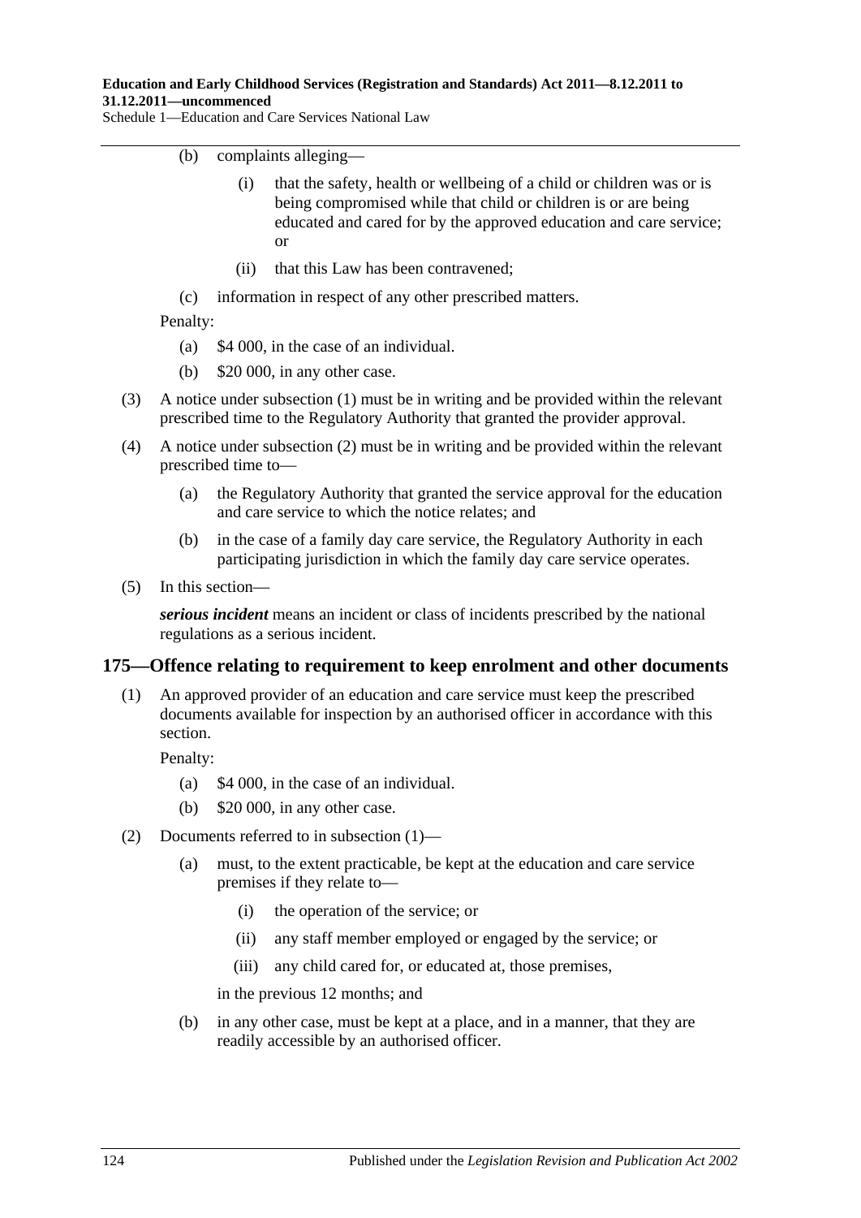(b) complaints alleging—

(i) that the safety, health or wellbeing of a child or children was or is being compromised while that child or children is or are being educated and cared for by the approved education and care service; or

(ii) that this Law has been contravened;

(c) information in respect of any other prescribed matters.

Penalty:

(a) $4 000, in the case of an individual.

(b) $20 000, in any other case.

(3) A notice under subsection (1) must be in writing and be provided within the relevant prescribed time to the Regulatory Authority that granted the provider approval.

(4) A notice under subsection (2) must be in writing and be provided within the relevant prescribed time to—

(a) the Regulatory Authority that granted the service approval for the education and care service to which the notice relates; and

(b) in the case of a family day care service, the Regulatory Authority in each participating jurisdiction in which the family day care service operates.

(5) In this section—

***serious incident*** means an incident or class of incidents prescribed by the national regulations as a serious incident.

## 175—Offence relating to requirement to keep enrolment and other documents

(1) An approved provider of an education and care service must keep the prescribed documents available for inspection by an authorised officer in accordance with this section.

Penalty:

(a) $4 000, in the case of an individual.

(b) $20 000, in any other case.

(2) Documents referred to in subsection (1)—

(a) must, to the extent practicable, be kept at the education and care service premises if they relate to—

(i) the operation of the service; or

(ii) any staff member employed or engaged by the service; or

(iii) any child cared for, or educated at, those premises,

in the previous 12 months; and

(b) in any other case, must be kept at a place, and in a manner, that they are readily accessible by an authorised officer.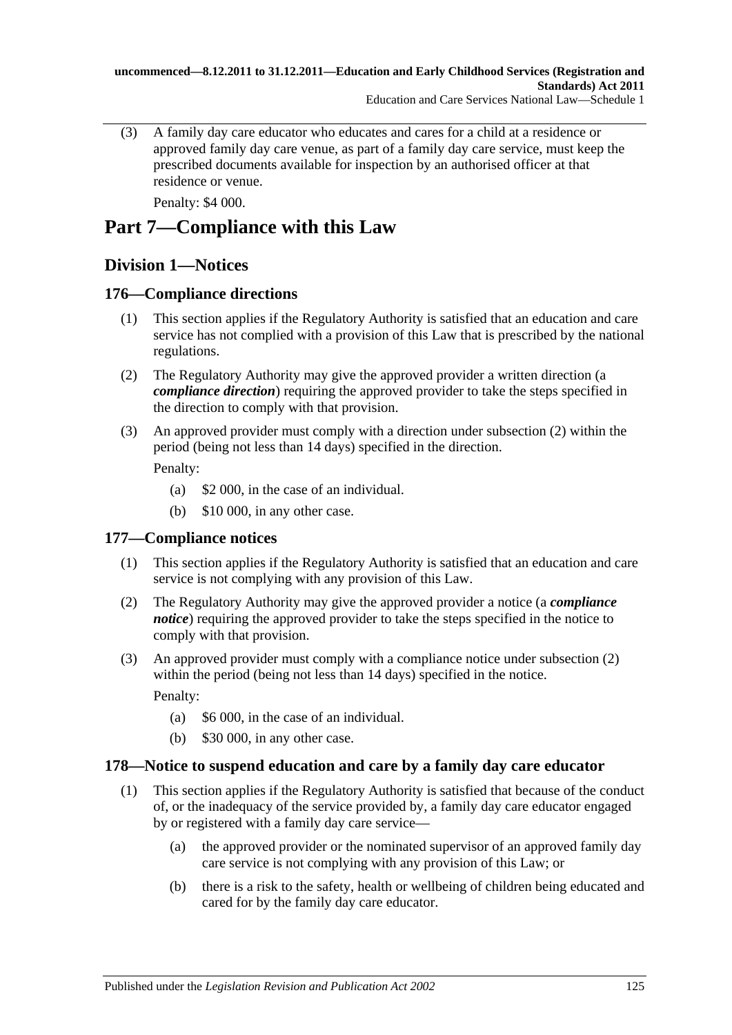(3) A family day care educator who educates and cares for a child at a residence or approved family day care venue, as part of a family day care service, must keep the prescribed documents available for inspection by an authorised officer at that residence or venue.

Penalty: $4 000.

# Part 7—Compliance with this Law

## Division 1—Notices

### 176—Compliance directions

(1) This section applies if the Regulatory Authority is satisfied that an education and care service has not complied with a provision of this Law that is prescribed by the national regulations.

(2) The Regulatory Authority may give the approved provider a written direction (a ***compliance direction***) requiring the approved provider to take the steps specified in the direction to comply with that provision.

(3) An approved provider must comply with a direction under subsection (2) within the period (being not less than 14 days) specified in the direction.

Penalty:

(a) $2 000, in the case of an individual.

(b) $10 000, in any other case.

### 177—Compliance notices

(1) This section applies if the Regulatory Authority is satisfied that an education and care service is not complying with any provision of this Law.

(2) The Regulatory Authority may give the approved provider a notice (a ***compliance notice***) requiring the approved provider to take the steps specified in the notice to comply with that provision.

(3) An approved provider must comply with a compliance notice under subsection (2) within the period (being not less than 14 days) specified in the notice.

Penalty:

(a) $6 000, in the case of an individual.

(b) $30 000, in any other case.

### 178—Notice to suspend education and care by a family day care educator

(1) This section applies if the Regulatory Authority is satisfied that because of the conduct of, or the inadequacy of the service provided by, a family day care educator engaged by or registered with a family day care service—

(a) the approved provider or the nominated supervisor of an approved family day care service is not complying with any provision of this Law; or

(b) there is a risk to the safety, health or wellbeing of children being educated and cared for by the family day care educator.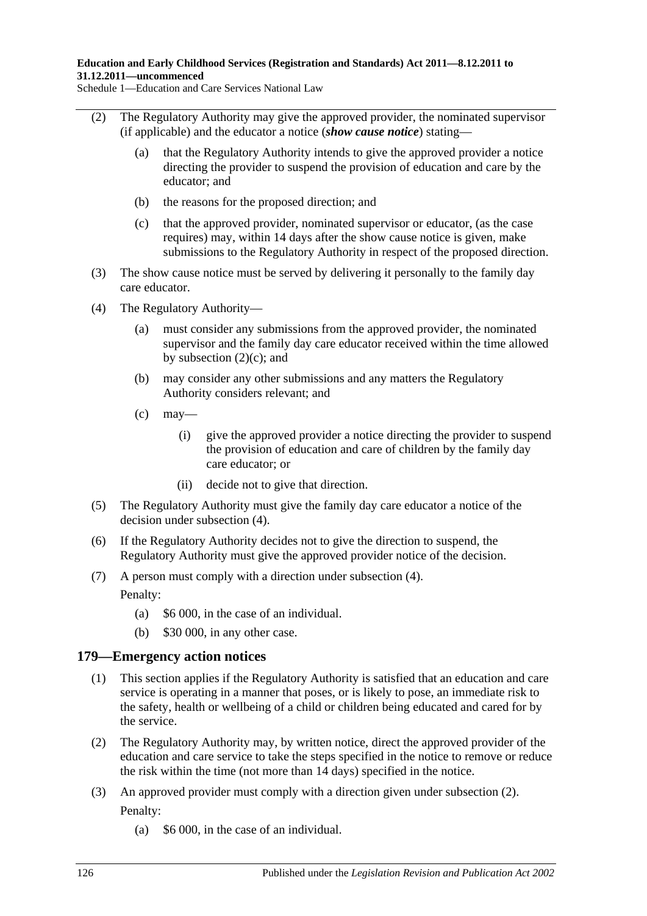(2) The Regulatory Authority may give the approved provider, the nominated supervisor (if applicable) and the educator a notice (***show cause notice***) stating—

(a) that the Regulatory Authority intends to give the approved provider a notice directing the provider to suspend the provision of education and care by the educator; and

(b) the reasons for the proposed direction; and

(c) that the approved provider, nominated supervisor or educator, (as the case requires) may, within 14 days after the show cause notice is given, make submissions to the Regulatory Authority in respect of the proposed direction.

(3) The show cause notice must be served by delivering it personally to the family day care educator.

(4) The Regulatory Authority—

(a) must consider any submissions from the approved provider, the nominated supervisor and the family day care educator received within the time allowed by subsection (2)(c); and

(b) may consider any other submissions and any matters the Regulatory Authority considers relevant; and

(c) may—

(i) give the approved provider a notice directing the provider to suspend the provision of education and care of children by the family day care educator; or

(ii) decide not to give that direction.

(5) The Regulatory Authority must give the family day care educator a notice of the decision under subsection (4).

(6) If the Regulatory Authority decides not to give the direction to suspend, the Regulatory Authority must give the approved provider notice of the decision.

(7) A person must comply with a direction under subsection (4).

Penalty:

(a) $6 000, in the case of an individual.

(b) $30 000, in any other case.

## 179—Emergency action notices

(1) This section applies if the Regulatory Authority is satisfied that an education and care service is operating in a manner that poses, or is likely to pose, an immediate risk to the safety, health or wellbeing of a child or children being educated and cared for by the service.

(2) The Regulatory Authority may, by written notice, direct the approved provider of the education and care service to take the steps specified in the notice to remove or reduce the risk within the time (not more than 14 days) specified in the notice.

(3) An approved provider must comply with a direction given under subsection (2).

Penalty:

(a) $6 000, in the case of an individual.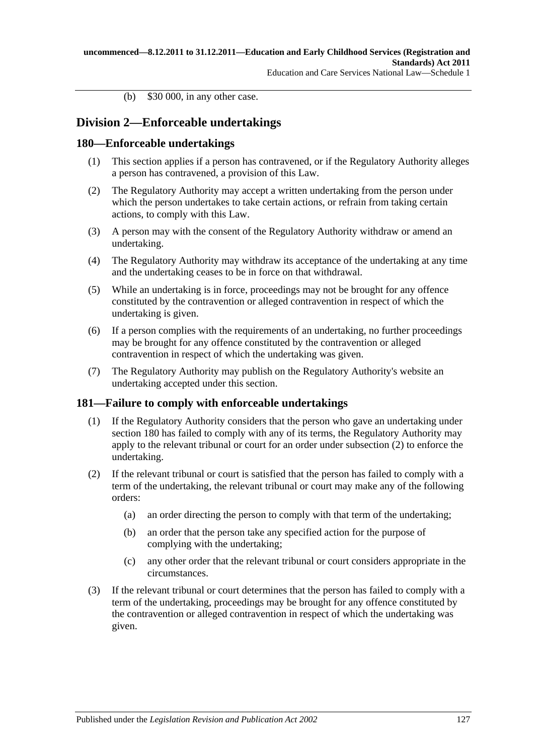(b) $30 000, in any other case.

## Division 2—Enforceable undertakings

### 180—Enforceable undertakings

(1) This section applies if a person has contravened, or if the Regulatory Authority alleges a person has contravened, a provision of this Law.

(2) The Regulatory Authority may accept a written undertaking from the person under which the person undertakes to take certain actions, or refrain from taking certain actions, to comply with this Law.

(3) A person may with the consent of the Regulatory Authority withdraw or amend an undertaking.

(4) The Regulatory Authority may withdraw its acceptance of the undertaking at any time and the undertaking ceases to be in force on that withdrawal.

(5) While an undertaking is in force, proceedings may not be brought for any offence constituted by the contravention or alleged contravention in respect of which the undertaking is given.

(6) If a person complies with the requirements of an undertaking, no further proceedings may be brought for any offence constituted by the contravention or alleged contravention in respect of which the undertaking was given.

(7) The Regulatory Authority may publish on the Regulatory Authority's website an undertaking accepted under this section.

### 181—Failure to comply with enforceable undertakings

(1) If the Regulatory Authority considers that the person who gave an undertaking under section 180 has failed to comply with any of its terms, the Regulatory Authority may apply to the relevant tribunal or court for an order under subsection (2) to enforce the undertaking.

(2) If the relevant tribunal or court is satisfied that the person has failed to comply with a term of the undertaking, the relevant tribunal or court may make any of the following orders:

(a) an order directing the person to comply with that term of the undertaking;

(b) an order that the person take any specified action for the purpose of complying with the undertaking;

(c) any other order that the relevant tribunal or court considers appropriate in the circumstances.

(3) If the relevant tribunal or court determines that the person has failed to comply with a term of the undertaking, proceedings may be brought for any offence constituted by the contravention or alleged contravention in respect of which the undertaking was given.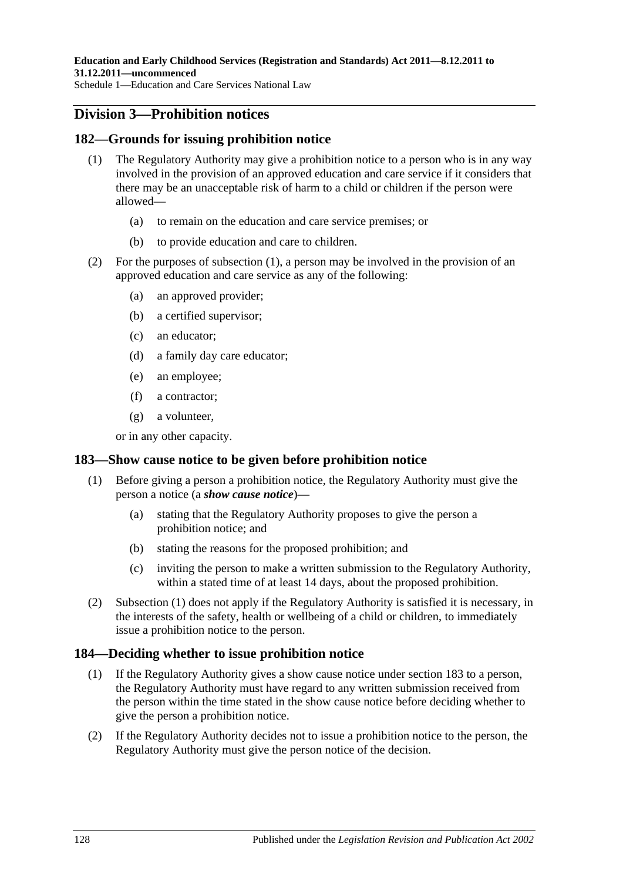## Division 3—Prohibition notices

### 182—Grounds for issuing prohibition notice

(1) The Regulatory Authority may give a prohibition notice to a person who is in any way involved in the provision of an approved education and care service if it considers that there may be an unacceptable risk of harm to a child or children if the person were allowed—

  (a) to remain on the education and care service premises; or

  (b) to provide education and care to children.

(2) For the purposes of subsection (1), a person may be involved in the provision of an approved education and care service as any of the following:

  (a) an approved provider;

  (b) a certified supervisor;

  (c) an educator;

  (d) a family day care educator;

  (e) an employee;

  (f) a contractor;

  (g) a volunteer,

or in any other capacity.

### 183—Show cause notice to be given before prohibition notice

(1) Before giving a person a prohibition notice, the Regulatory Authority must give the person a notice (a ***show cause notice***)—

  (a) stating that the Regulatory Authority proposes to give the person a prohibition notice; and

  (b) stating the reasons for the proposed prohibition; and

  (c) inviting the person to make a written submission to the Regulatory Authority, within a stated time of at least 14 days, about the proposed prohibition.

(2) Subsection (1) does not apply if the Regulatory Authority is satisfied it is necessary, in the interests of the safety, health or wellbeing of a child or children, to immediately issue a prohibition notice to the person.

### 184—Deciding whether to issue prohibition notice

(1) If the Regulatory Authority gives a show cause notice under section 183 to a person, the Regulatory Authority must have regard to any written submission received from the person within the time stated in the show cause notice before deciding whether to give the person a prohibition notice.

(2) If the Regulatory Authority decides not to issue a prohibition notice to the person, the Regulatory Authority must give the person notice of the decision.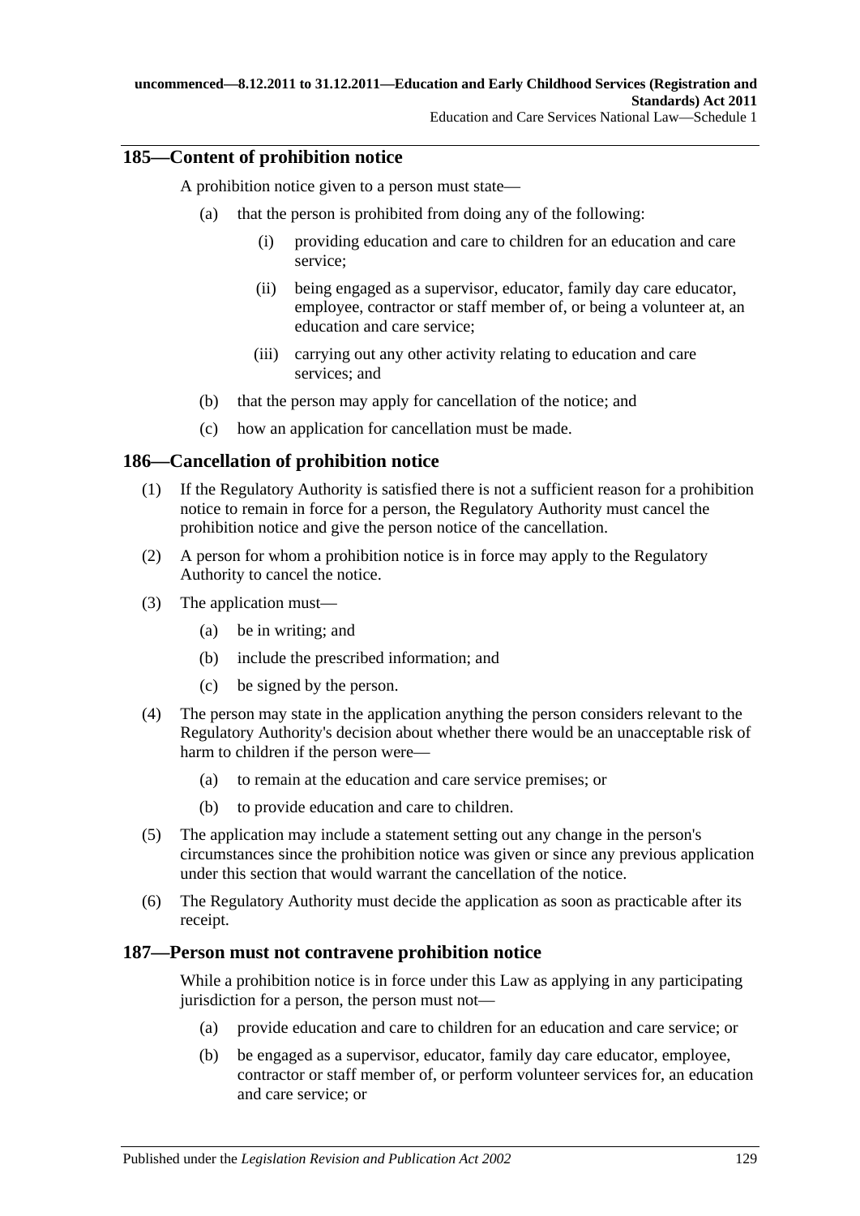## 185—Content of prohibition notice

A prohibition notice given to a person must state—

(a) that the person is prohibited from doing any of the following:

(i) providing education and care to children for an education and care service;

(ii) being engaged as a supervisor, educator, family day care educator, employee, contractor or staff member of, or being a volunteer at, an education and care service;

(iii) carrying out any other activity relating to education and care services; and

(b) that the person may apply for cancellation of the notice; and

(c) how an application for cancellation must be made.

## 186—Cancellation of prohibition notice

(1) If the Regulatory Authority is satisfied there is not a sufficient reason for a prohibition notice to remain in force for a person, the Regulatory Authority must cancel the prohibition notice and give the person notice of the cancellation.

(2) A person for whom a prohibition notice is in force may apply to the Regulatory Authority to cancel the notice.

(3) The application must—

(a) be in writing; and

(b) include the prescribed information; and

(c) be signed by the person.

(4) The person may state in the application anything the person considers relevant to the Regulatory Authority's decision about whether there would be an unacceptable risk of harm to children if the person were—

(a) to remain at the education and care service premises; or

(b) to provide education and care to children.

(5) The application may include a statement setting out any change in the person's circumstances since the prohibition notice was given or since any previous application under this section that would warrant the cancellation of the notice.

(6) The Regulatory Authority must decide the application as soon as practicable after its receipt.

## 187—Person must not contravene prohibition notice

While a prohibition notice is in force under this Law as applying in any participating jurisdiction for a person, the person must not—

(a) provide education and care to children for an education and care service; or

(b) be engaged as a supervisor, educator, family day care educator, employee, contractor or staff member of, or perform volunteer services for, an education and care service; or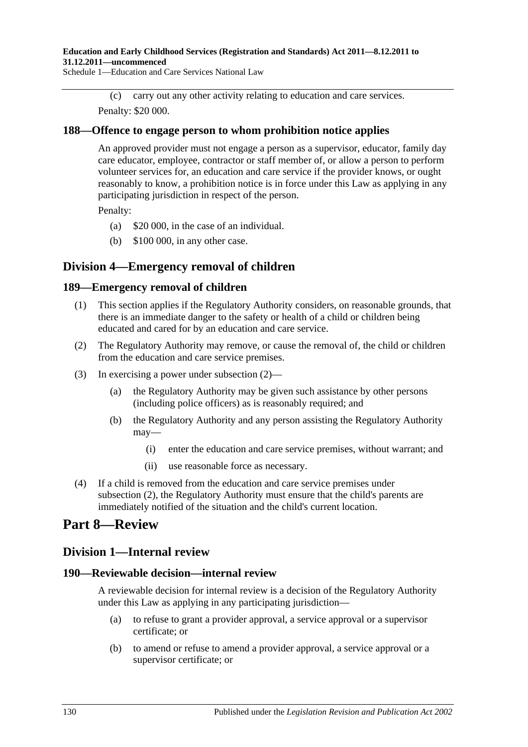(c) carry out any other activity relating to education and care services.

Penalty: $20 000.

### 188—Offence to engage person to whom prohibition notice applies

An approved provider must not engage a person as a supervisor, educator, family day care educator, employee, contractor or staff member of, or allow a person to perform volunteer services for, an education and care service if the provider knows, or ought reasonably to know, a prohibition notice is in force under this Law as applying in any participating jurisdiction in respect of the person.

Penalty:

- (a) $20 000, in the case of an individual.
- (b) $100 000, in any other case.

## Division 4—Emergency removal of children

### 189—Emergency removal of children

(1) This section applies if the Regulatory Authority considers, on reasonable grounds, that there is an immediate danger to the safety or health of a child or children being educated and cared for by an education and care service.

(2) The Regulatory Authority may remove, or cause the removal of, the child or children from the education and care service premises.

(3) In exercising a power under subsection (2)—

- (a) the Regulatory Authority may be given such assistance by other persons (including police officers) as is reasonably required; and
- (b) the Regulatory Authority and any person assisting the Regulatory Authority may—
  - (i) enter the education and care service premises, without warrant; and
  - (ii) use reasonable force as necessary.

(4) If a child is removed from the education and care service premises under subsection (2), the Regulatory Authority must ensure that the child's parents are immediately notified of the situation and the child's current location.

# Part 8—Review

## Division 1—Internal review

### 190—Reviewable decision—internal review

A reviewable decision for internal review is a decision of the Regulatory Authority under this Law as applying in any participating jurisdiction—

- (a) to refuse to grant a provider approval, a service approval or a supervisor certificate; or
- (b) to amend or refuse to amend a provider approval, a service approval or a supervisor certificate; or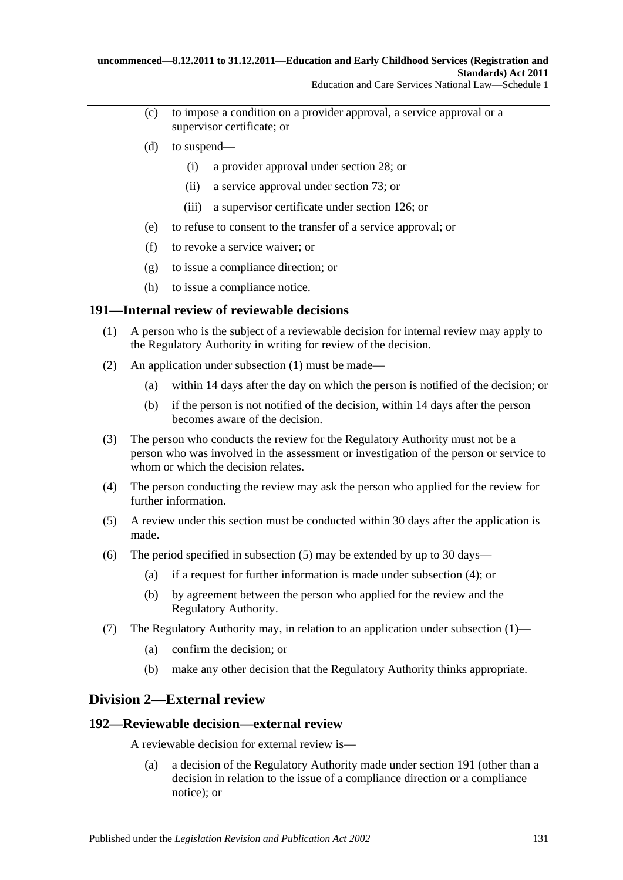(c) to impose a condition on a provider approval, a service approval or a supervisor certificate; or

(d) to suspend—

  (i) a provider approval under section 28; or

  (ii) a service approval under section 73; or

  (iii) a supervisor certificate under section 126; or

(e) to refuse to consent to the transfer of a service approval; or

(f) to revoke a service waiver; or

(g) to issue a compliance direction; or

(h) to issue a compliance notice.

### 191—Internal review of reviewable decisions

(1) A person who is the subject of a reviewable decision for internal review may apply to the Regulatory Authority in writing for review of the decision.

(2) An application under subsection (1) must be made—

  (a) within 14 days after the day on which the person is notified of the decision; or

  (b) if the person is not notified of the decision, within 14 days after the person becomes aware of the decision.

(3) The person who conducts the review for the Regulatory Authority must not be a person who was involved in the assessment or investigation of the person or service to whom or which the decision relates.

(4) The person conducting the review may ask the person who applied for the review for further information.

(5) A review under this section must be conducted within 30 days after the application is made.

(6) The period specified in subsection (5) may be extended by up to 30 days—

  (a) if a request for further information is made under subsection (4); or

  (b) by agreement between the person who applied for the review and the Regulatory Authority.

(7) The Regulatory Authority may, in relation to an application under subsection (1)—

  (a) confirm the decision; or

  (b) make any other decision that the Regulatory Authority thinks appropriate.

## Division 2—External review

### 192—Reviewable decision—external review

A reviewable decision for external review is—

  (a) a decision of the Regulatory Authority made under section 191 (other than a decision in relation to the issue of a compliance direction or a compliance notice); or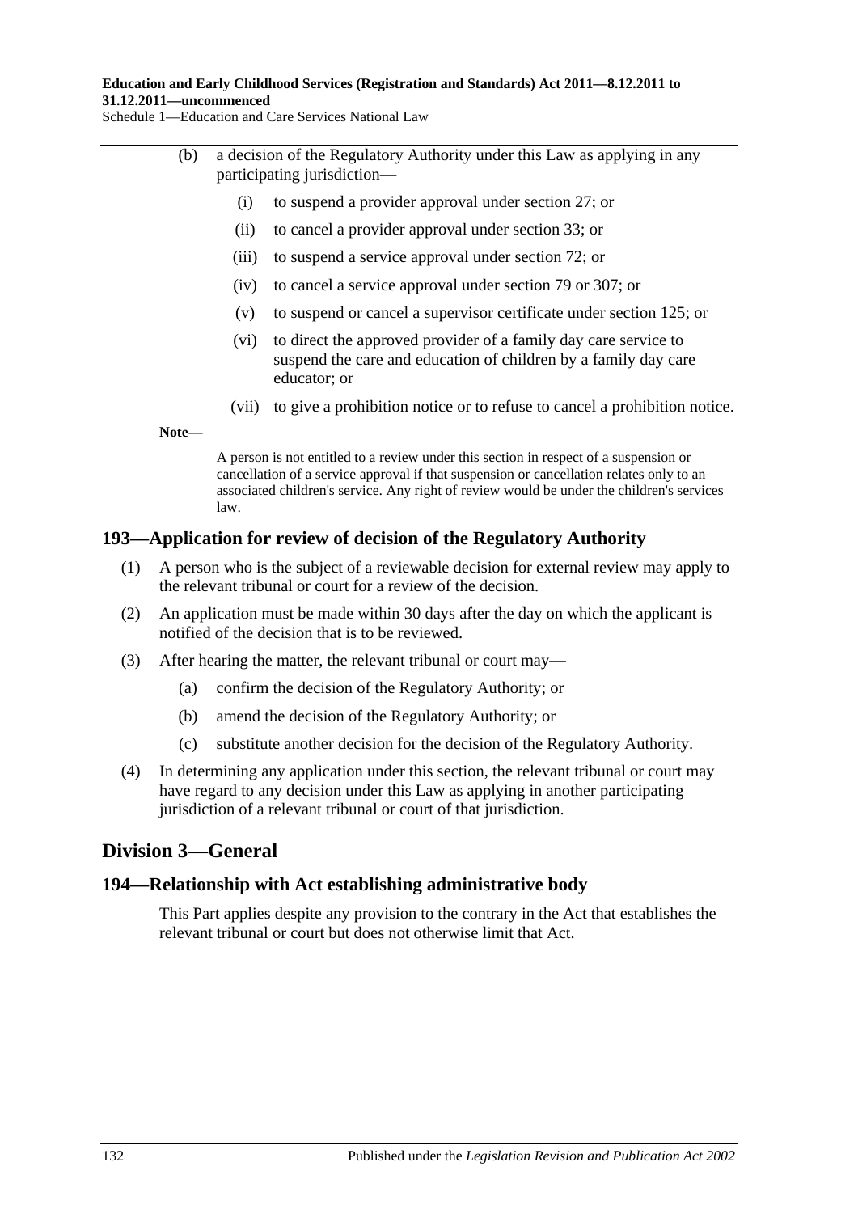(b) a decision of the Regulatory Authority under this Law as applying in any participating jurisdiction—

(i) to suspend a provider approval under section 27; or

(ii) to cancel a provider approval under section 33; or

(iii) to suspend a service approval under section 72; or

(iv) to cancel a service approval under section 79 or 307; or

(v) to suspend or cancel a supervisor certificate under section 125; or

(vi) to direct the approved provider of a family day care service to suspend the care and education of children by a family day care educator; or

(vii) to give a prohibition notice or to refuse to cancel a prohibition notice.

**Note—**

A person is not entitled to a review under this section in respect of a suspension or cancellation of a service approval if that suspension or cancellation relates only to an associated children's service. Any right of review would be under the children's services law.

## 193—Application for review of decision of the Regulatory Authority

(1) A person who is the subject of a reviewable decision for external review may apply to the relevant tribunal or court for a review of the decision.

(2) An application must be made within 30 days after the day on which the applicant is notified of the decision that is to be reviewed.

(3) After hearing the matter, the relevant tribunal or court may—

(a) confirm the decision of the Regulatory Authority; or

(b) amend the decision of the Regulatory Authority; or

(c) substitute another decision for the decision of the Regulatory Authority.

(4) In determining any application under this section, the relevant tribunal or court may have regard to any decision under this Law as applying in another participating jurisdiction of a relevant tribunal or court of that jurisdiction.

# Division 3—General

## 194—Relationship with Act establishing administrative body

This Part applies despite any provision to the contrary in the Act that establishes the relevant tribunal or court but does not otherwise limit that Act.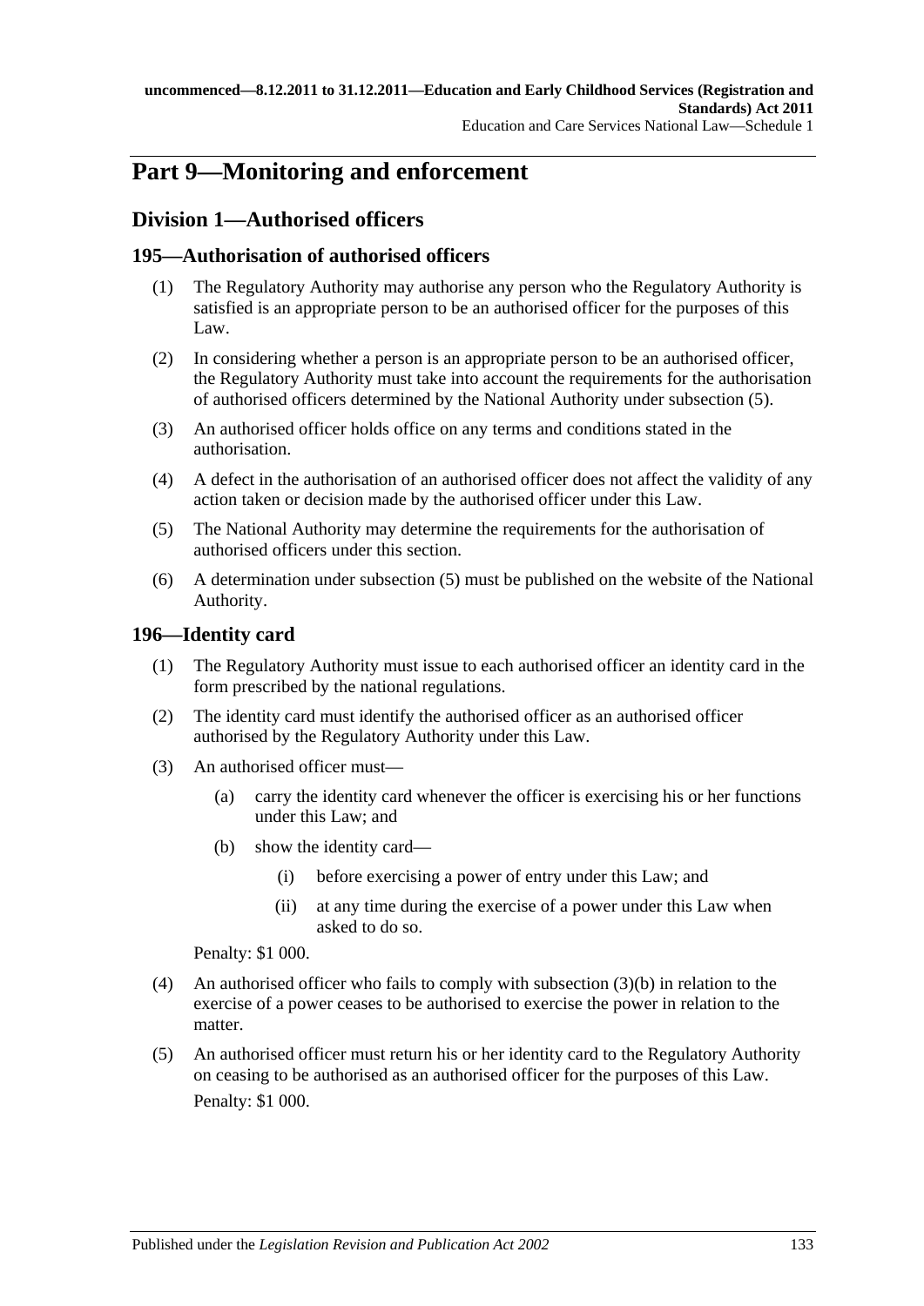# Part 9—Monitoring and enforcement

## Division 1—Authorised officers

### 195—Authorisation of authorised officers

(1) The Regulatory Authority may authorise any person who the Regulatory Authority is satisfied is an appropriate person to be an authorised officer for the purposes of this Law.

(2) In considering whether a person is an appropriate person to be an authorised officer, the Regulatory Authority must take into account the requirements for the authorisation of authorised officers determined by the National Authority under subsection (5).

(3) An authorised officer holds office on any terms and conditions stated in the authorisation.

(4) A defect in the authorisation of an authorised officer does not affect the validity of any action taken or decision made by the authorised officer under this Law.

(5) The National Authority may determine the requirements for the authorisation of authorised officers under this section.

(6) A determination under subsection (5) must be published on the website of the National Authority.

### 196—Identity card

(1) The Regulatory Authority must issue to each authorised officer an identity card in the form prescribed by the national regulations.

(2) The identity card must identify the authorised officer as an authorised officer authorised by the Regulatory Authority under this Law.

(3) An authorised officer must—

   (a) carry the identity card whenever the officer is exercising his or her functions under this Law; and

   (b) show the identity card—

      (i) before exercising a power of entry under this Law; and

      (ii) at any time during the exercise of a power under this Law when asked to do so.

Penalty: $1 000.

(4) An authorised officer who fails to comply with subsection (3)(b) in relation to the exercise of a power ceases to be authorised to exercise the power in relation to the matter.

(5) An authorised officer must return his or her identity card to the Regulatory Authority on ceasing to be authorised as an authorised officer for the purposes of this Law.

Penalty: $1 000.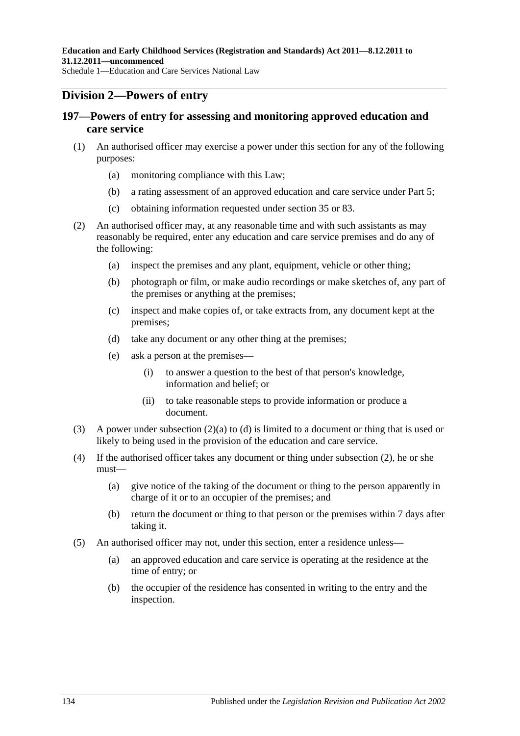## Division 2—Powers of entry

### 197—Powers of entry for assessing and monitoring approved education and care service

(1) An authorised officer may exercise a power under this section for any of the following purposes:

- (a) monitoring compliance with this Law;
- (b) a rating assessment of an approved education and care service under Part 5;
- (c) obtaining information requested under section 35 or 83.

(2) An authorised officer may, at any reasonable time and with such assistants as may reasonably be required, enter any education and care service premises and do any of the following:

- (a) inspect the premises and any plant, equipment, vehicle or other thing;
- (b) photograph or film, or make audio recordings or make sketches of, any part of the premises or anything at the premises;
- (c) inspect and make copies of, or take extracts from, any document kept at the premises;
- (d) take any document or any other thing at the premises;
- (e) ask a person at the premises—
  - (i) to answer a question to the best of that person's knowledge, information and belief; or
  - (ii) to take reasonable steps to provide information or produce a document.

(3) A power under subsection (2)(a) to (d) is limited to a document or thing that is used or likely to being used in the provision of the education and care service.

(4) If the authorised officer takes any document or thing under subsection (2), he or she must—

- (a) give notice of the taking of the document or thing to the person apparently in charge of it or to an occupier of the premises; and
- (b) return the document or thing to that person or the premises within 7 days after taking it.

(5) An authorised officer may not, under this section, enter a residence unless—

- (a) an approved education and care service is operating at the residence at the time of entry; or
- (b) the occupier of the residence has consented in writing to the entry and the inspection.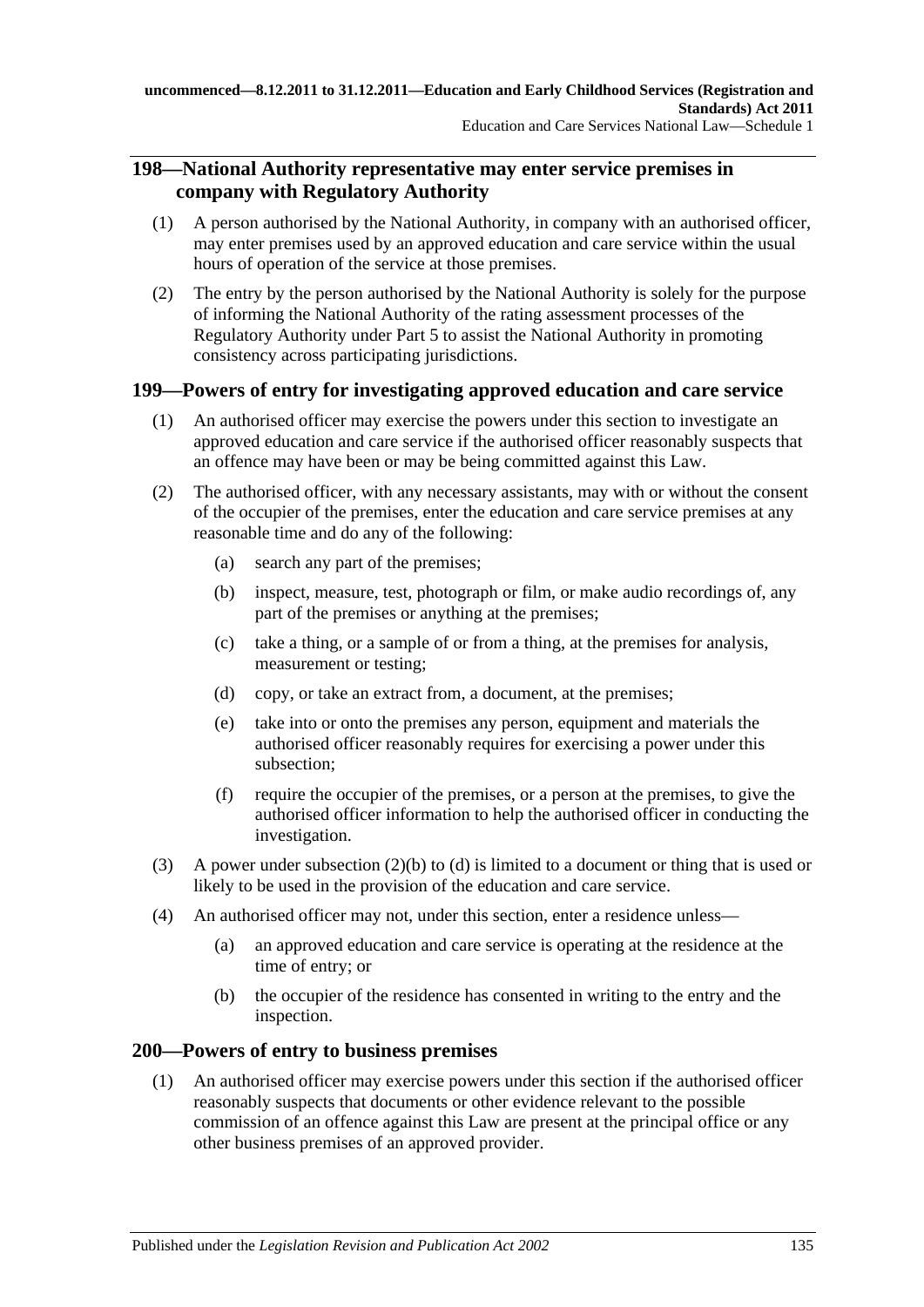## 198—National Authority representative may enter service premises in company with Regulatory Authority

(1) A person authorised by the National Authority, in company with an authorised officer, may enter premises used by an approved education and care service within the usual hours of operation of the service at those premises.

(2) The entry by the person authorised by the National Authority is solely for the purpose of informing the National Authority of the rating assessment processes of the Regulatory Authority under Part 5 to assist the National Authority in promoting consistency across participating jurisdictions.

## 199—Powers of entry for investigating approved education and care service

(1) An authorised officer may exercise the powers under this section to investigate an approved education and care service if the authorised officer reasonably suspects that an offence may have been or may be being committed against this Law.

(2) The authorised officer, with any necessary assistants, may with or without the consent of the occupier of the premises, enter the education and care service premises at any reasonable time and do any of the following:

- (a) search any part of the premises;
- (b) inspect, measure, test, photograph or film, or make audio recordings of, any part of the premises or anything at the premises;
- (c) take a thing, or a sample of or from a thing, at the premises for analysis, measurement or testing;
- (d) copy, or take an extract from, a document, at the premises;
- (e) take into or onto the premises any person, equipment and materials the authorised officer reasonably requires for exercising a power under this subsection;
- (f) require the occupier of the premises, or a person at the premises, to give the authorised officer information to help the authorised officer in conducting the investigation.

(3) A power under subsection (2)(b) to (d) is limited to a document or thing that is used or likely to be used in the provision of the education and care service.

(4) An authorised officer may not, under this section, enter a residence unless—

- (a) an approved education and care service is operating at the residence at the time of entry; or
- (b) the occupier of the residence has consented in writing to the entry and the inspection.

## 200—Powers of entry to business premises

(1) An authorised officer may exercise powers under this section if the authorised officer reasonably suspects that documents or other evidence relevant to the possible commission of an offence against this Law are present at the principal office or any other business premises of an approved provider.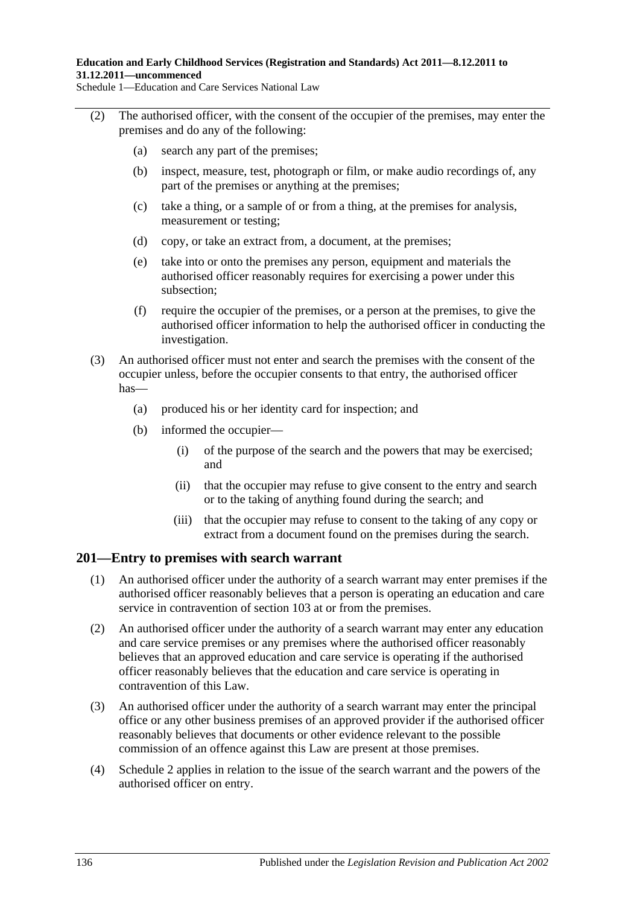(2) The authorised officer, with the consent of the occupier of the premises, may enter the premises and do any of the following:

(a) search any part of the premises;

(b) inspect, measure, test, photograph or film, or make audio recordings of, any part of the premises or anything at the premises;

(c) take a thing, or a sample of or from a thing, at the premises for analysis, measurement or testing;

(d) copy, or take an extract from, a document, at the premises;

(e) take into or onto the premises any person, equipment and materials the authorised officer reasonably requires for exercising a power under this subsection;

(f) require the occupier of the premises, or a person at the premises, to give the authorised officer information to help the authorised officer in conducting the investigation.

(3) An authorised officer must not enter and search the premises with the consent of the occupier unless, before the occupier consents to that entry, the authorised officer has—

(a) produced his or her identity card for inspection; and

(b) informed the occupier—

(i) of the purpose of the search and the powers that may be exercised; and

(ii) that the occupier may refuse to give consent to the entry and search or to the taking of anything found during the search; and

(iii) that the occupier may refuse to consent to the taking of any copy or extract from a document found on the premises during the search.

## 201—Entry to premises with search warrant

(1) An authorised officer under the authority of a search warrant may enter premises if the authorised officer reasonably believes that a person is operating an education and care service in contravention of section 103 at or from the premises.

(2) An authorised officer under the authority of a search warrant may enter any education and care service premises or any premises where the authorised officer reasonably believes that an approved education and care service is operating if the authorised officer reasonably believes that the education and care service is operating in contravention of this Law.

(3) An authorised officer under the authority of a search warrant may enter the principal office or any other business premises of an approved provider if the authorised officer reasonably believes that documents or other evidence relevant to the possible commission of an offence against this Law are present at those premises.

(4) Schedule 2 applies in relation to the issue of the search warrant and the powers of the authorised officer on entry.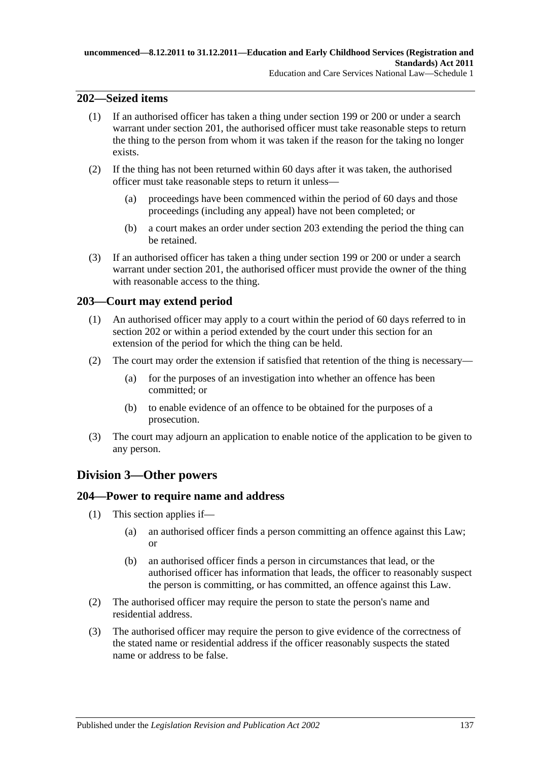## 202—Seized items

(1) If an authorised officer has taken a thing under section 199 or 200 or under a search warrant under section 201, the authorised officer must take reasonable steps to return the thing to the person from whom it was taken if the reason for the taking no longer exists.

(2) If the thing has not been returned within 60 days after it was taken, the authorised officer must take reasonable steps to return it unless—

- (a) proceedings have been commenced within the period of 60 days and those proceedings (including any appeal) have not been completed; or
- (b) a court makes an order under section 203 extending the period the thing can be retained.

(3) If an authorised officer has taken a thing under section 199 or 200 or under a search warrant under section 201, the authorised officer must provide the owner of the thing with reasonable access to the thing.

## 203—Court may extend period

(1) An authorised officer may apply to a court within the period of 60 days referred to in section 202 or within a period extended by the court under this section for an extension of the period for which the thing can be held.

(2) The court may order the extension if satisfied that retention of the thing is necessary—

- (a) for the purposes of an investigation into whether an offence has been committed; or
- (b) to enable evidence of an offence to be obtained for the purposes of a prosecution.

(3) The court may adjourn an application to enable notice of the application to be given to any person.

# Division 3—Other powers

## 204—Power to require name and address

(1) This section applies if—

- (a) an authorised officer finds a person committing an offence against this Law; or
- (b) an authorised officer finds a person in circumstances that lead, or the authorised officer has information that leads, the officer to reasonably suspect the person is committing, or has committed, an offence against this Law.

(2) The authorised officer may require the person to state the person's name and residential address.

(3) The authorised officer may require the person to give evidence of the correctness of the stated name or residential address if the officer reasonably suspects the stated name or address to be false.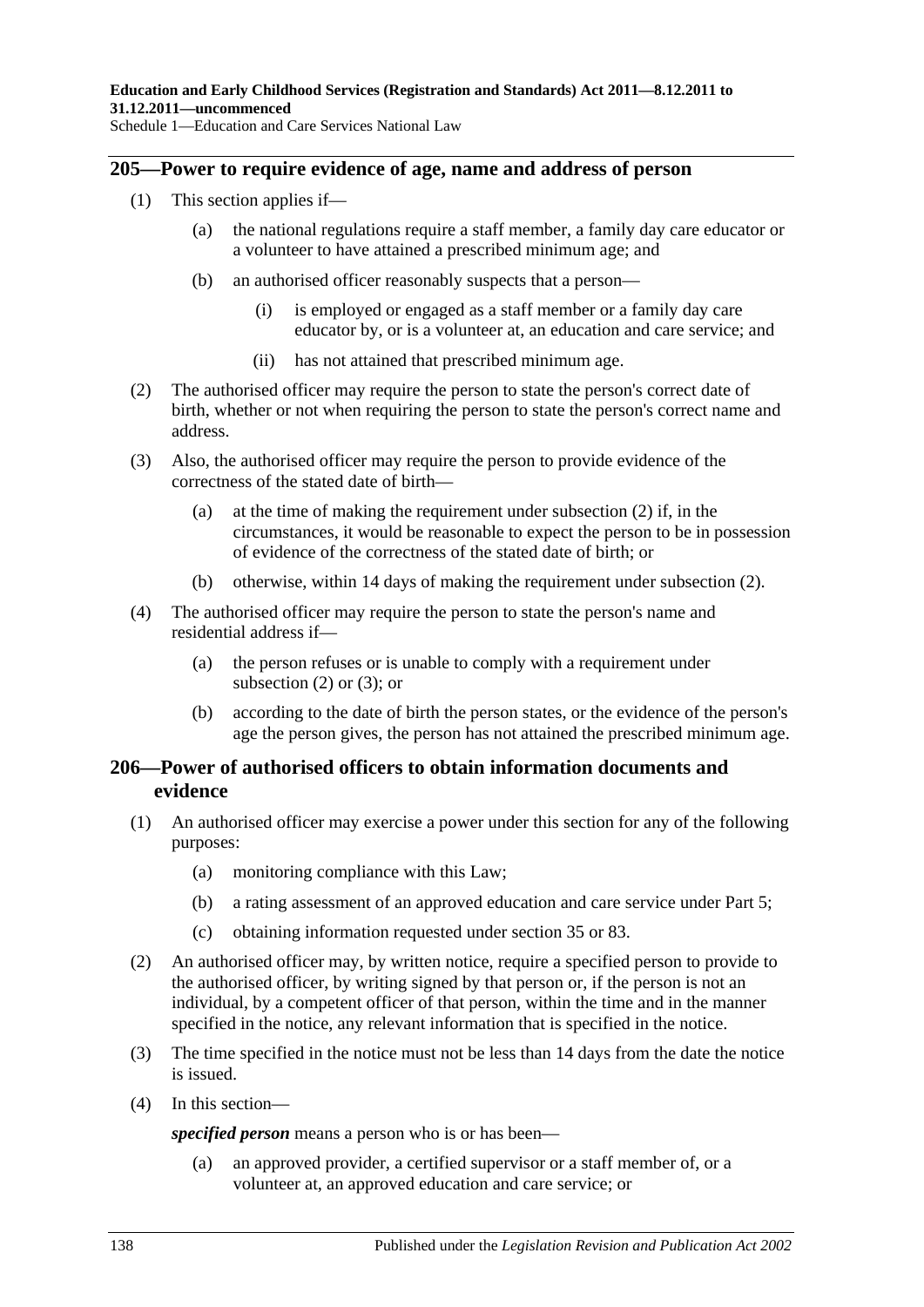## 205—Power to require evidence of age, name and address of person

(1) This section applies if—

   (a) the national regulations require a staff member, a family day care educator or a volunteer to have attained a prescribed minimum age; and

   (b) an authorised officer reasonably suspects that a person—

      (i) is employed or engaged as a staff member or a family day care educator by, or is a volunteer at, an education and care service; and

      (ii) has not attained that prescribed minimum age.

(2) The authorised officer may require the person to state the person's correct date of birth, whether or not when requiring the person to state the person's correct name and address.

(3) Also, the authorised officer may require the person to provide evidence of the correctness of the stated date of birth—

   (a) at the time of making the requirement under subsection (2) if, in the circumstances, it would be reasonable to expect the person to be in possession of evidence of the correctness of the stated date of birth; or

   (b) otherwise, within 14 days of making the requirement under subsection (2).

(4) The authorised officer may require the person to state the person's name and residential address if—

   (a) the person refuses or is unable to comply with a requirement under subsection (2) or (3); or

   (b) according to the date of birth the person states, or the evidence of the person's age the person gives, the person has not attained the prescribed minimum age.

## 206—Power of authorised officers to obtain information documents and evidence

(1) An authorised officer may exercise a power under this section for any of the following purposes:

   (a) monitoring compliance with this Law;

   (b) a rating assessment of an approved education and care service under Part 5;

   (c) obtaining information requested under section 35 or 83.

(2) An authorised officer may, by written notice, require a specified person to provide to the authorised officer, by writing signed by that person or, if the person is not an individual, by a competent officer of that person, within the time and in the manner specified in the notice, any relevant information that is specified in the notice.

(3) The time specified in the notice must not be less than 14 days from the date the notice is issued.

(4) In this section—

***specified person*** means a person who is or has been—

   (a) an approved provider, a certified supervisor or a staff member of, or a volunteer at, an approved education and care service; or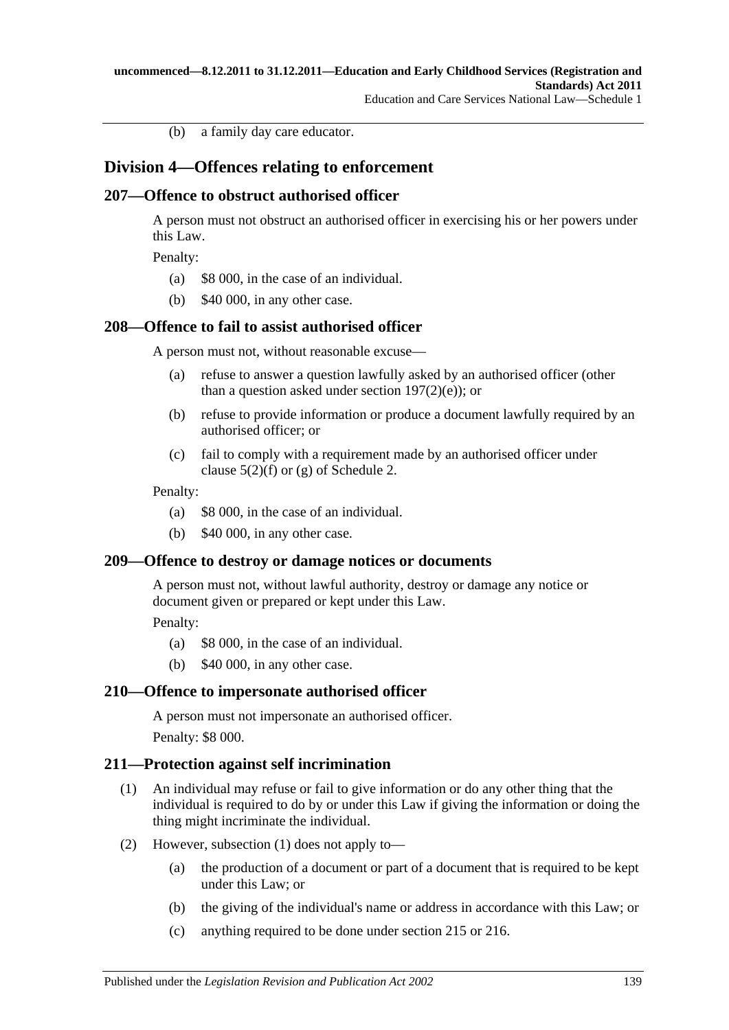(b) a family day care educator.

## Division 4—Offences relating to enforcement

### 207—Offence to obstruct authorised officer

A person must not obstruct an authorised officer in exercising his or her powers under this Law.

Penalty:

(a) $8 000, in the case of an individual.

(b) $40 000, in any other case.

### 208—Offence to fail to assist authorised officer

A person must not, without reasonable excuse—

(a) refuse to answer a question lawfully asked by an authorised officer (other than a question asked under section 197(2)(e)); or

(b) refuse to provide information or produce a document lawfully required by an authorised officer; or

(c) fail to comply with a requirement made by an authorised officer under clause 5(2)(f) or (g) of Schedule 2.

Penalty:

(a) $8 000, in the case of an individual.

(b) $40 000, in any other case.

### 209—Offence to destroy or damage notices or documents

A person must not, without lawful authority, destroy or damage any notice or document given or prepared or kept under this Law.

Penalty:

(a) $8 000, in the case of an individual.

(b) $40 000, in any other case.

### 210—Offence to impersonate authorised officer

A person must not impersonate an authorised officer.

Penalty: $8 000.

### 211—Protection against self incrimination

(1) An individual may refuse or fail to give information or do any other thing that the individual is required to do by or under this Law if giving the information or doing the thing might incriminate the individual.

(2) However, subsection (1) does not apply to—

(a) the production of a document or part of a document that is required to be kept under this Law; or

(b) the giving of the individual's name or address in accordance with this Law; or

(c) anything required to be done under section 215 or 216.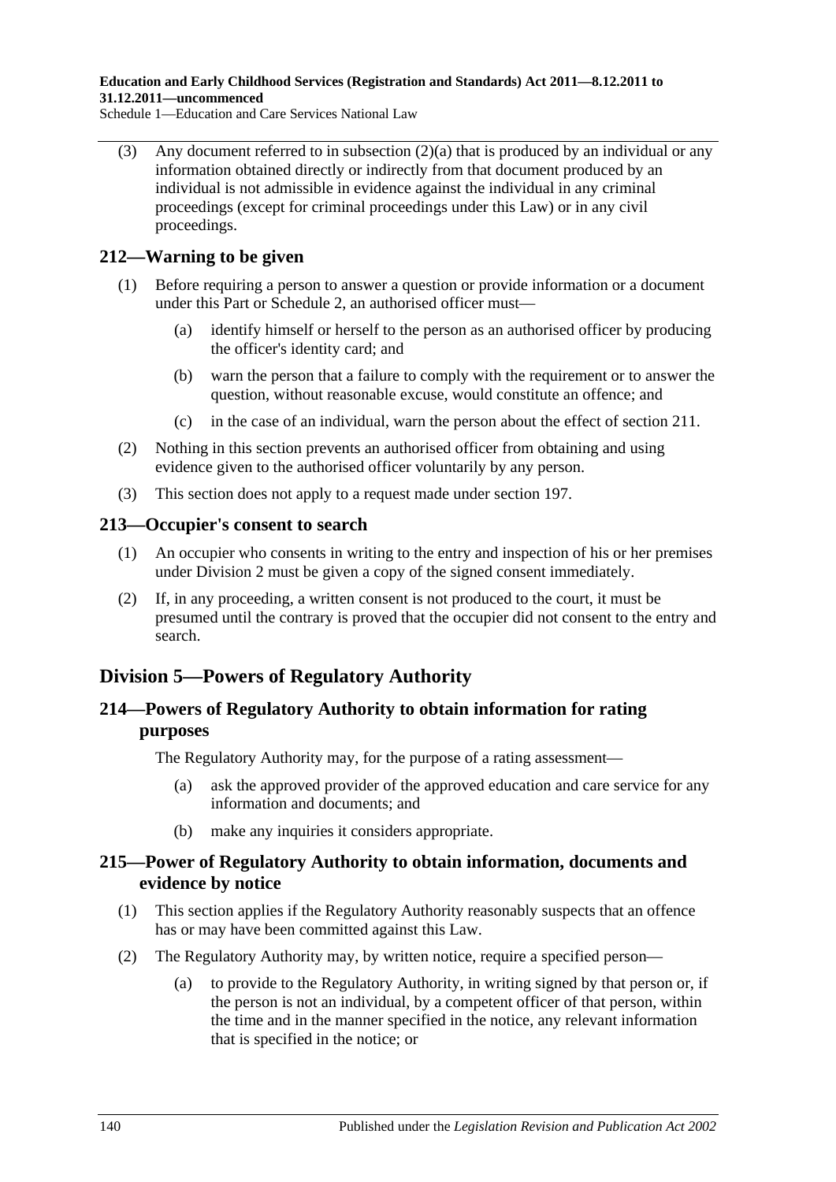(3) Any document referred to in subsection (2)(a) that is produced by an individual or any information obtained directly or indirectly from that document produced by an individual is not admissible in evidence against the individual in any criminal proceedings (except for criminal proceedings under this Law) or in any civil proceedings.

## 212—Warning to be given

(1) Before requiring a person to answer a question or provide information or a document under this Part or Schedule 2, an authorised officer must—

(a) identify himself or herself to the person as an authorised officer by producing the officer's identity card; and

(b) warn the person that a failure to comply with the requirement or to answer the question, without reasonable excuse, would constitute an offence; and

(c) in the case of an individual, warn the person about the effect of section 211.

(2) Nothing in this section prevents an authorised officer from obtaining and using evidence given to the authorised officer voluntarily by any person.

(3) This section does not apply to a request made under section 197.

## 213—Occupier's consent to search

(1) An occupier who consents in writing to the entry and inspection of his or her premises under Division 2 must be given a copy of the signed consent immediately.

(2) If, in any proceeding, a written consent is not produced to the court, it must be presumed until the contrary is proved that the occupier did not consent to the entry and search.

# Division 5—Powers of Regulatory Authority

## 214—Powers of Regulatory Authority to obtain information for rating purposes

The Regulatory Authority may, for the purpose of a rating assessment—

(a) ask the approved provider of the approved education and care service for any information and documents; and

(b) make any inquiries it considers appropriate.

## 215—Power of Regulatory Authority to obtain information, documents and evidence by notice

(1) This section applies if the Regulatory Authority reasonably suspects that an offence has or may have been committed against this Law.

(2) The Regulatory Authority may, by written notice, require a specified person—

(a) to provide to the Regulatory Authority, in writing signed by that person or, if the person is not an individual, by a competent officer of that person, within the time and in the manner specified in the notice, any relevant information that is specified in the notice; or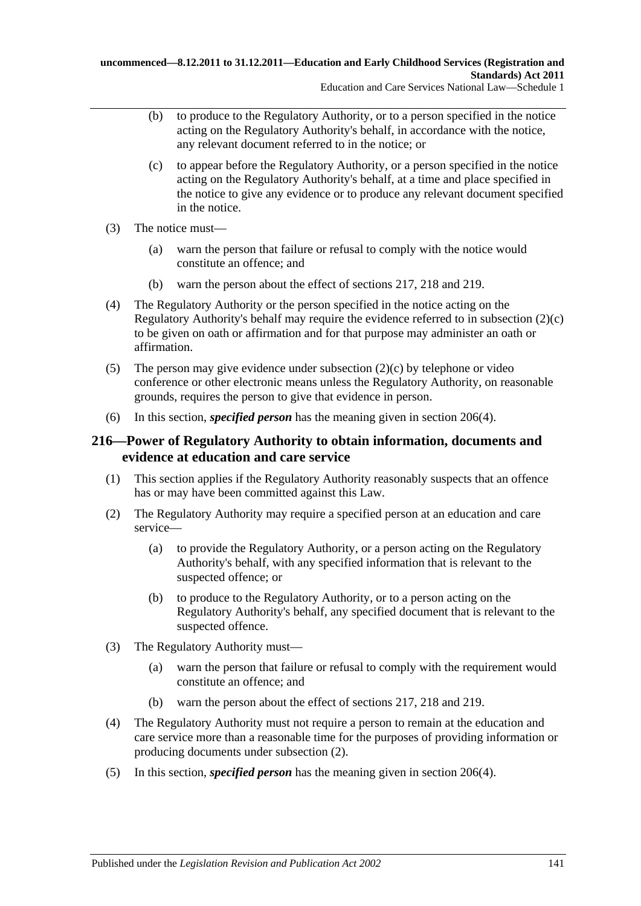(b) to produce to the Regulatory Authority, or to a person specified in the notice acting on the Regulatory Authority's behalf, in accordance with the notice, any relevant document referred to in the notice; or

(c) to appear before the Regulatory Authority, or a person specified in the notice acting on the Regulatory Authority's behalf, at a time and place specified in the notice to give any evidence or to produce any relevant document specified in the notice.

(3) The notice must—

(a) warn the person that failure or refusal to comply with the notice would constitute an offence; and

(b) warn the person about the effect of sections 217, 218 and 219.

(4) The Regulatory Authority or the person specified in the notice acting on the Regulatory Authority's behalf may require the evidence referred to in subsection (2)(c) to be given on oath or affirmation and for that purpose may administer an oath or affirmation.

(5) The person may give evidence under subsection (2)(c) by telephone or video conference or other electronic means unless the Regulatory Authority, on reasonable grounds, requires the person to give that evidence in person.

(6) In this section, ***specified person*** has the meaning given in section 206(4).

## 216—Power of Regulatory Authority to obtain information, documents and evidence at education and care service

(1) This section applies if the Regulatory Authority reasonably suspects that an offence has or may have been committed against this Law.

(2) The Regulatory Authority may require a specified person at an education and care service—

(a) to provide the Regulatory Authority, or a person acting on the Regulatory Authority's behalf, with any specified information that is relevant to the suspected offence; or

(b) to produce to the Regulatory Authority, or to a person acting on the Regulatory Authority's behalf, any specified document that is relevant to the suspected offence.

(3) The Regulatory Authority must—

(a) warn the person that failure or refusal to comply with the requirement would constitute an offence; and

(b) warn the person about the effect of sections 217, 218 and 219.

(4) The Regulatory Authority must not require a person to remain at the education and care service more than a reasonable time for the purposes of providing information or producing documents under subsection (2).

(5) In this section, ***specified person*** has the meaning given in section 206(4).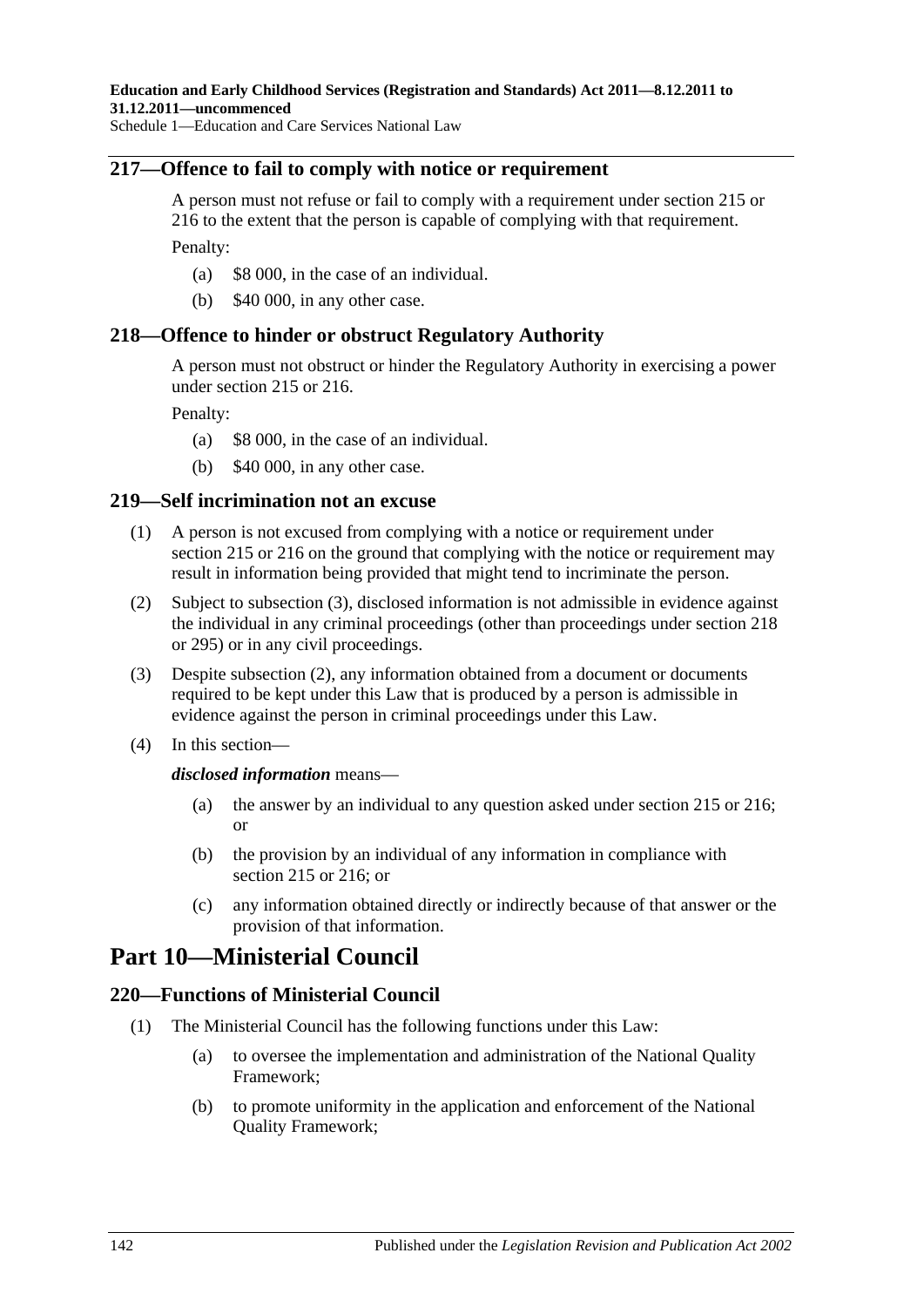## 217—Offence to fail to comply with notice or requirement

A person must not refuse or fail to comply with a requirement under section 215 or 216 to the extent that the person is capable of complying with that requirement.

Penalty:

(a) $8 000, in the case of an individual.

(b) $40 000, in any other case.

## 218—Offence to hinder or obstruct Regulatory Authority

A person must not obstruct or hinder the Regulatory Authority in exercising a power under section 215 or 216.

Penalty:

(a) $8 000, in the case of an individual.

(b) $40 000, in any other case.

## 219—Self incrimination not an excuse

(1) A person is not excused from complying with a notice or requirement under section 215 or 216 on the ground that complying with the notice or requirement may result in information being provided that might tend to incriminate the person.

(2) Subject to subsection (3), disclosed information is not admissible in evidence against the individual in any criminal proceedings (other than proceedings under section 218 or 295) or in any civil proceedings.

(3) Despite subsection (2), any information obtained from a document or documents required to be kept under this Law that is produced by a person is admissible in evidence against the person in criminal proceedings under this Law.

(4) In this section—

***disclosed information*** means—

(a) the answer by an individual to any question asked under section 215 or 216; or

(b) the provision by an individual of any information in compliance with section 215 or 216; or

(c) any information obtained directly or indirectly because of that answer or the provision of that information.

# Part 10—Ministerial Council

## 220—Functions of Ministerial Council

(1) The Ministerial Council has the following functions under this Law:

(a) to oversee the implementation and administration of the National Quality Framework;

(b) to promote uniformity in the application and enforcement of the National Quality Framework;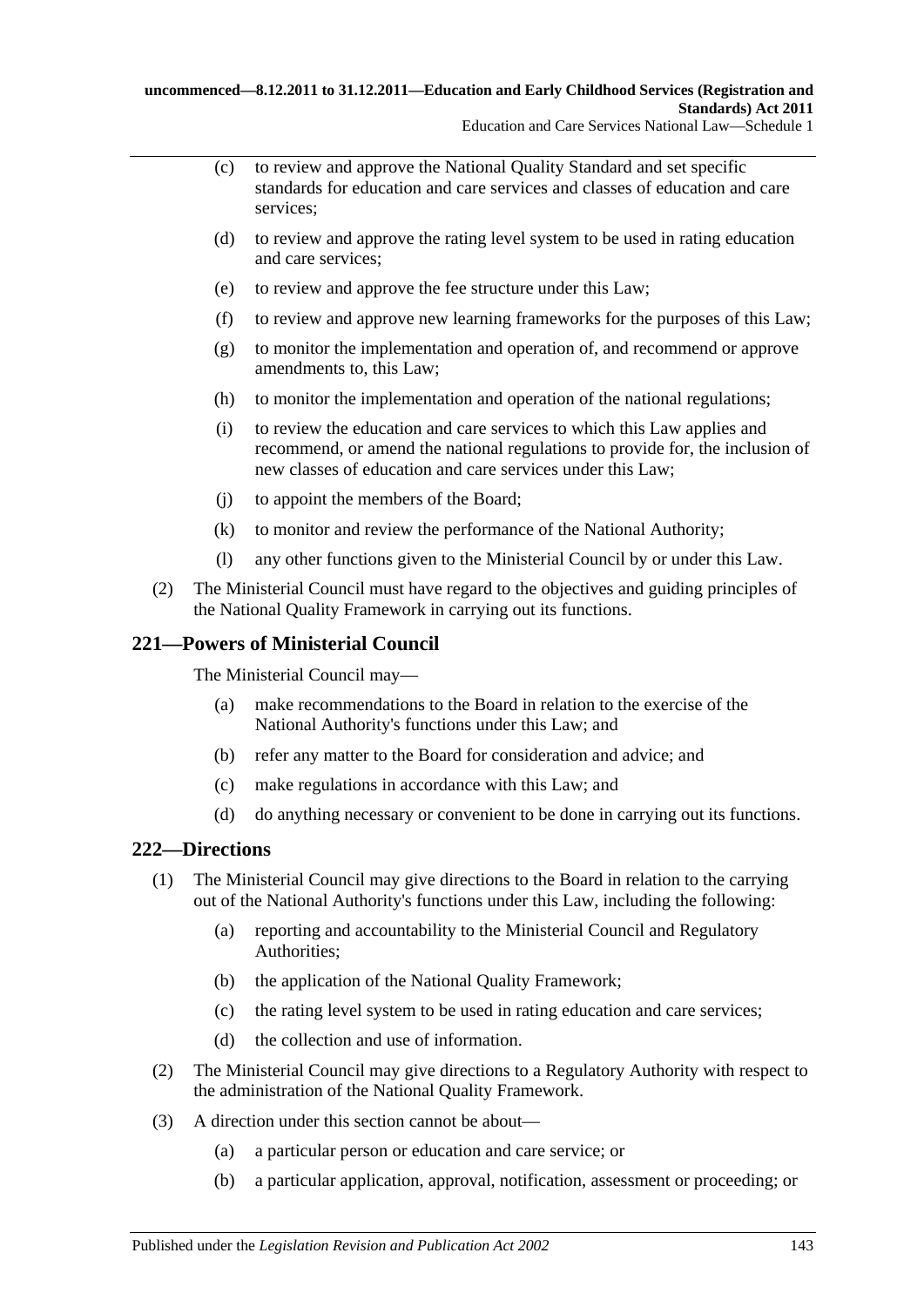(c) to review and approve the National Quality Standard and set specific standards for education and care services and classes of education and care services;

(d) to review and approve the rating level system to be used in rating education and care services;

(e) to review and approve the fee structure under this Law;

(f) to review and approve new learning frameworks for the purposes of this Law;

(g) to monitor the implementation and operation of, and recommend or approve amendments to, this Law;

(h) to monitor the implementation and operation of the national regulations;

(i) to review the education and care services to which this Law applies and recommend, or amend the national regulations to provide for, the inclusion of new classes of education and care services under this Law;

(j) to appoint the members of the Board;

(k) to monitor and review the performance of the National Authority;

(l) any other functions given to the Ministerial Council by or under this Law.

(2) The Ministerial Council must have regard to the objectives and guiding principles of the National Quality Framework in carrying out its functions.

## 221—Powers of Ministerial Council

The Ministerial Council may—

(a) make recommendations to the Board in relation to the exercise of the National Authority's functions under this Law; and

(b) refer any matter to the Board for consideration and advice; and

(c) make regulations in accordance with this Law; and

(d) do anything necessary or convenient to be done in carrying out its functions.

## 222—Directions

(1) The Ministerial Council may give directions to the Board in relation to the carrying out of the National Authority's functions under this Law, including the following:

(a) reporting and accountability to the Ministerial Council and Regulatory Authorities;

(b) the application of the National Quality Framework;

(c) the rating level system to be used in rating education and care services;

(d) the collection and use of information.

(2) The Ministerial Council may give directions to a Regulatory Authority with respect to the administration of the National Quality Framework.

(3) A direction under this section cannot be about—

(a) a particular person or education and care service; or

(b) a particular application, approval, notification, assessment or proceeding; or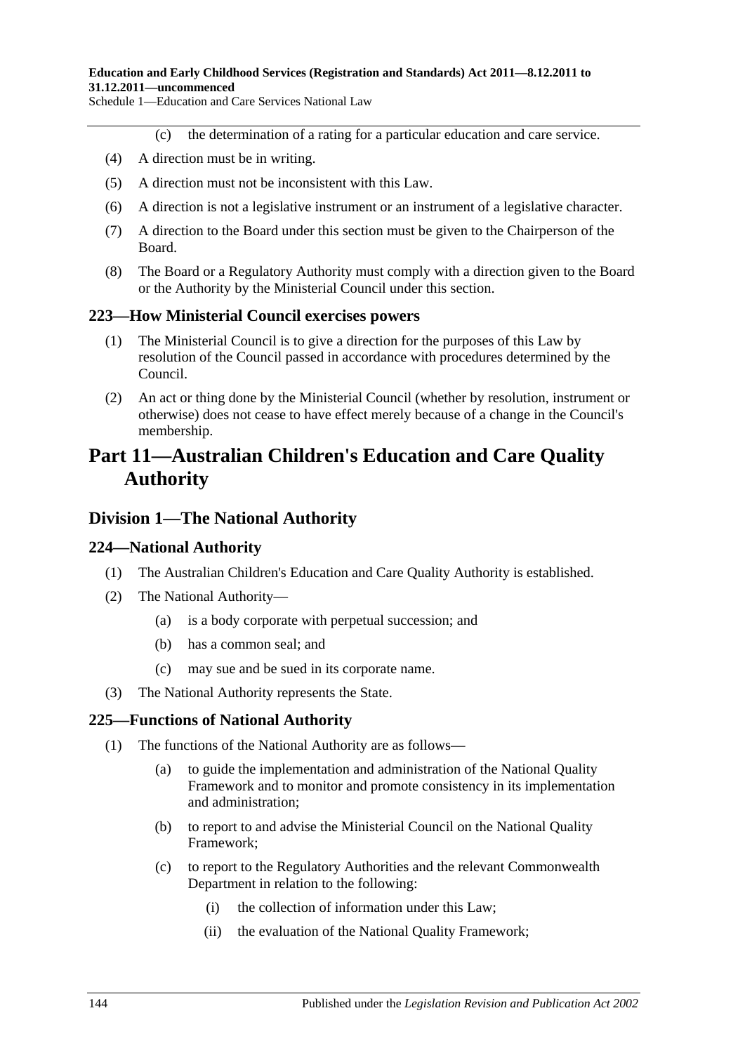(c) the determination of a rating for a particular education and care service.

(4) A direction must be in writing.

(5) A direction must not be inconsistent with this Law.

(6) A direction is not a legislative instrument or an instrument of a legislative character.

(7) A direction to the Board under this section must be given to the Chairperson of the Board.

(8) The Board or a Regulatory Authority must comply with a direction given to the Board or the Authority by the Ministerial Council under this section.

### 223—How Ministerial Council exercises powers

(1) The Ministerial Council is to give a direction for the purposes of this Law by resolution of the Council passed in accordance with procedures determined by the Council.

(2) An act or thing done by the Ministerial Council (whether by resolution, instrument or otherwise) does not cease to have effect merely because of a change in the Council's membership.

# Part 11—Australian Children's Education and Care Quality Authority

## Division 1—The National Authority

### 224—National Authority

(1) The Australian Children's Education and Care Quality Authority is established.

(2) The National Authority—

- (a) is a body corporate with perpetual succession; and
- (b) has a common seal; and
- (c) may sue and be sued in its corporate name.

(3) The National Authority represents the State.

### 225—Functions of National Authority

(1) The functions of the National Authority are as follows—

- (a) to guide the implementation and administration of the National Quality Framework and to monitor and promote consistency in its implementation and administration;
- (b) to report to and advise the Ministerial Council on the National Quality Framework;
- (c) to report to the Regulatory Authorities and the relevant Commonwealth Department in relation to the following:
  - (i) the collection of information under this Law;
  - (ii) the evaluation of the National Quality Framework;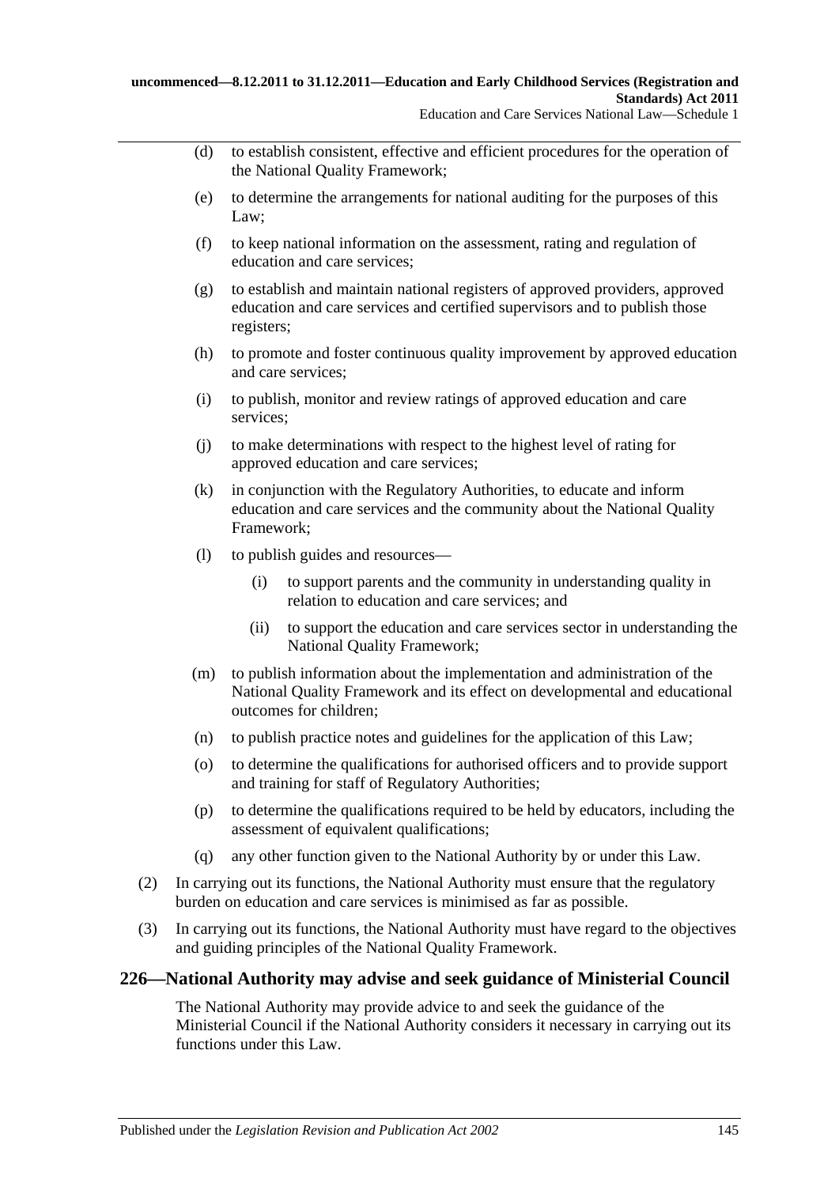(d) to establish consistent, effective and efficient procedures for the operation of the National Quality Framework;

(e) to determine the arrangements for national auditing for the purposes of this Law;

(f) to keep national information on the assessment, rating and regulation of education and care services;

(g) to establish and maintain national registers of approved providers, approved education and care services and certified supervisors and to publish those registers;

(h) to promote and foster continuous quality improvement by approved education and care services;

(i) to publish, monitor and review ratings of approved education and care services;

(j) to make determinations with respect to the highest level of rating for approved education and care services;

(k) in conjunction with the Regulatory Authorities, to educate and inform education and care services and the community about the National Quality Framework;

(l) to publish guides and resources—

(i) to support parents and the community in understanding quality in relation to education and care services; and

(ii) to support the education and care services sector in understanding the National Quality Framework;

(m) to publish information about the implementation and administration of the National Quality Framework and its effect on developmental and educational outcomes for children;

(n) to publish practice notes and guidelines for the application of this Law;

(o) to determine the qualifications for authorised officers and to provide support and training for staff of Regulatory Authorities;

(p) to determine the qualifications required to be held by educators, including the assessment of equivalent qualifications;

(q) any other function given to the National Authority by or under this Law.

(2) In carrying out its functions, the National Authority must ensure that the regulatory burden on education and care services is minimised as far as possible.

(3) In carrying out its functions, the National Authority must have regard to the objectives and guiding principles of the National Quality Framework.

## 226—National Authority may advise and seek guidance of Ministerial Council

The National Authority may provide advice to and seek the guidance of the Ministerial Council if the National Authority considers it necessary in carrying out its functions under this Law.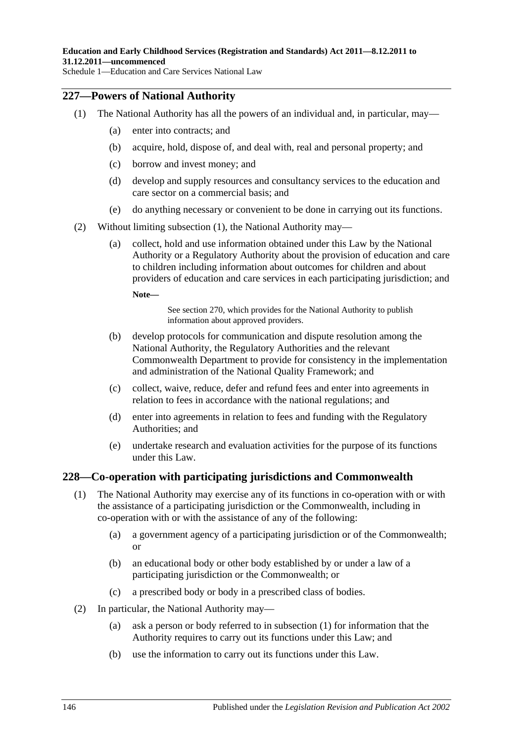## 227—Powers of National Authority

(1) The National Authority has all the powers of an individual and, in particular, may—

(a) enter into contracts; and

(b) acquire, hold, dispose of, and deal with, real and personal property; and

(c) borrow and invest money; and

(d) develop and supply resources and consultancy services to the education and care sector on a commercial basis; and

(e) do anything necessary or convenient to be done in carrying out its functions.

(2) Without limiting subsection (1), the National Authority may—

(a) collect, hold and use information obtained under this Law by the National Authority or a Regulatory Authority about the provision of education and care to children including information about outcomes for children and about providers of education and care services in each participating jurisdiction; and

**Note—**

See section 270, which provides for the National Authority to publish information about approved providers.

(b) develop protocols for communication and dispute resolution among the National Authority, the Regulatory Authorities and the relevant Commonwealth Department to provide for consistency in the implementation and administration of the National Quality Framework; and

(c) collect, waive, reduce, defer and refund fees and enter into agreements in relation to fees in accordance with the national regulations; and

(d) enter into agreements in relation to fees and funding with the Regulatory Authorities; and

(e) undertake research and evaluation activities for the purpose of its functions under this Law.

## 228—Co-operation with participating jurisdictions and Commonwealth

(1) The National Authority may exercise any of its functions in co-operation with or with the assistance of a participating jurisdiction or the Commonwealth, including in co-operation with or with the assistance of any of the following:

(a) a government agency of a participating jurisdiction or of the Commonwealth; or

(b) an educational body or other body established by or under a law of a participating jurisdiction or the Commonwealth; or

(c) a prescribed body or body in a prescribed class of bodies.

(2) In particular, the National Authority may—

(a) ask a person or body referred to in subsection (1) for information that the Authority requires to carry out its functions under this Law; and

(b) use the information to carry out its functions under this Law.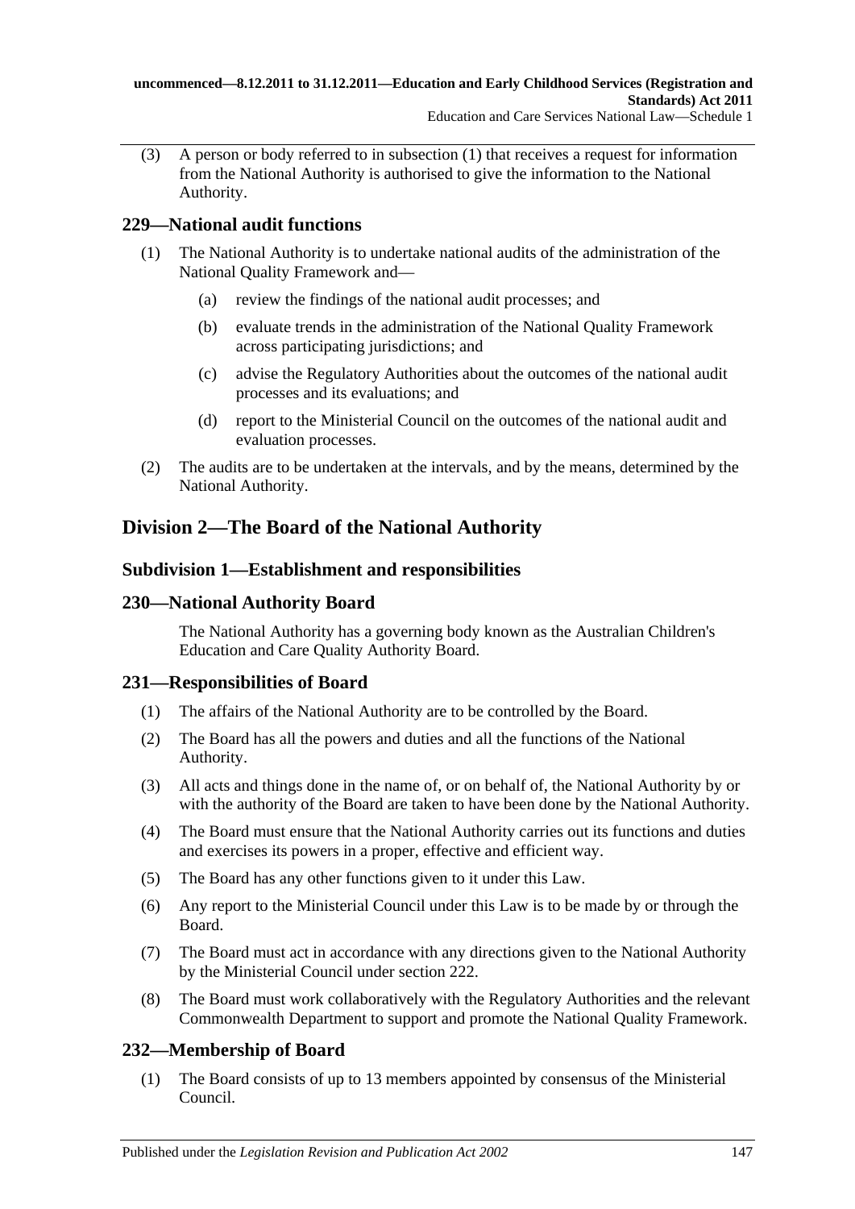(3) A person or body referred to in subsection (1) that receives a request for information from the National Authority is authorised to give the information to the National Authority.

### 229—National audit functions

(1) The National Authority is to undertake national audits of the administration of the National Quality Framework and—

(a) review the findings of the national audit processes; and

(b) evaluate trends in the administration of the National Quality Framework across participating jurisdictions; and

(c) advise the Regulatory Authorities about the outcomes of the national audit processes and its evaluations; and

(d) report to the Ministerial Council on the outcomes of the national audit and evaluation processes.

(2) The audits are to be undertaken at the intervals, and by the means, determined by the National Authority.

## Division 2—The Board of the National Authority

### Subdivision 1—Establishment and responsibilities

### 230—National Authority Board

The National Authority has a governing body known as the Australian Children's Education and Care Quality Authority Board.

### 231—Responsibilities of Board

(1) The affairs of the National Authority are to be controlled by the Board.

(2) The Board has all the powers and duties and all the functions of the National Authority.

(3) All acts and things done in the name of, or on behalf of, the National Authority by or with the authority of the Board are taken to have been done by the National Authority.

(4) The Board must ensure that the National Authority carries out its functions and duties and exercises its powers in a proper, effective and efficient way.

(5) The Board has any other functions given to it under this Law.

(6) Any report to the Ministerial Council under this Law is to be made by or through the Board.

(7) The Board must act in accordance with any directions given to the National Authority by the Ministerial Council under section 222.

(8) The Board must work collaboratively with the Regulatory Authorities and the relevant Commonwealth Department to support and promote the National Quality Framework.

### 232—Membership of Board

(1) The Board consists of up to 13 members appointed by consensus of the Ministerial Council.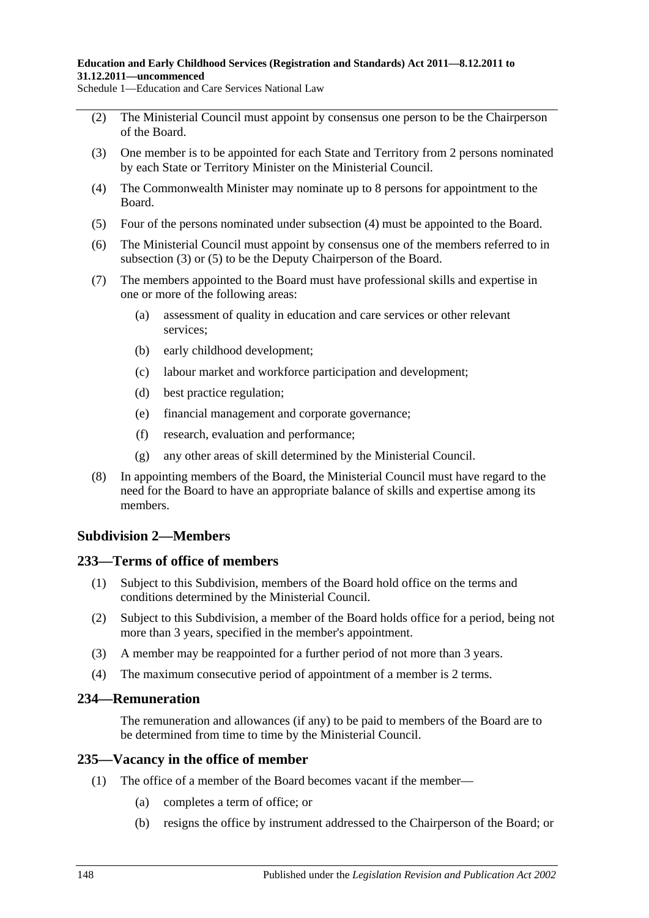(2) The Ministerial Council must appoint by consensus one person to be the Chairperson of the Board.

(3) One member is to be appointed for each State and Territory from 2 persons nominated by each State or Territory Minister on the Ministerial Council.

(4) The Commonwealth Minister may nominate up to 8 persons for appointment to the Board.

(5) Four of the persons nominated under subsection (4) must be appointed to the Board.

(6) The Ministerial Council must appoint by consensus one of the members referred to in subsection (3) or (5) to be the Deputy Chairperson of the Board.

(7) The members appointed to the Board must have professional skills and expertise in one or more of the following areas:

- (a) assessment of quality in education and care services or other relevant services;
- (b) early childhood development;
- (c) labour market and workforce participation and development;
- (d) best practice regulation;
- (e) financial management and corporate governance;
- (f) research, evaluation and performance;
- (g) any other areas of skill determined by the Ministerial Council.

(8) In appointing members of the Board, the Ministerial Council must have regard to the need for the Board to have an appropriate balance of skills and expertise among its members.

## Subdivision 2—Members

### 233—Terms of office of members

(1) Subject to this Subdivision, members of the Board hold office on the terms and conditions determined by the Ministerial Council.

(2) Subject to this Subdivision, a member of the Board holds office for a period, being not more than 3 years, specified in the member's appointment.

(3) A member may be reappointed for a further period of not more than 3 years.

(4) The maximum consecutive period of appointment of a member is 2 terms.

### 234—Remuneration

The remuneration and allowances (if any) to be paid to members of the Board are to be determined from time to time by the Ministerial Council.

### 235—Vacancy in the office of member

(1) The office of a member of the Board becomes vacant if the member—

- (a) completes a term of office; or
- (b) resigns the office by instrument addressed to the Chairperson of the Board; or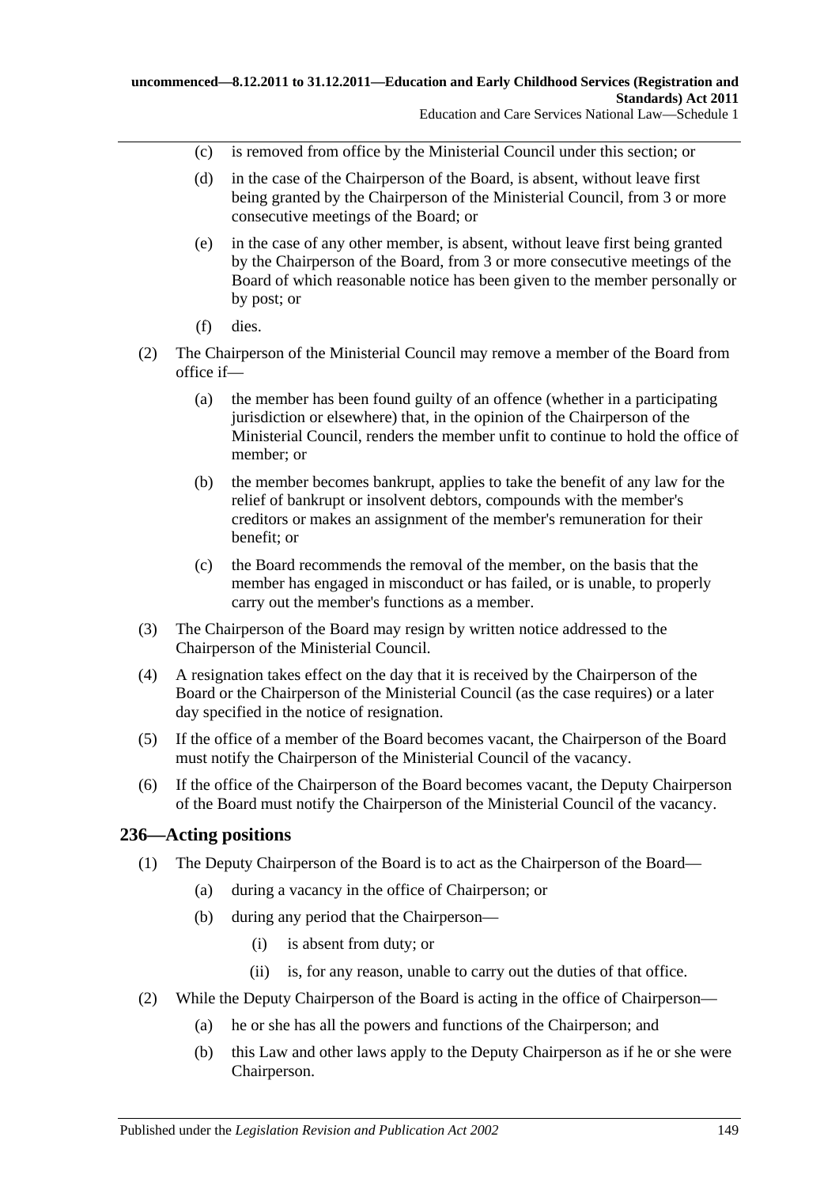(c) is removed from office by the Ministerial Council under this section; or

(d) in the case of the Chairperson of the Board, is absent, without leave first being granted by the Chairperson of the Ministerial Council, from 3 or more consecutive meetings of the Board; or

(e) in the case of any other member, is absent, without leave first being granted by the Chairperson of the Board, from 3 or more consecutive meetings of the Board of which reasonable notice has been given to the member personally or by post; or

(f) dies.

(2) The Chairperson of the Ministerial Council may remove a member of the Board from office if—

(a) the member has been found guilty of an offence (whether in a participating jurisdiction or elsewhere) that, in the opinion of the Chairperson of the Ministerial Council, renders the member unfit to continue to hold the office of member; or

(b) the member becomes bankrupt, applies to take the benefit of any law for the relief of bankrupt or insolvent debtors, compounds with the member's creditors or makes an assignment of the member's remuneration for their benefit; or

(c) the Board recommends the removal of the member, on the basis that the member has engaged in misconduct or has failed, or is unable, to properly carry out the member's functions as a member.

(3) The Chairperson of the Board may resign by written notice addressed to the Chairperson of the Ministerial Council.

(4) A resignation takes effect on the day that it is received by the Chairperson of the Board or the Chairperson of the Ministerial Council (as the case requires) or a later day specified in the notice of resignation.

(5) If the office of a member of the Board becomes vacant, the Chairperson of the Board must notify the Chairperson of the Ministerial Council of the vacancy.

(6) If the office of the Chairperson of the Board becomes vacant, the Deputy Chairperson of the Board must notify the Chairperson of the Ministerial Council of the vacancy.

## 236—Acting positions

(1) The Deputy Chairperson of the Board is to act as the Chairperson of the Board—

(a) during a vacancy in the office of Chairperson; or

(b) during any period that the Chairperson—

(i) is absent from duty; or

(ii) is, for any reason, unable to carry out the duties of that office.

(2) While the Deputy Chairperson of the Board is acting in the office of Chairperson—

(a) he or she has all the powers and functions of the Chairperson; and

(b) this Law and other laws apply to the Deputy Chairperson as if he or she were Chairperson.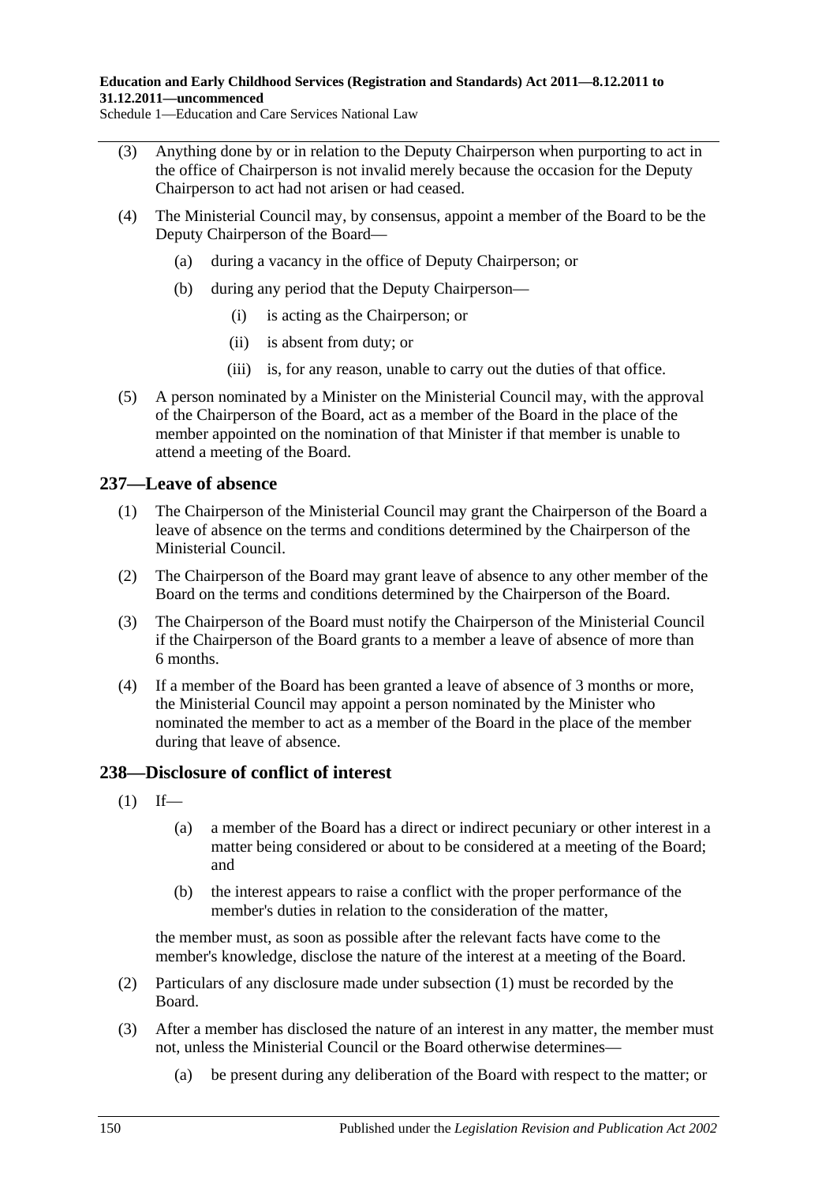(3) Anything done by or in relation to the Deputy Chairperson when purporting to act in the office of Chairperson is not invalid merely because the occasion for the Deputy Chairperson to act had not arisen or had ceased.

(4) The Ministerial Council may, by consensus, appoint a member of the Board to be the Deputy Chairperson of the Board—

(a) during a vacancy in the office of Deputy Chairperson; or

(b) during any period that the Deputy Chairperson—

(i) is acting as the Chairperson; or

(ii) is absent from duty; or

(iii) is, for any reason, unable to carry out the duties of that office.

(5) A person nominated by a Minister on the Ministerial Council may, with the approval of the Chairperson of the Board, act as a member of the Board in the place of the member appointed on the nomination of that Minister if that member is unable to attend a meeting of the Board.

## 237—Leave of absence

(1) The Chairperson of the Ministerial Council may grant the Chairperson of the Board a leave of absence on the terms and conditions determined by the Chairperson of the Ministerial Council.

(2) The Chairperson of the Board may grant leave of absence to any other member of the Board on the terms and conditions determined by the Chairperson of the Board.

(3) The Chairperson of the Board must notify the Chairperson of the Ministerial Council if the Chairperson of the Board grants to a member a leave of absence of more than 6 months.

(4) If a member of the Board has been granted a leave of absence of 3 months or more, the Ministerial Council may appoint a person nominated by the Minister who nominated the member to act as a member of the Board in the place of the member during that leave of absence.

## 238—Disclosure of conflict of interest

(1) If—

(a) a member of the Board has a direct or indirect pecuniary or other interest in a matter being considered or about to be considered at a meeting of the Board; and

(b) the interest appears to raise a conflict with the proper performance of the member's duties in relation to the consideration of the matter,

the member must, as soon as possible after the relevant facts have come to the member's knowledge, disclose the nature of the interest at a meeting of the Board.

(2) Particulars of any disclosure made under subsection (1) must be recorded by the Board.

(3) After a member has disclosed the nature of an interest in any matter, the member must not, unless the Ministerial Council or the Board otherwise determines—

(a) be present during any deliberation of the Board with respect to the matter; or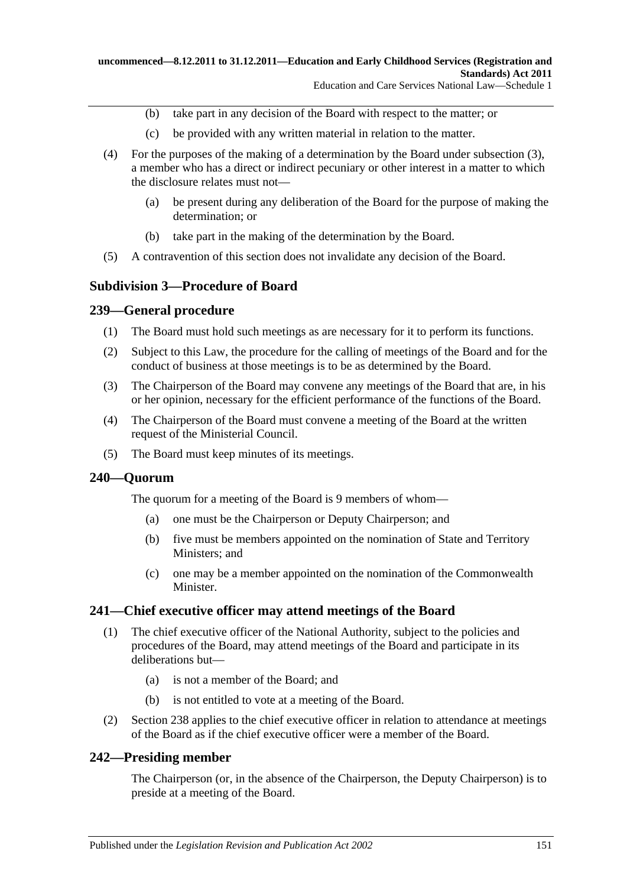(b) take part in any decision of the Board with respect to the matter; or

(c) be provided with any written material in relation to the matter.

(4) For the purposes of the making of a determination by the Board under subsection (3), a member who has a direct or indirect pecuniary or other interest in a matter to which the disclosure relates must not—

(a) be present during any deliberation of the Board for the purpose of making the determination; or

(b) take part in the making of the determination by the Board.

(5) A contravention of this section does not invalidate any decision of the Board.

### Subdivision 3—Procedure of Board

#### 239—General procedure

(1) The Board must hold such meetings as are necessary for it to perform its functions.

(2) Subject to this Law, the procedure for the calling of meetings of the Board and for the conduct of business at those meetings is to be as determined by the Board.

(3) The Chairperson of the Board may convene any meetings of the Board that are, in his or her opinion, necessary for the efficient performance of the functions of the Board.

(4) The Chairperson of the Board must convene a meeting of the Board at the written request of the Ministerial Council.

(5) The Board must keep minutes of its meetings.

#### 240—Quorum

The quorum for a meeting of the Board is 9 members of whom—

(a) one must be the Chairperson or Deputy Chairperson; and

(b) five must be members appointed on the nomination of State and Territory Ministers; and

(c) one may be a member appointed on the nomination of the Commonwealth Minister.

#### 241—Chief executive officer may attend meetings of the Board

(1) The chief executive officer of the National Authority, subject to the policies and procedures of the Board, may attend meetings of the Board and participate in its deliberations but—

(a) is not a member of the Board; and

(b) is not entitled to vote at a meeting of the Board.

(2) Section 238 applies to the chief executive officer in relation to attendance at meetings of the Board as if the chief executive officer were a member of the Board.

#### 242—Presiding member

The Chairperson (or, in the absence of the Chairperson, the Deputy Chairperson) is to preside at a meeting of the Board.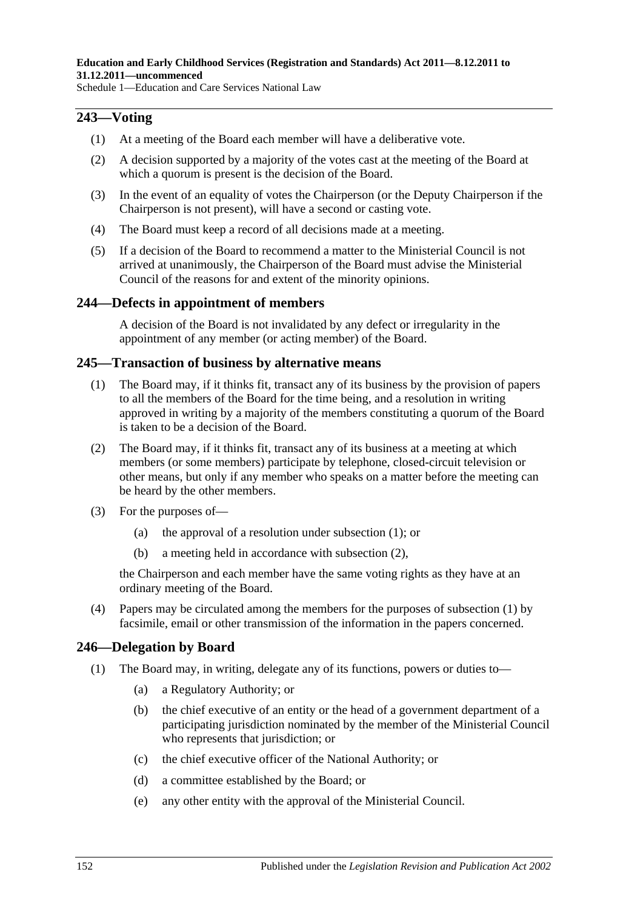## 243—Voting

(1) At a meeting of the Board each member will have a deliberative vote.

(2) A decision supported by a majority of the votes cast at the meeting of the Board at which a quorum is present is the decision of the Board.

(3) In the event of an equality of votes the Chairperson (or the Deputy Chairperson if the Chairperson is not present), will have a second or casting vote.

(4) The Board must keep a record of all decisions made at a meeting.

(5) If a decision of the Board to recommend a matter to the Ministerial Council is not arrived at unanimously, the Chairperson of the Board must advise the Ministerial Council of the reasons for and extent of the minority opinions.

## 244—Defects in appointment of members

A decision of the Board is not invalidated by any defect or irregularity in the appointment of any member (or acting member) of the Board.

## 245—Transaction of business by alternative means

(1) The Board may, if it thinks fit, transact any of its business by the provision of papers to all the members of the Board for the time being, and a resolution in writing approved in writing by a majority of the members constituting a quorum of the Board is taken to be a decision of the Board.

(2) The Board may, if it thinks fit, transact any of its business at a meeting at which members (or some members) participate by telephone, closed-circuit television or other means, but only if any member who speaks on a matter before the meeting can be heard by the other members.

(3) For the purposes of—

- (a) the approval of a resolution under subsection (1); or
- (b) a meeting held in accordance with subsection (2),

the Chairperson and each member have the same voting rights as they have at an ordinary meeting of the Board.

(4) Papers may be circulated among the members for the purposes of subsection (1) by facsimile, email or other transmission of the information in the papers concerned.

## 246—Delegation by Board

(1) The Board may, in writing, delegate any of its functions, powers or duties to—

- (a) a Regulatory Authority; or
- (b) the chief executive of an entity or the head of a government department of a participating jurisdiction nominated by the member of the Ministerial Council who represents that jurisdiction; or
- (c) the chief executive officer of the National Authority; or
- (d) a committee established by the Board; or
- (e) any other entity with the approval of the Ministerial Council.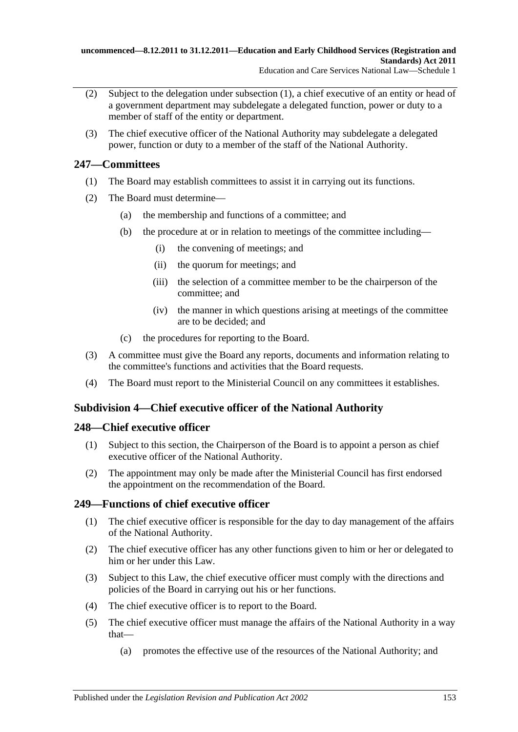(2) Subject to the delegation under subsection (1), a chief executive of an entity or head of a government department may subdelegate a delegated function, power or duty to a member of staff of the entity or department.

(3) The chief executive officer of the National Authority may subdelegate a delegated power, function or duty to a member of the staff of the National Authority.

## 247—Committees

(1) The Board may establish committees to assist it in carrying out its functions.

(2) The Board must determine—

  (a) the membership and functions of a committee; and

  (b) the procedure at or in relation to meetings of the committee including—

    (i) the convening of meetings; and

    (ii) the quorum for meetings; and

    (iii) the selection of a committee member to be the chairperson of the committee; and

    (iv) the manner in which questions arising at meetings of the committee are to be decided; and

  (c) the procedures for reporting to the Board.

(3) A committee must give the Board any reports, documents and information relating to the committee's functions and activities that the Board requests.

(4) The Board must report to the Ministerial Council on any committees it establishes.

### Subdivision 4—Chief executive officer of the National Authority

## 248—Chief executive officer

(1) Subject to this section, the Chairperson of the Board is to appoint a person as chief executive officer of the National Authority.

(2) The appointment may only be made after the Ministerial Council has first endorsed the appointment on the recommendation of the Board.

## 249—Functions of chief executive officer

(1) The chief executive officer is responsible for the day to day management of the affairs of the National Authority.

(2) The chief executive officer has any other functions given to him or her or delegated to him or her under this Law.

(3) Subject to this Law, the chief executive officer must comply with the directions and policies of the Board in carrying out his or her functions.

(4) The chief executive officer is to report to the Board.

(5) The chief executive officer must manage the affairs of the National Authority in a way that—

  (a) promotes the effective use of the resources of the National Authority; and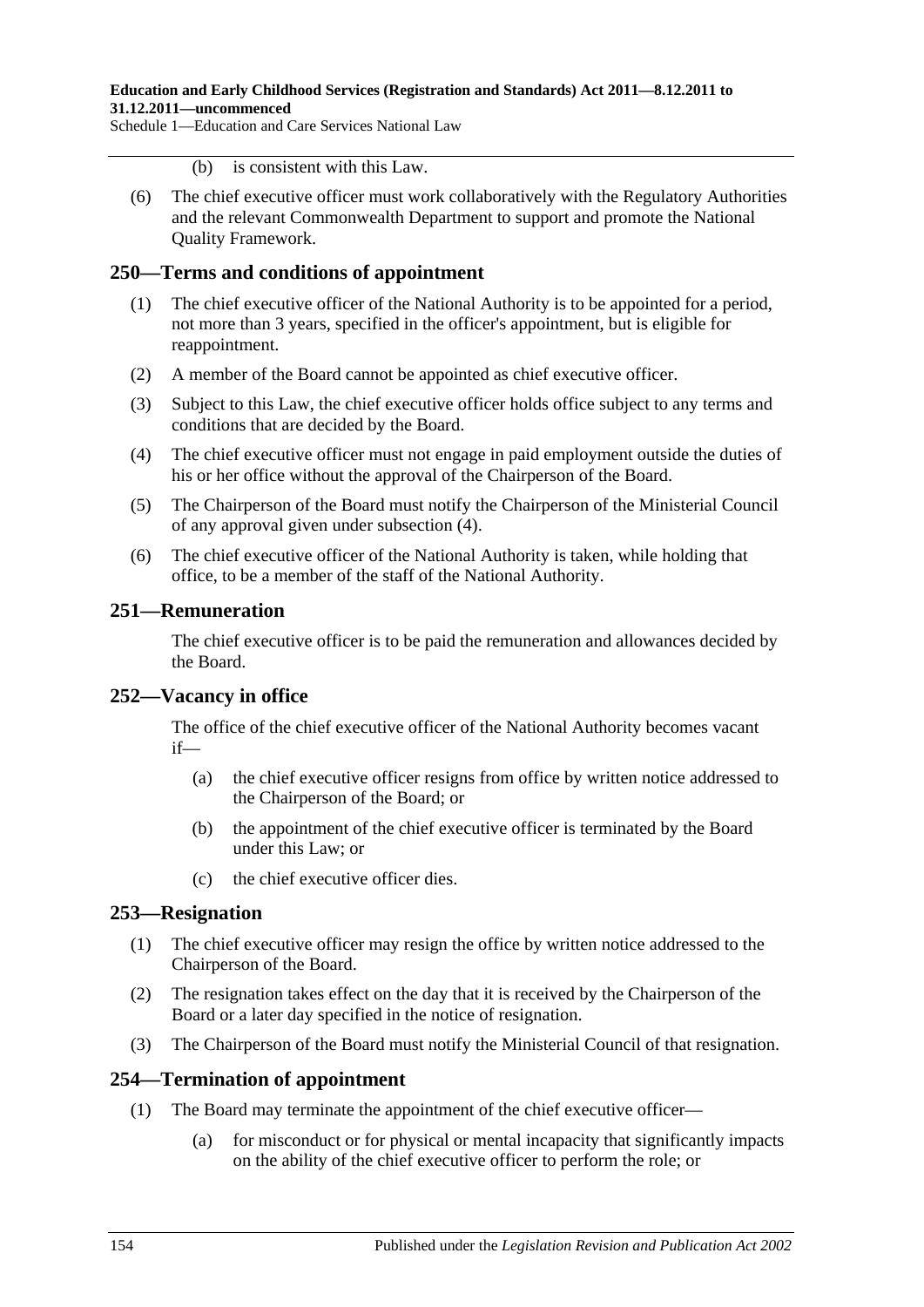(b) is consistent with this Law.

(6) The chief executive officer must work collaboratively with the Regulatory Authorities and the relevant Commonwealth Department to support and promote the National Quality Framework.

## 250—Terms and conditions of appointment

(1) The chief executive officer of the National Authority is to be appointed for a period, not more than 3 years, specified in the officer's appointment, but is eligible for reappointment.

(2) A member of the Board cannot be appointed as chief executive officer.

(3) Subject to this Law, the chief executive officer holds office subject to any terms and conditions that are decided by the Board.

(4) The chief executive officer must not engage in paid employment outside the duties of his or her office without the approval of the Chairperson of the Board.

(5) The Chairperson of the Board must notify the Chairperson of the Ministerial Council of any approval given under subsection (4).

(6) The chief executive officer of the National Authority is taken, while holding that office, to be a member of the staff of the National Authority.

## 251—Remuneration

The chief executive officer is to be paid the remuneration and allowances decided by the Board.

## 252—Vacancy in office

The office of the chief executive officer of the National Authority becomes vacant if—

(a) the chief executive officer resigns from office by written notice addressed to the Chairperson of the Board; or

(b) the appointment of the chief executive officer is terminated by the Board under this Law; or

(c) the chief executive officer dies.

## 253—Resignation

(1) The chief executive officer may resign the office by written notice addressed to the Chairperson of the Board.

(2) The resignation takes effect on the day that it is received by the Chairperson of the Board or a later day specified in the notice of resignation.

(3) The Chairperson of the Board must notify the Ministerial Council of that resignation.

## 254—Termination of appointment

(1) The Board may terminate the appointment of the chief executive officer—

(a) for misconduct or for physical or mental incapacity that significantly impacts on the ability of the chief executive officer to perform the role; or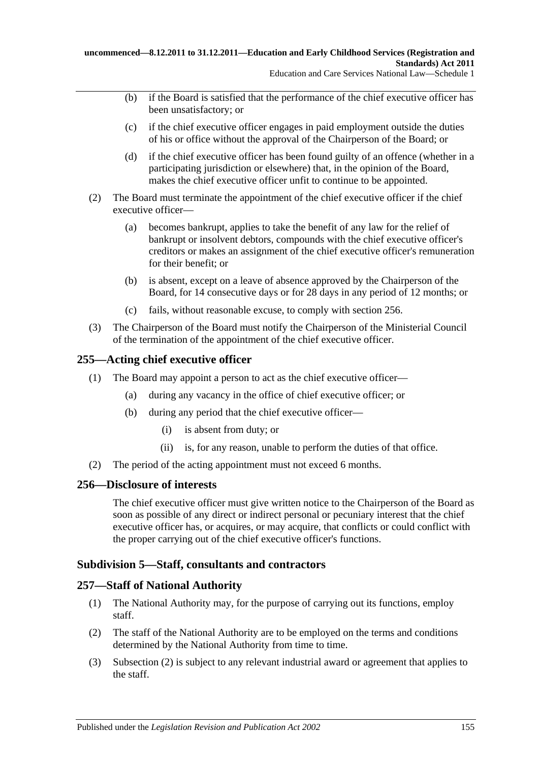(b) if the Board is satisfied that the performance of the chief executive officer has been unsatisfactory; or

(c) if the chief executive officer engages in paid employment outside the duties of his or office without the approval of the Chairperson of the Board; or

(d) if the chief executive officer has been found guilty of an offence (whether in a participating jurisdiction or elsewhere) that, in the opinion of the Board, makes the chief executive officer unfit to continue to be appointed.

(2) The Board must terminate the appointment of the chief executive officer if the chief executive officer—

(a) becomes bankrupt, applies to take the benefit of any law for the relief of bankrupt or insolvent debtors, compounds with the chief executive officer's creditors or makes an assignment of the chief executive officer's remuneration for their benefit; or

(b) is absent, except on a leave of absence approved by the Chairperson of the Board, for 14 consecutive days or for 28 days in any period of 12 months; or

(c) fails, without reasonable excuse, to comply with section 256.

(3) The Chairperson of the Board must notify the Chairperson of the Ministerial Council of the termination of the appointment of the chief executive officer.

## 255—Acting chief executive officer

(1) The Board may appoint a person to act as the chief executive officer—

(a) during any vacancy in the office of chief executive officer; or

(b) during any period that the chief executive officer—

(i) is absent from duty; or

(ii) is, for any reason, unable to perform the duties of that office.

(2) The period of the acting appointment must not exceed 6 months.

## 256—Disclosure of interests

The chief executive officer must give written notice to the Chairperson of the Board as soon as possible of any direct or indirect personal or pecuniary interest that the chief executive officer has, or acquires, or may acquire, that conflicts or could conflict with the proper carrying out of the chief executive officer's functions.

### Subdivision 5—Staff, consultants and contractors

## 257—Staff of National Authority

(1) The National Authority may, for the purpose of carrying out its functions, employ staff.

(2) The staff of the National Authority are to be employed on the terms and conditions determined by the National Authority from time to time.

(3) Subsection (2) is subject to any relevant industrial award or agreement that applies to the staff.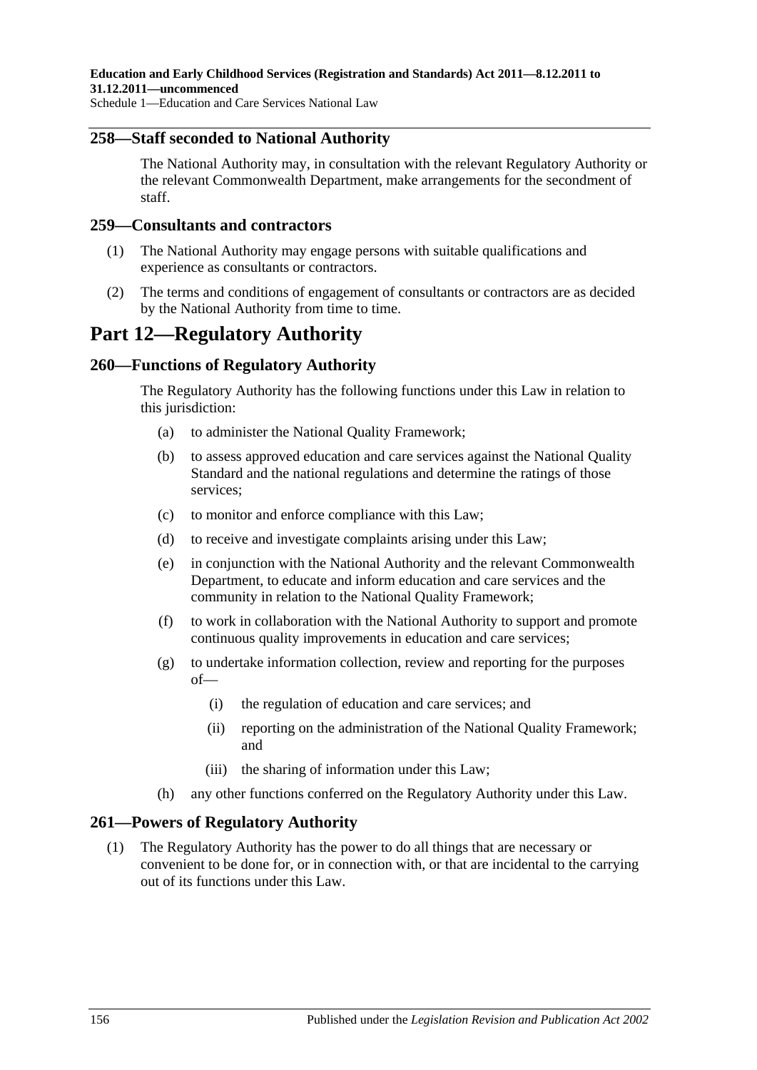## 258—Staff seconded to National Authority

The National Authority may, in consultation with the relevant Regulatory Authority or the relevant Commonwealth Department, make arrangements for the secondment of staff.

## 259—Consultants and contractors

(1) The National Authority may engage persons with suitable qualifications and experience as consultants or contractors.

(2) The terms and conditions of engagement of consultants or contractors are as decided by the National Authority from time to time.

# Part 12—Regulatory Authority

## 260—Functions of Regulatory Authority

The Regulatory Authority has the following functions under this Law in relation to this jurisdiction:

(a) to administer the National Quality Framework;

(b) to assess approved education and care services against the National Quality Standard and the national regulations and determine the ratings of those services;

(c) to monitor and enforce compliance with this Law;

(d) to receive and investigate complaints arising under this Law;

(e) in conjunction with the National Authority and the relevant Commonwealth Department, to educate and inform education and care services and the community in relation to the National Quality Framework;

(f) to work in collaboration with the National Authority to support and promote continuous quality improvements in education and care services;

(g) to undertake information collection, review and reporting for the purposes of—

(i) the regulation of education and care services; and

(ii) reporting on the administration of the National Quality Framework; and

(iii) the sharing of information under this Law;

(h) any other functions conferred on the Regulatory Authority under this Law.

## 261—Powers of Regulatory Authority

(1) The Regulatory Authority has the power to do all things that are necessary or convenient to be done for, or in connection with, or that are incidental to the carrying out of its functions under this Law.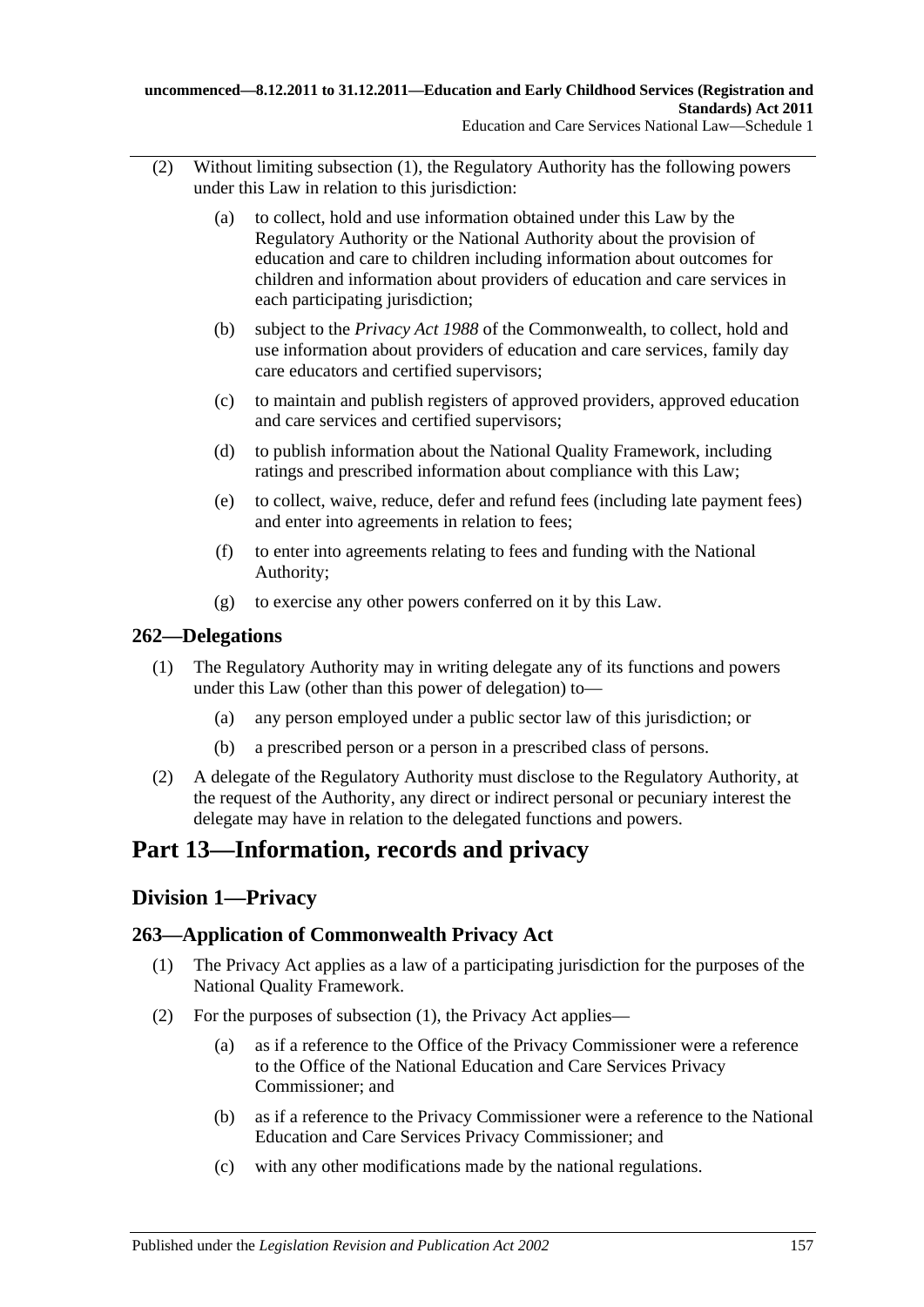(2) Without limiting subsection (1), the Regulatory Authority has the following powers under this Law in relation to this jurisdiction:

(a) to collect, hold and use information obtained under this Law by the Regulatory Authority or the National Authority about the provision of education and care to children including information about outcomes for children and information about providers of education and care services in each participating jurisdiction;

(b) subject to the *Privacy Act 1988* of the Commonwealth, to collect, hold and use information about providers of education and care services, family day care educators and certified supervisors;

(c) to maintain and publish registers of approved providers, approved education and care services and certified supervisors;

(d) to publish information about the National Quality Framework, including ratings and prescribed information about compliance with this Law;

(e) to collect, waive, reduce, defer and refund fees (including late payment fees) and enter into agreements in relation to fees;

(f) to enter into agreements relating to fees and funding with the National Authority;

(g) to exercise any other powers conferred on it by this Law.

### 262—Delegations

(1) The Regulatory Authority may in writing delegate any of its functions and powers under this Law (other than this power of delegation) to—

(a) any person employed under a public sector law of this jurisdiction; or

(b) a prescribed person or a person in a prescribed class of persons.

(2) A delegate of the Regulatory Authority must disclose to the Regulatory Authority, at the request of the Authority, any direct or indirect personal or pecuniary interest the delegate may have in relation to the delegated functions and powers.

# Part 13—Information, records and privacy

## Division 1—Privacy

### 263—Application of Commonwealth Privacy Act

(1) The Privacy Act applies as a law of a participating jurisdiction for the purposes of the National Quality Framework.

(2) For the purposes of subsection (1), the Privacy Act applies—

(a) as if a reference to the Office of the Privacy Commissioner were a reference to the Office of the National Education and Care Services Privacy Commissioner; and

(b) as if a reference to the Privacy Commissioner were a reference to the National Education and Care Services Privacy Commissioner; and

(c) with any other modifications made by the national regulations.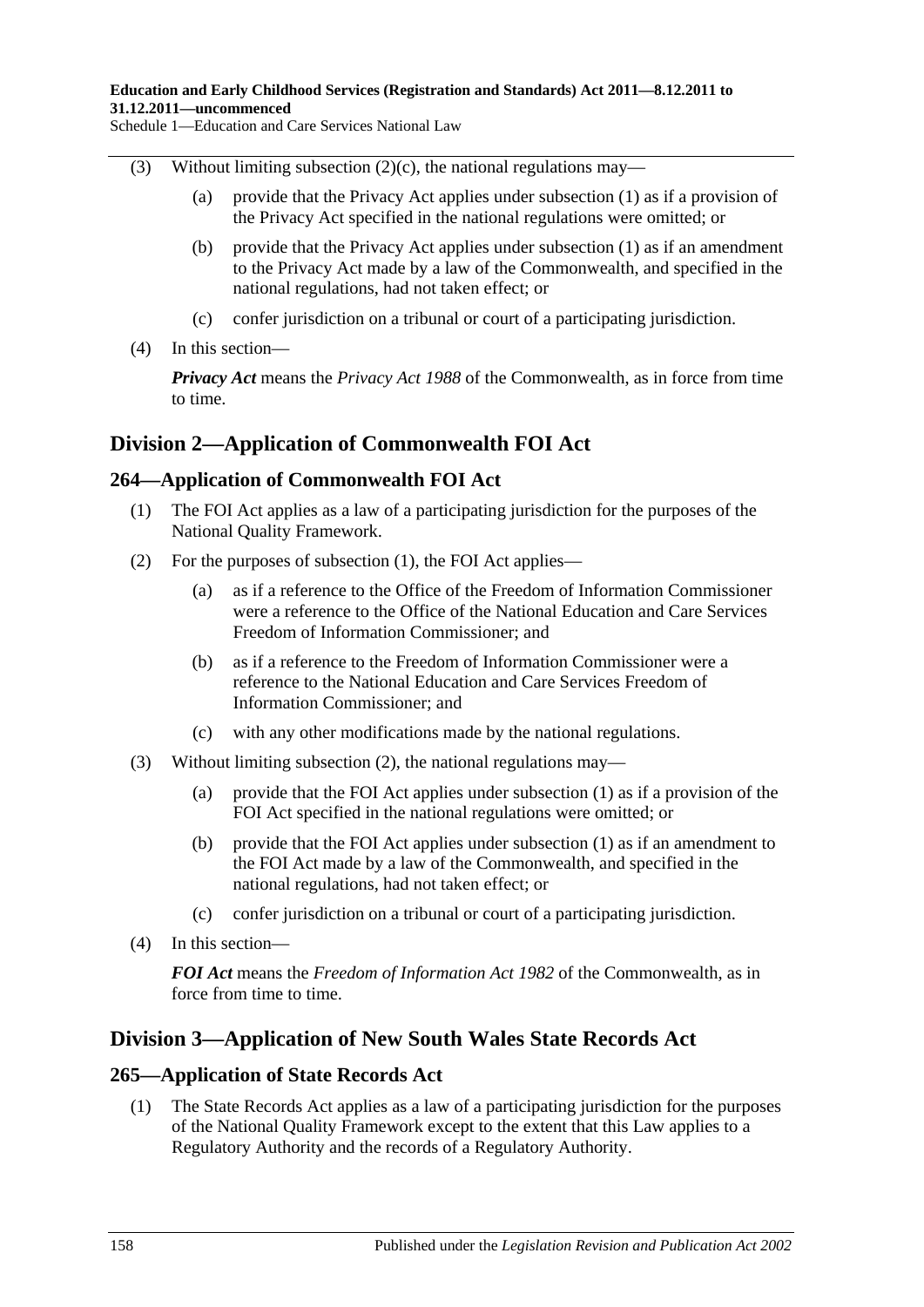(3) Without limiting subsection (2)(c), the national regulations may—

(a) provide that the Privacy Act applies under subsection (1) as if a provision of the Privacy Act specified in the national regulations were omitted; or

(b) provide that the Privacy Act applies under subsection (1) as if an amendment to the Privacy Act made by a law of the Commonwealth, and specified in the national regulations, had not taken effect; or

(c) confer jurisdiction on a tribunal or court of a participating jurisdiction.

(4) In this section—

***Privacy Act*** means the *Privacy Act 1988* of the Commonwealth, as in force from time to time.

## Division 2—Application of Commonwealth FOI Act

### 264—Application of Commonwealth FOI Act

(1) The FOI Act applies as a law of a participating jurisdiction for the purposes of the National Quality Framework.

(2) For the purposes of subsection (1), the FOI Act applies—

(a) as if a reference to the Office of the Freedom of Information Commissioner were a reference to the Office of the National Education and Care Services Freedom of Information Commissioner; and

(b) as if a reference to the Freedom of Information Commissioner were a reference to the National Education and Care Services Freedom of Information Commissioner; and

(c) with any other modifications made by the national regulations.

(3) Without limiting subsection (2), the national regulations may—

(a) provide that the FOI Act applies under subsection (1) as if a provision of the FOI Act specified in the national regulations were omitted; or

(b) provide that the FOI Act applies under subsection (1) as if an amendment to the FOI Act made by a law of the Commonwealth, and specified in the national regulations, had not taken effect; or

(c) confer jurisdiction on a tribunal or court of a participating jurisdiction.

(4) In this section—

***FOI Act*** means the *Freedom of Information Act 1982* of the Commonwealth, as in force from time to time.

## Division 3—Application of New South Wales State Records Act

### 265—Application of State Records Act

(1) The State Records Act applies as a law of a participating jurisdiction for the purposes of the National Quality Framework except to the extent that this Law applies to a Regulatory Authority and the records of a Regulatory Authority.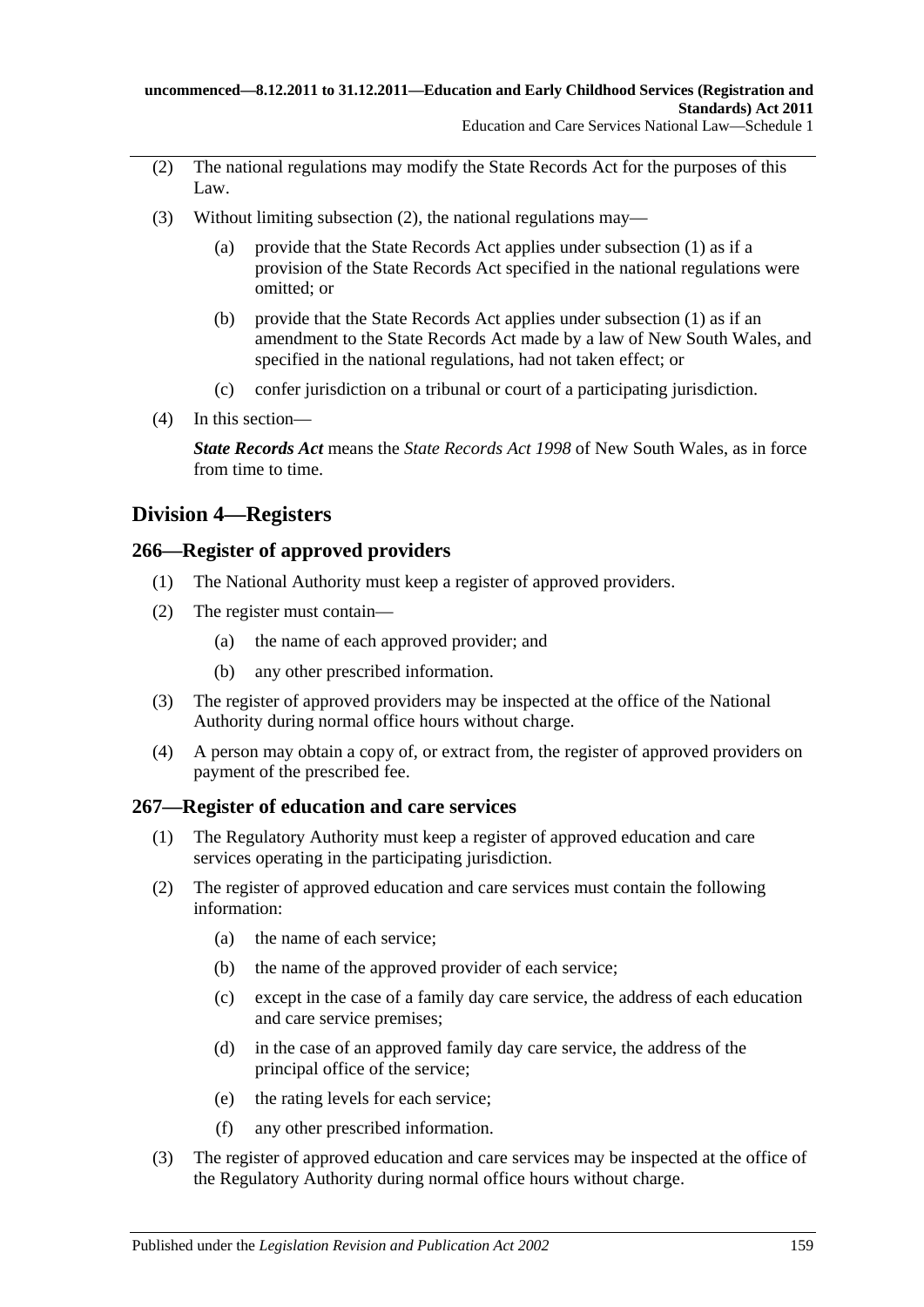(2) The national regulations may modify the State Records Act for the purposes of this Law.

(3) Without limiting subsection (2), the national regulations may—

(a) provide that the State Records Act applies under subsection (1) as if a provision of the State Records Act specified in the national regulations were omitted; or

(b) provide that the State Records Act applies under subsection (1) as if an amendment to the State Records Act made by a law of New South Wales, and specified in the national regulations, had not taken effect; or

(c) confer jurisdiction on a tribunal or court of a participating jurisdiction.

(4) In this section—

***State Records Act*** means the *State Records Act 1998* of New South Wales, as in force from time to time.

## Division 4—Registers

### 266—Register of approved providers

(1) The National Authority must keep a register of approved providers.

(2) The register must contain—

(a) the name of each approved provider; and

(b) any other prescribed information.

(3) The register of approved providers may be inspected at the office of the National Authority during normal office hours without charge.

(4) A person may obtain a copy of, or extract from, the register of approved providers on payment of the prescribed fee.

### 267—Register of education and care services

(1) The Regulatory Authority must keep a register of approved education and care services operating in the participating jurisdiction.

(2) The register of approved education and care services must contain the following information:

(a) the name of each service;

(b) the name of the approved provider of each service;

(c) except in the case of a family day care service, the address of each education and care service premises;

(d) in the case of an approved family day care service, the address of the principal office of the service;

(e) the rating levels for each service;

(f) any other prescribed information.

(3) The register of approved education and care services may be inspected at the office of the Regulatory Authority during normal office hours without charge.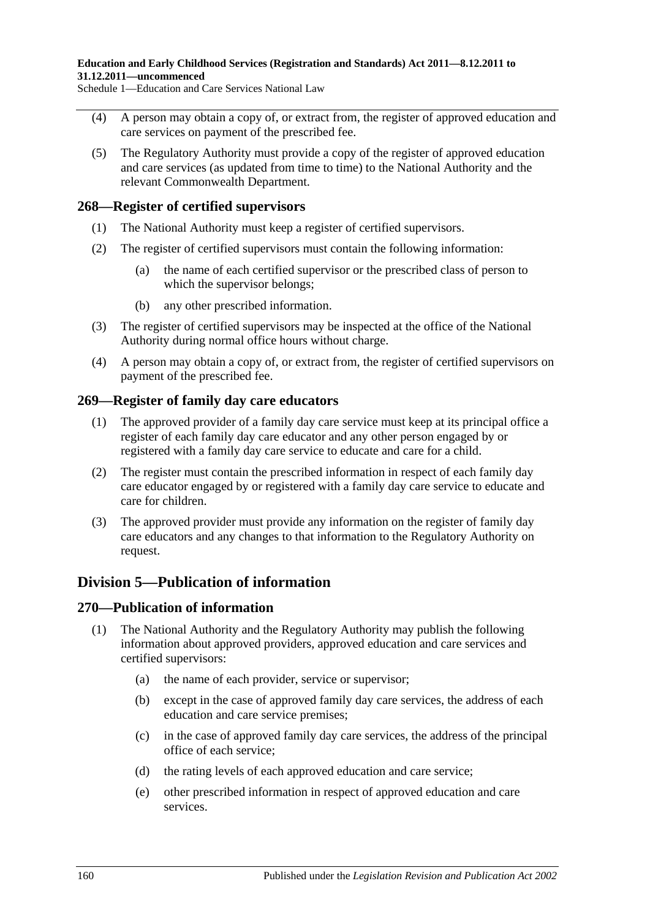(4) A person may obtain a copy of, or extract from, the register of approved education and care services on payment of the prescribed fee.

(5) The Regulatory Authority must provide a copy of the register of approved education and care services (as updated from time to time) to the National Authority and the relevant Commonwealth Department.

### 268—Register of certified supervisors

(1) The National Authority must keep a register of certified supervisors.

(2) The register of certified supervisors must contain the following information:

- (a) the name of each certified supervisor or the prescribed class of person to which the supervisor belongs;
- (b) any other prescribed information.

(3) The register of certified supervisors may be inspected at the office of the National Authority during normal office hours without charge.

(4) A person may obtain a copy of, or extract from, the register of certified supervisors on payment of the prescribed fee.

### 269—Register of family day care educators

(1) The approved provider of a family day care service must keep at its principal office a register of each family day care educator and any other person engaged by or registered with a family day care service to educate and care for a child.

(2) The register must contain the prescribed information in respect of each family day care educator engaged by or registered with a family day care service to educate and care for children.

(3) The approved provider must provide any information on the register of family day care educators and any changes to that information to the Regulatory Authority on request.

## Division 5—Publication of information

### 270—Publication of information

(1) The National Authority and the Regulatory Authority may publish the following information about approved providers, approved education and care services and certified supervisors:

- (a) the name of each provider, service or supervisor;
- (b) except in the case of approved family day care services, the address of each education and care service premises;
- (c) in the case of approved family day care services, the address of the principal office of each service;
- (d) the rating levels of each approved education and care service;
- (e) other prescribed information in respect of approved education and care services.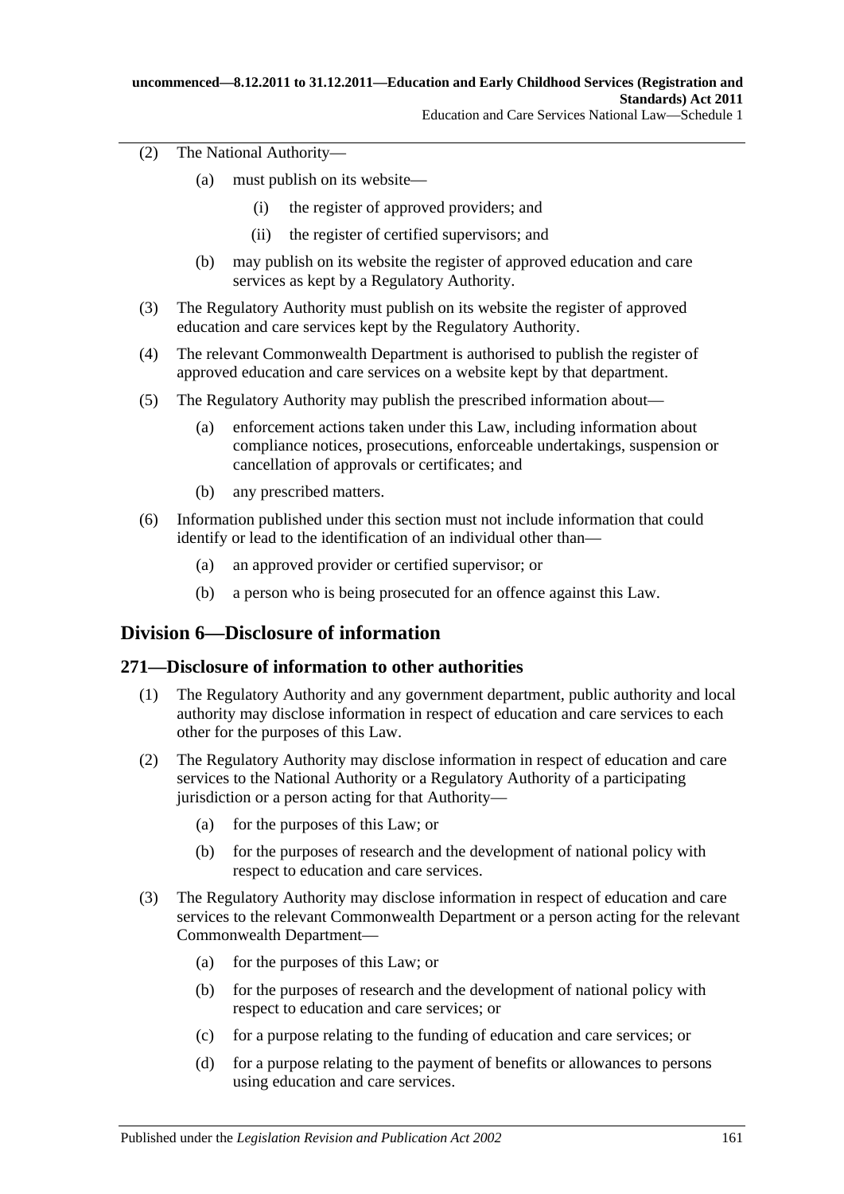(2) The National Authority—

(a) must publish on its website—

(i) the register of approved providers; and

(ii) the register of certified supervisors; and

(b) may publish on its website the register of approved education and care services as kept by a Regulatory Authority.

(3) The Regulatory Authority must publish on its website the register of approved education and care services kept by the Regulatory Authority.

(4) The relevant Commonwealth Department is authorised to publish the register of approved education and care services on a website kept by that department.

(5) The Regulatory Authority may publish the prescribed information about—

(a) enforcement actions taken under this Law, including information about compliance notices, prosecutions, enforceable undertakings, suspension or cancellation of approvals or certificates; and

(b) any prescribed matters.

(6) Information published under this section must not include information that could identify or lead to the identification of an individual other than—

(a) an approved provider or certified supervisor; or

(b) a person who is being prosecuted for an offence against this Law.

## Division 6—Disclosure of information

### 271—Disclosure of information to other authorities

(1) The Regulatory Authority and any government department, public authority and local authority may disclose information in respect of education and care services to each other for the purposes of this Law.

(2) The Regulatory Authority may disclose information in respect of education and care services to the National Authority or a Regulatory Authority of a participating jurisdiction or a person acting for that Authority—

(a) for the purposes of this Law; or

(b) for the purposes of research and the development of national policy with respect to education and care services.

(3) The Regulatory Authority may disclose information in respect of education and care services to the relevant Commonwealth Department or a person acting for the relevant Commonwealth Department—

(a) for the purposes of this Law; or

(b) for the purposes of research and the development of national policy with respect to education and care services; or

(c) for a purpose relating to the funding of education and care services; or

(d) for a purpose relating to the payment of benefits or allowances to persons using education and care services.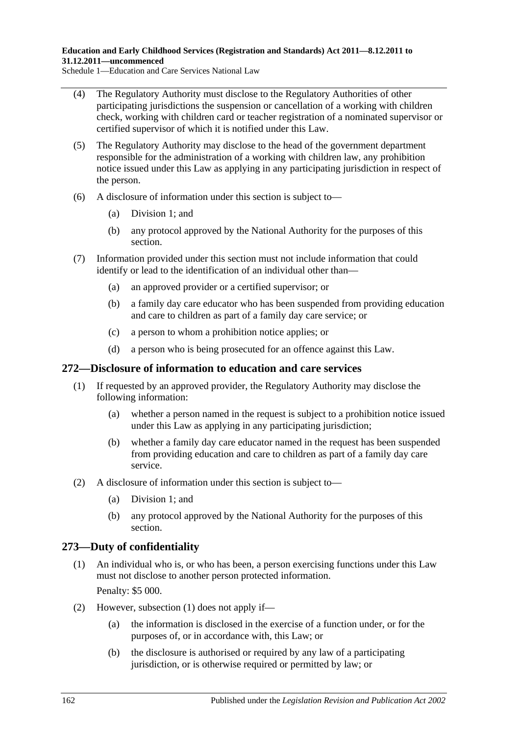(4) The Regulatory Authority must disclose to the Regulatory Authorities of other participating jurisdictions the suspension or cancellation of a working with children check, working with children card or teacher registration of a nominated supervisor or certified supervisor of which it is notified under this Law.

(5) The Regulatory Authority may disclose to the head of the government department responsible for the administration of a working with children law, any prohibition notice issued under this Law as applying in any participating jurisdiction in respect of the person.

(6) A disclosure of information under this section is subject to—

- (a) Division 1; and
- (b) any protocol approved by the National Authority for the purposes of this section.

(7) Information provided under this section must not include information that could identify or lead to the identification of an individual other than—

- (a) an approved provider or a certified supervisor; or
- (b) a family day care educator who has been suspended from providing education and care to children as part of a family day care service; or
- (c) a person to whom a prohibition notice applies; or
- (d) a person who is being prosecuted for an offence against this Law.

## 272—Disclosure of information to education and care services

(1) If requested by an approved provider, the Regulatory Authority may disclose the following information:

- (a) whether a person named in the request is subject to a prohibition notice issued under this Law as applying in any participating jurisdiction;
- (b) whether a family day care educator named in the request has been suspended from providing education and care to children as part of a family day care service.

(2) A disclosure of information under this section is subject to—

- (a) Division 1; and
- (b) any protocol approved by the National Authority for the purposes of this section.

## 273—Duty of confidentiality

(1) An individual who is, or who has been, a person exercising functions under this Law must not disclose to another person protected information.

Penalty: $5 000.

(2) However, subsection (1) does not apply if—

- (a) the information is disclosed in the exercise of a function under, or for the purposes of, or in accordance with, this Law; or
- (b) the disclosure is authorised or required by any law of a participating jurisdiction, or is otherwise required or permitted by law; or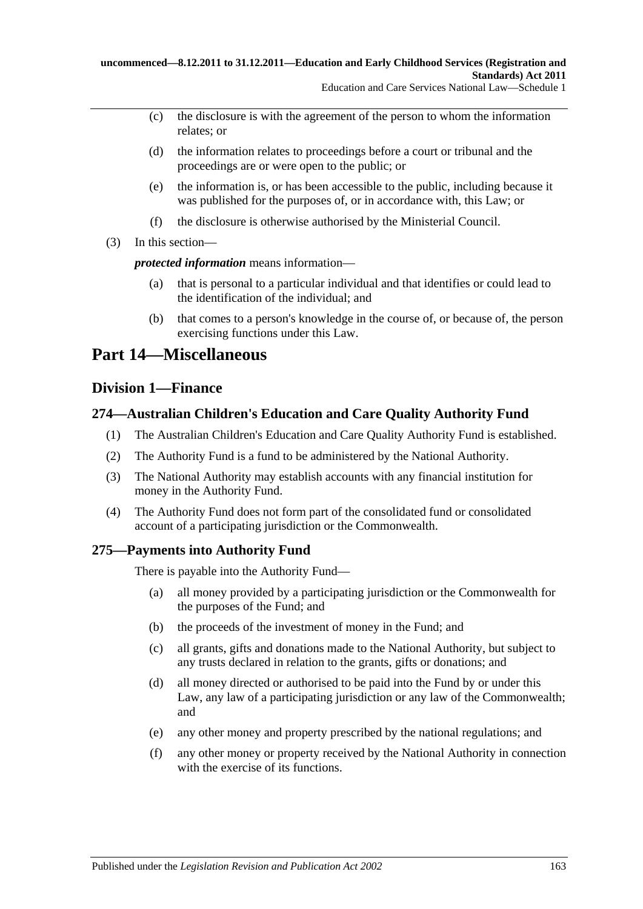(c) the disclosure is with the agreement of the person to whom the information relates; or

(d) the information relates to proceedings before a court or tribunal and the proceedings are or were open to the public; or

(e) the information is, or has been accessible to the public, including because it was published for the purposes of, or in accordance with, this Law; or

(f) the disclosure is otherwise authorised by the Ministerial Council.

(3) In this section—

***protected information*** means information—

(a) that is personal to a particular individual and that identifies or could lead to the identification of the individual; and

(b) that comes to a person's knowledge in the course of, or because of, the person exercising functions under this Law.

# Part 14—Miscellaneous

## Division 1—Finance

### 274—Australian Children's Education and Care Quality Authority Fund

(1) The Australian Children's Education and Care Quality Authority Fund is established.

(2) The Authority Fund is a fund to be administered by the National Authority.

(3) The National Authority may establish accounts with any financial institution for money in the Authority Fund.

(4) The Authority Fund does not form part of the consolidated fund or consolidated account of a participating jurisdiction or the Commonwealth.

### 275—Payments into Authority Fund

There is payable into the Authority Fund—

(a) all money provided by a participating jurisdiction or the Commonwealth for the purposes of the Fund; and

(b) the proceeds of the investment of money in the Fund; and

(c) all grants, gifts and donations made to the National Authority, but subject to any trusts declared in relation to the grants, gifts or donations; and

(d) all money directed or authorised to be paid into the Fund by or under this Law, any law of a participating jurisdiction or any law of the Commonwealth; and

(e) any other money and property prescribed by the national regulations; and

(f) any other money or property received by the National Authority in connection with the exercise of its functions.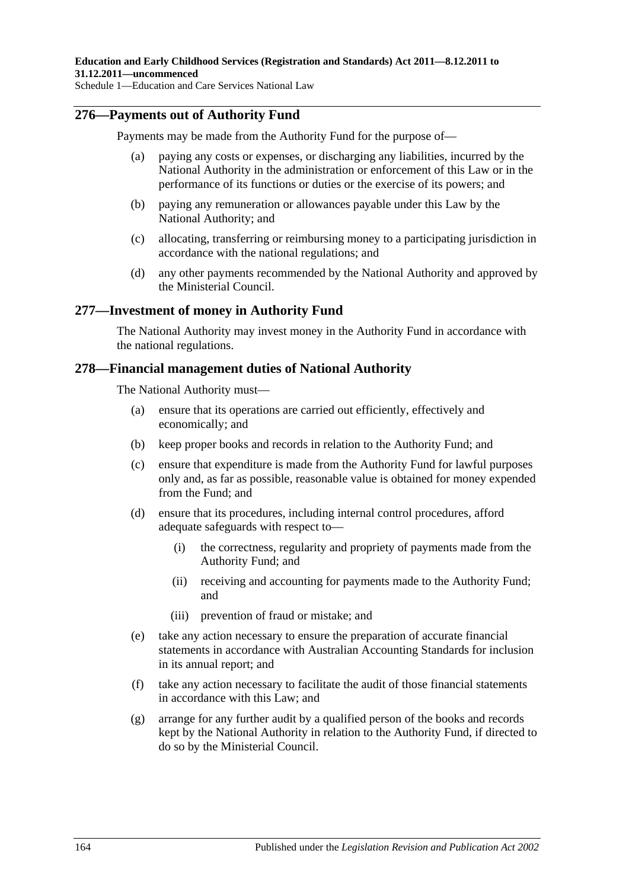## 276—Payments out of Authority Fund

Payments may be made from the Authority Fund for the purpose of—

(a) paying any costs or expenses, or discharging any liabilities, incurred by the National Authority in the administration or enforcement of this Law or in the performance of its functions or duties or the exercise of its powers; and

(b) paying any remuneration or allowances payable under this Law by the National Authority; and

(c) allocating, transferring or reimbursing money to a participating jurisdiction in accordance with the national regulations; and

(d) any other payments recommended by the National Authority and approved by the Ministerial Council.

## 277—Investment of money in Authority Fund

The National Authority may invest money in the Authority Fund in accordance with the national regulations.

## 278—Financial management duties of National Authority

The National Authority must—

(a) ensure that its operations are carried out efficiently, effectively and economically; and

(b) keep proper books and records in relation to the Authority Fund; and

(c) ensure that expenditure is made from the Authority Fund for lawful purposes only and, as far as possible, reasonable value is obtained for money expended from the Fund; and

(d) ensure that its procedures, including internal control procedures, afford adequate safeguards with respect to—

  (i) the correctness, regularity and propriety of payments made from the Authority Fund; and

  (ii) receiving and accounting for payments made to the Authority Fund; and

  (iii) prevention of fraud or mistake; and

(e) take any action necessary to ensure the preparation of accurate financial statements in accordance with Australian Accounting Standards for inclusion in its annual report; and

(f) take any action necessary to facilitate the audit of those financial statements in accordance with this Law; and

(g) arrange for any further audit by a qualified person of the books and records kept by the National Authority in relation to the Authority Fund, if directed to do so by the Ministerial Council.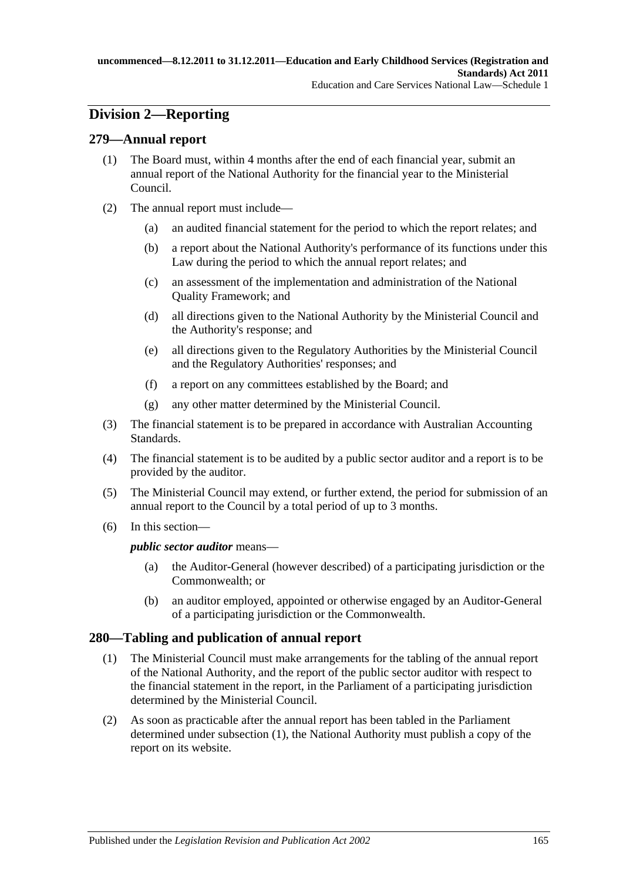## Division 2—Reporting

### 279—Annual report

(1) The Board must, within 4 months after the end of each financial year, submit an annual report of the National Authority for the financial year to the Ministerial Council.

(2) The annual report must include—

  (a) an audited financial statement for the period to which the report relates; and

  (b) a report about the National Authority's performance of its functions under this Law during the period to which the annual report relates; and

  (c) an assessment of the implementation and administration of the National Quality Framework; and

  (d) all directions given to the National Authority by the Ministerial Council and the Authority's response; and

  (e) all directions given to the Regulatory Authorities by the Ministerial Council and the Regulatory Authorities' responses; and

  (f) a report on any committees established by the Board; and

  (g) any other matter determined by the Ministerial Council.

(3) The financial statement is to be prepared in accordance with Australian Accounting Standards.

(4) The financial statement is to be audited by a public sector auditor and a report is to be provided by the auditor.

(5) The Ministerial Council may extend, or further extend, the period for submission of an annual report to the Council by a total period of up to 3 months.

(6) In this section—

***public sector auditor*** means—

  (a) the Auditor-General (however described) of a participating jurisdiction or the Commonwealth; or

  (b) an auditor employed, appointed or otherwise engaged by an Auditor-General of a participating jurisdiction or the Commonwealth.

### 280—Tabling and publication of annual report

(1) The Ministerial Council must make arrangements for the tabling of the annual report of the National Authority, and the report of the public sector auditor with respect to the financial statement in the report, in the Parliament of a participating jurisdiction determined by the Ministerial Council.

(2) As soon as practicable after the annual report has been tabled in the Parliament determined under subsection (1), the National Authority must publish a copy of the report on its website.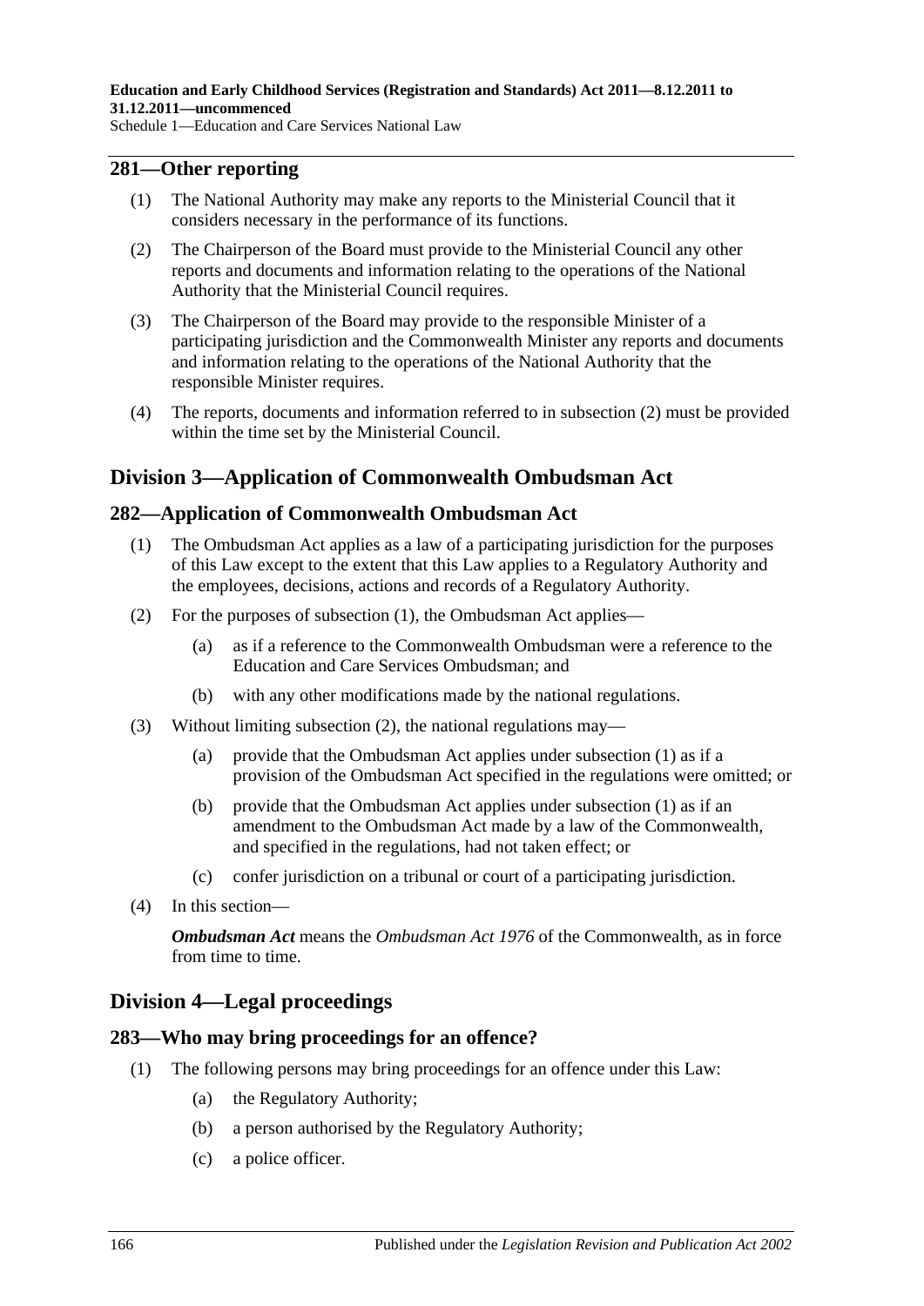## 281—Other reporting

(1) The National Authority may make any reports to the Ministerial Council that it considers necessary in the performance of its functions.

(2) The Chairperson of the Board must provide to the Ministerial Council any other reports and documents and information relating to the operations of the National Authority that the Ministerial Council requires.

(3) The Chairperson of the Board may provide to the responsible Minister of a participating jurisdiction and the Commonwealth Minister any reports and documents and information relating to the operations of the National Authority that the responsible Minister requires.

(4) The reports, documents and information referred to in subsection (2) must be provided within the time set by the Ministerial Council.

# Division 3—Application of Commonwealth Ombudsman Act

## 282—Application of Commonwealth Ombudsman Act

(1) The Ombudsman Act applies as a law of a participating jurisdiction for the purposes of this Law except to the extent that this Law applies to a Regulatory Authority and the employees, decisions, actions and records of a Regulatory Authority.

(2) For the purposes of subsection (1), the Ombudsman Act applies—

(a) as if a reference to the Commonwealth Ombudsman were a reference to the Education and Care Services Ombudsman; and

(b) with any other modifications made by the national regulations.

(3) Without limiting subsection (2), the national regulations may—

(a) provide that the Ombudsman Act applies under subsection (1) as if a provision of the Ombudsman Act specified in the regulations were omitted; or

(b) provide that the Ombudsman Act applies under subsection (1) as if an amendment to the Ombudsman Act made by a law of the Commonwealth, and specified in the regulations, had not taken effect; or

(c) confer jurisdiction on a tribunal or court of a participating jurisdiction.

(4) In this section—

***Ombudsman Act*** means the *Ombudsman Act 1976* of the Commonwealth, as in force from time to time.

# Division 4—Legal proceedings

## 283—Who may bring proceedings for an offence?

(1) The following persons may bring proceedings for an offence under this Law:

(a) the Regulatory Authority;

(b) a person authorised by the Regulatory Authority;

(c) a police officer.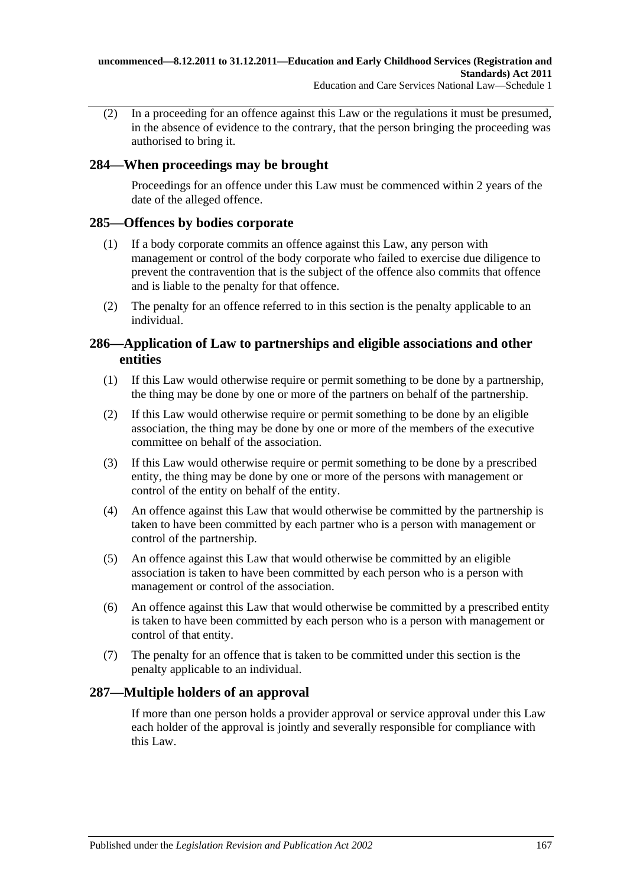(2) In a proceeding for an offence against this Law or the regulations it must be presumed, in the absence of evidence to the contrary, that the person bringing the proceeding was authorised to bring it.

## 284—When proceedings may be brought

Proceedings for an offence under this Law must be commenced within 2 years of the date of the alleged offence.

## 285—Offences by bodies corporate

(1) If a body corporate commits an offence against this Law, any person with management or control of the body corporate who failed to exercise due diligence to prevent the contravention that is the subject of the offence also commits that offence and is liable to the penalty for that offence.

(2) The penalty for an offence referred to in this section is the penalty applicable to an individual.

## 286—Application of Law to partnerships and eligible associations and other entities

(1) If this Law would otherwise require or permit something to be done by a partnership, the thing may be done by one or more of the partners on behalf of the partnership.

(2) If this Law would otherwise require or permit something to be done by an eligible association, the thing may be done by one or more of the members of the executive committee on behalf of the association.

(3) If this Law would otherwise require or permit something to be done by a prescribed entity, the thing may be done by one or more of the persons with management or control of the entity on behalf of the entity.

(4) An offence against this Law that would otherwise be committed by the partnership is taken to have been committed by each partner who is a person with management or control of the partnership.

(5) An offence against this Law that would otherwise be committed by an eligible association is taken to have been committed by each person who is a person with management or control of the association.

(6) An offence against this Law that would otherwise be committed by a prescribed entity is taken to have been committed by each person who is a person with management or control of that entity.

(7) The penalty for an offence that is taken to be committed under this section is the penalty applicable to an individual.

## 287—Multiple holders of an approval

If more than one person holds a provider approval or service approval under this Law each holder of the approval is jointly and severally responsible for compliance with this Law.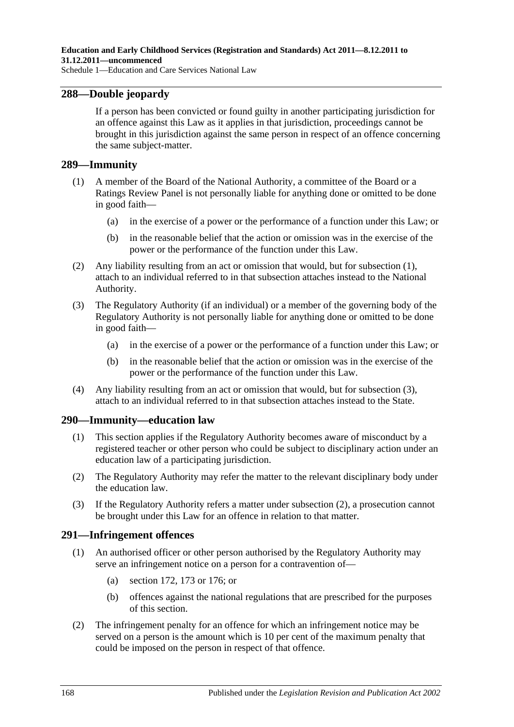## 288—Double jeopardy

If a person has been convicted or found guilty in another participating jurisdiction for an offence against this Law as it applies in that jurisdiction, proceedings cannot be brought in this jurisdiction against the same person in respect of an offence concerning the same subject-matter.

## 289—Immunity

(1) A member of the Board of the National Authority, a committee of the Board or a Ratings Review Panel is not personally liable for anything done or omitted to be done in good faith—

(a) in the exercise of a power or the performance of a function under this Law; or

(b) in the reasonable belief that the action or omission was in the exercise of the power or the performance of the function under this Law.

(2) Any liability resulting from an act or omission that would, but for subsection (1), attach to an individual referred to in that subsection attaches instead to the National Authority.

(3) The Regulatory Authority (if an individual) or a member of the governing body of the Regulatory Authority is not personally liable for anything done or omitted to be done in good faith—

(a) in the exercise of a power or the performance of a function under this Law; or

(b) in the reasonable belief that the action or omission was in the exercise of the power or the performance of the function under this Law.

(4) Any liability resulting from an act or omission that would, but for subsection (3), attach to an individual referred to in that subsection attaches instead to the State.

## 290—Immunity—education law

(1) This section applies if the Regulatory Authority becomes aware of misconduct by a registered teacher or other person who could be subject to disciplinary action under an education law of a participating jurisdiction.

(2) The Regulatory Authority may refer the matter to the relevant disciplinary body under the education law.

(3) If the Regulatory Authority refers a matter under subsection (2), a prosecution cannot be brought under this Law for an offence in relation to that matter.

## 291—Infringement offences

(1) An authorised officer or other person authorised by the Regulatory Authority may serve an infringement notice on a person for a contravention of—

(a) section 172, 173 or 176; or

(b) offences against the national regulations that are prescribed for the purposes of this section.

(2) The infringement penalty for an offence for which an infringement notice may be served on a person is the amount which is 10 per cent of the maximum penalty that could be imposed on the person in respect of that offence.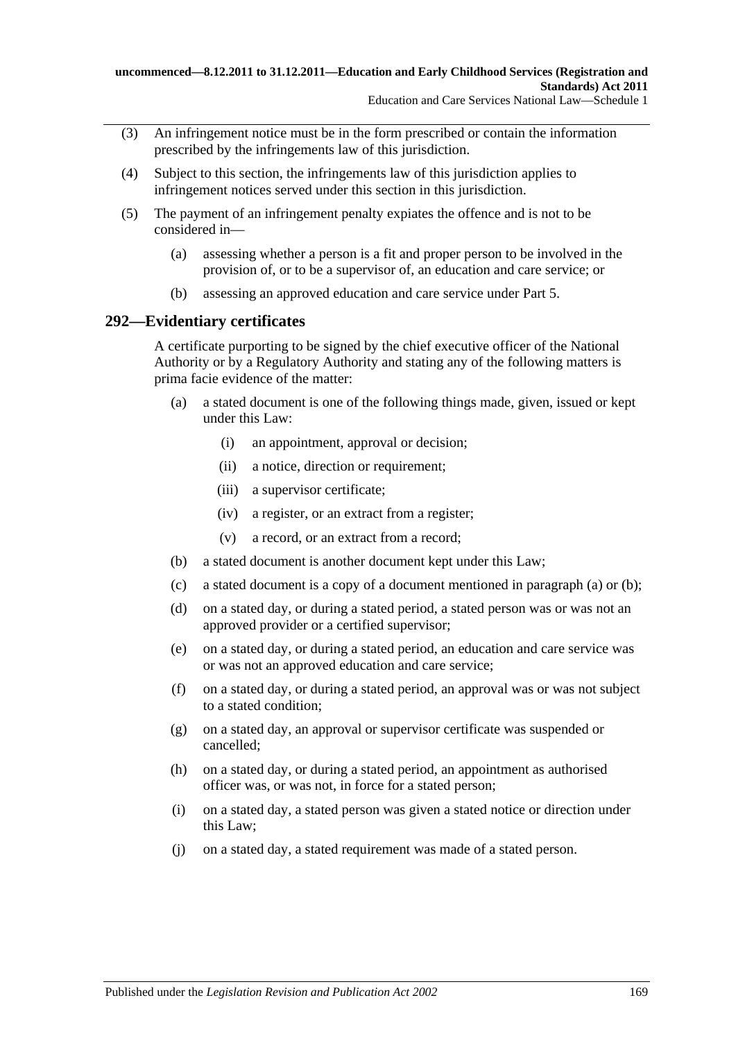(3) An infringement notice must be in the form prescribed or contain the information prescribed by the infringements law of this jurisdiction.

(4) Subject to this section, the infringements law of this jurisdiction applies to infringement notices served under this section in this jurisdiction.

(5) The payment of an infringement penalty expiates the offence and is not to be considered in—

(a) assessing whether a person is a fit and proper person to be involved in the provision of, or to be a supervisor of, an education and care service; or

(b) assessing an approved education and care service under Part 5.

## 292—Evidentiary certificates

A certificate purporting to be signed by the chief executive officer of the National Authority or by a Regulatory Authority and stating any of the following matters is prima facie evidence of the matter:

(a) a stated document is one of the following things made, given, issued or kept under this Law:

(i) an appointment, approval or decision;

(ii) a notice, direction or requirement;

(iii) a supervisor certificate;

(iv) a register, or an extract from a register;

(v) a record, or an extract from a record;

(b) a stated document is another document kept under this Law;

(c) a stated document is a copy of a document mentioned in paragraph (a) or (b);

(d) on a stated day, or during a stated period, a stated person was or was not an approved provider or a certified supervisor;

(e) on a stated day, or during a stated period, an education and care service was or was not an approved education and care service;

(f) on a stated day, or during a stated period, an approval was or was not subject to a stated condition;

(g) on a stated day, an approval or supervisor certificate was suspended or cancelled;

(h) on a stated day, or during a stated period, an appointment as authorised officer was, or was not, in force for a stated person;

(i) on a stated day, a stated person was given a stated notice or direction under this Law;

(j) on a stated day, a stated requirement was made of a stated person.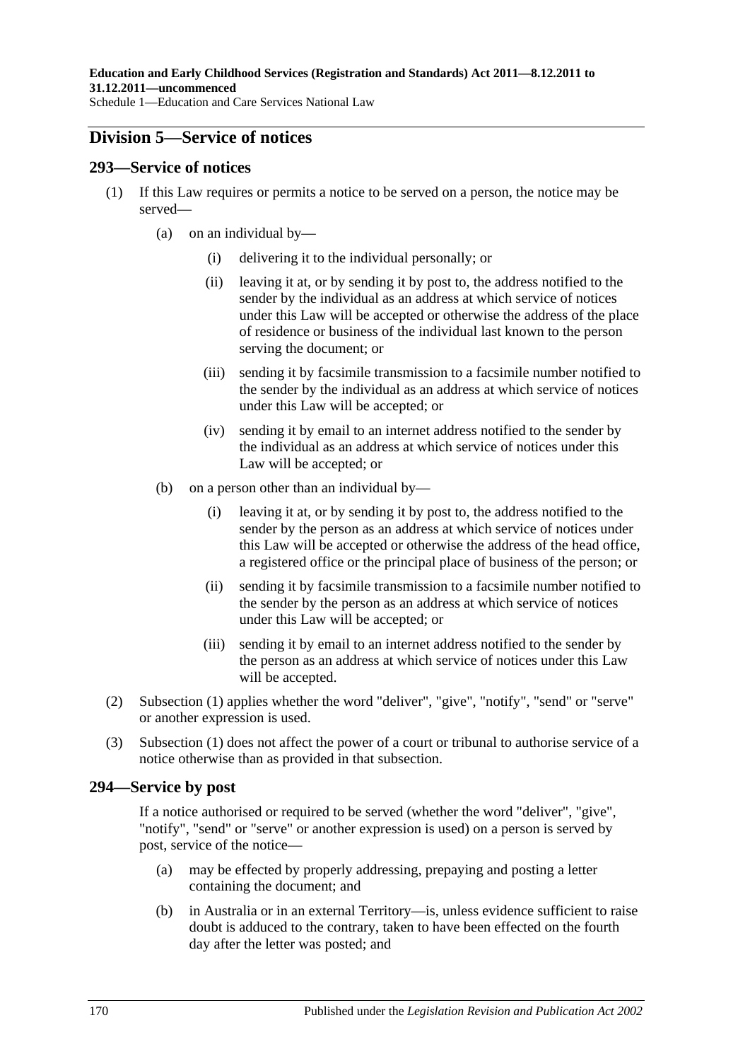## Division 5—Service of notices

### 293—Service of notices

(1) If this Law requires or permits a notice to be served on a person, the notice may be served—

(a) on an individual by—

(i) delivering it to the individual personally; or

(ii) leaving it at, or by sending it by post to, the address notified to the sender by the individual as an address at which service of notices under this Law will be accepted or otherwise the address of the place of residence or business of the individual last known to the person serving the document; or

(iii) sending it by facsimile transmission to a facsimile number notified to the sender by the individual as an address at which service of notices under this Law will be accepted; or

(iv) sending it by email to an internet address notified to the sender by the individual as an address at which service of notices under this Law will be accepted; or

(b) on a person other than an individual by—

(i) leaving it at, or by sending it by post to, the address notified to the sender by the person as an address at which service of notices under this Law will be accepted or otherwise the address of the head office, a registered office or the principal place of business of the person; or

(ii) sending it by facsimile transmission to a facsimile number notified to the sender by the person as an address at which service of notices under this Law will be accepted; or

(iii) sending it by email to an internet address notified to the sender by the person as an address at which service of notices under this Law will be accepted.

(2) Subsection (1) applies whether the word "deliver", "give", "notify", "send" or "serve" or another expression is used.

(3) Subsection (1) does not affect the power of a court or tribunal to authorise service of a notice otherwise than as provided in that subsection.

### 294—Service by post

If a notice authorised or required to be served (whether the word "deliver", "give", "notify", "send" or "serve" or another expression is used) on a person is served by post, service of the notice—

(a) may be effected by properly addressing, prepaying and posting a letter containing the document; and

(b) in Australia or in an external Territory—is, unless evidence sufficient to raise doubt is adduced to the contrary, taken to have been effected on the fourth day after the letter was posted; and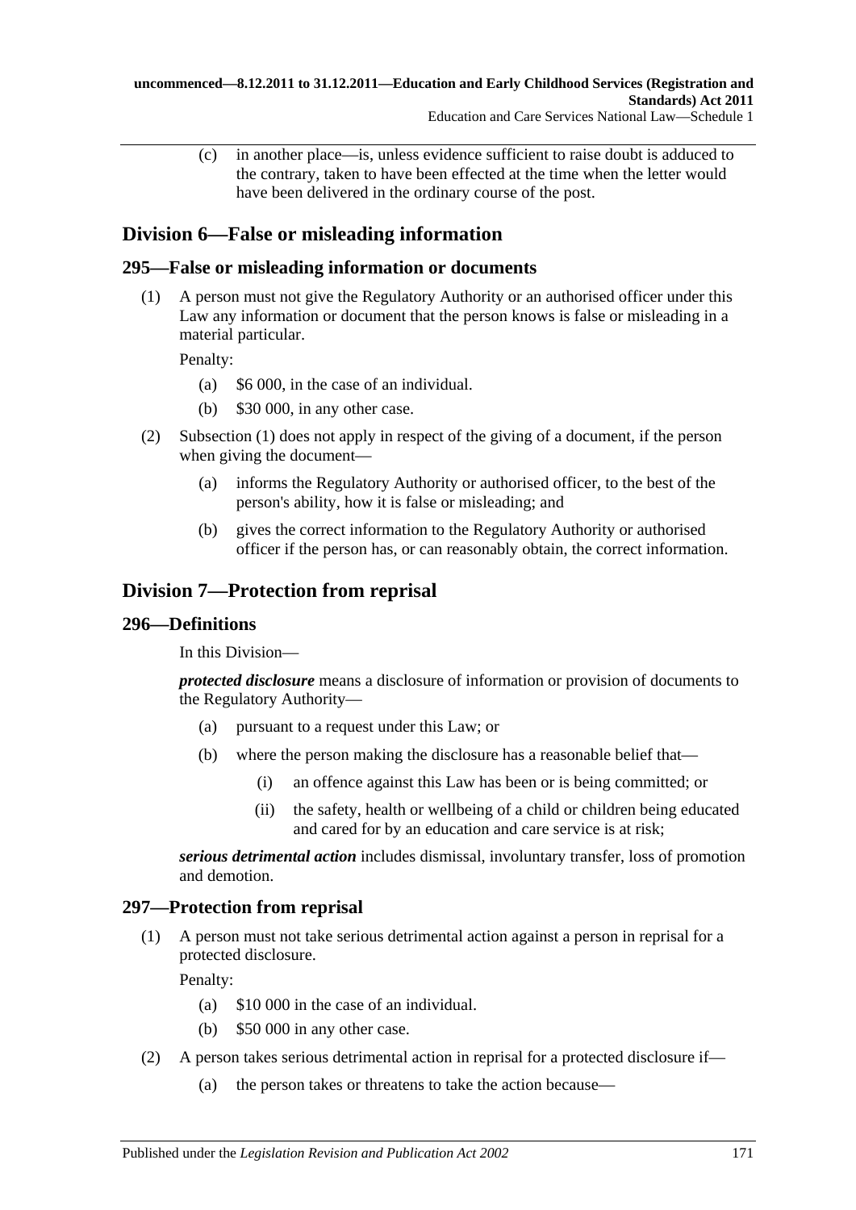(c) in another place—is, unless evidence sufficient to raise doubt is adduced to the contrary, taken to have been effected at the time when the letter would have been delivered in the ordinary course of the post.

## Division 6—False or misleading information

### 295—False or misleading information or documents

(1) A person must not give the Regulatory Authority or an authorised officer under this Law any information or document that the person knows is false or misleading in a material particular.

Penalty:

(a) $6 000, in the case of an individual.

(b) $30 000, in any other case.

(2) Subsection (1) does not apply in respect of the giving of a document, if the person when giving the document—

(a) informs the Regulatory Authority or authorised officer, to the best of the person's ability, how it is false or misleading; and

(b) gives the correct information to the Regulatory Authority or authorised officer if the person has, or can reasonably obtain, the correct information.

## Division 7—Protection from reprisal

### 296—Definitions

In this Division—

***protected disclosure*** means a disclosure of information or provision of documents to the Regulatory Authority—

(a) pursuant to a request under this Law; or

(b) where the person making the disclosure has a reasonable belief that—

(i) an offence against this Law has been or is being committed; or

(ii) the safety, health or wellbeing of a child or children being educated and cared for by an education and care service is at risk;

***serious detrimental action*** includes dismissal, involuntary transfer, loss of promotion and demotion.

### 297—Protection from reprisal

(1) A person must not take serious detrimental action against a person in reprisal for a protected disclosure.

Penalty:

(a) $10 000 in the case of an individual.

(b) $50 000 in any other case.

(2) A person takes serious detrimental action in reprisal for a protected disclosure if—

(a) the person takes or threatens to take the action because—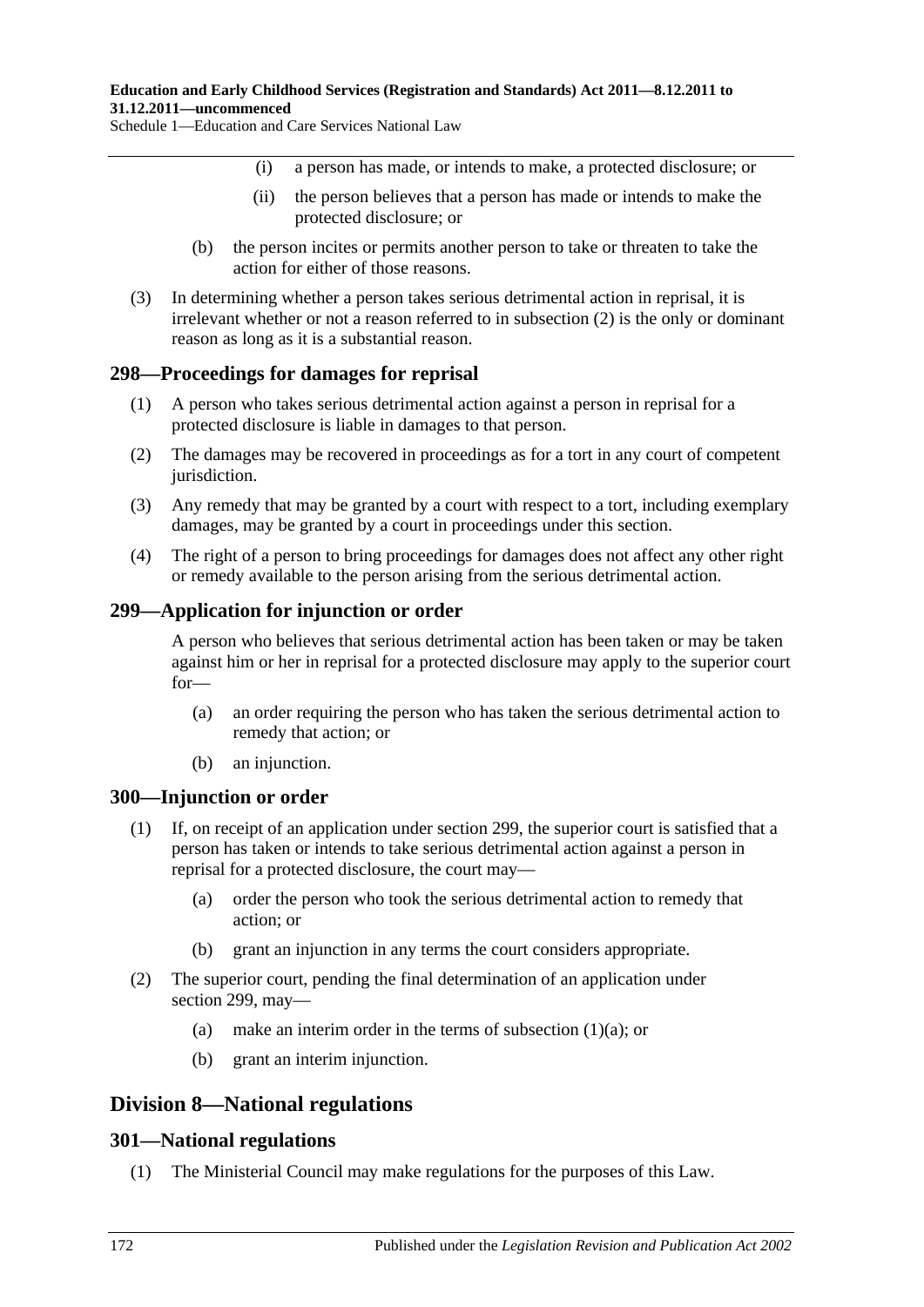(i) a person has made, or intends to make, a protected disclosure; or

(ii) the person believes that a person has made or intends to make the protected disclosure; or

(b) the person incites or permits another person to take or threaten to take the action for either of those reasons.

(3) In determining whether a person takes serious detrimental action in reprisal, it is irrelevant whether or not a reason referred to in subsection (2) is the only or dominant reason as long as it is a substantial reason.

## 298—Proceedings for damages for reprisal

(1) A person who takes serious detrimental action against a person in reprisal for a protected disclosure is liable in damages to that person.

(2) The damages may be recovered in proceedings as for a tort in any court of competent jurisdiction.

(3) Any remedy that may be granted by a court with respect to a tort, including exemplary damages, may be granted by a court in proceedings under this section.

(4) The right of a person to bring proceedings for damages does not affect any other right or remedy available to the person arising from the serious detrimental action.

## 299—Application for injunction or order

A person who believes that serious detrimental action has been taken or may be taken against him or her in reprisal for a protected disclosure may apply to the superior court for—

(a) an order requiring the person who has taken the serious detrimental action to remedy that action; or

(b) an injunction.

## 300—Injunction or order

(1) If, on receipt of an application under section 299, the superior court is satisfied that a person has taken or intends to take serious detrimental action against a person in reprisal for a protected disclosure, the court may—

(a) order the person who took the serious detrimental action to remedy that action; or

(b) grant an injunction in any terms the court considers appropriate.

(2) The superior court, pending the final determination of an application under section 299, may—

(a) make an interim order in the terms of subsection (1)(a); or

(b) grant an interim injunction.

# Division 8—National regulations

## 301—National regulations

(1) The Ministerial Council may make regulations for the purposes of this Law.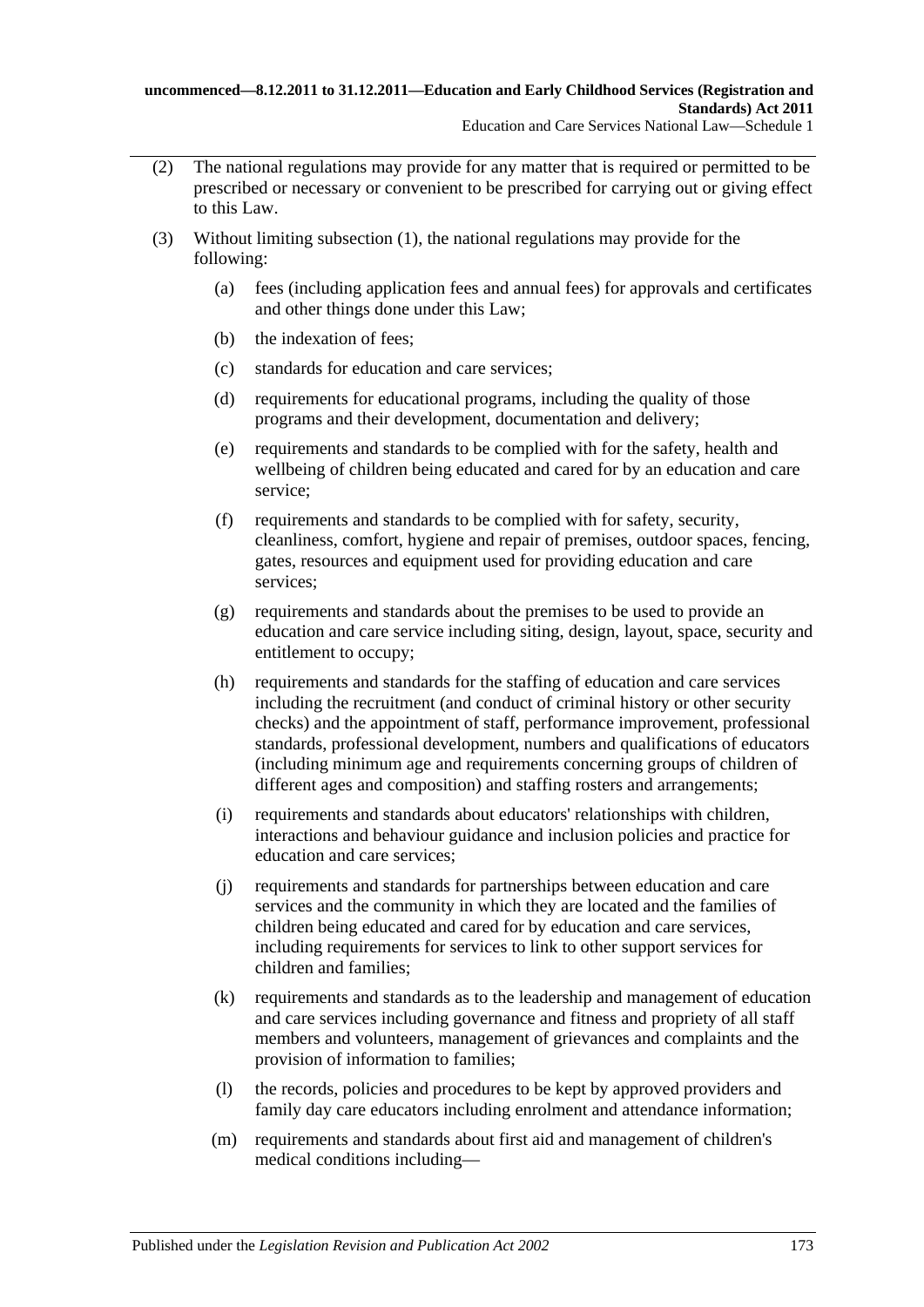(2) The national regulations may provide for any matter that is required or permitted to be prescribed or necessary or convenient to be prescribed for carrying out or giving effect to this Law.

(3) Without limiting subsection (1), the national regulations may provide for the following:

(a) fees (including application fees and annual fees) for approvals and certificates and other things done under this Law;

(b) the indexation of fees;

(c) standards for education and care services;

(d) requirements for educational programs, including the quality of those programs and their development, documentation and delivery;

(e) requirements and standards to be complied with for the safety, health and wellbeing of children being educated and cared for by an education and care service;

(f) requirements and standards to be complied with for safety, security, cleanliness, comfort, hygiene and repair of premises, outdoor spaces, fencing, gates, resources and equipment used for providing education and care services;

(g) requirements and standards about the premises to be used to provide an education and care service including siting, design, layout, space, security and entitlement to occupy;

(h) requirements and standards for the staffing of education and care services including the recruitment (and conduct of criminal history or other security checks) and the appointment of staff, performance improvement, professional standards, professional development, numbers and qualifications of educators (including minimum age and requirements concerning groups of children of different ages and composition) and staffing rosters and arrangements;

(i) requirements and standards about educators' relationships with children, interactions and behaviour guidance and inclusion policies and practice for education and care services;

(j) requirements and standards for partnerships between education and care services and the community in which they are located and the families of children being educated and cared for by education and care services, including requirements for services to link to other support services for children and families;

(k) requirements and standards as to the leadership and management of education and care services including governance and fitness and propriety of all staff members and volunteers, management of grievances and complaints and the provision of information to families;

(l) the records, policies and procedures to be kept by approved providers and family day care educators including enrolment and attendance information;

(m) requirements and standards about first aid and management of children's medical conditions including—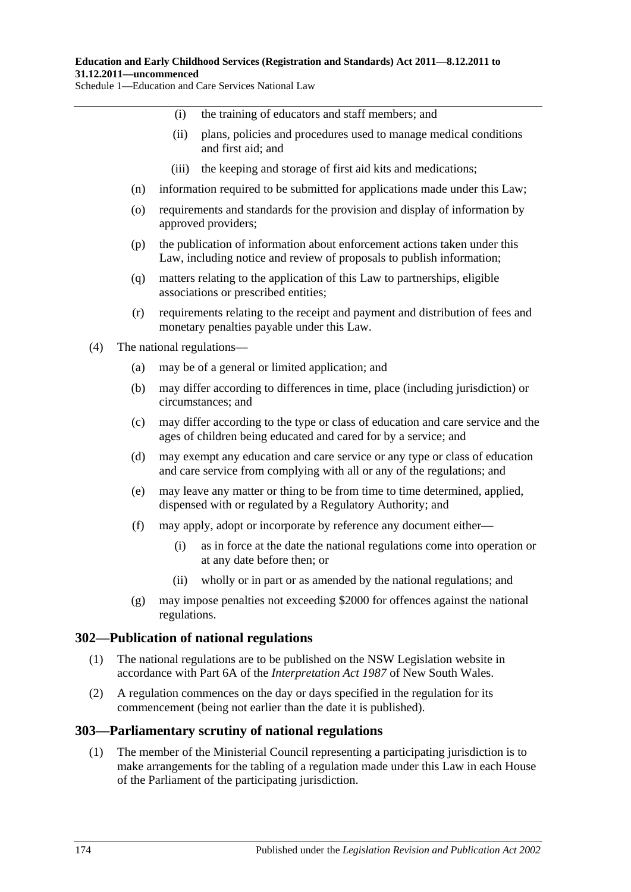(i) the training of educators and staff members; and

(ii) plans, policies and procedures used to manage medical conditions and first aid; and

(iii) the keeping and storage of first aid kits and medications;

(n) information required to be submitted for applications made under this Law;

(o) requirements and standards for the provision and display of information by approved providers;

(p) the publication of information about enforcement actions taken under this Law, including notice and review of proposals to publish information;

(q) matters relating to the application of this Law to partnerships, eligible associations or prescribed entities;

(r) requirements relating to the receipt and payment and distribution of fees and monetary penalties payable under this Law.

(4) The national regulations—

(a) may be of a general or limited application; and

(b) may differ according to differences in time, place (including jurisdiction) or circumstances; and

(c) may differ according to the type or class of education and care service and the ages of children being educated and cared for by a service; and

(d) may exempt any education and care service or any type or class of education and care service from complying with all or any of the regulations; and

(e) may leave any matter or thing to be from time to time determined, applied, dispensed with or regulated by a Regulatory Authority; and

(f) may apply, adopt or incorporate by reference any document either—

(i) as in force at the date the national regulations come into operation or at any date before then; or

(ii) wholly or in part or as amended by the national regulations; and

(g) may impose penalties not exceeding $2000 for offences against the national regulations.

## 302—Publication of national regulations

(1) The national regulations are to be published on the NSW Legislation website in accordance with Part 6A of the *Interpretation Act 1987* of New South Wales.

(2) A regulation commences on the day or days specified in the regulation for its commencement (being not earlier than the date it is published).

## 303—Parliamentary scrutiny of national regulations

(1) The member of the Ministerial Council representing a participating jurisdiction is to make arrangements for the tabling of a regulation made under this Law in each House of the Parliament of the participating jurisdiction.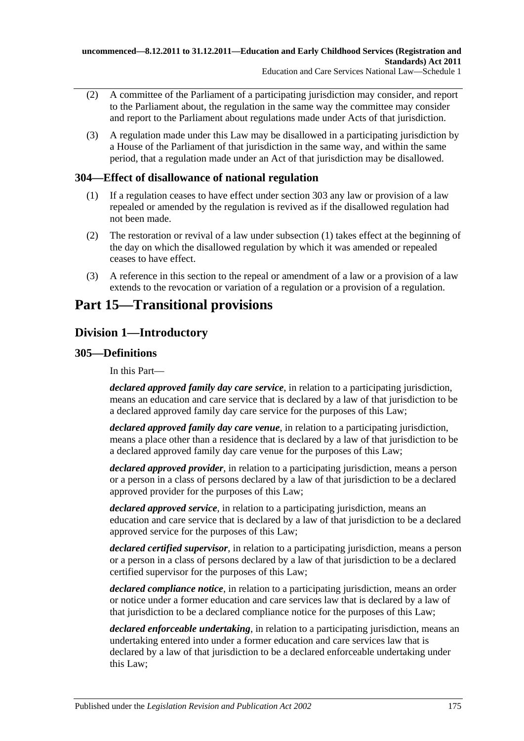(2) A committee of the Parliament of a participating jurisdiction may consider, and report to the Parliament about, the regulation in the same way the committee may consider and report to the Parliament about regulations made under Acts of that jurisdiction.

(3) A regulation made under this Law may be disallowed in a participating jurisdiction by a House of the Parliament of that jurisdiction in the same way, and within the same period, that a regulation made under an Act of that jurisdiction may be disallowed.

### 304—Effect of disallowance of national regulation

(1) If a regulation ceases to have effect under section 303 any law or provision of a law repealed or amended by the regulation is revived as if the disallowed regulation had not been made.

(2) The restoration or revival of a law under subsection (1) takes effect at the beginning of the day on which the disallowed regulation by which it was amended or repealed ceases to have effect.

(3) A reference in this section to the repeal or amendment of a law or a provision of a law extends to the revocation or variation of a regulation or a provision of a regulation.

# Part 15—Transitional provisions

## Division 1—Introductory

### 305—Definitions

In this Part—

***declared approved family day care service***, in relation to a participating jurisdiction, means an education and care service that is declared by a law of that jurisdiction to be a declared approved family day care service for the purposes of this Law;

***declared approved family day care venue***, in relation to a participating jurisdiction, means a place other than a residence that is declared by a law of that jurisdiction to be a declared approved family day care venue for the purposes of this Law;

***declared approved provider***, in relation to a participating jurisdiction, means a person or a person in a class of persons declared by a law of that jurisdiction to be a declared approved provider for the purposes of this Law;

***declared approved service***, in relation to a participating jurisdiction, means an education and care service that is declared by a law of that jurisdiction to be a declared approved service for the purposes of this Law;

***declared certified supervisor***, in relation to a participating jurisdiction, means a person or a person in a class of persons declared by a law of that jurisdiction to be a declared certified supervisor for the purposes of this Law;

***declared compliance notice***, in relation to a participating jurisdiction, means an order or notice under a former education and care services law that is declared by a law of that jurisdiction to be a declared compliance notice for the purposes of this Law;

***declared enforceable undertaking***, in relation to a participating jurisdiction, means an undertaking entered into under a former education and care services law that is declared by a law of that jurisdiction to be a declared enforceable undertaking under this Law;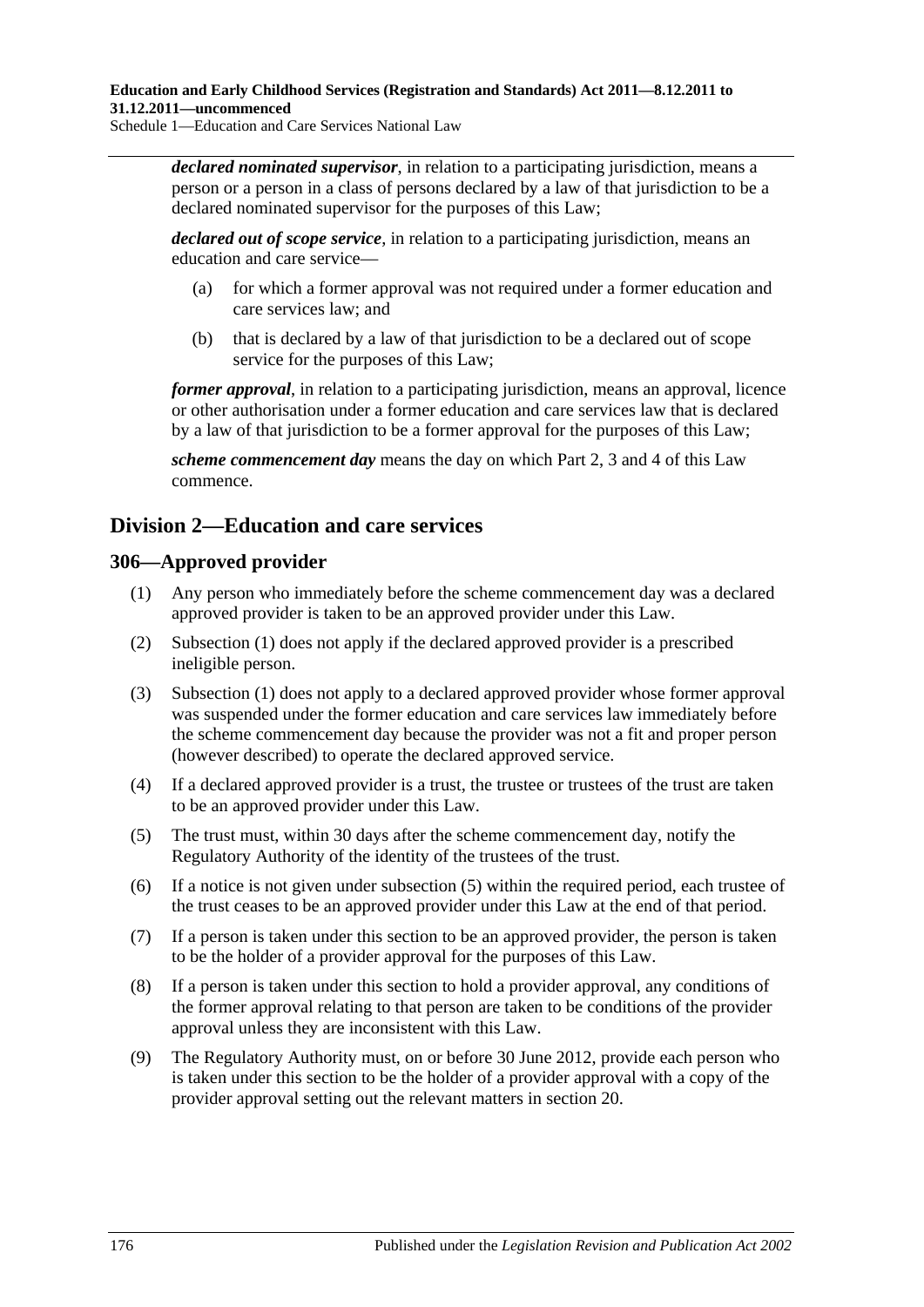***declared nominated supervisor***, in relation to a participating jurisdiction, means a person or a person in a class of persons declared by a law of that jurisdiction to be a declared nominated supervisor for the purposes of this Law;

***declared out of scope service***, in relation to a participating jurisdiction, means an education and care service—

(a) for which a former approval was not required under a former education and care services law; and

(b) that is declared by a law of that jurisdiction to be a declared out of scope service for the purposes of this Law;

***former approval***, in relation to a participating jurisdiction, means an approval, licence or other authorisation under a former education and care services law that is declared by a law of that jurisdiction to be a former approval for the purposes of this Law;

***scheme commencement day*** means the day on which Part 2, 3 and 4 of this Law commence.

## Division 2—Education and care services

### 306—Approved provider

(1) Any person who immediately before the scheme commencement day was a declared approved provider is taken to be an approved provider under this Law.

(2) Subsection (1) does not apply if the declared approved provider is a prescribed ineligible person.

(3) Subsection (1) does not apply to a declared approved provider whose former approval was suspended under the former education and care services law immediately before the scheme commencement day because the provider was not a fit and proper person (however described) to operate the declared approved service.

(4) If a declared approved provider is a trust, the trustee or trustees of the trust are taken to be an approved provider under this Law.

(5) The trust must, within 30 days after the scheme commencement day, notify the Regulatory Authority of the identity of the trustees of the trust.

(6) If a notice is not given under subsection (5) within the required period, each trustee of the trust ceases to be an approved provider under this Law at the end of that period.

(7) If a person is taken under this section to be an approved provider, the person is taken to be the holder of a provider approval for the purposes of this Law.

(8) If a person is taken under this section to hold a provider approval, any conditions of the former approval relating to that person are taken to be conditions of the provider approval unless they are inconsistent with this Law.

(9) The Regulatory Authority must, on or before 30 June 2012, provide each person who is taken under this section to be the holder of a provider approval with a copy of the provider approval setting out the relevant matters in section 20.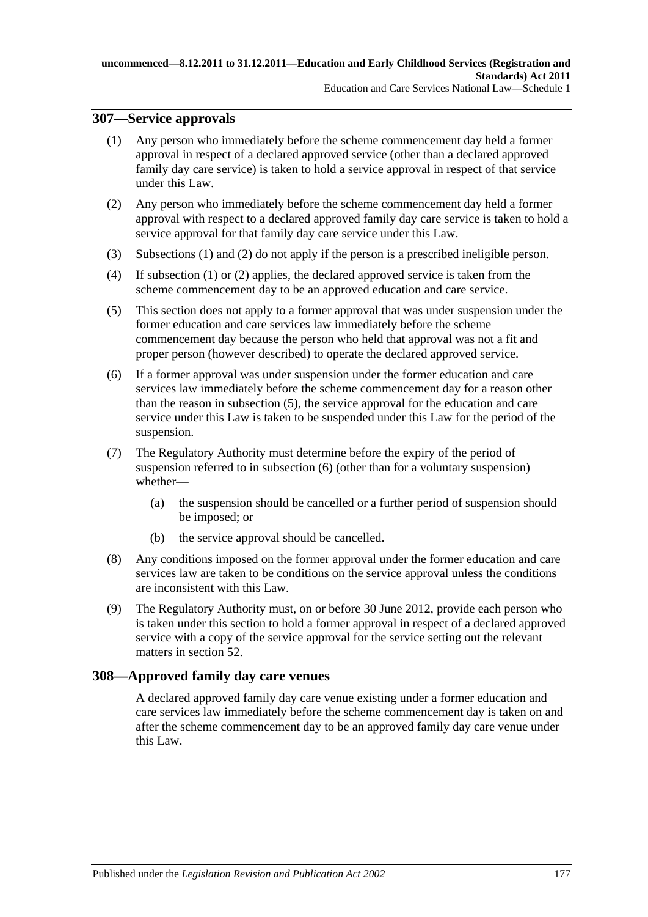## 307—Service approvals

(1) Any person who immediately before the scheme commencement day held a former approval in respect of a declared approved service (other than a declared approved family day care service) is taken to hold a service approval in respect of that service under this Law.

(2) Any person who immediately before the scheme commencement day held a former approval with respect to a declared approved family day care service is taken to hold a service approval for that family day care service under this Law.

(3) Subsections (1) and (2) do not apply if the person is a prescribed ineligible person.

(4) If subsection (1) or (2) applies, the declared approved service is taken from the scheme commencement day to be an approved education and care service.

(5) This section does not apply to a former approval that was under suspension under the former education and care services law immediately before the scheme commencement day because the person who held that approval was not a fit and proper person (however described) to operate the declared approved service.

(6) If a former approval was under suspension under the former education and care services law immediately before the scheme commencement day for a reason other than the reason in subsection (5), the service approval for the education and care service under this Law is taken to be suspended under this Law for the period of the suspension.

(7) The Regulatory Authority must determine before the expiry of the period of suspension referred to in subsection (6) (other than for a voluntary suspension) whether—

(a) the suspension should be cancelled or a further period of suspension should be imposed; or

(b) the service approval should be cancelled.

(8) Any conditions imposed on the former approval under the former education and care services law are taken to be conditions on the service approval unless the conditions are inconsistent with this Law.

(9) The Regulatory Authority must, on or before 30 June 2012, provide each person who is taken under this section to hold a former approval in respect of a declared approved service with a copy of the service approval for the service setting out the relevant matters in section 52.

## 308—Approved family day care venues

A declared approved family day care venue existing under a former education and care services law immediately before the scheme commencement day is taken on and after the scheme commencement day to be an approved family day care venue under this Law.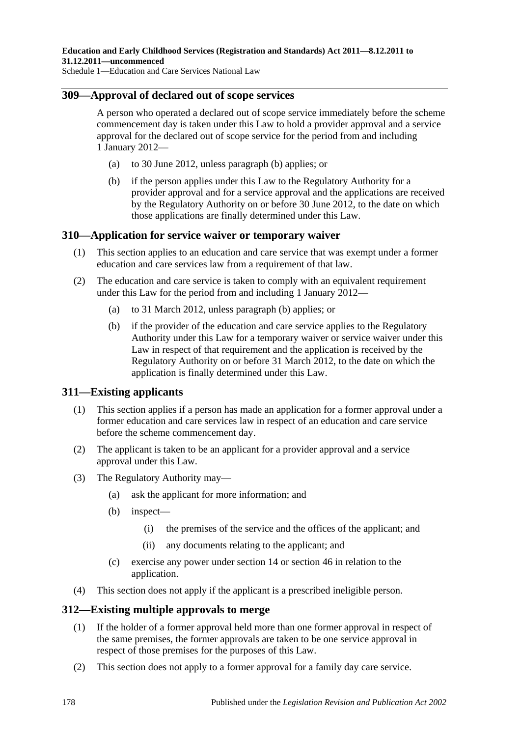## 309—Approval of declared out of scope services

A person who operated a declared out of scope service immediately before the scheme commencement day is taken under this Law to hold a provider approval and a service approval for the declared out of scope service for the period from and including 1 January 2012—

- (a) to 30 June 2012, unless paragraph (b) applies; or
- (b) if the person applies under this Law to the Regulatory Authority for a provider approval and for a service approval and the applications are received by the Regulatory Authority on or before 30 June 2012, to the date on which those applications are finally determined under this Law.

## 310—Application for service waiver or temporary waiver

(1) This section applies to an education and care service that was exempt under a former education and care services law from a requirement of that law.

(2) The education and care service is taken to comply with an equivalent requirement under this Law for the period from and including 1 January 2012—

- (a) to 31 March 2012, unless paragraph (b) applies; or
- (b) if the provider of the education and care service applies to the Regulatory Authority under this Law for a temporary waiver or service waiver under this Law in respect of that requirement and the application is received by the Regulatory Authority on or before 31 March 2012, to the date on which the application is finally determined under this Law.

## 311—Existing applicants

(1) This section applies if a person has made an application for a former approval under a former education and care services law in respect of an education and care service before the scheme commencement day.

(2) The applicant is taken to be an applicant for a provider approval and a service approval under this Law.

(3) The Regulatory Authority may—

- (a) ask the applicant for more information; and
- (b) inspect—
  - (i) the premises of the service and the offices of the applicant; and
  - (ii) any documents relating to the applicant; and
- (c) exercise any power under section 14 or section 46 in relation to the application.

(4) This section does not apply if the applicant is a prescribed ineligible person.

## 312—Existing multiple approvals to merge

(1) If the holder of a former approval held more than one former approval in respect of the same premises, the former approvals are taken to be one service approval in respect of those premises for the purposes of this Law.

(2) This section does not apply to a former approval for a family day care service.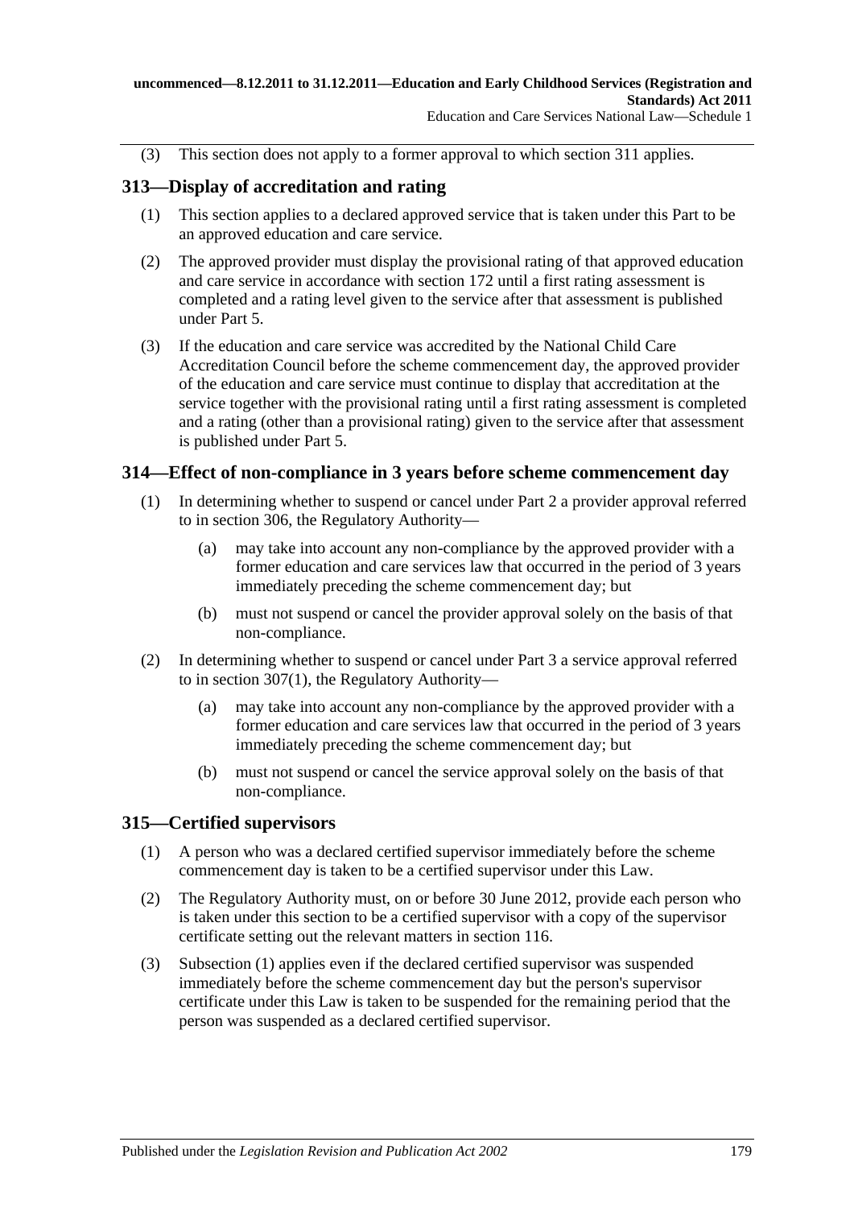(3) This section does not apply to a former approval to which section 311 applies.

## 313—Display of accreditation and rating

(1) This section applies to a declared approved service that is taken under this Part to be an approved education and care service.

(2) The approved provider must display the provisional rating of that approved education and care service in accordance with section 172 until a first rating assessment is completed and a rating level given to the service after that assessment is published under Part 5.

(3) If the education and care service was accredited by the National Child Care Accreditation Council before the scheme commencement day, the approved provider of the education and care service must continue to display that accreditation at the service together with the provisional rating until a first rating assessment is completed and a rating (other than a provisional rating) given to the service after that assessment is published under Part 5.

## 314—Effect of non-compliance in 3 years before scheme commencement day

(1) In determining whether to suspend or cancel under Part 2 a provider approval referred to in section 306, the Regulatory Authority—

- (a) may take into account any non-compliance by the approved provider with a former education and care services law that occurred in the period of 3 years immediately preceding the scheme commencement day; but
- (b) must not suspend or cancel the provider approval solely on the basis of that non-compliance.

(2) In determining whether to suspend or cancel under Part 3 a service approval referred to in section 307(1), the Regulatory Authority—

- (a) may take into account any non-compliance by the approved provider with a former education and care services law that occurred in the period of 3 years immediately preceding the scheme commencement day; but
- (b) must not suspend or cancel the service approval solely on the basis of that non-compliance.

## 315—Certified supervisors

(1) A person who was a declared certified supervisor immediately before the scheme commencement day is taken to be a certified supervisor under this Law.

(2) The Regulatory Authority must, on or before 30 June 2012, provide each person who is taken under this section to be a certified supervisor with a copy of the supervisor certificate setting out the relevant matters in section 116.

(3) Subsection (1) applies even if the declared certified supervisor was suspended immediately before the scheme commencement day but the person's supervisor certificate under this Law is taken to be suspended for the remaining period that the person was suspended as a declared certified supervisor.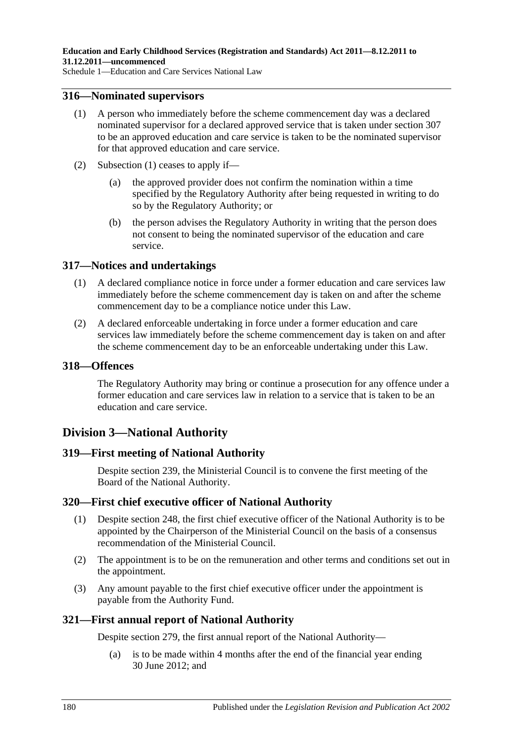## 316—Nominated supervisors

(1) A person who immediately before the scheme commencement day was a declared nominated supervisor for a declared approved service that is taken under section 307 to be an approved education and care service is taken to be the nominated supervisor for that approved education and care service.

(2) Subsection (1) ceases to apply if—

 (a) the approved provider does not confirm the nomination within a time specified by the Regulatory Authority after being requested in writing to do so by the Regulatory Authority; or

 (b) the person advises the Regulatory Authority in writing that the person does not consent to being the nominated supervisor of the education and care service.

## 317—Notices and undertakings

(1) A declared compliance notice in force under a former education and care services law immediately before the scheme commencement day is taken on and after the scheme commencement day to be a compliance notice under this Law.

(2) A declared enforceable undertaking in force under a former education and care services law immediately before the scheme commencement day is taken on and after the scheme commencement day to be an enforceable undertaking under this Law.

## 318—Offences

The Regulatory Authority may bring or continue a prosecution for any offence under a former education and care services law in relation to a service that is taken to be an education and care service.

# Division 3—National Authority

## 319—First meeting of National Authority

Despite section 239, the Ministerial Council is to convene the first meeting of the Board of the National Authority.

## 320—First chief executive officer of National Authority

(1) Despite section 248, the first chief executive officer of the National Authority is to be appointed by the Chairperson of the Ministerial Council on the basis of a consensus recommendation of the Ministerial Council.

(2) The appointment is to be on the remuneration and other terms and conditions set out in the appointment.

(3) Any amount payable to the first chief executive officer under the appointment is payable from the Authority Fund.

## 321—First annual report of National Authority

Despite section 279, the first annual report of the National Authority—

 (a) is to be made within 4 months after the end of the financial year ending 30 June 2012; and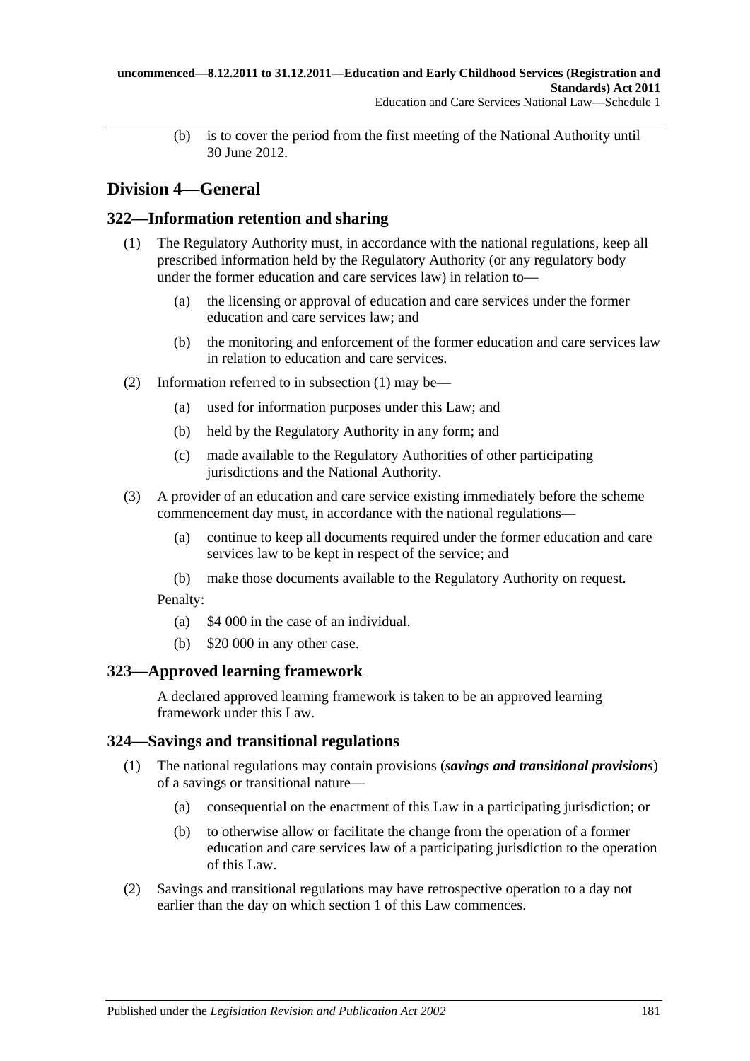(b) is to cover the period from the first meeting of the National Authority until 30 June 2012.

## Division 4—General

### 322—Information retention and sharing

(1) The Regulatory Authority must, in accordance with the national regulations, keep all prescribed information held by the Regulatory Authority (or any regulatory body under the former education and care services law) in relation to—

(a) the licensing or approval of education and care services under the former education and care services law; and

(b) the monitoring and enforcement of the former education and care services law in relation to education and care services.

(2) Information referred to in subsection (1) may be—

(a) used for information purposes under this Law; and

(b) held by the Regulatory Authority in any form; and

(c) made available to the Regulatory Authorities of other participating jurisdictions and the National Authority.

(3) A provider of an education and care service existing immediately before the scheme commencement day must, in accordance with the national regulations—

(a) continue to keep all documents required under the former education and care services law to be kept in respect of the service; and

(b) make those documents available to the Regulatory Authority on request.

Penalty:

(a) $4 000 in the case of an individual.

(b) $20 000 in any other case.

### 323—Approved learning framework

A declared approved learning framework is taken to be an approved learning framework under this Law.

### 324—Savings and transitional regulations

(1) The national regulations may contain provisions (***savings and transitional provisions***) of a savings or transitional nature—

(a) consequential on the enactment of this Law in a participating jurisdiction; or

(b) to otherwise allow or facilitate the change from the operation of a former education and care services law of a participating jurisdiction to the operation of this Law.

(2) Savings and transitional regulations may have retrospective operation to a day not earlier than the day on which section 1 of this Law commences.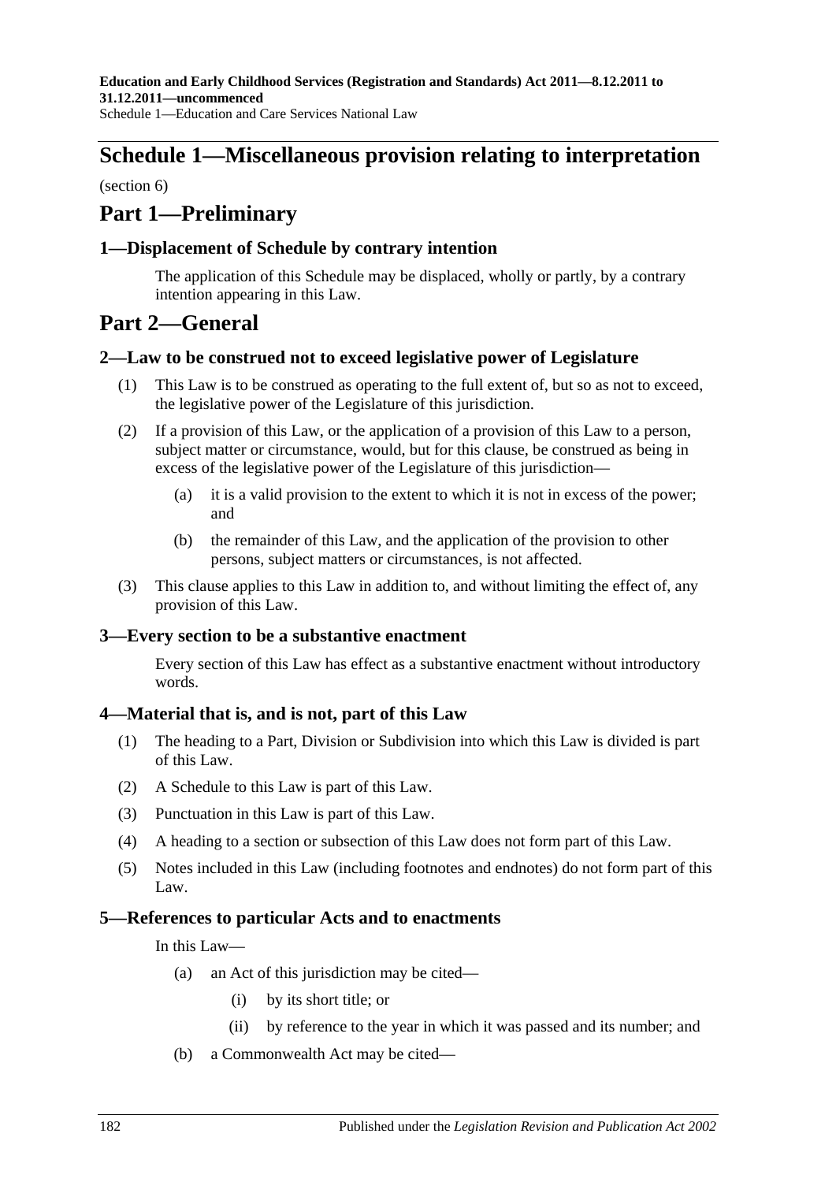# Schedule 1—Miscellaneous provision relating to interpretation

(section 6)

# Part 1—Preliminary

## 1—Displacement of Schedule by contrary intention

The application of this Schedule may be displaced, wholly or partly, by a contrary intention appearing in this Law.

# Part 2—General

## 2—Law to be construed not to exceed legislative power of Legislature

(1) This Law is to be construed as operating to the full extent of, but so as not to exceed, the legislative power of the Legislature of this jurisdiction.

(2) If a provision of this Law, or the application of a provision of this Law to a person, subject matter or circumstance, would, but for this clause, be construed as being in excess of the legislative power of the Legislature of this jurisdiction—

(a) it is a valid provision to the extent to which it is not in excess of the power; and

(b) the remainder of this Law, and the application of the provision to other persons, subject matters or circumstances, is not affected.

(3) This clause applies to this Law in addition to, and without limiting the effect of, any provision of this Law.

## 3—Every section to be a substantive enactment

Every section of this Law has effect as a substantive enactment without introductory words.

## 4—Material that is, and is not, part of this Law

(1) The heading to a Part, Division or Subdivision into which this Law is divided is part of this Law.

(2) A Schedule to this Law is part of this Law.

(3) Punctuation in this Law is part of this Law.

(4) A heading to a section or subsection of this Law does not form part of this Law.

(5) Notes included in this Law (including footnotes and endnotes) do not form part of this Law.

## 5—References to particular Acts and to enactments

In this Law—

(a) an Act of this jurisdiction may be cited—

(i) by its short title; or

(ii) by reference to the year in which it was passed and its number; and

(b) a Commonwealth Act may be cited—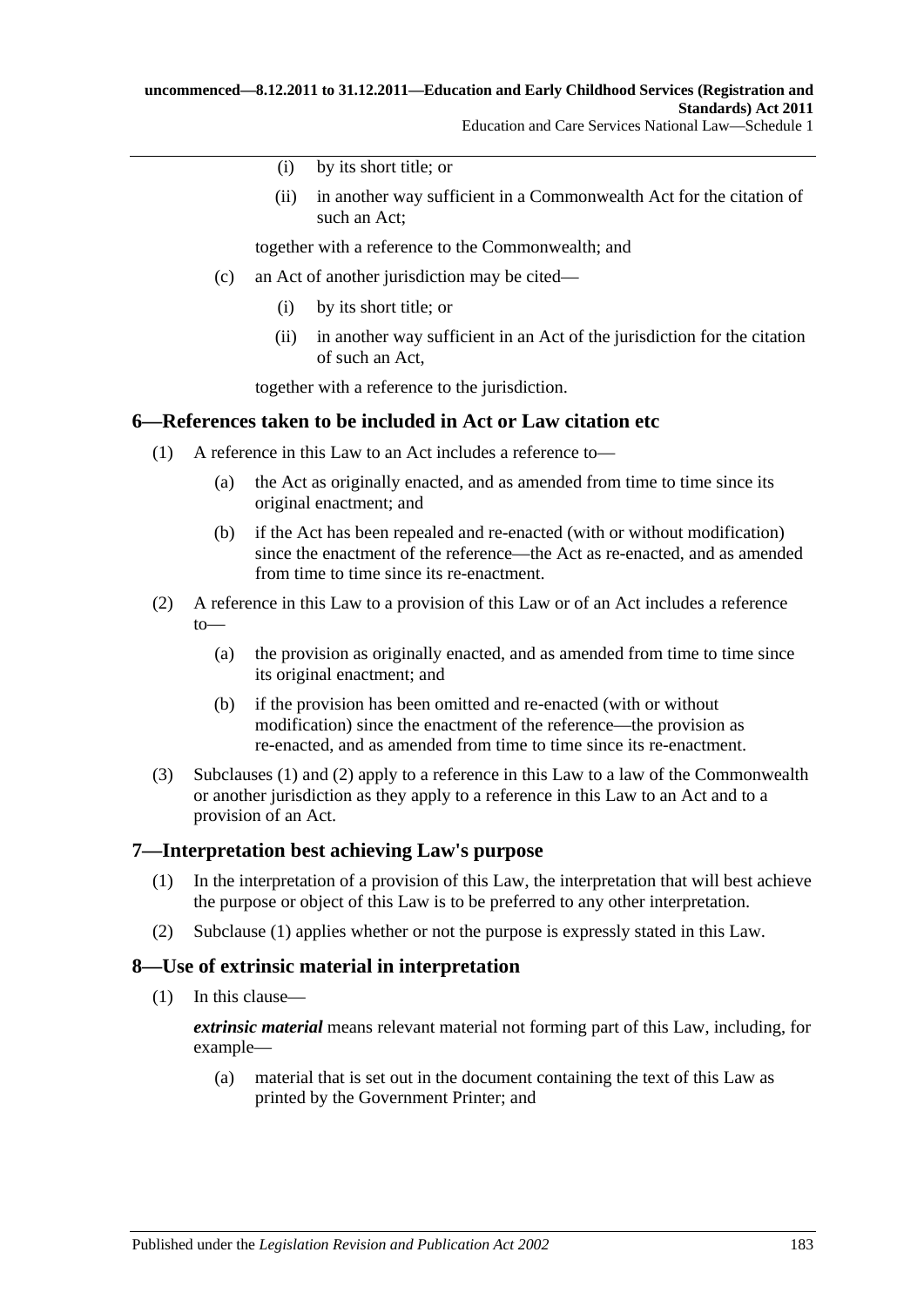(i) by its short title; or

(ii) in another way sufficient in a Commonwealth Act for the citation of such an Act;

together with a reference to the Commonwealth; and

(c) an Act of another jurisdiction may be cited—

(i) by its short title; or

(ii) in another way sufficient in an Act of the jurisdiction for the citation of such an Act,

together with a reference to the jurisdiction.

## 6—References taken to be included in Act or Law citation etc

(1) A reference in this Law to an Act includes a reference to—

(a) the Act as originally enacted, and as amended from time to time since its original enactment; and

(b) if the Act has been repealed and re-enacted (with or without modification) since the enactment of the reference—the Act as re-enacted, and as amended from time to time since its re-enactment.

(2) A reference in this Law to a provision of this Law or of an Act includes a reference to—

(a) the provision as originally enacted, and as amended from time to time since its original enactment; and

(b) if the provision has been omitted and re-enacted (with or without modification) since the enactment of the reference—the provision as re-enacted, and as amended from time to time since its re-enactment.

(3) Subclauses (1) and (2) apply to a reference in this Law to a law of the Commonwealth or another jurisdiction as they apply to a reference in this Law to an Act and to a provision of an Act.

## 7—Interpretation best achieving Law's purpose

(1) In the interpretation of a provision of this Law, the interpretation that will best achieve the purpose or object of this Law is to be preferred to any other interpretation.

(2) Subclause (1) applies whether or not the purpose is expressly stated in this Law.

## 8—Use of extrinsic material in interpretation

(1) In this clause—

***extrinsic material*** means relevant material not forming part of this Law, including, for example—

(a) material that is set out in the document containing the text of this Law as printed by the Government Printer; and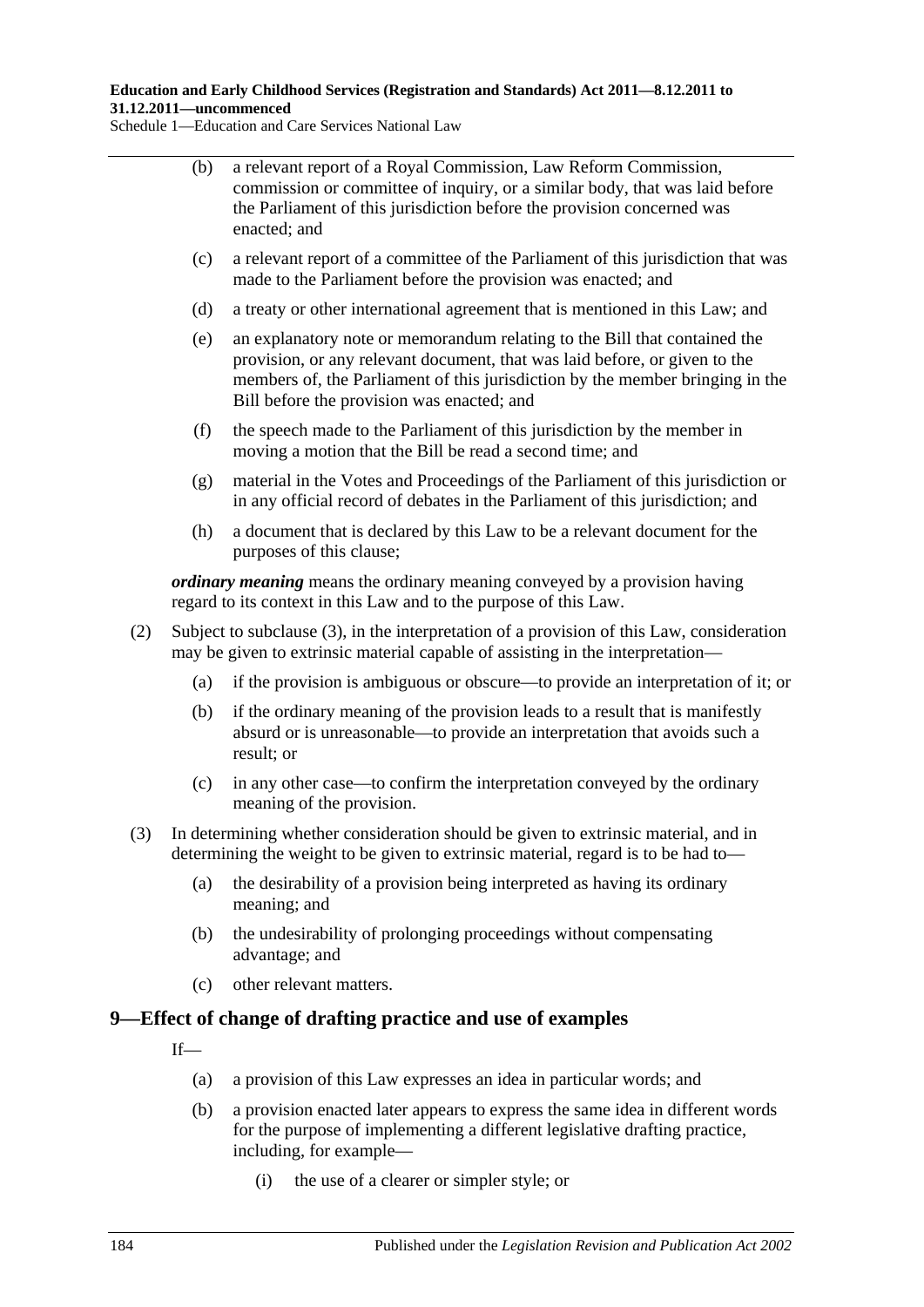(b) a relevant report of a Royal Commission, Law Reform Commission, commission or committee of inquiry, or a similar body, that was laid before the Parliament of this jurisdiction before the provision concerned was enacted; and

(c) a relevant report of a committee of the Parliament of this jurisdiction that was made to the Parliament before the provision was enacted; and

(d) a treaty or other international agreement that is mentioned in this Law; and

(e) an explanatory note or memorandum relating to the Bill that contained the provision, or any relevant document, that was laid before, or given to the members of, the Parliament of this jurisdiction by the member bringing in the Bill before the provision was enacted; and

(f) the speech made to the Parliament of this jurisdiction by the member in moving a motion that the Bill be read a second time; and

(g) material in the Votes and Proceedings of the Parliament of this jurisdiction or in any official record of debates in the Parliament of this jurisdiction; and

(h) a document that is declared by this Law to be a relevant document for the purposes of this clause;

***ordinary meaning*** means the ordinary meaning conveyed by a provision having regard to its context in this Law and to the purpose of this Law.

(2) Subject to subclause (3), in the interpretation of a provision of this Law, consideration may be given to extrinsic material capable of assisting in the interpretation—

(a) if the provision is ambiguous or obscure—to provide an interpretation of it; or

(b) if the ordinary meaning of the provision leads to a result that is manifestly absurd or is unreasonable—to provide an interpretation that avoids such a result; or

(c) in any other case—to confirm the interpretation conveyed by the ordinary meaning of the provision.

(3) In determining whether consideration should be given to extrinsic material, and in determining the weight to be given to extrinsic material, regard is to be had to—

(a) the desirability of a provision being interpreted as having its ordinary meaning; and

(b) the undesirability of prolonging proceedings without compensating advantage; and

(c) other relevant matters.

## 9—Effect of change of drafting practice and use of examples

If—

(a) a provision of this Law expresses an idea in particular words; and

(b) a provision enacted later appears to express the same idea in different words for the purpose of implementing a different legislative drafting practice, including, for example—

(i) the use of a clearer or simpler style; or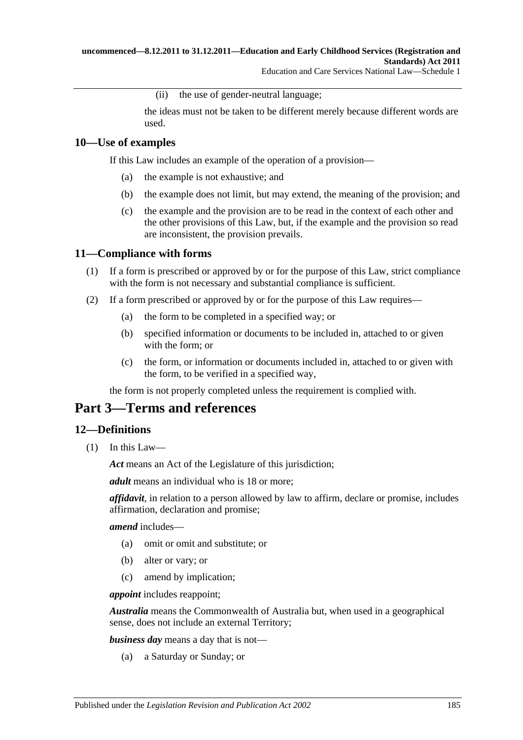(ii) the use of gender-neutral language;

the ideas must not be taken to be different merely because different words are used.

## 10—Use of examples

If this Law includes an example of the operation of a provision—

- (a) the example is not exhaustive; and
- (b) the example does not limit, but may extend, the meaning of the provision; and
- (c) the example and the provision are to be read in the context of each other and the other provisions of this Law, but, if the example and the provision so read are inconsistent, the provision prevails.

## 11—Compliance with forms

(1) If a form is prescribed or approved by or for the purpose of this Law, strict compliance with the form is not necessary and substantial compliance is sufficient.

(2) If a form prescribed or approved by or for the purpose of this Law requires—

- (a) the form to be completed in a specified way; or
- (b) specified information or documents to be included in, attached to or given with the form; or
- (c) the form, or information or documents included in, attached to or given with the form, to be verified in a specified way,

the form is not properly completed unless the requirement is complied with.

# Part 3—Terms and references

## 12—Definitions

(1) In this Law—

***Act*** means an Act of the Legislature of this jurisdiction;

***adult*** means an individual who is 18 or more;

***affidavit***, in relation to a person allowed by law to affirm, declare or promise, includes affirmation, declaration and promise;

***amend*** includes—

- (a) omit or omit and substitute; or
- (b) alter or vary; or
- (c) amend by implication;

***appoint*** includes reappoint;

***Australia*** means the Commonwealth of Australia but, when used in a geographical sense, does not include an external Territory;

***business day*** means a day that is not—

- (a) a Saturday or Sunday; or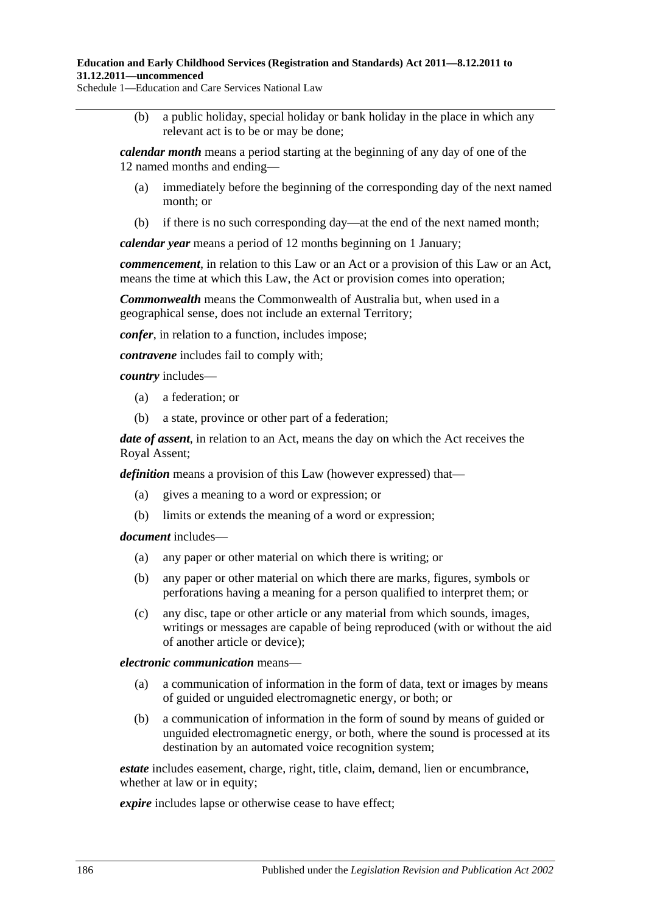(b) a public holiday, special holiday or bank holiday in the place in which any relevant act is to be or may be done;

***calendar month*** means a period starting at the beginning of any day of one of the 12 named months and ending—

(a) immediately before the beginning of the corresponding day of the next named month; or

(b) if there is no such corresponding day—at the end of the next named month;

***calendar year*** means a period of 12 months beginning on 1 January;

***commencement***, in relation to this Law or an Act or a provision of this Law or an Act, means the time at which this Law, the Act or provision comes into operation;

***Commonwealth*** means the Commonwealth of Australia but, when used in a geographical sense, does not include an external Territory;

***confer***, in relation to a function, includes impose;

***contravene*** includes fail to comply with;

***country*** includes—

(a) a federation; or

(b) a state, province or other part of a federation;

***date of assent***, in relation to an Act, means the day on which the Act receives the Royal Assent;

***definition*** means a provision of this Law (however expressed) that—

(a) gives a meaning to a word or expression; or

(b) limits or extends the meaning of a word or expression;

***document*** includes—

(a) any paper or other material on which there is writing; or

(b) any paper or other material on which there are marks, figures, symbols or perforations having a meaning for a person qualified to interpret them; or

(c) any disc, tape or other article or any material from which sounds, images, writings or messages are capable of being reproduced (with or without the aid of another article or device);

***electronic communication*** means—

(a) a communication of information in the form of data, text or images by means of guided or unguided electromagnetic energy, or both; or

(b) a communication of information in the form of sound by means of guided or unguided electromagnetic energy, or both, where the sound is processed at its destination by an automated voice recognition system;

***estate*** includes easement, charge, right, title, claim, demand, lien or encumbrance, whether at law or in equity;

***expire*** includes lapse or otherwise cease to have effect;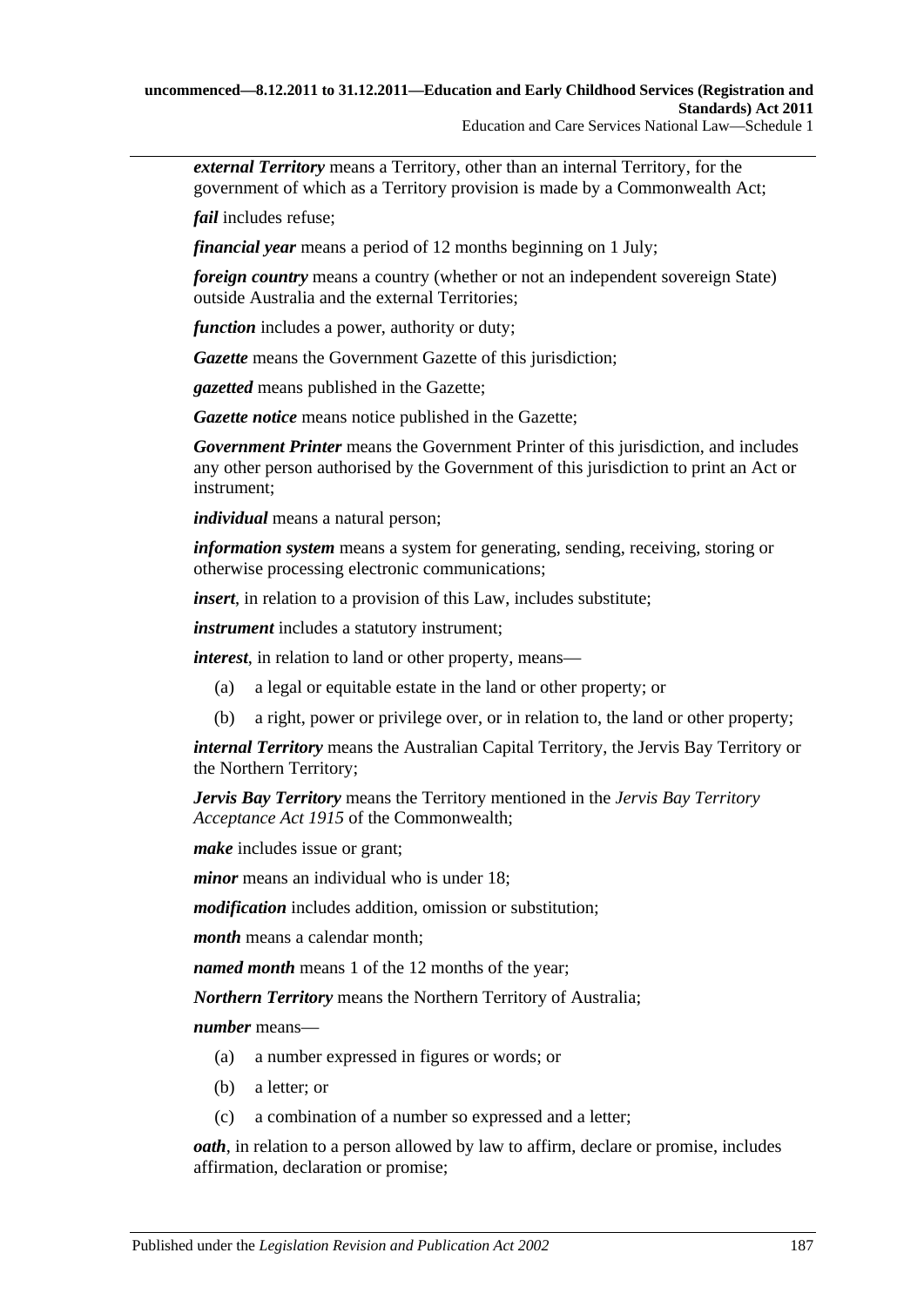***external Territory*** means a Territory, other than an internal Territory, for the government of which as a Territory provision is made by a Commonwealth Act;

***fail*** includes refuse;

***financial year*** means a period of 12 months beginning on 1 July;

***foreign country*** means a country (whether or not an independent sovereign State) outside Australia and the external Territories;

***function*** includes a power, authority or duty;

***Gazette*** means the Government Gazette of this jurisdiction;

***gazetted*** means published in the Gazette;

***Gazette notice*** means notice published in the Gazette;

***Government Printer*** means the Government Printer of this jurisdiction, and includes any other person authorised by the Government of this jurisdiction to print an Act or instrument;

***individual*** means a natural person;

***information system*** means a system for generating, sending, receiving, storing or otherwise processing electronic communications;

***insert***, in relation to a provision of this Law, includes substitute;

***instrument*** includes a statutory instrument;

***interest***, in relation to land or other property, means—

(a) a legal or equitable estate in the land or other property; or

(b) a right, power or privilege over, or in relation to, the land or other property;

***internal Territory*** means the Australian Capital Territory, the Jervis Bay Territory or the Northern Territory;

***Jervis Bay Territory*** means the Territory mentioned in the *Jervis Bay Territory Acceptance Act 1915* of the Commonwealth;

***make*** includes issue or grant;

***minor*** means an individual who is under 18;

***modification*** includes addition, omission or substitution;

***month*** means a calendar month;

***named month*** means 1 of the 12 months of the year;

***Northern Territory*** means the Northern Territory of Australia;

***number*** means—

(a) a number expressed in figures or words; or

(b) a letter; or

(c) a combination of a number so expressed and a letter;

***oath***, in relation to a person allowed by law to affirm, declare or promise, includes affirmation, declaration or promise;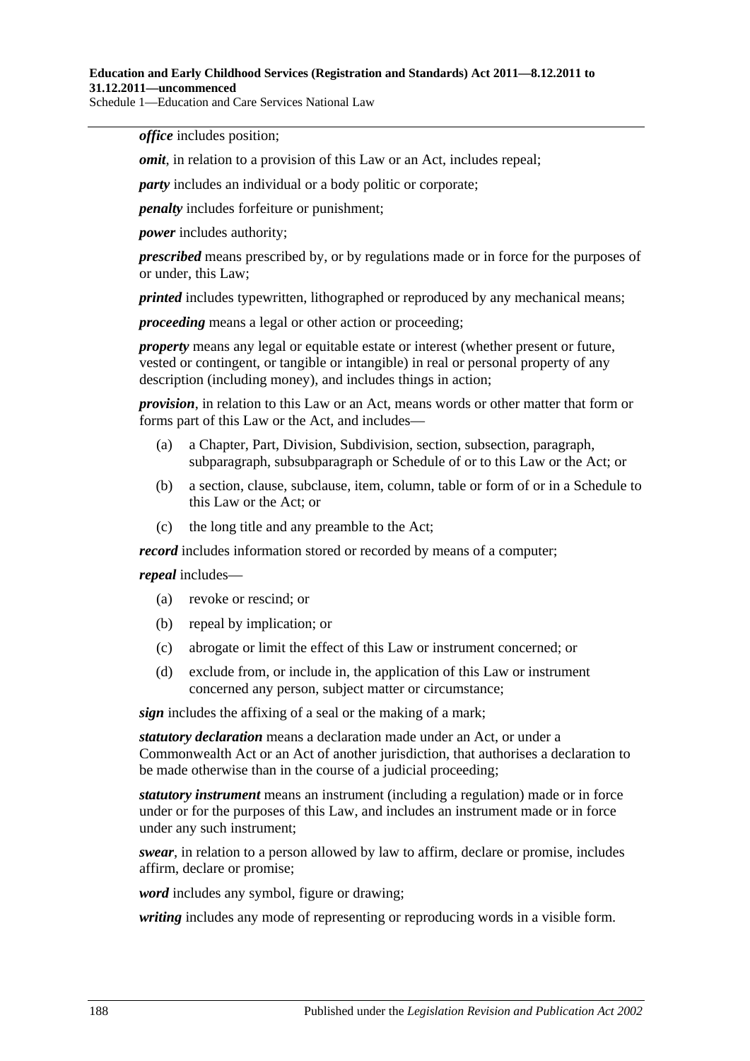***office*** includes position;

***omit***, in relation to a provision of this Law or an Act, includes repeal;

***party*** includes an individual or a body politic or corporate;

***penalty*** includes forfeiture or punishment;

***power*** includes authority;

***prescribed*** means prescribed by, or by regulations made or in force for the purposes of or under, this Law;

***printed*** includes typewritten, lithographed or reproduced by any mechanical means;

***proceeding*** means a legal or other action or proceeding;

***property*** means any legal or equitable estate or interest (whether present or future, vested or contingent, or tangible or intangible) in real or personal property of any description (including money), and includes things in action;

***provision***, in relation to this Law or an Act, means words or other matter that form or forms part of this Law or the Act, and includes—

- (a) a Chapter, Part, Division, Subdivision, section, subsection, paragraph, subparagraph, subsubparagraph or Schedule of or to this Law or the Act; or
- (b) a section, clause, subclause, item, column, table or form of or in a Schedule to this Law or the Act; or
- (c) the long title and any preamble to the Act;

***record*** includes information stored or recorded by means of a computer;

***repeal*** includes—

- (a) revoke or rescind; or
- (b) repeal by implication; or
- (c) abrogate or limit the effect of this Law or instrument concerned; or
- (d) exclude from, or include in, the application of this Law or instrument concerned any person, subject matter or circumstance;

***sign*** includes the affixing of a seal or the making of a mark;

***statutory declaration*** means a declaration made under an Act, or under a Commonwealth Act or an Act of another jurisdiction, that authorises a declaration to be made otherwise than in the course of a judicial proceeding;

***statutory instrument*** means an instrument (including a regulation) made or in force under or for the purposes of this Law, and includes an instrument made or in force under any such instrument;

***swear***, in relation to a person allowed by law to affirm, declare or promise, includes affirm, declare or promise;

***word*** includes any symbol, figure or drawing;

***writing*** includes any mode of representing or reproducing words in a visible form.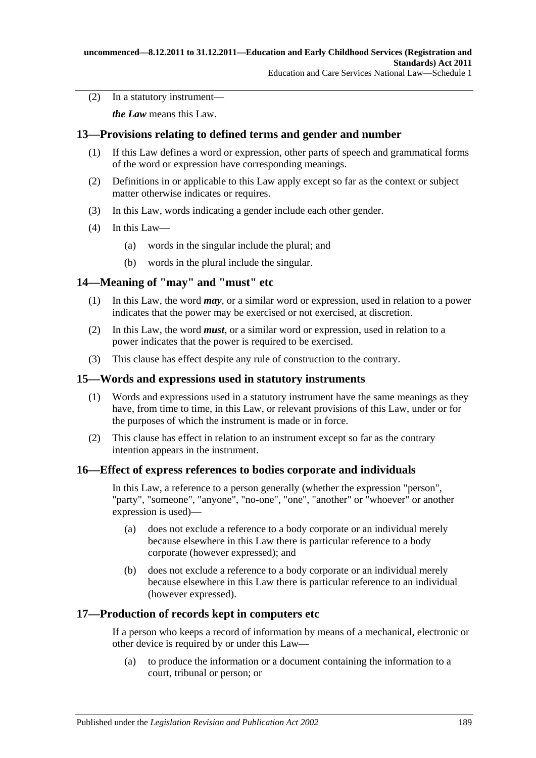(2) In a statutory instrument—

*the Law* means this Law.

## 13—Provisions relating to defined terms and gender and number

(1) If this Law defines a word or expression, other parts of speech and grammatical forms of the word or expression have corresponding meanings.

(2) Definitions in or applicable to this Law apply except so far as the context or subject matter otherwise indicates or requires.

(3) In this Law, words indicating a gender include each other gender.

(4) In this Law—

(a) words in the singular include the plural; and

(b) words in the plural include the singular.

## 14—Meaning of "may" and "must" etc

(1) In this Law, the word ***may***, or a similar word or expression, used in relation to a power indicates that the power may be exercised or not exercised, at discretion.

(2) In this Law, the word ***must***, or a similar word or expression, used in relation to a power indicates that the power is required to be exercised.

(3) This clause has effect despite any rule of construction to the contrary.

## 15—Words and expressions used in statutory instruments

(1) Words and expressions used in a statutory instrument have the same meanings as they have, from time to time, in this Law, or relevant provisions of this Law, under or for the purposes of which the instrument is made or in force.

(2) This clause has effect in relation to an instrument except so far as the contrary intention appears in the instrument.

## 16—Effect of express references to bodies corporate and individuals

In this Law, a reference to a person generally (whether the expression "person", "party", "someone", "anyone", "no-one", "one", "another" or "whoever" or another expression is used)—

(a) does not exclude a reference to a body corporate or an individual merely because elsewhere in this Law there is particular reference to a body corporate (however expressed); and

(b) does not exclude a reference to a body corporate or an individual merely because elsewhere in this Law there is particular reference to an individual (however expressed).

## 17—Production of records kept in computers etc

If a person who keeps a record of information by means of a mechanical, electronic or other device is required by or under this Law—

(a) to produce the information or a document containing the information to a court, tribunal or person; or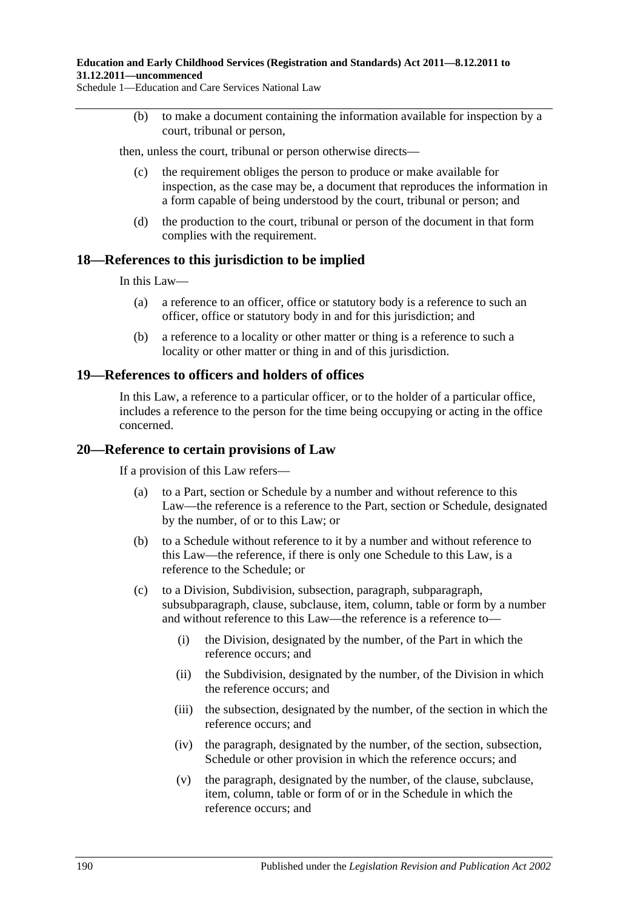(b) to make a document containing the information available for inspection by a court, tribunal or person,

then, unless the court, tribunal or person otherwise directs—

(c) the requirement obliges the person to produce or make available for inspection, as the case may be, a document that reproduces the information in a form capable of being understood by the court, tribunal or person; and

(d) the production to the court, tribunal or person of the document in that form complies with the requirement.

## 18—References to this jurisdiction to be implied

In this Law—

(a) a reference to an officer, office or statutory body is a reference to such an officer, office or statutory body in and for this jurisdiction; and

(b) a reference to a locality or other matter or thing is a reference to such a locality or other matter or thing in and of this jurisdiction.

## 19—References to officers and holders of offices

In this Law, a reference to a particular officer, or to the holder of a particular office, includes a reference to the person for the time being occupying or acting in the office concerned.

## 20—Reference to certain provisions of Law

If a provision of this Law refers—

(a) to a Part, section or Schedule by a number and without reference to this Law—the reference is a reference to the Part, section or Schedule, designated by the number, of or to this Law; or

(b) to a Schedule without reference to it by a number and without reference to this Law—the reference, if there is only one Schedule to this Law, is a reference to the Schedule; or

(c) to a Division, Subdivision, subsection, paragraph, subparagraph, subsubparagraph, clause, subclause, item, column, table or form by a number and without reference to this Law—the reference is a reference to—

(i) the Division, designated by the number, of the Part in which the reference occurs; and

(ii) the Subdivision, designated by the number, of the Division in which the reference occurs; and

(iii) the subsection, designated by the number, of the section in which the reference occurs; and

(iv) the paragraph, designated by the number, of the section, subsection, Schedule or other provision in which the reference occurs; and

(v) the paragraph, designated by the number, of the clause, subclause, item, column, table or form of or in the Schedule in which the reference occurs; and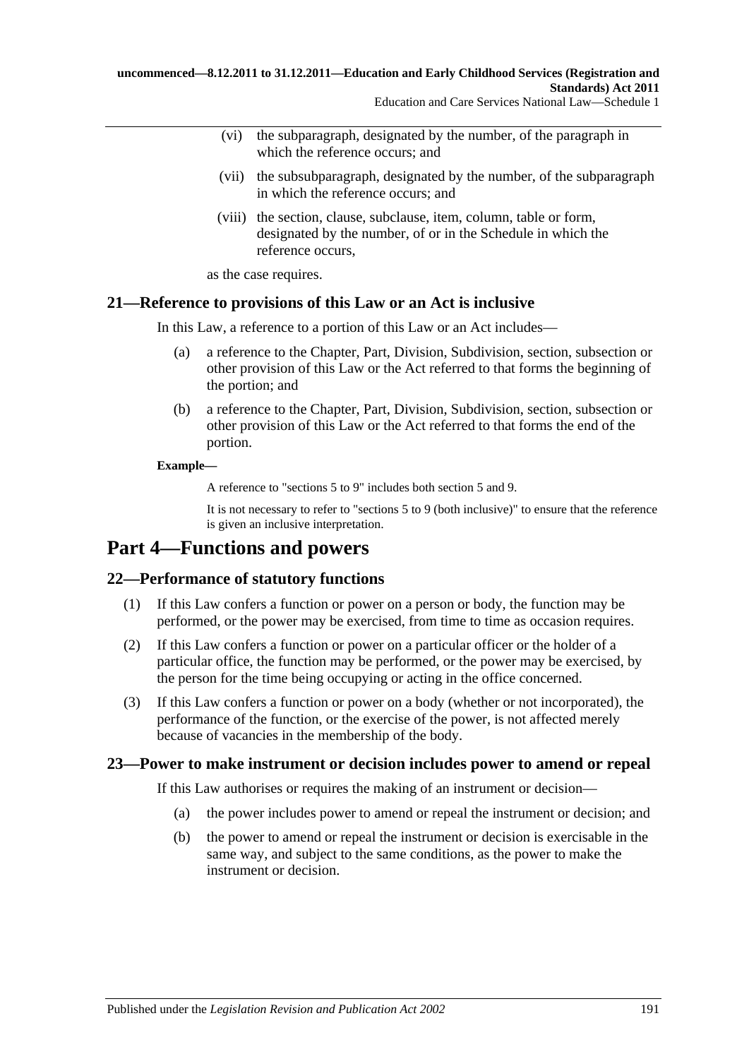(vi) the subparagraph, designated by the number, of the paragraph in which the reference occurs; and

(vii) the subsubparagraph, designated by the number, of the subparagraph in which the reference occurs; and

(viii) the section, clause, subclause, item, column, table or form, designated by the number, of or in the Schedule in which the reference occurs,

as the case requires.

### 21—Reference to provisions of this Law or an Act is inclusive

In this Law, a reference to a portion of this Law or an Act includes—

(a) a reference to the Chapter, Part, Division, Subdivision, section, subsection or other provision of this Law or the Act referred to that forms the beginning of the portion; and

(b) a reference to the Chapter, Part, Division, Subdivision, section, subsection or other provision of this Law or the Act referred to that forms the end of the portion.

**Example—**

A reference to "sections 5 to 9" includes both section 5 and 9.

It is not necessary to refer to "sections 5 to 9 (both inclusive)" to ensure that the reference is given an inclusive interpretation.

## Part 4—Functions and powers

### 22—Performance of statutory functions

(1) If this Law confers a function or power on a person or body, the function may be performed, or the power may be exercised, from time to time as occasion requires.

(2) If this Law confers a function or power on a particular officer or the holder of a particular office, the function may be performed, or the power may be exercised, by the person for the time being occupying or acting in the office concerned.

(3) If this Law confers a function or power on a body (whether or not incorporated), the performance of the function, or the exercise of the power, is not affected merely because of vacancies in the membership of the body.

### 23—Power to make instrument or decision includes power to amend or repeal

If this Law authorises or requires the making of an instrument or decision—

(a) the power includes power to amend or repeal the instrument or decision; and

(b) the power to amend or repeal the instrument or decision is exercisable in the same way, and subject to the same conditions, as the power to make the instrument or decision.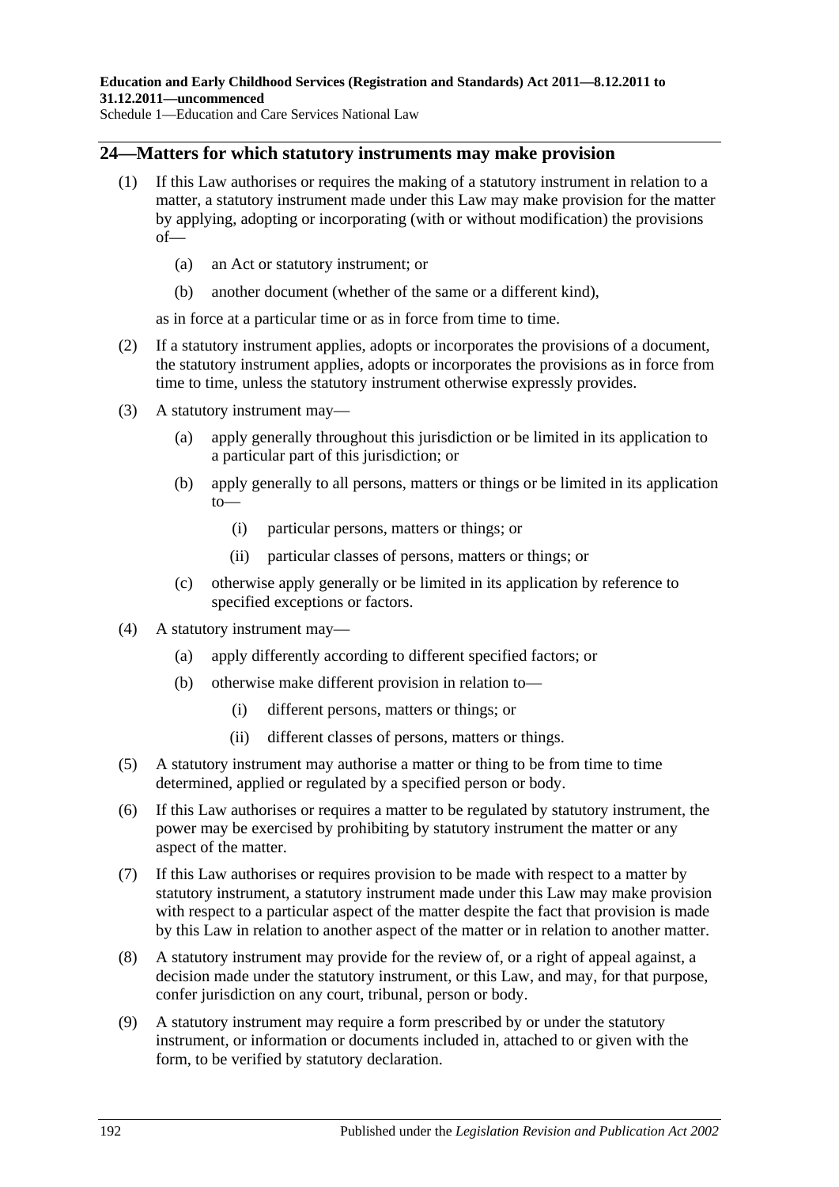## 24—Matters for which statutory instruments may make provision

(1) If this Law authorises or requires the making of a statutory instrument in relation to a matter, a statutory instrument made under this Law may make provision for the matter by applying, adopting or incorporating (with or without modification) the provisions of—

  (a) an Act or statutory instrument; or

  (b) another document (whether of the same or a different kind),

as in force at a particular time or as in force from time to time.

(2) If a statutory instrument applies, adopts or incorporates the provisions of a document, the statutory instrument applies, adopts or incorporates the provisions as in force from time to time, unless the statutory instrument otherwise expressly provides.

(3) A statutory instrument may—

  (a) apply generally throughout this jurisdiction or be limited in its application to a particular part of this jurisdiction; or

  (b) apply generally to all persons, matters or things or be limited in its application to—

    (i) particular persons, matters or things; or

    (ii) particular classes of persons, matters or things; or

  (c) otherwise apply generally or be limited in its application by reference to specified exceptions or factors.

(4) A statutory instrument may—

  (a) apply differently according to different specified factors; or

  (b) otherwise make different provision in relation to—

    (i) different persons, matters or things; or

    (ii) different classes of persons, matters or things.

(5) A statutory instrument may authorise a matter or thing to be from time to time determined, applied or regulated by a specified person or body.

(6) If this Law authorises or requires a matter to be regulated by statutory instrument, the power may be exercised by prohibiting by statutory instrument the matter or any aspect of the matter.

(7) If this Law authorises or requires provision to be made with respect to a matter by statutory instrument, a statutory instrument made under this Law may make provision with respect to a particular aspect of the matter despite the fact that provision is made by this Law in relation to another aspect of the matter or in relation to another matter.

(8) A statutory instrument may provide for the review of, or a right of appeal against, a decision made under the statutory instrument, or this Law, and may, for that purpose, confer jurisdiction on any court, tribunal, person or body.

(9) A statutory instrument may require a form prescribed by or under the statutory instrument, or information or documents included in, attached to or given with the form, to be verified by statutory declaration.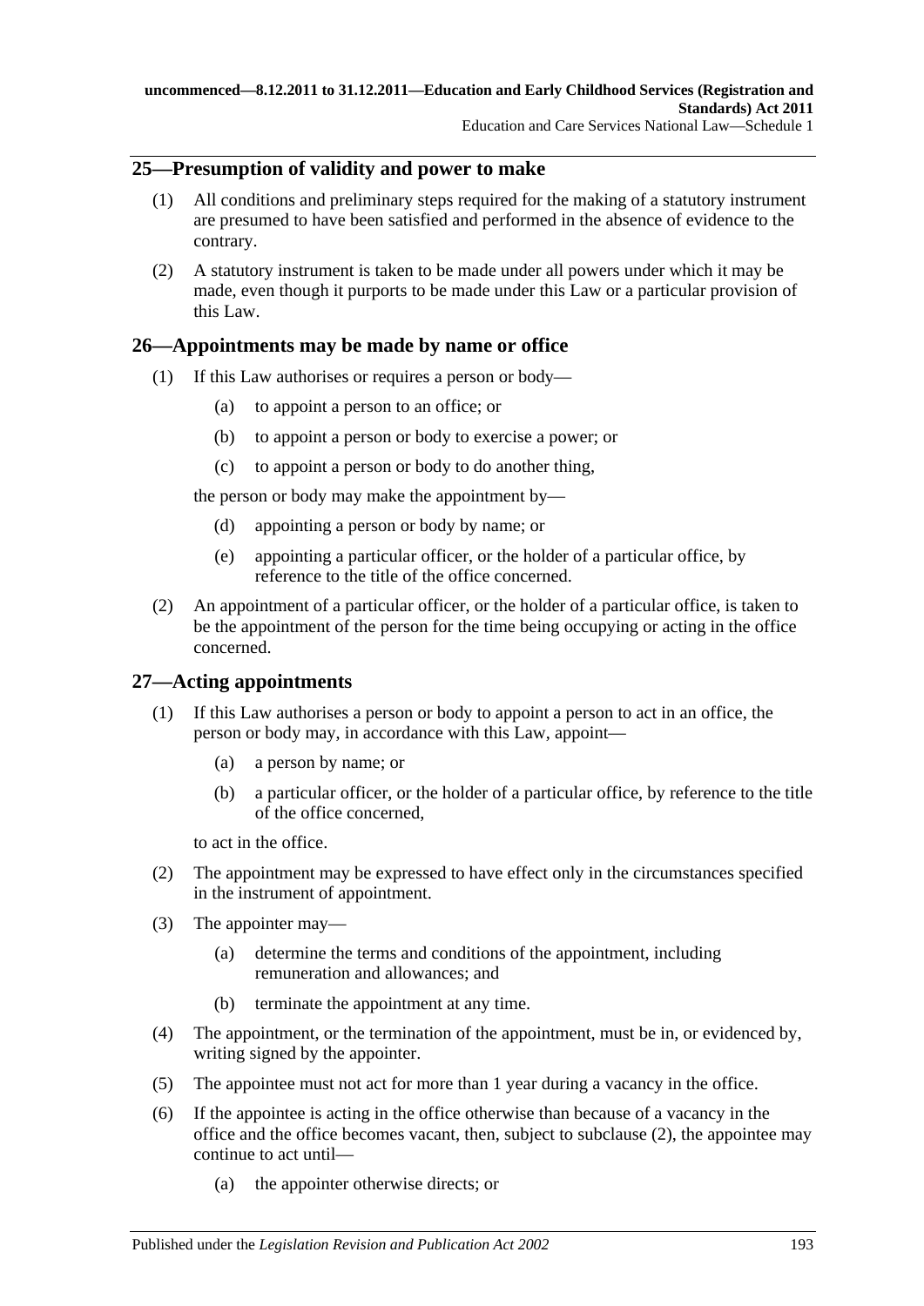## 25—Presumption of validity and power to make

(1) All conditions and preliminary steps required for the making of a statutory instrument are presumed to have been satisfied and performed in the absence of evidence to the contrary.

(2) A statutory instrument is taken to be made under all powers under which it may be made, even though it purports to be made under this Law or a particular provision of this Law.

## 26—Appointments may be made by name or office

(1) If this Law authorises or requires a person or body—

- (a) to appoint a person to an office; or
- (b) to appoint a person or body to exercise a power; or
- (c) to appoint a person or body to do another thing,

the person or body may make the appointment by—

- (d) appointing a person or body by name; or
- (e) appointing a particular officer, or the holder of a particular office, by reference to the title of the office concerned.

(2) An appointment of a particular officer, or the holder of a particular office, is taken to be the appointment of the person for the time being occupying or acting in the office concerned.

## 27—Acting appointments

(1) If this Law authorises a person or body to appoint a person to act in an office, the person or body may, in accordance with this Law, appoint—

- (a) a person by name; or
- (b) a particular officer, or the holder of a particular office, by reference to the title of the office concerned,

to act in the office.

(2) The appointment may be expressed to have effect only in the circumstances specified in the instrument of appointment.

(3) The appointer may—

- (a) determine the terms and conditions of the appointment, including remuneration and allowances; and
- (b) terminate the appointment at any time.

(4) The appointment, or the termination of the appointment, must be in, or evidenced by, writing signed by the appointer.

(5) The appointee must not act for more than 1 year during a vacancy in the office.

(6) If the appointee is acting in the office otherwise than because of a vacancy in the office and the office becomes vacant, then, subject to subclause (2), the appointee may continue to act until—

- (a) the appointer otherwise directs; or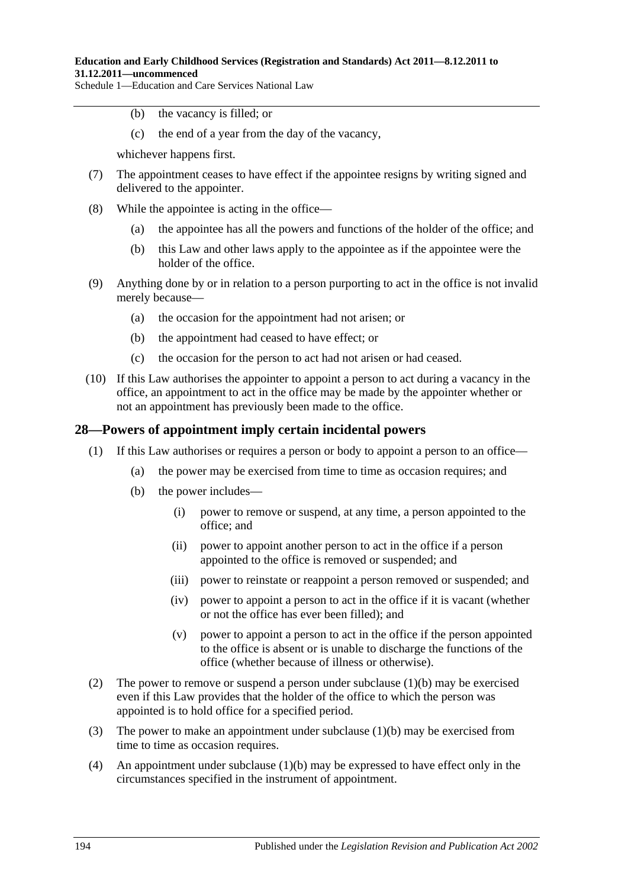(b) the vacancy is filled; or

(c) the end of a year from the day of the vacancy,

whichever happens first.

(7) The appointment ceases to have effect if the appointee resigns by writing signed and delivered to the appointer.

(8) While the appointee is acting in the office—

(a) the appointee has all the powers and functions of the holder of the office; and

(b) this Law and other laws apply to the appointee as if the appointee were the holder of the office.

(9) Anything done by or in relation to a person purporting to act in the office is not invalid merely because—

(a) the occasion for the appointment had not arisen; or

(b) the appointment had ceased to have effect; or

(c) the occasion for the person to act had not arisen or had ceased.

(10) If this Law authorises the appointer to appoint a person to act during a vacancy in the office, an appointment to act in the office may be made by the appointer whether or not an appointment has previously been made to the office.

## 28—Powers of appointment imply certain incidental powers

(1) If this Law authorises or requires a person or body to appoint a person to an office—

(a) the power may be exercised from time to time as occasion requires; and

(b) the power includes—

(i) power to remove or suspend, at any time, a person appointed to the office; and

(ii) power to appoint another person to act in the office if a person appointed to the office is removed or suspended; and

(iii) power to reinstate or reappoint a person removed or suspended; and

(iv) power to appoint a person to act in the office if it is vacant (whether or not the office has ever been filled); and

(v) power to appoint a person to act in the office if the person appointed to the office is absent or is unable to discharge the functions of the office (whether because of illness or otherwise).

(2) The power to remove or suspend a person under subclause (1)(b) may be exercised even if this Law provides that the holder of the office to which the person was appointed is to hold office for a specified period.

(3) The power to make an appointment under subclause (1)(b) may be exercised from time to time as occasion requires.

(4) An appointment under subclause (1)(b) may be expressed to have effect only in the circumstances specified in the instrument of appointment.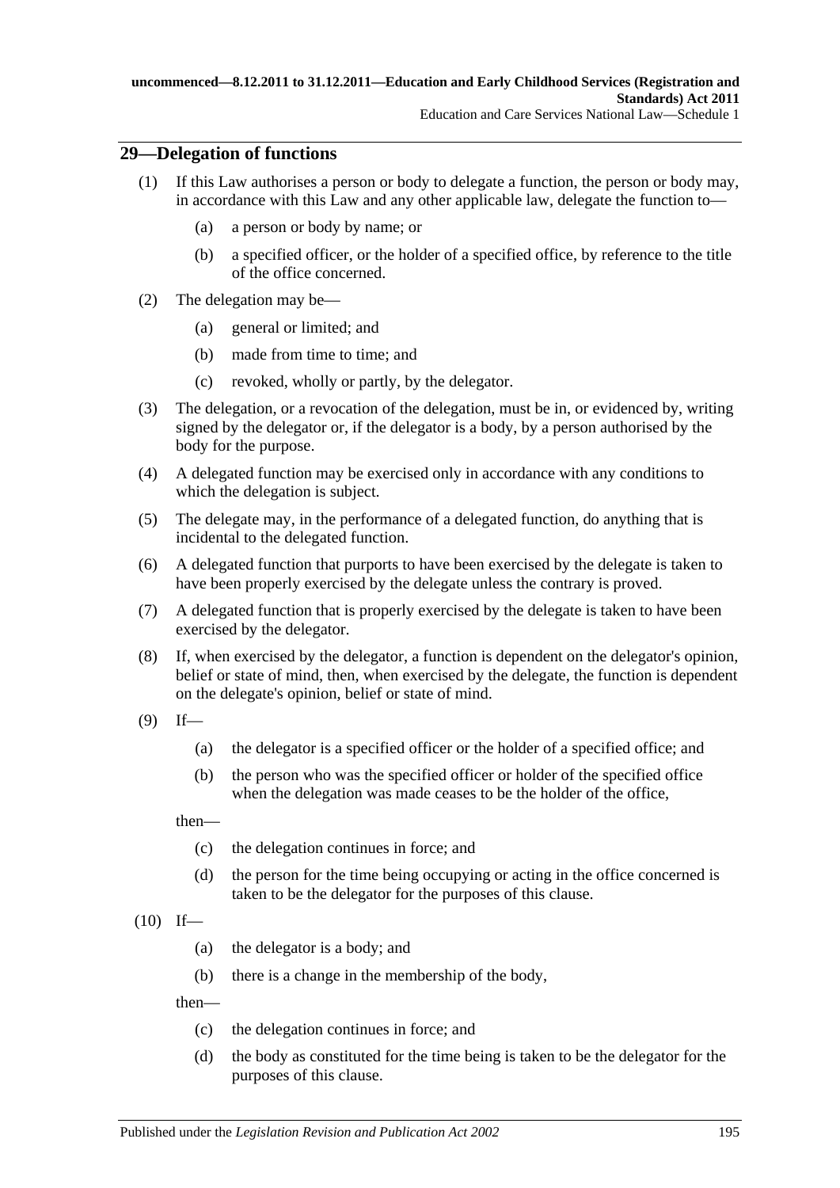## 29—Delegation of functions

(1) If this Law authorises a person or body to delegate a function, the person or body may, in accordance with this Law and any other applicable law, delegate the function to—

- (a) a person or body by name; or
- (b) a specified officer, or the holder of a specified office, by reference to the title of the office concerned.

(2) The delegation may be—

- (a) general or limited; and
- (b) made from time to time; and
- (c) revoked, wholly or partly, by the delegator.

(3) The delegation, or a revocation of the delegation, must be in, or evidenced by, writing signed by the delegator or, if the delegator is a body, by a person authorised by the body for the purpose.

(4) A delegated function may be exercised only in accordance with any conditions to which the delegation is subject.

(5) The delegate may, in the performance of a delegated function, do anything that is incidental to the delegated function.

(6) A delegated function that purports to have been exercised by the delegate is taken to have been properly exercised by the delegate unless the contrary is proved.

(7) A delegated function that is properly exercised by the delegate is taken to have been exercised by the delegator.

(8) If, when exercised by the delegator, a function is dependent on the delegator's opinion, belief or state of mind, then, when exercised by the delegate, the function is dependent on the delegate's opinion, belief or state of mind.

(9) If—

- (a) the delegator is a specified officer or the holder of a specified office; and
- (b) the person who was the specified officer or holder of the specified office when the delegation was made ceases to be the holder of the office,

then—

- (c) the delegation continues in force; and
- (d) the person for the time being occupying or acting in the office concerned is taken to be the delegator for the purposes of this clause.

(10) If—

- (a) the delegator is a body; and
- (b) there is a change in the membership of the body,

then—

- (c) the delegation continues in force; and
- (d) the body as constituted for the time being is taken to be the delegator for the purposes of this clause.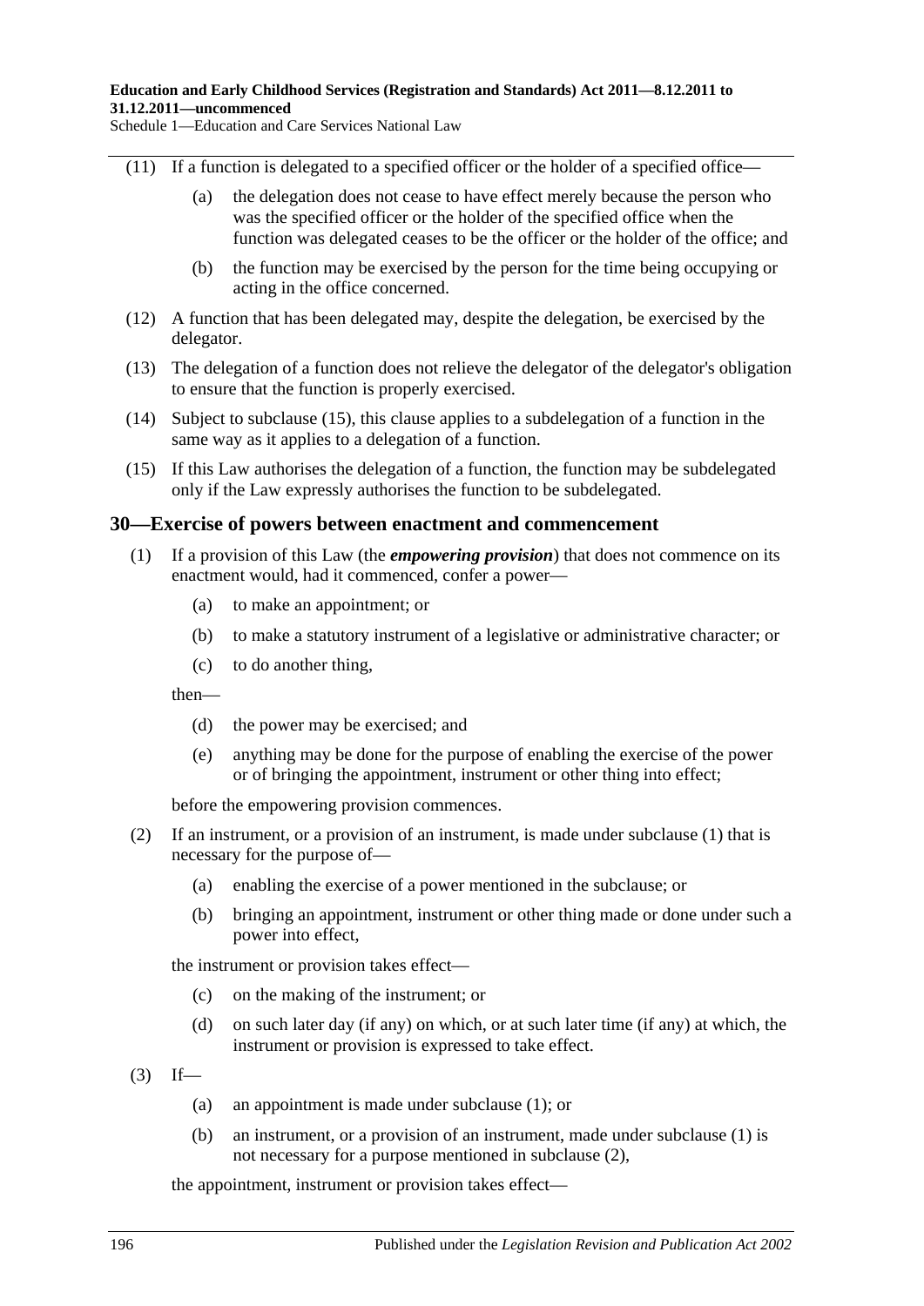(11) If a function is delegated to a specified officer or the holder of a specified office—

- (a) the delegation does not cease to have effect merely because the person who was the specified officer or the holder of the specified office when the function was delegated ceases to be the officer or the holder of the office; and
- (b) the function may be exercised by the person for the time being occupying or acting in the office concerned.

(12) A function that has been delegated may, despite the delegation, be exercised by the delegator.

(13) The delegation of a function does not relieve the delegator of the delegator's obligation to ensure that the function is properly exercised.

(14) Subject to subclause (15), this clause applies to a subdelegation of a function in the same way as it applies to a delegation of a function.

(15) If this Law authorises the delegation of a function, the function may be subdelegated only if the Law expressly authorises the function to be subdelegated.

## 30—Exercise of powers between enactment and commencement

(1) If a provision of this Law (the ***empowering provision***) that does not commence on its enactment would, had it commenced, confer a power—

- (a) to make an appointment; or
- (b) to make a statutory instrument of a legislative or administrative character; or
- (c) to do another thing,

then—

- (d) the power may be exercised; and
- (e) anything may be done for the purpose of enabling the exercise of the power or of bringing the appointment, instrument or other thing into effect;

before the empowering provision commences.

(2) If an instrument, or a provision of an instrument, is made under subclause (1) that is necessary for the purpose of—

- (a) enabling the exercise of a power mentioned in the subclause; or
- (b) bringing an appointment, instrument or other thing made or done under such a power into effect,

the instrument or provision takes effect—

- (c) on the making of the instrument; or
- (d) on such later day (if any) on which, or at such later time (if any) at which, the instrument or provision is expressed to take effect.

(3) If—

- (a) an appointment is made under subclause (1); or
- (b) an instrument, or a provision of an instrument, made under subclause (1) is not necessary for a purpose mentioned in subclause (2),

the appointment, instrument or provision takes effect—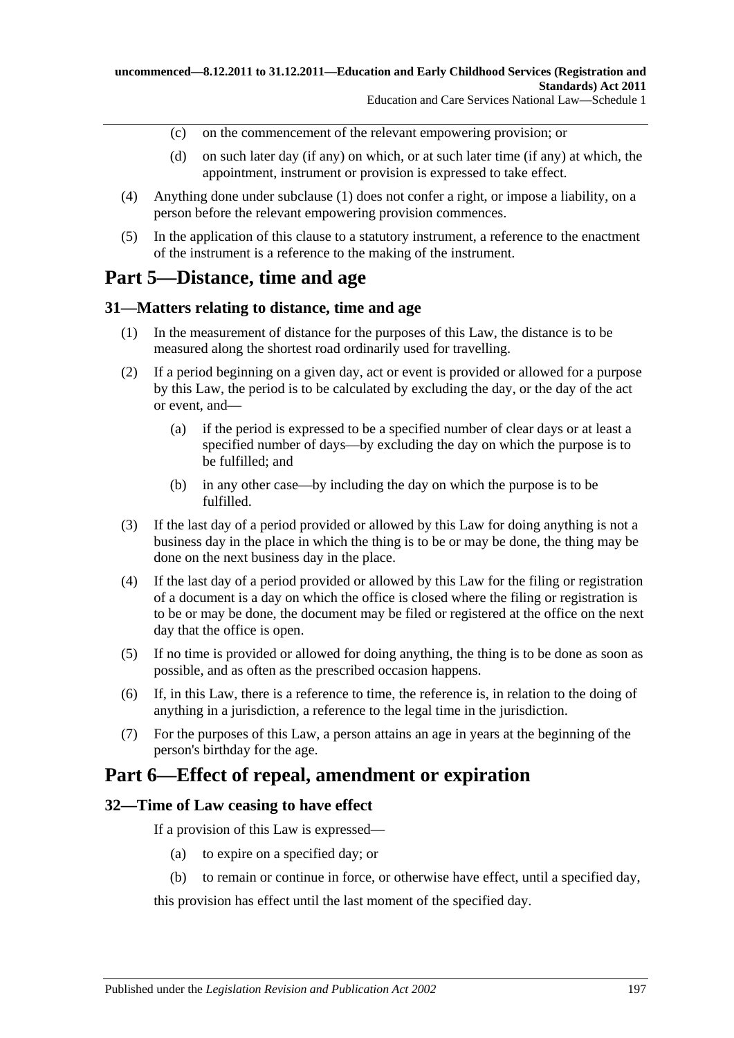(c) on the commencement of the relevant empowering provision; or

(d) on such later day (if any) on which, or at such later time (if any) at which, the appointment, instrument or provision is expressed to take effect.

(4) Anything done under subclause (1) does not confer a right, or impose a liability, on a person before the relevant empowering provision commences.

(5) In the application of this clause to a statutory instrument, a reference to the enactment of the instrument is a reference to the making of the instrument.

# Part 5—Distance, time and age

## 31—Matters relating to distance, time and age

(1) In the measurement of distance for the purposes of this Law, the distance is to be measured along the shortest road ordinarily used for travelling.

(2) If a period beginning on a given day, act or event is provided or allowed for a purpose by this Law, the period is to be calculated by excluding the day, or the day of the act or event, and—

(a) if the period is expressed to be a specified number of clear days or at least a specified number of days—by excluding the day on which the purpose is to be fulfilled; and

(b) in any other case—by including the day on which the purpose is to be fulfilled.

(3) If the last day of a period provided or allowed by this Law for doing anything is not a business day in the place in which the thing is to be or may be done, the thing may be done on the next business day in the place.

(4) If the last day of a period provided or allowed by this Law for the filing or registration of a document is a day on which the office is closed where the filing or registration is to be or may be done, the document may be filed or registered at the office on the next day that the office is open.

(5) If no time is provided or allowed for doing anything, the thing is to be done as soon as possible, and as often as the prescribed occasion happens.

(6) If, in this Law, there is a reference to time, the reference is, in relation to the doing of anything in a jurisdiction, a reference to the legal time in the jurisdiction.

(7) For the purposes of this Law, a person attains an age in years at the beginning of the person's birthday for the age.

# Part 6—Effect of repeal, amendment or expiration

## 32—Time of Law ceasing to have effect

If a provision of this Law is expressed—

(a) to expire on a specified day; or

(b) to remain or continue in force, or otherwise have effect, until a specified day,

this provision has effect until the last moment of the specified day.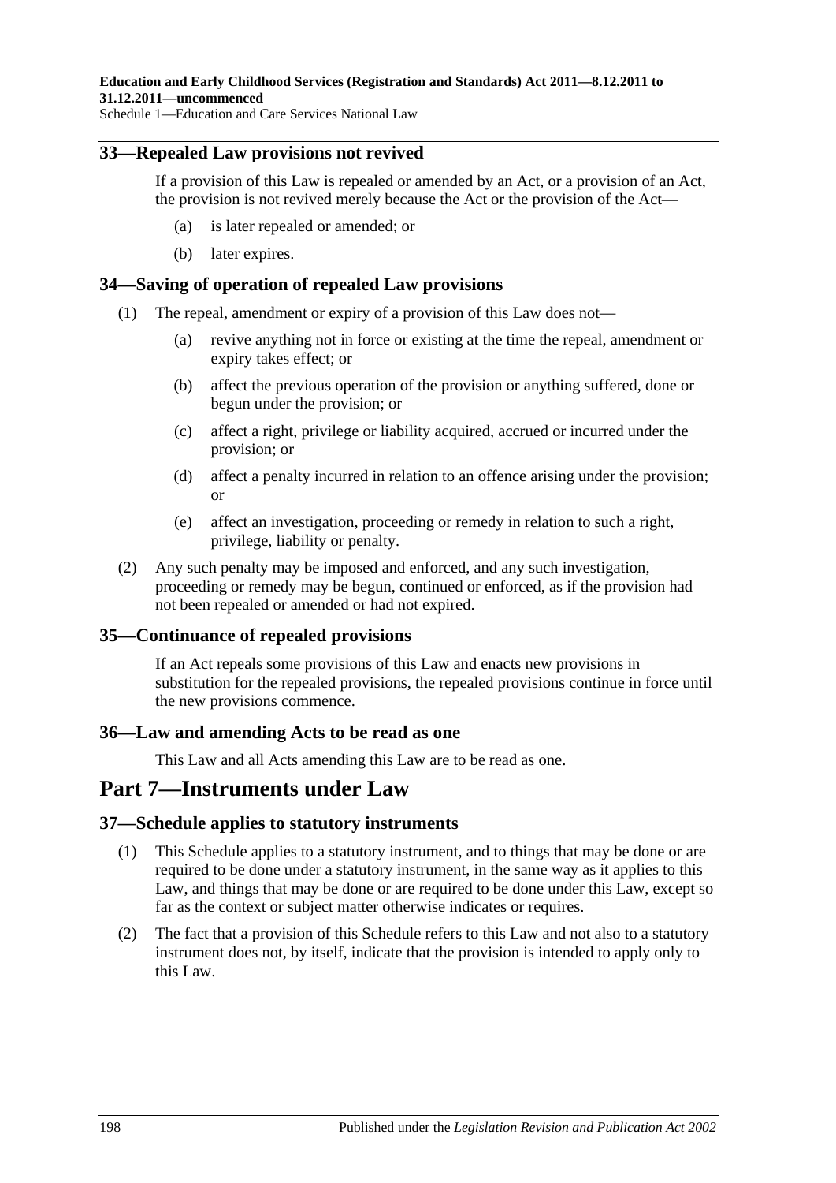### 33—Repealed Law provisions not revived

If a provision of this Law is repealed or amended by an Act, or a provision of an Act, the provision is not revived merely because the Act or the provision of the Act—

(a) is later repealed or amended; or

(b) later expires.

### 34—Saving of operation of repealed Law provisions

(1) The repeal, amendment or expiry of a provision of this Law does not—

(a) revive anything not in force or existing at the time the repeal, amendment or expiry takes effect; or

(b) affect the previous operation of the provision or anything suffered, done or begun under the provision; or

(c) affect a right, privilege or liability acquired, accrued or incurred under the provision; or

(d) affect a penalty incurred in relation to an offence arising under the provision; or

(e) affect an investigation, proceeding or remedy in relation to such a right, privilege, liability or penalty.

(2) Any such penalty may be imposed and enforced, and any such investigation, proceeding or remedy may be begun, continued or enforced, as if the provision had not been repealed or amended or had not expired.

### 35—Continuance of repealed provisions

If an Act repeals some provisions of this Law and enacts new provisions in substitution for the repealed provisions, the repealed provisions continue in force until the new provisions commence.

### 36—Law and amending Acts to be read as one

This Law and all Acts amending this Law are to be read as one.

## Part 7—Instruments under Law

### 37—Schedule applies to statutory instruments

(1) This Schedule applies to a statutory instrument, and to things that may be done or are required to be done under a statutory instrument, in the same way as it applies to this Law, and things that may be done or are required to be done under this Law, except so far as the context or subject matter otherwise indicates or requires.

(2) The fact that a provision of this Schedule refers to this Law and not also to a statutory instrument does not, by itself, indicate that the provision is intended to apply only to this Law.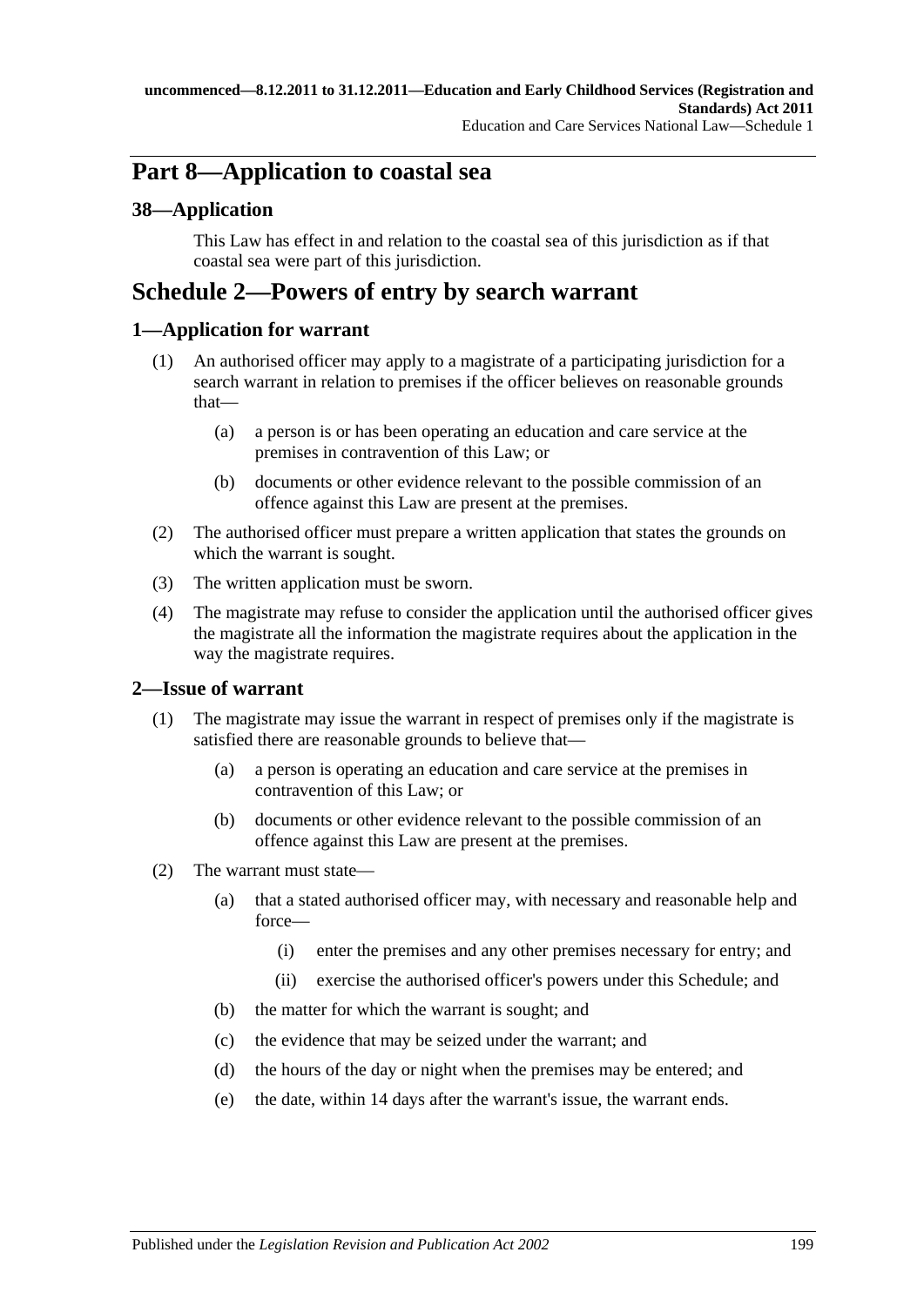# Part 8—Application to coastal sea

## 38—Application

This Law has effect in and relation to the coastal sea of this jurisdiction as if that coastal sea were part of this jurisdiction.

# Schedule 2—Powers of entry by search warrant

## 1—Application for warrant

(1) An authorised officer may apply to a magistrate of a participating jurisdiction for a search warrant in relation to premises if the officer believes on reasonable grounds that—

(a) a person is or has been operating an education and care service at the premises in contravention of this Law; or

(b) documents or other evidence relevant to the possible commission of an offence against this Law are present at the premises.

(2) The authorised officer must prepare a written application that states the grounds on which the warrant is sought.

(3) The written application must be sworn.

(4) The magistrate may refuse to consider the application until the authorised officer gives the magistrate all the information the magistrate requires about the application in the way the magistrate requires.

## 2—Issue of warrant

(1) The magistrate may issue the warrant in respect of premises only if the magistrate is satisfied there are reasonable grounds to believe that—

(a) a person is operating an education and care service at the premises in contravention of this Law; or

(b) documents or other evidence relevant to the possible commission of an offence against this Law are present at the premises.

(2) The warrant must state—

(a) that a stated authorised officer may, with necessary and reasonable help and force—

(i) enter the premises and any other premises necessary for entry; and

(ii) exercise the authorised officer's powers under this Schedule; and

(b) the matter for which the warrant is sought; and

(c) the evidence that may be seized under the warrant; and

(d) the hours of the day or night when the premises may be entered; and

(e) the date, within 14 days after the warrant's issue, the warrant ends.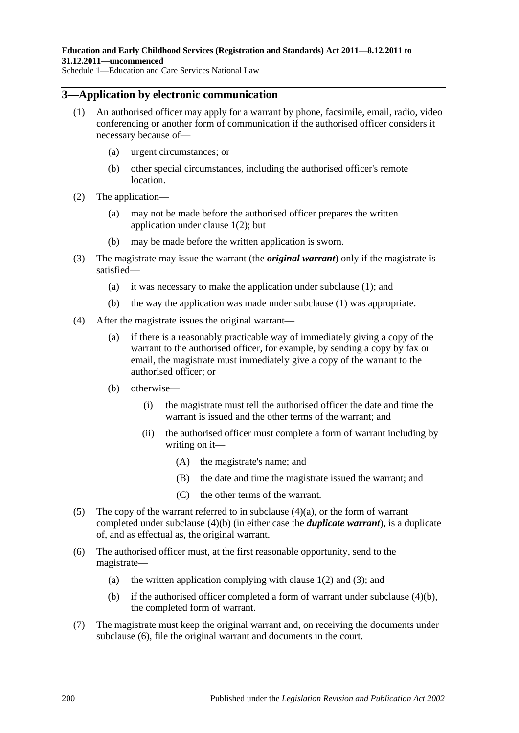## 3—Application by electronic communication

(1) An authorised officer may apply for a warrant by phone, facsimile, email, radio, video conferencing or another form of communication if the authorised officer considers it necessary because of—

(a) urgent circumstances; or

(b) other special circumstances, including the authorised officer's remote location.

(2) The application—

(a) may not be made before the authorised officer prepares the written application under clause 1(2); but

(b) may be made before the written application is sworn.

(3) The magistrate may issue the warrant (the ***original warrant***) only if the magistrate is satisfied—

(a) it was necessary to make the application under subclause (1); and

(b) the way the application was made under subclause (1) was appropriate.

(4) After the magistrate issues the original warrant—

(a) if there is a reasonably practicable way of immediately giving a copy of the warrant to the authorised officer, for example, by sending a copy by fax or email, the magistrate must immediately give a copy of the warrant to the authorised officer; or

(b) otherwise—

(i) the magistrate must tell the authorised officer the date and time the warrant is issued and the other terms of the warrant; and

(ii) the authorised officer must complete a form of warrant including by writing on it—

(A) the magistrate's name; and

(B) the date and time the magistrate issued the warrant; and

(C) the other terms of the warrant.

(5) The copy of the warrant referred to in subclause (4)(a), or the form of warrant completed under subclause (4)(b) (in either case the ***duplicate warrant***), is a duplicate of, and as effectual as, the original warrant.

(6) The authorised officer must, at the first reasonable opportunity, send to the magistrate—

(a) the written application complying with clause 1(2) and (3); and

(b) if the authorised officer completed a form of warrant under subclause (4)(b), the completed form of warrant.

(7) The magistrate must keep the original warrant and, on receiving the documents under subclause (6), file the original warrant and documents in the court.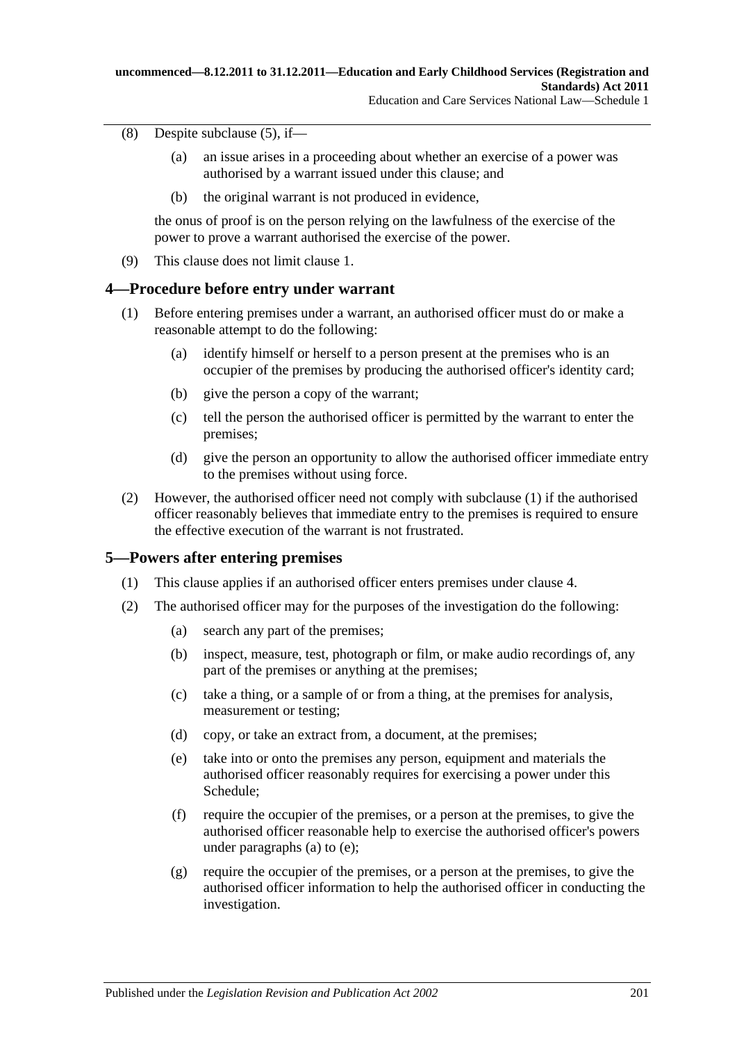(8) Despite subclause (5), if—

(a) an issue arises in a proceeding about whether an exercise of a power was authorised by a warrant issued under this clause; and

(b) the original warrant is not produced in evidence,

the onus of proof is on the person relying on the lawfulness of the exercise of the power to prove a warrant authorised the exercise of the power.

(9) This clause does not limit clause 1.

## 4—Procedure before entry under warrant

(1) Before entering premises under a warrant, an authorised officer must do or make a reasonable attempt to do the following:

(a) identify himself or herself to a person present at the premises who is an occupier of the premises by producing the authorised officer's identity card;

(b) give the person a copy of the warrant;

(c) tell the person the authorised officer is permitted by the warrant to enter the premises;

(d) give the person an opportunity to allow the authorised officer immediate entry to the premises without using force.

(2) However, the authorised officer need not comply with subclause (1) if the authorised officer reasonably believes that immediate entry to the premises is required to ensure the effective execution of the warrant is not frustrated.

## 5—Powers after entering premises

(1) This clause applies if an authorised officer enters premises under clause 4.

(2) The authorised officer may for the purposes of the investigation do the following:

(a) search any part of the premises;

(b) inspect, measure, test, photograph or film, or make audio recordings of, any part of the premises or anything at the premises;

(c) take a thing, or a sample of or from a thing, at the premises for analysis, measurement or testing;

(d) copy, or take an extract from, a document, at the premises;

(e) take into or onto the premises any person, equipment and materials the authorised officer reasonably requires for exercising a power under this Schedule;

(f) require the occupier of the premises, or a person at the premises, to give the authorised officer reasonable help to exercise the authorised officer's powers under paragraphs (a) to (e);

(g) require the occupier of the premises, or a person at the premises, to give the authorised officer information to help the authorised officer in conducting the investigation.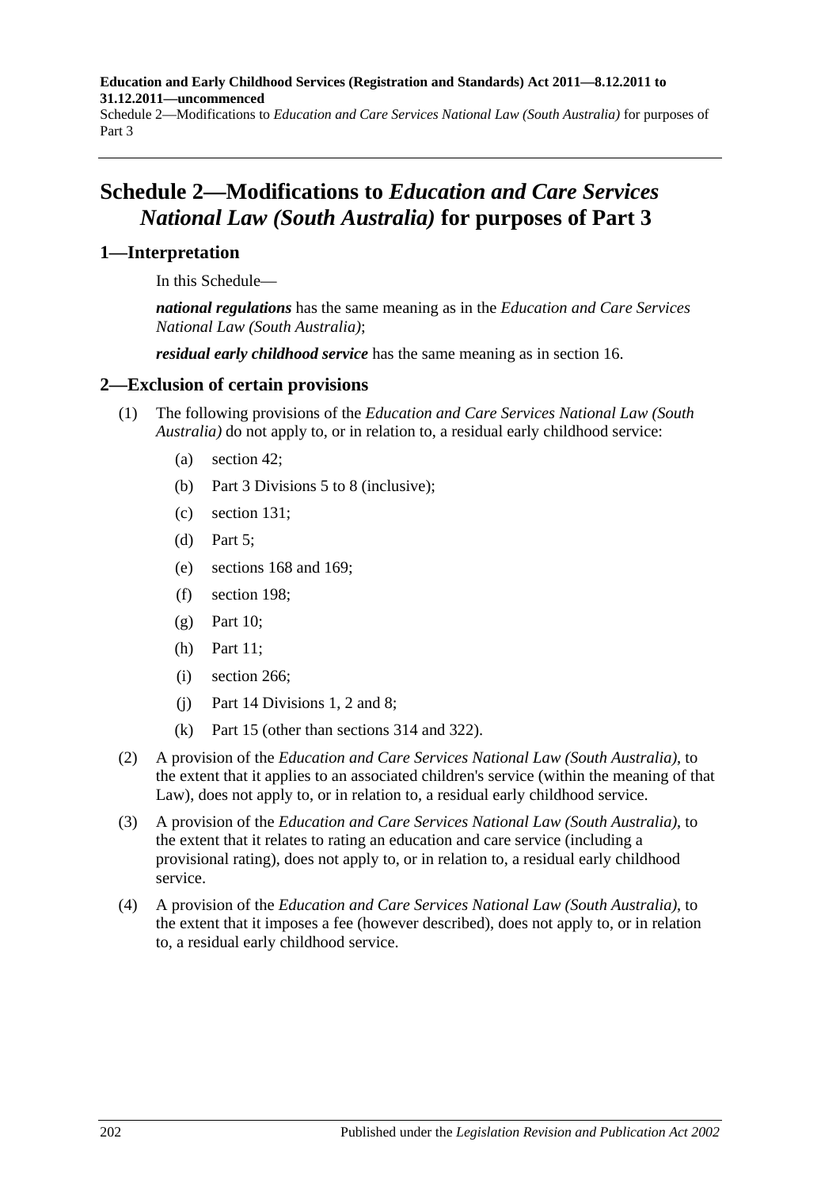# Schedule 2—Modifications to *Education and Care Services National Law (South Australia)* for purposes of Part 3

## 1—Interpretation

In this Schedule—

***national regulations*** has the same meaning as in the *Education and Care Services National Law (South Australia)*;

***residual early childhood service*** has the same meaning as in section 16.

## 2—Exclusion of certain provisions

(1) The following provisions of the *Education and Care Services National Law (South Australia)* do not apply to, or in relation to, a residual early childhood service:

- (a) section 42;
- (b) Part 3 Divisions 5 to 8 (inclusive);
- (c) section 131;
- (d) Part 5;
- (e) sections 168 and 169;
- (f) section 198;
- (g) Part 10;
- (h) Part 11;
- (i) section 266;
- (j) Part 14 Divisions 1, 2 and 8;
- (k) Part 15 (other than sections 314 and 322).

(2) A provision of the *Education and Care Services National Law (South Australia)*, to the extent that it applies to an associated children's service (within the meaning of that Law), does not apply to, or in relation to, a residual early childhood service.

(3) A provision of the *Education and Care Services National Law (South Australia)*, to the extent that it relates to rating an education and care service (including a provisional rating), does not apply to, or in relation to, a residual early childhood service.

(4) A provision of the *Education and Care Services National Law (South Australia)*, to the extent that it imposes a fee (however described), does not apply to, or in relation to, a residual early childhood service.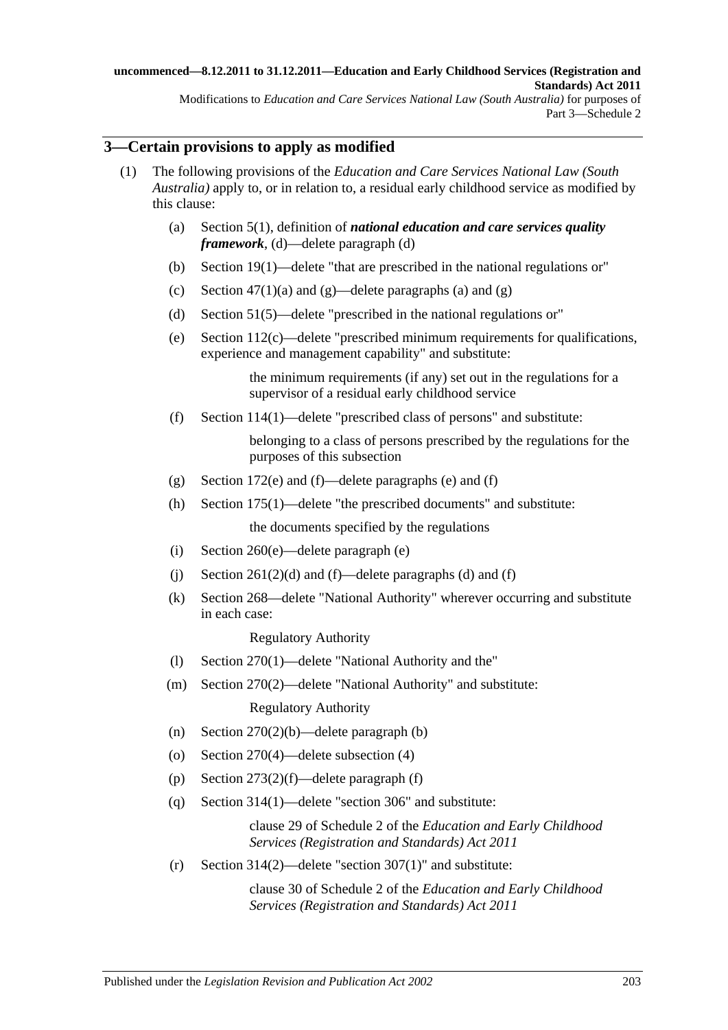## 3—Certain provisions to apply as modified

(1) The following provisions of the *Education and Care Services National Law (South Australia)* apply to, or in relation to, a residual early childhood service as modified by this clause:

(a) Section 5(1), definition of ***national education and care services quality framework***, (d)—delete paragraph (d)

(b) Section 19(1)—delete "that are prescribed in the national regulations or"

(c) Section 47(1)(a) and (g)—delete paragraphs (a) and (g)

(d) Section 51(5)—delete "prescribed in the national regulations or"

(e) Section 112(c)—delete "prescribed minimum requirements for qualifications, experience and management capability" and substitute:

> the minimum requirements (if any) set out in the regulations for a supervisor of a residual early childhood service

(f) Section 114(1)—delete "prescribed class of persons" and substitute:

> belonging to a class of persons prescribed by the regulations for the purposes of this subsection

(g) Section 172(e) and (f)—delete paragraphs (e) and (f)

(h) Section 175(1)—delete "the prescribed documents" and substitute:

> the documents specified by the regulations

(i) Section 260(e)—delete paragraph (e)

(j) Section 261(2)(d) and (f)—delete paragraphs (d) and (f)

(k) Section 268—delete "National Authority" wherever occurring and substitute in each case:

> Regulatory Authority

(l) Section 270(1)—delete "National Authority and the"

(m) Section 270(2)—delete "National Authority" and substitute:

> Regulatory Authority

(n) Section 270(2)(b)—delete paragraph (b)

(o) Section 270(4)—delete subsection (4)

(p) Section 273(2)(f)—delete paragraph (f)

(q) Section 314(1)—delete "section 306" and substitute:

> clause 29 of Schedule 2 of the *Education and Early Childhood Services (Registration and Standards) Act 2011*

(r) Section 314(2)—delete "section 307(1)" and substitute:

> clause 30 of Schedule 2 of the *Education and Early Childhood Services (Registration and Standards) Act 2011*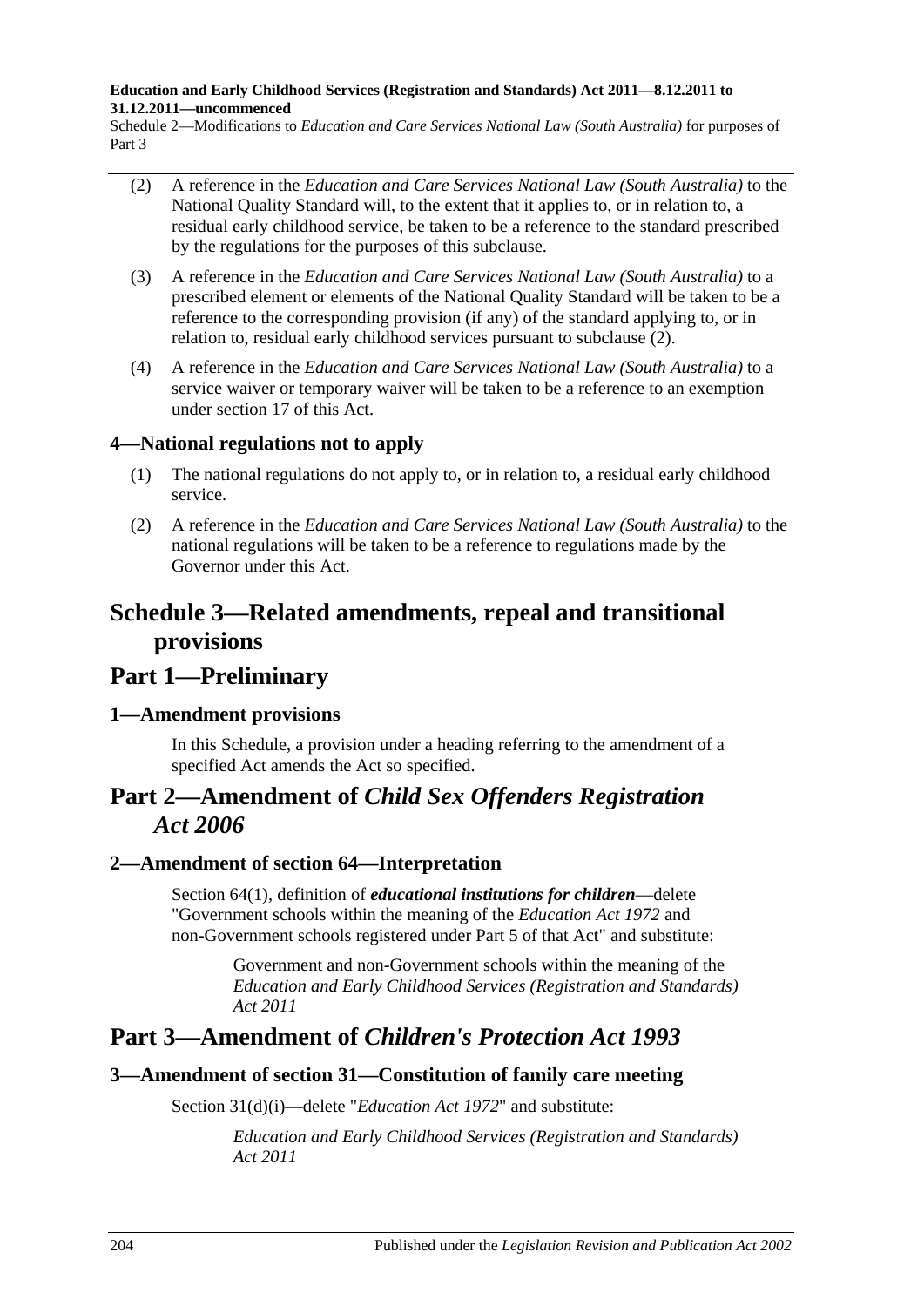(2) A reference in the *Education and Care Services National Law (South Australia)* to the National Quality Standard will, to the extent that it applies to, or in relation to, a residual early childhood service, be taken to be a reference to the standard prescribed by the regulations for the purposes of this subclause.

(3) A reference in the *Education and Care Services National Law (South Australia)* to a prescribed element or elements of the National Quality Standard will be taken to be a reference to the corresponding provision (if any) of the standard applying to, or in relation to, residual early childhood services pursuant to subclause (2).

(4) A reference in the *Education and Care Services National Law (South Australia)* to a service waiver or temporary waiver will be taken to be a reference to an exemption under section 17 of this Act.

### 4—National regulations not to apply

(1) The national regulations do not apply to, or in relation to, a residual early childhood service.

(2) A reference in the *Education and Care Services National Law (South Australia)* to the national regulations will be taken to be a reference to regulations made by the Governor under this Act.

# Schedule 3—Related amendments, repeal and transitional provisions

## Part 1—Preliminary

### 1—Amendment provisions

In this Schedule, a provision under a heading referring to the amendment of a specified Act amends the Act so specified.

## Part 2—Amendment of *Child Sex Offenders Registration Act 2006*

### 2—Amendment of section 64—Interpretation

Section 64(1), definition of ***educational institutions for children***—delete "Government schools within the meaning of the *Education Act 1972* and non-Government schools registered under Part 5 of that Act" and substitute:

> Government and non-Government schools within the meaning of the *Education and Early Childhood Services (Registration and Standards) Act 2011*

## Part 3—Amendment of *Children's Protection Act 1993*

### 3—Amendment of section 31—Constitution of family care meeting

Section 31(d)(i)—delete "*Education Act 1972*" and substitute:

> *Education and Early Childhood Services (Registration and Standards) Act 2011*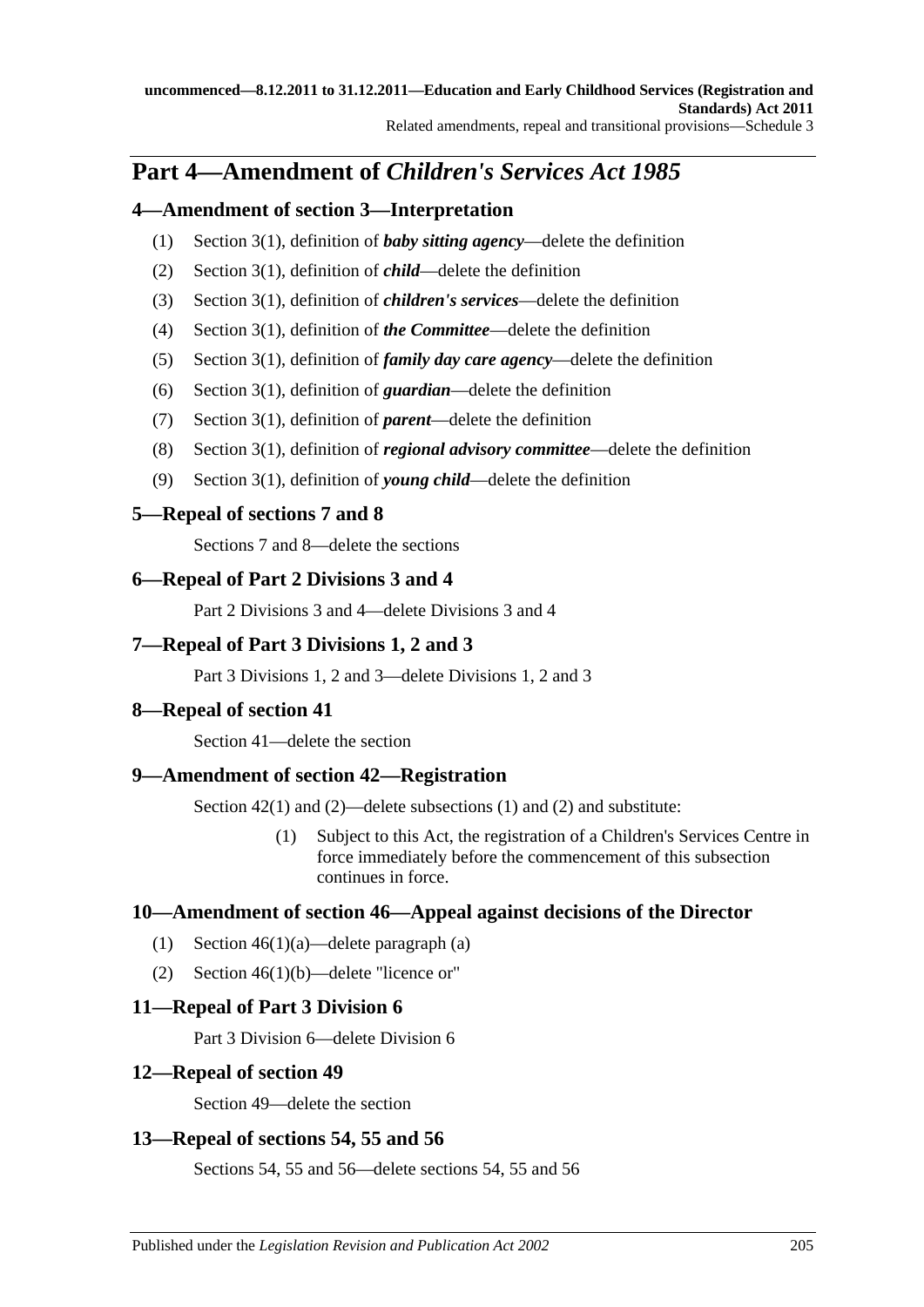## Part 4—Amendment of *Children's Services Act 1985*

### 4—Amendment of section 3—Interpretation

(1) Section 3(1), definition of ***baby sitting agency***—delete the definition

(2) Section 3(1), definition of ***child***—delete the definition

(3) Section 3(1), definition of ***children's services***—delete the definition

(4) Section 3(1), definition of ***the Committee***—delete the definition

(5) Section 3(1), definition of ***family day care agency***—delete the definition

(6) Section 3(1), definition of ***guardian***—delete the definition

(7) Section 3(1), definition of ***parent***—delete the definition

(8) Section 3(1), definition of ***regional advisory committee***—delete the definition

(9) Section 3(1), definition of ***young child***—delete the definition

### 5—Repeal of sections 7 and 8

Sections 7 and 8—delete the sections

### 6—Repeal of Part 2 Divisions 3 and 4

Part 2 Divisions 3 and 4—delete Divisions 3 and 4

### 7—Repeal of Part 3 Divisions 1, 2 and 3

Part 3 Divisions 1, 2 and 3—delete Divisions 1, 2 and 3

### 8—Repeal of section 41

Section 41—delete the section

### 9—Amendment of section 42—Registration

Section 42(1) and (2)—delete subsections (1) and (2) and substitute:

> (1) Subject to this Act, the registration of a Children's Services Centre in force immediately before the commencement of this subsection continues in force.

### 10—Amendment of section 46—Appeal against decisions of the Director

(1) Section 46(1)(a)—delete paragraph (a)

(2) Section 46(1)(b)—delete "licence or"

### 11—Repeal of Part 3 Division 6

Part 3 Division 6—delete Division 6

### 12—Repeal of section 49

Section 49—delete the section

### 13—Repeal of sections 54, 55 and 56

Sections 54, 55 and 56—delete sections 54, 55 and 56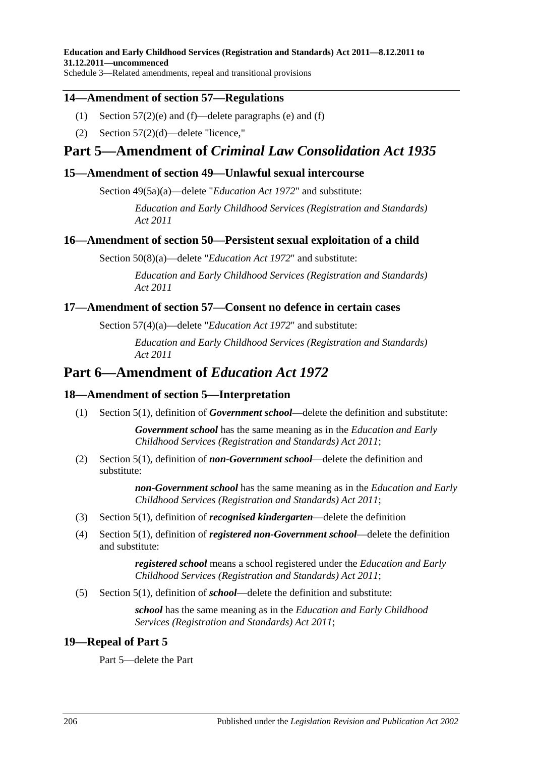### 14—Amendment of section 57—Regulations

(1) Section 57(2)(e) and (f)—delete paragraphs (e) and (f)

(2) Section 57(2)(d)—delete "licence,"

## Part 5—Amendment of *Criminal Law Consolidation Act 1935*

### 15—Amendment of section 49—Unlawful sexual intercourse

Section 49(5a)(a)—delete "*Education Act 1972*" and substitute:

> *Education and Early Childhood Services (Registration and Standards) Act 2011*

### 16—Amendment of section 50—Persistent sexual exploitation of a child

Section 50(8)(a)—delete "*Education Act 1972*" and substitute:

> *Education and Early Childhood Services (Registration and Standards) Act 2011*

### 17—Amendment of section 57—Consent no defence in certain cases

Section 57(4)(a)—delete "*Education Act 1972*" and substitute:

> *Education and Early Childhood Services (Registration and Standards) Act 2011*

## Part 6—Amendment of *Education Act 1972*

### 18—Amendment of section 5—Interpretation

(1) Section 5(1), definition of ***Government school***—delete the definition and substitute:

> ***Government school*** has the same meaning as in the *Education and Early Childhood Services (Registration and Standards) Act 2011*;

(2) Section 5(1), definition of ***non-Government school***—delete the definition and substitute:

> ***non-Government school*** has the same meaning as in the *Education and Early Childhood Services (Registration and Standards) Act 2011*;

(3) Section 5(1), definition of ***recognised kindergarten***—delete the definition

(4) Section 5(1), definition of ***registered non-Government school***—delete the definition and substitute:

> ***registered school*** means a school registered under the *Education and Early Childhood Services (Registration and Standards) Act 2011*;

(5) Section 5(1), definition of ***school***—delete the definition and substitute:

> ***school*** has the same meaning as in the *Education and Early Childhood Services (Registration and Standards) Act 2011*;

### 19—Repeal of Part 5

Part 5—delete the Part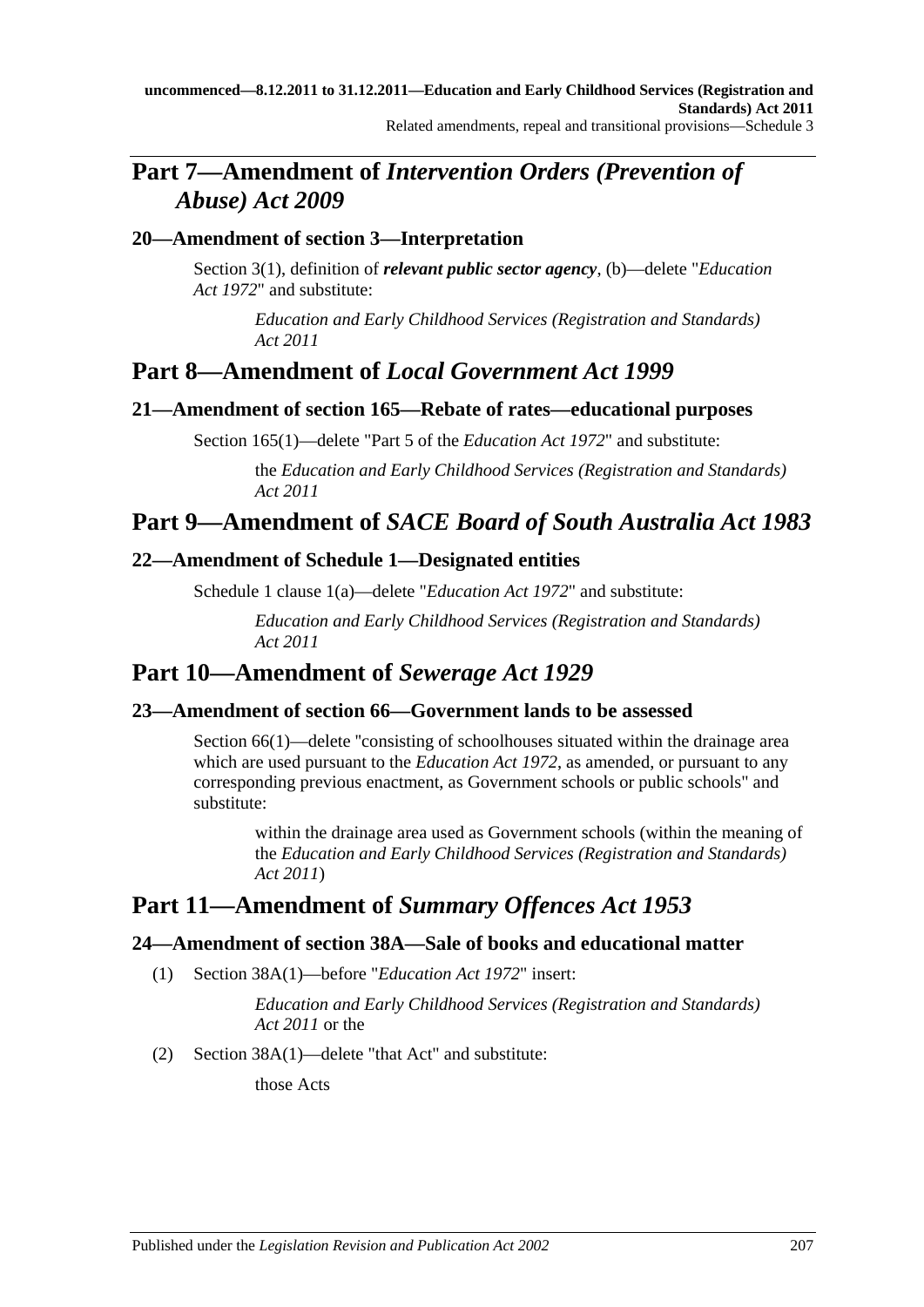## Part 7—Amendment of *Intervention Orders (Prevention of Abuse) Act 2009*

### 20—Amendment of section 3—Interpretation

Section 3(1), definition of ***relevant public sector agency***, (b)—delete "*Education Act 1972*" and substitute:

> *Education and Early Childhood Services (Registration and Standards) Act 2011*

## Part 8—Amendment of *Local Government Act 1999*

### 21—Amendment of section 165—Rebate of rates—educational purposes

Section 165(1)—delete "Part 5 of the *Education Act 1972*" and substitute:

> the *Education and Early Childhood Services (Registration and Standards) Act 2011*

## Part 9—Amendment of *SACE Board of South Australia Act 1983*

### 22—Amendment of Schedule 1—Designated entities

Schedule 1 clause 1(a)—delete "*Education Act 1972*" and substitute:

> *Education and Early Childhood Services (Registration and Standards) Act 2011*

## Part 10—Amendment of *Sewerage Act 1929*

### 23—Amendment of section 66—Government lands to be assessed

Section 66(1)—delete "consisting of schoolhouses situated within the drainage area which are used pursuant to the *Education Act 1972*, as amended, or pursuant to any corresponding previous enactment, as Government schools or public schools" and substitute:

> within the drainage area used as Government schools (within the meaning of the *Education and Early Childhood Services (Registration and Standards) Act 2011*)

## Part 11—Amendment of *Summary Offences Act 1953*

### 24—Amendment of section 38A—Sale of books and educational matter

(1) Section 38A(1)—before "*Education Act 1972*" insert:

> *Education and Early Childhood Services (Registration and Standards) Act 2011* or the

(2) Section 38A(1)—delete "that Act" and substitute:

> those Acts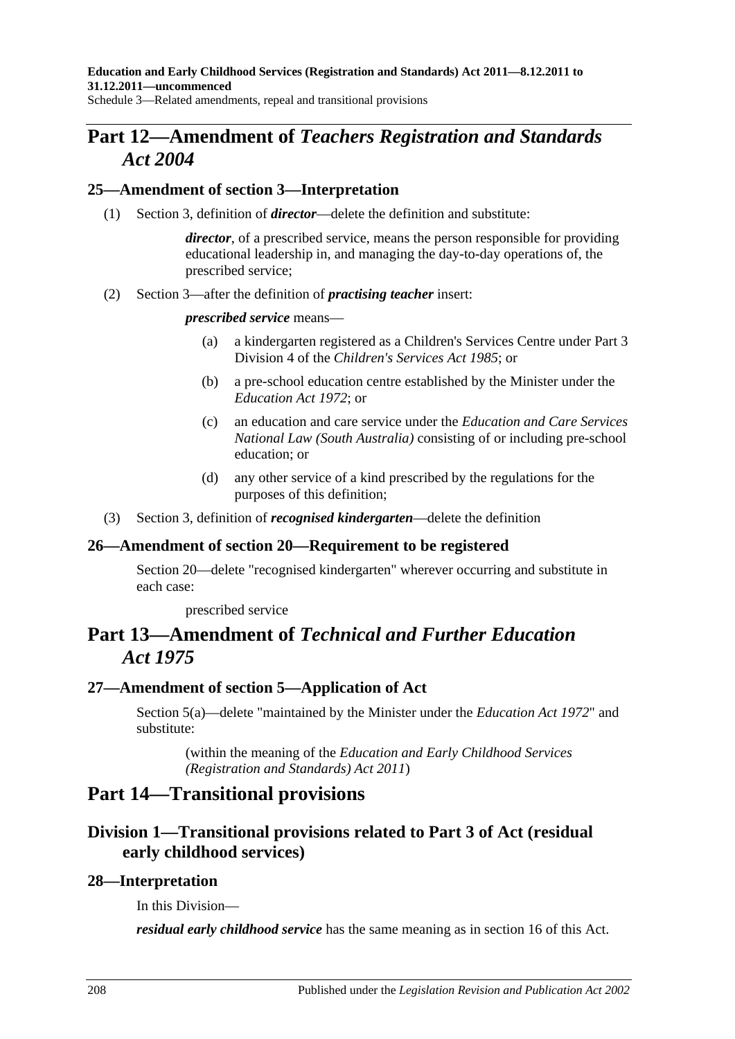# Part 12—Amendment of *Teachers Registration and Standards Act 2004*

## 25—Amendment of section 3—Interpretation

(1) Section 3, definition of ***director***—delete the definition and substitute:

> ***director***, of a prescribed service, means the person responsible for providing educational leadership in, and managing the day-to-day operations of, the prescribed service;

(2) Section 3—after the definition of ***practising teacher*** insert:

> ***prescribed service*** means—
>
> (a) a kindergarten registered as a Children's Services Centre under Part 3 Division 4 of the *Children's Services Act 1985*; or
>
> (b) a pre-school education centre established by the Minister under the *Education Act 1972*; or
>
> (c) an education and care service under the *Education and Care Services National Law (South Australia)* consisting of or including pre-school education; or
>
> (d) any other service of a kind prescribed by the regulations for the purposes of this definition;

(3) Section 3, definition of ***recognised kindergarten***—delete the definition

## 26—Amendment of section 20—Requirement to be registered

Section 20—delete "recognised kindergarten" wherever occurring and substitute in each case:

> prescribed service

# Part 13—Amendment of *Technical and Further Education Act 1975*

## 27—Amendment of section 5—Application of Act

Section 5(a)—delete "maintained by the Minister under the *Education Act 1972*" and substitute:

> (within the meaning of the *Education and Early Childhood Services (Registration and Standards) Act 2011*)

# Part 14—Transitional provisions

## Division 1—Transitional provisions related to Part 3 of Act (residual early childhood services)

## 28—Interpretation

In this Division—

***residual early childhood service*** has the same meaning as in section 16 of this Act.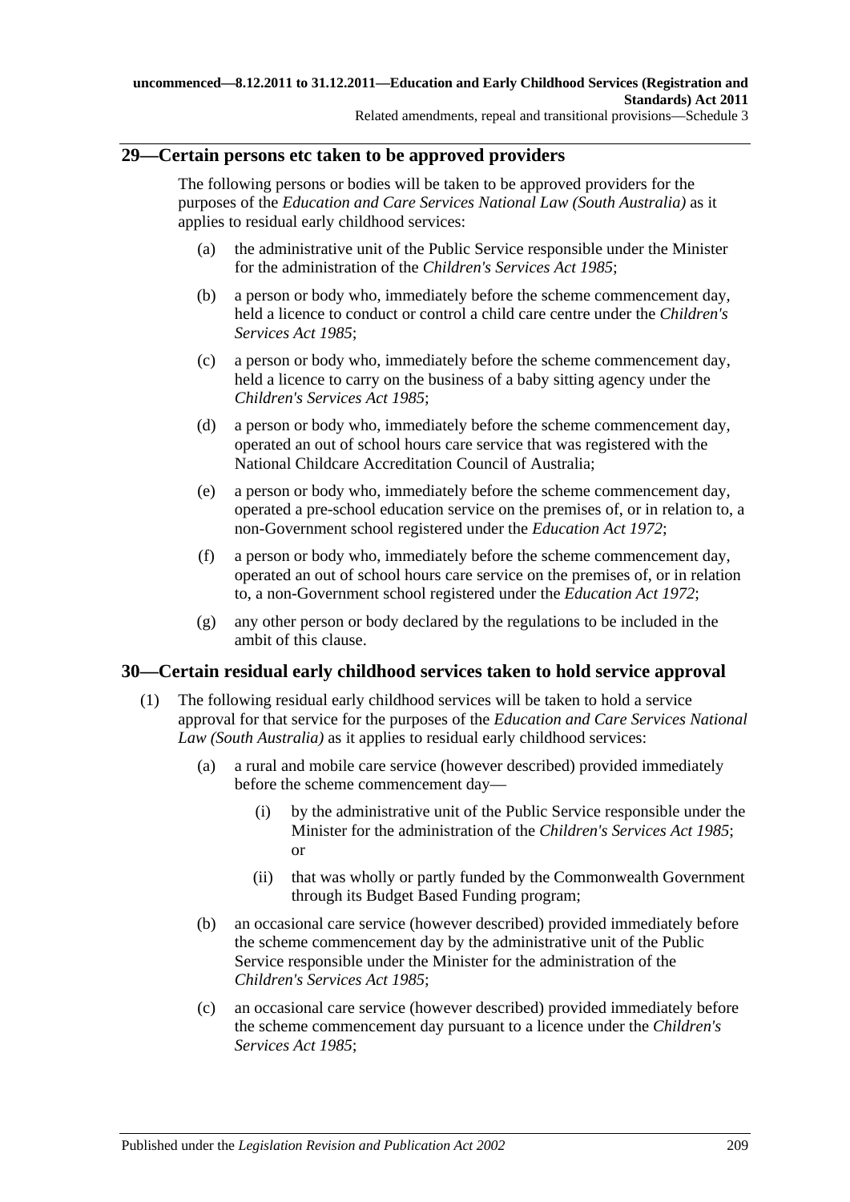## 29—Certain persons etc taken to be approved providers

The following persons or bodies will be taken to be approved providers for the purposes of the *Education and Care Services National Law (South Australia)* as it applies to residual early childhood services:

(a) the administrative unit of the Public Service responsible under the Minister for the administration of the *Children's Services Act 1985*;

(b) a person or body who, immediately before the scheme commencement day, held a licence to conduct or control a child care centre under the *Children's Services Act 1985*;

(c) a person or body who, immediately before the scheme commencement day, held a licence to carry on the business of a baby sitting agency under the *Children's Services Act 1985*;

(d) a person or body who, immediately before the scheme commencement day, operated an out of school hours care service that was registered with the National Childcare Accreditation Council of Australia;

(e) a person or body who, immediately before the scheme commencement day, operated a pre-school education service on the premises of, or in relation to, a non-Government school registered under the *Education Act 1972*;

(f) a person or body who, immediately before the scheme commencement day, operated an out of school hours care service on the premises of, or in relation to, a non-Government school registered under the *Education Act 1972*;

(g) any other person or body declared by the regulations to be included in the ambit of this clause.

## 30—Certain residual early childhood services taken to hold service approval

(1) The following residual early childhood services will be taken to hold a service approval for that service for the purposes of the *Education and Care Services National Law (South Australia)* as it applies to residual early childhood services:

(a) a rural and mobile care service (however described) provided immediately before the scheme commencement day—

(i) by the administrative unit of the Public Service responsible under the Minister for the administration of the *Children's Services Act 1985*; or

(ii) that was wholly or partly funded by the Commonwealth Government through its Budget Based Funding program;

(b) an occasional care service (however described) provided immediately before the scheme commencement day by the administrative unit of the Public Service responsible under the Minister for the administration of the *Children's Services Act 1985*;

(c) an occasional care service (however described) provided immediately before the scheme commencement day pursuant to a licence under the *Children's Services Act 1985*;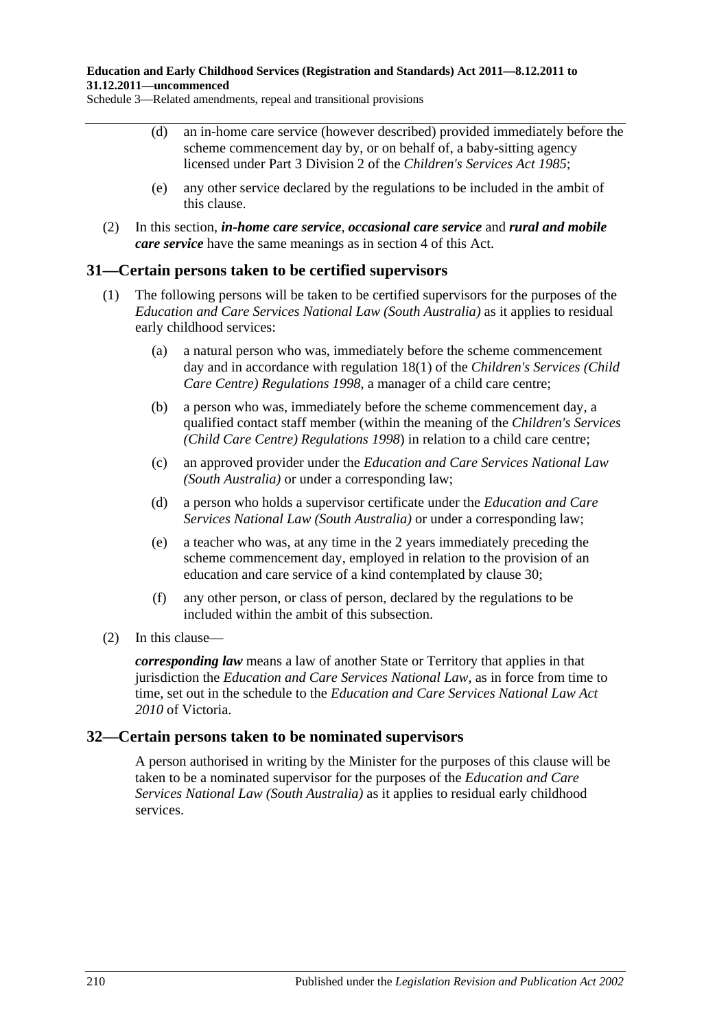(d) an in-home care service (however described) provided immediately before the scheme commencement day by, or on behalf of, a baby-sitting agency licensed under Part 3 Division 2 of the *Children's Services Act 1985*;

(e) any other service declared by the regulations to be included in the ambit of this clause.

(2) In this section, ***in-home care service***, ***occasional care service*** and ***rural and mobile care service*** have the same meanings as in section 4 of this Act.

## 31—Certain persons taken to be certified supervisors

(1) The following persons will be taken to be certified supervisors for the purposes of the *Education and Care Services National Law (South Australia)* as it applies to residual early childhood services:

(a) a natural person who was, immediately before the scheme commencement day and in accordance with regulation 18(1) of the *Children's Services (Child Care Centre) Regulations 1998*, a manager of a child care centre;

(b) a person who was, immediately before the scheme commencement day, a qualified contact staff member (within the meaning of the *Children's Services (Child Care Centre) Regulations 1998*) in relation to a child care centre;

(c) an approved provider under the *Education and Care Services National Law (South Australia)* or under a corresponding law;

(d) a person who holds a supervisor certificate under the *Education and Care Services National Law (South Australia)* or under a corresponding law;

(e) a teacher who was, at any time in the 2 years immediately preceding the scheme commencement day, employed in relation to the provision of an education and care service of a kind contemplated by clause 30;

(f) any other person, or class of person, declared by the regulations to be included within the ambit of this subsection.

(2) In this clause—

***corresponding law*** means a law of another State or Territory that applies in that jurisdiction the *Education and Care Services National Law*, as in force from time to time, set out in the schedule to the *Education and Care Services National Law Act 2010* of Victoria.

## 32—Certain persons taken to be nominated supervisors

A person authorised in writing by the Minister for the purposes of this clause will be taken to be a nominated supervisor for the purposes of the *Education and Care Services National Law (South Australia)* as it applies to residual early childhood services.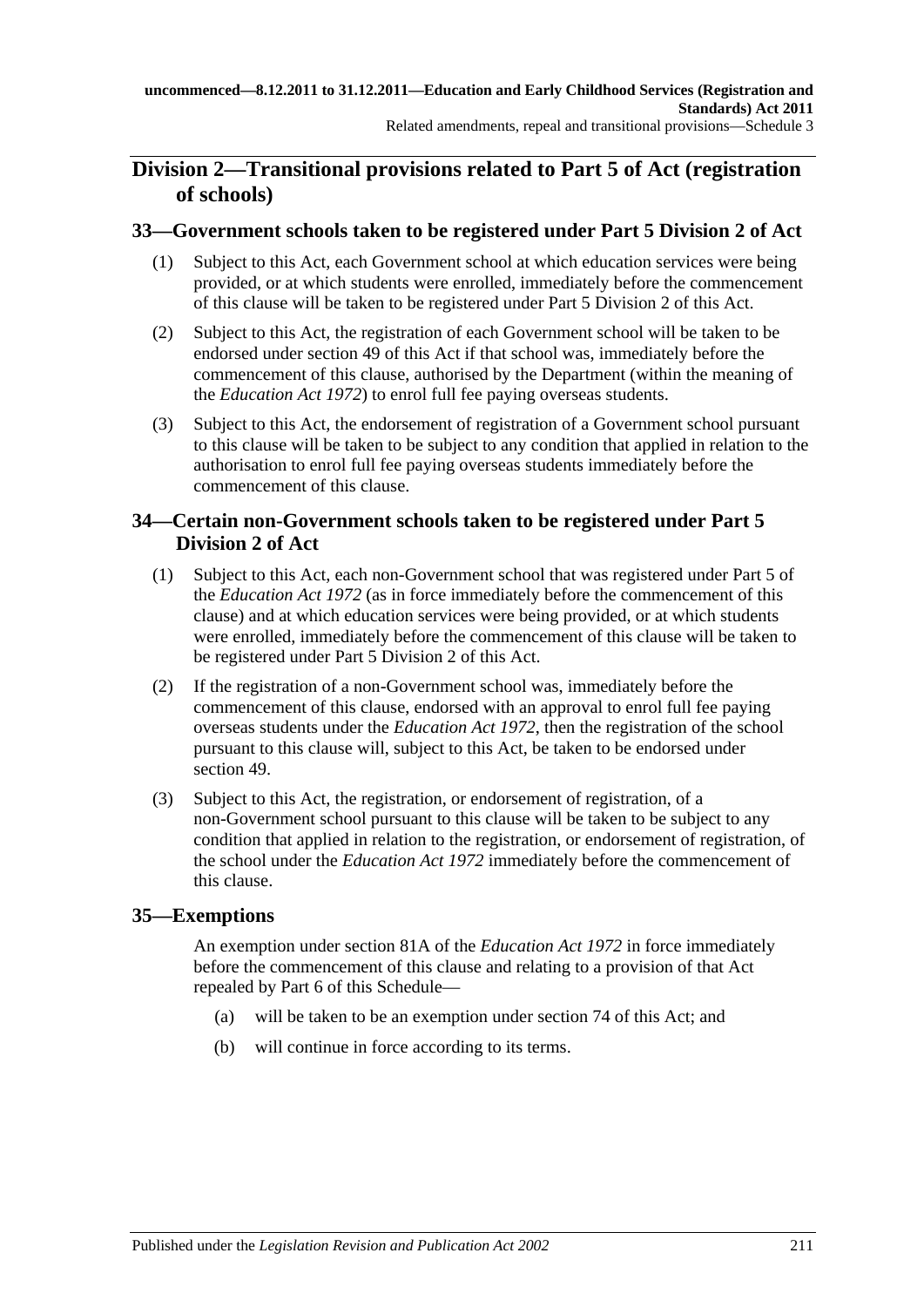## Division 2—Transitional provisions related to Part 5 of Act (registration of schools)

### 33—Government schools taken to be registered under Part 5 Division 2 of Act

(1) Subject to this Act, each Government school at which education services were being provided, or at which students were enrolled, immediately before the commencement of this clause will be taken to be registered under Part 5 Division 2 of this Act.

(2) Subject to this Act, the registration of each Government school will be taken to be endorsed under section 49 of this Act if that school was, immediately before the commencement of this clause, authorised by the Department (within the meaning of the *Education Act 1972*) to enrol full fee paying overseas students.

(3) Subject to this Act, the endorsement of registration of a Government school pursuant to this clause will be taken to be subject to any condition that applied in relation to the authorisation to enrol full fee paying overseas students immediately before the commencement of this clause.

### 34—Certain non-Government schools taken to be registered under Part 5 Division 2 of Act

(1) Subject to this Act, each non-Government school that was registered under Part 5 of the *Education Act 1972* (as in force immediately before the commencement of this clause) and at which education services were being provided, or at which students were enrolled, immediately before the commencement of this clause will be taken to be registered under Part 5 Division 2 of this Act.

(2) If the registration of a non-Government school was, immediately before the commencement of this clause, endorsed with an approval to enrol full fee paying overseas students under the *Education Act 1972*, then the registration of the school pursuant to this clause will, subject to this Act, be taken to be endorsed under section 49.

(3) Subject to this Act, the registration, or endorsement of registration, of a non-Government school pursuant to this clause will be taken to be subject to any condition that applied in relation to the registration, or endorsement of registration, of the school under the *Education Act 1972* immediately before the commencement of this clause.

### 35—Exemptions

An exemption under section 81A of the *Education Act 1972* in force immediately before the commencement of this clause and relating to a provision of that Act repealed by Part 6 of this Schedule—

(a) will be taken to be an exemption under section 74 of this Act; and

(b) will continue in force according to its terms.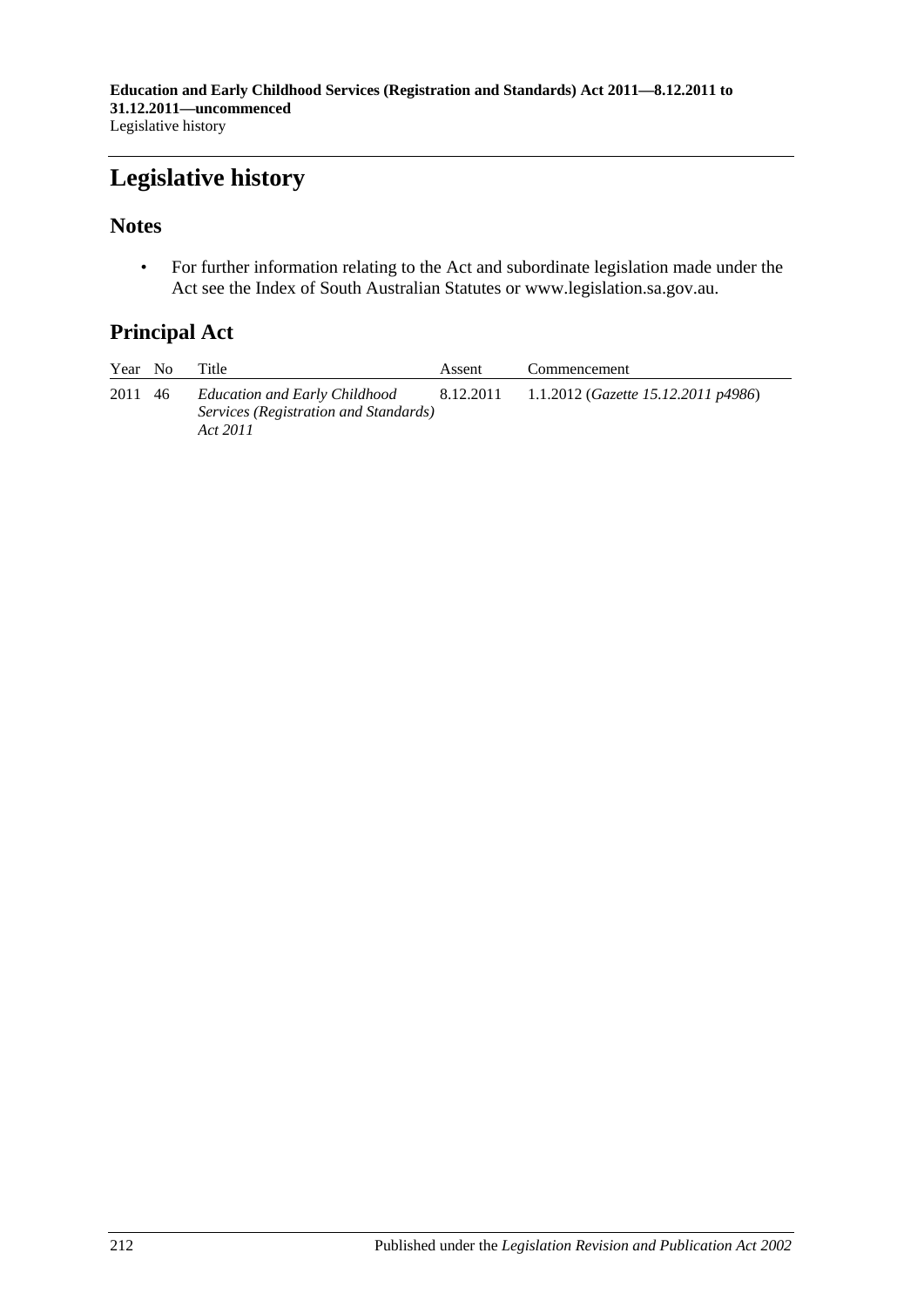# Legislative history

## Notes

- For further information relating to the Act and subordinate legislation made under the Act see the Index of South Australian Statutes or www.legislation.sa.gov.au.

## Principal Act

| Year | No | Title | Assent | Commencement |
|---|---|---|---|---|
| 2011 | 46 | *Education and Early Childhood Services (Registration and Standards) Act 2011* | 8.12.2011 | 1.1.2012 (*Gazette 15.12.2011 p4986*) |